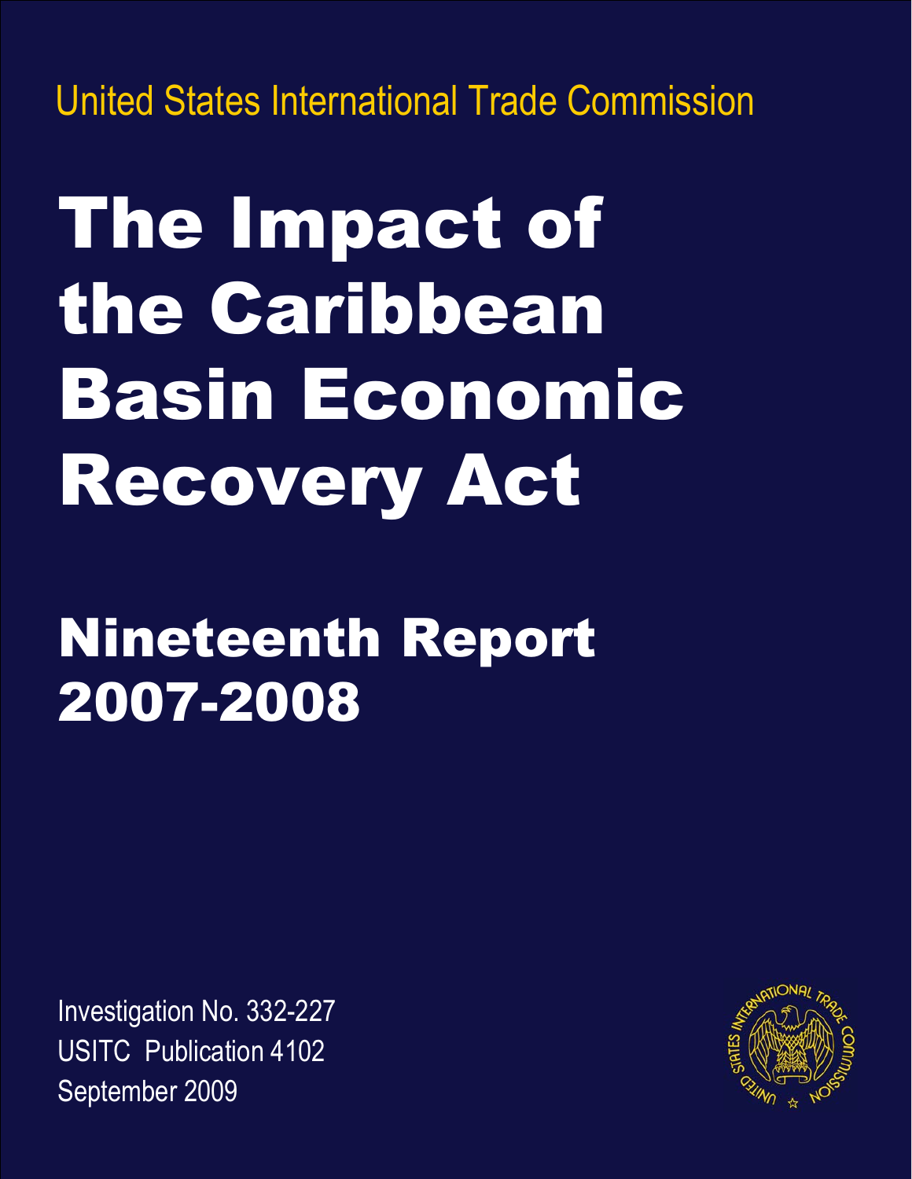United States International Trade Commission

# The Impact of the Caribbean Basin Economic Recovery Act

## Nineteenth Report 2007-2008

Investigation No. 332-227
USITC Publication 4102
September 2009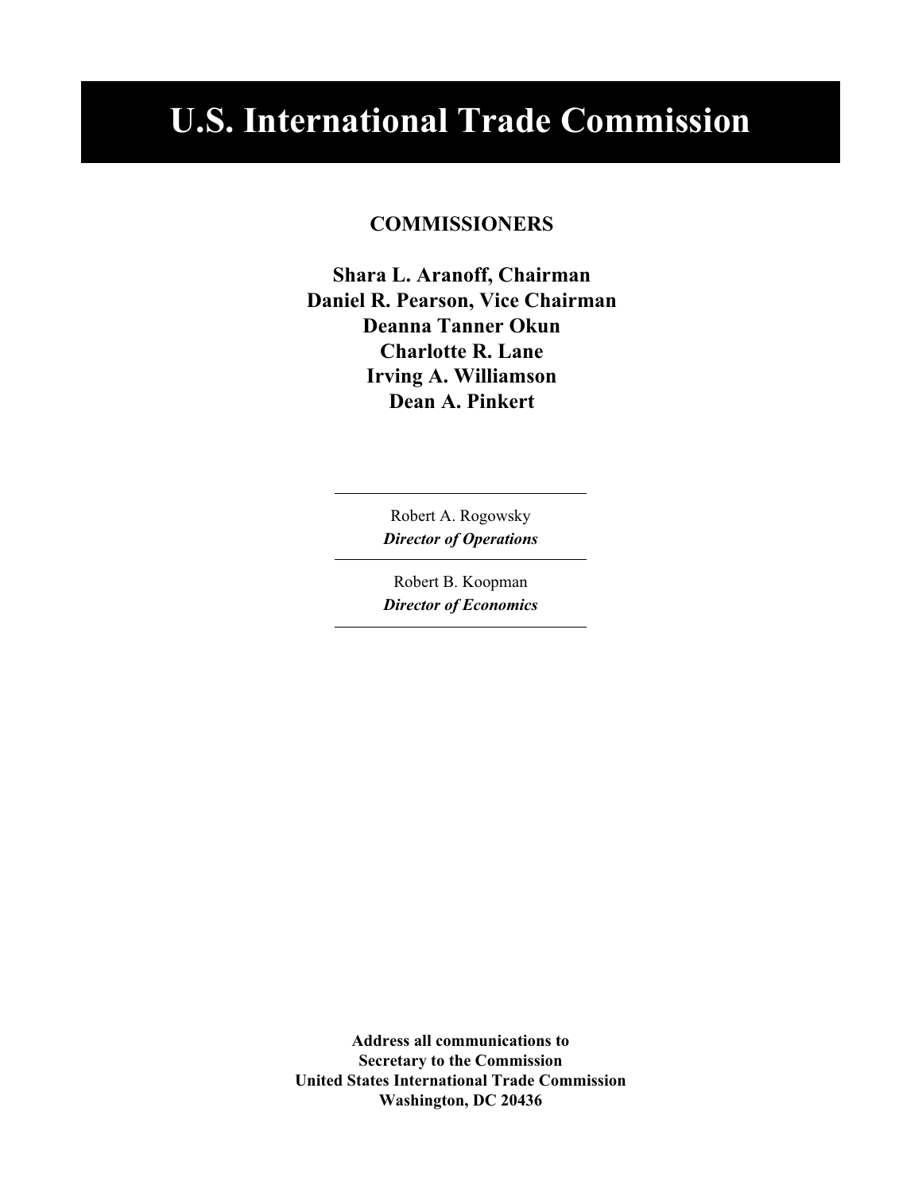# U.S. International Trade Commission

**COMMISSIONERS**

**Shara L. Aranoff, Chairman**
**Daniel R. Pearson, Vice Chairman**
**Deanna Tanner Okun**
**Charlotte R. Lane**
**Irving A. Williamson**
**Dean A. Pinkert**

---

Robert A. Rogowsky
***Director of Operations***

---

Robert B. Koopman
***Director of Economics***

---

**Address all communications to**
**Secretary to the Commission**
**United States International Trade Commission**
**Washington, DC 20436**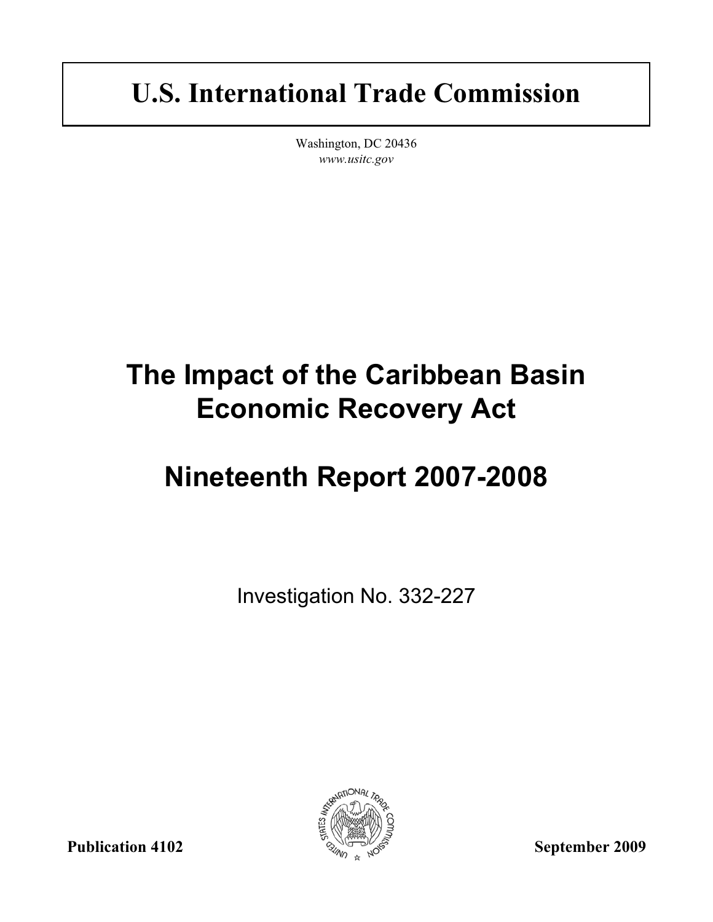# U.S. International Trade Commission

Washington, DC 20436
*www.usitc.gov*

# The Impact of the Caribbean Basin Economic Recovery Act

# Nineteenth Report 2007-2008

Investigation No. 332-227

**Publication 4102** **September 2009**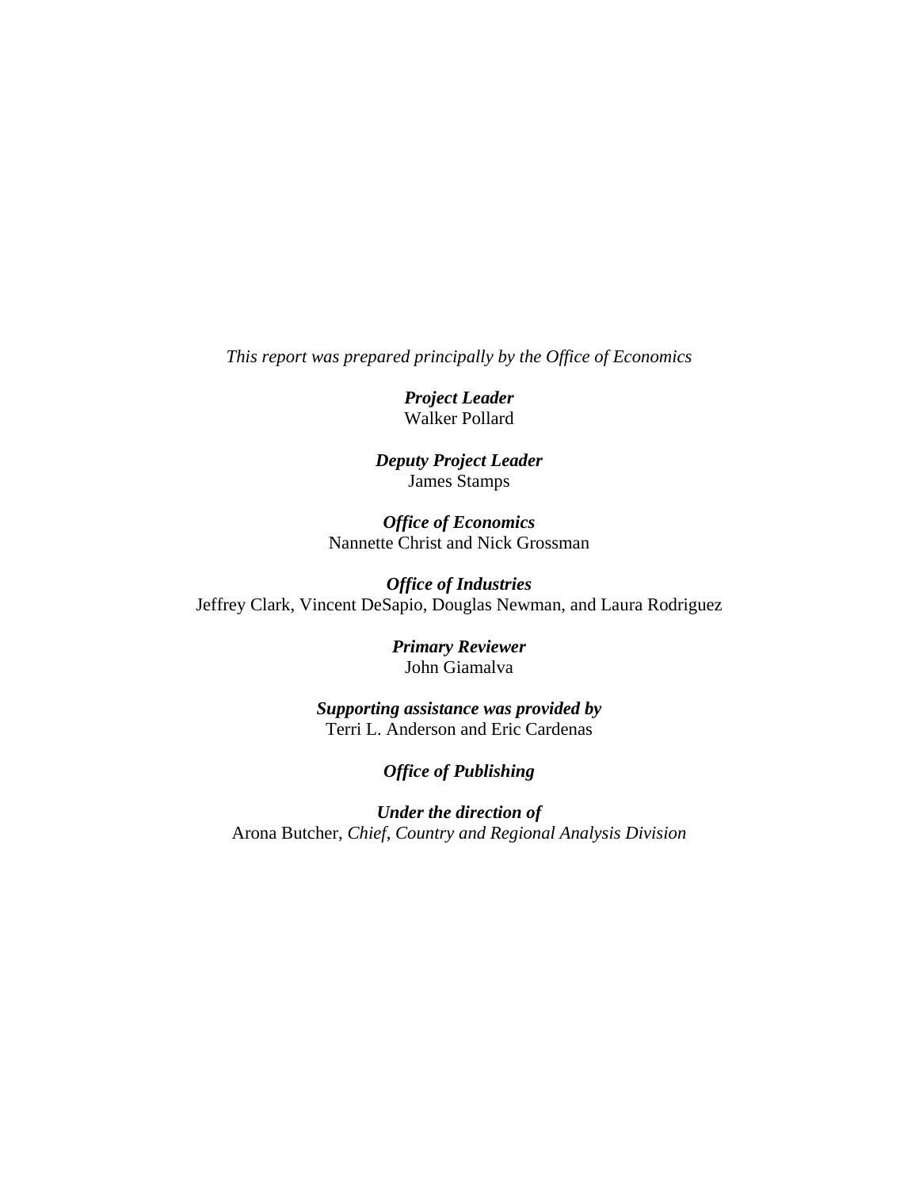*This report was prepared principally by the Office of Economics*

***Project Leader***
Walker Pollard

***Deputy Project Leader***
James Stamps

***Office of Economics***
Nannette Christ and Nick Grossman

***Office of Industries***
Jeffrey Clark, Vincent DeSapio, Douglas Newman, and Laura Rodriguez

***Primary Reviewer***
John Giamalva

***Supporting assistance was provided by***
Terri L. Anderson and Eric Cardenas

***Office of Publishing***

***Under the direction of***
Arona Butcher, *Chief, Country and Regional Analysis Division*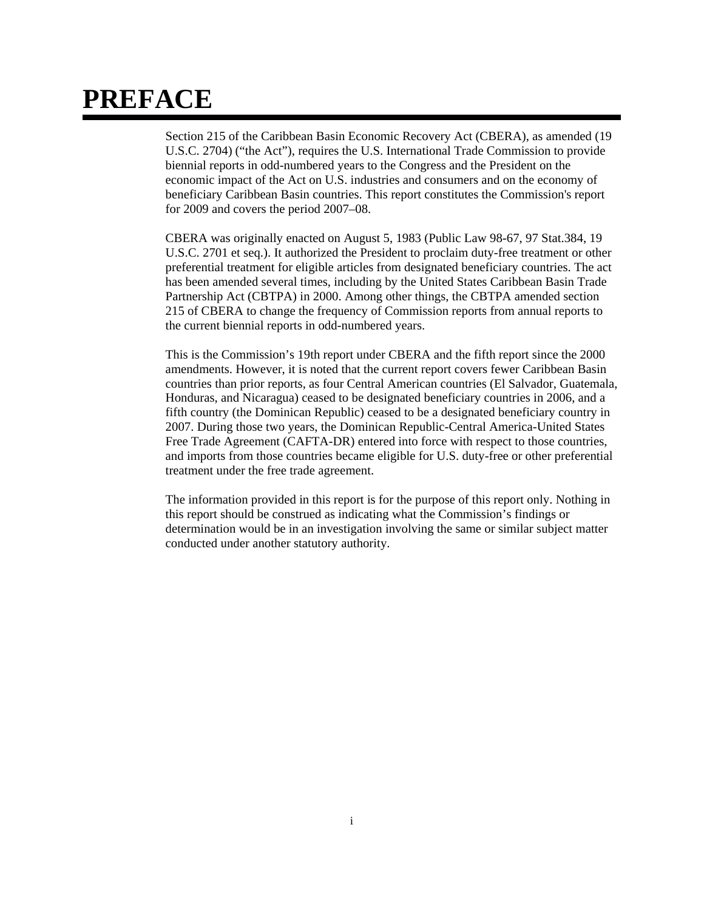# PREFACE

Section 215 of the Caribbean Basin Economic Recovery Act (CBERA), as amended (19 U.S.C. 2704) ("the Act"), requires the U.S. International Trade Commission to provide biennial reports in odd-numbered years to the Congress and the President on the economic impact of the Act on U.S. industries and consumers and on the economy of beneficiary Caribbean Basin countries. This report constitutes the Commission's report for 2009 and covers the period 2007–08.

CBERA was originally enacted on August 5, 1983 (Public Law 98-67, 97 Stat.384, 19 U.S.C. 2701 et seq.). It authorized the President to proclaim duty-free treatment or other preferential treatment for eligible articles from designated beneficiary countries. The act has been amended several times, including by the United States Caribbean Basin Trade Partnership Act (CBTPA) in 2000. Among other things, the CBTPA amended section 215 of CBERA to change the frequency of Commission reports from annual reports to the current biennial reports in odd-numbered years.

This is the Commission's 19th report under CBERA and the fifth report since the 2000 amendments. However, it is noted that the current report covers fewer Caribbean Basin countries than prior reports, as four Central American countries (El Salvador, Guatemala, Honduras, and Nicaragua) ceased to be designated beneficiary countries in 2006, and a fifth country (the Dominican Republic) ceased to be a designated beneficiary country in 2007. During those two years, the Dominican Republic-Central America-United States Free Trade Agreement (CAFTA-DR) entered into force with respect to those countries, and imports from those countries became eligible for U.S. duty-free or other preferential treatment under the free trade agreement.

The information provided in this report is for the purpose of this report only. Nothing in this report should be construed as indicating what the Commission's findings or determination would be in an investigation involving the same or similar subject matter conducted under another statutory authority.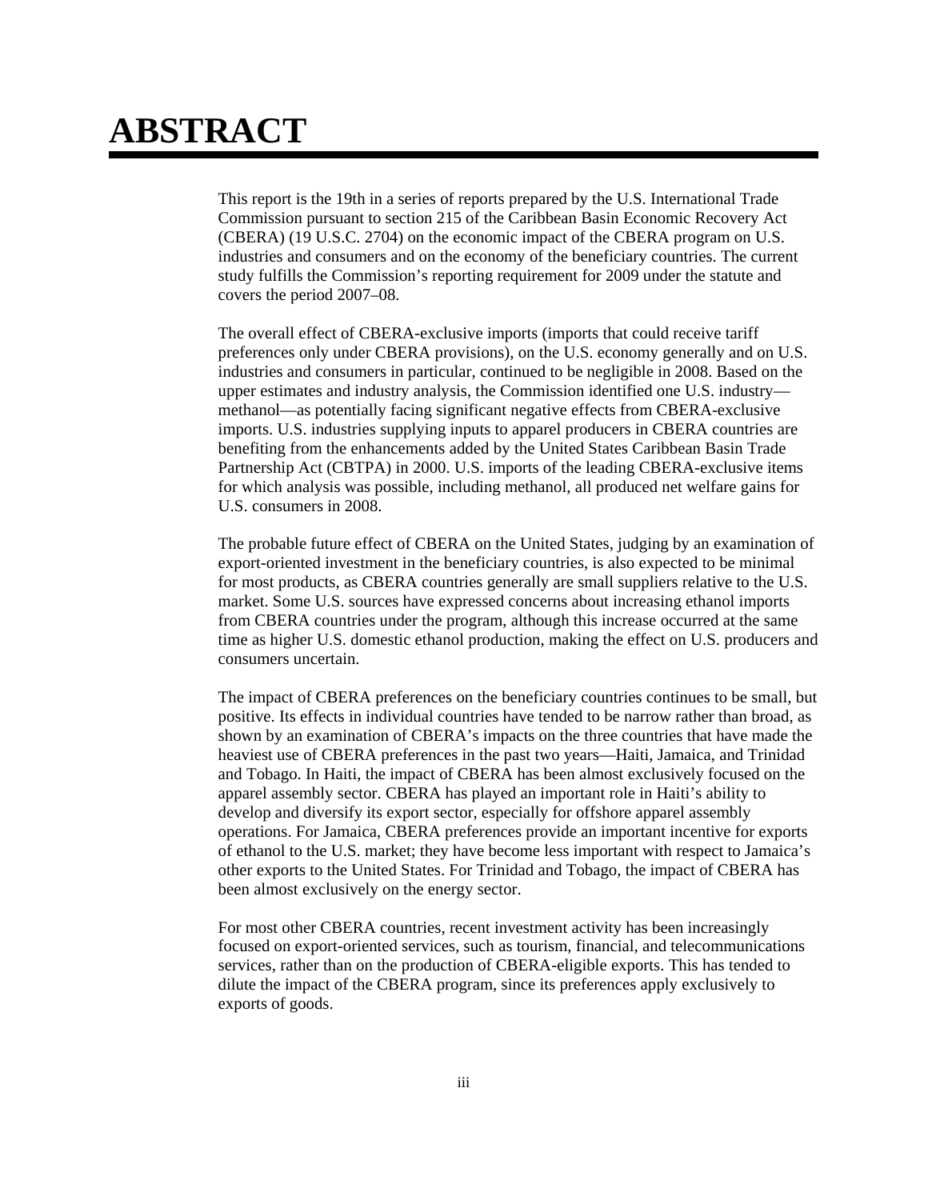# ABSTRACT

This report is the 19th in a series of reports prepared by the U.S. International Trade Commission pursuant to section 215 of the Caribbean Basin Economic Recovery Act (CBERA) (19 U.S.C. 2704) on the economic impact of the CBERA program on U.S. industries and consumers and on the economy of the beneficiary countries. The current study fulfills the Commission's reporting requirement for 2009 under the statute and covers the period 2007–08.

The overall effect of CBERA-exclusive imports (imports that could receive tariff preferences only under CBERA provisions), on the U.S. economy generally and on U.S. industries and consumers in particular, continued to be negligible in 2008. Based on the upper estimates and industry analysis, the Commission identified one U.S. industry—methanol—as potentially facing significant negative effects from CBERA-exclusive imports. U.S. industries supplying inputs to apparel producers in CBERA countries are benefiting from the enhancements added by the United States Caribbean Basin Trade Partnership Act (CBTPA) in 2000. U.S. imports of the leading CBERA-exclusive items for which analysis was possible, including methanol, all produced net welfare gains for U.S. consumers in 2008.

The probable future effect of CBERA on the United States, judging by an examination of export-oriented investment in the beneficiary countries, is also expected to be minimal for most products, as CBERA countries generally are small suppliers relative to the U.S. market. Some U.S. sources have expressed concerns about increasing ethanol imports from CBERA countries under the program, although this increase occurred at the same time as higher U.S. domestic ethanol production, making the effect on U.S. producers and consumers uncertain.

The impact of CBERA preferences on the beneficiary countries continues to be small, but positive. Its effects in individual countries have tended to be narrow rather than broad, as shown by an examination of CBERA's impacts on the three countries that have made the heaviest use of CBERA preferences in the past two years—Haiti, Jamaica, and Trinidad and Tobago. In Haiti, the impact of CBERA has been almost exclusively focused on the apparel assembly sector. CBERA has played an important role in Haiti's ability to develop and diversify its export sector, especially for offshore apparel assembly operations. For Jamaica, CBERA preferences provide an important incentive for exports of ethanol to the U.S. market; they have become less important with respect to Jamaica's other exports to the United States. For Trinidad and Tobago, the impact of CBERA has been almost exclusively on the energy sector.

For most other CBERA countries, recent investment activity has been increasingly focused on export-oriented services, such as tourism, financial, and telecommunications services, rather than on the production of CBERA-eligible exports. This has tended to dilute the impact of the CBERA program, since its preferences apply exclusively to exports of goods.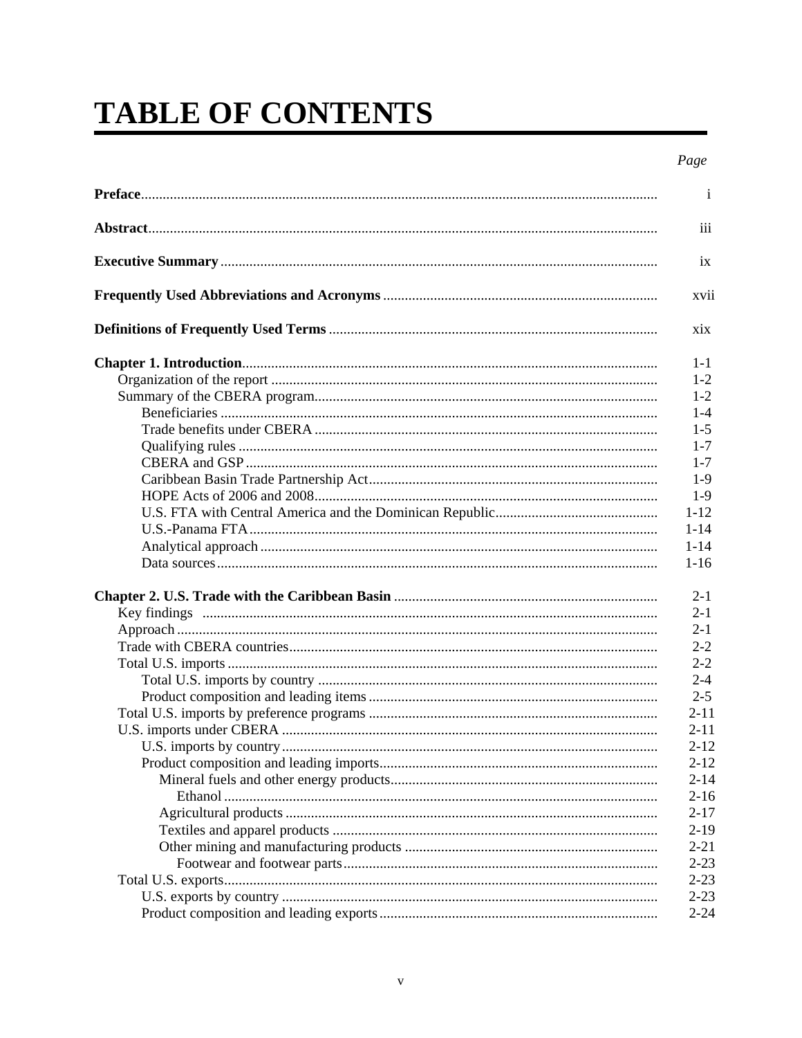# TABLE OF CONTENTS

| | Page |
|---|---|
| **Preface** | i |
| **Abstract** | iii |
| **Executive Summary** | ix |
| **Frequently Used Abbreviations and Acronyms** | xvii |
| **Definitions of Frequently Used Terms** | xix |
| **Chapter 1. Introduction** | 1-1 |
| Organization of the report | 1-2 |
| Summary of the CBERA program | 1-2 |
| Beneficiaries | 1-4 |
| Trade benefits under CBERA | 1-5 |
| Qualifying rules | 1-7 |
| CBERA and GSP | 1-7 |
| Caribbean Basin Trade Partnership Act | 1-9 |
| HOPE Acts of 2006 and 2008 | 1-9 |
| U.S. FTA with Central America and the Dominican Republic | 1-12 |
| U.S.-Panama FTA | 1-14 |
| Analytical approach | 1-14 |
| Data sources | 1-16 |
| **Chapter 2. U.S. Trade with the Caribbean Basin** | 2-1 |
| Key findings | 2-1 |
| Approach | 2-1 |
| Trade with CBERA countries | 2-2 |
| Total U.S. imports | 2-2 |
| Total U.S. imports by country | 2-4 |
| Product composition and leading items | 2-5 |
| Total U.S. imports by preference programs | 2-11 |
| U.S. imports under CBERA | 2-11 |
| U.S. imports by country | 2-12 |
| Product composition and leading imports | 2-12 |
| Mineral fuels and other energy products | 2-14 |
| Ethanol | 2-16 |
| Agricultural products | 2-17 |
| Textiles and apparel products | 2-19 |
| Other mining and manufacturing products | 2-21 |
| Footwear and footwear parts | 2-23 |
| Total U.S. exports | 2-23 |
| U.S. exports by country | 2-23 |
| Product composition and leading exports | 2-24 |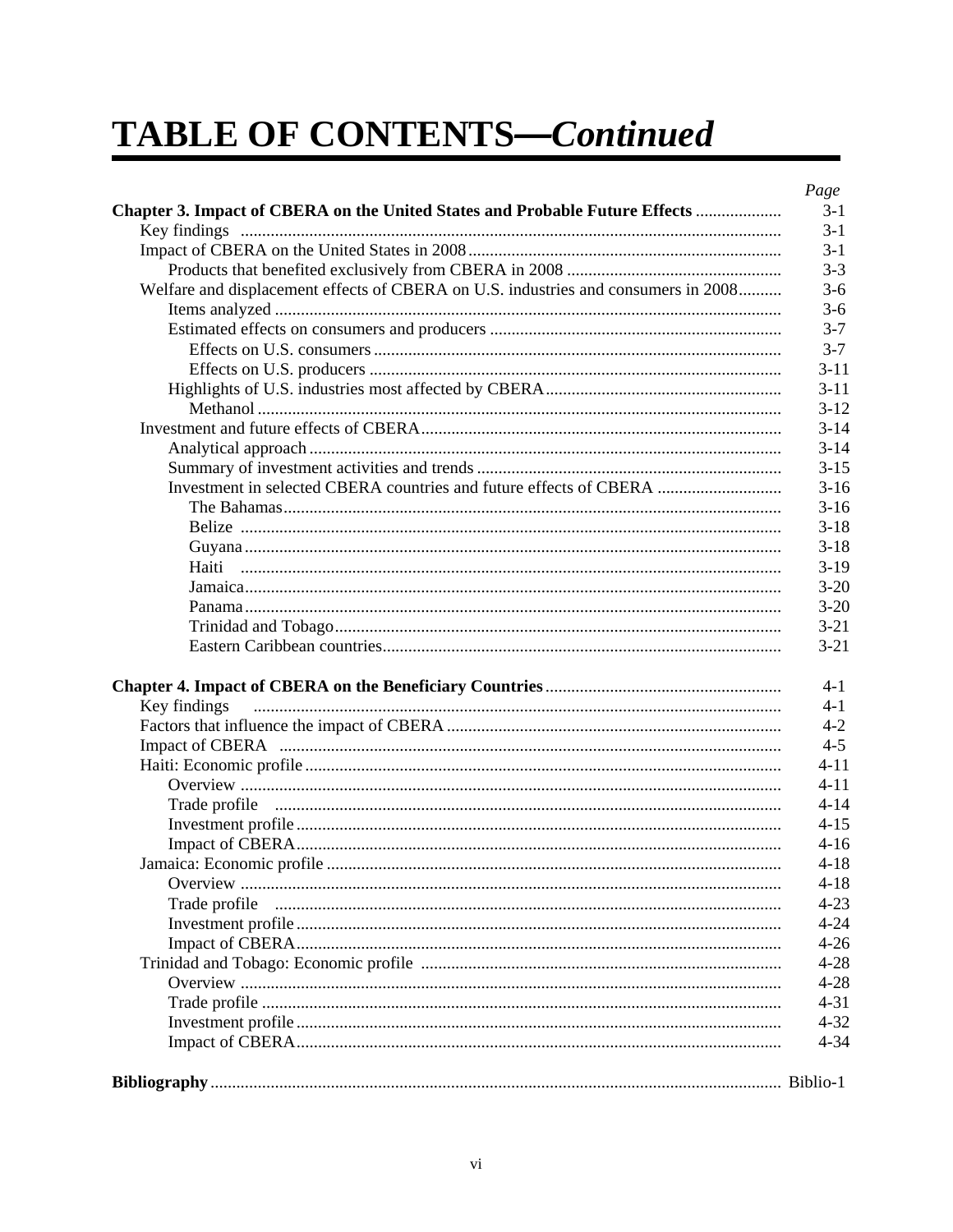# TABLE OF CONTENTS—*Continued*

| | *Page* |
|---|---|
| **Chapter 3. Impact of CBERA on the United States and Probable Future Effects** | 3-1 |
| Key findings | 3-1 |
| Impact of CBERA on the United States in 2008 | 3-1 |
| Products that benefited exclusively from CBERA in 2008 | 3-3 |
| Welfare and displacement effects of CBERA on U.S. industries and consumers in 2008 | 3-6 |
| Items analyzed | 3-6 |
| Estimated effects on consumers and producers | 3-7 |
| Effects on U.S. consumers | 3-7 |
| Effects on U.S. producers | 3-11 |
| Highlights of U.S. industries most affected by CBERA | 3-11 |
| Methanol | 3-12 |
| Investment and future effects of CBERA | 3-14 |
| Analytical approach | 3-14 |
| Summary of investment activities and trends | 3-15 |
| Investment in selected CBERA countries and future effects of CBERA | 3-16 |
| The Bahamas | 3-16 |
| Belize | 3-18 |
| Guyana | 3-18 |
| Haiti | 3-19 |
| Jamaica | 3-20 |
| Panama | 3-20 |
| Trinidad and Tobago | 3-21 |
| Eastern Caribbean countries | 3-21 |
| | |
| **Chapter 4. Impact of CBERA on the Beneficiary Countries** | 4-1 |
| Key findings | 4-1 |
| Factors that influence the impact of CBERA | 4-2 |
| Impact of CBERA | 4-5 |
| Haiti: Economic profile | 4-11 |
| Overview | 4-11 |
| Trade profile | 4-14 |
| Investment profile | 4-15 |
| Impact of CBERA | 4-16 |
| Jamaica: Economic profile | 4-18 |
| Overview | 4-18 |
| Trade profile | 4-23 |
| Investment profile | 4-24 |
| Impact of CBERA | 4-26 |
| Trinidad and Tobago: Economic profile | 4-28 |
| Overview | 4-28 |
| Trade profile | 4-31 |
| Investment profile | 4-32 |
| Impact of CBERA | 4-34 |
| | |
| **Bibliography** | Biblio-1 |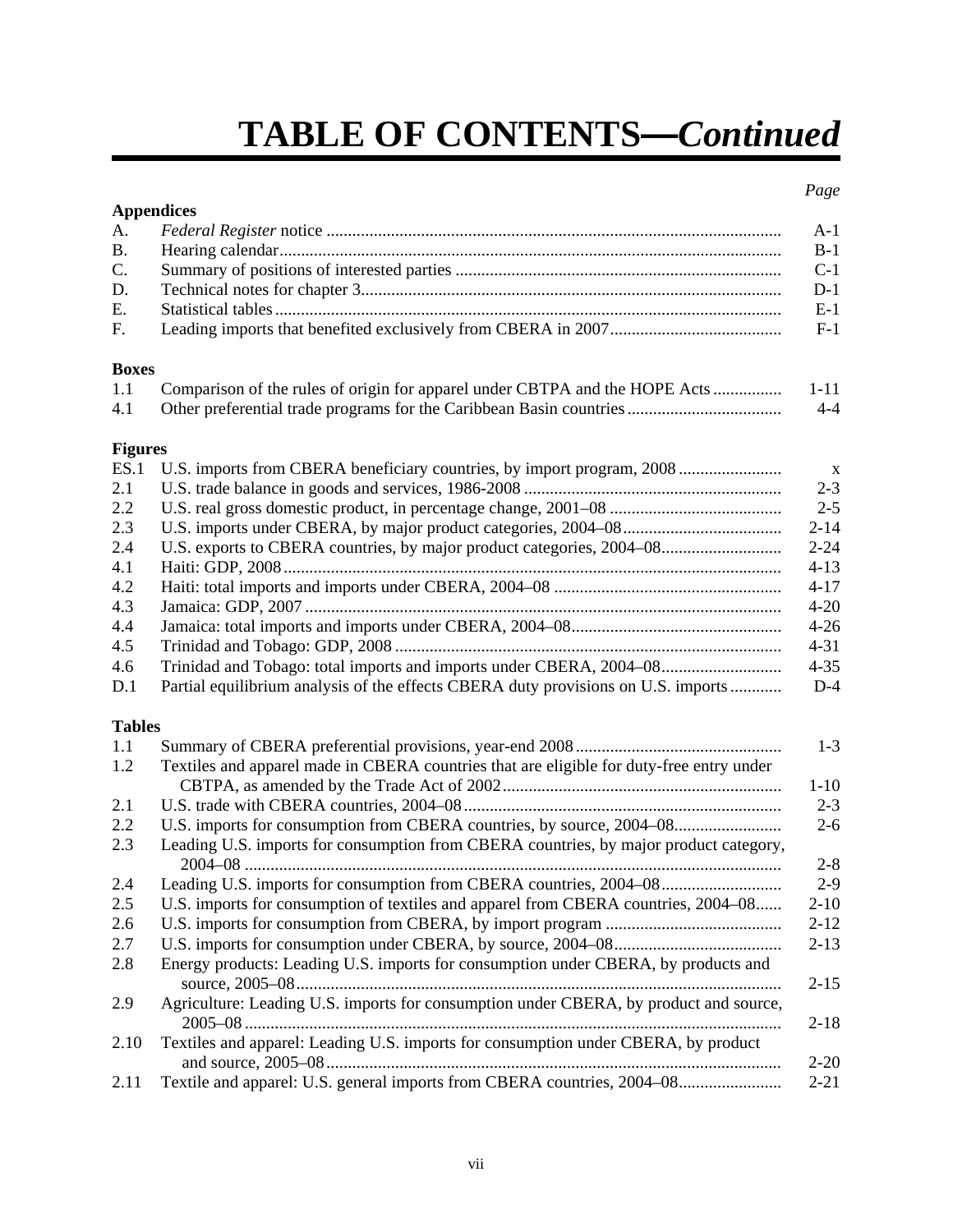# TABLE OF CONTENTS—*Continued*

| | | Page |
|---|---|---|
| **Appendices** | | |
| A. | *Federal Register* notice | A-1 |
| B. | Hearing calendar | B-1 |
| C. | Summary of positions of interested parties | C-1 |
| D. | Technical notes for chapter 3 | D-1 |
| E. | Statistical tables | E-1 |
| F. | Leading imports that benefited exclusively from CBERA in 2007 | F-1 |
| **Boxes** | | |
| 1.1 | Comparison of the rules of origin for apparel under CBTPA and the HOPE Acts | 1-11 |
| 4.1 | Other preferential trade programs for the Caribbean Basin countries | 4-4 |
| **Figures** | | |
| ES.1 | U.S. imports from CBERA beneficiary countries, by import program, 2008 | x |
| 2.1 | U.S. trade balance in goods and services, 1986-2008 | 2-3 |
| 2.2 | U.S. real gross domestic product, in percentage change, 2001–08 | 2-5 |
| 2.3 | U.S. imports under CBERA, by major product categories, 2004–08 | 2-14 |
| 2.4 | U.S. exports to CBERA countries, by major product categories, 2004–08 | 2-24 |
| 4.1 | Haiti: GDP, 2008 | 4-13 |
| 4.2 | Haiti: total imports and imports under CBERA, 2004–08 | 4-17 |
| 4.3 | Jamaica: GDP, 2007 | 4-20 |
| 4.4 | Jamaica: total imports and imports under CBERA, 2004–08 | 4-26 |
| 4.5 | Trinidad and Tobago: GDP, 2008 | 4-31 |
| 4.6 | Trinidad and Tobago: total imports and imports under CBERA, 2004–08 | 4-35 |
| D.1 | Partial equilibrium analysis of the effects CBERA duty provisions on U.S. imports | D-4 |
| **Tables** | | |
| 1.1 | Summary of CBERA preferential provisions, year-end 2008 | 1-3 |
| 1.2 | Textiles and apparel made in CBERA countries that are eligible for duty-free entry under CBTPA, as amended by the Trade Act of 2002 | 1-10 |
| 2.1 | U.S. trade with CBERA countries, 2004–08 | 2-3 |
| 2.2 | U.S. imports for consumption from CBERA countries, by source, 2004–08 | 2-6 |
| 2.3 | Leading U.S. imports for consumption from CBERA countries, by major product category, 2004–08 | 2-8 |
| 2.4 | Leading U.S. imports for consumption from CBERA countries, 2004–08 | 2-9 |
| 2.5 | U.S. imports for consumption of textiles and apparel from CBERA countries, 2004–08 | 2-10 |
| 2.6 | U.S. imports for consumption from CBERA, by import program | 2-12 |
| 2.7 | U.S. imports for consumption under CBERA, by source, 2004–08 | 2-13 |
| 2.8 | Energy products: Leading U.S. imports for consumption under CBERA, by products and source, 2005–08 | 2-15 |
| 2.9 | Agriculture: Leading U.S. imports for consumption under CBERA, by product and source, 2005–08 | 2-18 |
| 2.10 | Textiles and apparel: Leading U.S. imports for consumption under CBERA, by product and source, 2005–08 | 2-20 |
| 2.11 | Textile and apparel: U.S. general imports from CBERA countries, 2004–08 | 2-21 |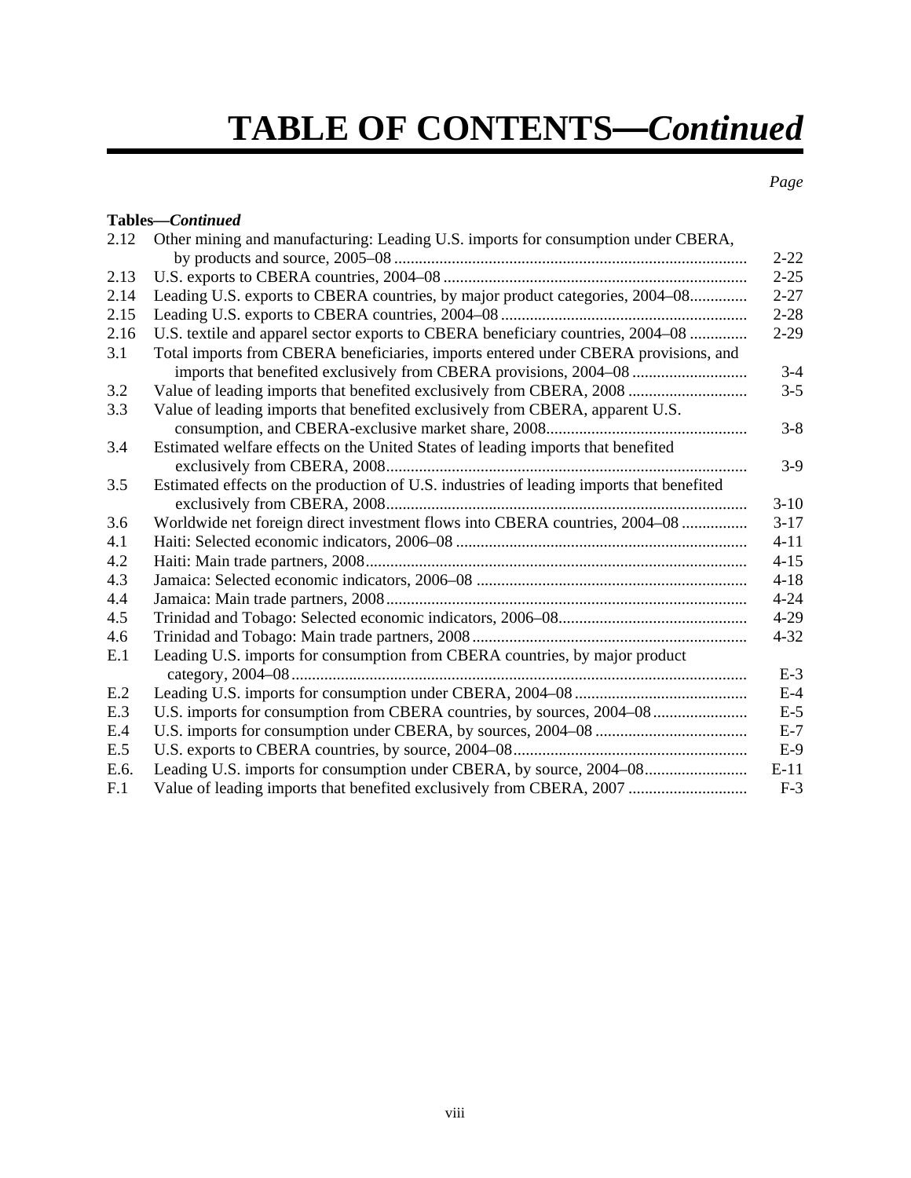# TABLE OF CONTENTS—*Continued*

**Tables—*Continued***

| | | Page |
|---|---|---|
| 2.12 | Other mining and manufacturing: Leading U.S. imports for consumption under CBERA, by products and source, 2005–08 | 2-22 |
| 2.13 | U.S. exports to CBERA countries, 2004–08 | 2-25 |
| 2.14 | Leading U.S. exports to CBERA countries, by major product categories, 2004–08 | 2-27 |
| 2.15 | Leading U.S. exports to CBERA countries, 2004–08 | 2-28 |
| 2.16 | U.S. textile and apparel sector exports to CBERA beneficiary countries, 2004–08 | 2-29 |
| 3.1 | Total imports from CBERA beneficiaries, imports entered under CBERA provisions, and imports that benefited exclusively from CBERA provisions, 2004–08 | 3-4 |
| 3.2 | Value of leading imports that benefited exclusively from CBERA, 2008 | 3-5 |
| 3.3 | Value of leading imports that benefited exclusively from CBERA, apparent U.S. consumption, and CBERA-exclusive market share, 2008 | 3-8 |
| 3.4 | Estimated welfare effects on the United States of leading imports that benefited exclusively from CBERA, 2008 | 3-9 |
| 3.5 | Estimated effects on the production of U.S. industries of leading imports that benefited exclusively from CBERA, 2008 | 3-10 |
| 3.6 | Worldwide net foreign direct investment flows into CBERA countries, 2004–08 | 3-17 |
| 4.1 | Haiti: Selected economic indicators, 2006–08 | 4-11 |
| 4.2 | Haiti: Main trade partners, 2008 | 4-15 |
| 4.3 | Jamaica: Selected economic indicators, 2006–08 | 4-18 |
| 4.4 | Jamaica: Main trade partners, 2008 | 4-24 |
| 4.5 | Trinidad and Tobago: Selected economic indicators, 2006–08 | 4-29 |
| 4.6 | Trinidad and Tobago: Main trade partners, 2008 | 4-32 |
| E.1 | Leading U.S. imports for consumption from CBERA countries, by major product category, 2004–08 | E-3 |
| E.2 | Leading U.S. imports for consumption under CBERA, 2004–08 | E-4 |
| E.3 | U.S. imports for consumption from CBERA countries, by sources, 2004–08 | E-5 |
| E.4 | U.S. imports for consumption under CBERA, by sources, 2004–08 | E-7 |
| E.5 | U.S. exports to CBERA countries, by source, 2004–08 | E-9 |
| E.6. | Leading U.S. imports for consumption under CBERA, by source, 2004–08 | E-11 |
| F.1 | Value of leading imports that benefited exclusively from CBERA, 2007 | F-3 |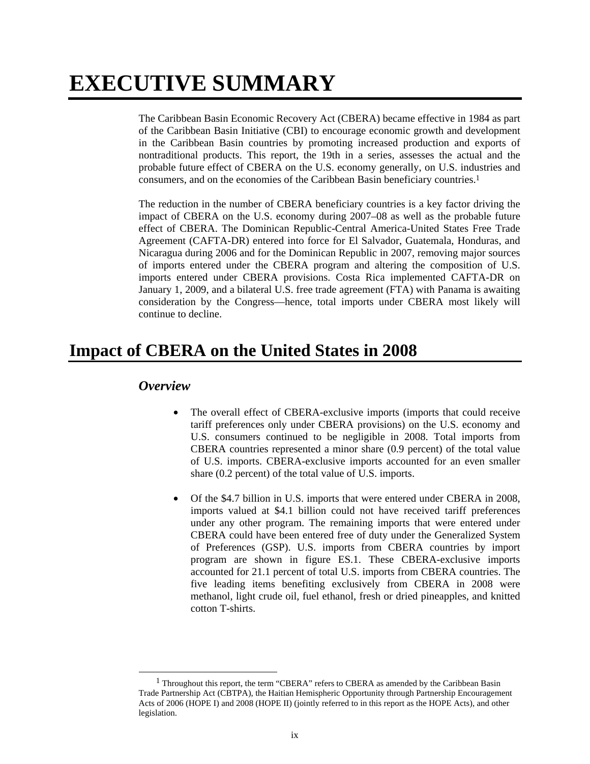# EXECUTIVE SUMMARY

The Caribbean Basin Economic Recovery Act (CBERA) became effective in 1984 as part of the Caribbean Basin Initiative (CBI) to encourage economic growth and development in the Caribbean Basin countries by promoting increased production and exports of nontraditional products. This report, the 19th in a series, assesses the actual and the probable future effect of CBERA on the U.S. economy generally, on U.S. industries and consumers, and on the economies of the Caribbean Basin beneficiary countries.[1]

The reduction in the number of CBERA beneficiary countries is a key factor driving the impact of CBERA on the U.S. economy during 2007–08 as well as the probable future effect of CBERA. The Dominican Republic-Central America-United States Free Trade Agreement (CAFTA-DR) entered into force for El Salvador, Guatemala, Honduras, and Nicaragua during 2006 and for the Dominican Republic in 2007, removing major sources of imports entered under the CBERA program and altering the composition of U.S. imports entered under CBERA provisions. Costa Rica implemented CAFTA-DR on January 1, 2009, and a bilateral U.S. free trade agreement (FTA) with Panama is awaiting consideration by the Congress—hence, total imports under CBERA most likely will continue to decline.

## Impact of CBERA on the United States in 2008

### *Overview*

- The overall effect of CBERA-exclusive imports (imports that could receive tariff preferences only under CBERA provisions) on the U.S. economy and U.S. consumers continued to be negligible in 2008. Total imports from CBERA countries represented a minor share (0.9 percent) of the total value of U.S. imports. CBERA-exclusive imports accounted for an even smaller share (0.2 percent) of the total value of U.S. imports.

- Of the $4.7 billion in U.S. imports that were entered under CBERA in 2008, imports valued at $4.1 billion could not have received tariff preferences under any other program. The remaining imports that were entered under CBERA could have been entered free of duty under the Generalized System of Preferences (GSP). U.S. imports from CBERA countries by import program are shown in figure ES.1. These CBERA-exclusive imports accounted for 21.1 percent of total U.S. imports from CBERA countries. The five leading items benefiting exclusively from CBERA in 2008 were methanol, light crude oil, fuel ethanol, fresh or dried pineapples, and knitted cotton T-shirts.

[1] Throughout this report, the term "CBERA" refers to CBERA as amended by the Caribbean Basin Trade Partnership Act (CBTPA), the Haitian Hemispheric Opportunity through Partnership Encouragement Acts of 2006 (HOPE I) and 2008 (HOPE II) (jointly referred to in this report as the HOPE Acts), and other legislation.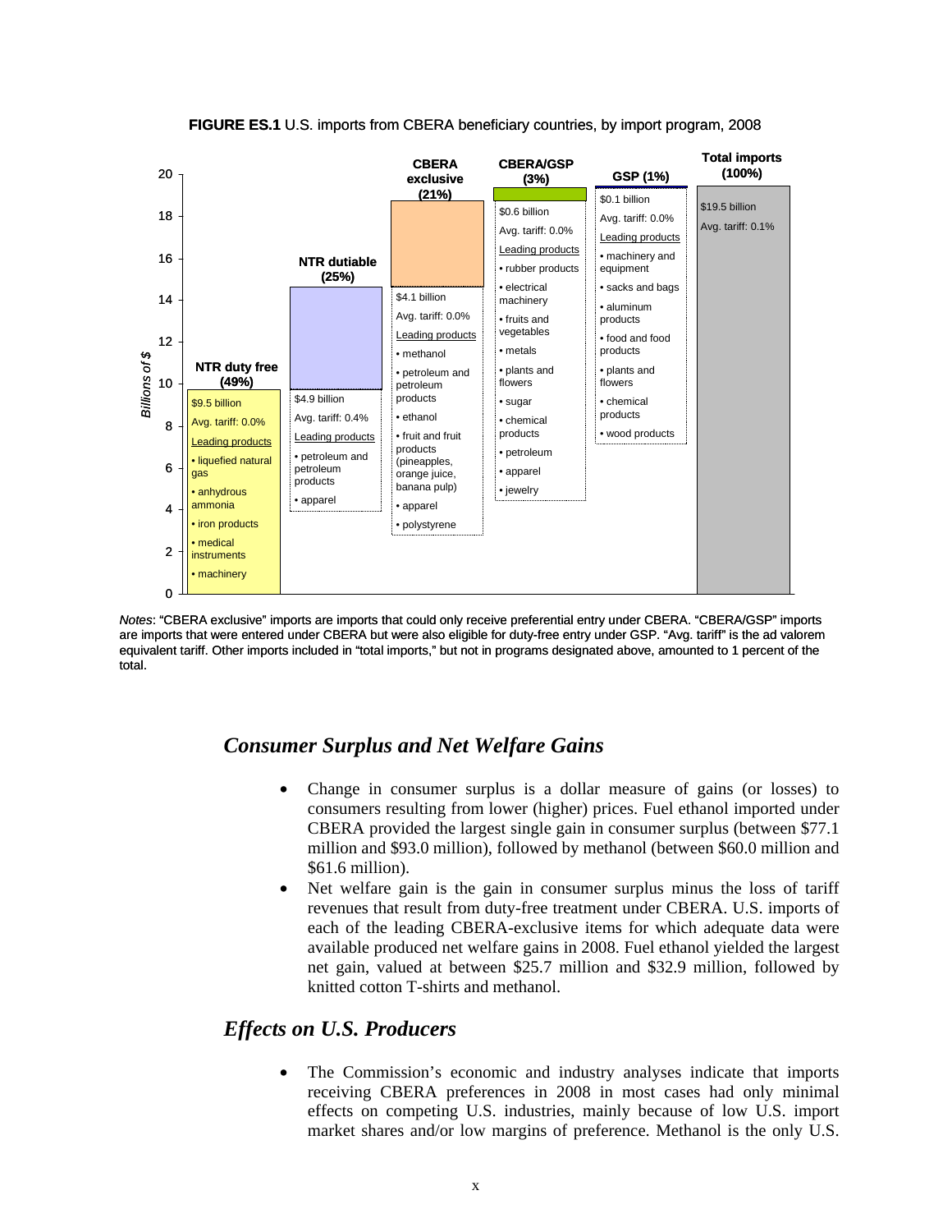**FIGURE ES.1** U.S. imports from CBERA beneficiary countries, by import program, 2008

Billions of $

20
18
16
14
12
10
8
6
4
2
0

**NTR duty free (49%)**
$9.5 billion
Avg. tariff: 0.0%
Leading products
• liquefied natural gas
• anhydrous ammonia
• iron products
• medical instruments
• machinery

**NTR dutiable (25%)**
$4.9 billion
Avg. tariff: 0.4%
Leading products
• petroleum and petroleum products
• apparel

**CBERA exclusive (21%)**
$4.1 billion
Avg. tariff: 0.0%
Leading products
• methanol
• petroleum and petroleum products
• ethanol
• fruit and fruit products (pineapples, orange juice, banana pulp)
• apparel
• polystyrene

**CBERA/GSP (3%)**
$0.6 billion
Avg. tariff: 0.0%
Leading products
• rubber products
• electrical machinery
• fruits and vegetables
• metals
• plants and flowers
• sugar
• chemical products
• petroleum
• apparel
• jewelry

**GSP (1%)**
$0.1 billion
Avg. tariff: 0.0%
Leading products
• machinery and equipment
• sacks and bags
• aluminum products
• food and food products
• plants and flowers
• chemical products
• wood products

**Total imports (100%)**
$19.5 billion
Avg. tariff: 0.1%

*Notes*: "CBERA exclusive" imports are imports that could only receive preferential entry under CBERA. "CBERA/GSP" imports are imports that were entered under CBERA but were also eligible for duty-free entry under GSP. "Avg. tariff" is the ad valorem equivalent tariff. Other imports included in "total imports," but not in programs designated above, amounted to 1 percent of the total.

## *Consumer Surplus and Net Welfare Gains*

- Change in consumer surplus is a dollar measure of gains (or losses) to consumers resulting from lower (higher) prices. Fuel ethanol imported under CBERA provided the largest single gain in consumer surplus (between $77.1 million and $93.0 million), followed by methanol (between $60.0 million and $61.6 million).
- Net welfare gain is the gain in consumer surplus minus the loss of tariff revenues that result from duty-free treatment under CBERA. U.S. imports of each of the leading CBERA-exclusive items for which adequate data were available produced net welfare gains in 2008. Fuel ethanol yielded the largest net gain, valued at between $25.7 million and $32.9 million, followed by knitted cotton T-shirts and methanol.

## *Effects on U.S. Producers*

- The Commission's economic and industry analyses indicate that imports receiving CBERA preferences in 2008 in most cases had only minimal effects on competing U.S. industries, mainly because of low U.S. import market shares and/or low margins of preference. Methanol is the only U.S.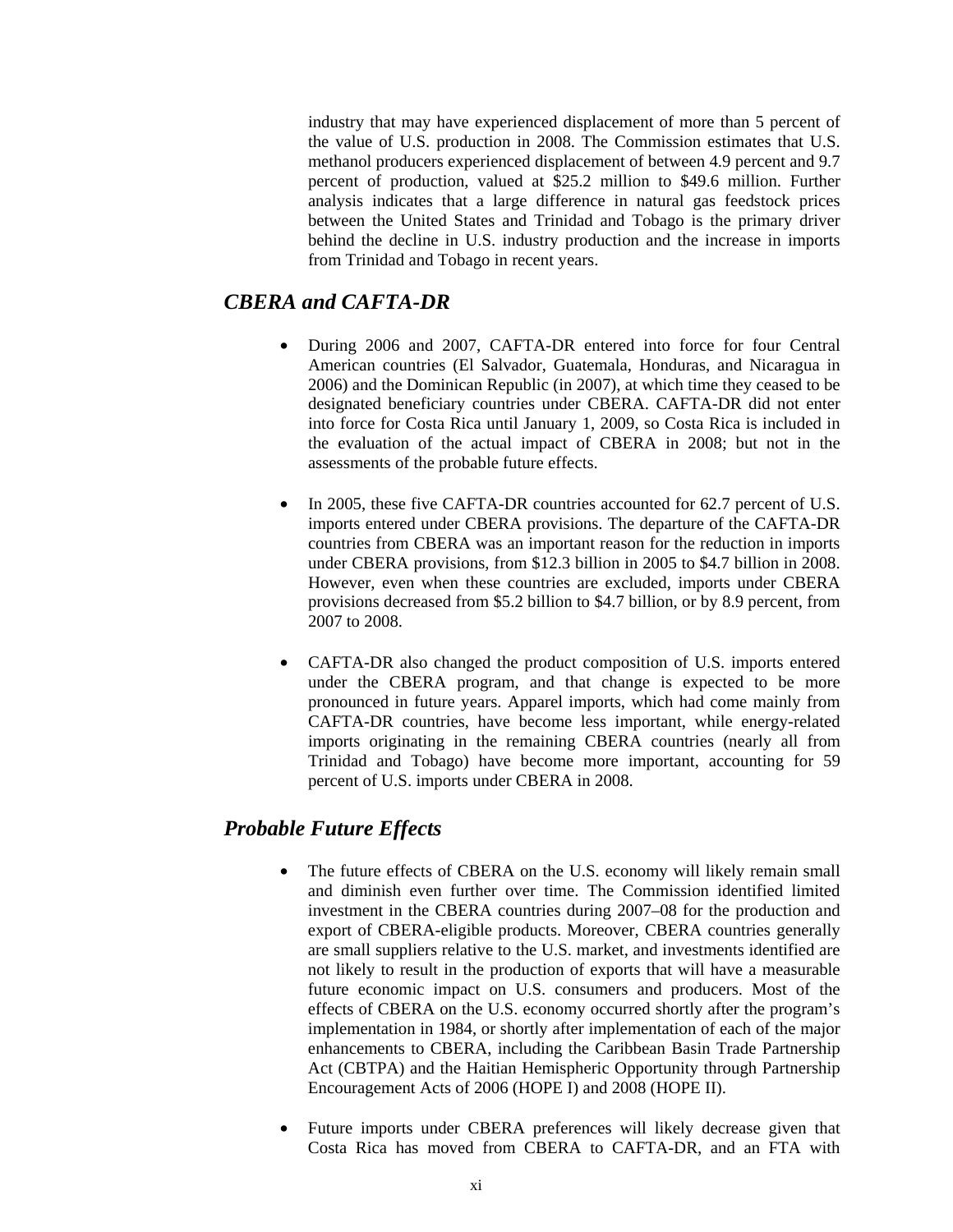industry that may have experienced displacement of more than 5 percent of the value of U.S. production in 2008. The Commission estimates that U.S. methanol producers experienced displacement of between 4.9 percent and 9.7 percent of production, valued at $25.2 million to $49.6 million. Further analysis indicates that a large difference in natural gas feedstock prices between the United States and Trinidad and Tobago is the primary driver behind the decline in U.S. industry production and the increase in imports from Trinidad and Tobago in recent years.

## *CBERA and CAFTA-DR*

- During 2006 and 2007, CAFTA-DR entered into force for four Central American countries (El Salvador, Guatemala, Honduras, and Nicaragua in 2006) and the Dominican Republic (in 2007), at which time they ceased to be designated beneficiary countries under CBERA. CAFTA-DR did not enter into force for Costa Rica until January 1, 2009, so Costa Rica is included in the evaluation of the actual impact of CBERA in 2008; but not in the assessments of the probable future effects.

- In 2005, these five CAFTA-DR countries accounted for 62.7 percent of U.S. imports entered under CBERA provisions. The departure of the CAFTA-DR countries from CBERA was an important reason for the reduction in imports under CBERA provisions, from $12.3 billion in 2005 to $4.7 billion in 2008. However, even when these countries are excluded, imports under CBERA provisions decreased from $5.2 billion to $4.7 billion, or by 8.9 percent, from 2007 to 2008.

- CAFTA-DR also changed the product composition of U.S. imports entered under the CBERA program, and that change is expected to be more pronounced in future years. Apparel imports, which had come mainly from CAFTA-DR countries, have become less important, while energy-related imports originating in the remaining CBERA countries (nearly all from Trinidad and Tobago) have become more important, accounting for 59 percent of U.S. imports under CBERA in 2008.

## *Probable Future Effects*

- The future effects of CBERA on the U.S. economy will likely remain small and diminish even further over time. The Commission identified limited investment in the CBERA countries during 2007–08 for the production and export of CBERA-eligible products. Moreover, CBERA countries generally are small suppliers relative to the U.S. market, and investments identified are not likely to result in the production of exports that will have a measurable future economic impact on U.S. consumers and producers. Most of the effects of CBERA on the U.S. economy occurred shortly after the program's implementation in 1984, or shortly after implementation of each of the major enhancements to CBERA, including the Caribbean Basin Trade Partnership Act (CBTPA) and the Haitian Hemispheric Opportunity through Partnership Encouragement Acts of 2006 (HOPE I) and 2008 (HOPE II).

- Future imports under CBERA preferences will likely decrease given that Costa Rica has moved from CBERA to CAFTA-DR, and an FTA with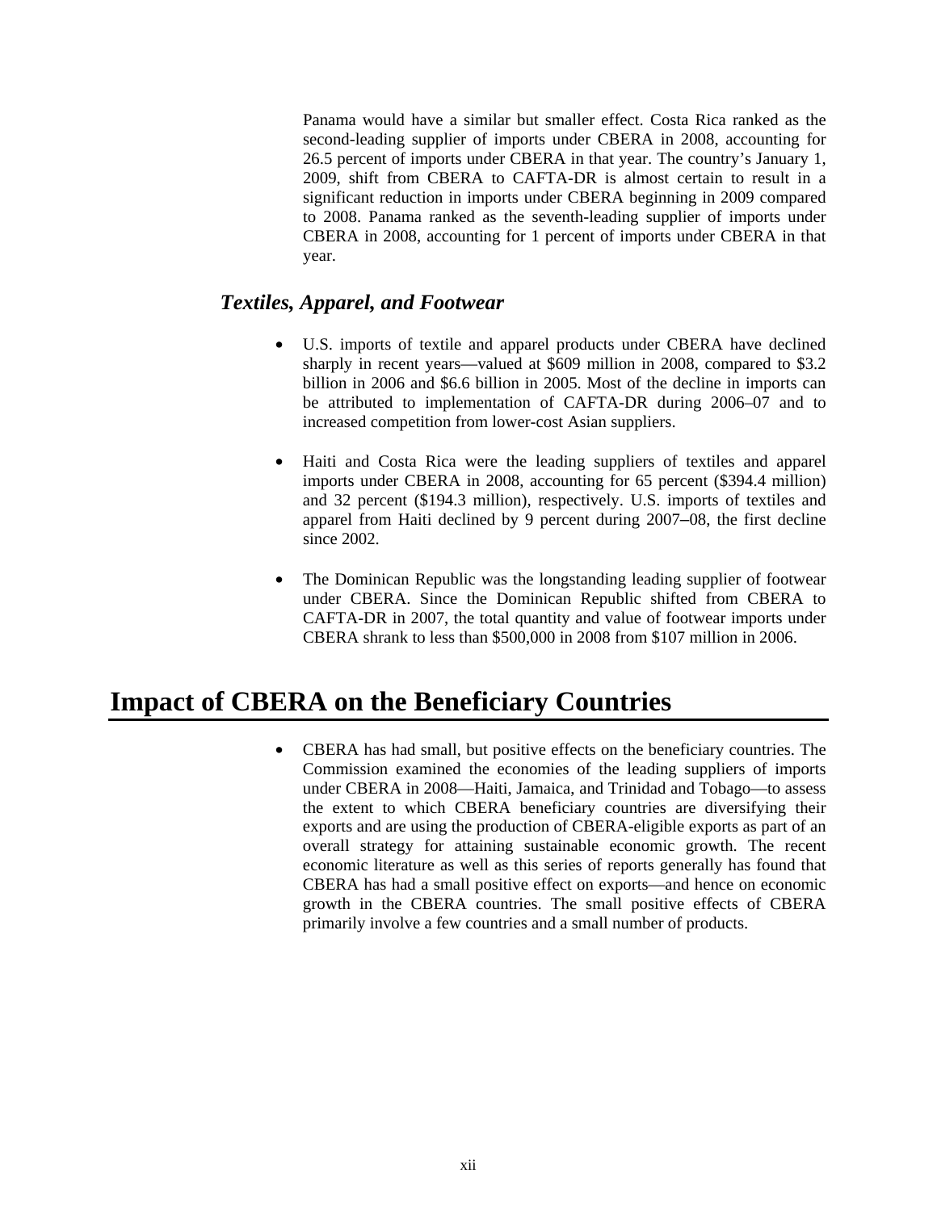Panama would have a similar but smaller effect. Costa Rica ranked as the second-leading supplier of imports under CBERA in 2008, accounting for 26.5 percent of imports under CBERA in that year. The country's January 1, 2009, shift from CBERA to CAFTA-DR is almost certain to result in a significant reduction in imports under CBERA beginning in 2009 compared to 2008. Panama ranked as the seventh-leading supplier of imports under CBERA in 2008, accounting for 1 percent of imports under CBERA in that year.

### *Textiles, Apparel, and Footwear*

- U.S. imports of textile and apparel products under CBERA have declined sharply in recent years—valued at $609 million in 2008, compared to $3.2 billion in 2006 and $6.6 billion in 2005. Most of the decline in imports can be attributed to implementation of CAFTA-DR during 2006–07 and to increased competition from lower-cost Asian suppliers.

- Haiti and Costa Rica were the leading suppliers of textiles and apparel imports under CBERA in 2008, accounting for 65 percent ($394.4 million) and 32 percent ($194.3 million), respectively. U.S. imports of textiles and apparel from Haiti declined by 9 percent during 2007–08, the first decline since 2002.

- The Dominican Republic was the longstanding leading supplier of footwear under CBERA. Since the Dominican Republic shifted from CBERA to CAFTA-DR in 2007, the total quantity and value of footwear imports under CBERA shrank to less than $500,000 in 2008 from $107 million in 2006.

## Impact of CBERA on the Beneficiary Countries

- CBERA has had small, but positive effects on the beneficiary countries. The Commission examined the economies of the leading suppliers of imports under CBERA in 2008—Haiti, Jamaica, and Trinidad and Tobago—to assess the extent to which CBERA beneficiary countries are diversifying their exports and are using the production of CBERA-eligible exports as part of an overall strategy for attaining sustainable economic growth. The recent economic literature as well as this series of reports generally has found that CBERA has had a small positive effect on exports—and hence on economic growth in the CBERA countries. The small positive effects of CBERA primarily involve a few countries and a small number of products.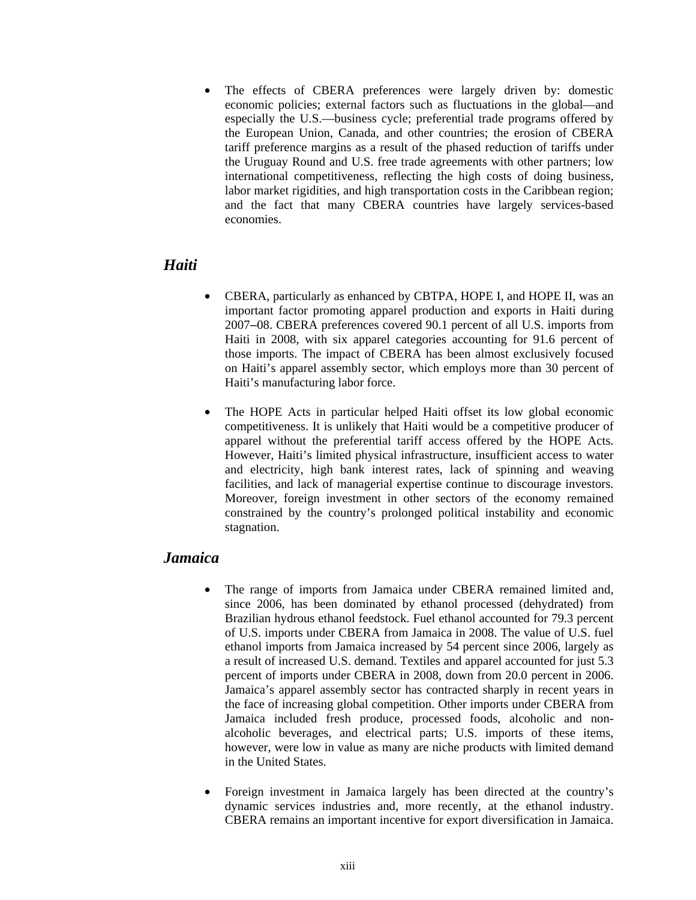- The effects of CBERA preferences were largely driven by: domestic economic policies; external factors such as fluctuations in the global—and especially the U.S.—business cycle; preferential trade programs offered by the European Union, Canada, and other countries; the erosion of CBERA tariff preference margins as a result of the phased reduction of tariffs under the Uruguay Round and U.S. free trade agreements with other partners; low international competitiveness, reflecting the high costs of doing business, labor market rigidities, and high transportation costs in the Caribbean region; and the fact that many CBERA countries have largely services-based economies.

## *Haiti*

- CBERA, particularly as enhanced by CBTPA, HOPE I, and HOPE II, was an important factor promoting apparel production and exports in Haiti during 2007–08. CBERA preferences covered 90.1 percent of all U.S. imports from Haiti in 2008, with six apparel categories accounting for 91.6 percent of those imports. The impact of CBERA has been almost exclusively focused on Haiti's apparel assembly sector, which employs more than 30 percent of Haiti's manufacturing labor force.

- The HOPE Acts in particular helped Haiti offset its low global economic competitiveness. It is unlikely that Haiti would be a competitive producer of apparel without the preferential tariff access offered by the HOPE Acts. However, Haiti's limited physical infrastructure, insufficient access to water and electricity, high bank interest rates, lack of spinning and weaving facilities, and lack of managerial expertise continue to discourage investors. Moreover, foreign investment in other sectors of the economy remained constrained by the country's prolonged political instability and economic stagnation.

## *Jamaica*

- The range of imports from Jamaica under CBERA remained limited and, since 2006, has been dominated by ethanol processed (dehydrated) from Brazilian hydrous ethanol feedstock. Fuel ethanol accounted for 79.3 percent of U.S. imports under CBERA from Jamaica in 2008. The value of U.S. fuel ethanol imports from Jamaica increased by 54 percent since 2006, largely as a result of increased U.S. demand. Textiles and apparel accounted for just 5.3 percent of imports under CBERA in 2008, down from 20.0 percent in 2006. Jamaica's apparel assembly sector has contracted sharply in recent years in the face of increasing global competition. Other imports under CBERA from Jamaica included fresh produce, processed foods, alcoholic and non-alcoholic beverages, and electrical parts; U.S. imports of these items, however, were low in value as many are niche products with limited demand in the United States.

- Foreign investment in Jamaica largely has been directed at the country's dynamic services industries and, more recently, at the ethanol industry. CBERA remains an important incentive for export diversification in Jamaica.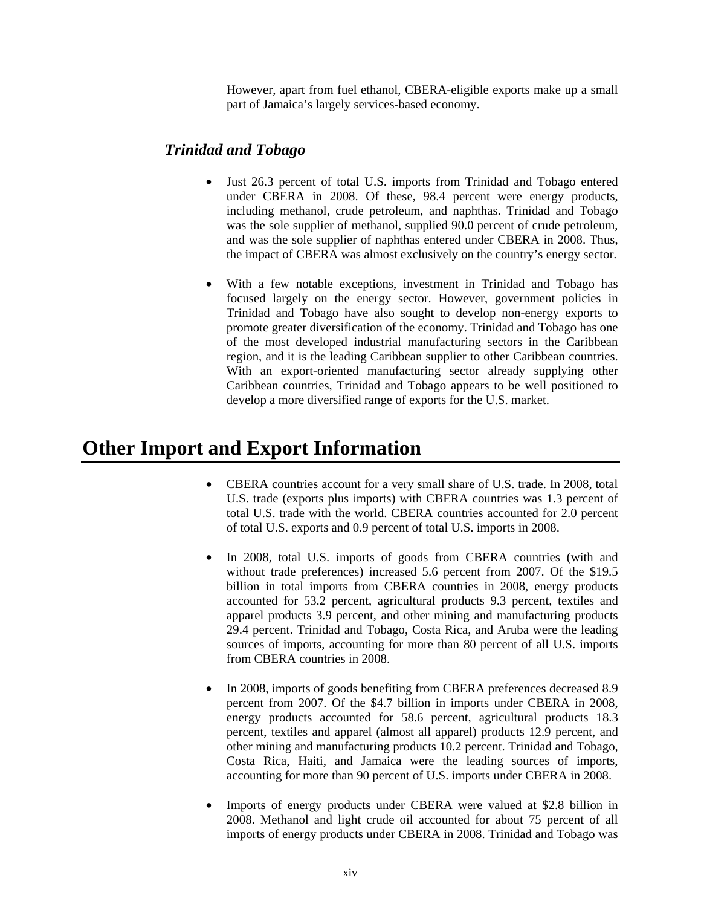However, apart from fuel ethanol, CBERA-eligible exports make up a small part of Jamaica's largely services-based economy.

### *Trinidad and Tobago*

- Just 26.3 percent of total U.S. imports from Trinidad and Tobago entered under CBERA in 2008. Of these, 98.4 percent were energy products, including methanol, crude petroleum, and naphthas. Trinidad and Tobago was the sole supplier of methanol, supplied 90.0 percent of crude petroleum, and was the sole supplier of naphthas entered under CBERA in 2008. Thus, the impact of CBERA was almost exclusively on the country's energy sector.

- With a few notable exceptions, investment in Trinidad and Tobago has focused largely on the energy sector. However, government policies in Trinidad and Tobago have also sought to develop non-energy exports to promote greater diversification of the economy. Trinidad and Tobago has one of the most developed industrial manufacturing sectors in the Caribbean region, and it is the leading Caribbean supplier to other Caribbean countries. With an export-oriented manufacturing sector already supplying other Caribbean countries, Trinidad and Tobago appears to be well positioned to develop a more diversified range of exports for the U.S. market.

## Other Import and Export Information

- CBERA countries account for a very small share of U.S. trade. In 2008, total U.S. trade (exports plus imports) with CBERA countries was 1.3 percent of total U.S. trade with the world. CBERA countries accounted for 2.0 percent of total U.S. exports and 0.9 percent of total U.S. imports in 2008.

- In 2008, total U.S. imports of goods from CBERA countries (with and without trade preferences) increased 5.6 percent from 2007. Of the $19.5 billion in total imports from CBERA countries in 2008, energy products accounted for 53.2 percent, agricultural products 9.3 percent, textiles and apparel products 3.9 percent, and other mining and manufacturing products 29.4 percent. Trinidad and Tobago, Costa Rica, and Aruba were the leading sources of imports, accounting for more than 80 percent of all U.S. imports from CBERA countries in 2008.

- In 2008, imports of goods benefiting from CBERA preferences decreased 8.9 percent from 2007. Of the $4.7 billion in imports under CBERA in 2008, energy products accounted for 58.6 percent, agricultural products 18.3 percent, textiles and apparel (almost all apparel) products 12.9 percent, and other mining and manufacturing products 10.2 percent. Trinidad and Tobago, Costa Rica, Haiti, and Jamaica were the leading sources of imports, accounting for more than 90 percent of U.S. imports under CBERA in 2008.

- Imports of energy products under CBERA were valued at $2.8 billion in 2008. Methanol and light crude oil accounted for about 75 percent of all imports of energy products under CBERA in 2008. Trinidad and Tobago was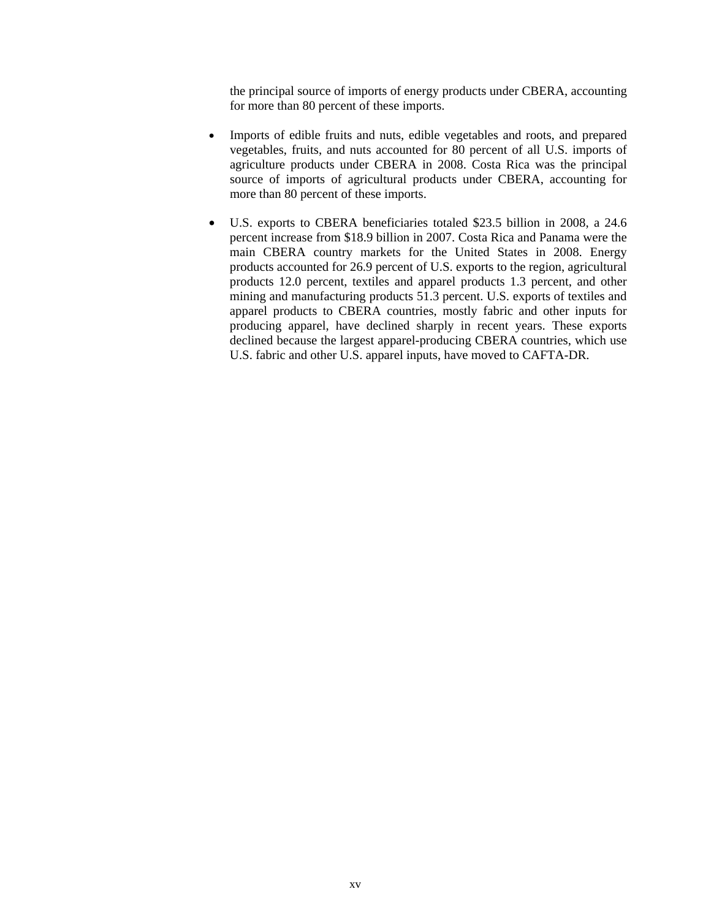the principal source of imports of energy products under CBERA, accounting for more than 80 percent of these imports.

- Imports of edible fruits and nuts, edible vegetables and roots, and prepared vegetables, fruits, and nuts accounted for 80 percent of all U.S. imports of agriculture products under CBERA in 2008. Costa Rica was the principal source of imports of agricultural products under CBERA, accounting for more than 80 percent of these imports.

- U.S. exports to CBERA beneficiaries totaled $23.5 billion in 2008, a 24.6 percent increase from $18.9 billion in 2007. Costa Rica and Panama were the main CBERA country markets for the United States in 2008. Energy products accounted for 26.9 percent of U.S. exports to the region, agricultural products 12.0 percent, textiles and apparel products 1.3 percent, and other mining and manufacturing products 51.3 percent. U.S. exports of textiles and apparel products to CBERA countries, mostly fabric and other inputs for producing apparel, have declined sharply in recent years. These exports declined because the largest apparel-producing CBERA countries, which use U.S. fabric and other U.S. apparel inputs, have moved to CAFTA-DR.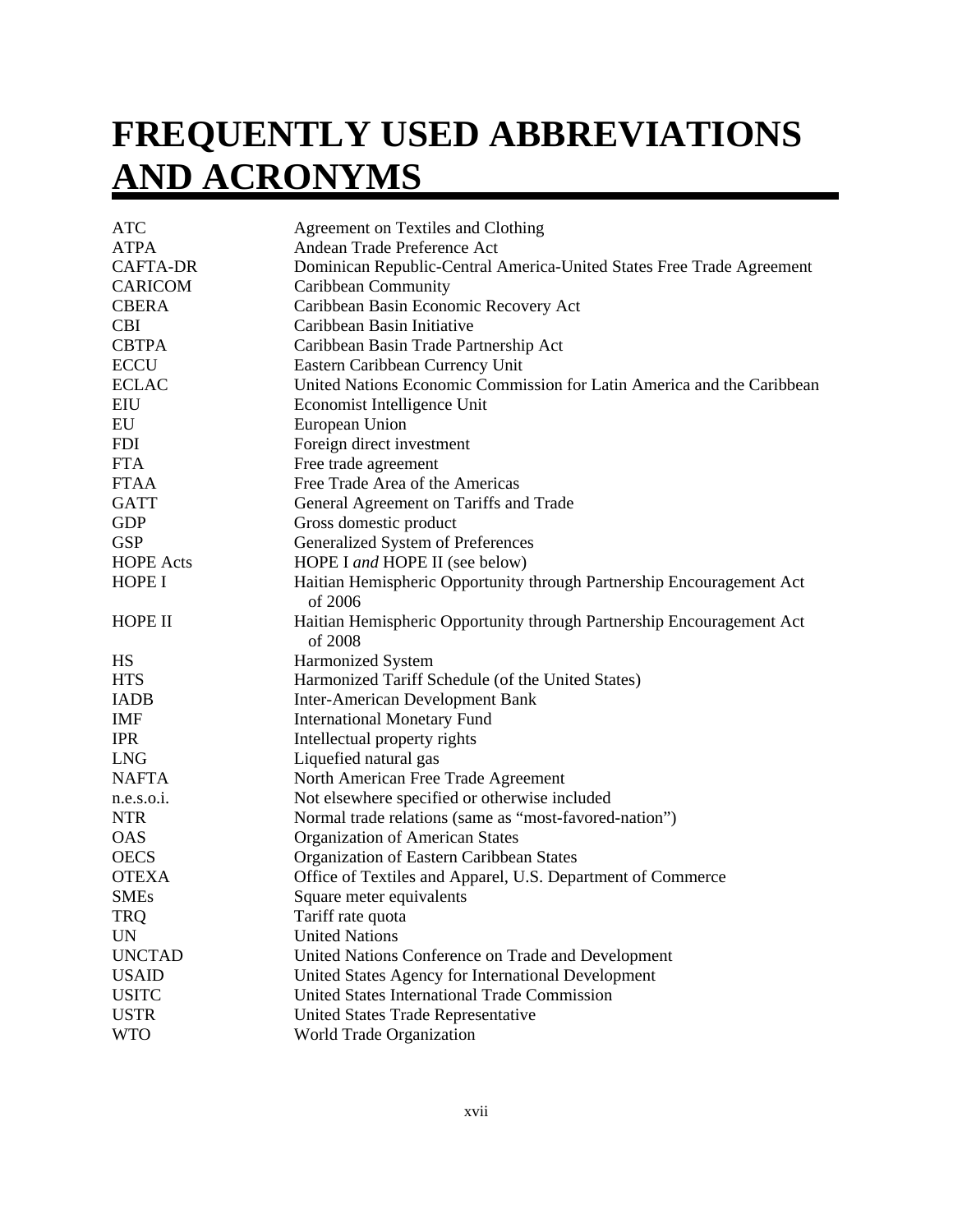# FREQUENTLY USED ABBREVIATIONS AND ACRONYMS

| | |
|---|---|
| ATC | Agreement on Textiles and Clothing |
| ATPA | Andean Trade Preference Act |
| CAFTA-DR | Dominican Republic-Central America-United States Free Trade Agreement |
| CARICOM | Caribbean Community |
| CBERA | Caribbean Basin Economic Recovery Act |
| CBI | Caribbean Basin Initiative |
| CBTPA | Caribbean Basin Trade Partnership Act |
| ECCU | Eastern Caribbean Currency Unit |
| ECLAC | United Nations Economic Commission for Latin America and the Caribbean |
| EIU | Economist Intelligence Unit |
| EU | European Union |
| FDI | Foreign direct investment |
| FTA | Free trade agreement |
| FTAA | Free Trade Area of the Americas |
| GATT | General Agreement on Tariffs and Trade |
| GDP | Gross domestic product |
| GSP | Generalized System of Preferences |
| HOPE Acts | HOPE I *and* HOPE II (see below) |
| HOPE I | Haitian Hemispheric Opportunity through Partnership Encouragement Act of 2006 |
| HOPE II | Haitian Hemispheric Opportunity through Partnership Encouragement Act of 2008 |
| HS | Harmonized System |
| HTS | Harmonized Tariff Schedule (of the United States) |
| IADB | Inter-American Development Bank |
| IMF | International Monetary Fund |
| IPR | Intellectual property rights |
| LNG | Liquefied natural gas |
| NAFTA | North American Free Trade Agreement |
| n.e.s.o.i. | Not elsewhere specified or otherwise included |
| NTR | Normal trade relations (same as "most-favored-nation") |
| OAS | Organization of American States |
| OECS | Organization of Eastern Caribbean States |
| OTEXA | Office of Textiles and Apparel, U.S. Department of Commerce |
| SMEs | Square meter equivalents |
| TRQ | Tariff rate quota |
| UN | United Nations |
| UNCTAD | United Nations Conference on Trade and Development |
| USAID | United States Agency for International Development |
| USITC | United States International Trade Commission |
| USTR | United States Trade Representative |
| WTO | World Trade Organization |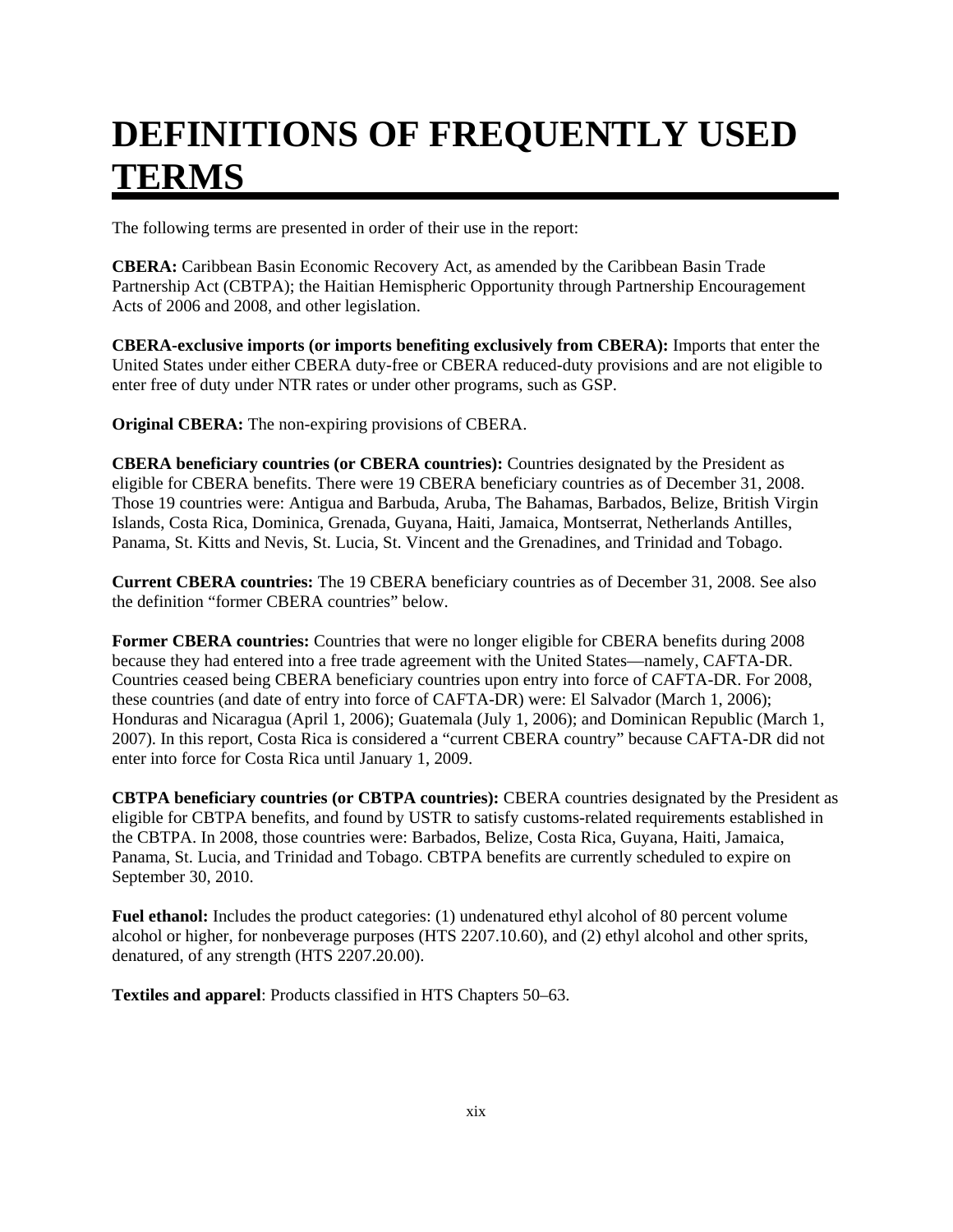# DEFINITIONS OF FREQUENTLY USED TERMS

The following terms are presented in order of their use in the report:

**CBERA:** Caribbean Basin Economic Recovery Act, as amended by the Caribbean Basin Trade Partnership Act (CBTPA); the Haitian Hemispheric Opportunity through Partnership Encouragement Acts of 2006 and 2008, and other legislation.

**CBERA-exclusive imports (or imports benefiting exclusively from CBERA):** Imports that enter the United States under either CBERA duty-free or CBERA reduced-duty provisions and are not eligible to enter free of duty under NTR rates or under other programs, such as GSP.

**Original CBERA:** The non-expiring provisions of CBERA.

**CBERA beneficiary countries (or CBERA countries):** Countries designated by the President as eligible for CBERA benefits. There were 19 CBERA beneficiary countries as of December 31, 2008. Those 19 countries were: Antigua and Barbuda, Aruba, The Bahamas, Barbados, Belize, British Virgin Islands, Costa Rica, Dominica, Grenada, Guyana, Haiti, Jamaica, Montserrat, Netherlands Antilles, Panama, St. Kitts and Nevis, St. Lucia, St. Vincent and the Grenadines, and Trinidad and Tobago.

**Current CBERA countries:** The 19 CBERA beneficiary countries as of December 31, 2008. See also the definition "former CBERA countries" below.

**Former CBERA countries:** Countries that were no longer eligible for CBERA benefits during 2008 because they had entered into a free trade agreement with the United States—namely, CAFTA-DR. Countries ceased being CBERA beneficiary countries upon entry into force of CAFTA-DR. For 2008, these countries (and date of entry into force of CAFTA-DR) were: El Salvador (March 1, 2006); Honduras and Nicaragua (April 1, 2006); Guatemala (July 1, 2006); and Dominican Republic (March 1, 2007). In this report, Costa Rica is considered a "current CBERA country" because CAFTA-DR did not enter into force for Costa Rica until January 1, 2009.

**CBTPA beneficiary countries (or CBTPA countries):** CBERA countries designated by the President as eligible for CBTPA benefits, and found by USTR to satisfy customs-related requirements established in the CBTPA. In 2008, those countries were: Barbados, Belize, Costa Rica, Guyana, Haiti, Jamaica, Panama, St. Lucia, and Trinidad and Tobago. CBTPA benefits are currently scheduled to expire on September 30, 2010.

**Fuel ethanol:** Includes the product categories: (1) undenatured ethyl alcohol of 80 percent volume alcohol or higher, for nonbeverage purposes (HTS 2207.10.60), and (2) ethyl alcohol and other sprits, denatured, of any strength (HTS 2207.20.00).

**Textiles and apparel**: Products classified in HTS Chapters 50–63.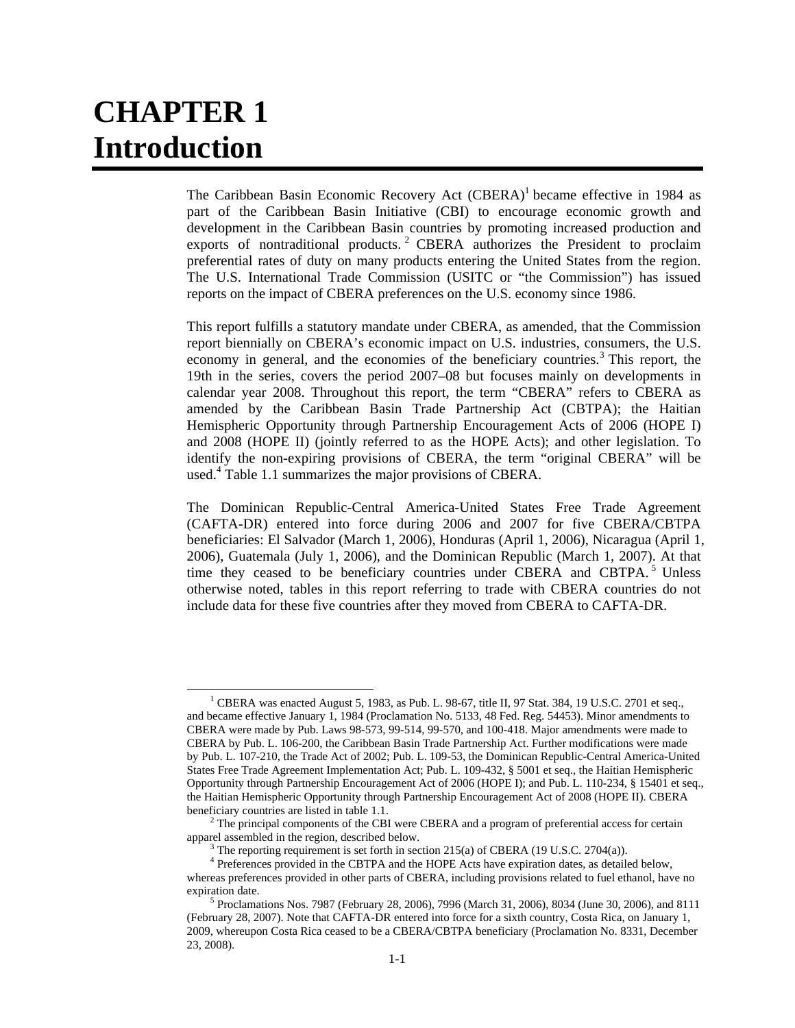# CHAPTER 1 Introduction

The Caribbean Basin Economic Recovery Act (CBERA)[1] became effective in 1984 as part of the Caribbean Basin Initiative (CBI) to encourage economic growth and development in the Caribbean Basin countries by promoting increased production and exports of nontraditional products.[2] CBERA authorizes the President to proclaim preferential rates of duty on many products entering the United States from the region. The U.S. International Trade Commission (USITC or "the Commission") has issued reports on the impact of CBERA preferences on the U.S. economy since 1986.

This report fulfills a statutory mandate under CBERA, as amended, that the Commission report biennially on CBERA's economic impact on U.S. industries, consumers, the U.S. economy in general, and the economies of the beneficiary countries.[3] This report, the 19th in the series, covers the period 2007–08 but focuses mainly on developments in calendar year 2008. Throughout this report, the term "CBERA" refers to CBERA as amended by the Caribbean Basin Trade Partnership Act (CBTPA); the Haitian Hemispheric Opportunity through Partnership Encouragement Acts of 2006 (HOPE I) and 2008 (HOPE II) (jointly referred to as the HOPE Acts); and other legislation. To identify the non-expiring provisions of CBERA, the term "original CBERA" will be used.[4] Table 1.1 summarizes the major provisions of CBERA.

The Dominican Republic-Central America-United States Free Trade Agreement (CAFTA-DR) entered into force during 2006 and 2007 for five CBERA/CBTPA beneficiaries: El Salvador (March 1, 2006), Honduras (April 1, 2006), Nicaragua (April 1, 2006), Guatemala (July 1, 2006), and the Dominican Republic (March 1, 2007). At that time they ceased to be beneficiary countries under CBERA and CBTPA.[5] Unless otherwise noted, tables in this report referring to trade with CBERA countries do not include data for these five countries after they moved from CBERA to CAFTA-DR.

---

[1] CBERA was enacted August 5, 1983, as Pub. L. 98-67, title II, 97 Stat. 384, 19 U.S.C. 2701 et seq., and became effective January 1, 1984 (Proclamation No. 5133, 48 Fed. Reg. 54453). Minor amendments to CBERA were made by Pub. Laws 98-573, 99-514, 99-570, and 100-418. Major amendments were made to CBERA by Pub. L. 106-200, the Caribbean Basin Trade Partnership Act. Further modifications were made by Pub. L. 107-210, the Trade Act of 2002; Pub. L. 109-53, the Dominican Republic-Central America-United States Free Trade Agreement Implementation Act; Pub. L. 109-432, § 5001 et seq., the Haitian Hemispheric Opportunity through Partnership Encouragement Act of 2006 (HOPE I); and Pub. L. 110-234, § 15401 et seq., the Haitian Hemispheric Opportunity through Partnership Encouragement Act of 2008 (HOPE II). CBERA beneficiary countries are listed in table 1.1.

[2] The principal components of the CBI were CBERA and a program of preferential access for certain apparel assembled in the region, described below.

[3] The reporting requirement is set forth in section 215(a) of CBERA (19 U.S.C. 2704(a)).

[4] Preferences provided in the CBTPA and the HOPE Acts have expiration dates, as detailed below, whereas preferences provided in other parts of CBERA, including provisions related to fuel ethanol, have no expiration date.

[5] Proclamations Nos. 7987 (February 28, 2006), 7996 (March 31, 2006), 8034 (June 30, 2006), and 8111 (February 28, 2007). Note that CAFTA-DR entered into force for a sixth country, Costa Rica, on January 1, 2009, whereupon Costa Rica ceased to be a CBERA/CBTPA beneficiary (Proclamation No. 8331, December 23, 2008).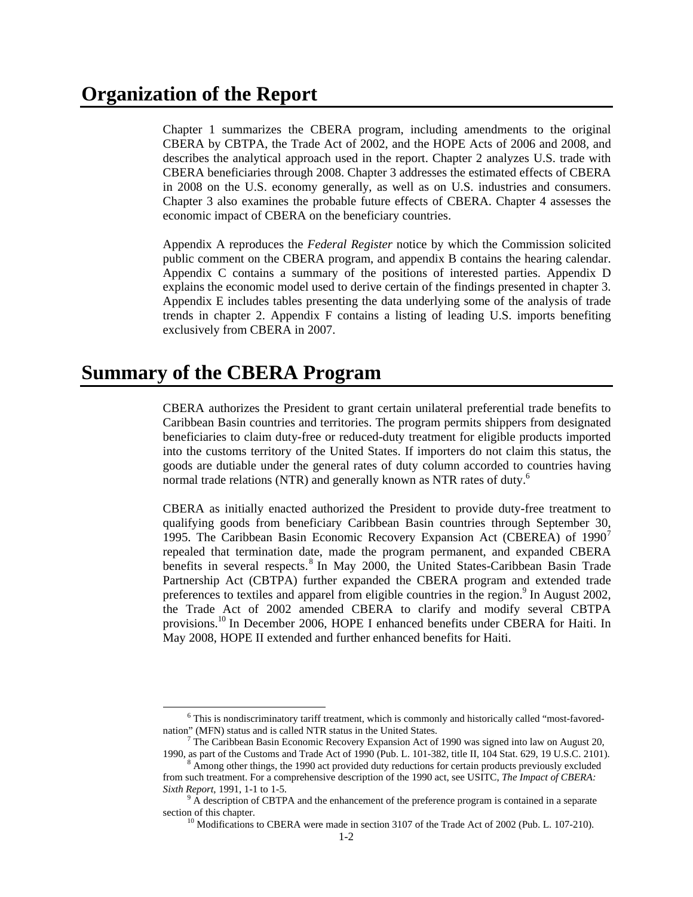# Organization of the Report

Chapter 1 summarizes the CBERA program, including amendments to the original CBERA by CBTPA, the Trade Act of 2002, and the HOPE Acts of 2006 and 2008, and describes the analytical approach used in the report. Chapter 2 analyzes U.S. trade with CBERA beneficiaries through 2008. Chapter 3 addresses the estimated effects of CBERA in 2008 on the U.S. economy generally, as well as on U.S. industries and consumers. Chapter 3 also examines the probable future effects of CBERA. Chapter 4 assesses the economic impact of CBERA on the beneficiary countries.

Appendix A reproduces the *Federal Register* notice by which the Commission solicited public comment on the CBERA program, and appendix B contains the hearing calendar. Appendix C contains a summary of the positions of interested parties. Appendix D explains the economic model used to derive certain of the findings presented in chapter 3. Appendix E includes tables presenting the data underlying some of the analysis of trade trends in chapter 2. Appendix F contains a listing of leading U.S. imports benefiting exclusively from CBERA in 2007.

# Summary of the CBERA Program

CBERA authorizes the President to grant certain unilateral preferential trade benefits to Caribbean Basin countries and territories. The program permits shippers from designated beneficiaries to claim duty-free or reduced-duty treatment for eligible products imported into the customs territory of the United States. If importers do not claim this status, the goods are dutiable under the general rates of duty column accorded to countries having normal trade relations (NTR) and generally known as NTR rates of duty.[6]

CBERA as initially enacted authorized the President to provide duty-free treatment to qualifying goods from beneficiary Caribbean Basin countries through September 30, 1995. The Caribbean Basin Economic Recovery Expansion Act (CBEREA) of 1990[7] repealed that termination date, made the program permanent, and expanded CBERA benefits in several respects.[8] In May 2000, the United States-Caribbean Basin Trade Partnership Act (CBTPA) further expanded the CBERA program and extended trade preferences to textiles and apparel from eligible countries in the region.[9] In August 2002, the Trade Act of 2002 amended CBERA to clarify and modify several CBTPA provisions.[10] In December 2006, HOPE I enhanced benefits under CBERA for Haiti. In May 2008, HOPE II extended and further enhanced benefits for Haiti.

---

[6] This is nondiscriminatory tariff treatment, which is commonly and historically called "most-favored-nation" (MFN) status and is called NTR status in the United States.

[7] The Caribbean Basin Economic Recovery Expansion Act of 1990 was signed into law on August 20, 1990, as part of the Customs and Trade Act of 1990 (Pub. L. 101-382, title II, 104 Stat. 629, 19 U.S.C. 2101).

[8] Among other things, the 1990 act provided duty reductions for certain products previously excluded from such treatment. For a comprehensive description of the 1990 act, see USITC, *The Impact of CBERA: Sixth Report*, 1991, 1-1 to 1-5.

[9] A description of CBTPA and the enhancement of the preference program is contained in a separate section of this chapter.

[10] Modifications to CBERA were made in section 3107 of the Trade Act of 2002 (Pub. L. 107-210).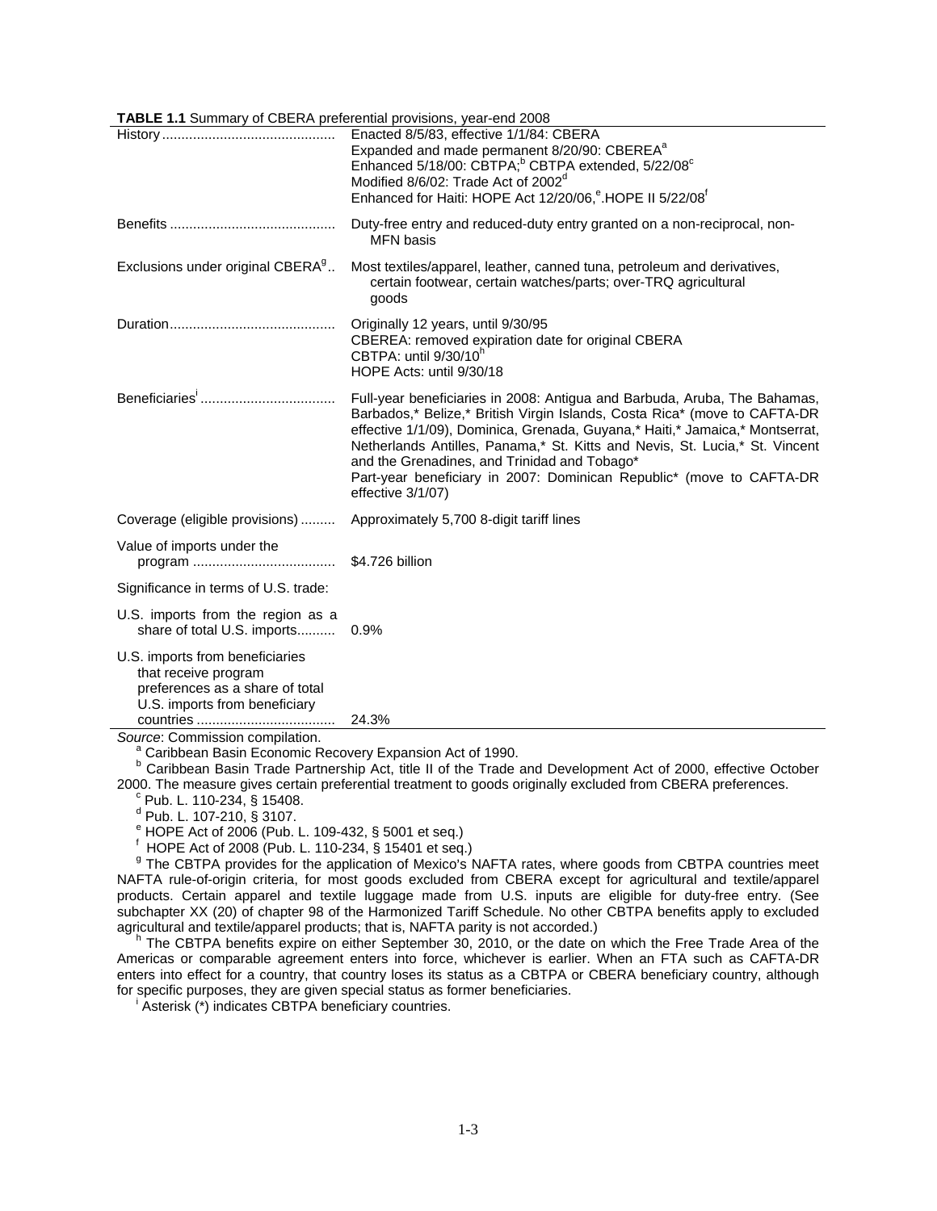**TABLE 1.1** Summary of CBERA preferential provisions, year-end 2008

| | |
|---|---|
| History | Enacted 8/5/83, effective 1/1/84: CBERA<br>Expanded and made permanent 8/20/90: CBEREA[a]<br>Enhanced 5/18/00: CBTPA;[b] CBTPA extended, 5/22/08[c]<br>Modified 8/6/02: Trade Act of 2002[d]<br>Enhanced for Haiti: HOPE Act 12/20/06,[e].HOPE II 5/22/08[f] |
| Benefits | Duty-free entry and reduced-duty entry granted on a non-reciprocal, non-MFN basis |
| Exclusions under original CBERA[g] | Most textiles/apparel, leather, canned tuna, petroleum and derivatives, certain footwear, certain watches/parts; over-TRQ agricultural goods |
| Duration | Originally 12 years, until 9/30/95<br>CBEREA: removed expiration date for original CBERA<br>CBTPA: until 9/30/10[h]<br>HOPE Acts: until 9/30/18 |
| Beneficiaries[i] | Full-year beneficiaries in 2008: Antigua and Barbuda, Aruba, The Bahamas, Barbados,* Belize,* British Virgin Islands, Costa Rica* (move to CAFTA-DR effective 1/1/09), Dominica, Grenada, Guyana,* Haiti,* Jamaica,* Montserrat, Netherlands Antilles, Panama,* St. Kitts and Nevis, St. Lucia,* St. Vincent and the Grenadines, and Trinidad and Tobago*<br>Part-year beneficiary in 2007: Dominican Republic* (move to CAFTA-DR effective 3/1/07) |
| Coverage (eligible provisions) | Approximately 5,700 8-digit tariff lines |
| Value of imports under the program | $4.726 billion |
| Significance in terms of U.S. trade: | |
| U.S. imports from the region as a share of total U.S. imports | 0.9% |
| U.S. imports from beneficiaries that receive program preferences as a share of total U.S. imports from beneficiary countries | 24.3% |

*Source*: Commission compilation.

[a] Caribbean Basin Economic Recovery Expansion Act of 1990.

[b] Caribbean Basin Trade Partnership Act, title II of the Trade and Development Act of 2000, effective October 2000. The measure gives certain preferential treatment to goods originally excluded from CBERA preferences.

[c] Pub. L. 110-234, § 15408.

[d] Pub. L. 107-210, § 3107.

[e] HOPE Act of 2006 (Pub. L. 109-432, § 5001 et seq.)

[f] HOPE Act of 2008 (Pub. L. 110-234, § 15401 et seq.)

[g] The CBTPA provides for the application of Mexico's NAFTA rates, where goods from CBTPA countries meet NAFTA rule-of-origin criteria, for most goods excluded from CBERA except for agricultural and textile/apparel products. Certain apparel and textile luggage made from U.S. inputs are eligible for duty-free entry. (See subchapter XX (20) of chapter 98 of the Harmonized Tariff Schedule. No other CBTPA benefits apply to excluded agricultural and textile/apparel products; that is, NAFTA parity is not accorded.)

[h] The CBTPA benefits expire on either September 30, 2010, or the date on which the Free Trade Area of the Americas or comparable agreement enters into force, whichever is earlier. When an FTA such as CAFTA-DR enters into effect for a country, that country loses its status as a CBTPA or CBERA beneficiary country, although for specific purposes, they are given special status as former beneficiaries.

[i] Asterisk (*) indicates CBTPA beneficiary countries.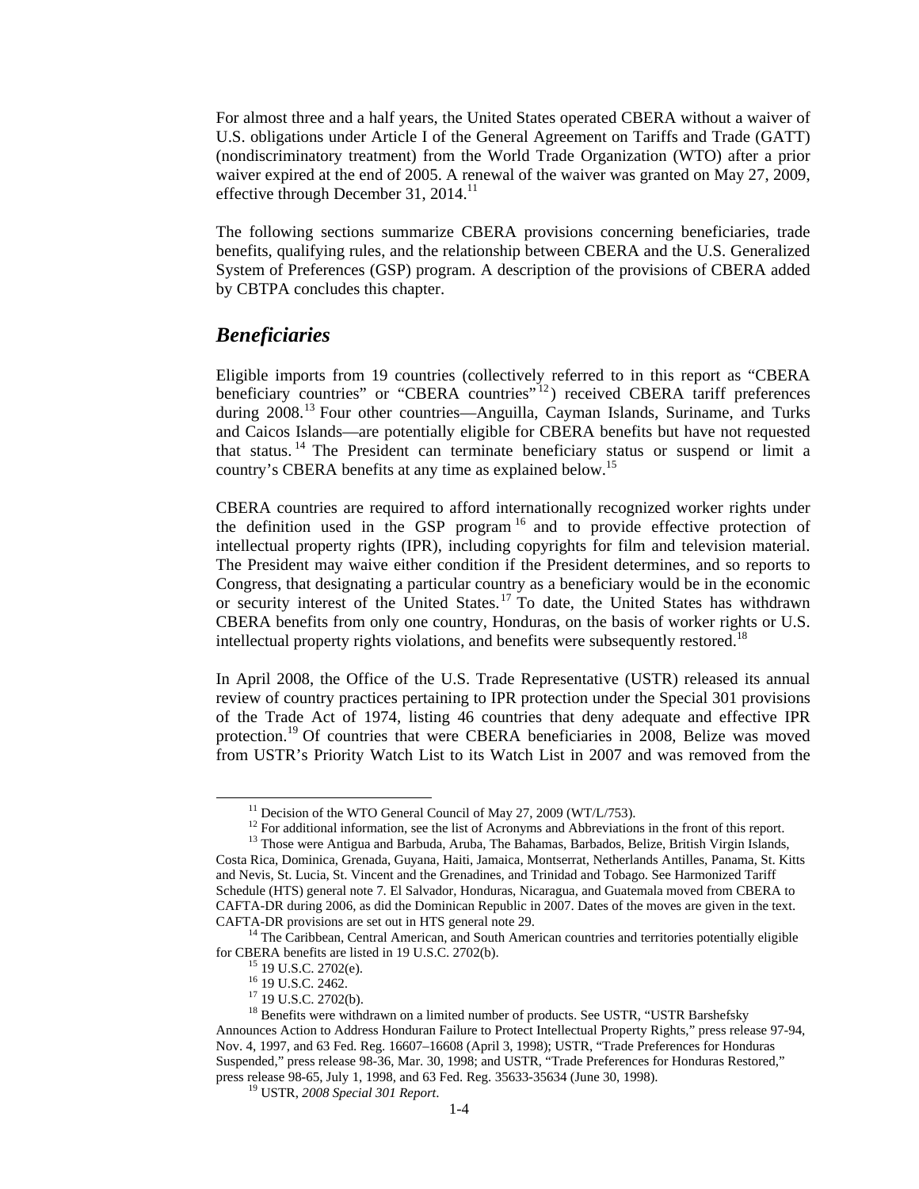For almost three and a half years, the United States operated CBERA without a waiver of U.S. obligations under Article I of the General Agreement on Tariffs and Trade (GATT) (nondiscriminatory treatment) from the World Trade Organization (WTO) after a prior waiver expired at the end of 2005. A renewal of the waiver was granted on May 27, 2009, effective through December 31, 2014.[11]

The following sections summarize CBERA provisions concerning beneficiaries, trade benefits, qualifying rules, and the relationship between CBERA and the U.S. Generalized System of Preferences (GSP) program. A description of the provisions of CBERA added by CBTPA concludes this chapter.

## *Beneficiaries*

Eligible imports from 19 countries (collectively referred to in this report as "CBERA beneficiary countries" or "CBERA countries"[12]) received CBERA tariff preferences during 2008.[13] Four other countries—Anguilla, Cayman Islands, Suriname, and Turks and Caicos Islands—are potentially eligible for CBERA benefits but have not requested that status.[14] The President can terminate beneficiary status or suspend or limit a country's CBERA benefits at any time as explained below.[15]

CBERA countries are required to afford internationally recognized worker rights under the definition used in the GSP program[16] and to provide effective protection of intellectual property rights (IPR), including copyrights for film and television material. The President may waive either condition if the President determines, and so reports to Congress, that designating a particular country as a beneficiary would be in the economic or security interest of the United States.[17] To date, the United States has withdrawn CBERA benefits from only one country, Honduras, on the basis of worker rights or U.S. intellectual property rights violations, and benefits were subsequently restored.[18]

In April 2008, the Office of the U.S. Trade Representative (USTR) released its annual review of country practices pertaining to IPR protection under the Special 301 provisions of the Trade Act of 1974, listing 46 countries that deny adequate and effective IPR protection.[19] Of countries that were CBERA beneficiaries in 2008, Belize was moved from USTR's Priority Watch List to its Watch List in 2007 and was removed from the

---

[11] Decision of the WTO General Council of May 27, 2009 (WT/L/753).

[12] For additional information, see the list of Acronyms and Abbreviations in the front of this report.

[13] Those were Antigua and Barbuda, Aruba, The Bahamas, Barbados, Belize, British Virgin Islands, Costa Rica, Dominica, Grenada, Guyana, Haiti, Jamaica, Montserrat, Netherlands Antilles, Panama, St. Kitts and Nevis, St. Lucia, St. Vincent and the Grenadines, and Trinidad and Tobago. See Harmonized Tariff Schedule (HTS) general note 7. El Salvador, Honduras, Nicaragua, and Guatemala moved from CBERA to CAFTA-DR during 2006, as did the Dominican Republic in 2007. Dates of the moves are given in the text. CAFTA-DR provisions are set out in HTS general note 29.

[14] The Caribbean, Central American, and South American countries and territories potentially eligible for CBERA benefits are listed in 19 U.S.C. 2702(b).

[15] 19 U.S.C. 2702(e).

[16] 19 U.S.C. 2462.

[17] 19 U.S.C. 2702(b).

[18] Benefits were withdrawn on a limited number of products. See USTR, "USTR Barshefsky Announces Action to Address Honduran Failure to Protect Intellectual Property Rights," press release 97-94, Nov. 4, 1997, and 63 Fed. Reg. 16607–16608 (April 3, 1998); USTR, "Trade Preferences for Honduras Suspended," press release 98-36, Mar. 30, 1998; and USTR, "Trade Preferences for Honduras Restored," press release 98-65, July 1, 1998, and 63 Fed. Reg. 35633-35634 (June 30, 1998).

[19] USTR, *2008 Special 301 Report*.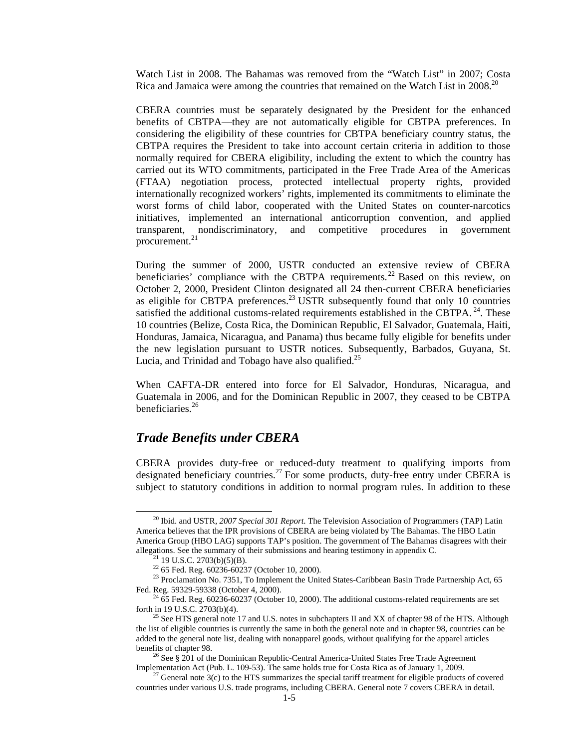Watch List in 2008. The Bahamas was removed from the "Watch List" in 2007; Costa Rica and Jamaica were among the countries that remained on the Watch List in 2008.[20]

CBERA countries must be separately designated by the President for the enhanced benefits of CBTPA—they are not automatically eligible for CBTPA preferences. In considering the eligibility of these countries for CBTPA beneficiary country status, the CBTPA requires the President to take into account certain criteria in addition to those normally required for CBERA eligibility, including the extent to which the country has carried out its WTO commitments, participated in the Free Trade Area of the Americas (FTAA) negotiation process, protected intellectual property rights, provided internationally recognized workers' rights, implemented its commitments to eliminate the worst forms of child labor, cooperated with the United States on counter-narcotics initiatives, implemented an international anticorruption convention, and applied transparent, nondiscriminatory, and competitive procedures in government procurement.[21]

During the summer of 2000, USTR conducted an extensive review of CBERA beneficiaries' compliance with the CBTPA requirements.[22] Based on this review, on October 2, 2000, President Clinton designated all 24 then-current CBERA beneficiaries as eligible for CBTPA preferences.[23] USTR subsequently found that only 10 countries satisfied the additional customs-related requirements established in the CBTPA.[24]. These 10 countries (Belize, Costa Rica, the Dominican Republic, El Salvador, Guatemala, Haiti, Honduras, Jamaica, Nicaragua, and Panama) thus became fully eligible for benefits under the new legislation pursuant to USTR notices. Subsequently, Barbados, Guyana, St. Lucia, and Trinidad and Tobago have also qualified.[25]

When CAFTA-DR entered into force for El Salvador, Honduras, Nicaragua, and Guatemala in 2006, and for the Dominican Republic in 2007, they ceased to be CBTPA beneficiaries.[26]

## *Trade Benefits under CBERA*

CBERA provides duty-free or reduced-duty treatment to qualifying imports from designated beneficiary countries.[27] For some products, duty-free entry under CBERA is subject to statutory conditions in addition to normal program rules. In addition to these

---

[20] Ibid. and USTR, *2007 Special 301 Report*. The Television Association of Programmers (TAP) Latin America believes that the IPR provisions of CBERA are being violated by The Bahamas. The HBO Latin America Group (HBO LAG) supports TAP's position. The government of The Bahamas disagrees with their allegations. See the summary of their submissions and hearing testimony in appendix C.

[21] 19 U.S.C. 2703(b)(5)(B).

[22] 65 Fed. Reg. 60236-60237 (October 10, 2000).

[23] Proclamation No. 7351, To Implement the United States-Caribbean Basin Trade Partnership Act, 65 Fed. Reg. 59329-59338 (October 4, 2000).

[24] 65 Fed. Reg. 60236-60237 (October 10, 2000). The additional customs-related requirements are set forth in 19 U.S.C. 2703(b)(4).

[25] See HTS general note 17 and U.S. notes in subchapters II and XX of chapter 98 of the HTS. Although the list of eligible countries is currently the same in both the general note and in chapter 98, countries can be added to the general note list, dealing with nonapparel goods, without qualifying for the apparel articles benefits of chapter 98.

[26] See § 201 of the Dominican Republic-Central America-United States Free Trade Agreement Implementation Act (Pub. L. 109-53). The same holds true for Costa Rica as of January 1, 2009.

[27] General note 3(c) to the HTS summarizes the special tariff treatment for eligible products of covered countries under various U.S. trade programs, including CBERA. General note 7 covers CBERA in detail.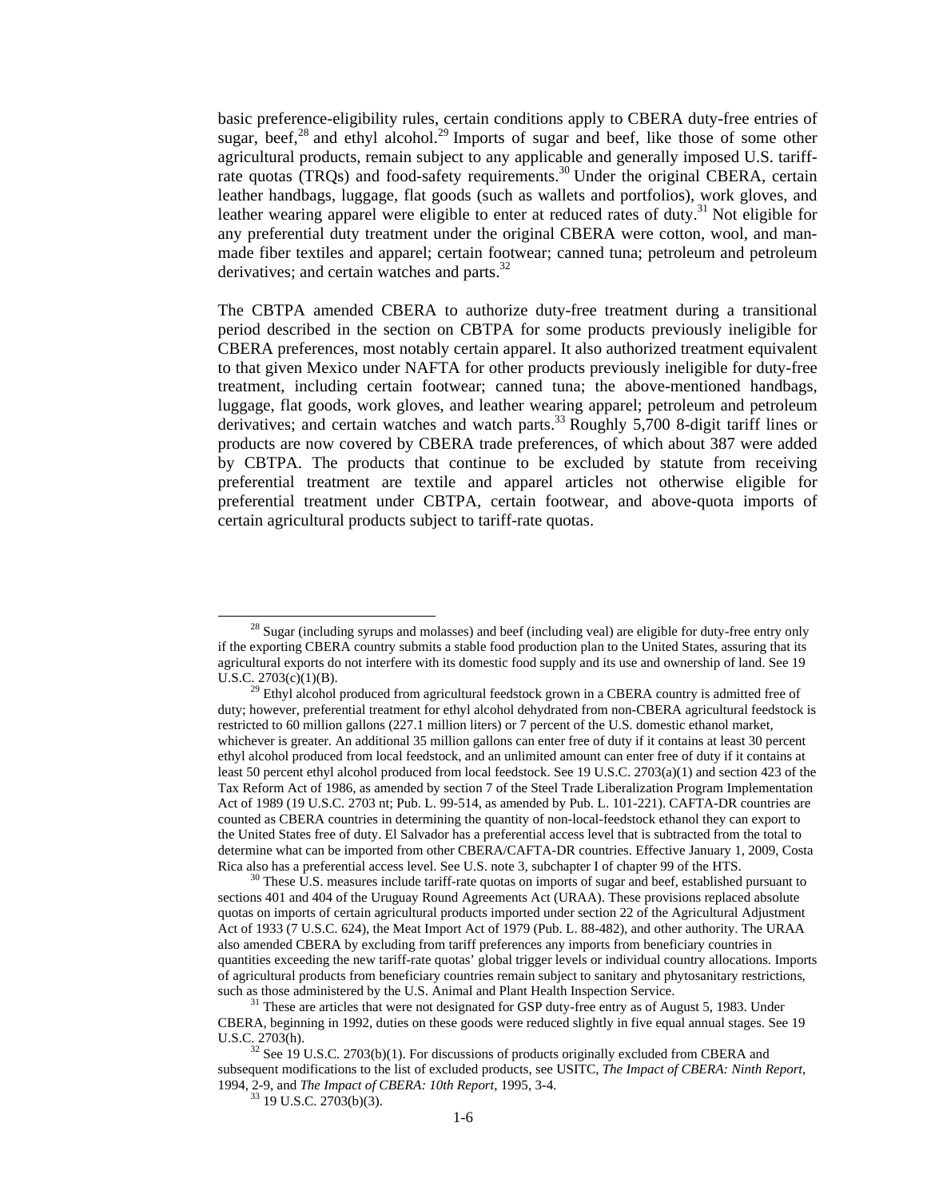basic preference-eligibility rules, certain conditions apply to CBERA duty-free entries of sugar, beef,[28] and ethyl alcohol.[29] Imports of sugar and beef, like those of some other agricultural products, remain subject to any applicable and generally imposed U.S. tariff-rate quotas (TRQs) and food-safety requirements.[30] Under the original CBERA, certain leather handbags, luggage, flat goods (such as wallets and portfolios), work gloves, and leather wearing apparel were eligible to enter at reduced rates of duty.[31] Not eligible for any preferential duty treatment under the original CBERA were cotton, wool, and man-made fiber textiles and apparel; certain footwear; canned tuna; petroleum and petroleum derivatives; and certain watches and parts.[32]

The CBTPA amended CBERA to authorize duty-free treatment during a transitional period described in the section on CBTPA for some products previously ineligible for CBERA preferences, most notably certain apparel. It also authorized treatment equivalent to that given Mexico under NAFTA for other products previously ineligible for duty-free treatment, including certain footwear; canned tuna; the above-mentioned handbags, luggage, flat goods, work gloves, and leather wearing apparel; petroleum and petroleum derivatives; and certain watches and watch parts.[33] Roughly 5,700 8-digit tariff lines or products are now covered by CBERA trade preferences, of which about 387 were added by CBTPA. The products that continue to be excluded by statute from receiving preferential treatment are textile and apparel articles not otherwise eligible for preferential treatment under CBTPA, certain footwear, and above-quota imports of certain agricultural products subject to tariff-rate quotas.

---

[28] Sugar (including syrups and molasses) and beef (including veal) are eligible for duty-free entry only if the exporting CBERA country submits a stable food production plan to the United States, assuring that its agricultural exports do not interfere with its domestic food supply and its use and ownership of land. See 19 U.S.C. 2703(c)(1)(B).

[29] Ethyl alcohol produced from agricultural feedstock grown in a CBERA country is admitted free of duty; however, preferential treatment for ethyl alcohol dehydrated from non-CBERA agricultural feedstock is restricted to 60 million gallons (227.1 million liters) or 7 percent of the U.S. domestic ethanol market, whichever is greater. An additional 35 million gallons can enter free of duty if it contains at least 30 percent ethyl alcohol produced from local feedstock, and an unlimited amount can enter free of duty if it contains at least 50 percent ethyl alcohol produced from local feedstock. See 19 U.S.C. 2703(a)(1) and section 423 of the Tax Reform Act of 1986, as amended by section 7 of the Steel Trade Liberalization Program Implementation Act of 1989 (19 U.S.C. 2703 nt; Pub. L. 99-514, as amended by Pub. L. 101-221). CAFTA-DR countries are counted as CBERA countries in determining the quantity of non-local-feedstock ethanol they can export to the United States free of duty. El Salvador has a preferential access level that is subtracted from the total to determine what can be imported from other CBERA/CAFTA-DR countries. Effective January 1, 2009, Costa Rica also has a preferential access level. See U.S. note 3, subchapter I of chapter 99 of the HTS.

[30] These U.S. measures include tariff-rate quotas on imports of sugar and beef, established pursuant to sections 401 and 404 of the Uruguay Round Agreements Act (URAA). These provisions replaced absolute quotas on imports of certain agricultural products imported under section 22 of the Agricultural Adjustment Act of 1933 (7 U.S.C. 624), the Meat Import Act of 1979 (Pub. L. 88-482), and other authority. The URAA also amended CBERA by excluding from tariff preferences any imports from beneficiary countries in quantities exceeding the new tariff-rate quotas' global trigger levels or individual country allocations. Imports of agricultural products from beneficiary countries remain subject to sanitary and phytosanitary restrictions, such as those administered by the U.S. Animal and Plant Health Inspection Service.

[31] These are articles that were not designated for GSP duty-free entry as of August 5, 1983. Under CBERA, beginning in 1992, duties on these goods were reduced slightly in five equal annual stages. See 19 U.S.C. 2703(h).

[32] See 19 U.S.C. 2703(b)(1). For discussions of products originally excluded from CBERA and subsequent modifications to the list of excluded products, see USITC, *The Impact of CBERA: Ninth Report*, 1994, 2-9, and *The Impact of CBERA: 10th Report*, 1995, 3-4.

[33] 19 U.S.C. 2703(b)(3).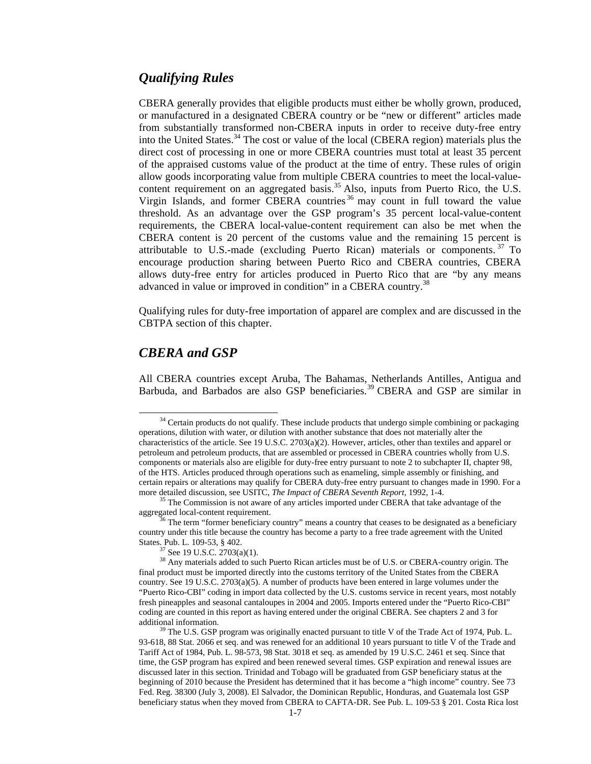## *Qualifying Rules*

CBERA generally provides that eligible products must either be wholly grown, produced, or manufactured in a designated CBERA country or be "new or different" articles made from substantially transformed non-CBERA inputs in order to receive duty-free entry into the United States.[34] The cost or value of the local (CBERA region) materials plus the direct cost of processing in one or more CBERA countries must total at least 35 percent of the appraised customs value of the product at the time of entry. These rules of origin allow goods incorporating value from multiple CBERA countries to meet the local-value-content requirement on an aggregated basis.[35] Also, inputs from Puerto Rico, the U.S. Virgin Islands, and former CBERA countries[36] may count in full toward the value threshold. As an advantage over the GSP program's 35 percent local-value-content requirements, the CBERA local-value-content requirement can also be met when the CBERA content is 20 percent of the customs value and the remaining 15 percent is attributable to U.S.-made (excluding Puerto Rican) materials or components.[37] To encourage production sharing between Puerto Rico and CBERA countries, CBERA allows duty-free entry for articles produced in Puerto Rico that are "by any means advanced in value or improved in condition" in a CBERA country.[38]

Qualifying rules for duty-free importation of apparel are complex and are discussed in the CBTPA section of this chapter.

## *CBERA and GSP*

All CBERA countries except Aruba, The Bahamas, Netherlands Antilles, Antigua and Barbuda, and Barbados are also GSP beneficiaries.[39] CBERA and GSP are similar in

[34] Certain products do not qualify. These include products that undergo simple combining or packaging operations, dilution with water, or dilution with another substance that does not materially alter the characteristics of the article. See 19 U.S.C. 2703(a)(2). However, articles, other than textiles and apparel or petroleum and petroleum products, that are assembled or processed in CBERA countries wholly from U.S. components or materials also are eligible for duty-free entry pursuant to note 2 to subchapter II, chapter 98, of the HTS. Articles produced through operations such as enameling, simple assembly or finishing, and certain repairs or alterations may qualify for CBERA duty-free entry pursuant to changes made in 1990. For a more detailed discussion, see USITC, *The Impact of CBERA Seventh Report*, 1992, 1-4.

[35] The Commission is not aware of any articles imported under CBERA that take advantage of the aggregated local-content requirement.

[36] The term "former beneficiary country" means a country that ceases to be designated as a beneficiary country under this title because the country has become a party to a free trade agreement with the United States. Pub. L. 109-53, § 402.

[37] See 19 U.S.C. 2703(a)(1).

[38] Any materials added to such Puerto Rican articles must be of U.S. or CBERA-country origin. The final product must be imported directly into the customs territory of the United States from the CBERA country. See 19 U.S.C. 2703(a)(5). A number of products have been entered in large volumes under the "Puerto Rico-CBI" coding in import data collected by the U.S. customs service in recent years, most notably fresh pineapples and seasonal cantaloupes in 2004 and 2005. Imports entered under the "Puerto Rico-CBI" coding are counted in this report as having entered under the original CBERA. See chapters 2 and 3 for additional information.

[39] The U.S. GSP program was originally enacted pursuant to title V of the Trade Act of 1974, Pub. L. 93-618, 88 Stat. 2066 et seq. and was renewed for an additional 10 years pursuant to title V of the Trade and Tariff Act of 1984, Pub. L. 98-573, 98 Stat. 3018 et seq. as amended by 19 U.S.C. 2461 et seq. Since that time, the GSP program has expired and been renewed several times. GSP expiration and renewal issues are discussed later in this section. Trinidad and Tobago will be graduated from GSP beneficiary status at the beginning of 2010 because the President has determined that it has become a "high income" country. See 73 Fed. Reg. 38300 (July 3, 2008). El Salvador, the Dominican Republic, Honduras, and Guatemala lost GSP beneficiary status when they moved from CBERA to CAFTA-DR. See Pub. L. 109-53 § 201. Costa Rica lost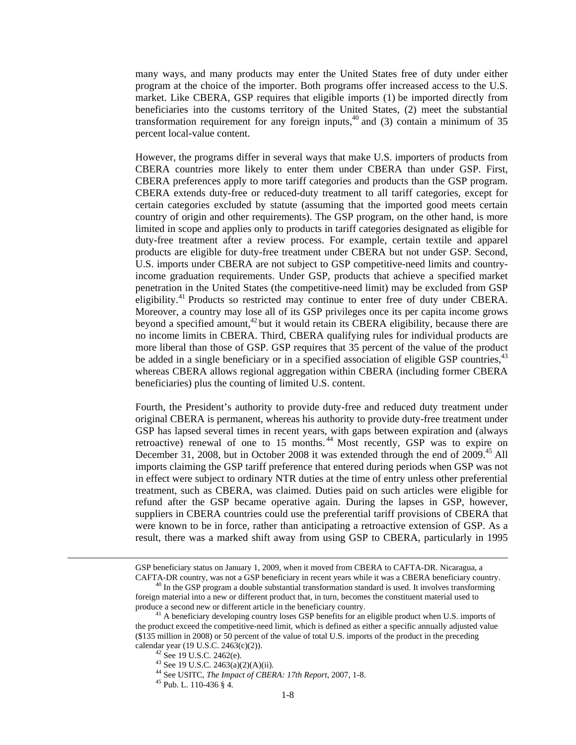many ways, and many products may enter the United States free of duty under either program at the choice of the importer. Both programs offer increased access to the U.S. market. Like CBERA, GSP requires that eligible imports (1) be imported directly from beneficiaries into the customs territory of the United States, (2) meet the substantial transformation requirement for any foreign inputs,[40] and (3) contain a minimum of 35 percent local-value content.

However, the programs differ in several ways that make U.S. importers of products from CBERA countries more likely to enter them under CBERA than under GSP. First, CBERA preferences apply to more tariff categories and products than the GSP program. CBERA extends duty-free or reduced-duty treatment to all tariff categories, except for certain categories excluded by statute (assuming that the imported good meets certain country of origin and other requirements). The GSP program, on the other hand, is more limited in scope and applies only to products in tariff categories designated as eligible for duty-free treatment after a review process. For example, certain textile and apparel products are eligible for duty-free treatment under CBERA but not under GSP. Second, U.S. imports under CBERA are not subject to GSP competitive-need limits and country-income graduation requirements. Under GSP, products that achieve a specified market penetration in the United States (the competitive-need limit) may be excluded from GSP eligibility.[41] Products so restricted may continue to enter free of duty under CBERA. Moreover, a country may lose all of its GSP privileges once its per capita income grows beyond a specified amount,[42] but it would retain its CBERA eligibility, because there are no income limits in CBERA. Third, CBERA qualifying rules for individual products are more liberal than those of GSP. GSP requires that 35 percent of the value of the product be added in a single beneficiary or in a specified association of eligible GSP countries,[43] whereas CBERA allows regional aggregation within CBERA (including former CBERA beneficiaries) plus the counting of limited U.S. content.

Fourth, the President's authority to provide duty-free and reduced duty treatment under original CBERA is permanent, whereas his authority to provide duty-free treatment under GSP has lapsed several times in recent years, with gaps between expiration and (always retroactive) renewal of one to 15 months.[44] Most recently, GSP was to expire on December 31, 2008, but in October 2008 it was extended through the end of 2009.[45] All imports claiming the GSP tariff preference that entered during periods when GSP was not in effect were subject to ordinary NTR duties at the time of entry unless other preferential treatment, such as CBERA, was claimed. Duties paid on such articles were eligible for refund after the GSP became operative again. During the lapses in GSP, however, suppliers in CBERA countries could use the preferential tariff provisions of CBERA that were known to be in force, rather than anticipating a retroactive extension of GSP. As a result, there was a marked shift away from using GSP to CBERA, particularly in 1995

---

GSP beneficiary status on January 1, 2009, when it moved from CBERA to CAFTA-DR. Nicaragua, a CAFTA-DR country, was not a GSP beneficiary in recent years while it was a CBERA beneficiary country.

[40] In the GSP program a double substantial transformation standard is used. It involves transforming foreign material into a new or different product that, in turn, becomes the constituent material used to produce a second new or different article in the beneficiary country.

[41] A beneficiary developing country loses GSP benefits for an eligible product when U.S. imports of the product exceed the competitive-need limit, which is defined as either a specific annually adjusted value ($135 million in 2008) or 50 percent of the value of total U.S. imports of the product in the preceding calendar year (19 U.S.C. 2463(c)(2)).

[42] See 19 U.S.C. 2462(e).

[43] See 19 U.S.C. 2463(a)(2)(A)(ii).

[44] See USITC, *The Impact of CBERA: 17th Report*, 2007, 1-8.

[45] Pub. L. 110-436 § 4.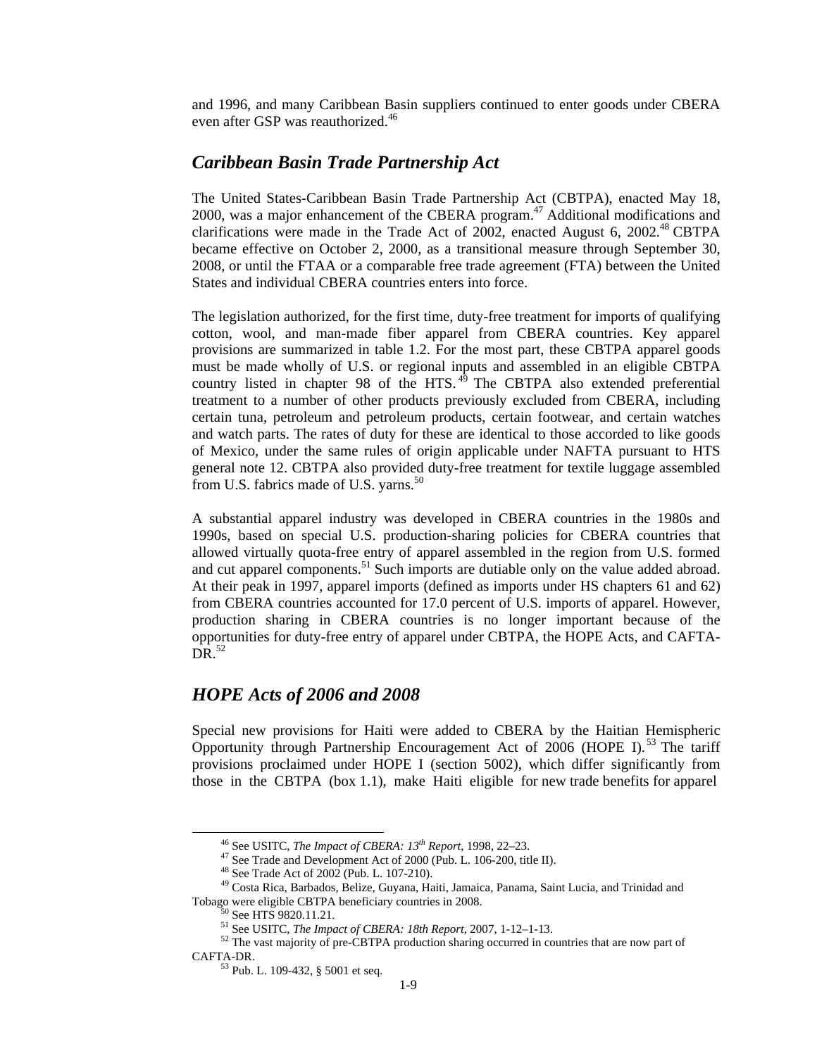and 1996, and many Caribbean Basin suppliers continued to enter goods under CBERA even after GSP was reauthorized.[46]

## *Caribbean Basin Trade Partnership Act*

The United States-Caribbean Basin Trade Partnership Act (CBTPA), enacted May 18, 2000, was a major enhancement of the CBERA program.[47] Additional modifications and clarifications were made in the Trade Act of 2002, enacted August 6, 2002.[48] CBTPA became effective on October 2, 2000, as a transitional measure through September 30, 2008, or until the FTAA or a comparable free trade agreement (FTA) between the United States and individual CBERA countries enters into force.

The legislation authorized, for the first time, duty-free treatment for imports of qualifying cotton, wool, and man-made fiber apparel from CBERA countries. Key apparel provisions are summarized in table 1.2. For the most part, these CBTPA apparel goods must be made wholly of U.S. or regional inputs and assembled in an eligible CBTPA country listed in chapter 98 of the HTS.[49] The CBTPA also extended preferential treatment to a number of other products previously excluded from CBERA, including certain tuna, petroleum and petroleum products, certain footwear, and certain watches and watch parts. The rates of duty for these are identical to those accorded to like goods of Mexico, under the same rules of origin applicable under NAFTA pursuant to HTS general note 12. CBTPA also provided duty-free treatment for textile luggage assembled from U.S. fabrics made of U.S. yarns.[50]

A substantial apparel industry was developed in CBERA countries in the 1980s and 1990s, based on special U.S. production-sharing policies for CBERA countries that allowed virtually quota-free entry of apparel assembled in the region from U.S. formed and cut apparel components.[51] Such imports are dutiable only on the value added abroad. At their peak in 1997, apparel imports (defined as imports under HS chapters 61 and 62) from CBERA countries accounted for 17.0 percent of U.S. imports of apparel. However, production sharing in CBERA countries is no longer important because of the opportunities for duty-free entry of apparel under CBTPA, the HOPE Acts, and CAFTA-DR.[52]

## *HOPE Acts of 2006 and 2008*

Special new provisions for Haiti were added to CBERA by the Haitian Hemispheric Opportunity through Partnership Encouragement Act of 2006 (HOPE I).[53] The tariff provisions proclaimed under HOPE I (section 5002), which differ significantly from those in the CBTPA (box 1.1), make Haiti eligible for new trade benefits for apparel

[46] See USITC, *The Impact of CBERA: 13th Report*, 1998, 22–23.

[47] See Trade and Development Act of 2000 (Pub. L. 106-200, title II).

[48] See Trade Act of 2002 (Pub. L. 107-210).

[49] Costa Rica, Barbados, Belize, Guyana, Haiti, Jamaica, Panama, Saint Lucia, and Trinidad and Tobago were eligible CBTPA beneficiary countries in 2008.

[50] See HTS 9820.11.21.

[51] See USITC, *The Impact of CBERA: 18th Report*, 2007, 1-12–1-13.

[52] The vast majority of pre-CBTPA production sharing occurred in countries that are now part of CAFTA-DR.

[53] Pub. L. 109-432, § 5001 et seq.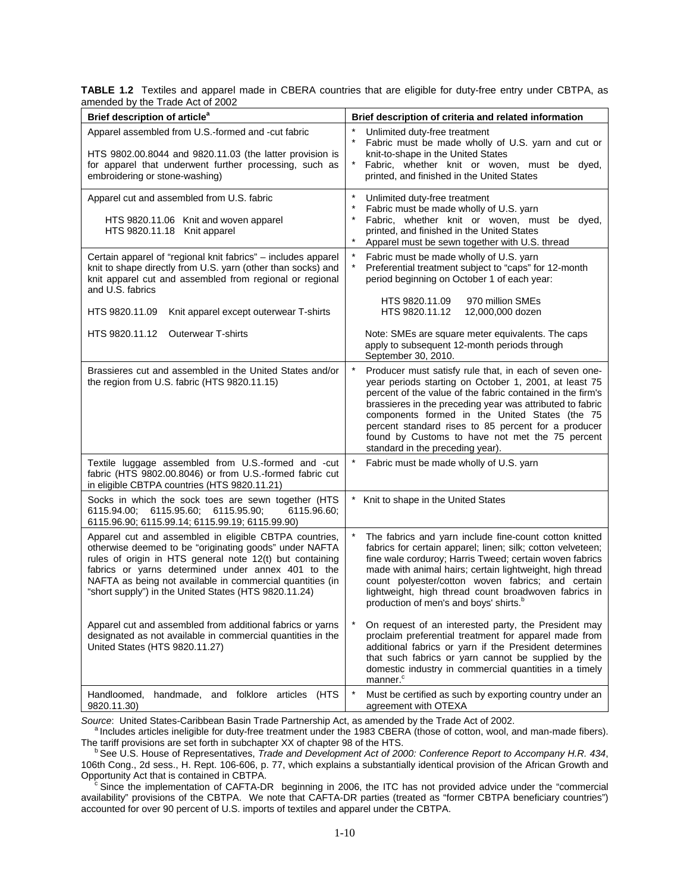**TABLE 1.2** Textiles and apparel made in CBERA countries that are eligible for duty-free entry under CBTPA, as amended by the Trade Act of 2002

| Brief description of article[a] | Brief description of criteria and related information |
|---|---|
| Apparel assembled from U.S.-formed and -cut fabric<br><br>HTS 9802.00.8044 and 9820.11.03 (the latter provision is for apparel that underwent further processing, such as embroidering or stone-washing) | * Unlimited duty-free treatment<br>* Fabric must be made wholly of U.S. yarn and cut or knit-to-shape in the United States<br>* Fabric, whether knit or woven, must be dyed, printed, and finished in the United States |
| Apparel cut and assembled from U.S. fabric<br><br>HTS 9820.11.06 Knit and woven apparel<br>HTS 9820.11.18 Knit apparel | * Unlimited duty-free treatment<br>* Fabric must be made wholly of U.S. yarn<br>* Fabric, whether knit or woven, must be dyed, printed, and finished in the United States<br>* Apparel must be sewn together with U.S. thread |
| Certain apparel of "regional knit fabrics" – includes apparel knit to shape directly from U.S. yarn (other than socks) and knit apparel cut and assembled from regional or regional and U.S. fabrics<br><br>HTS 9820.11.09 Knit apparel except outerwear T-shirts<br><br>HTS 9820.11.12 Outerwear T-shirts | * Fabric must be made wholly of U.S. yarn<br>* Preferential treatment subject to "caps" for 12-month period beginning on October 1 of each year:<br><br>HTS 9820.11.09 970 million SMEs<br>HTS 9820.11.12 12,000,000 dozen<br><br>Note: SMEs are square meter equivalents. The caps apply to subsequent 12-month periods through September 30, 2010. |
| Brassieres cut and assembled in the United States and/or the region from U.S. fabric (HTS 9820.11.15) | * Producer must satisfy rule that, in each of seven one-year periods starting on October 1, 2001, at least 75 percent of the value of the fabric contained in the firm's brassieres in the preceding year was attributed to fabric components formed in the United States (the 75 percent standard rises to 85 percent for a producer found by Customs to have not met the 75 percent standard in the preceding year). |
| Textile luggage assembled from U.S.-formed and -cut fabric (HTS 9802.00.8046) or from U.S.-formed fabric cut in eligible CBTPA countries (HTS 9820.11.21) | * Fabric must be made wholly of U.S. yarn |
| Socks in which the sock toes are sewn together (HTS 6115.94.00; 6115.95.60; 6115.95.90; 6115.96.60; 6115.96.90; 6115.99.14; 6115.99.19; 6115.99.90) | * Knit to shape in the United States |
| Apparel cut and assembled in eligible CBTPA countries, otherwise deemed to be "originating goods" under NAFTA rules of origin in HTS general note 12(t) but containing fabrics or yarns determined under annex 401 to the NAFTA as being not available in commercial quantities (in "short supply") in the United States (HTS 9820.11.24)<br><br>Apparel cut and assembled from additional fabrics or yarns designated as not available in commercial quantities in the United States (HTS 9820.11.27) | * The fabrics and yarn include fine-count cotton knitted fabrics for certain apparel; linen; silk; cotton velveteen; fine wale corduroy; Harris Tweed; certain woven fabrics made with animal hairs; certain lightweight, high thread count polyester/cotton woven fabrics; and certain lightweight, high thread count broadwoven fabrics in production of men's and boys' shirts.[b]<br><br>* On request of an interested party, the President may proclaim preferential treatment for apparel made from additional fabrics or yarn if the President determines that such fabrics or yarn cannot be supplied by the domestic industry in commercial quantities in a timely manner.[c] |
| Handloomed, handmade, and folklore articles (HTS 9820.11.30) | * Must be certified as such by exporting country under an agreement with OTEXA |

*Source*: United States-Caribbean Basin Trade Partnership Act, as amended by the Trade Act of 2002.

[a] Includes articles ineligible for duty-free treatment under the 1983 CBERA (those of cotton, wool, and man-made fibers). The tariff provisions are set forth in subchapter XX of chapter 98 of the HTS.

[b] See U.S. House of Representatives, *Trade and Development Act of 2000: Conference Report to Accompany H.R. 434*, 106th Cong., 2d sess., H. Rept. 106-606, p. 77, which explains a substantially identical provision of the African Growth and Opportunity Act that is contained in CBTPA.

[c] Since the implementation of CAFTA-DR beginning in 2006, the ITC has not provided advice under the "commercial availability" provisions of the CBTPA. We note that CAFTA-DR parties (treated as "former CBTPA beneficiary countries") accounted for over 90 percent of U.S. imports of textiles and apparel under the CBTPA.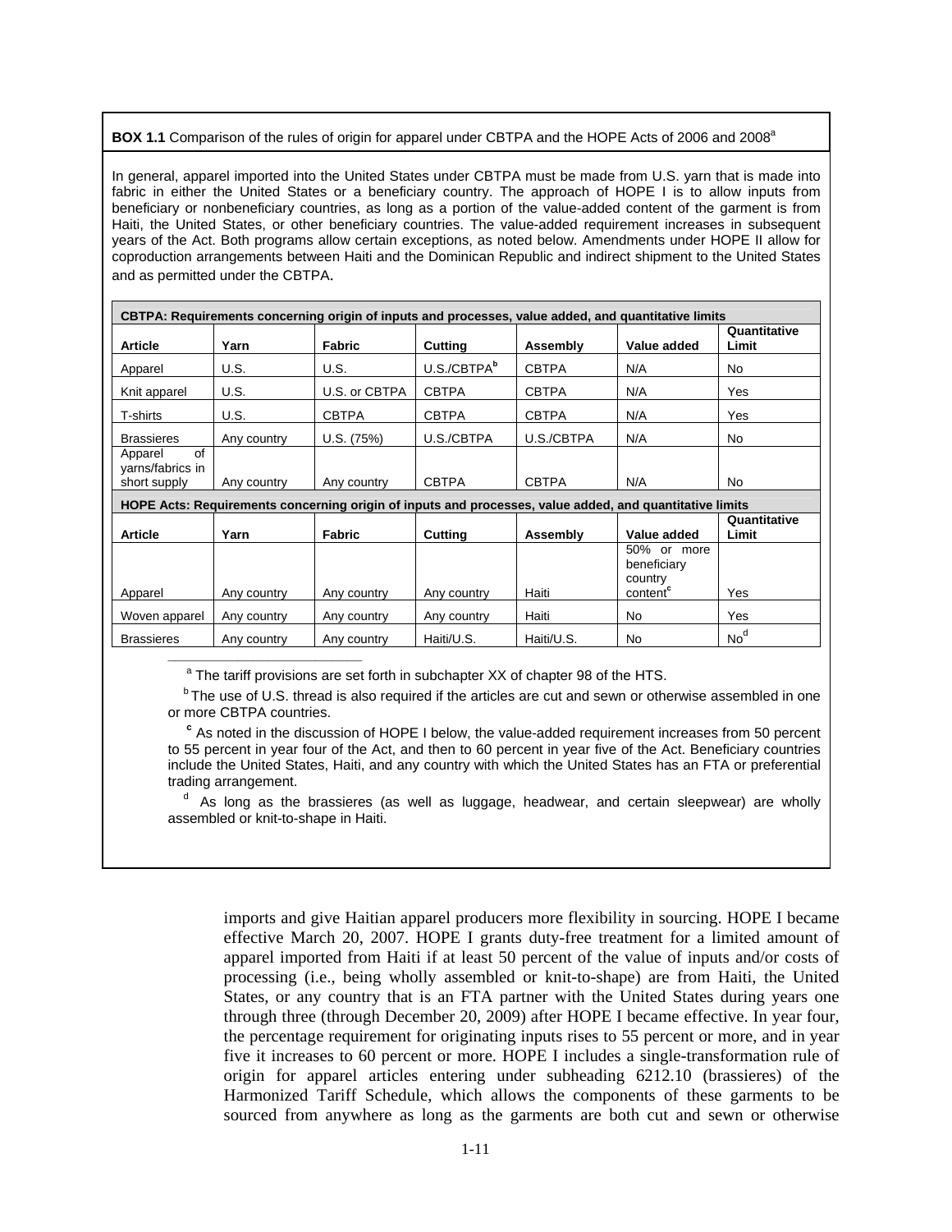**BOX 1.1** Comparison of the rules of origin for apparel under CBTPA and the HOPE Acts of 2006 and 2008[a]

In general, apparel imported into the United States under CBTPA must be made from U.S. yarn that is made into fabric in either the United States or a beneficiary country. The approach of HOPE I is to allow inputs from beneficiary or nonbeneficiary countries, as long as a portion of the value-added content of the garment is from Haiti, the United States, or other beneficiary countries. The value-added requirement increases in subsequent years of the Act. Both programs allow certain exceptions, as noted below. Amendments under HOPE II allow for coproduction arrangements between Haiti and the Dominican Republic and indirect shipment to the United States and as permitted under the CBTPA.

| CBTPA: Requirements concerning origin of inputs and processes, value added, and quantitative limits | | | | | | |
|---|---|---|---|---|---|---|
| **Article** | **Yarn** | **Fabric** | **Cutting** | **Assembly** | **Value added** | **Quantitative Limit** |
| Apparel | U.S. | U.S. | U.S./CBTPA[b] | CBTPA | N/A | No |
| Knit apparel | U.S. | U.S. or CBTPA | CBTPA | CBTPA | N/A | Yes |
| T-shirts | U.S. | CBTPA | CBTPA | CBTPA | N/A | Yes |
| Brassieres | Any country | U.S. (75%) | U.S./CBTPA | U.S./CBTPA | N/A | No |
| Apparel of yarns/fabrics in short supply | Any country | Any country | CBTPA | CBTPA | N/A | No |
| **HOPE Acts: Requirements concerning origin of inputs and processes, value added, and quantitative limits** | | | | | | |
| **Article** | **Yarn** | **Fabric** | **Cutting** | **Assembly** | **Value added** | **Quantitative Limit** |
| Apparel | Any country | Any country | Any country | Haiti | 50% or more beneficiary country content[c] | Yes |
| Woven apparel | Any country | Any country | Any country | Haiti | No | Yes |
| Brassieres | Any country | Any country | Haiti/U.S. | Haiti/U.S. | No | No[d] |

[a] The tariff provisions are set forth in subchapter XX of chapter 98 of the HTS.

[b] The use of U.S. thread is also required if the articles are cut and sewn or otherwise assembled in one or more CBTPA countries.

[c] As noted in the discussion of HOPE I below, the value-added requirement increases from 50 percent to 55 percent in year four of the Act, and then to 60 percent in year five of the Act. Beneficiary countries include the United States, Haiti, and any country with which the United States has an FTA or preferential trading arrangement.

[d] As long as the brassieres (as well as luggage, headwear, and certain sleepwear) are wholly assembled or knit-to-shape in Haiti.

imports and give Haitian apparel producers more flexibility in sourcing. HOPE I became effective March 20, 2007. HOPE I grants duty-free treatment for a limited amount of apparel imported from Haiti if at least 50 percent of the value of inputs and/or costs of processing (i.e., being wholly assembled or knit-to-shape) are from Haiti, the United States, or any country that is an FTA partner with the United States during years one through three (through December 20, 2009) after HOPE I became effective. In year four, the percentage requirement for originating inputs rises to 55 percent or more, and in year five it increases to 60 percent or more. HOPE I includes a single-transformation rule of origin for apparel articles entering under subheading 6212.10 (brassieres) of the Harmonized Tariff Schedule, which allows the components of these garments to be sourced from anywhere as long as the garments are both cut and sewn or otherwise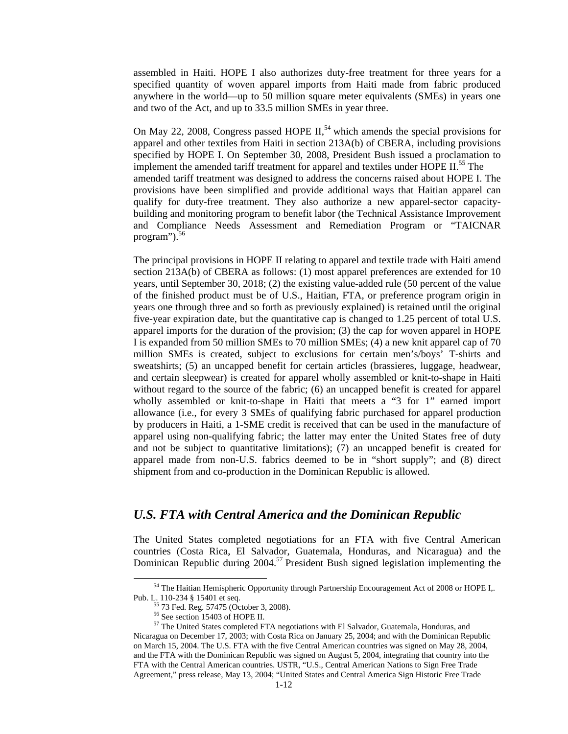assembled in Haiti. HOPE I also authorizes duty-free treatment for three years for a specified quantity of woven apparel imports from Haiti made from fabric produced anywhere in the world—up to 50 million square meter equivalents (SMEs) in years one and two of the Act, and up to 33.5 million SMEs in year three.

On May 22, 2008, Congress passed HOPE II,[54] which amends the special provisions for apparel and other textiles from Haiti in section 213A(b) of CBERA, including provisions specified by HOPE I. On September 30, 2008, President Bush issued a proclamation to implement the amended tariff treatment for apparel and textiles under HOPE II.[55] The amended tariff treatment was designed to address the concerns raised about HOPE I. The provisions have been simplified and provide additional ways that Haitian apparel can qualify for duty-free treatment. They also authorize a new apparel-sector capacity-building and monitoring program to benefit labor (the Technical Assistance Improvement and Compliance Needs Assessment and Remediation Program or "TAICNAR program").[56]

The principal provisions in HOPE II relating to apparel and textile trade with Haiti amend section 213A(b) of CBERA as follows: (1) most apparel preferences are extended for 10 years, until September 30, 2018; (2) the existing value-added rule (50 percent of the value of the finished product must be of U.S., Haitian, FTA, or preference program origin in years one through three and so forth as previously explained) is retained until the original five-year expiration date, but the quantitative cap is changed to 1.25 percent of total U.S. apparel imports for the duration of the provision; (3) the cap for woven apparel in HOPE I is expanded from 50 million SMEs to 70 million SMEs; (4) a new knit apparel cap of 70 million SMEs is created, subject to exclusions for certain men's/boys' T-shirts and sweatshirts; (5) an uncapped benefit for certain articles (brassieres, luggage, headwear, and certain sleepwear) is created for apparel wholly assembled or knit-to-shape in Haiti without regard to the source of the fabric; (6) an uncapped benefit is created for apparel wholly assembled or knit-to-shape in Haiti that meets a "3 for 1" earned import allowance (i.e., for every 3 SMEs of qualifying fabric purchased for apparel production by producers in Haiti, a 1-SME credit is received that can be used in the manufacture of apparel using non-qualifying fabric; the latter may enter the United States free of duty and not be subject to quantitative limitations); (7) an uncapped benefit is created for apparel made from non-U.S. fabrics deemed to be in "short supply"; and (8) direct shipment from and co-production in the Dominican Republic is allowed.

## *U.S. FTA with Central America and the Dominican Republic*

The United States completed negotiations for an FTA with five Central American countries (Costa Rica, El Salvador, Guatemala, Honduras, and Nicaragua) and the Dominican Republic during 2004.[57] President Bush signed legislation implementing the

---

[54] The Haitian Hemispheric Opportunity through Partnership Encouragement Act of 2008 or HOPE I,. Pub. L. 110-234 § 15401 et seq.

[55] 73 Fed. Reg. 57475 (October 3, 2008).

[56] See section 15403 of HOPE II.

[57] The United States completed FTA negotiations with El Salvador, Guatemala, Honduras, and Nicaragua on December 17, 2003; with Costa Rica on January 25, 2004; and with the Dominican Republic on March 15, 2004. The U.S. FTA with the five Central American countries was signed on May 28, 2004, and the FTA with the Dominican Republic was signed on August 5, 2004, integrating that country into the FTA with the Central American countries. USTR, "U.S., Central American Nations to Sign Free Trade Agreement," press release, May 13, 2004; "United States and Central America Sign Historic Free Trade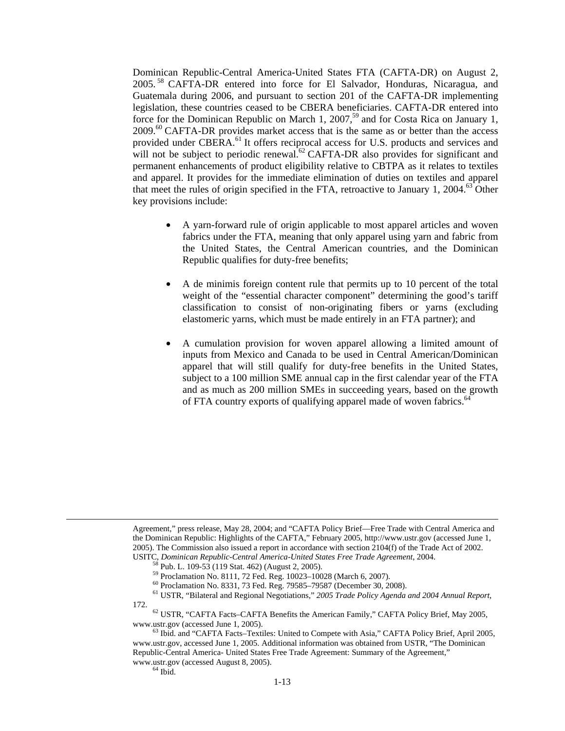Dominican Republic-Central America-United States FTA (CAFTA-DR) on August 2, 2005.[58] CAFTA-DR entered into force for El Salvador, Honduras, Nicaragua, and Guatemala during 2006, and pursuant to section 201 of the CAFTA-DR implementing legislation, these countries ceased to be CBERA beneficiaries. CAFTA-DR entered into force for the Dominican Republic on March 1, 2007,[59] and for Costa Rica on January 1, 2009.[60] CAFTA-DR provides market access that is the same as or better than the access provided under CBERA.[61] It offers reciprocal access for U.S. products and services and will not be subject to periodic renewal.[62] CAFTA-DR also provides for significant and permanent enhancements of product eligibility relative to CBTPA as it relates to textiles and apparel. It provides for the immediate elimination of duties on textiles and apparel that meet the rules of origin specified in the FTA, retroactive to January 1, 2004.[63] Other key provisions include:

- A yarn-forward rule of origin applicable to most apparel articles and woven fabrics under the FTA, meaning that only apparel using yarn and fabric from the United States, the Central American countries, and the Dominican Republic qualifies for duty-free benefits;

- A de minimis foreign content rule that permits up to 10 percent of the total weight of the "essential character component" determining the good's tariff classification to consist of non-originating fibers or yarns (excluding elastomeric yarns, which must be made entirely in an FTA partner); and

- A cumulation provision for woven apparel allowing a limited amount of inputs from Mexico and Canada to be used in Central American/Dominican apparel that will still qualify for duty-free benefits in the United States, subject to a 100 million SME annual cap in the first calendar year of the FTA and as much as 200 million SMEs in succeeding years, based on the growth of FTA country exports of qualifying apparel made of woven fabrics.[64]

---

Agreement," press release, May 28, 2004; and "CAFTA Policy Brief—Free Trade with Central America and the Dominican Republic: Highlights of the CAFTA," February 2005, http://www.ustr.gov (accessed June 1, 2005). The Commission also issued a report in accordance with section 2104(f) of the Trade Act of 2002. USITC, *Dominican Republic-Central America-United States Free Trade Agreement*, 2004.

[58] Pub. L. 109-53 (119 Stat. 462) (August 2, 2005).

[59] Proclamation No. 8111, 72 Fed. Reg. 10023–10028 (March 6, 2007).

[60] Proclamation No. 8331, 73 Fed. Reg. 79585–79587 (December 30, 2008).

[61] USTR, "Bilateral and Regional Negotiations," *2005 Trade Policy Agenda and 2004 Annual Report*, 172.

[62] USTR, "CAFTA Facts–CAFTA Benefits the American Family," CAFTA Policy Brief, May 2005, www.ustr.gov (accessed June 1, 2005).

[63] Ibid. and "CAFTA Facts–Textiles: United to Compete with Asia," CAFTA Policy Brief, April 2005, www.ustr.gov, accessed June 1, 2005. Additional information was obtained from USTR, "The Dominican Republic-Central America- United States Free Trade Agreement: Summary of the Agreement," www.ustr.gov (accessed August 8, 2005).

[64] Ibid.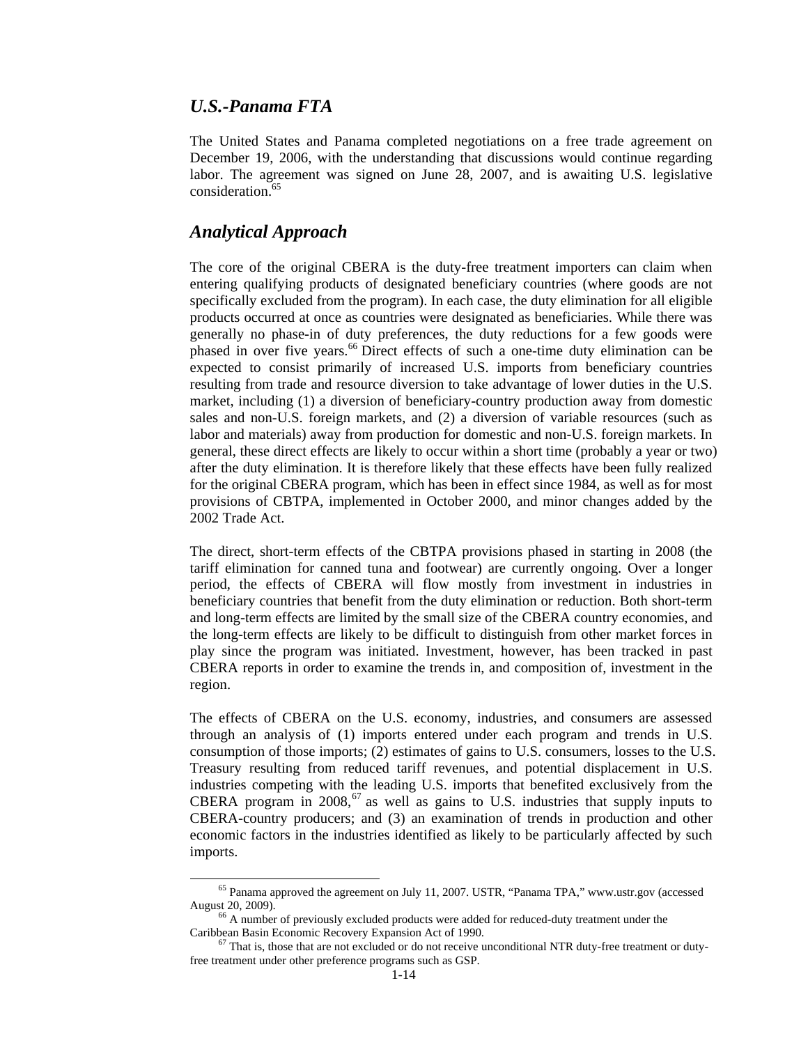## *U.S.-Panama FTA*

The United States and Panama completed negotiations on a free trade agreement on December 19, 2006, with the understanding that discussions would continue regarding labor. The agreement was signed on June 28, 2007, and is awaiting U.S. legislative consideration.[65]

## *Analytical Approach*

The core of the original CBERA is the duty-free treatment importers can claim when entering qualifying products of designated beneficiary countries (where goods are not specifically excluded from the program). In each case, the duty elimination for all eligible products occurred at once as countries were designated as beneficiaries. While there was generally no phase-in of duty preferences, the duty reductions for a few goods were phased in over five years.[66] Direct effects of such a one-time duty elimination can be expected to consist primarily of increased U.S. imports from beneficiary countries resulting from trade and resource diversion to take advantage of lower duties in the U.S. market, including (1) a diversion of beneficiary-country production away from domestic sales and non-U.S. foreign markets, and (2) a diversion of variable resources (such as labor and materials) away from production for domestic and non-U.S. foreign markets. In general, these direct effects are likely to occur within a short time (probably a year or two) after the duty elimination. It is therefore likely that these effects have been fully realized for the original CBERA program, which has been in effect since 1984, as well as for most provisions of CBTPA, implemented in October 2000, and minor changes added by the 2002 Trade Act.

The direct, short-term effects of the CBTPA provisions phased in starting in 2008 (the tariff elimination for canned tuna and footwear) are currently ongoing. Over a longer period, the effects of CBERA will flow mostly from investment in industries in beneficiary countries that benefit from the duty elimination or reduction. Both short-term and long-term effects are limited by the small size of the CBERA country economies, and the long-term effects are likely to be difficult to distinguish from other market forces in play since the program was initiated. Investment, however, has been tracked in past CBERA reports in order to examine the trends in, and composition of, investment in the region.

The effects of CBERA on the U.S. economy, industries, and consumers are assessed through an analysis of (1) imports entered under each program and trends in U.S. consumption of those imports; (2) estimates of gains to U.S. consumers, losses to the U.S. Treasury resulting from reduced tariff revenues, and potential displacement in U.S. industries competing with the leading U.S. imports that benefited exclusively from the CBERA program in 2008,[67] as well as gains to U.S. industries that supply inputs to CBERA-country producers; and (3) an examination of trends in production and other economic factors in the industries identified as likely to be particularly affected by such imports.

---

[65] Panama approved the agreement on July 11, 2007. USTR, "Panama TPA," www.ustr.gov (accessed August 20, 2009).

[66] A number of previously excluded products were added for reduced-duty treatment under the Caribbean Basin Economic Recovery Expansion Act of 1990.

[67] That is, those that are not excluded or do not receive unconditional NTR duty-free treatment or duty-free treatment under other preference programs such as GSP.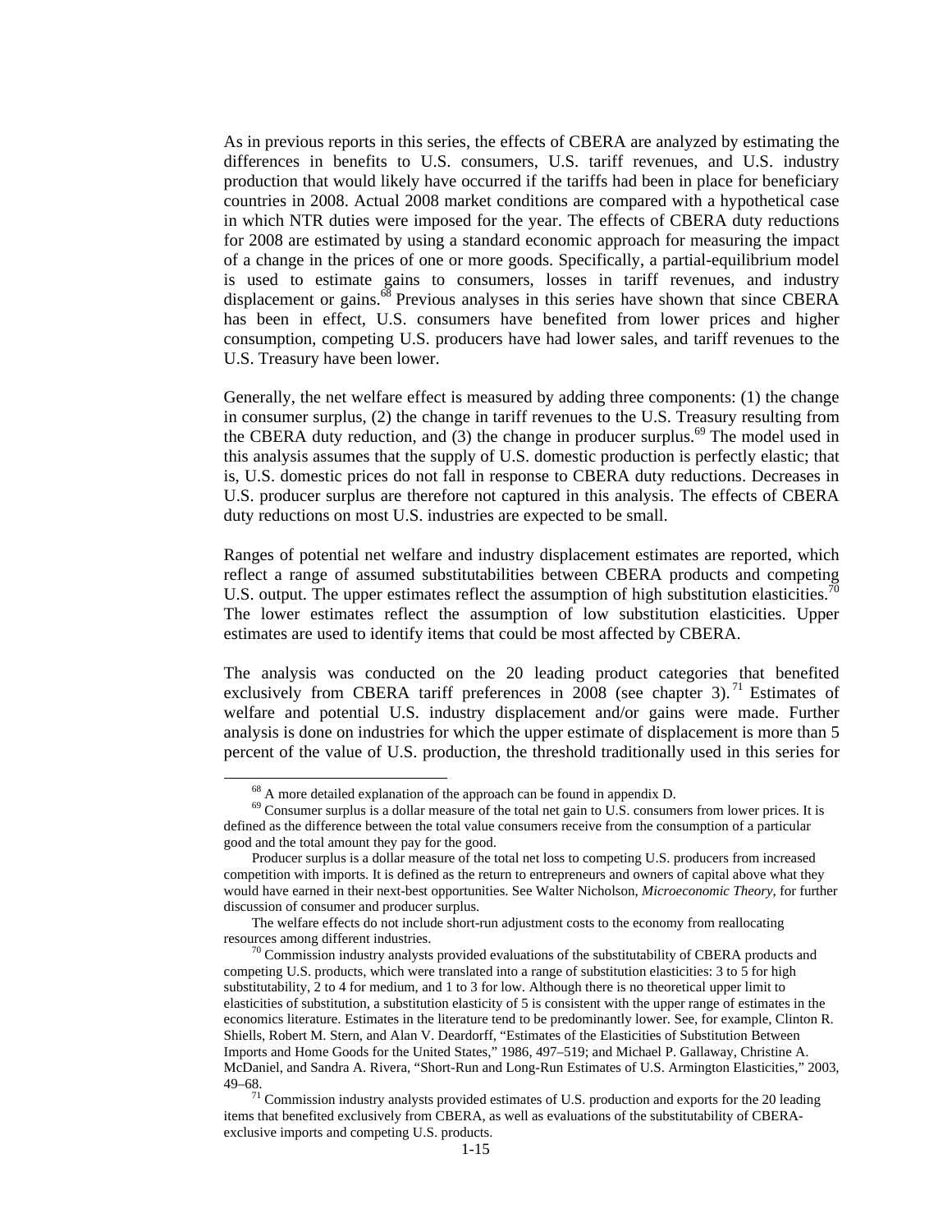As in previous reports in this series, the effects of CBERA are analyzed by estimating the differences in benefits to U.S. consumers, U.S. tariff revenues, and U.S. industry production that would likely have occurred if the tariffs had been in place for beneficiary countries in 2008. Actual 2008 market conditions are compared with a hypothetical case in which NTR duties were imposed for the year. The effects of CBERA duty reductions for 2008 are estimated by using a standard economic approach for measuring the impact of a change in the prices of one or more goods. Specifically, a partial-equilibrium model is used to estimate gains to consumers, losses in tariff revenues, and industry displacement or gains.[68] Previous analyses in this series have shown that since CBERA has been in effect, U.S. consumers have benefited from lower prices and higher consumption, competing U.S. producers have had lower sales, and tariff revenues to the U.S. Treasury have been lower.

Generally, the net welfare effect is measured by adding three components: (1) the change in consumer surplus, (2) the change in tariff revenues to the U.S. Treasury resulting from the CBERA duty reduction, and (3) the change in producer surplus.[69] The model used in this analysis assumes that the supply of U.S. domestic production is perfectly elastic; that is, U.S. domestic prices do not fall in response to CBERA duty reductions. Decreases in U.S. producer surplus are therefore not captured in this analysis. The effects of CBERA duty reductions on most U.S. industries are expected to be small.

Ranges of potential net welfare and industry displacement estimates are reported, which reflect a range of assumed substitutabilities between CBERA products and competing U.S. output. The upper estimates reflect the assumption of high substitution elasticities.[70] The lower estimates reflect the assumption of low substitution elasticities. Upper estimates are used to identify items that could be most affected by CBERA.

The analysis was conducted on the 20 leading product categories that benefited exclusively from CBERA tariff preferences in 2008 (see chapter 3).[71] Estimates of welfare and potential U.S. industry displacement and/or gains were made. Further analysis is done on industries for which the upper estimate of displacement is more than 5 percent of the value of U.S. production, the threshold traditionally used in this series for

---

[68] A more detailed explanation of the approach can be found in appendix D.

[69] Consumer surplus is a dollar measure of the total net gain to U.S. consumers from lower prices. It is defined as the difference between the total value consumers receive from the consumption of a particular good and the total amount they pay for the good.

Producer surplus is a dollar measure of the total net loss to competing U.S. producers from increased competition with imports. It is defined as the return to entrepreneurs and owners of capital above what they would have earned in their next-best opportunities. See Walter Nicholson, *Microeconomic Theory*, for further discussion of consumer and producer surplus.

The welfare effects do not include short-run adjustment costs to the economy from reallocating resources among different industries.

[70] Commission industry analysts provided evaluations of the substitutability of CBERA products and competing U.S. products, which were translated into a range of substitution elasticities: 3 to 5 for high substitutability, 2 to 4 for medium, and 1 to 3 for low. Although there is no theoretical upper limit to elasticities of substitution, a substitution elasticity of 5 is consistent with the upper range of estimates in the economics literature. Estimates in the literature tend to be predominantly lower. See, for example, Clinton R. Shiells, Robert M. Stern, and Alan V. Deardorff, "Estimates of the Elasticities of Substitution Between Imports and Home Goods for the United States," 1986, 497–519; and Michael P. Gallaway, Christine A. McDaniel, and Sandra A. Rivera, "Short-Run and Long-Run Estimates of U.S. Armington Elasticities," 2003, 49–68.

[71] Commission industry analysts provided estimates of U.S. production and exports for the 20 leading items that benefited exclusively from CBERA, as well as evaluations of the substitutability of CBERA-exclusive imports and competing U.S. products.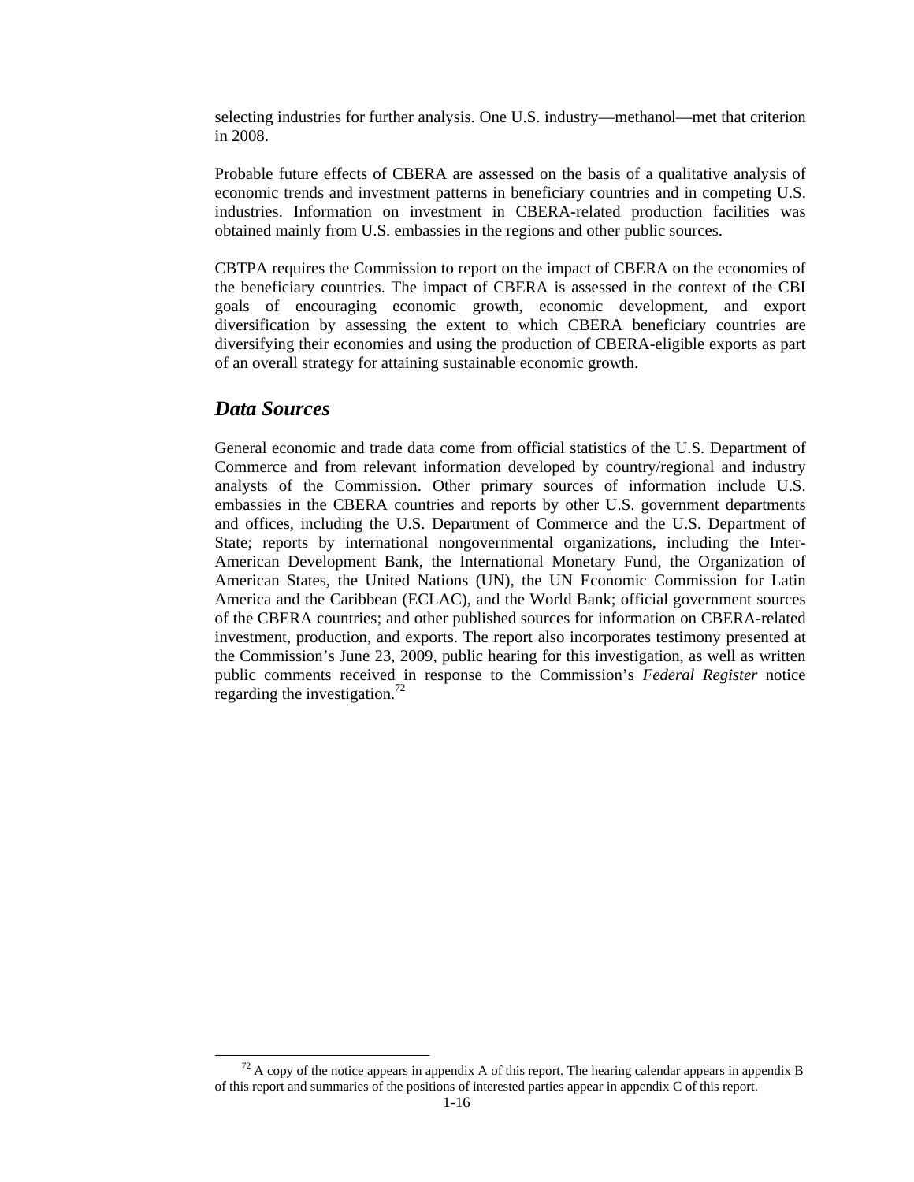selecting industries for further analysis. One U.S. industry—methanol—met that criterion in 2008.

Probable future effects of CBERA are assessed on the basis of a qualitative analysis of economic trends and investment patterns in beneficiary countries and in competing U.S. industries. Information on investment in CBERA-related production facilities was obtained mainly from U.S. embassies in the regions and other public sources.

CBTPA requires the Commission to report on the impact of CBERA on the economies of the beneficiary countries. The impact of CBERA is assessed in the context of the CBI goals of encouraging economic growth, economic development, and export diversification by assessing the extent to which CBERA beneficiary countries are diversifying their economies and using the production of CBERA-eligible exports as part of an overall strategy for attaining sustainable economic growth.

## *Data Sources*

General economic and trade data come from official statistics of the U.S. Department of Commerce and from relevant information developed by country/regional and industry analysts of the Commission. Other primary sources of information include U.S. embassies in the CBERA countries and reports by other U.S. government departments and offices, including the U.S. Department of Commerce and the U.S. Department of State; reports by international nongovernmental organizations, including the Inter-American Development Bank, the International Monetary Fund, the Organization of American States, the United Nations (UN), the UN Economic Commission for Latin America and the Caribbean (ECLAC), and the World Bank; official government sources of the CBERA countries; and other published sources for information on CBERA-related investment, production, and exports. The report also incorporates testimony presented at the Commission's June 23, 2009, public hearing for this investigation, as well as written public comments received in response to the Commission's *Federal Register* notice regarding the investigation.[72]

[72] A copy of the notice appears in appendix A of this report. The hearing calendar appears in appendix B of this report and summaries of the positions of interested parties appear in appendix C of this report.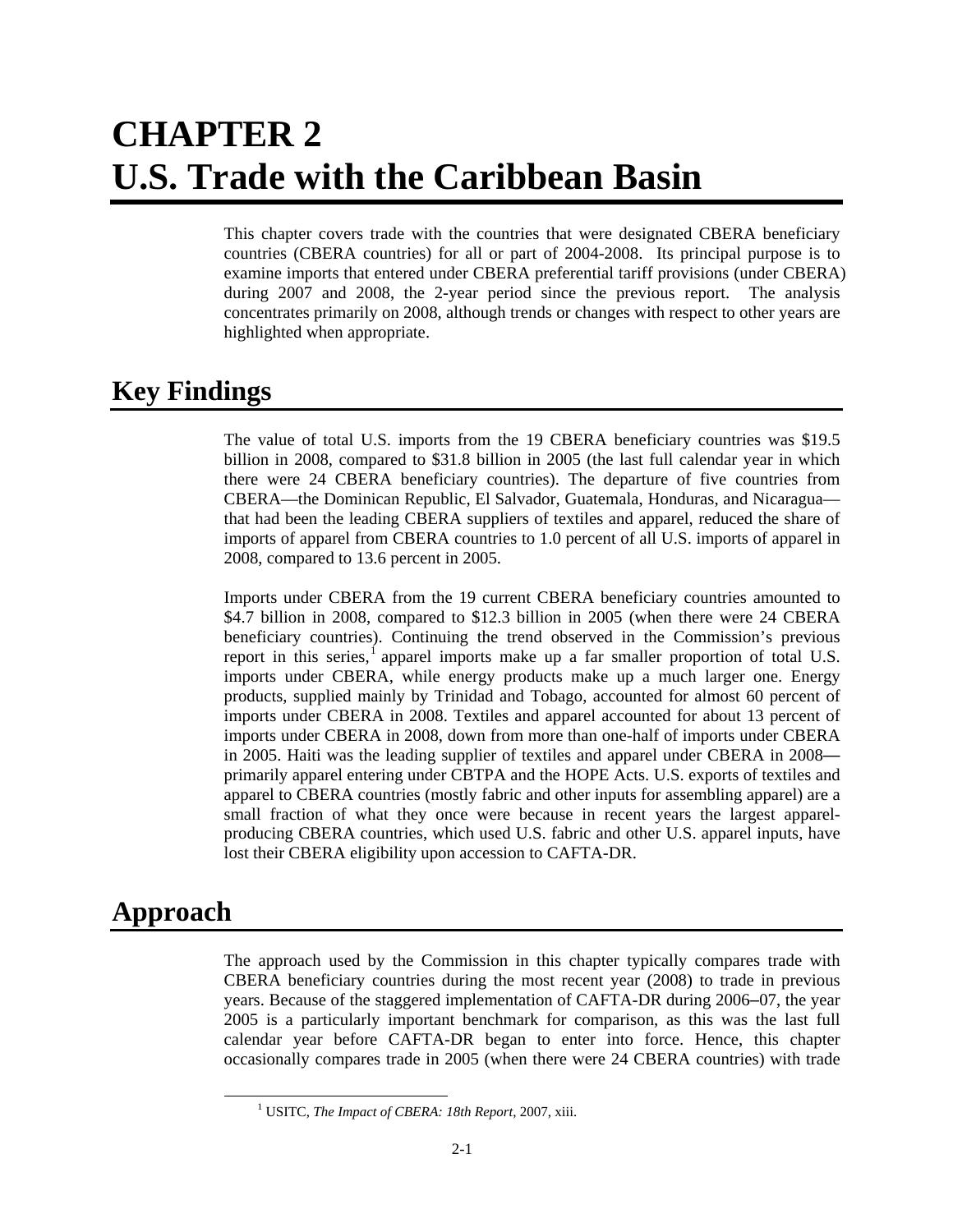# CHAPTER 2
# U.S. Trade with the Caribbean Basin

This chapter covers trade with the countries that were designated CBERA beneficiary countries (CBERA countries) for all or part of 2004-2008. Its principal purpose is to examine imports that entered under CBERA preferential tariff provisions (under CBERA) during 2007 and 2008, the 2-year period since the previous report. The analysis concentrates primarily on 2008, although trends or changes with respect to other years are highlighted when appropriate.

## Key Findings

The value of total U.S. imports from the 19 CBERA beneficiary countries was \$19.5 billion in 2008, compared to \$31.8 billion in 2005 (the last full calendar year in which there were 24 CBERA beneficiary countries). The departure of five countries from CBERA—the Dominican Republic, El Salvador, Guatemala, Honduras, and Nicaragua—that had been the leading CBERA suppliers of textiles and apparel, reduced the share of imports of apparel from CBERA countries to 1.0 percent of all U.S. imports of apparel in 2008, compared to 13.6 percent in 2005.

Imports under CBERA from the 19 current CBERA beneficiary countries amounted to \$4.7 billion in 2008, compared to \$12.3 billion in 2005 (when there were 24 CBERA beneficiary countries). Continuing the trend observed in the Commission's previous report in this series,[1] apparel imports make up a far smaller proportion of total U.S. imports under CBERA, while energy products make up a much larger one. Energy products, supplied mainly by Trinidad and Tobago, accounted for almost 60 percent of imports under CBERA in 2008. Textiles and apparel accounted for about 13 percent of imports under CBERA in 2008, down from more than one-half of imports under CBERA in 2005. Haiti was the leading supplier of textiles and apparel under CBERA in 2008—primarily apparel entering under CBTPA and the HOPE Acts. U.S. exports of textiles and apparel to CBERA countries (mostly fabric and other inputs for assembling apparel) are a small fraction of what they once were because in recent years the largest apparel-producing CBERA countries, which used U.S. fabric and other U.S. apparel inputs, have lost their CBERA eligibility upon accession to CAFTA-DR.

## Approach

The approach used by the Commission in this chapter typically compares trade with CBERA beneficiary countries during the most recent year (2008) to trade in previous years. Because of the staggered implementation of CAFTA-DR during 2006–07, the year 2005 is a particularly important benchmark for comparison, as this was the last full calendar year before CAFTA-DR began to enter into force. Hence, this chapter occasionally compares trade in 2005 (when there were 24 CBERA countries) with trade

[1] USITC, *The Impact of CBERA: 18th Report*, 2007, xiii.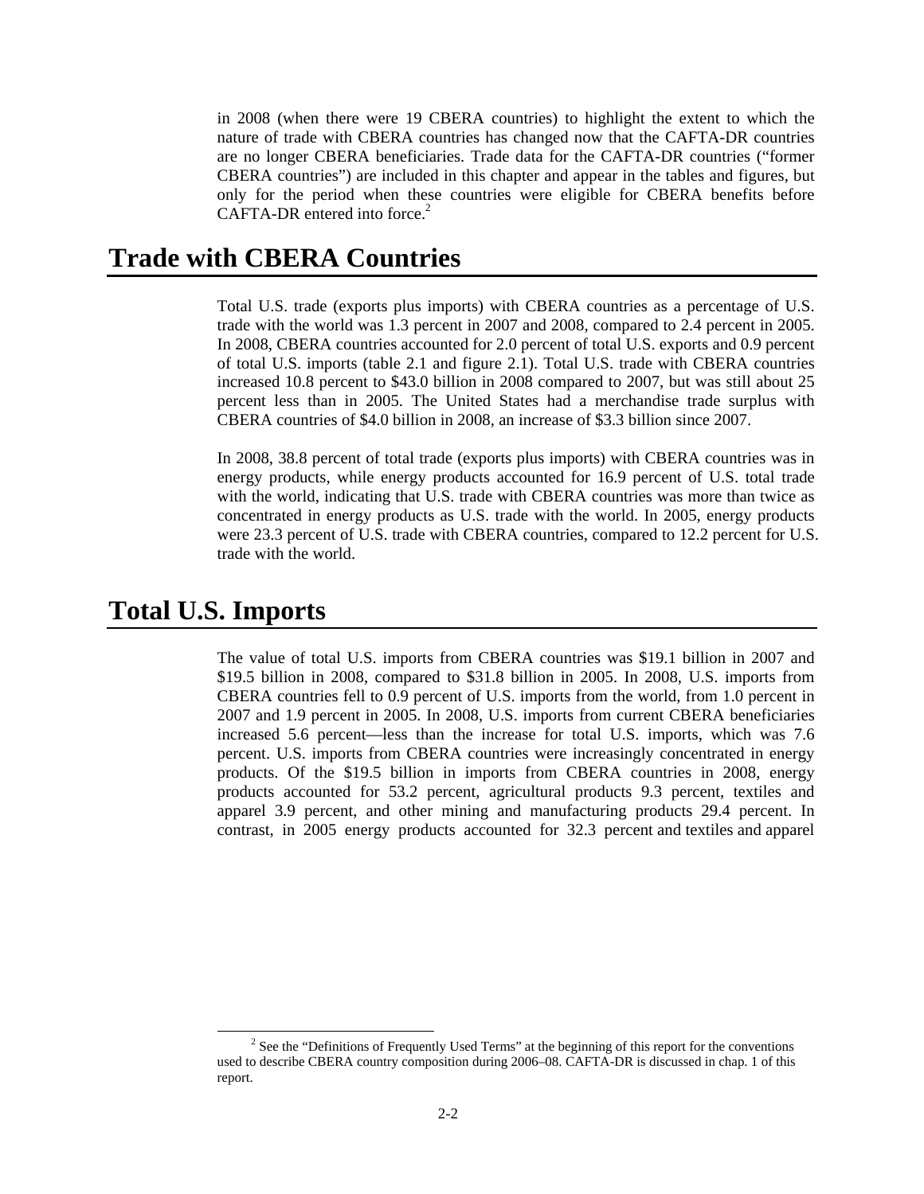in 2008 (when there were 19 CBERA countries) to highlight the extent to which the nature of trade with CBERA countries has changed now that the CAFTA-DR countries are no longer CBERA beneficiaries. Trade data for the CAFTA-DR countries ("former CBERA countries") are included in this chapter and appear in the tables and figures, but only for the period when these countries were eligible for CBERA benefits before CAFTA-DR entered into force.[2]

# Trade with CBERA Countries

Total U.S. trade (exports plus imports) with CBERA countries as a percentage of U.S. trade with the world was 1.3 percent in 2007 and 2008, compared to 2.4 percent in 2005. In 2008, CBERA countries accounted for 2.0 percent of total U.S. exports and 0.9 percent of total U.S. imports (table 2.1 and figure 2.1). Total U.S. trade with CBERA countries increased 10.8 percent to $43.0 billion in 2008 compared to 2007, but was still about 25 percent less than in 2005. The United States had a merchandise trade surplus with CBERA countries of $4.0 billion in 2008, an increase of $3.3 billion since 2007.

In 2008, 38.8 percent of total trade (exports plus imports) with CBERA countries was in energy products, while energy products accounted for 16.9 percent of U.S. total trade with the world, indicating that U.S. trade with CBERA countries was more than twice as concentrated in energy products as U.S. trade with the world. In 2005, energy products were 23.3 percent of U.S. trade with CBERA countries, compared to 12.2 percent for U.S. trade with the world.

# Total U.S. Imports

The value of total U.S. imports from CBERA countries was $19.1 billion in 2007 and $19.5 billion in 2008, compared to $31.8 billion in 2005. In 2008, U.S. imports from CBERA countries fell to 0.9 percent of U.S. imports from the world, from 1.0 percent in 2007 and 1.9 percent in 2005. In 2008, U.S. imports from current CBERA beneficiaries increased 5.6 percent—less than the increase for total U.S. imports, which was 7.6 percent. U.S. imports from CBERA countries were increasingly concentrated in energy products. Of the $19.5 billion in imports from CBERA countries in 2008, energy products accounted for 53.2 percent, agricultural products 9.3 percent, textiles and apparel 3.9 percent, and other mining and manufacturing products 29.4 percent. In contrast, in 2005 energy products accounted for 32.3 percent and textiles and apparel

[2] See the "Definitions of Frequently Used Terms" at the beginning of this report for the conventions used to describe CBERA country composition during 2006–08. CAFTA-DR is discussed in chap. 1 of this report.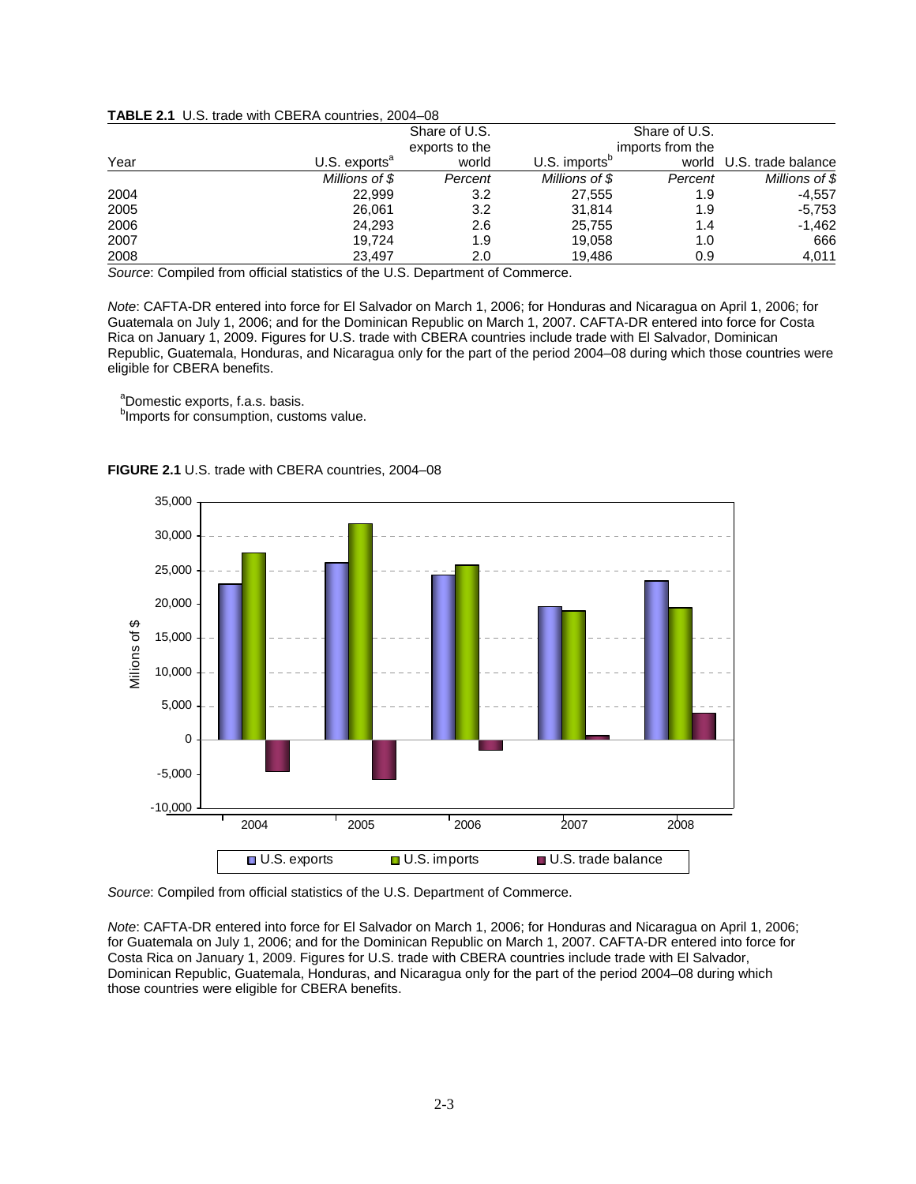**TABLE 2.1** U.S. trade with CBERA countries, 2004–08

| Year | U.S. exports[a] | Share of U.S. exports to the world | U.S. imports[b] | Share of U.S. imports from the world | U.S. trade balance |
|---|---|---|---|---|---|
| | *Millions of $* | *Percent* | *Millions of $* | *Percent* | *Millions of $* |
| 2004 | 22,999 | 3.2 | 27,555 | 1.9 | -4,557 |
| 2005 | 26,061 | 3.2 | 31,814 | 1.9 | -5,753 |
| 2006 | 24,293 | 2.6 | 25,755 | 1.4 | -1,462 |
| 2007 | 19,724 | 1.9 | 19,058 | 1.0 | 666 |
| 2008 | 23,497 | 2.0 | 19,486 | 0.9 | 4,011 |

*Source*: Compiled from official statistics of the U.S. Department of Commerce.

*Note*: CAFTA-DR entered into force for El Salvador on March 1, 2006; for Honduras and Nicaragua on April 1, 2006; for Guatemala on July 1, 2006; and for the Dominican Republic on March 1, 2007. CAFTA-DR entered into force for Costa Rica on January 1, 2009. Figures for U.S. trade with CBERA countries include trade with El Salvador, Dominican Republic, Guatemala, Honduras, and Nicaragua only for the part of the period 2004–08 during which those countries were eligible for CBERA benefits.

[a]Domestic exports, f.a.s. basis.
[b]Imports for consumption, customs value.

**FIGURE 2.1** U.S. trade with CBERA countries, 2004–08

Milions of $

35,000
30,000
25,000
20,000
15,000
10,000
5,000
0
-5,000
-10,000

2004
2005
2006
2007
2008

U.S. exports
U.S. imports
U.S. trade balance

*Source*: Compiled from official statistics of the U.S. Department of Commerce.

*Note*: CAFTA-DR entered into force for El Salvador on March 1, 2006; for Honduras and Nicaragua on April 1, 2006; for Guatemala on July 1, 2006; and for the Dominican Republic on March 1, 2007. CAFTA-DR entered into force for Costa Rica on January 1, 2009. Figures for U.S. trade with CBERA countries include trade with El Salvador, Dominican Republic, Guatemala, Honduras, and Nicaragua only for the part of the period 2004–08 during which those countries were eligible for CBERA benefits.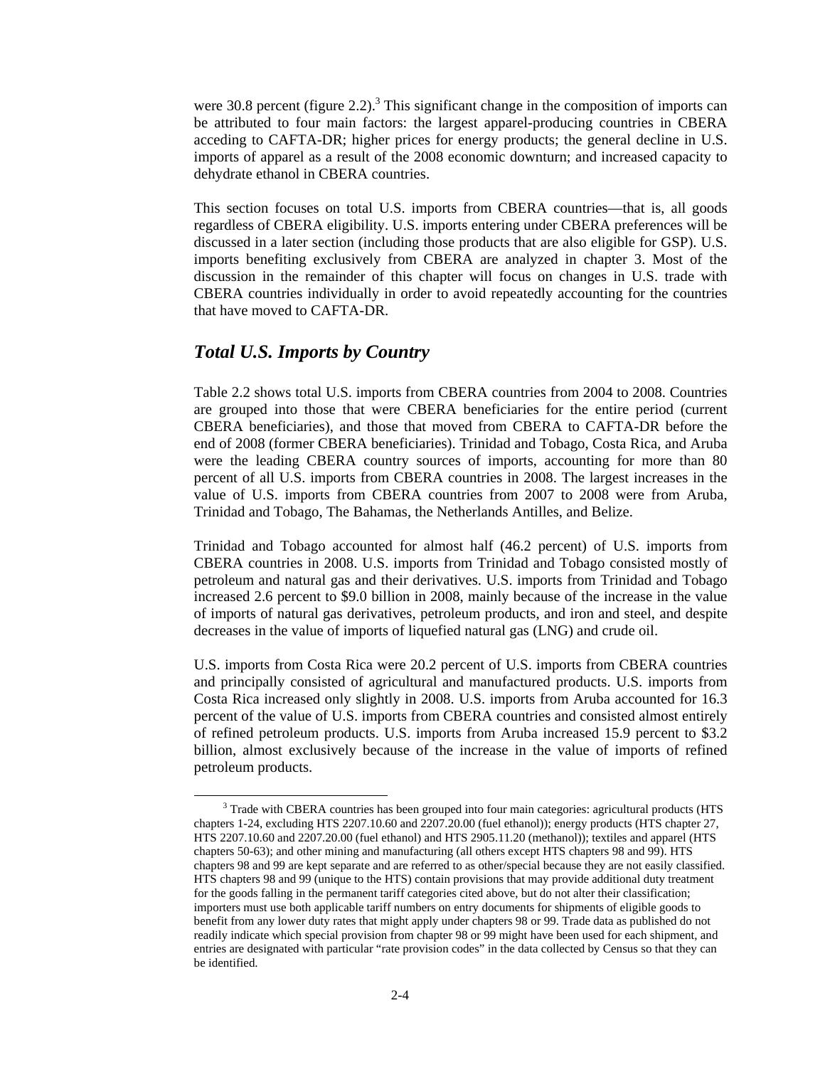were 30.8 percent (figure 2.2).[3] This significant change in the composition of imports can be attributed to four main factors: the largest apparel-producing countries in CBERA acceding to CAFTA-DR; higher prices for energy products; the general decline in U.S. imports of apparel as a result of the 2008 economic downturn; and increased capacity to dehydrate ethanol in CBERA countries.

This section focuses on total U.S. imports from CBERA countries—that is, all goods regardless of CBERA eligibility. U.S. imports entering under CBERA preferences will be discussed in a later section (including those products that are also eligible for GSP). U.S. imports benefiting exclusively from CBERA are analyzed in chapter 3. Most of the discussion in the remainder of this chapter will focus on changes in U.S. trade with CBERA countries individually in order to avoid repeatedly accounting for the countries that have moved to CAFTA-DR.

## *Total U.S. Imports by Country*

Table 2.2 shows total U.S. imports from CBERA countries from 2004 to 2008. Countries are grouped into those that were CBERA beneficiaries for the entire period (current CBERA beneficiaries), and those that moved from CBERA to CAFTA-DR before the end of 2008 (former CBERA beneficiaries). Trinidad and Tobago, Costa Rica, and Aruba were the leading CBERA country sources of imports, accounting for more than 80 percent of all U.S. imports from CBERA countries in 2008. The largest increases in the value of U.S. imports from CBERA countries from 2007 to 2008 were from Aruba, Trinidad and Tobago, The Bahamas, the Netherlands Antilles, and Belize.

Trinidad and Tobago accounted for almost half (46.2 percent) of U.S. imports from CBERA countries in 2008. U.S. imports from Trinidad and Tobago consisted mostly of petroleum and natural gas and their derivatives. U.S. imports from Trinidad and Tobago increased 2.6 percent to $9.0 billion in 2008, mainly because of the increase in the value of imports of natural gas derivatives, petroleum products, and iron and steel, and despite decreases in the value of imports of liquefied natural gas (LNG) and crude oil.

U.S. imports from Costa Rica were 20.2 percent of U.S. imports from CBERA countries and principally consisted of agricultural and manufactured products. U.S. imports from Costa Rica increased only slightly in 2008. U.S. imports from Aruba accounted for 16.3 percent of the value of U.S. imports from CBERA countries and consisted almost entirely of refined petroleum products. U.S. imports from Aruba increased 15.9 percent to $3.2 billion, almost exclusively because of the increase in the value of imports of refined petroleum products.

[3] Trade with CBERA countries has been grouped into four main categories: agricultural products (HTS chapters 1-24, excluding HTS 2207.10.60 and 2207.20.00 (fuel ethanol)); energy products (HTS chapter 27, HTS 2207.10.60 and 2207.20.00 (fuel ethanol) and HTS 2905.11.20 (methanol)); textiles and apparel (HTS chapters 50-63); and other mining and manufacturing (all others except HTS chapters 98 and 99). HTS chapters 98 and 99 are kept separate and are referred to as other/special because they are not easily classified. HTS chapters 98 and 99 (unique to the HTS) contain provisions that may provide additional duty treatment for the goods falling in the permanent tariff categories cited above, but do not alter their classification; importers must use both applicable tariff numbers on entry documents for shipments of eligible goods to benefit from any lower duty rates that might apply under chapters 98 or 99. Trade data as published do not readily indicate which special provision from chapter 98 or 99 might have been used for each shipment, and entries are designated with particular "rate provision codes" in the data collected by Census so that they can be identified.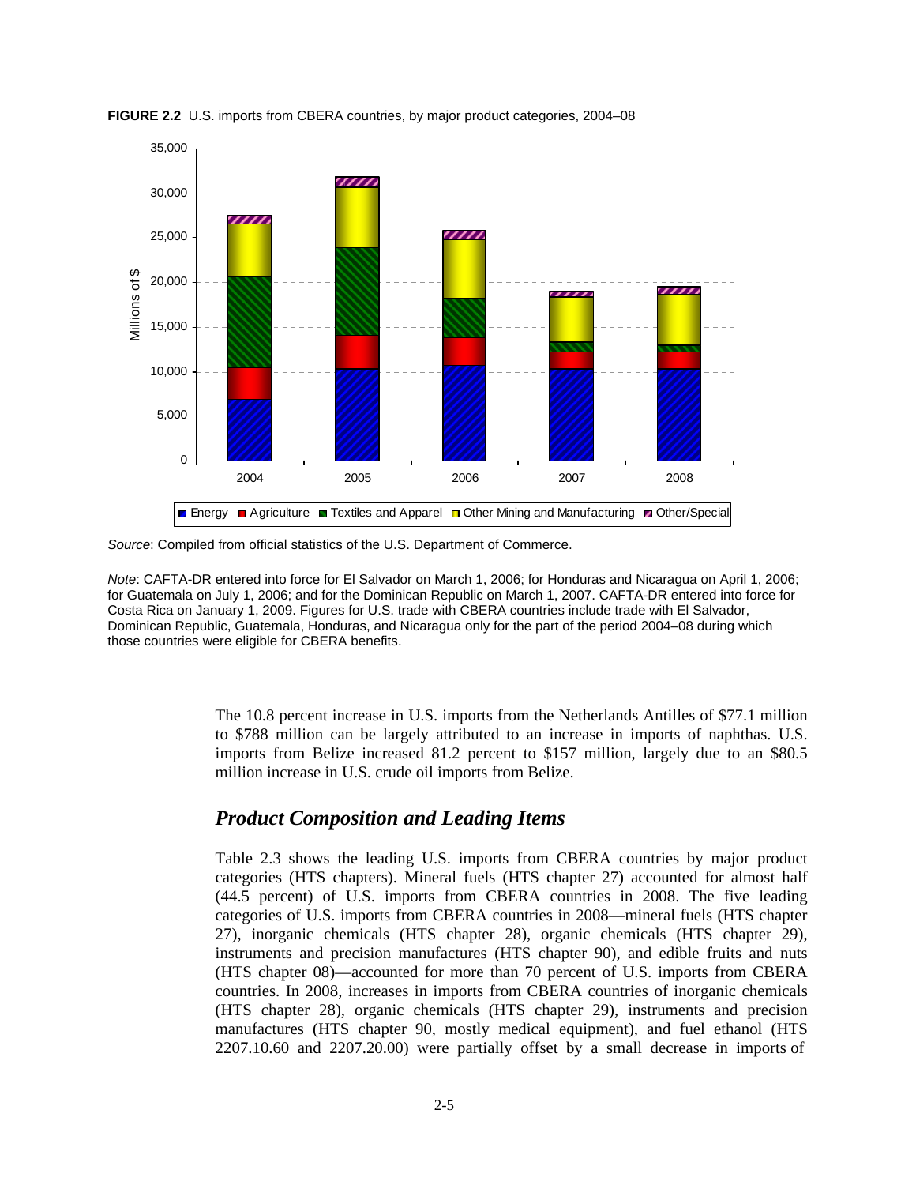**FIGURE 2.2** U.S. imports from CBERA countries, by major product categories, 2004–08

Millions of $

35,000
30,000
25,000
20,000
15,000
10,000
5,000
0

2004
2005
2006
2007
2008

Energy
Agriculture
Textiles and Apparel
Other Mining and Manufacturing
Other/Special

*Source*: Compiled from official statistics of the U.S. Department of Commerce.

*Note*: CAFTA-DR entered into force for El Salvador on March 1, 2006; for Honduras and Nicaragua on April 1, 2006; for Guatemala on July 1, 2006; and for the Dominican Republic on March 1, 2007. CAFTA-DR entered into force for Costa Rica on January 1, 2009. Figures for U.S. trade with CBERA countries include trade with El Salvador, Dominican Republic, Guatemala, Honduras, and Nicaragua only for the part of the period 2004–08 during which those countries were eligible for CBERA benefits.

The 10.8 percent increase in U.S. imports from the Netherlands Antilles of $77.1 million to $788 million can be largely attributed to an increase in imports of naphthas. U.S. imports from Belize increased 81.2 percent to $157 million, largely due to an $80.5 million increase in U.S. crude oil imports from Belize.

## *Product Composition and Leading Items*

Table 2.3 shows the leading U.S. imports from CBERA countries by major product categories (HTS chapters). Mineral fuels (HTS chapter 27) accounted for almost half (44.5 percent) of U.S. imports from CBERA countries in 2008. The five leading categories of U.S. imports from CBERA countries in 2008—mineral fuels (HTS chapter 27), inorganic chemicals (HTS chapter 28), organic chemicals (HTS chapter 29), instruments and precision manufactures (HTS chapter 90), and edible fruits and nuts (HTS chapter 08)—accounted for more than 70 percent of U.S. imports from CBERA countries. In 2008, increases in imports from CBERA countries of inorganic chemicals (HTS chapter 28), organic chemicals (HTS chapter 29), instruments and precision manufactures (HTS chapter 90, mostly medical equipment), and fuel ethanol (HTS 2207.10.60 and 2207.20.00) were partially offset by a small decrease in imports of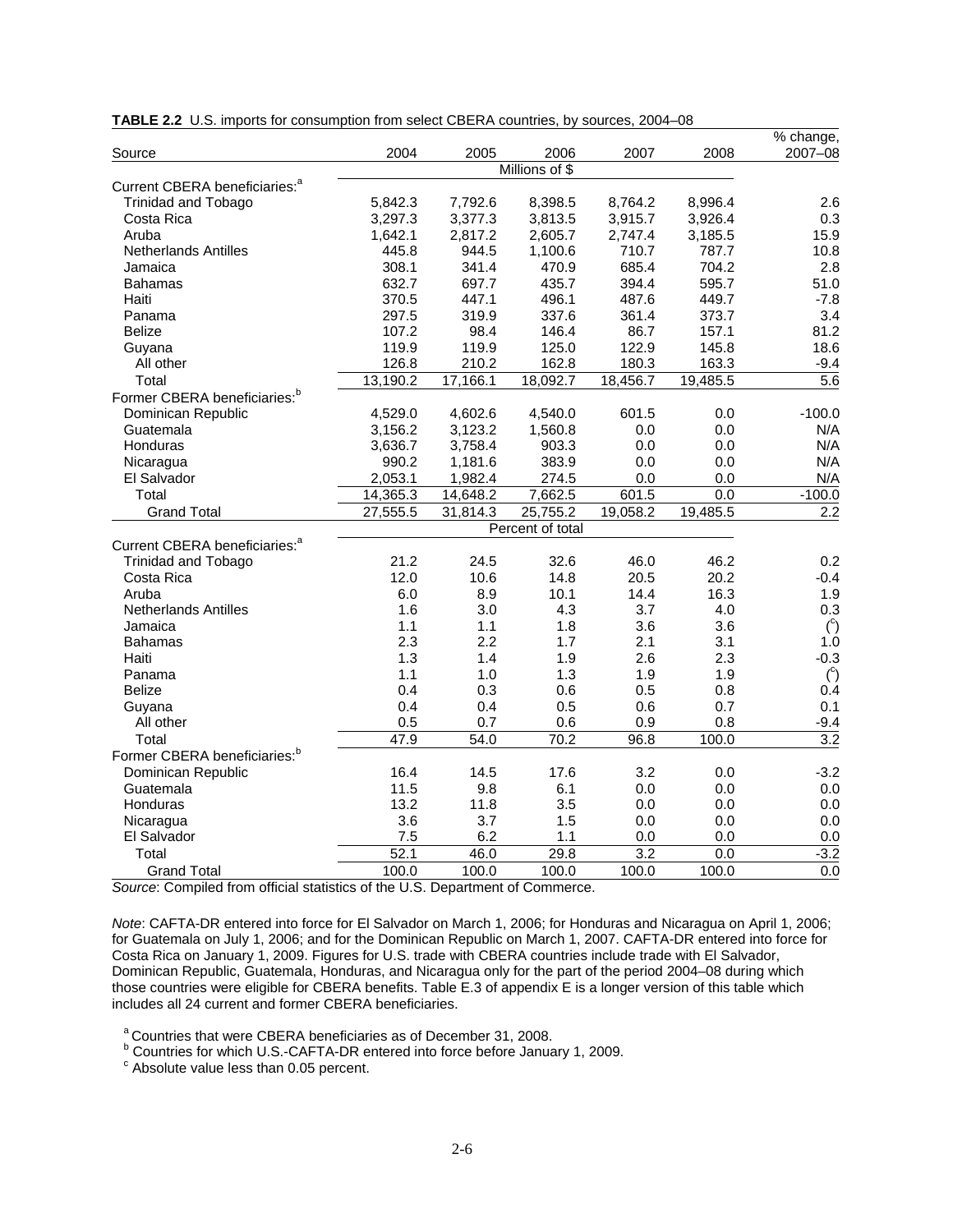**TABLE 2.2** U.S. imports for consumption from select CBERA countries, by sources, 2004–08

| Source | 2004 | 2005 | 2006 | 2007 | 2008 | % change, 2007–08 |
|---|---|---|---|---|---|---|
| | | | Millions of $ | | | |
| Current CBERA beneficiaries:[a] | | | | | | |
| Trinidad and Tobago | 5,842.3 | 7,792.6 | 8,398.5 | 8,764.2 | 8,996.4 | 2.6 |
| Costa Rica | 3,297.3 | 3,377.3 | 3,813.5 | 3,915.7 | 3,926.4 | 0.3 |
| Aruba | 1,642.1 | 2,817.2 | 2,605.7 | 2,747.4 | 3,185.5 | 15.9 |
| Netherlands Antilles | 445.8 | 944.5 | 1,100.6 | 710.7 | 787.7 | 10.8 |
| Jamaica | 308.1 | 341.4 | 470.9 | 685.4 | 704.2 | 2.8 |
| Bahamas | 632.7 | 697.7 | 435.7 | 394.4 | 595.7 | 51.0 |
| Haiti | 370.5 | 447.1 | 496.1 | 487.6 | 449.7 | -7.8 |
| Panama | 297.5 | 319.9 | 337.6 | 361.4 | 373.7 | 3.4 |
| Belize | 107.2 | 98.4 | 146.4 | 86.7 | 157.1 | 81.2 |
| Guyana | 119.9 | 119.9 | 125.0 | 122.9 | 145.8 | 18.6 |
| All other | 126.8 | 210.2 | 162.8 | 180.3 | 163.3 | -9.4 |
| Total | 13,190.2 | 17,166.1 | 18,092.7 | 18,456.7 | 19,485.5 | 5.6 |
| Former CBERA beneficiaries:[b] | | | | | | |
| Dominican Republic | 4,529.0 | 4,602.6 | 4,540.0 | 601.5 | 0.0 | -100.0 |
| Guatemala | 3,156.2 | 3,123.2 | 1,560.8 | 0.0 | 0.0 | N/A |
| Honduras | 3,636.7 | 3,758.4 | 903.3 | 0.0 | 0.0 | N/A |
| Nicaragua | 990.2 | 1,181.6 | 383.9 | 0.0 | 0.0 | N/A |
| El Salvador | 2,053.1 | 1,982.4 | 274.5 | 0.0 | 0.0 | N/A |
| Total | 14,365.3 | 14,648.2 | 7,662.5 | 601.5 | 0.0 | -100.0 |
| Grand Total | 27,555.5 | 31,814.3 | 25,755.2 | 19,058.2 | 19,485.5 | 2.2 |
| | | | Percent of total | | | |
| Current CBERA beneficiaries:[a] | | | | | | |
| Trinidad and Tobago | 21.2 | 24.5 | 32.6 | 46.0 | 46.2 | 0.2 |
| Costa Rica | 12.0 | 10.6 | 14.8 | 20.5 | 20.2 | -0.4 |
| Aruba | 6.0 | 8.9 | 10.1 | 14.4 | 16.3 | 1.9 |
| Netherlands Antilles | 1.6 | 3.0 | 4.3 | 3.7 | 4.0 | 0.3 |
| Jamaica | 1.1 | 1.1 | 1.8 | 3.6 | 3.6 | ([c]) |
| Bahamas | 2.3 | 2.2 | 1.7 | 2.1 | 3.1 | 1.0 |
| Haiti | 1.3 | 1.4 | 1.9 | 2.6 | 2.3 | -0.3 |
| Panama | 1.1 | 1.0 | 1.3 | 1.9 | 1.9 | ([c]) |
| Belize | 0.4 | 0.3 | 0.6 | 0.5 | 0.8 | 0.4 |
| Guyana | 0.4 | 0.4 | 0.5 | 0.6 | 0.7 | 0.1 |
| All other | 0.5 | 0.7 | 0.6 | 0.9 | 0.8 | -9.4 |
| Total | 47.9 | 54.0 | 70.2 | 96.8 | 100.0 | 3.2 |
| Former CBERA beneficiaries:[b] | | | | | | |
| Dominican Republic | 16.4 | 14.5 | 17.6 | 3.2 | 0.0 | -3.2 |
| Guatemala | 11.5 | 9.8 | 6.1 | 0.0 | 0.0 | 0.0 |
| Honduras | 13.2 | 11.8 | 3.5 | 0.0 | 0.0 | 0.0 |
| Nicaragua | 3.6 | 3.7 | 1.5 | 0.0 | 0.0 | 0.0 |
| El Salvador | 7.5 | 6.2 | 1.1 | 0.0 | 0.0 | 0.0 |
| Total | 52.1 | 46.0 | 29.8 | 3.2 | 0.0 | -3.2 |
| Grand Total | 100.0 | 100.0 | 100.0 | 100.0 | 100.0 | 0.0 |

*Source*: Compiled from official statistics of the U.S. Department of Commerce.

*Note*: CAFTA-DR entered into force for El Salvador on March 1, 2006; for Honduras and Nicaragua on April 1, 2006; for Guatemala on July 1, 2006; and for the Dominican Republic on March 1, 2007. CAFTA-DR entered into force for Costa Rica on January 1, 2009. Figures for U.S. trade with CBERA countries include trade with El Salvador, Dominican Republic, Guatemala, Honduras, and Nicaragua only for the part of the period 2004–08 during which those countries were eligible for CBERA benefits. Table E.3 of appendix E is a longer version of this table which includes all 24 current and former CBERA beneficiaries.

[a] Countries that were CBERA beneficiaries as of December 31, 2008.
[b] Countries for which U.S.-CAFTA-DR entered into force before January 1, 2009.
[c] Absolute value less than 0.05 percent.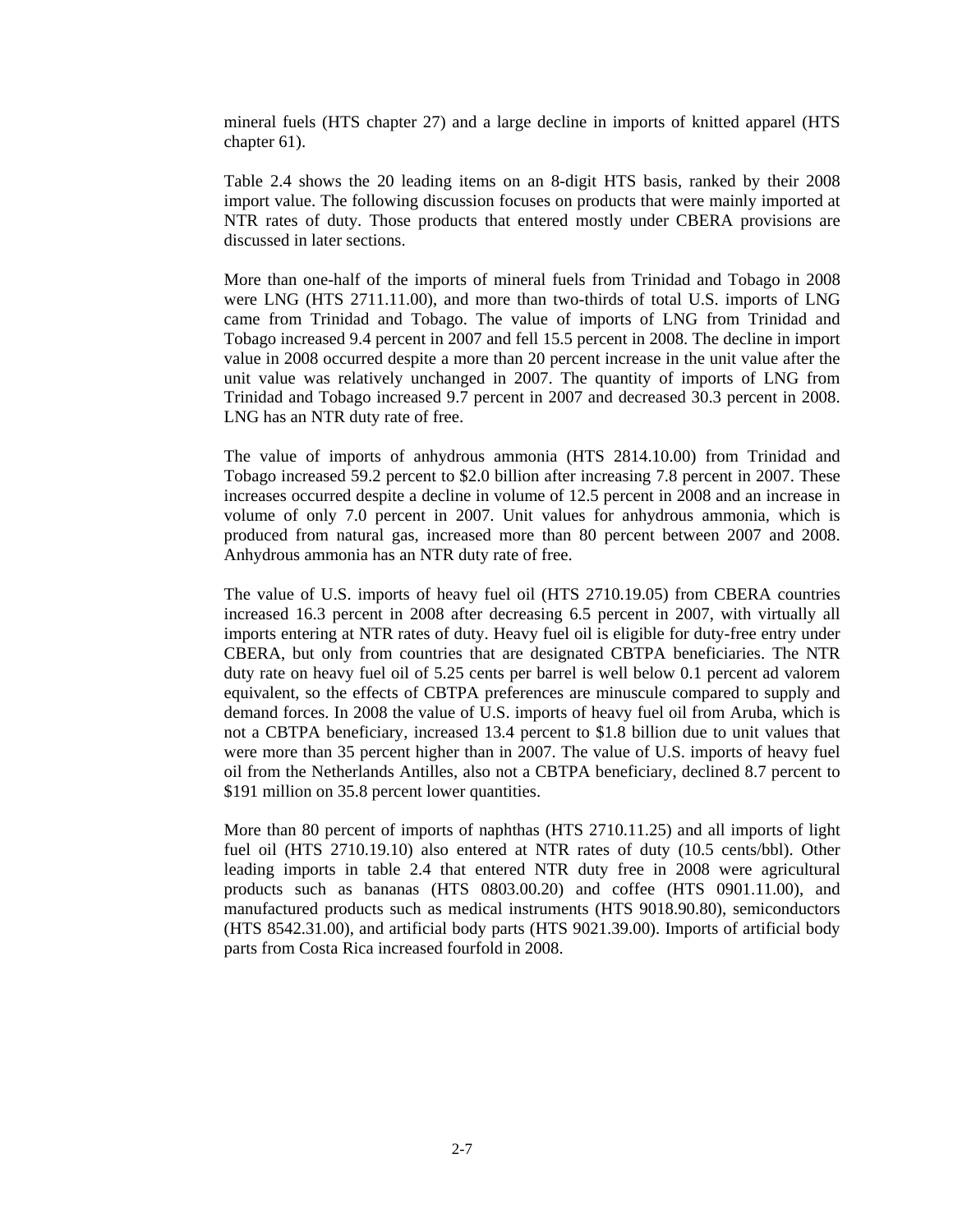mineral fuels (HTS chapter 27) and a large decline in imports of knitted apparel (HTS chapter 61).

Table 2.4 shows the 20 leading items on an 8-digit HTS basis, ranked by their 2008 import value. The following discussion focuses on products that were mainly imported at NTR rates of duty. Those products that entered mostly under CBERA provisions are discussed in later sections.

More than one-half of the imports of mineral fuels from Trinidad and Tobago in 2008 were LNG (HTS 2711.11.00), and more than two-thirds of total U.S. imports of LNG came from Trinidad and Tobago. The value of imports of LNG from Trinidad and Tobago increased 9.4 percent in 2007 and fell 15.5 percent in 2008. The decline in import value in 2008 occurred despite a more than 20 percent increase in the unit value after the unit value was relatively unchanged in 2007. The quantity of imports of LNG from Trinidad and Tobago increased 9.7 percent in 2007 and decreased 30.3 percent in 2008. LNG has an NTR duty rate of free.

The value of imports of anhydrous ammonia (HTS 2814.10.00) from Trinidad and Tobago increased 59.2 percent to $2.0 billion after increasing 7.8 percent in 2007. These increases occurred despite a decline in volume of 12.5 percent in 2008 and an increase in volume of only 7.0 percent in 2007. Unit values for anhydrous ammonia, which is produced from natural gas, increased more than 80 percent between 2007 and 2008. Anhydrous ammonia has an NTR duty rate of free.

The value of U.S. imports of heavy fuel oil (HTS 2710.19.05) from CBERA countries increased 16.3 percent in 2008 after decreasing 6.5 percent in 2007, with virtually all imports entering at NTR rates of duty. Heavy fuel oil is eligible for duty-free entry under CBERA, but only from countries that are designated CBTPA beneficiaries. The NTR duty rate on heavy fuel oil of 5.25 cents per barrel is well below 0.1 percent ad valorem equivalent, so the effects of CBTPA preferences are minuscule compared to supply and demand forces. In 2008 the value of U.S. imports of heavy fuel oil from Aruba, which is not a CBTPA beneficiary, increased 13.4 percent to $1.8 billion due to unit values that were more than 35 percent higher than in 2007. The value of U.S. imports of heavy fuel oil from the Netherlands Antilles, also not a CBTPA beneficiary, declined 8.7 percent to $191 million on 35.8 percent lower quantities.

More than 80 percent of imports of naphthas (HTS 2710.11.25) and all imports of light fuel oil (HTS 2710.19.10) also entered at NTR rates of duty (10.5 cents/bbl). Other leading imports in table 2.4 that entered NTR duty free in 2008 were agricultural products such as bananas (HTS 0803.00.20) and coffee (HTS 0901.11.00), and manufactured products such as medical instruments (HTS 9018.90.80), semiconductors (HTS 8542.31.00), and artificial body parts (HTS 9021.39.00). Imports of artificial body parts from Costa Rica increased fourfold in 2008.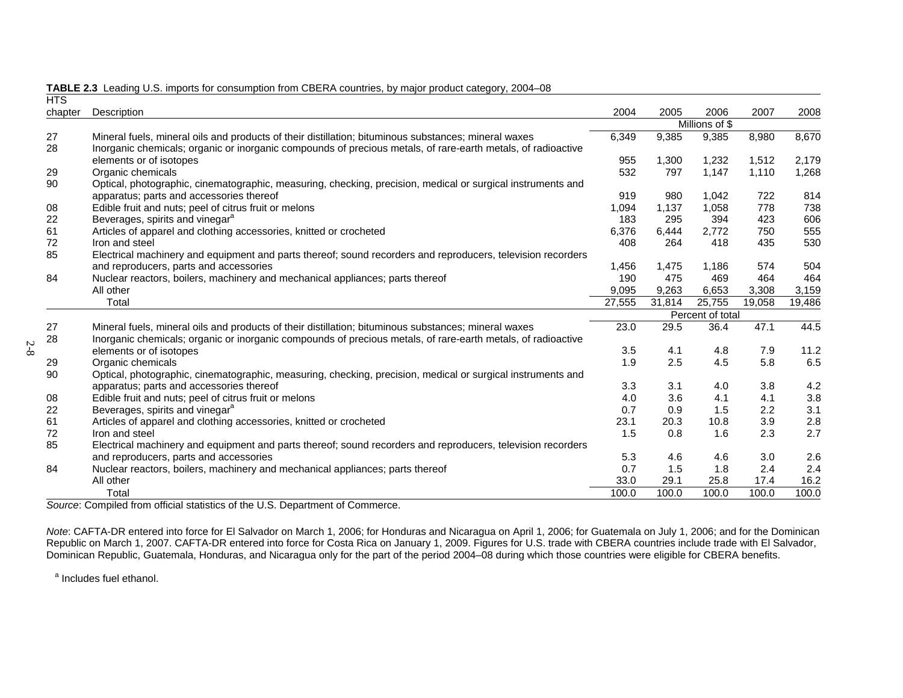**TABLE 2.3** Leading U.S. imports for consumption from CBERA countries, by major product category, 2004–08

| HTS chapter | Description | 2004 | 2005 | 2006 | 2007 | 2008 |
|---|---|---|---|---|---|---|
| | | Millions of $ | | | | |
| 27 | Mineral fuels, mineral oils and products of their distillation; bituminous substances; mineral waxes | 6,349 | 9,385 | 9,385 | 8,980 | 8,670 |
| 28 | Inorganic chemicals; organic or inorganic compounds of precious metals, of rare-earth metals, of radioactive elements or of isotopes | 955 | 1,300 | 1,232 | 1,512 | 2,179 |
| 29 | Organic chemicals | 532 | 797 | 1,147 | 1,110 | 1,268 |
| 90 | Optical, photographic, cinematographic, measuring, checking, precision, medical or surgical instruments and apparatus; parts and accessories thereof | 919 | 980 | 1,042 | 722 | 814 |
| 08 | Edible fruit and nuts; peel of citrus fruit or melons | 1,094 | 1,137 | 1,058 | 778 | 738 |
| 22 | Beverages, spirits and vinegar[a] | 183 | 295 | 394 | 423 | 606 |
| 61 | Articles of apparel and clothing accessories, knitted or crocheted | 6,376 | 6,444 | 2,772 | 750 | 555 |
| 72 | Iron and steel | 408 | 264 | 418 | 435 | 530 |
| 85 | Electrical machinery and equipment and parts thereof; sound recorders and reproducers, television recorders and reproducers, parts and accessories | 1,456 | 1,475 | 1,186 | 574 | 504 |
| 84 | Nuclear reactors, boilers, machinery and mechanical appliances; parts thereof | 190 | 475 | 469 | 464 | 464 |
| | All other | 9,095 | 9,263 | 6,653 | 3,308 | 3,159 |
| | Total | 27,555 | 31,814 | 25,755 | 19,058 | 19,486 |
| | | Percent of total | | | | |
| 27 | Mineral fuels, mineral oils and products of their distillation; bituminous substances; mineral waxes | 23.0 | 29.5 | 36.4 | 47.1 | 44.5 |
| 28 | Inorganic chemicals; organic or inorganic compounds of precious metals, of rare-earth metals, of radioactive elements or of isotopes | 3.5 | 4.1 | 4.8 | 7.9 | 11.2 |
| 29 | Organic chemicals | 1.9 | 2.5 | 4.5 | 5.8 | 6.5 |
| 90 | Optical, photographic, cinematographic, measuring, checking, precision, medical or surgical instruments and apparatus; parts and accessories thereof | 3.3 | 3.1 | 4.0 | 3.8 | 4.2 |
| 08 | Edible fruit and nuts; peel of citrus fruit or melons | 4.0 | 3.6 | 4.1 | 4.1 | 3.8 |
| 22 | Beverages, spirits and vinegar[a] | 0.7 | 0.9 | 1.5 | 2.2 | 3.1 |
| 61 | Articles of apparel and clothing accessories, knitted or crocheted | 23.1 | 20.3 | 10.8 | 3.9 | 2.8 |
| 72 | Iron and steel | 1.5 | 0.8 | 1.6 | 2.3 | 2.7 |
| 85 | Electrical machinery and equipment and parts thereof; sound recorders and reproducers, television recorders and reproducers, parts and accessories | 5.3 | 4.6 | 4.6 | 3.0 | 2.6 |
| 84 | Nuclear reactors, boilers, machinery and mechanical appliances; parts thereof | 0.7 | 1.5 | 1.8 | 2.4 | 2.4 |
| | All other | 33.0 | 29.1 | 25.8 | 17.4 | 16.2 |
| | Total | 100.0 | 100.0 | 100.0 | 100.0 | 100.0 |

*Source*: Compiled from official statistics of the U.S. Department of Commerce.

*Note*: CAFTA-DR entered into force for El Salvador on March 1, 2006; for Honduras and Nicaragua on April 1, 2006; for Guatemala on July 1, 2006; and for the Dominican Republic on March 1, 2007. CAFTA-DR entered into force for Costa Rica on January 1, 2009. Figures for U.S. trade with CBERA countries include trade with El Salvador, Dominican Republic, Guatemala, Honduras, and Nicaragua only for the part of the period 2004–08 during which those countries were eligible for CBERA benefits.

[a] Includes fuel ethanol.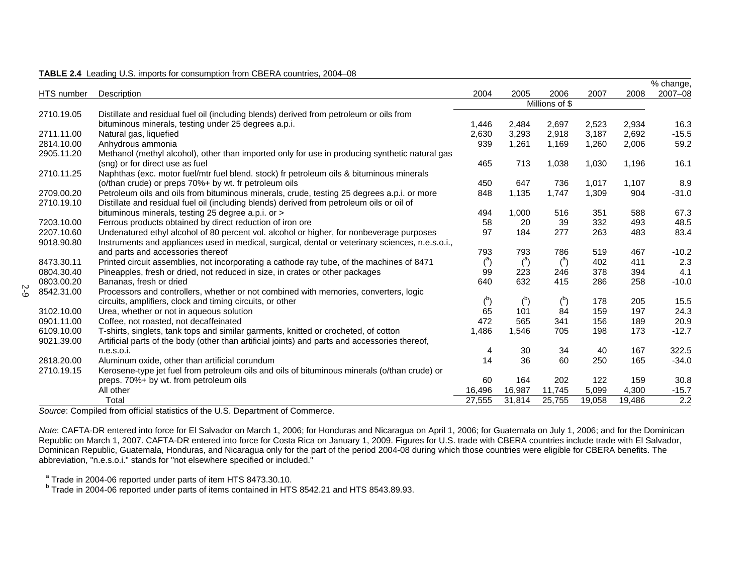**TABLE 2.4** Leading U.S. imports for consumption from CBERA countries, 2004–08

| HTS number | Description | 2004 | 2005 | 2006 | 2007 | 2008 | % change, 2007–08 |
|---|---|---|---|---|---|---|---|
| | | Millions of $ | | | | | |
| 2710.19.05 | Distillate and residual fuel oil (including blends) derived from petroleum or oils from bituminous minerals, testing under 25 degrees a.p.i. | 1,446 | 2,484 | 2,697 | 2,523 | 2,934 | 16.3 |
| 2711.11.00 | Natural gas, liquefied | 2,630 | 3,293 | 2,918 | 3,187 | 2,692 | -15.5 |
| 2814.10.00 | Anhydrous ammonia | 939 | 1,261 | 1,169 | 1,260 | 2,006 | 59.2 |
| 2905.11.20 | Methanol (methyl alcohol), other than imported only for use in producing synthetic natural gas (sng) or for direct use as fuel | 465 | 713 | 1,038 | 1,030 | 1,196 | 16.1 |
| 2710.11.25 | Naphthas (exc. motor fuel/mtr fuel blend. stock) fr petroleum oils & bituminous minerals (o/than crude) or preps 70%+ by wt. fr petroleum oils | 450 | 647 | 736 | 1,017 | 1,107 | 8.9 |
| 2709.00.20 | Petroleum oils and oils from bituminous minerals, crude, testing 25 degrees a.p.i. or more | 848 | 1,135 | 1,747 | 1,309 | 904 | -31.0 |
| 2710.19.10 | Distillate and residual fuel oil (including blends) derived from petroleum oils or oil of bituminous minerals, testing 25 degree a.p.i. or > | 494 | 1,000 | 516 | 351 | 588 | 67.3 |
| 7203.10.00 | Ferrous products obtained by direct reduction of iron ore | 58 | 20 | 39 | 332 | 493 | 48.5 |
| 2207.10.60 | Undenatured ethyl alcohol of 80 percent vol. alcohol or higher, for nonbeverage purposes | 97 | 184 | 277 | 263 | 483 | 83.4 |
| 9018.90.80 | Instruments and appliances used in medical, surgical, dental or veterinary sciences, n.e.s.o.i., and parts and accessories thereof | 793 | 793 | 786 | 519 | 467 | -10.2 |
| 8473.30.11 | Printed circuit assemblies, not incorporating a cathode ray tube, of the machines of 8471 | ([a]) | ([a]) | ([a]) | 402 | 411 | 2.3 |
| 0804.30.40 | Pineapples, fresh or dried, not reduced in size, in crates or other packages | 99 | 223 | 246 | 378 | 394 | 4.1 |
| 0803.00.20 | Bananas, fresh or dried | 640 | 632 | 415 | 286 | 258 | -10.0 |
| 8542.31.00 | Processors and controllers, whether or not combined with memories, converters, logic circuits, amplifiers, clock and timing circuits, or other | ([b]) | ([b]) | ([b]) | 178 | 205 | 15.5 |
| 3102.10.00 | Urea, whether or not in aqueous solution | 65 | 101 | 84 | 159 | 197 | 24.3 |
| 0901.11.00 | Coffee, not roasted, not decaffeinated | 472 | 565 | 341 | 156 | 189 | 20.9 |
| 6109.10.00 | T-shirts, singlets, tank tops and similar garments, knitted or crocheted, of cotton | 1,486 | 1,546 | 705 | 198 | 173 | -12.7 |
| 9021.39.00 | Artificial parts of the body (other than artificial joints) and parts and accessories thereof, n.e.s.o.i. | 4 | 30 | 34 | 40 | 167 | 322.5 |
| 2818.20.00 | Aluminum oxide, other than artificial corundum | 14 | 36 | 60 | 250 | 165 | -34.0 |
| 2710.19.15 | Kerosene-type jet fuel from petroleum oils and oils of bituminous minerals (o/than crude) or preps. 70%+ by wt. from petroleum oils | 60 | 164 | 202 | 122 | 159 | 30.8 |
| | All other | 16,496 | 16,987 | 11,745 | 5,099 | 4,300 | -15.7 |
| | Total | 27,555 | 31,814 | 25,755 | 19,058 | 19,486 | 2.2 |

*Source*: Compiled from official statistics of the U.S. Department of Commerce.

*Note*: CAFTA-DR entered into force for El Salvador on March 1, 2006; for Honduras and Nicaragua on April 1, 2006; for Guatemala on July 1, 2006; and for the Dominican Republic on March 1, 2007. CAFTA-DR entered into force for Costa Rica on January 1, 2009. Figures for U.S. trade with CBERA countries include trade with El Salvador, Dominican Republic, Guatemala, Honduras, and Nicaragua only for the part of the period 2004-08 during which those countries were eligible for CBERA benefits. The abbreviation, "n.e.s.o.i." stands for "not elsewhere specified or included."

[a] Trade in 2004-06 reported under parts of item HTS 8473.30.10.
[b] Trade in 2004-06 reported under parts of items contained in HTS 8542.21 and HTS 8543.89.93.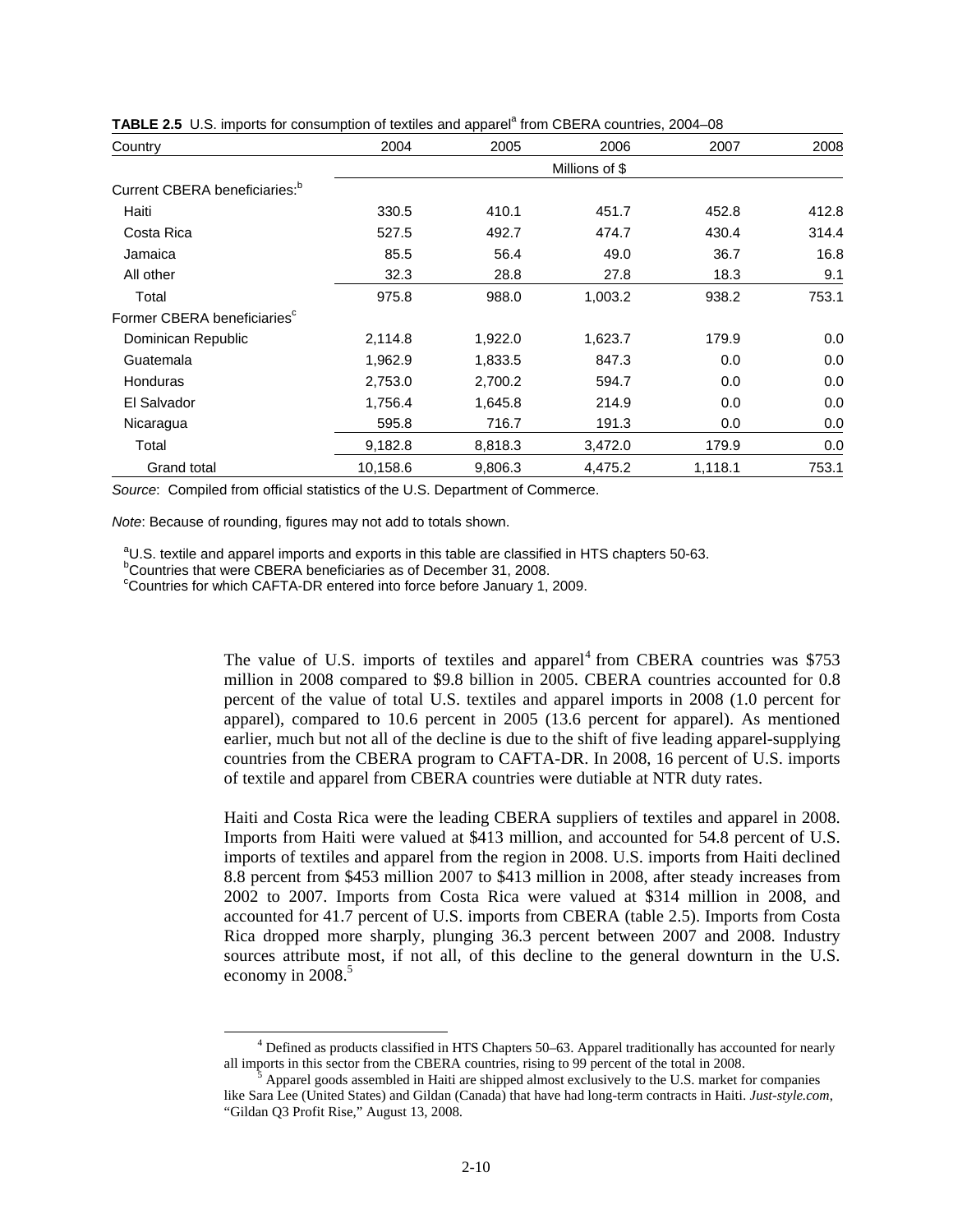**TABLE 2.5** U.S. imports for consumption of textiles and apparel[a] from CBERA countries, 2004–08

| Country | 2004 | 2005 | 2006 | 2007 | 2008 |
|---|---|---|---|---|---|
| | Millions of $ | | | | |
| Current CBERA beneficiaries:[b] | | | | | |
| Haiti | 330.5 | 410.1 | 451.7 | 452.8 | 412.8 |
| Costa Rica | 527.5 | 492.7 | 474.7 | 430.4 | 314.4 |
| Jamaica | 85.5 | 56.4 | 49.0 | 36.7 | 16.8 |
| All other | 32.3 | 28.8 | 27.8 | 18.3 | 9.1 |
| Total | 975.8 | 988.0 | 1,003.2 | 938.2 | 753.1 |
| Former CBERA beneficiaries[c] | | | | | |
| Dominican Republic | 2,114.8 | 1,922.0 | 1,623.7 | 179.9 | 0.0 |
| Guatemala | 1,962.9 | 1,833.5 | 847.3 | 0.0 | 0.0 |
| Honduras | 2,753.0 | 2,700.2 | 594.7 | 0.0 | 0.0 |
| El Salvador | 1,756.4 | 1,645.8 | 214.9 | 0.0 | 0.0 |
| Nicaragua | 595.8 | 716.7 | 191.3 | 0.0 | 0.0 |
| Total | 9,182.8 | 8,818.3 | 3,472.0 | 179.9 | 0.0 |
| Grand total | 10,158.6 | 9,806.3 | 4,475.2 | 1,118.1 | 753.1 |

*Source*: Compiled from official statistics of the U.S. Department of Commerce.

*Note*: Because of rounding, figures may not add to totals shown.

[a]U.S. textile and apparel imports and exports in this table are classified in HTS chapters 50-63.
[b]Countries that were CBERA beneficiaries as of December 31, 2008.
[c]Countries for which CAFTA-DR entered into force before January 1, 2009.

The value of U.S. imports of textiles and apparel[4] from CBERA countries was $753 million in 2008 compared to $9.8 billion in 2005. CBERA countries accounted for 0.8 percent of the value of total U.S. textiles and apparel imports in 2008 (1.0 percent for apparel), compared to 10.6 percent in 2005 (13.6 percent for apparel). As mentioned earlier, much but not all of the decline is due to the shift of five leading apparel-supplying countries from the CBERA program to CAFTA-DR. In 2008, 16 percent of U.S. imports of textile and apparel from CBERA countries were dutiable at NTR duty rates.

Haiti and Costa Rica were the leading CBERA suppliers of textiles and apparel in 2008. Imports from Haiti were valued at $413 million, and accounted for 54.8 percent of U.S. imports of textiles and apparel from the region in 2008. U.S. imports from Haiti declined 8.8 percent from $453 million 2007 to $413 million in 2008, after steady increases from 2002 to 2007. Imports from Costa Rica were valued at $314 million in 2008, and accounted for 41.7 percent of U.S. imports from CBERA (table 2.5). Imports from Costa Rica dropped more sharply, plunging 36.3 percent between 2007 and 2008. Industry sources attribute most, if not all, of this decline to the general downturn in the U.S. economy in 2008.[5]

[4] Defined as products classified in HTS Chapters 50–63. Apparel traditionally has accounted for nearly all imports in this sector from the CBERA countries, rising to 99 percent of the total in 2008.

[5] Apparel goods assembled in Haiti are shipped almost exclusively to the U.S. market for companies like Sara Lee (United States) and Gildan (Canada) that have had long-term contracts in Haiti. *Just-style.com*, "Gildan Q3 Profit Rise," August 13, 2008.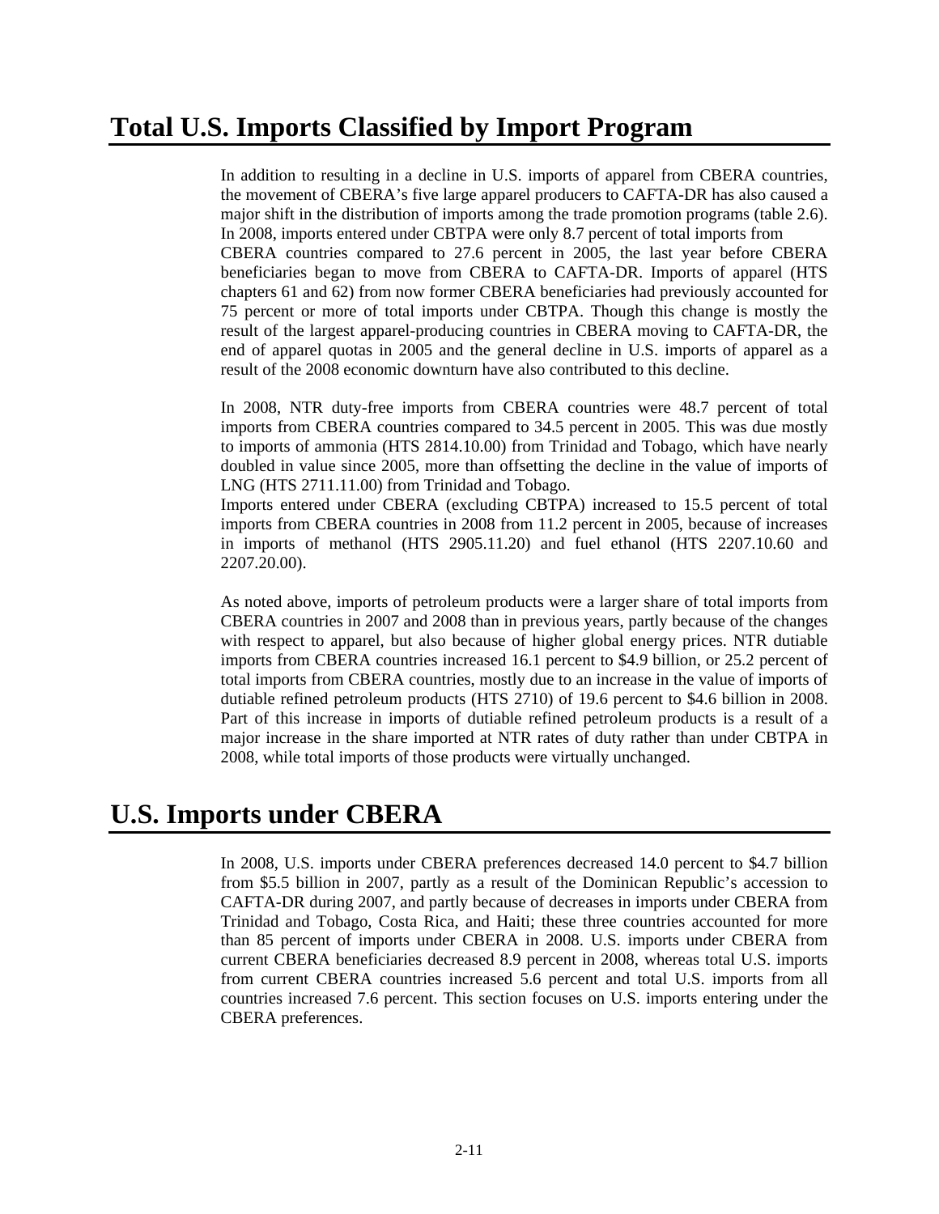## Total U.S. Imports Classified by Import Program

In addition to resulting in a decline in U.S. imports of apparel from CBERA countries, the movement of CBERA's five large apparel producers to CAFTA-DR has also caused a major shift in the distribution of imports among the trade promotion programs (table 2.6). In 2008, imports entered under CBTPA were only 8.7 percent of total imports from CBERA countries compared to 27.6 percent in 2005, the last year before CBERA beneficiaries began to move from CBERA to CAFTA-DR. Imports of apparel (HTS chapters 61 and 62) from now former CBERA beneficiaries had previously accounted for 75 percent or more of total imports under CBTPA. Though this change is mostly the result of the largest apparel-producing countries in CBERA moving to CAFTA-DR, the end of apparel quotas in 2005 and the general decline in U.S. imports of apparel as a result of the 2008 economic downturn have also contributed to this decline.

In 2008, NTR duty-free imports from CBERA countries were 48.7 percent of total imports from CBERA countries compared to 34.5 percent in 2005. This was due mostly to imports of ammonia (HTS 2814.10.00) from Trinidad and Tobago, which have nearly doubled in value since 2005, more than offsetting the decline in the value of imports of LNG (HTS 2711.11.00) from Trinidad and Tobago.

Imports entered under CBERA (excluding CBTPA) increased to 15.5 percent of total imports from CBERA countries in 2008 from 11.2 percent in 2005, because of increases in imports of methanol (HTS 2905.11.20) and fuel ethanol (HTS 2207.10.60 and 2207.20.00).

As noted above, imports of petroleum products were a larger share of total imports from CBERA countries in 2007 and 2008 than in previous years, partly because of the changes with respect to apparel, but also because of higher global energy prices. NTR dutiable imports from CBERA countries increased 16.1 percent to $4.9 billion, or 25.2 percent of total imports from CBERA countries, mostly due to an increase in the value of imports of dutiable refined petroleum products (HTS 2710) of 19.6 percent to $4.6 billion in 2008. Part of this increase in imports of dutiable refined petroleum products is a result of a major increase in the share imported at NTR rates of duty rather than under CBTPA in 2008, while total imports of those products were virtually unchanged.

## U.S. Imports under CBERA

In 2008, U.S. imports under CBERA preferences decreased 14.0 percent to $4.7 billion from $5.5 billion in 2007, partly as a result of the Dominican Republic's accession to CAFTA-DR during 2007, and partly because of decreases in imports under CBERA from Trinidad and Tobago, Costa Rica, and Haiti; these three countries accounted for more than 85 percent of imports under CBERA in 2008. U.S. imports under CBERA from current CBERA beneficiaries decreased 8.9 percent in 2008, whereas total U.S. imports from current CBERA countries increased 5.6 percent and total U.S. imports from all countries increased 7.6 percent. This section focuses on U.S. imports entering under the CBERA preferences.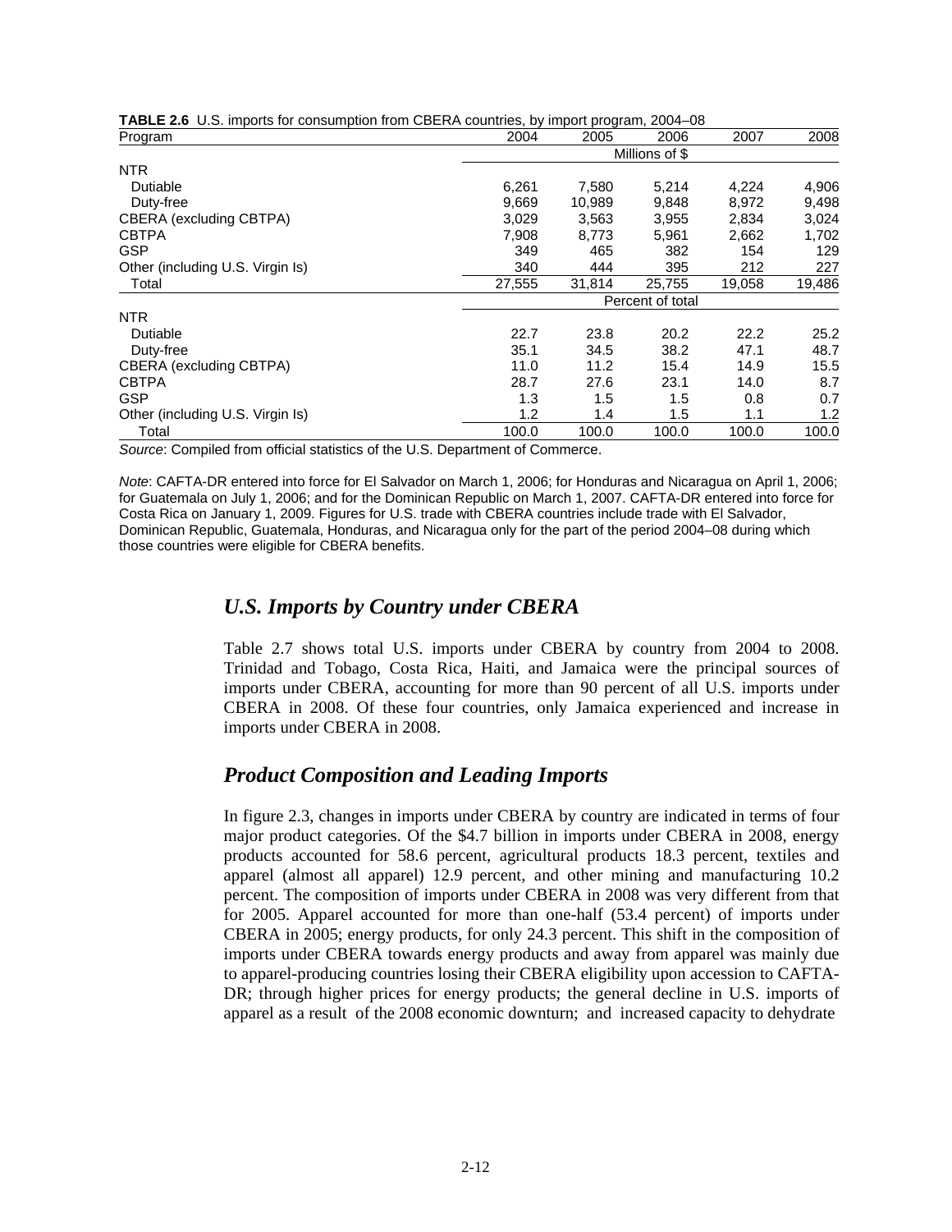**TABLE 2.6** U.S. imports for consumption from CBERA countries, by import program, 2004–08

| Program | 2004 | 2005 | 2006 | 2007 | 2008 |
|---|---|---|---|---|---|
| | Millions of $ | | | | |
| NTR | | | | | |
| Dutiable | 6,261 | 7,580 | 5,214 | 4,224 | 4,906 |
| Duty-free | 9,669 | 10,989 | 9,848 | 8,972 | 9,498 |
| CBERA (excluding CBTPA) | 3,029 | 3,563 | 3,955 | 2,834 | 3,024 |
| CBTPA | 7,908 | 8,773 | 5,961 | 2,662 | 1,702 |
| GSP | 349 | 465 | 382 | 154 | 129 |
| Other (including U.S. Virgin Is) | 340 | 444 | 395 | 212 | 227 |
| Total | 27,555 | 31,814 | 25,755 | 19,058 | 19,486 |
| | Percent of total | | | | |
| NTR | | | | | |
| Dutiable | 22.7 | 23.8 | 20.2 | 22.2 | 25.2 |
| Duty-free | 35.1 | 34.5 | 38.2 | 47.1 | 48.7 |
| CBERA (excluding CBTPA) | 11.0 | 11.2 | 15.4 | 14.9 | 15.5 |
| CBTPA | 28.7 | 27.6 | 23.1 | 14.0 | 8.7 |
| GSP | 1.3 | 1.5 | 1.5 | 0.8 | 0.7 |
| Other (including U.S. Virgin Is) | 1.2 | 1.4 | 1.5 | 1.1 | 1.2 |
| Total | 100.0 | 100.0 | 100.0 | 100.0 | 100.0 |

*Source*: Compiled from official statistics of the U.S. Department of Commerce.

*Note*: CAFTA-DR entered into force for El Salvador on March 1, 2006; for Honduras and Nicaragua on April 1, 2006; for Guatemala on July 1, 2006; and for the Dominican Republic on March 1, 2007. CAFTA-DR entered into force for Costa Rica on January 1, 2009. Figures for U.S. trade with CBERA countries include trade with El Salvador, Dominican Republic, Guatemala, Honduras, and Nicaragua only for the part of the period 2004–08 during which those countries were eligible for CBERA benefits.

## *U.S. Imports by Country under CBERA*

Table 2.7 shows total U.S. imports under CBERA by country from 2004 to 2008. Trinidad and Tobago, Costa Rica, Haiti, and Jamaica were the principal sources of imports under CBERA, accounting for more than 90 percent of all U.S. imports under CBERA in 2008. Of these four countries, only Jamaica experienced and increase in imports under CBERA in 2008.

## *Product Composition and Leading Imports*

In figure 2.3, changes in imports under CBERA by country are indicated in terms of four major product categories. Of the $4.7 billion in imports under CBERA in 2008, energy products accounted for 58.6 percent, agricultural products 18.3 percent, textiles and apparel (almost all apparel) 12.9 percent, and other mining and manufacturing 10.2 percent. The composition of imports under CBERA in 2008 was very different from that for 2005. Apparel accounted for more than one-half (53.4 percent) of imports under CBERA in 2005; energy products, for only 24.3 percent. This shift in the composition of imports under CBERA towards energy products and away from apparel was mainly due to apparel-producing countries losing their CBERA eligibility upon accession to CAFTA-DR; through higher prices for energy products; the general decline in U.S. imports of apparel as a result of the 2008 economic downturn; and increased capacity to dehydrate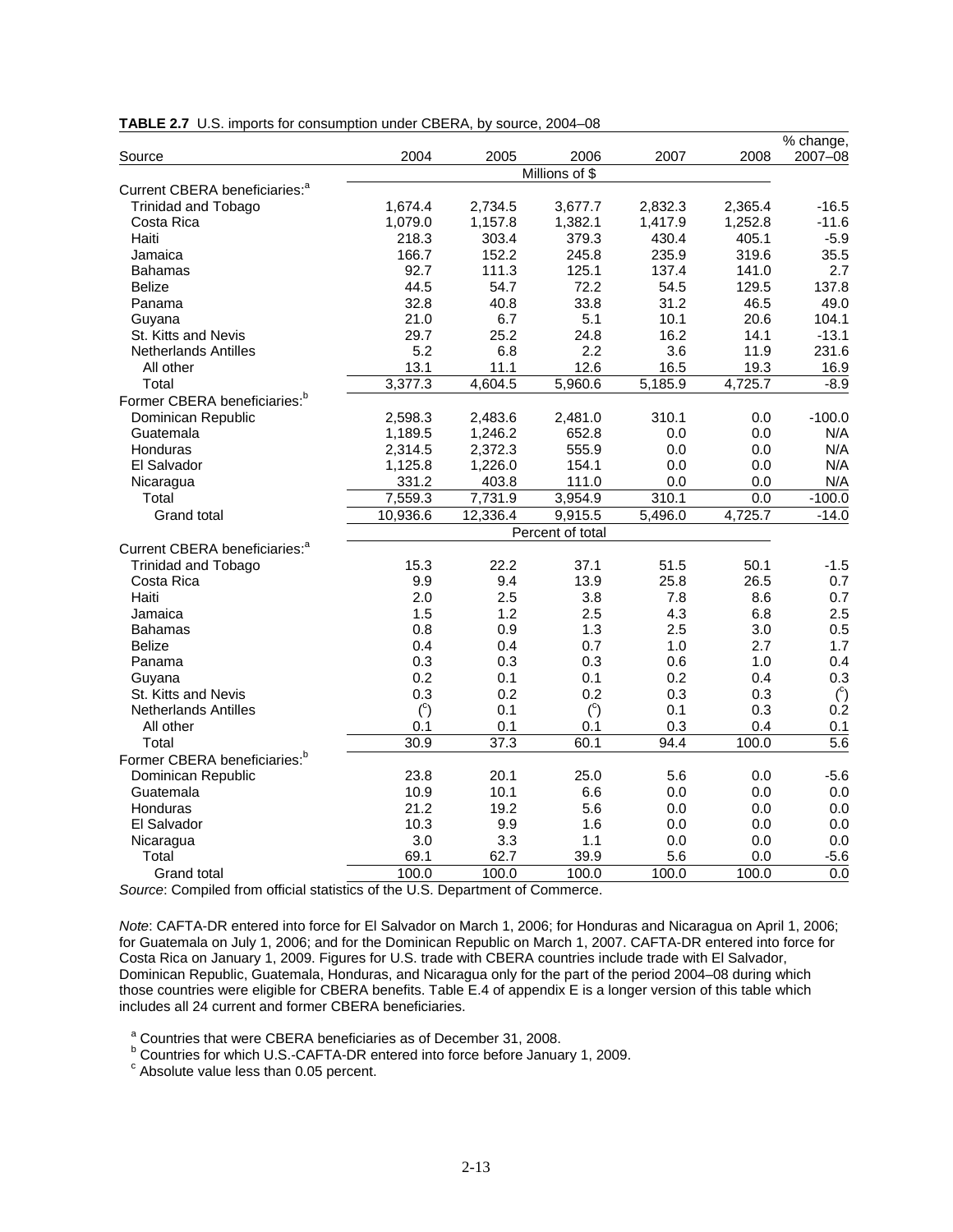**TABLE 2.7** U.S. imports for consumption under CBERA, by source, 2004–08

| Source | 2004 | 2005 | 2006 | 2007 | 2008 | % change, 2007–08 |
|---|---|---|---|---|---|---|
| | Millions of $ | | | | | |
| Current CBERA beneficiaries:[a] | | | | | | |
| Trinidad and Tobago | 1,674.4 | 2,734.5 | 3,677.7 | 2,832.3 | 2,365.4 | -16.5 |
| Costa Rica | 1,079.0 | 1,157.8 | 1,382.1 | 1,417.9 | 1,252.8 | -11.6 |
| Haiti | 218.3 | 303.4 | 379.3 | 430.4 | 405.1 | -5.9 |
| Jamaica | 166.7 | 152.2 | 245.8 | 235.9 | 319.6 | 35.5 |
| Bahamas | 92.7 | 111.3 | 125.1 | 137.4 | 141.0 | 2.7 |
| Belize | 44.5 | 54.7 | 72.2 | 54.5 | 129.5 | 137.8 |
| Panama | 32.8 | 40.8 | 33.8 | 31.2 | 46.5 | 49.0 |
| Guyana | 21.0 | 6.7 | 5.1 | 10.1 | 20.6 | 104.1 |
| St. Kitts and Nevis | 29.7 | 25.2 | 24.8 | 16.2 | 14.1 | -13.1 |
| Netherlands Antilles | 5.2 | 6.8 | 2.2 | 3.6 | 11.9 | 231.6 |
| All other | 13.1 | 11.1 | 12.6 | 16.5 | 19.3 | 16.9 |
| Total | 3,377.3 | 4,604.5 | 5,960.6 | 5,185.9 | 4,725.7 | -8.9 |
| Former CBERA beneficiaries:[b] | | | | | | |
| Dominican Republic | 2,598.3 | 2,483.6 | 2,481.0 | 310.1 | 0.0 | -100.0 |
| Guatemala | 1,189.5 | 1,246.2 | 652.8 | 0.0 | 0.0 | N/A |
| Honduras | 2,314.5 | 2,372.3 | 555.9 | 0.0 | 0.0 | N/A |
| El Salvador | 1,125.8 | 1,226.0 | 154.1 | 0.0 | 0.0 | N/A |
| Nicaragua | 331.2 | 403.8 | 111.0 | 0.0 | 0.0 | N/A |
| Total | 7,559.3 | 7,731.9 | 3,954.9 | 310.1 | 0.0 | -100.0 |
| Grand total | 10,936.6 | 12,336.4 | 9,915.5 | 5,496.0 | 4,725.7 | -14.0 |
| | Percent of total | | | | | |
| Current CBERA beneficiaries:[a] | | | | | | |
| Trinidad and Tobago | 15.3 | 22.2 | 37.1 | 51.5 | 50.1 | -1.5 |
| Costa Rica | 9.9 | 9.4 | 13.9 | 25.8 | 26.5 | 0.7 |
| Haiti | 2.0 | 2.5 | 3.8 | 7.8 | 8.6 | 0.7 |
| Jamaica | 1.5 | 1.2 | 2.5 | 4.3 | 6.8 | 2.5 |
| Bahamas | 0.8 | 0.9 | 1.3 | 2.5 | 3.0 | 0.5 |
| Belize | 0.4 | 0.4 | 0.7 | 1.0 | 2.7 | 1.7 |
| Panama | 0.3 | 0.3 | 0.3 | 0.6 | 1.0 | 0.4 |
| Guyana | 0.2 | 0.1 | 0.1 | 0.2 | 0.4 | 0.3 |
| St. Kitts and Nevis | 0.3 | 0.2 | 0.2 | 0.3 | 0.3 | ([c]) |
| Netherlands Antilles | ([c]) | 0.1 | ([c]) | 0.1 | 0.3 | 0.2 |
| All other | 0.1 | 0.1 | 0.1 | 0.3 | 0.4 | 0.1 |
| Total | 30.9 | 37.3 | 60.1 | 94.4 | 100.0 | 5.6 |
| Former CBERA beneficiaries:[b] | | | | | | |
| Dominican Republic | 23.8 | 20.1 | 25.0 | 5.6 | 0.0 | -5.6 |
| Guatemala | 10.9 | 10.1 | 6.6 | 0.0 | 0.0 | 0.0 |
| Honduras | 21.2 | 19.2 | 5.6 | 0.0 | 0.0 | 0.0 |
| El Salvador | 10.3 | 9.9 | 1.6 | 0.0 | 0.0 | 0.0 |
| Nicaragua | 3.0 | 3.3 | 1.1 | 0.0 | 0.0 | 0.0 |
| Total | 69.1 | 62.7 | 39.9 | 5.6 | 0.0 | -5.6 |
| Grand total | 100.0 | 100.0 | 100.0 | 100.0 | 100.0 | 0.0 |

*Source*: Compiled from official statistics of the U.S. Department of Commerce.

*Note*: CAFTA-DR entered into force for El Salvador on March 1, 2006; for Honduras and Nicaragua on April 1, 2006; for Guatemala on July 1, 2006; and for the Dominican Republic on March 1, 2007. CAFTA-DR entered into force for Costa Rica on January 1, 2009. Figures for U.S. trade with CBERA countries include trade with El Salvador, Dominican Republic, Guatemala, Honduras, and Nicaragua only for the part of the period 2004–08 during which those countries were eligible for CBERA benefits. Table E.4 of appendix E is a longer version of this table which includes all 24 current and former CBERA beneficiaries.

[a] Countries that were CBERA beneficiaries as of December 31, 2008.

[b] Countries for which U.S.-CAFTA-DR entered into force before January 1, 2009.

[c] Absolute value less than 0.05 percent.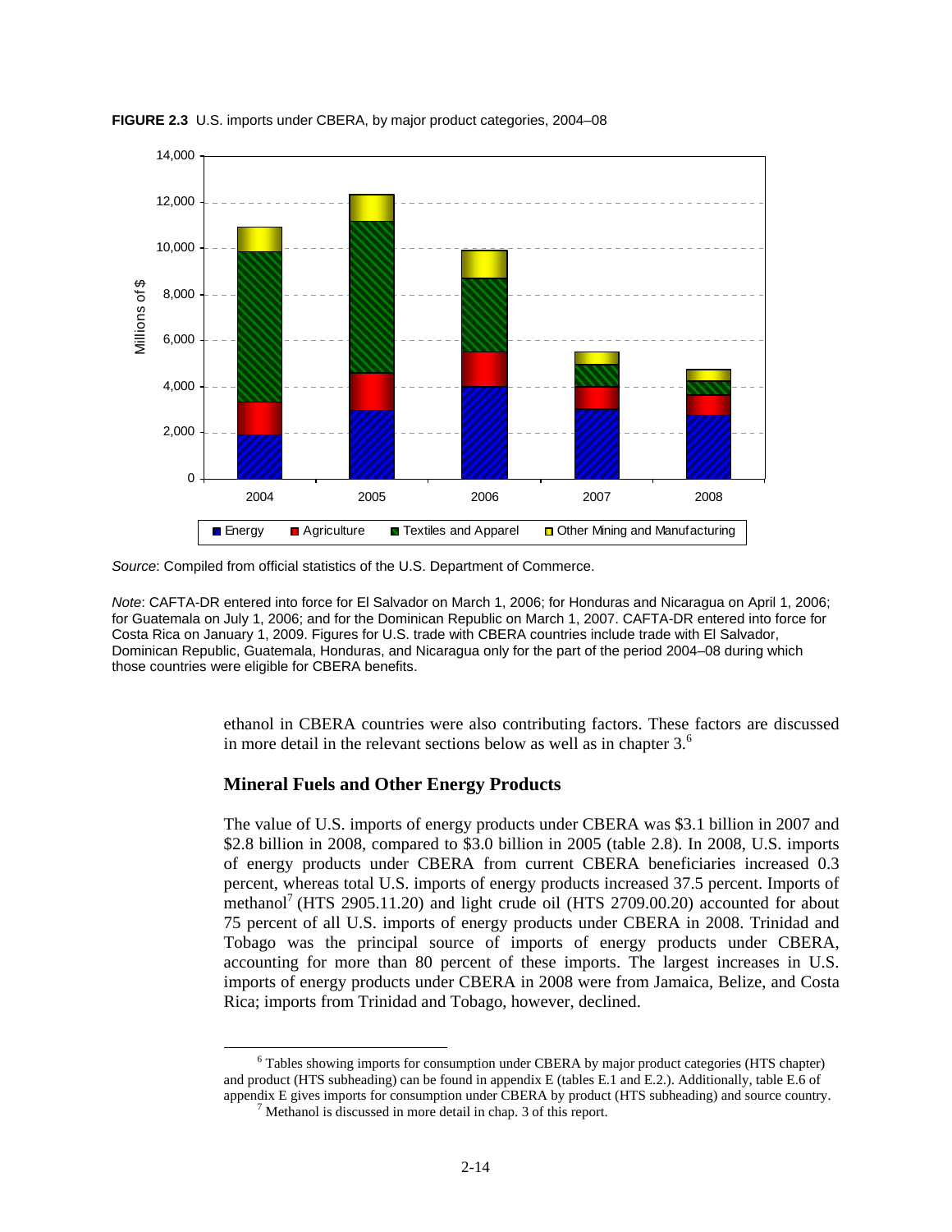**FIGURE 2.3** U.S. imports under CBERA, by major product categories, 2004–08

Millions of $

14,000
12,000
10,000
8,000
6,000
4,000
2,000
0

2004
2005
2006
2007
2008

Energy
Agriculture
Textiles and Apparel
Other Mining and Manufacturing

*Source*: Compiled from official statistics of the U.S. Department of Commerce.

*Note*: CAFTA-DR entered into force for El Salvador on March 1, 2006; for Honduras and Nicaragua on April 1, 2006; for Guatemala on July 1, 2006; and for the Dominican Republic on March 1, 2007. CAFTA-DR entered into force for Costa Rica on January 1, 2009. Figures for U.S. trade with CBERA countries include trade with El Salvador, Dominican Republic, Guatemala, Honduras, and Nicaragua only for the part of the period 2004–08 during which those countries were eligible for CBERA benefits.

ethanol in CBERA countries were also contributing factors. These factors are discussed in more detail in the relevant sections below as well as in chapter 3.[6]

### Mineral Fuels and Other Energy Products

The value of U.S. imports of energy products under CBERA was $3.1 billion in 2007 and $2.8 billion in 2008, compared to $3.0 billion in 2005 (table 2.8). In 2008, U.S. imports of energy products under CBERA from current CBERA beneficiaries increased 0.3 percent, whereas total U.S. imports of energy products increased 37.5 percent. Imports of methanol[7] (HTS 2905.11.20) and light crude oil (HTS 2709.00.20) accounted for about 75 percent of all U.S. imports of energy products under CBERA in 2008. Trinidad and Tobago was the principal source of imports of energy products under CBERA, accounting for more than 80 percent of these imports. The largest increases in U.S. imports of energy products under CBERA in 2008 were from Jamaica, Belize, and Costa Rica; imports from Trinidad and Tobago, however, declined.

---

[6] Tables showing imports for consumption under CBERA by major product categories (HTS chapter) and product (HTS subheading) can be found in appendix E (tables E.1 and E.2.). Additionally, table E.6 of appendix E gives imports for consumption under CBERA by product (HTS subheading) and source country.

[7] Methanol is discussed in more detail in chap. 3 of this report.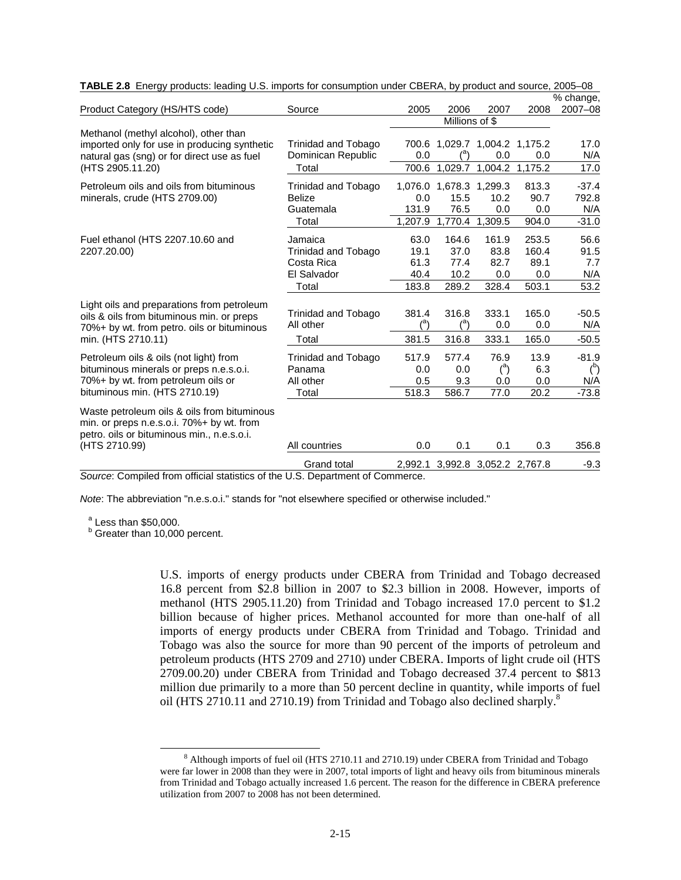**TABLE 2.8** Energy products: leading U.S. imports for consumption under CBERA, by product and source, 2005–08

| Product Category (HS/HTS code) | Source | 2005 | 2006 | 2007 | 2008 | % change, 2007–08 |
|---|---|---|---|---|---|---|
| | | Millions of $ | | | | |
| Methanol (methyl alcohol), other than imported only for use in producing synthetic natural gas (sng) or for direct use as fuel (HTS 2905.11.20) | Trinidad and Tobago | 700.6 | 1,029.7 | 1,004.2 | 1,175.2 | 17.0 |
| | Dominican Republic | 0.0 | ([a]) | 0.0 | 0.0 | N/A |
| | Total | 700.6 | 1,029.7 | 1,004.2 | 1,175.2 | 17.0 |
| Petroleum oils and oils from bituminous minerals, crude (HTS 2709.00) | Trinidad and Tobago | 1,076.0 | 1,678.3 | 1,299.3 | 813.3 | -37.4 |
| | Belize | 0.0 | 15.5 | 10.2 | 90.7 | 792.8 |
| | Guatemala | 131.9 | 76.5 | 0.0 | 0.0 | N/A |
| | Total | 1,207.9 | 1,770.4 | 1,309.5 | 904.0 | -31.0 |
| Fuel ethanol (HTS 2207.10.60 and 2207.20.00) | Jamaica | 63.0 | 164.6 | 161.9 | 253.5 | 56.6 |
| | Trinidad and Tobago | 19.1 | 37.0 | 83.8 | 160.4 | 91.5 |
| | Costa Rica | 61.3 | 77.4 | 82.7 | 89.1 | 7.7 |
| | El Salvador | 40.4 | 10.2 | 0.0 | 0.0 | N/A |
| | Total | 183.8 | 289.2 | 328.4 | 503.1 | 53.2 |
| Light oils and preparations from petroleum oils & oils from bituminous min. or preps 70%+ by wt. from petro. oils or bituminous min. (HTS 2710.11) | Trinidad and Tobago | 381.4 | 316.8 | 333.1 | 165.0 | -50.5 |
| | All other | ([a]) | ([a]) | 0.0 | 0.0 | N/A |
| | Total | 381.5 | 316.8 | 333.1 | 165.0 | -50.5 |
| Petroleum oils & oils (not light) from bituminous minerals or preps n.e.s.o.i. 70%+ by wt. from petroleum oils or bituminous min. (HTS 2710.19) | Trinidad and Tobago | 517.9 | 577.4 | 76.9 | 13.9 | -81.9 |
| | Panama | 0.0 | 0.0 | ([a]) | 6.3 | ([b]) |
| | All other | 0.5 | 9.3 | 0.0 | 0.0 | N/A |
| | Total | 518.3 | 586.7 | 77.0 | 20.2 | -73.8 |
| Waste petroleum oils & oils from bituminous min. or preps n.e.s.o.i. 70%+ by wt. from petro. oils or bituminous min., n.e.s.o.i. (HTS 2710.99) | All countries | 0.0 | 0.1 | 0.1 | 0.3 | 356.8 |
| | Grand total | 2,992.1 | 3,992.8 | 3,052.2 | 2,767.8 | -9.3 |

*Source*: Compiled from official statistics of the U.S. Department of Commerce.

*Note*: The abbreviation "n.e.s.o.i." stands for "not elsewhere specified or otherwise included."

[a] Less than $50,000.
[b] Greater than 10,000 percent.

U.S. imports of energy products under CBERA from Trinidad and Tobago decreased 16.8 percent from $2.8 billion in 2007 to $2.3 billion in 2008. However, imports of methanol (HTS 2905.11.20) from Trinidad and Tobago increased 17.0 percent to $1.2 billion because of higher prices. Methanol accounted for more than one-half of all imports of energy products under CBERA from Trinidad and Tobago. Trinidad and Tobago was also the source for more than 90 percent of the imports of petroleum and petroleum products (HTS 2709 and 2710) under CBERA. Imports of light crude oil (HTS 2709.00.20) under CBERA from Trinidad and Tobago decreased 37.4 percent to $813 million due primarily to a more than 50 percent decline in quantity, while imports of fuel oil (HTS 2710.11 and 2710.19) from Trinidad and Tobago also declined sharply.[8]

[8] Although imports of fuel oil (HTS 2710.11 and 2710.19) under CBERA from Trinidad and Tobago were far lower in 2008 than they were in 2007, total imports of light and heavy oils from bituminous minerals from Trinidad and Tobago actually increased 1.6 percent. The reason for the difference in CBERA preference utilization from 2007 to 2008 has not been determined.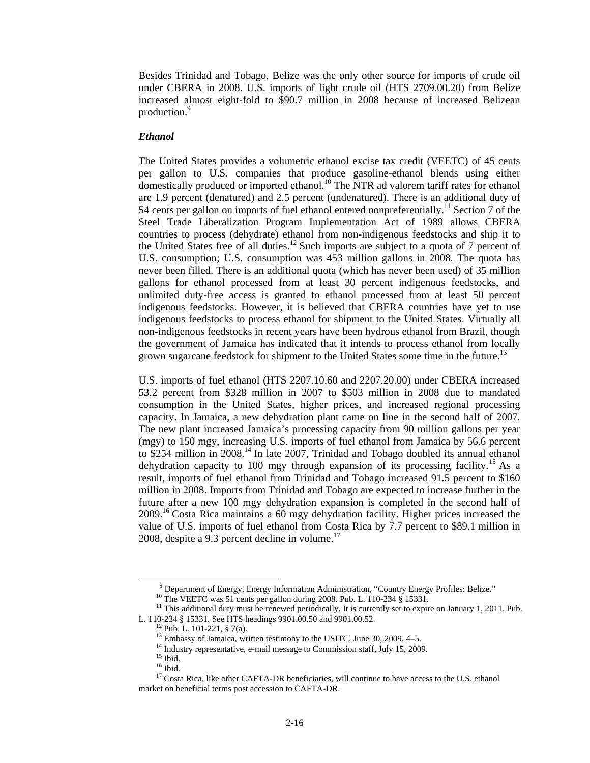Besides Trinidad and Tobago, Belize was the only other source for imports of crude oil under CBERA in 2008. U.S. imports of light crude oil (HTS 2709.00.20) from Belize increased almost eight-fold to $90.7 million in 2008 because of increased Belizean production.[9]

### *Ethanol*

The United States provides a volumetric ethanol excise tax credit (VEETC) of 45 cents per gallon to U.S. companies that produce gasoline-ethanol blends using either domestically produced or imported ethanol.[10] The NTR ad valorem tariff rates for ethanol are 1.9 percent (denatured) and 2.5 percent (undenatured). There is an additional duty of 54 cents per gallon on imports of fuel ethanol entered nonpreferentially.[11] Section 7 of the Steel Trade Liberalization Program Implementation Act of 1989 allows CBERA countries to process (dehydrate) ethanol from non-indigenous feedstocks and ship it to the United States free of all duties.[12] Such imports are subject to a quota of 7 percent of U.S. consumption; U.S. consumption was 453 million gallons in 2008. The quota has never been filled. There is an additional quota (which has never been used) of 35 million gallons for ethanol processed from at least 30 percent indigenous feedstocks, and unlimited duty-free access is granted to ethanol processed from at least 50 percent indigenous feedstocks. However, it is believed that CBERA countries have yet to use indigenous feedstocks to process ethanol for shipment to the United States. Virtually all non-indigenous feedstocks in recent years have been hydrous ethanol from Brazil, though the government of Jamaica has indicated that it intends to process ethanol from locally grown sugarcane feedstock for shipment to the United States some time in the future.[13]

U.S. imports of fuel ethanol (HTS 2207.10.60 and 2207.20.00) under CBERA increased 53.2 percent from $328 million in 2007 to $503 million in 2008 due to mandated consumption in the United States, higher prices, and increased regional processing capacity. In Jamaica, a new dehydration plant came on line in the second half of 2007. The new plant increased Jamaica's processing capacity from 90 million gallons per year (mgy) to 150 mgy, increasing U.S. imports of fuel ethanol from Jamaica by 56.6 percent to $254 million in 2008.[14] In late 2007, Trinidad and Tobago doubled its annual ethanol dehydration capacity to 100 mgy through expansion of its processing facility.[15] As a result, imports of fuel ethanol from Trinidad and Tobago increased 91.5 percent to $160 million in 2008. Imports from Trinidad and Tobago are expected to increase further in the future after a new 100 mgy dehydration expansion is completed in the second half of 2009.[16] Costa Rica maintains a 60 mgy dehydration facility. Higher prices increased the value of U.S. imports of fuel ethanol from Costa Rica by 7.7 percent to $89.1 million in 2008, despite a 9.3 percent decline in volume.[17]

---

[9] Department of Energy, Energy Information Administration, "Country Energy Profiles: Belize."

[10] The VEETC was 51 cents per gallon during 2008. Pub. L. 110-234 § 15331.

[11] This additional duty must be renewed periodically. It is currently set to expire on January 1, 2011. Pub. L. 110-234 § 15331. See HTS headings 9901.00.50 and 9901.00.52.

[12] Pub. L. 101-221, § 7(a).

[13] Embassy of Jamaica, written testimony to the USITC, June 30, 2009, 4–5.

[14] Industry representative, e-mail message to Commission staff, July 15, 2009.

[15] Ibid.

[16] Ibid.

[17] Costa Rica, like other CAFTA-DR beneficiaries, will continue to have access to the U.S. ethanol market on beneficial terms post accession to CAFTA-DR.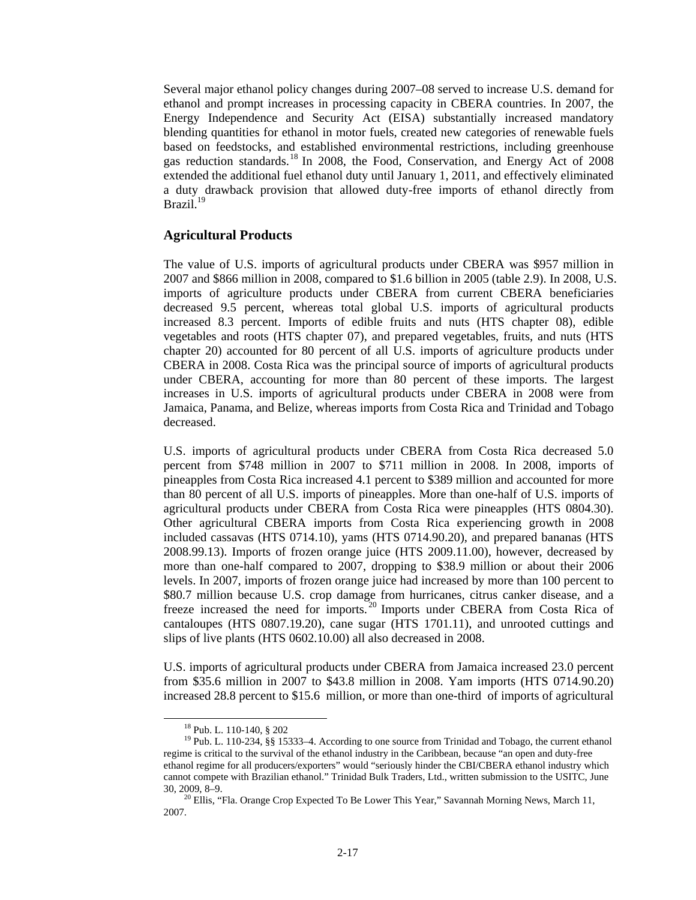Several major ethanol policy changes during 2007–08 served to increase U.S. demand for ethanol and prompt increases in processing capacity in CBERA countries. In 2007, the Energy Independence and Security Act (EISA) substantially increased mandatory blending quantities for ethanol in motor fuels, created new categories of renewable fuels based on feedstocks, and established environmental restrictions, including greenhouse gas reduction standards.[18] In 2008, the Food, Conservation, and Energy Act of 2008 extended the additional fuel ethanol duty until January 1, 2011, and effectively eliminated a duty drawback provision that allowed duty-free imports of ethanol directly from Brazil.[19]

### Agricultural Products

The value of U.S. imports of agricultural products under CBERA was $957 million in 2007 and $866 million in 2008, compared to $1.6 billion in 2005 (table 2.9). In 2008, U.S. imports of agriculture products under CBERA from current CBERA beneficiaries decreased 9.5 percent, whereas total global U.S. imports of agricultural products increased 8.3 percent. Imports of edible fruits and nuts (HTS chapter 08), edible vegetables and roots (HTS chapter 07), and prepared vegetables, fruits, and nuts (HTS chapter 20) accounted for 80 percent of all U.S. imports of agriculture products under CBERA in 2008. Costa Rica was the principal source of imports of agricultural products under CBERA, accounting for more than 80 percent of these imports. The largest increases in U.S. imports of agricultural products under CBERA in 2008 were from Jamaica, Panama, and Belize, whereas imports from Costa Rica and Trinidad and Tobago decreased.

U.S. imports of agricultural products under CBERA from Costa Rica decreased 5.0 percent from $748 million in 2007 to $711 million in 2008. In 2008, imports of pineapples from Costa Rica increased 4.1 percent to $389 million and accounted for more than 80 percent of all U.S. imports of pineapples. More than one-half of U.S. imports of agricultural products under CBERA from Costa Rica were pineapples (HTS 0804.30). Other agricultural CBERA imports from Costa Rica experiencing growth in 2008 included cassavas (HTS 0714.10), yams (HTS 0714.90.20), and prepared bananas (HTS 2008.99.13). Imports of frozen orange juice (HTS 2009.11.00), however, decreased by more than one-half compared to 2007, dropping to $38.9 million or about their 2006 levels. In 2007, imports of frozen orange juice had increased by more than 100 percent to $80.7 million because U.S. crop damage from hurricanes, citrus canker disease, and a freeze increased the need for imports.[20] Imports under CBERA from Costa Rica of cantaloupes (HTS 0807.19.20), cane sugar (HTS 1701.11), and unrooted cuttings and slips of live plants (HTS 0602.10.00) all also decreased in 2008.

U.S. imports of agricultural products under CBERA from Jamaica increased 23.0 percent from $35.6 million in 2007 to $43.8 million in 2008. Yam imports (HTS 0714.90.20) increased 28.8 percent to $15.6 million, or more than one-third of imports of agricultural

[18] Pub. L. 110-140, § 202

[19] Pub. L. 110-234, §§ 15333–4. According to one source from Trinidad and Tobago, the current ethanol regime is critical to the survival of the ethanol industry in the Caribbean, because "an open and duty-free ethanol regime for all producers/exporters" would "seriously hinder the CBI/CBERA ethanol industry which cannot compete with Brazilian ethanol." Trinidad Bulk Traders, Ltd., written submission to the USITC, June 30, 2009, 8–9.

[20] Ellis, "Fla. Orange Crop Expected To Be Lower This Year," Savannah Morning News, March 11, 2007.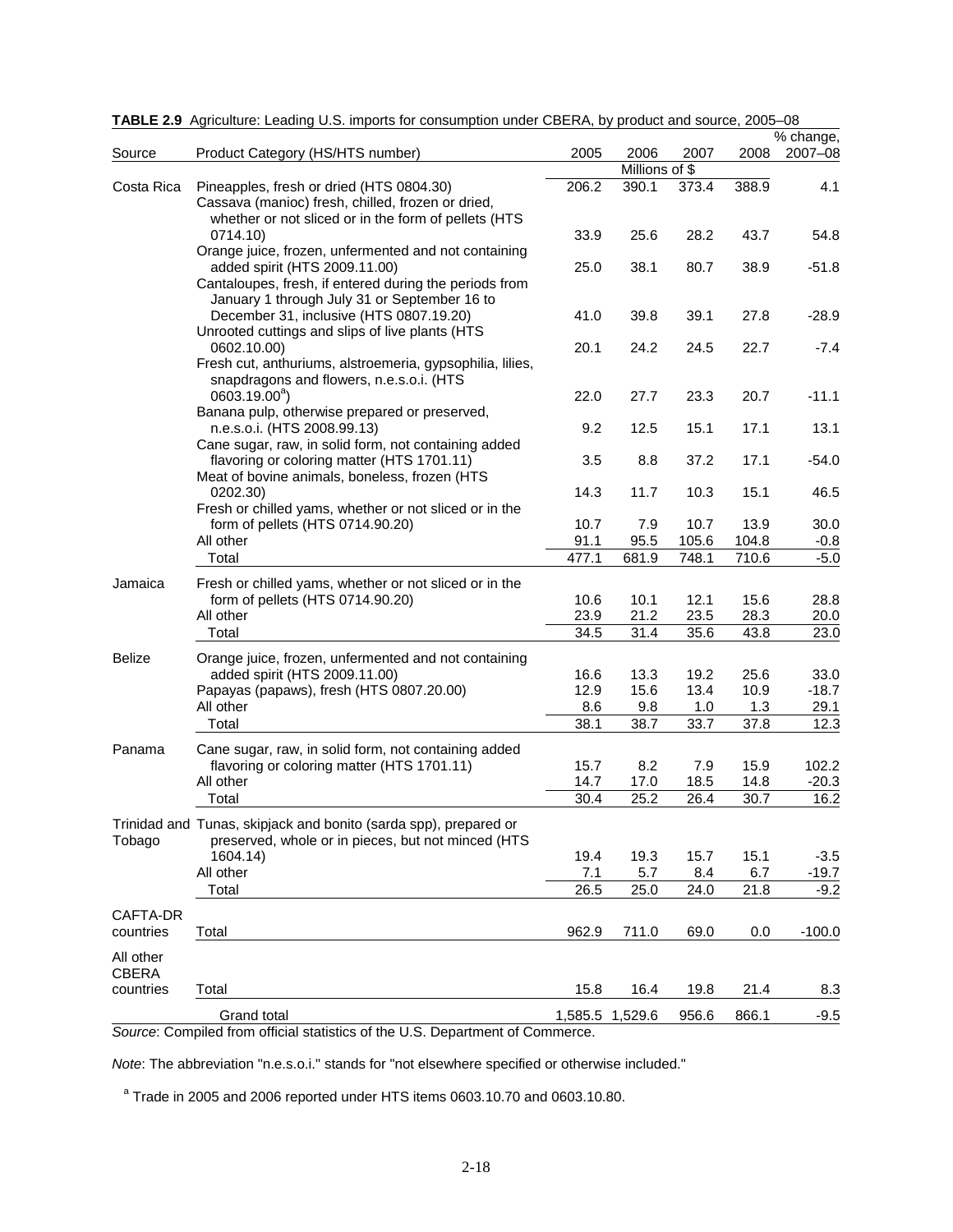**TABLE 2.9** Agriculture: Leading U.S. imports for consumption under CBERA, by product and source, 2005–08

| Source | Product Category (HS/HTS number) | 2005 | 2006 | 2007 | 2008 | % change, 2007–08 |
|---|---|---|---|---|---|---|
| | | Millions of $ | | | | |
| Costa Rica | Pineapples, fresh or dried (HTS 0804.30) | 206.2 | 390.1 | 373.4 | 388.9 | 4.1 |
| | Cassava (manioc) fresh, chilled, frozen or dried, whether or not sliced or in the form of pellets (HTS 0714.10) | 33.9 | 25.6 | 28.2 | 43.7 | 54.8 |
| | Orange juice, frozen, unfermented and not containing added spirit (HTS 2009.11.00) | 25.0 | 38.1 | 80.7 | 38.9 | -51.8 |
| | Cantaloupes, fresh, if entered during the periods from January 1 through July 31 or September 16 to December 31, inclusive (HTS 0807.19.20) | 41.0 | 39.8 | 39.1 | 27.8 | -28.9 |
| | Unrooted cuttings and slips of live plants (HTS 0602.10.00) | 20.1 | 24.2 | 24.5 | 22.7 | -7.4 |
| | Fresh cut, anthuriums, alstroemeria, gypsophilia, lilies, snapdragons and flowers, n.e.s.o.i. (HTS 0603.19.00[a]) | 22.0 | 27.7 | 23.3 | 20.7 | -11.1 |
| | Banana pulp, otherwise prepared or preserved, n.e.s.o.i. (HTS 2008.99.13) | 9.2 | 12.5 | 15.1 | 17.1 | 13.1 |
| | Cane sugar, raw, in solid form, not containing added flavoring or coloring matter (HTS 1701.11) | 3.5 | 8.8 | 37.2 | 17.1 | -54.0 |
| | Meat of bovine animals, boneless, frozen (HTS 0202.30) | 14.3 | 11.7 | 10.3 | 15.1 | 46.5 |
| | Fresh or chilled yams, whether or not sliced or in the form of pellets (HTS 0714.90.20) | 10.7 | 7.9 | 10.7 | 13.9 | 30.0 |
| | All other | 91.1 | 95.5 | 105.6 | 104.8 | -0.8 |
| | Total | 477.1 | 681.9 | 748.1 | 710.6 | -5.0 |
| Jamaica | Fresh or chilled yams, whether or not sliced or in the form of pellets (HTS 0714.90.20) | 10.6 | 10.1 | 12.1 | 15.6 | 28.8 |
| | All other | 23.9 | 21.2 | 23.5 | 28.3 | 20.0 |
| | Total | 34.5 | 31.4 | 35.6 | 43.8 | 23.0 |
| Belize | Orange juice, frozen, unfermented and not containing added spirit (HTS 2009.11.00) | 16.6 | 13.3 | 19.2 | 25.6 | 33.0 |
| | Papayas (papaws), fresh (HTS 0807.20.00) | 12.9 | 15.6 | 13.4 | 10.9 | -18.7 |
| | All other | 8.6 | 9.8 | 1.0 | 1.3 | 29.1 |
| | Total | 38.1 | 38.7 | 33.7 | 37.8 | 12.3 |
| Panama | Cane sugar, raw, in solid form, not containing added flavoring or coloring matter (HTS 1701.11) | 15.7 | 8.2 | 7.9 | 15.9 | 102.2 |
| | All other | 14.7 | 17.0 | 18.5 | 14.8 | -20.3 |
| | Total | 30.4 | 25.2 | 26.4 | 30.7 | 16.2 |
| Trinidad and Tobago | Tunas, skipjack and bonito (sarda spp), prepared or preserved, whole or in pieces, but not minced (HTS 1604.14) | 19.4 | 19.3 | 15.7 | 15.1 | -3.5 |
| | All other | 7.1 | 5.7 | 8.4 | 6.7 | -19.7 |
| | Total | 26.5 | 25.0 | 24.0 | 21.8 | -9.2 |
| CAFTA-DR countries | Total | 962.9 | 711.0 | 69.0 | 0.0 | -100.0 |
| All other CBERA countries | Total | 15.8 | 16.4 | 19.8 | 21.4 | 8.3 |
| | Grand total | 1,585.5 | 1,529.6 | 956.6 | 866.1 | -9.5 |

*Source*: Compiled from official statistics of the U.S. Department of Commerce.

*Note*: The abbreviation "n.e.s.o.i." stands for "not elsewhere specified or otherwise included."

[a] Trade in 2005 and 2006 reported under HTS items 0603.10.70 and 0603.10.80.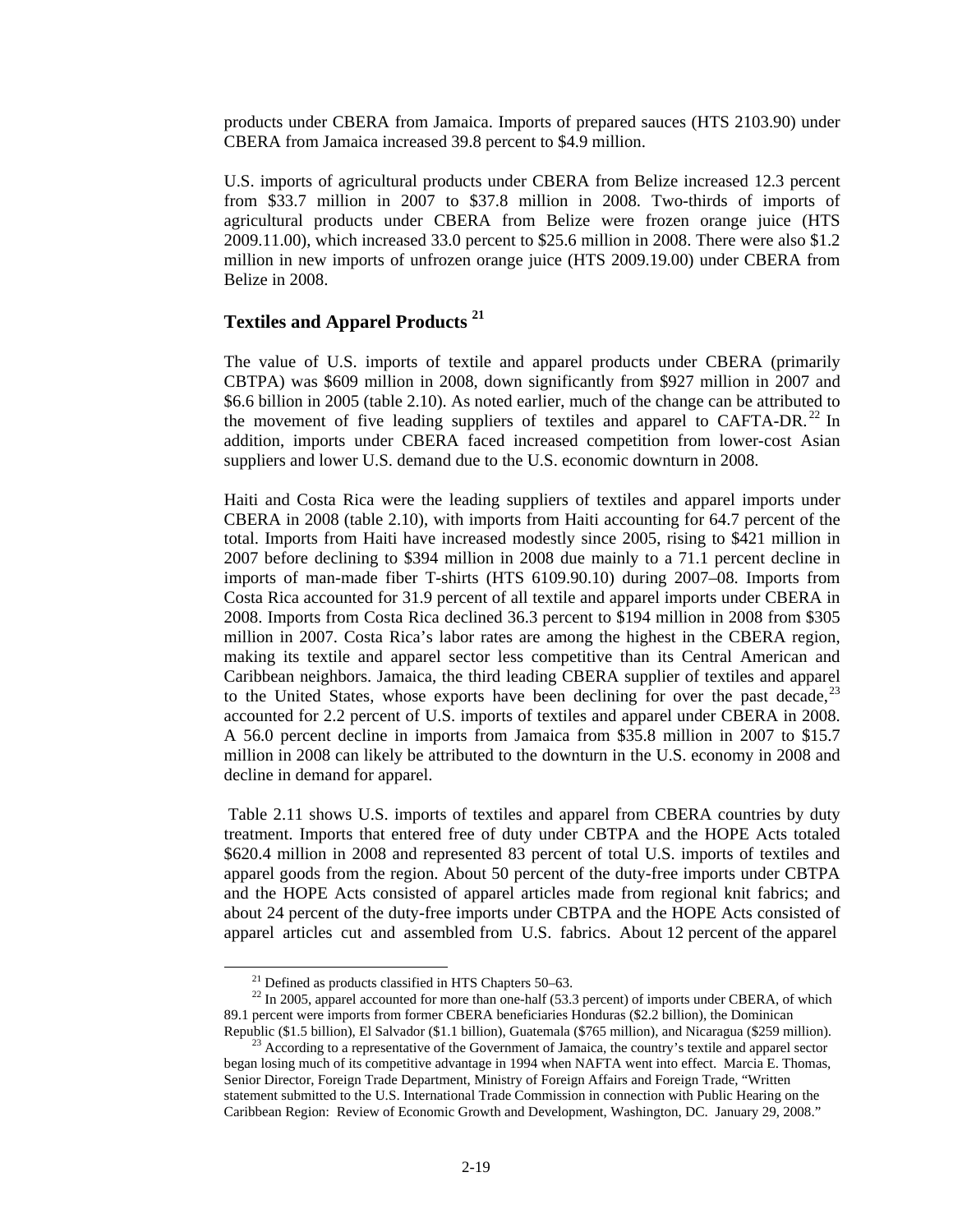products under CBERA from Jamaica. Imports of prepared sauces (HTS 2103.90) under CBERA from Jamaica increased 39.8 percent to $4.9 million.

U.S. imports of agricultural products under CBERA from Belize increased 12.3 percent from $33.7 million in 2007 to $37.8 million in 2008. Two-thirds of imports of agricultural products under CBERA from Belize were frozen orange juice (HTS 2009.11.00), which increased 33.0 percent to $25.6 million in 2008. There were also $1.2 million in new imports of unfrozen orange juice (HTS 2009.19.00) under CBERA from Belize in 2008.

## Textiles and Apparel Products [21]

The value of U.S. imports of textile and apparel products under CBERA (primarily CBTPA) was $609 million in 2008, down significantly from $927 million in 2007 and $6.6 billion in 2005 (table 2.10). As noted earlier, much of the change can be attributed to the movement of five leading suppliers of textiles and apparel to CAFTA-DR.[22] In addition, imports under CBERA faced increased competition from lower-cost Asian suppliers and lower U.S. demand due to the U.S. economic downturn in 2008.

Haiti and Costa Rica were the leading suppliers of textiles and apparel imports under CBERA in 2008 (table 2.10), with imports from Haiti accounting for 64.7 percent of the total. Imports from Haiti have increased modestly since 2005, rising to $421 million in 2007 before declining to $394 million in 2008 due mainly to a 71.1 percent decline in imports of man-made fiber T-shirts (HTS 6109.90.10) during 2007–08. Imports from Costa Rica accounted for 31.9 percent of all textile and apparel imports under CBERA in 2008. Imports from Costa Rica declined 36.3 percent to $194 million in 2008 from $305 million in 2007. Costa Rica's labor rates are among the highest in the CBERA region, making its textile and apparel sector less competitive than its Central American and Caribbean neighbors. Jamaica, the third leading CBERA supplier of textiles and apparel to the United States, whose exports have been declining for over the past decade,[23] accounted for 2.2 percent of U.S. imports of textiles and apparel under CBERA in 2008. A 56.0 percent decline in imports from Jamaica from $35.8 million in 2007 to $15.7 million in 2008 can likely be attributed to the downturn in the U.S. economy in 2008 and decline in demand for apparel.

Table 2.11 shows U.S. imports of textiles and apparel from CBERA countries by duty treatment. Imports that entered free of duty under CBTPA and the HOPE Acts totaled $620.4 million in 2008 and represented 83 percent of total U.S. imports of textiles and apparel goods from the region. About 50 percent of the duty-free imports under CBTPA and the HOPE Acts consisted of apparel articles made from regional knit fabrics; and about 24 percent of the duty-free imports under CBTPA and the HOPE Acts consisted of apparel articles cut and assembled from U.S. fabrics. About 12 percent of the apparel

[21] Defined as products classified in HTS Chapters 50–63.

[22] In 2005, apparel accounted for more than one-half (53.3 percent) of imports under CBERA, of which 89.1 percent were imports from former CBERA beneficiaries Honduras ($2.2 billion), the Dominican Republic ($1.5 billion), El Salvador ($1.1 billion), Guatemala ($765 million), and Nicaragua ($259 million).

[23] According to a representative of the Government of Jamaica, the country's textile and apparel sector began losing much of its competitive advantage in 1994 when NAFTA went into effect. Marcia E. Thomas, Senior Director, Foreign Trade Department, Ministry of Foreign Affairs and Foreign Trade, "Written statement submitted to the U.S. International Trade Commission in connection with Public Hearing on the Caribbean Region: Review of Economic Growth and Development, Washington, DC. January 29, 2008."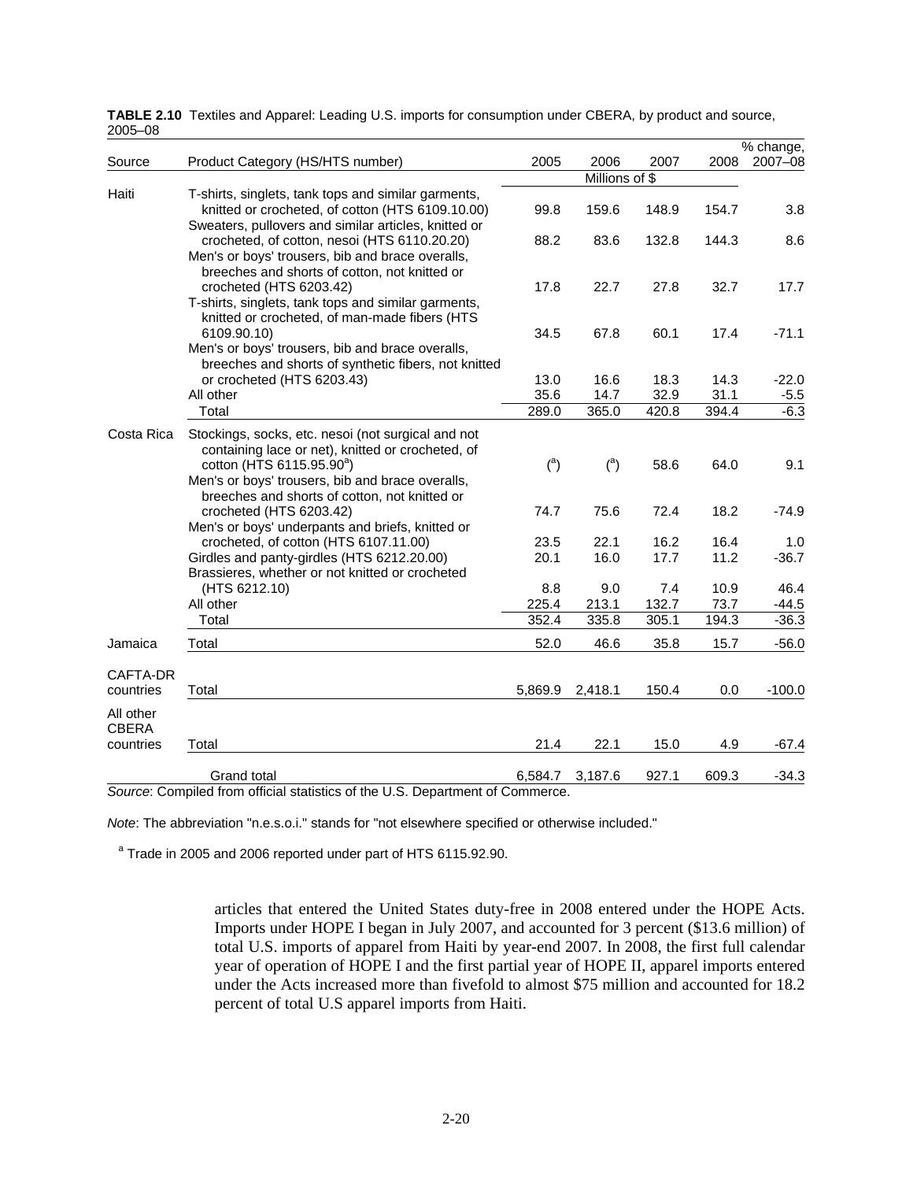**TABLE 2.10** Textiles and Apparel: Leading U.S. imports for consumption under CBERA, by product and source, 2005–08

| Source | Product Category (HS/HTS number) | 2005 | 2006 | 2007 | 2008 | % change, 2007–08 |
|---|---|---|---|---|---|---|
| | | Millions of $ | | | | |
| Haiti | T-shirts, singlets, tank tops and similar garments, knitted or crocheted, of cotton (HTS 6109.10.00) | 99.8 | 159.6 | 148.9 | 154.7 | 3.8 |
| | Sweaters, pullovers and similar articles, knitted or crocheted, of cotton, nesoi (HTS 6110.20.20) | 88.2 | 83.6 | 132.8 | 144.3 | 8.6 |
| | Men's or boys' trousers, bib and brace overalls, breeches and shorts of cotton, not knitted or crocheted (HTS 6203.42) | 17.8 | 22.7 | 27.8 | 32.7 | 17.7 |
| | T-shirts, singlets, tank tops and similar garments, knitted or crocheted, of man-made fibers (HTS 6109.90.10) | 34.5 | 67.8 | 60.1 | 17.4 | -71.1 |
| | Men's or boys' trousers, bib and brace overalls, breeches and shorts of synthetic fibers, not knitted or crocheted (HTS 6203.43) | 13.0 | 16.6 | 18.3 | 14.3 | -22.0 |
| | All other | 35.6 | 14.7 | 32.9 | 31.1 | -5.5 |
| | Total | 289.0 | 365.0 | 420.8 | 394.4 | -6.3 |
| Costa Rica | Stockings, socks, etc. nesoi (not surgical and not containing lace or net), knitted or crocheted, of cotton (HTS 6115.95.90[a]) | ([a]) | ([a]) | 58.6 | 64.0 | 9.1 |
| | Men's or boys' trousers, bib and brace overalls, breeches and shorts of cotton, not knitted or crocheted (HTS 6203.42) | 74.7 | 75.6 | 72.4 | 18.2 | -74.9 |
| | Men's or boys' underpants and briefs, knitted or crocheted, of cotton (HTS 6107.11.00) | 23.5 | 22.1 | 16.2 | 16.4 | 1.0 |
| | Girdles and panty-girdles (HTS 6212.20.00) | 20.1 | 16.0 | 17.7 | 11.2 | -36.7 |
| | Brassieres, whether or not knitted or crocheted (HTS 6212.10) | 8.8 | 9.0 | 7.4 | 10.9 | 46.4 |
| | All other | 225.4 | 213.1 | 132.7 | 73.7 | -44.5 |
| | Total | 352.4 | 335.8 | 305.1 | 194.3 | -36.3 |
| Jamaica | Total | 52.0 | 46.6 | 35.8 | 15.7 | -56.0 |
| CAFTA-DR countries | Total | 5,869.9 | 2,418.1 | 150.4 | 0.0 | -100.0 |
| All other CBERA countries | Total | 21.4 | 22.1 | 15.0 | 4.9 | -67.4 |
| | Grand total | 6,584.7 | 3,187.6 | 927.1 | 609.3 | -34.3 |

*Source*: Compiled from official statistics of the U.S. Department of Commerce.

*Note*: The abbreviation "n.e.s.o.i." stands for "not elsewhere specified or otherwise included."

[a] Trade in 2005 and 2006 reported under part of HTS 6115.92.90.

articles that entered the United States duty-free in 2008 entered under the HOPE Acts. Imports under HOPE I began in July 2007, and accounted for 3 percent ($13.6 million) of total U.S. imports of apparel from Haiti by year-end 2007. In 2008, the first full calendar year of operation of HOPE I and the first partial year of HOPE II, apparel imports entered under the Acts increased more than fivefold to almost $75 million and accounted for 18.2 percent of total U.S apparel imports from Haiti.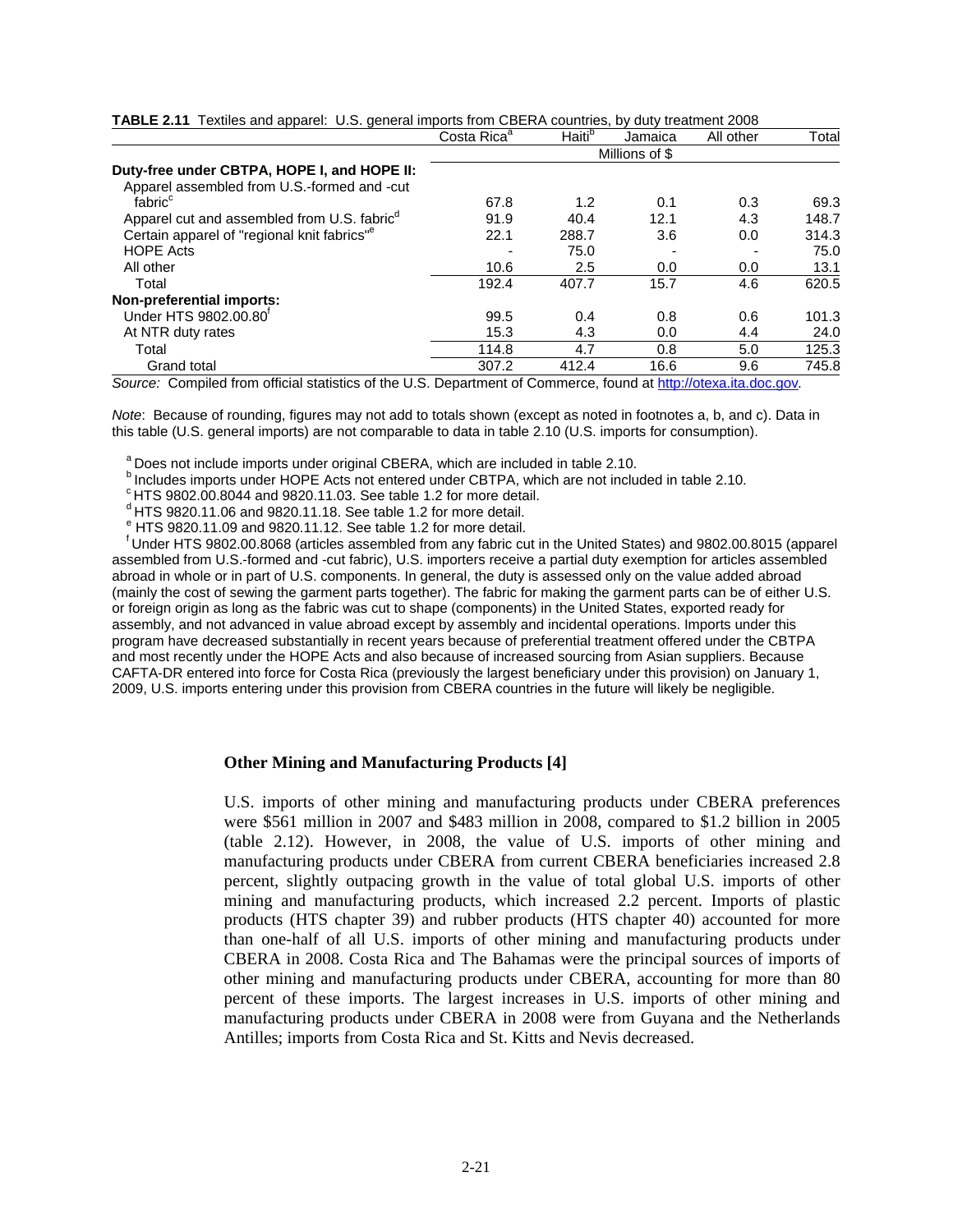**TABLE 2.11** Textiles and apparel: U.S. general imports from CBERA countries, by duty treatment 2008

| | Costa Rica[a] | Haiti[b] | Jamaica | All other | Total |
|---|---|---|---|---|---|
| | Millions of $ | | | | |
| **Duty-free under CBTPA, HOPE I, and HOPE II:** | | | | | |
| Apparel assembled from U.S.-formed and -cut fabric[c] | 67.8 | 1.2 | 0.1 | 0.3 | 69.3 |
| Apparel cut and assembled from U.S. fabric[d] | 91.9 | 40.4 | 12.1 | 4.3 | 148.7 |
| Certain apparel of "regional knit fabrics"[e] | 22.1 | 288.7 | 3.6 | 0.0 | 314.3 |
| HOPE Acts | - | 75.0 | - | - | 75.0 |
| All other | 10.6 | 2.5 | 0.0 | 0.0 | 13.1 |
| Total | 192.4 | 407.7 | 15.7 | 4.6 | 620.5 |
| **Non-preferential imports:** | | | | | |
| Under HTS 9802.00.80[f] | 99.5 | 0.4 | 0.8 | 0.6 | 101.3 |
| At NTR duty rates | 15.3 | 4.3 | 0.0 | 4.4 | 24.0 |
| Total | 114.8 | 4.7 | 0.8 | 5.0 | 125.3 |
| Grand total | 307.2 | 412.4 | 16.6 | 9.6 | 745.8 |

*Source:* Compiled from official statistics of the U.S. Department of Commerce, found at http://otexa.ita.doc.gov.

*Note*: Because of rounding, figures may not add to totals shown (except as noted in footnotes a, b, and c). Data in this table (U.S. general imports) are not comparable to data in table 2.10 (U.S. imports for consumption).

[a] Does not include imports under original CBERA, which are included in table 2.10.
[b] Includes imports under HOPE Acts not entered under CBTPA, which are not included in table 2.10.
[c] HTS 9802.00.8044 and 9820.11.03. See table 1.2 for more detail.
[d] HTS 9820.11.06 and 9820.11.18. See table 1.2 for more detail.
[e] HTS 9820.11.09 and 9820.11.12. See table 1.2 for more detail.
[f] Under HTS 9802.00.8068 (articles assembled from any fabric cut in the United States) and 9802.00.8015 (apparel assembled from U.S.-formed and -cut fabric), U.S. importers receive a partial duty exemption for articles assembled abroad in whole or in part of U.S. components. In general, the duty is assessed only on the value added abroad (mainly the cost of sewing the garment parts together). The fabric for making the garment parts can be of either U.S. or foreign origin as long as the fabric was cut to shape (components) in the United States, exported ready for assembly, and not advanced in value abroad except by assembly and incidental operations. Imports under this program have decreased substantially in recent years because of preferential treatment offered under the CBTPA and most recently under the HOPE Acts and also because of increased sourcing from Asian suppliers. Because CAFTA-DR entered into force for Costa Rica (previously the largest beneficiary under this provision) on January 1, 2009, U.S. imports entering under this provision from CBERA countries in the future will likely be negligible.

### Other Mining and Manufacturing Products [4]

U.S. imports of other mining and manufacturing products under CBERA preferences were $561 million in 2007 and $483 million in 2008, compared to $1.2 billion in 2005 (table 2.12). However, in 2008, the value of U.S. imports of other mining and manufacturing products under CBERA from current CBERA beneficiaries increased 2.8 percent, slightly outpacing growth in the value of total global U.S. imports of other mining and manufacturing products, which increased 2.2 percent. Imports of plastic products (HTS chapter 39) and rubber products (HTS chapter 40) accounted for more than one-half of all U.S. imports of other mining and manufacturing products under CBERA in 2008. Costa Rica and The Bahamas were the principal sources of imports of other mining and manufacturing products under CBERA, accounting for more than 80 percent of these imports. The largest increases in U.S. imports of other mining and manufacturing products under CBERA in 2008 were from Guyana and the Netherlands Antilles; imports from Costa Rica and St. Kitts and Nevis decreased.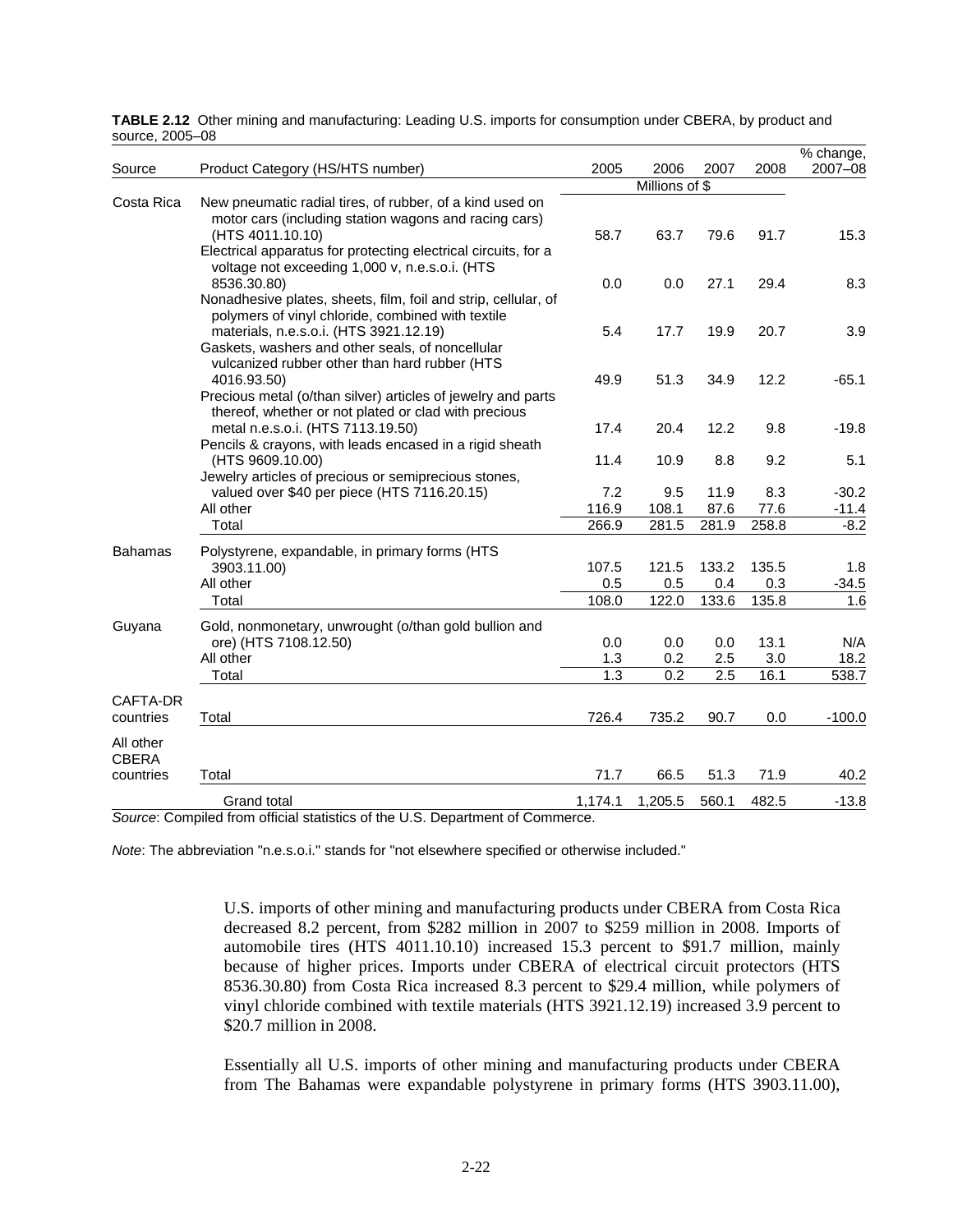**TABLE 2.12** Other mining and manufacturing: Leading U.S. imports for consumption under CBERA, by product and source, 2005–08

| Source | Product Category (HS/HTS number) | 2005 | 2006 | 2007 | 2008 | % change, 2007–08 |
|---|---|---|---|---|---|---|
| | | Millions of $ | | | | |
| Costa Rica | New pneumatic radial tires, of rubber, of a kind used on motor cars (including station wagons and racing cars) (HTS 4011.10.10) | 58.7 | 63.7 | 79.6 | 91.7 | 15.3 |
| | Electrical apparatus for protecting electrical circuits, for a voltage not exceeding 1,000 v, n.e.s.o.i. (HTS 8536.30.80) | 0.0 | 0.0 | 27.1 | 29.4 | 8.3 |
| | Nonadhesive plates, sheets, film, foil and strip, cellular, of polymers of vinyl chloride, combined with textile materials, n.e.s.o.i. (HTS 3921.12.19) | 5.4 | 17.7 | 19.9 | 20.7 | 3.9 |
| | Gaskets, washers and other seals, of noncellular vulcanized rubber other than hard rubber (HTS 4016.93.50) | 49.9 | 51.3 | 34.9 | 12.2 | -65.1 |
| | Precious metal (o/than silver) articles of jewelry and parts thereof, whether or not plated or clad with precious metal n.e.s.o.i. (HTS 7113.19.50) | 17.4 | 20.4 | 12.2 | 9.8 | -19.8 |
| | Pencils & crayons, with leads encased in a rigid sheath (HTS 9609.10.00) | 11.4 | 10.9 | 8.8 | 9.2 | 5.1 |
| | Jewelry articles of precious or semiprecious stones, valued over $40 per piece (HTS 7116.20.15) | 7.2 | 9.5 | 11.9 | 8.3 | -30.2 |
| | All other | 116.9 | 108.1 | 87.6 | 77.6 | -11.4 |
| | Total | 266.9 | 281.5 | 281.9 | 258.8 | -8.2 |
| Bahamas | Polystyrene, expandable, in primary forms (HTS 3903.11.00) | 107.5 | 121.5 | 133.2 | 135.5 | 1.8 |
| | All other | 0.5 | 0.5 | 0.4 | 0.3 | -34.5 |
| | Total | 108.0 | 122.0 | 133.6 | 135.8 | 1.6 |
| Guyana | Gold, nonmonetary, unwrought (o/than gold bullion and ore) (HTS 7108.12.50) | 0.0 | 0.0 | 0.0 | 13.1 | N/A |
| | All other | 1.3 | 0.2 | 2.5 | 3.0 | 18.2 |
| | Total | 1.3 | 0.2 | 2.5 | 16.1 | 538.7 |
| CAFTA-DR countries | Total | 726.4 | 735.2 | 90.7 | 0.0 | -100.0 |
| All other CBERA countries | Total | 71.7 | 66.5 | 51.3 | 71.9 | 40.2 |
| | Grand total | 1,174.1 | 1,205.5 | 560.1 | 482.5 | -13.8 |

*Source*: Compiled from official statistics of the U.S. Department of Commerce.

*Note*: The abbreviation "n.e.s.o.i." stands for "not elsewhere specified or otherwise included."

U.S. imports of other mining and manufacturing products under CBERA from Costa Rica decreased 8.2 percent, from $282 million in 2007 to $259 million in 2008. Imports of automobile tires (HTS 4011.10.10) increased 15.3 percent to $91.7 million, mainly because of higher prices. Imports under CBERA of electrical circuit protectors (HTS 8536.30.80) from Costa Rica increased 8.3 percent to $29.4 million, while polymers of vinyl chloride combined with textile materials (HTS 3921.12.19) increased 3.9 percent to $20.7 million in 2008.

Essentially all U.S. imports of other mining and manufacturing products under CBERA from The Bahamas were expandable polystyrene in primary forms (HTS 3903.11.00),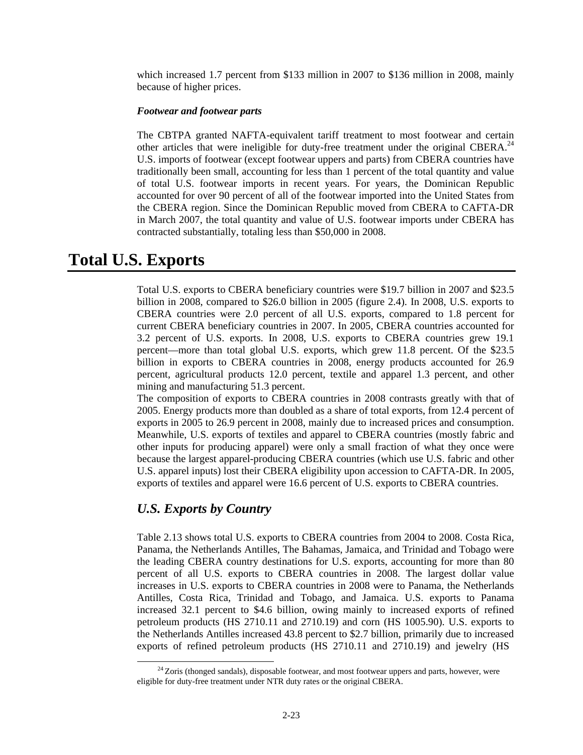which increased 1.7 percent from $133 million in 2007 to $136 million in 2008, mainly because of higher prices.

#### *Footwear and footwear parts*

The CBTPA granted NAFTA-equivalent tariff treatment to most footwear and certain other articles that were ineligible for duty-free treatment under the original CBERA.[24] U.S. imports of footwear (except footwear uppers and parts) from CBERA countries have traditionally been small, accounting for less than 1 percent of the total quantity and value of total U.S. footwear imports in recent years. For years, the Dominican Republic accounted for over 90 percent of all of the footwear imported into the United States from the CBERA region. Since the Dominican Republic moved from CBERA to CAFTA-DR in March 2007, the total quantity and value of U.S. footwear imports under CBERA has contracted substantially, totaling less than $50,000 in 2008.

# Total U.S. Exports

Total U.S. exports to CBERA beneficiary countries were $19.7 billion in 2007 and $23.5 billion in 2008, compared to $26.0 billion in 2005 (figure 2.4). In 2008, U.S. exports to CBERA countries were 2.0 percent of all U.S. exports, compared to 1.8 percent for current CBERA beneficiary countries in 2007. In 2005, CBERA countries accounted for 3.2 percent of U.S. exports. In 2008, U.S. exports to CBERA countries grew 19.1 percent—more than total global U.S. exports, which grew 11.8 percent. Of the $23.5 billion in exports to CBERA countries in 2008, energy products accounted for 26.9 percent, agricultural products 12.0 percent, textile and apparel 1.3 percent, and other mining and manufacturing 51.3 percent.

The composition of exports to CBERA countries in 2008 contrasts greatly with that of 2005. Energy products more than doubled as a share of total exports, from 12.4 percent of exports in 2005 to 26.9 percent in 2008, mainly due to increased prices and consumption. Meanwhile, U.S. exports of textiles and apparel to CBERA countries (mostly fabric and other inputs for producing apparel) were only a small fraction of what they once were because the largest apparel-producing CBERA countries (which use U.S. fabric and other U.S. apparel inputs) lost their CBERA eligibility upon accession to CAFTA-DR. In 2005, exports of textiles and apparel were 16.6 percent of U.S. exports to CBERA countries.

## *U.S. Exports by Country*

Table 2.13 shows total U.S. exports to CBERA countries from 2004 to 2008. Costa Rica, Panama, the Netherlands Antilles, The Bahamas, Jamaica, and Trinidad and Tobago were the leading CBERA country destinations for U.S. exports, accounting for more than 80 percent of all U.S. exports to CBERA countries in 2008. The largest dollar value increases in U.S. exports to CBERA countries in 2008 were to Panama, the Netherlands Antilles, Costa Rica, Trinidad and Tobago, and Jamaica. U.S. exports to Panama increased 32.1 percent to $4.6 billion, owing mainly to increased exports of refined petroleum products (HS 2710.11 and 2710.19) and corn (HS 1005.90). U.S. exports to the Netherlands Antilles increased 43.8 percent to $2.7 billion, primarily due to increased exports of refined petroleum products (HS 2710.11 and 2710.19) and jewelry (HS

[24] Zoris (thonged sandals), disposable footwear, and most footwear uppers and parts, however, were eligible for duty-free treatment under NTR duty rates or the original CBERA.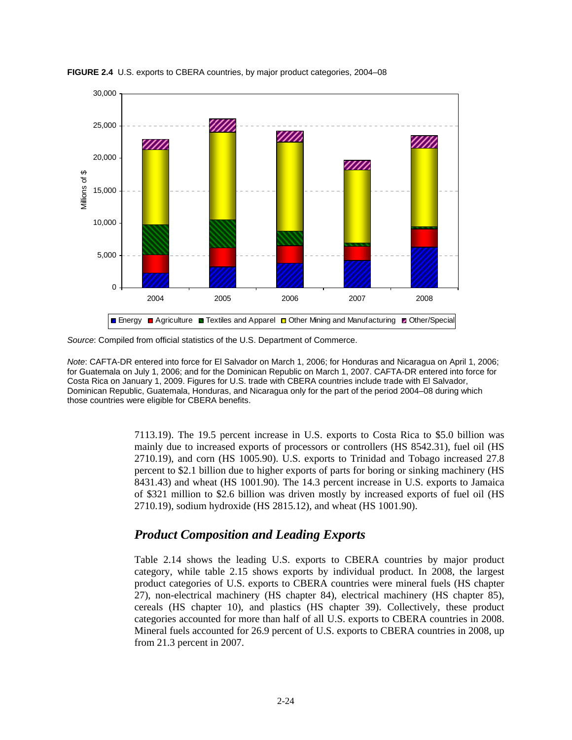**FIGURE 2.4** U.S. exports to CBERA countries, by major product categories, 2004–08

30,000
25,000
20,000
15,000
10,000
5,000
0

Millions of $

2004
2005
2006
2007
2008

Energy
Agriculture
Textiles and Apparel
Other Mining and Manufacturing
Other/Special

*Source*: Compiled from official statistics of the U.S. Department of Commerce.

*Note*: CAFTA-DR entered into force for El Salvador on March 1, 2006; for Honduras and Nicaragua on April 1, 2006; for Guatemala on July 1, 2006; and for the Dominican Republic on March 1, 2007. CAFTA-DR entered into force for Costa Rica on January 1, 2009. Figures for U.S. trade with CBERA countries include trade with El Salvador, Dominican Republic, Guatemala, Honduras, and Nicaragua only for the part of the period 2004–08 during which those countries were eligible for CBERA benefits.

7113.19). The 19.5 percent increase in U.S. exports to Costa Rica to $5.0 billion was mainly due to increased exports of processors or controllers (HS 8542.31), fuel oil (HS 2710.19), and corn (HS 1005.90). U.S. exports to Trinidad and Tobago increased 27.8 percent to $2.1 billion due to higher exports of parts for boring or sinking machinery (HS 8431.43) and wheat (HS 1001.90). The 14.3 percent increase in U.S. exports to Jamaica of $321 million to $2.6 billion was driven mostly by increased exports of fuel oil (HS 2710.19), sodium hydroxide (HS 2815.12), and wheat (HS 1001.90).

## *Product Composition and Leading Exports*

Table 2.14 shows the leading U.S. exports to CBERA countries by major product category, while table 2.15 shows exports by individual product. In 2008, the largest product categories of U.S. exports to CBERA countries were mineral fuels (HS chapter 27), non-electrical machinery (HS chapter 84), electrical machinery (HS chapter 85), cereals (HS chapter 10), and plastics (HS chapter 39). Collectively, these product categories accounted for more than half of all U.S. exports to CBERA countries in 2008. Mineral fuels accounted for 26.9 percent of U.S. exports to CBERA countries in 2008, up from 21.3 percent in 2007.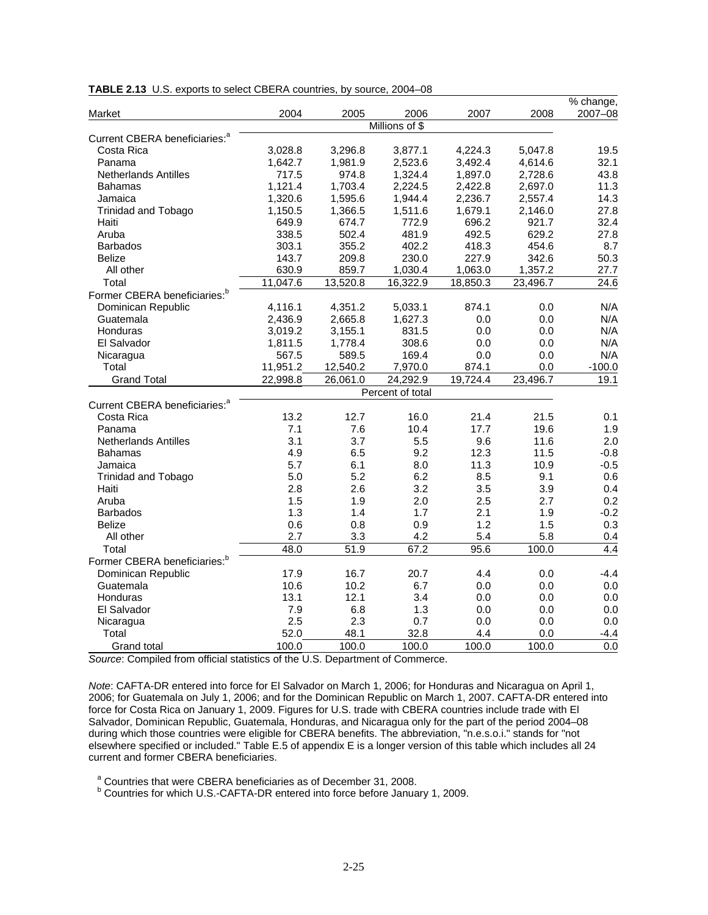**TABLE 2.13** U.S. exports to select CBERA countries, by source, 2004–08

| Market | 2004 | 2005 | 2006 | 2007 | 2008 | % change, 2007–08 |
|---|---|---|---|---|---|---|
| | Millions of $ | | | | | |
| Current CBERA beneficiaries:[a] | | | | | | |
| Costa Rica | 3,028.8 | 3,296.8 | 3,877.1 | 4,224.3 | 5,047.8 | 19.5 |
| Panama | 1,642.7 | 1,981.9 | 2,523.6 | 3,492.4 | 4,614.6 | 32.1 |
| Netherlands Antilles | 717.5 | 974.8 | 1,324.4 | 1,897.0 | 2,728.6 | 43.8 |
| Bahamas | 1,121.4 | 1,703.4 | 2,224.5 | 2,422.8 | 2,697.0 | 11.3 |
| Jamaica | 1,320.6 | 1,595.6 | 1,944.4 | 2,236.7 | 2,557.4 | 14.3 |
| Trinidad and Tobago | 1,150.5 | 1,366.5 | 1,511.6 | 1,679.1 | 2,146.0 | 27.8 |
| Haiti | 649.9 | 674.7 | 772.9 | 696.2 | 921.7 | 32.4 |
| Aruba | 338.5 | 502.4 | 481.9 | 492.5 | 629.2 | 27.8 |
| Barbados | 303.1 | 355.2 | 402.2 | 418.3 | 454.6 | 8.7 |
| Belize | 143.7 | 209.8 | 230.0 | 227.9 | 342.6 | 50.3 |
| All other | 630.9 | 859.7 | 1,030.4 | 1,063.0 | 1,357.2 | 27.7 |
| Total | 11,047.6 | 13,520.8 | 16,322.9 | 18,850.3 | 23,496.7 | 24.6 |
| Former CBERA beneficiaries:[b] | | | | | | |
| Dominican Republic | 4,116.1 | 4,351.2 | 5,033.1 | 874.1 | 0.0 | N/A |
| Guatemala | 2,436.9 | 2,665.8 | 1,627.3 | 0.0 | 0.0 | N/A |
| Honduras | 3,019.2 | 3,155.1 | 831.5 | 0.0 | 0.0 | N/A |
| El Salvador | 1,811.5 | 1,778.4 | 308.6 | 0.0 | 0.0 | N/A |
| Nicaragua | 567.5 | 589.5 | 169.4 | 0.0 | 0.0 | N/A |
| Total | 11,951.2 | 12,540.2 | 7,970.0 | 874.1 | 0.0 | -100.0 |
| Grand Total | 22,998.8 | 26,061.0 | 24,292.9 | 19,724.4 | 23,496.7 | 19.1 |
| | Percent of total | | | | | |
| Current CBERA beneficiaries:[a] | | | | | | |
| Costa Rica | 13.2 | 12.7 | 16.0 | 21.4 | 21.5 | 0.1 |
| Panama | 7.1 | 7.6 | 10.4 | 17.7 | 19.6 | 1.9 |
| Netherlands Antilles | 3.1 | 3.7 | 5.5 | 9.6 | 11.6 | 2.0 |
| Bahamas | 4.9 | 6.5 | 9.2 | 12.3 | 11.5 | -0.8 |
| Jamaica | 5.7 | 6.1 | 8.0 | 11.3 | 10.9 | -0.5 |
| Trinidad and Tobago | 5.0 | 5.2 | 6.2 | 8.5 | 9.1 | 0.6 |
| Haiti | 2.8 | 2.6 | 3.2 | 3.5 | 3.9 | 0.4 |
| Aruba | 1.5 | 1.9 | 2.0 | 2.5 | 2.7 | 0.2 |
| Barbados | 1.3 | 1.4 | 1.7 | 2.1 | 1.9 | -0.2 |
| Belize | 0.6 | 0.8 | 0.9 | 1.2 | 1.5 | 0.3 |
| All other | 2.7 | 3.3 | 4.2 | 5.4 | 5.8 | 0.4 |
| Total | 48.0 | 51.9 | 67.2 | 95.6 | 100.0 | 4.4 |
| Former CBERA beneficiaries:[b] | | | | | | |
| Dominican Republic | 17.9 | 16.7 | 20.7 | 4.4 | 0.0 | -4.4 |
| Guatemala | 10.6 | 10.2 | 6.7 | 0.0 | 0.0 | 0.0 |
| Honduras | 13.1 | 12.1 | 3.4 | 0.0 | 0.0 | 0.0 |
| El Salvador | 7.9 | 6.8 | 1.3 | 0.0 | 0.0 | 0.0 |
| Nicaragua | 2.5 | 2.3 | 0.7 | 0.0 | 0.0 | 0.0 |
| Total | 52.0 | 48.1 | 32.8 | 4.4 | 0.0 | -4.4 |
| Grand total | 100.0 | 100.0 | 100.0 | 100.0 | 100.0 | 0.0 |

*Source*: Compiled from official statistics of the U.S. Department of Commerce.

*Note*: CAFTA-DR entered into force for El Salvador on March 1, 2006; for Honduras and Nicaragua on April 1, 2006; for Guatemala on July 1, 2006; and for the Dominican Republic on March 1, 2007. CAFTA-DR entered into force for Costa Rica on January 1, 2009. Figures for U.S. trade with CBERA countries include trade with El Salvador, Dominican Republic, Guatemala, Honduras, and Nicaragua only for the part of the period 2004–08 during which those countries were eligible for CBERA benefits. The abbreviation, "n.e.s.o.i." stands for "not elsewhere specified or included." Table E.5 of appendix E is a longer version of this table which includes all 24 current and former CBERA beneficiaries.

[a] Countries that were CBERA beneficiaries as of December 31, 2008.

[b] Countries for which U.S.-CAFTA-DR entered into force before January 1, 2009.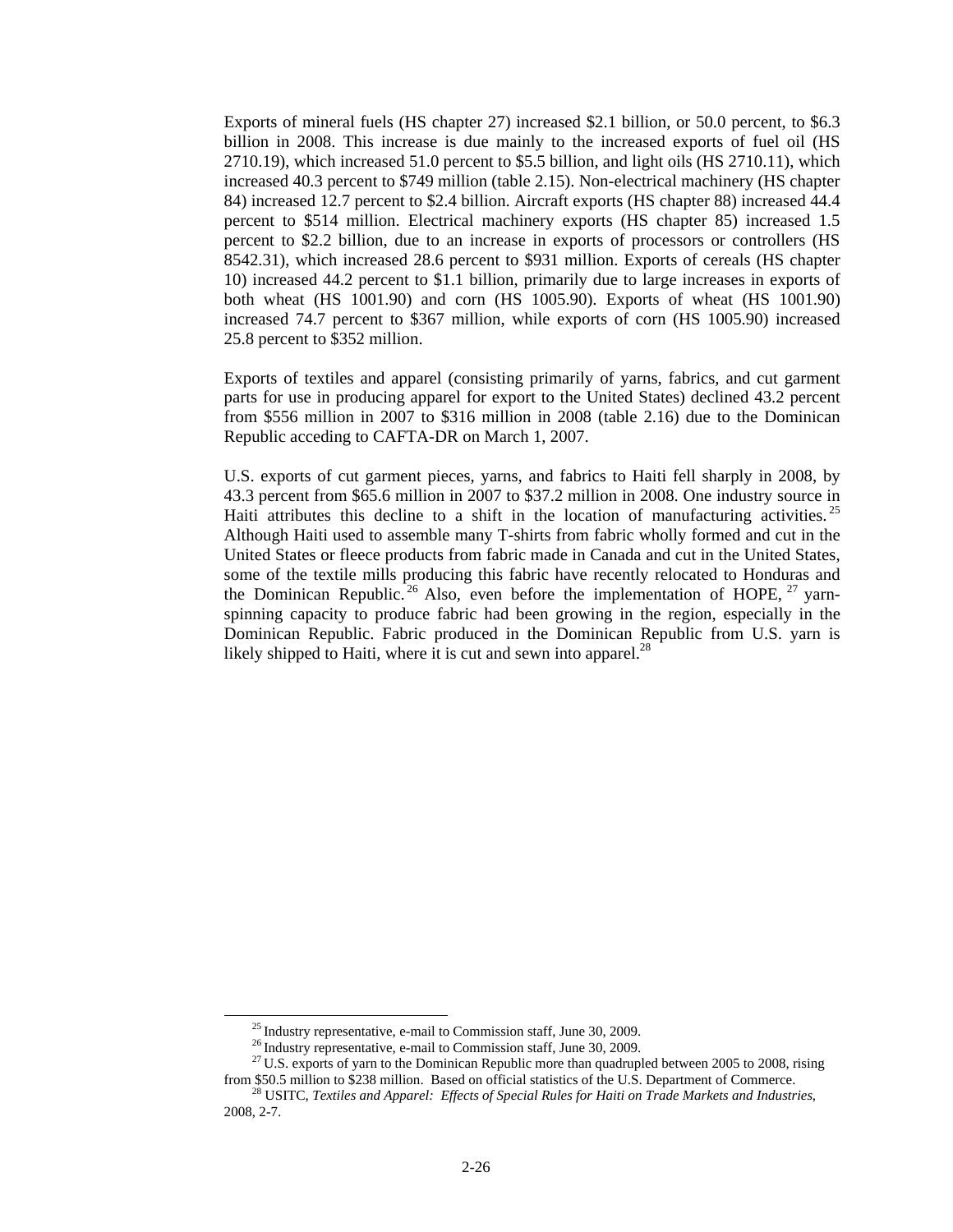Exports of mineral fuels (HS chapter 27) increased $2.1 billion, or 50.0 percent, to $6.3 billion in 2008. This increase is due mainly to the increased exports of fuel oil (HS 2710.19), which increased 51.0 percent to $5.5 billion, and light oils (HS 2710.11), which increased 40.3 percent to $749 million (table 2.15). Non-electrical machinery (HS chapter 84) increased 12.7 percent to $2.4 billion. Aircraft exports (HS chapter 88) increased 44.4 percent to $514 million. Electrical machinery exports (HS chapter 85) increased 1.5 percent to $2.2 billion, due to an increase in exports of processors or controllers (HS 8542.31), which increased 28.6 percent to $931 million. Exports of cereals (HS chapter 10) increased 44.2 percent to $1.1 billion, primarily due to large increases in exports of both wheat (HS 1001.90) and corn (HS 1005.90). Exports of wheat (HS 1001.90) increased 74.7 percent to $367 million, while exports of corn (HS 1005.90) increased 25.8 percent to $352 million.

Exports of textiles and apparel (consisting primarily of yarns, fabrics, and cut garment parts for use in producing apparel for export to the United States) declined 43.2 percent from $556 million in 2007 to $316 million in 2008 (table 2.16) due to the Dominican Republic acceding to CAFTA-DR on March 1, 2007.

U.S. exports of cut garment pieces, yarns, and fabrics to Haiti fell sharply in 2008, by 43.3 percent from $65.6 million in 2007 to $37.2 million in 2008. One industry source in Haiti attributes this decline to a shift in the location of manufacturing activities.[25] Although Haiti used to assemble many T-shirts from fabric wholly formed and cut in the United States or fleece products from fabric made in Canada and cut in the United States, some of the textile mills producing this fabric have recently relocated to Honduras and the Dominican Republic.[26] Also, even before the implementation of HOPE,[27] yarn-spinning capacity to produce fabric had been growing in the region, especially in the Dominican Republic. Fabric produced in the Dominican Republic from U.S. yarn is likely shipped to Haiti, where it is cut and sewn into apparel.[28]

---

[25] Industry representative, e-mail to Commission staff, June 30, 2009.

[26] Industry representative, e-mail to Commission staff, June 30, 2009.

[27] U.S. exports of yarn to the Dominican Republic more than quadrupled between 2005 to 2008, rising from $50.5 million to $238 million. Based on official statistics of the U.S. Department of Commerce.

[28] USITC, *Textiles and Apparel: Effects of Special Rules for Haiti on Trade Markets and Industries*, 2008, 2-7.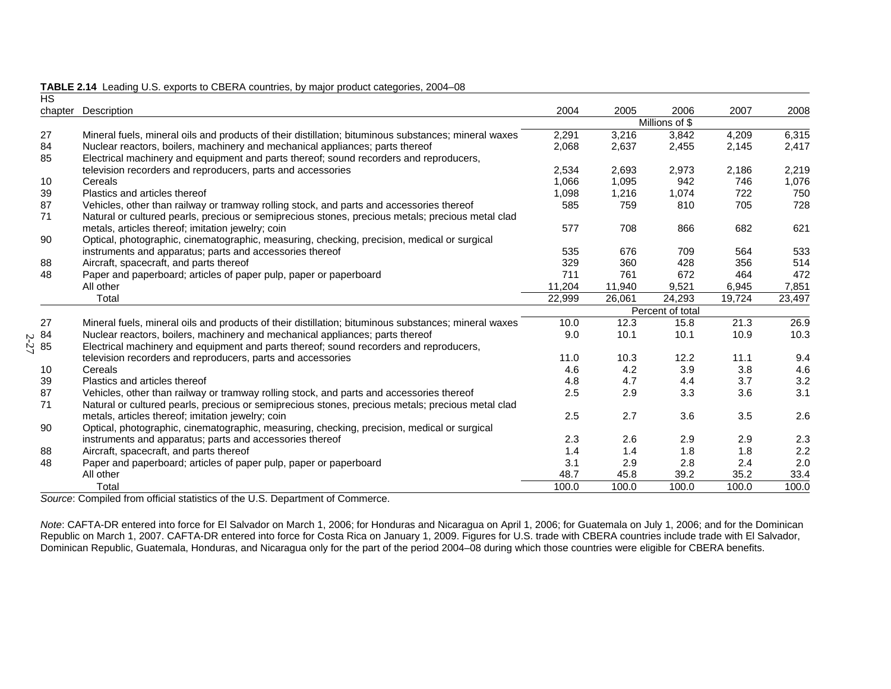**TABLE 2.14** Leading U.S. exports to CBERA countries, by major product categories, 2004–08

| HS chapter | Description | 2004 | 2005 | 2006 | 2007 | 2008 |
|---|---|---|---|---|---|---|
| | | Millions of $ | | | | |
| 27 | Mineral fuels, mineral oils and products of their distillation; bituminous substances; mineral waxes | 2,291 | 3,216 | 3,842 | 4,209 | 6,315 |
| 84 | Nuclear reactors, boilers, machinery and mechanical appliances; parts thereof | 2,068 | 2,637 | 2,455 | 2,145 | 2,417 |
| 85 | Electrical machinery and equipment and parts thereof; sound recorders and reproducers, television recorders and reproducers, parts and accessories | 2,534 | 2,693 | 2,973 | 2,186 | 2,219 |
| 10 | Cereals | 1,066 | 1,095 | 942 | 746 | 1,076 |
| 39 | Plastics and articles thereof | 1,098 | 1,216 | 1,074 | 722 | 750 |
| 87 | Vehicles, other than railway or tramway rolling stock, and parts and accessories thereof | 585 | 759 | 810 | 705 | 728 |
| 71 | Natural or cultured pearls, precious or semiprecious stones, precious metals; precious metal clad metals, articles thereof; imitation jewelry; coin | 577 | 708 | 866 | 682 | 621 |
| 90 | Optical, photographic, cinematographic, measuring, checking, precision, medical or surgical instruments and apparatus; parts and accessories thereof | 535 | 676 | 709 | 564 | 533 |
| 88 | Aircraft, spacecraft, and parts thereof | 329 | 360 | 428 | 356 | 514 |
| 48 | Paper and paperboard; articles of paper pulp, paper or paperboard | 711 | 761 | 672 | 464 | 472 |
| | All other | 11,204 | 11,940 | 9,521 | 6,945 | 7,851 |
| | Total | 22,999 | 26,061 | 24,293 | 19,724 | 23,497 |
| | | Percent of total | | | | |
| 27 | Mineral fuels, mineral oils and products of their distillation; bituminous substances; mineral waxes | 10.0 | 12.3 | 15.8 | 21.3 | 26.9 |
| 84 | Nuclear reactors, boilers, machinery and mechanical appliances; parts thereof | 9.0 | 10.1 | 10.1 | 10.9 | 10.3 |
| 85 | Electrical machinery and equipment and parts thereof; sound recorders and reproducers, television recorders and reproducers, parts and accessories | 11.0 | 10.3 | 12.2 | 11.1 | 9.4 |
| 10 | Cereals | 4.6 | 4.2 | 3.9 | 3.8 | 4.6 |
| 39 | Plastics and articles thereof | 4.8 | 4.7 | 4.4 | 3.7 | 3.2 |
| 87 | Vehicles, other than railway or tramway rolling stock, and parts and accessories thereof | 2.5 | 2.9 | 3.3 | 3.6 | 3.1 |
| 71 | Natural or cultured pearls, precious or semiprecious stones, precious metals; precious metal clad metals, articles thereof; imitation jewelry; coin | 2.5 | 2.7 | 3.6 | 3.5 | 2.6 |
| 90 | Optical, photographic, cinematographic, measuring, checking, precision, medical or surgical instruments and apparatus; parts and accessories thereof | 2.3 | 2.6 | 2.9 | 2.9 | 2.3 |
| 88 | Aircraft, spacecraft, and parts thereof | 1.4 | 1.4 | 1.8 | 1.8 | 2.2 |
| 48 | Paper and paperboard; articles of paper pulp, paper or paperboard | 3.1 | 2.9 | 2.8 | 2.4 | 2.0 |
| | All other | 48.7 | 45.8 | 39.2 | 35.2 | 33.4 |
| | Total | 100.0 | 100.0 | 100.0 | 100.0 | 100.0 |

*Source*: Compiled from official statistics of the U.S. Department of Commerce.

*Note*: CAFTA-DR entered into force for El Salvador on March 1, 2006; for Honduras and Nicaragua on April 1, 2006; for Guatemala on July 1, 2006; and for the Dominican Republic on March 1, 2007. CAFTA-DR entered into force for Costa Rica on January 1, 2009. Figures for U.S. trade with CBERA countries include trade with El Salvador, Dominican Republic, Guatemala, Honduras, and Nicaragua only for the part of the period 2004–08 during which those countries were eligible for CBERA benefits.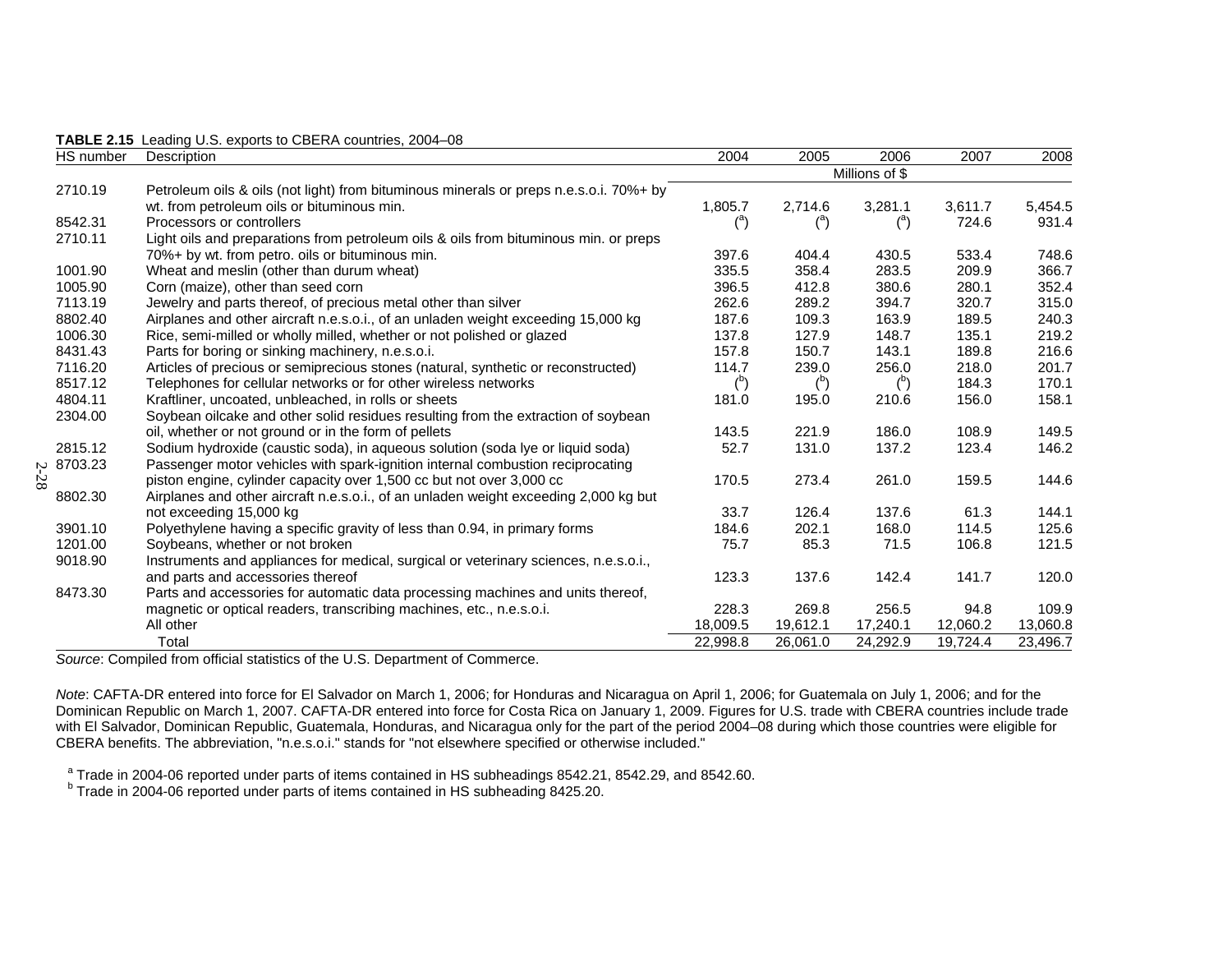**TABLE 2.15** Leading U.S. exports to CBERA countries, 2004–08

| HS number | Description | 2004 | 2005 | 2006 | 2007 | 2008 |
|---|---|---|---|---|---|---|
| | | Millions of $ | | | | |
| 2710.19 | Petroleum oils & oils (not light) from bituminous minerals or preps n.e.s.o.i. 70%+ by wt. from petroleum oils or bituminous min. | 1,805.7 | 2,714.6 | 3,281.1 | 3,611.7 | 5,454.5 |
| 8542.31 | Processors or controllers | ([a]) | ([a]) | ([a]) | 724.6 | 931.4 |
| 2710.11 | Light oils and preparations from petroleum oils & oils from bituminous min. or preps 70%+ by wt. from petro. oils or bituminous min. | 397.6 | 404.4 | 430.5 | 533.4 | 748.6 |
| 1001.90 | Wheat and meslin (other than durum wheat) | 335.5 | 358.4 | 283.5 | 209.9 | 366.7 |
| 1005.90 | Corn (maize), other than seed corn | 396.5 | 412.8 | 380.6 | 280.1 | 352.4 |
| 7113.19 | Jewelry and parts thereof, of precious metal other than silver | 262.6 | 289.2 | 394.7 | 320.7 | 315.0 |
| 8802.40 | Airplanes and other aircraft n.e.s.o.i., of an unladen weight exceeding 15,000 kg | 187.6 | 109.3 | 163.9 | 189.5 | 240.3 |
| 1006.30 | Rice, semi-milled or wholly milled, whether or not polished or glazed | 137.8 | 127.9 | 148.7 | 135.1 | 219.2 |
| 8431.43 | Parts for boring or sinking machinery, n.e.s.o.i. | 157.8 | 150.7 | 143.1 | 189.8 | 216.6 |
| 7116.20 | Articles of precious or semiprecious stones (natural, synthetic or reconstructed) | 114.7 | 239.0 | 256.0 | 218.0 | 201.7 |
| 8517.12 | Telephones for cellular networks or for other wireless networks | ([b]) | ([b]) | ([b]) | 184.3 | 170.1 |
| 4804.11 | Kraftliner, uncoated, unbleached, in rolls or sheets | 181.0 | 195.0 | 210.6 | 156.0 | 158.1 |
| 2304.00 | Soybean oilcake and other solid residues resulting from the extraction of soybean oil, whether or not ground or in the form of pellets | 143.5 | 221.9 | 186.0 | 108.9 | 149.5 |
| 2815.12 | Sodium hydroxide (caustic soda), in aqueous solution (soda lye or liquid soda) | 52.7 | 131.0 | 137.2 | 123.4 | 146.2 |
| 8703.23 | Passenger motor vehicles with spark-ignition internal combustion reciprocating piston engine, cylinder capacity over 1,500 cc but not over 3,000 cc | 170.5 | 273.4 | 261.0 | 159.5 | 144.6 |
| 8802.30 | Airplanes and other aircraft n.e.s.o.i., of an unladen weight exceeding 2,000 kg but not exceeding 15,000 kg | 33.7 | 126.4 | 137.6 | 61.3 | 144.1 |
| 3901.10 | Polyethylene having a specific gravity of less than 0.94, in primary forms | 184.6 | 202.1 | 168.0 | 114.5 | 125.6 |
| 1201.00 | Soybeans, whether or not broken | 75.7 | 85.3 | 71.5 | 106.8 | 121.5 |
| 9018.90 | Instruments and appliances for medical, surgical or veterinary sciences, n.e.s.o.i., and parts and accessories thereof | 123.3 | 137.6 | 142.4 | 141.7 | 120.0 |
| 8473.30 | Parts and accessories for automatic data processing machines and units thereof, magnetic or optical readers, transcribing machines, etc., n.e.s.o.i. | 228.3 | 269.8 | 256.5 | 94.8 | 109.9 |
| | All other | 18,009.5 | 19,612.1 | 17,240.1 | 12,060.2 | 13,060.8 |
| | Total | 22,998.8 | 26,061.0 | 24,292.9 | 19,724.4 | 23,496.7 |

*Source*: Compiled from official statistics of the U.S. Department of Commerce.

*Note*: CAFTA-DR entered into force for El Salvador on March 1, 2006; for Honduras and Nicaragua on April 1, 2006; for Guatemala on July 1, 2006; and for the Dominican Republic on March 1, 2007. CAFTA-DR entered into force for Costa Rica on January 1, 2009. Figures for U.S. trade with CBERA countries include trade with El Salvador, Dominican Republic, Guatemala, Honduras, and Nicaragua only for the part of the period 2004–08 during which those countries were eligible for CBERA benefits. The abbreviation, "n.e.s.o.i." stands for "not elsewhere specified or otherwise included."

[a] Trade in 2004-06 reported under parts of items contained in HS subheadings 8542.21, 8542.29, and 8542.60.

[b] Trade in 2004-06 reported under parts of items contained in HS subheading 8425.20.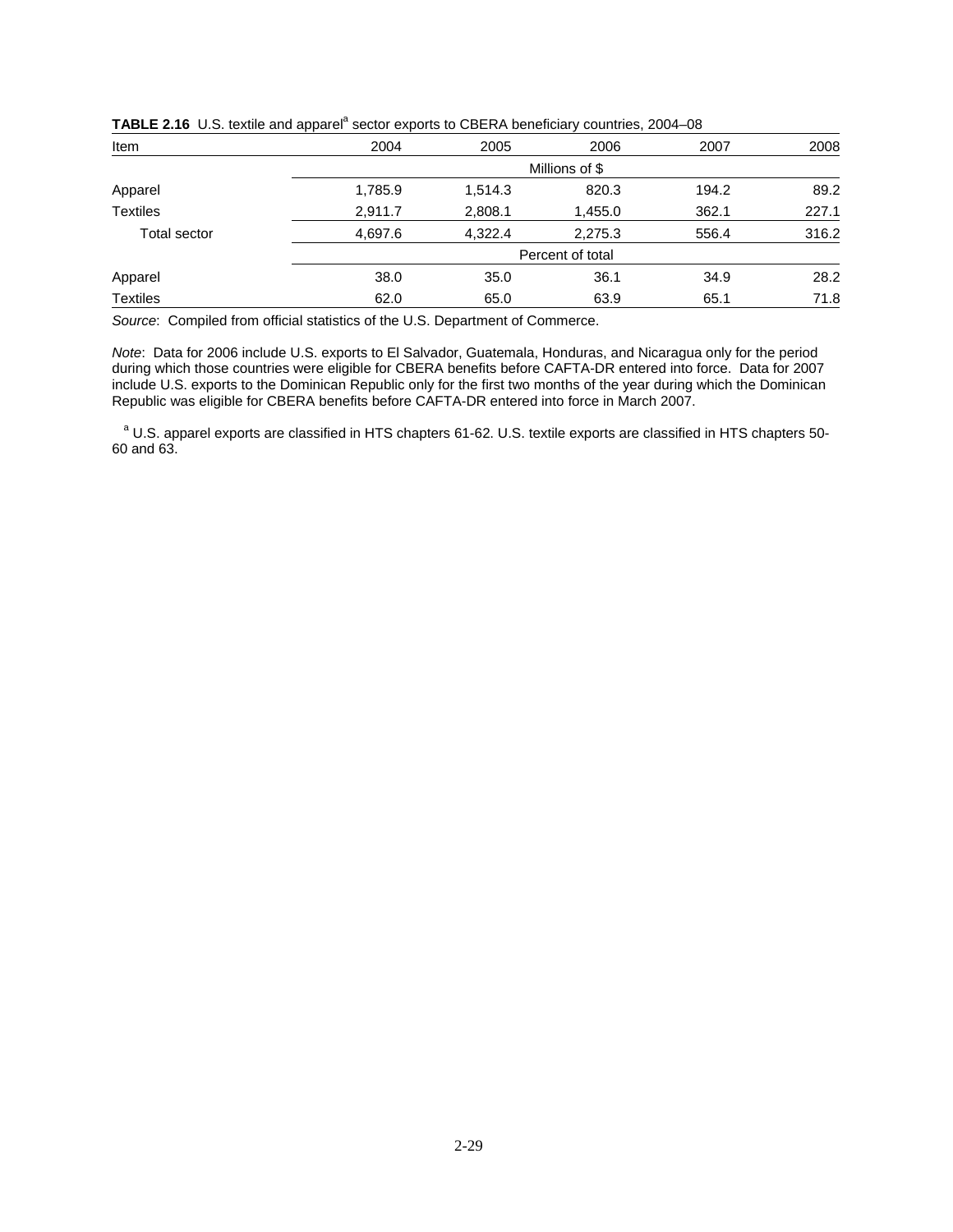**TABLE 2.16** U.S. textile and apparel[a] sector exports to CBERA beneficiary countries, 2004–08

| Item | 2004 | 2005 | 2006 | 2007 | 2008 |
|---|---|---|---|---|---|
| | Millions of $ | | | | |
| Apparel | 1,785.9 | 1,514.3 | 820.3 | 194.2 | 89.2 |
| Textiles | 2,911.7 | 2,808.1 | 1,455.0 | 362.1 | 227.1 |
| Total sector | 4,697.6 | 4,322.4 | 2,275.3 | 556.4 | 316.2 |
| | Percent of total | | | | |
| Apparel | 38.0 | 35.0 | 36.1 | 34.9 | 28.2 |
| Textiles | 62.0 | 65.0 | 63.9 | 65.1 | 71.8 |

*Source*: Compiled from official statistics of the U.S. Department of Commerce.

*Note*: Data for 2006 include U.S. exports to El Salvador, Guatemala, Honduras, and Nicaragua only for the period during which those countries were eligible for CBERA benefits before CAFTA-DR entered into force. Data for 2007 include U.S. exports to the Dominican Republic only for the first two months of the year during which the Dominican Republic was eligible for CBERA benefits before CAFTA-DR entered into force in March 2007.

[a] U.S. apparel exports are classified in HTS chapters 61-62. U.S. textile exports are classified in HTS chapters 50-60 and 63.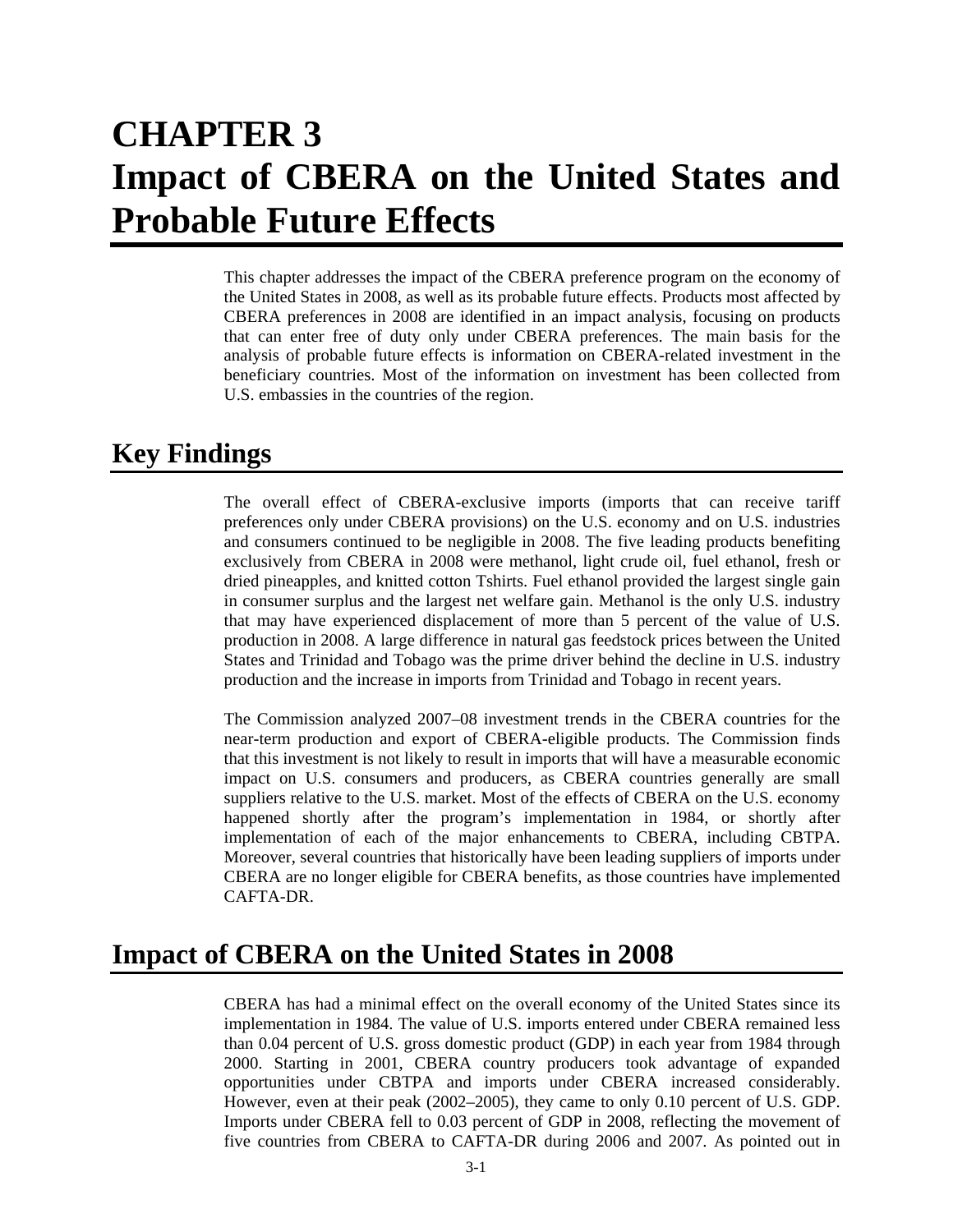# CHAPTER 3
# Impact of CBERA on the United States and Probable Future Effects

This chapter addresses the impact of the CBERA preference program on the economy of the United States in 2008, as well as its probable future effects. Products most affected by CBERA preferences in 2008 are identified in an impact analysis, focusing on products that can enter free of duty only under CBERA preferences. The main basis for the analysis of probable future effects is information on CBERA-related investment in the beneficiary countries. Most of the information on investment has been collected from U.S. embassies in the countries of the region.

## Key Findings

The overall effect of CBERA-exclusive imports (imports that can receive tariff preferences only under CBERA provisions) on the U.S. economy and on U.S. industries and consumers continued to be negligible in 2008. The five leading products benefiting exclusively from CBERA in 2008 were methanol, light crude oil, fuel ethanol, fresh or dried pineapples, and knitted cotton Tshirts. Fuel ethanol provided the largest single gain in consumer surplus and the largest net welfare gain. Methanol is the only U.S. industry that may have experienced displacement of more than 5 percent of the value of U.S. production in 2008. A large difference in natural gas feedstock prices between the United States and Trinidad and Tobago was the prime driver behind the decline in U.S. industry production and the increase in imports from Trinidad and Tobago in recent years.

The Commission analyzed 2007–08 investment trends in the CBERA countries for the near-term production and export of CBERA-eligible products. The Commission finds that this investment is not likely to result in imports that will have a measurable economic impact on U.S. consumers and producers, as CBERA countries generally are small suppliers relative to the U.S. market. Most of the effects of CBERA on the U.S. economy happened shortly after the program's implementation in 1984, or shortly after implementation of each of the major enhancements to CBERA, including CBTPA. Moreover, several countries that historically have been leading suppliers of imports under CBERA are no longer eligible for CBERA benefits, as those countries have implemented CAFTA-DR.

## Impact of CBERA on the United States in 2008

CBERA has had a minimal effect on the overall economy of the United States since its implementation in 1984. The value of U.S. imports entered under CBERA remained less than 0.04 percent of U.S. gross domestic product (GDP) in each year from 1984 through 2000. Starting in 2001, CBERA country producers took advantage of expanded opportunities under CBTPA and imports under CBERA increased considerably. However, even at their peak (2002–2005), they came to only 0.10 percent of U.S. GDP. Imports under CBERA fell to 0.03 percent of GDP in 2008, reflecting the movement of five countries from CBERA to CAFTA-DR during 2006 and 2007. As pointed out in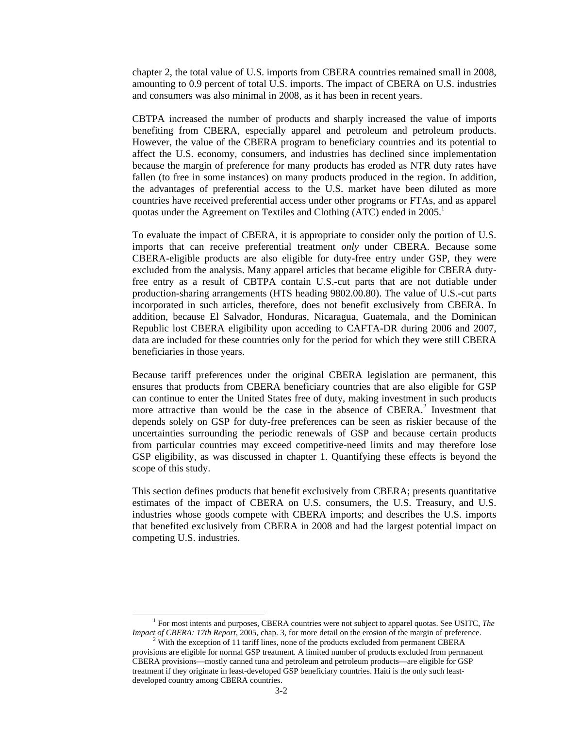chapter 2, the total value of U.S. imports from CBERA countries remained small in 2008, amounting to 0.9 percent of total U.S. imports. The impact of CBERA on U.S. industries and consumers was also minimal in 2008, as it has been in recent years.

CBTPA increased the number of products and sharply increased the value of imports benefiting from CBERA, especially apparel and petroleum and petroleum products. However, the value of the CBERA program to beneficiary countries and its potential to affect the U.S. economy, consumers, and industries has declined since implementation because the margin of preference for many products has eroded as NTR duty rates have fallen (to free in some instances) on many products produced in the region. In addition, the advantages of preferential access to the U.S. market have been diluted as more countries have received preferential access under other programs or FTAs, and as apparel quotas under the Agreement on Textiles and Clothing (ATC) ended in 2005.[1]

To evaluate the impact of CBERA, it is appropriate to consider only the portion of U.S. imports that can receive preferential treatment *only* under CBERA. Because some CBERA-eligible products are also eligible for duty-free entry under GSP, they were excluded from the analysis. Many apparel articles that became eligible for CBERA duty-free entry as a result of CBTPA contain U.S.-cut parts that are not dutiable under production-sharing arrangements (HTS heading 9802.00.80). The value of U.S.-cut parts incorporated in such articles, therefore, does not benefit exclusively from CBERA. In addition, because El Salvador, Honduras, Nicaragua, Guatemala, and the Dominican Republic lost CBERA eligibility upon acceding to CAFTA-DR during 2006 and 2007, data are included for these countries only for the period for which they were still CBERA beneficiaries in those years.

Because tariff preferences under the original CBERA legislation are permanent, this ensures that products from CBERA beneficiary countries that are also eligible for GSP can continue to enter the United States free of duty, making investment in such products more attractive than would be the case in the absence of CBERA.[2] Investment that depends solely on GSP for duty-free preferences can be seen as riskier because of the uncertainties surrounding the periodic renewals of GSP and because certain products from particular countries may exceed competitive-need limits and may therefore lose GSP eligibility, as was discussed in chapter 1. Quantifying these effects is beyond the scope of this study.

This section defines products that benefit exclusively from CBERA; presents quantitative estimates of the impact of CBERA on U.S. consumers, the U.S. Treasury, and U.S. industries whose goods compete with CBERA imports; and describes the U.S. imports that benefited exclusively from CBERA in 2008 and had the largest potential impact on competing U.S. industries.

---

[1] For most intents and purposes, CBERA countries were not subject to apparel quotas. See USITC, *The Impact of CBERA: 17th Report*, 2005, chap. 3, for more detail on the erosion of the margin of preference.

[2] With the exception of 11 tariff lines, none of the products excluded from permanent CBERA provisions are eligible for normal GSP treatment. A limited number of products excluded from permanent CBERA provisions—mostly canned tuna and petroleum and petroleum products—are eligible for GSP treatment if they originate in least-developed GSP beneficiary countries. Haiti is the only such least-developed country among CBERA countries.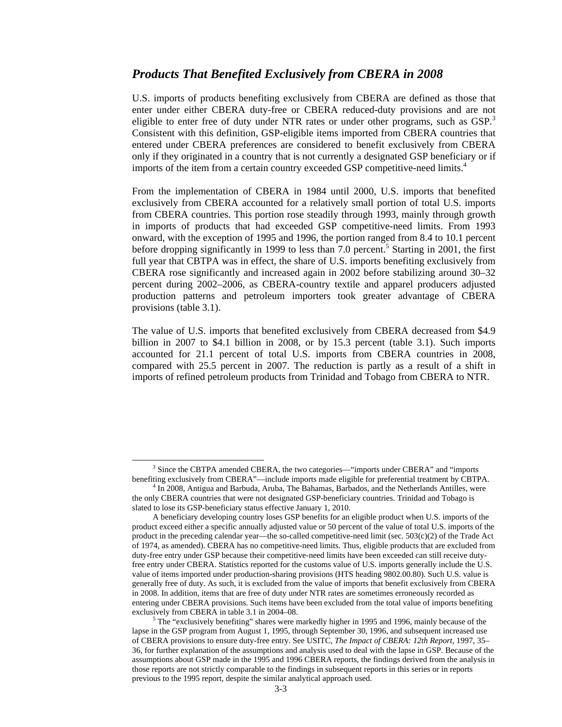## *Products That Benefited Exclusively from CBERA in 2008*

U.S. imports of products benefiting exclusively from CBERA are defined as those that enter under either CBERA duty-free or CBERA reduced-duty provisions and are not eligible to enter free of duty under NTR rates or under other programs, such as GSP.[3] Consistent with this definition, GSP-eligible items imported from CBERA countries that entered under CBERA preferences are considered to benefit exclusively from CBERA only if they originated in a country that is not currently a designated GSP beneficiary or if imports of the item from a certain country exceeded GSP competitive-need limits.[4]

From the implementation of CBERA in 1984 until 2000, U.S. imports that benefited exclusively from CBERA accounted for a relatively small portion of total U.S. imports from CBERA countries. This portion rose steadily through 1993, mainly through growth in imports of products that had exceeded GSP competitive-need limits. From 1993 onward, with the exception of 1995 and 1996, the portion ranged from 8.4 to 10.1 percent before dropping significantly in 1999 to less than 7.0 percent.[5] Starting in 2001, the first full year that CBTPA was in effect, the share of U.S. imports benefiting exclusively from CBERA rose significantly and increased again in 2002 before stabilizing around 30–32 percent during 2002–2006, as CBERA-country textile and apparel producers adjusted production patterns and petroleum importers took greater advantage of CBERA provisions (table 3.1).

The value of U.S. imports that benefited exclusively from CBERA decreased from $4.9 billion in 2007 to $4.1 billion in 2008, or by 15.3 percent (table 3.1). Such imports accounted for 21.1 percent of total U.S. imports from CBERA countries in 2008, compared with 25.5 percent in 2007. The reduction is partly as a result of a shift in imports of refined petroleum products from Trinidad and Tobago from CBERA to NTR.

---

[3] Since the CBTPA amended CBERA, the two categories—"imports under CBERA" and "imports benefiting exclusively from CBERA"—include imports made eligible for preferential treatment by CBTPA.

[4] In 2008, Antigua and Barbuda, Aruba, The Bahamas, Barbados, and the Netherlands Antilles, were the only CBERA countries that were not designated GSP-beneficiary countries. Trinidad and Tobago is slated to lose its GSP-beneficiary status effective January 1, 2010.

A beneficiary developing country loses GSP benefits for an eligible product when U.S. imports of the product exceed either a specific annually adjusted value or 50 percent of the value of total U.S. imports of the product in the preceding calendar year—the so-called competitive-need limit (sec. 503(c)(2) of the Trade Act of 1974, as amended). CBERA has no competitive-need limits. Thus, eligible products that are excluded from duty-free entry under GSP because their competitive-need limits have been exceeded can still receive duty-free entry under CBERA. Statistics reported for the customs value of U.S. imports generally include the U.S. value of items imported under production-sharing provisions (HTS heading 9802.00.80). Such U.S. value is generally free of duty. As such, it is excluded from the value of imports that benefit exclusively from CBERA in 2008. In addition, items that are free of duty under NTR rates are sometimes erroneously recorded as entering under CBERA provisions. Such items have been excluded from the total value of imports benefiting exclusively from CBERA in table 3.1 in 2004–08.

[5] The "exclusively benefiting" shares were markedly higher in 1995 and 1996, mainly because of the lapse in the GSP program from August 1, 1995, through September 30, 1996, and subsequent increased use of CBERA provisions to ensure duty-free entry. See USITC, *The Impact of CBERA: 12th Report*, 1997, 35–36, for further explanation of the assumptions and analysis used to deal with the lapse in GSP. Because of the assumptions about GSP made in the 1995 and 1996 CBERA reports, the findings derived from the analysis in those reports are not strictly comparable to the findings in subsequent reports in this series or in reports previous to the 1995 report, despite the similar analytical approach used.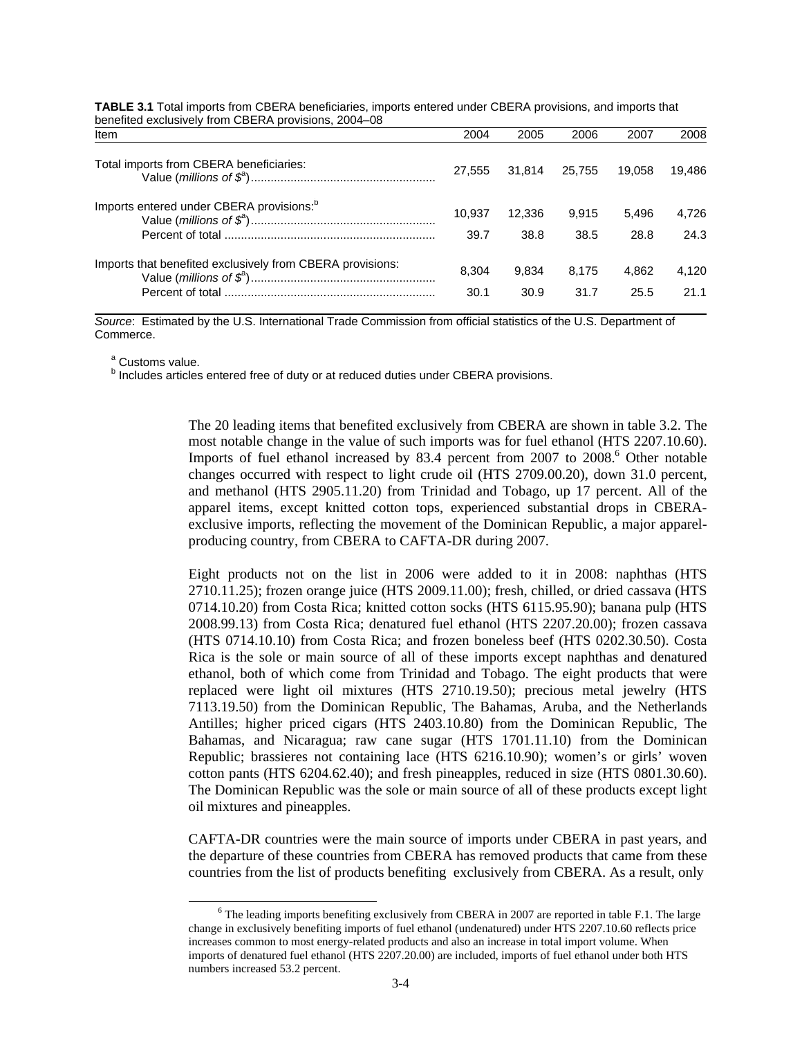**TABLE 3.1** Total imports from CBERA beneficiaries, imports entered under CBERA provisions, and imports that benefited exclusively from CBERA provisions, 2004–08

| Item | 2004 | 2005 | 2006 | 2007 | 2008 |
|---|---|---|---|---|---|
| Total imports from CBERA beneficiaries: | | | | | |
| Value (*millions of $*[a]) | 27,555 | 31,814 | 25,755 | 19,058 | 19,486 |
| Imports entered under CBERA provisions:[b] | | | | | |
| Value (*millions of $*[a]) | 10,937 | 12,336 | 9,915 | 5,496 | 4,726 |
| Percent of total | 39.7 | 38.8 | 38.5 | 28.8 | 24.3 |
| Imports that benefited exclusively from CBERA provisions: | | | | | |
| Value (*millions of $*[a]) | 8,304 | 9,834 | 8,175 | 4,862 | 4,120 |
| Percent of total | 30.1 | 30.9 | 31.7 | 25.5 | 21.1 |

*Source*: Estimated by the U.S. International Trade Commission from official statistics of the U.S. Department of Commerce.

[a] Customs value.
[b] Includes articles entered free of duty or at reduced duties under CBERA provisions.

The 20 leading items that benefited exclusively from CBERA are shown in table 3.2. The most notable change in the value of such imports was for fuel ethanol (HTS 2207.10.60). Imports of fuel ethanol increased by 83.4 percent from 2007 to 2008.[6] Other notable changes occurred with respect to light crude oil (HTS 2709.00.20), down 31.0 percent, and methanol (HTS 2905.11.20) from Trinidad and Tobago, up 17 percent. All of the apparel items, except knitted cotton tops, experienced substantial drops in CBERA-exclusive imports, reflecting the movement of the Dominican Republic, a major apparel-producing country, from CBERA to CAFTA-DR during 2007.

Eight products not on the list in 2006 were added to it in 2008: naphthas (HTS 2710.11.25); frozen orange juice (HTS 2009.11.00); fresh, chilled, or dried cassava (HTS 0714.10.20) from Costa Rica; knitted cotton socks (HTS 6115.95.90); banana pulp (HTS 2008.99.13) from Costa Rica; denatured fuel ethanol (HTS 2207.20.00); frozen cassava (HTS 0714.10.10) from Costa Rica; and frozen boneless beef (HTS 0202.30.50). Costa Rica is the sole or main source of all of these imports except naphthas and denatured ethanol, both of which come from Trinidad and Tobago. The eight products that were replaced were light oil mixtures (HTS 2710.19.50); precious metal jewelry (HTS 7113.19.50) from the Dominican Republic, The Bahamas, Aruba, and the Netherlands Antilles; higher priced cigars (HTS 2403.10.80) from the Dominican Republic, The Bahamas, and Nicaragua; raw cane sugar (HTS 1701.11.10) from the Dominican Republic; brassieres not containing lace (HTS 6216.10.90); women's or girls' woven cotton pants (HTS 6204.62.40); and fresh pineapples, reduced in size (HTS 0801.30.60). The Dominican Republic was the sole or main source of all of these products except light oil mixtures and pineapples.

CAFTA-DR countries were the main source of imports under CBERA in past years, and the departure of these countries from CBERA has removed products that came from these countries from the list of products benefiting exclusively from CBERA. As a result, only

[6] The leading imports benefiting exclusively from CBERA in 2007 are reported in table F.1. The large change in exclusively benefiting imports of fuel ethanol (undenatured) under HTS 2207.10.60 reflects price increases common to most energy-related products and also an increase in total import volume. When imports of denatured fuel ethanol (HTS 2207.20.00) are included, imports of fuel ethanol under both HTS numbers increased 53.2 percent.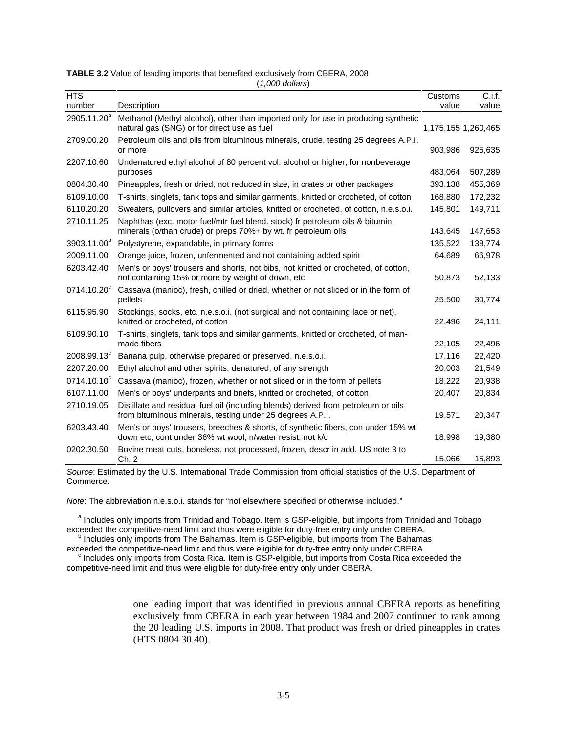**TABLE 3.2** Value of leading imports that benefited exclusively from CBERA, 2008
(*1,000 dollars*)

| HTS number | Description | Customs value | C.i.f. value |
|---|---|---|---|
| 2905.11.20[a] | Methanol (Methyl alcohol), other than imported only for use in producing synthetic natural gas (SNG) or for direct use as fuel | 1,175,155 | 1,260,465 |
| 2709.00.20 | Petroleum oils and oils from bituminous minerals, crude, testing 25 degrees A.P.I. or more | 903,986 | 925,635 |
| 2207.10.60 | Undenatured ethyl alcohol of 80 percent vol. alcohol or higher, for nonbeverage purposes | 483,064 | 507,289 |
| 0804.30.40 | Pineapples, fresh or dried, not reduced in size, in crates or other packages | 393,138 | 455,369 |
| 6109.10.00 | T-shirts, singlets, tank tops and similar garments, knitted or crocheted, of cotton | 168,880 | 172,232 |
| 6110.20.20 | Sweaters, pullovers and similar articles, knitted or crocheted, of cotton, n.e.s.o.i. | 145,801 | 149,711 |
| 2710.11.25 | Naphthas (exc. motor fuel/mtr fuel blend. stock) fr petroleum oils & bitumin minerals (o/than crude) or preps 70%+ by wt. fr petroleum oils | 143,645 | 147,653 |
| 3903.11.00[b] | Polystyrene, expandable, in primary forms | 135,522 | 138,774 |
| 2009.11.00 | Orange juice, frozen, unfermented and not containing added spirit | 64,689 | 66,978 |
| 6203.42.40 | Men's or boys' trousers and shorts, not bibs, not knitted or crocheted, of cotton, not containing 15% or more by weight of down, etc | 50,873 | 52,133 |
| 0714.10.20[c] | Cassava (manioc), fresh, chilled or dried, whether or not sliced or in the form of pellets | 25,500 | 30,774 |
| 6115.95.90 | Stockings, socks, etc. n.e.s.o.i. (not surgical and not containing lace or net), knitted or crocheted, of cotton | 22,496 | 24,111 |
| 6109.90.10 | T-shirts, singlets, tank tops and similar garments, knitted or crocheted, of man-made fibers | 22,105 | 22,496 |
| 2008.99.13[c] | Banana pulp, otherwise prepared or preserved, n.e.s.o.i. | 17,116 | 22,420 |
| 2207.20.00 | Ethyl alcohol and other spirits, denatured, of any strength | 20,003 | 21,549 |
| 0714.10.10[c] | Cassava (manioc), frozen, whether or not sliced or in the form of pellets | 18,222 | 20,938 |
| 6107.11.00 | Men's or boys' underpants and briefs, knitted or crocheted, of cotton | 20,407 | 20,834 |
| 2710.19.05 | Distillate and residual fuel oil (including blends) derived from petroleum or oils from bituminous minerals, testing under 25 degrees A.P.I. | 19,571 | 20,347 |
| 6203.43.40 | Men's or boys' trousers, breeches & shorts, of synthetic fibers, con under 15% wt down etc, cont under 36% wt wool, n/water resist, not k/c | 18,998 | 19,380 |
| 0202.30.50 | Bovine meat cuts, boneless, not processed, frozen, descr in add. US note 3 to Ch. 2 | 15,066 | 15,893 |

*Source*: Estimated by the U.S. International Trade Commission from official statistics of the U.S. Department of Commerce.

*Note*: The abbreviation n.e.s.o.i. stands for "not elsewhere specified or otherwise included."

[a] Includes only imports from Trinidad and Tobago. Item is GSP-eligible, but imports from Trinidad and Tobago exceeded the competitive-need limit and thus were eligible for duty-free entry only under CBERA.
[b] Includes only imports from The Bahamas. Item is GSP-eligible, but imports from The Bahamas exceeded the competitive-need limit and thus were eligible for duty-free entry only under CBERA.
[c] Includes only imports from Costa Rica. Item is GSP-eligible, but imports from Costa Rica exceeded the competitive-need limit and thus were eligible for duty-free entry only under CBERA.

one leading import that was identified in previous annual CBERA reports as benefiting exclusively from CBERA in each year between 1984 and 2007 continued to rank among the 20 leading U.S. imports in 2008. That product was fresh or dried pineapples in crates (HTS 0804.30.40).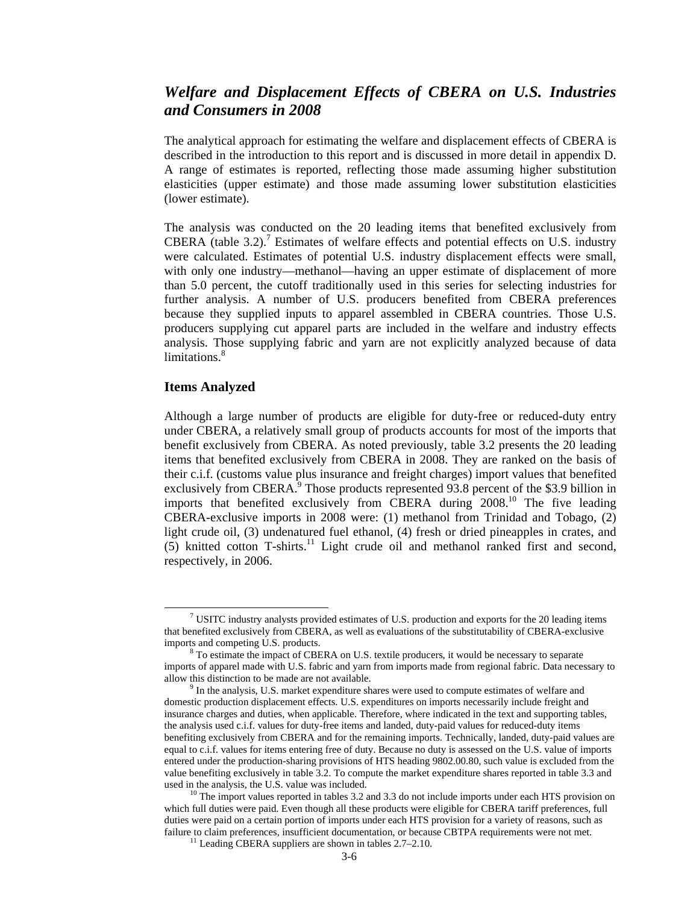### *Welfare and Displacement Effects of CBERA on U.S. Industries and Consumers in 2008*

The analytical approach for estimating the welfare and displacement effects of CBERA is described in the introduction to this report and is discussed in more detail in appendix D. A range of estimates is reported, reflecting those made assuming higher substitution elasticities (upper estimate) and those made assuming lower substitution elasticities (lower estimate).

The analysis was conducted on the 20 leading items that benefited exclusively from CBERA (table 3.2).[7] Estimates of welfare effects and potential effects on U.S. industry were calculated. Estimates of potential U.S. industry displacement effects were small, with only one industry—methanol—having an upper estimate of displacement of more than 5.0 percent, the cutoff traditionally used in this series for selecting industries for further analysis. A number of U.S. producers benefited from CBERA preferences because they supplied inputs to apparel assembled in CBERA countries. Those U.S. producers supplying cut apparel parts are included in the welfare and industry effects analysis. Those supplying fabric and yarn are not explicitly analyzed because of data limitations.[8]

#### Items Analyzed

Although a large number of products are eligible for duty-free or reduced-duty entry under CBERA, a relatively small group of products accounts for most of the imports that benefit exclusively from CBERA. As noted previously, table 3.2 presents the 20 leading items that benefited exclusively from CBERA in 2008. They are ranked on the basis of their c.i.f. (customs value plus insurance and freight charges) import values that benefited exclusively from CBERA.[9] Those products represented 93.8 percent of the $3.9 billion in imports that benefited exclusively from CBERA during 2008.[10] The five leading CBERA-exclusive imports in 2008 were: (1) methanol from Trinidad and Tobago, (2) light crude oil, (3) undenatured fuel ethanol, (4) fresh or dried pineapples in crates, and (5) knitted cotton T-shirts.[11] Light crude oil and methanol ranked first and second, respectively, in 2006.

[7] USITC industry analysts provided estimates of U.S. production and exports for the 20 leading items that benefited exclusively from CBERA, as well as evaluations of the substitutability of CBERA-exclusive imports and competing U.S. products.

[8] To estimate the impact of CBERA on U.S. textile producers, it would be necessary to separate imports of apparel made with U.S. fabric and yarn from imports made from regional fabric. Data necessary to allow this distinction to be made are not available.

[9] In the analysis, U.S. market expenditure shares were used to compute estimates of welfare and domestic production displacement effects. U.S. expenditures on imports necessarily include freight and insurance charges and duties, when applicable. Therefore, where indicated in the text and supporting tables, the analysis used c.i.f. values for duty-free items and landed, duty-paid values for reduced-duty items benefiting exclusively from CBERA and for the remaining imports. Technically, landed, duty-paid values are equal to c.i.f. values for items entering free of duty. Because no duty is assessed on the U.S. value of imports entered under the production-sharing provisions of HTS heading 9802.00.80, such value is excluded from the value benefiting exclusively in table 3.2. To compute the market expenditure shares reported in table 3.3 and used in the analysis, the U.S. value was included.

[10] The import values reported in tables 3.2 and 3.3 do not include imports under each HTS provision on which full duties were paid. Even though all these products were eligible for CBERA tariff preferences, full duties were paid on a certain portion of imports under each HTS provision for a variety of reasons, such as failure to claim preferences, insufficient documentation, or because CBTPA requirements were not met.

[11] Leading CBERA suppliers are shown in tables 2.7–2.10.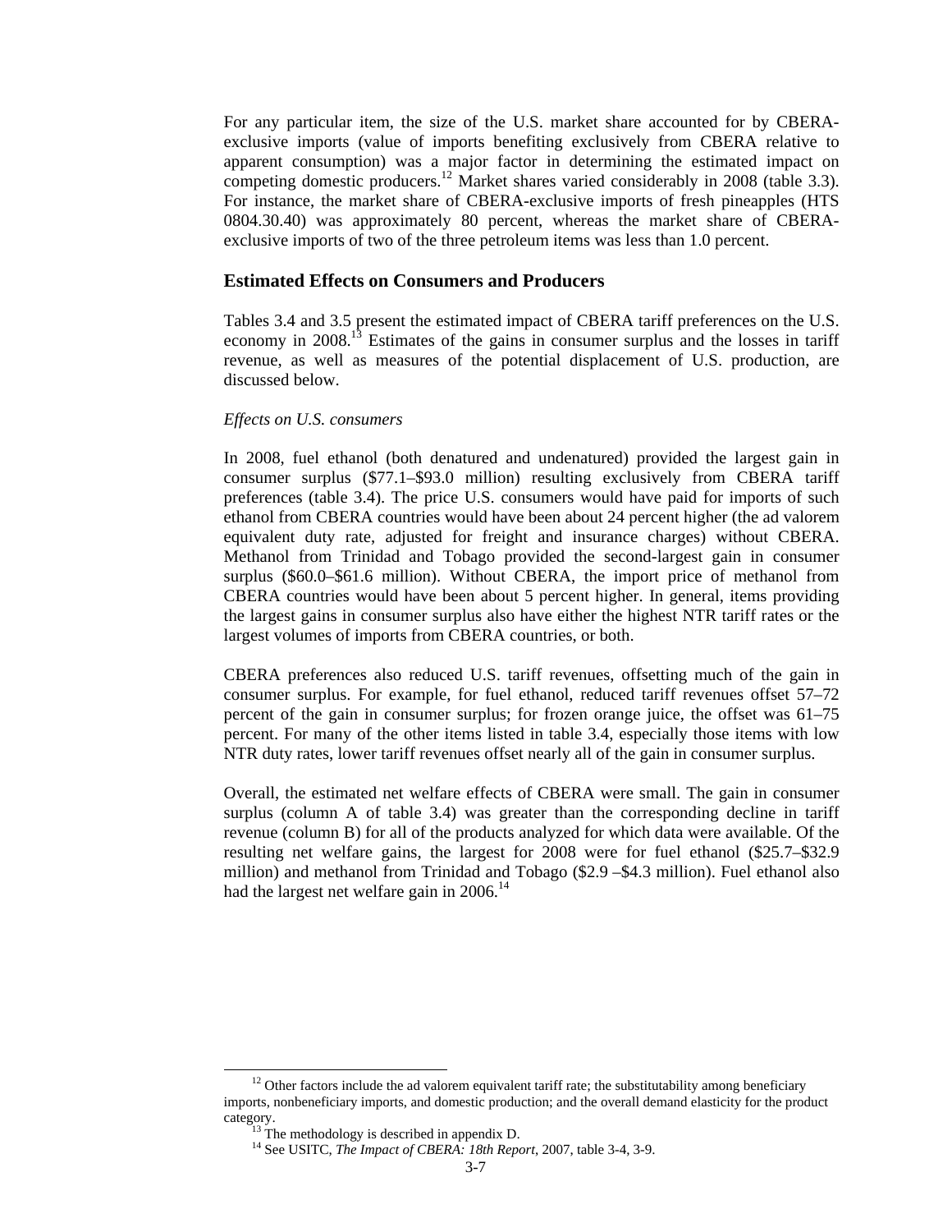For any particular item, the size of the U.S. market share accounted for by CBERA-exclusive imports (value of imports benefiting exclusively from CBERA relative to apparent consumption) was a major factor in determining the estimated impact on competing domestic producers.[12] Market shares varied considerably in 2008 (table 3.3). For instance, the market share of CBERA-exclusive imports of fresh pineapples (HTS 0804.30.40) was approximately 80 percent, whereas the market share of CBERA-exclusive imports of two of the three petroleum items was less than 1.0 percent.

### Estimated Effects on Consumers and Producers

Tables 3.4 and 3.5 present the estimated impact of CBERA tariff preferences on the U.S. economy in 2008.[13] Estimates of the gains in consumer surplus and the losses in tariff revenue, as well as measures of the potential displacement of U.S. production, are discussed below.

*Effects on U.S. consumers*

In 2008, fuel ethanol (both denatured and undenatured) provided the largest gain in consumer surplus ($77.1–$93.0 million) resulting exclusively from CBERA tariff preferences (table 3.4). The price U.S. consumers would have paid for imports of such ethanol from CBERA countries would have been about 24 percent higher (the ad valorem equivalent duty rate, adjusted for freight and insurance charges) without CBERA. Methanol from Trinidad and Tobago provided the second-largest gain in consumer surplus ($60.0–$61.6 million). Without CBERA, the import price of methanol from CBERA countries would have been about 5 percent higher. In general, items providing the largest gains in consumer surplus also have either the highest NTR tariff rates or the largest volumes of imports from CBERA countries, or both.

CBERA preferences also reduced U.S. tariff revenues, offsetting much of the gain in consumer surplus. For example, for fuel ethanol, reduced tariff revenues offset 57–72 percent of the gain in consumer surplus; for frozen orange juice, the offset was 61–75 percent. For many of the other items listed in table 3.4, especially those items with low NTR duty rates, lower tariff revenues offset nearly all of the gain in consumer surplus.

Overall, the estimated net welfare effects of CBERA were small. The gain in consumer surplus (column A of table 3.4) was greater than the corresponding decline in tariff revenue (column B) for all of the products analyzed for which data were available. Of the resulting net welfare gains, the largest for 2008 were for fuel ethanol ($25.7–$32.9 million) and methanol from Trinidad and Tobago ($2.9 –$4.3 million). Fuel ethanol also had the largest net welfare gain in 2006.[14]

---

[12] Other factors include the ad valorem equivalent tariff rate; the substitutability among beneficiary imports, nonbeneficiary imports, and domestic production; and the overall demand elasticity for the product category.

[13] The methodology is described in appendix D.

[14] See USITC, *The Impact of CBERA: 18th Report*, 2007, table 3-4, 3-9.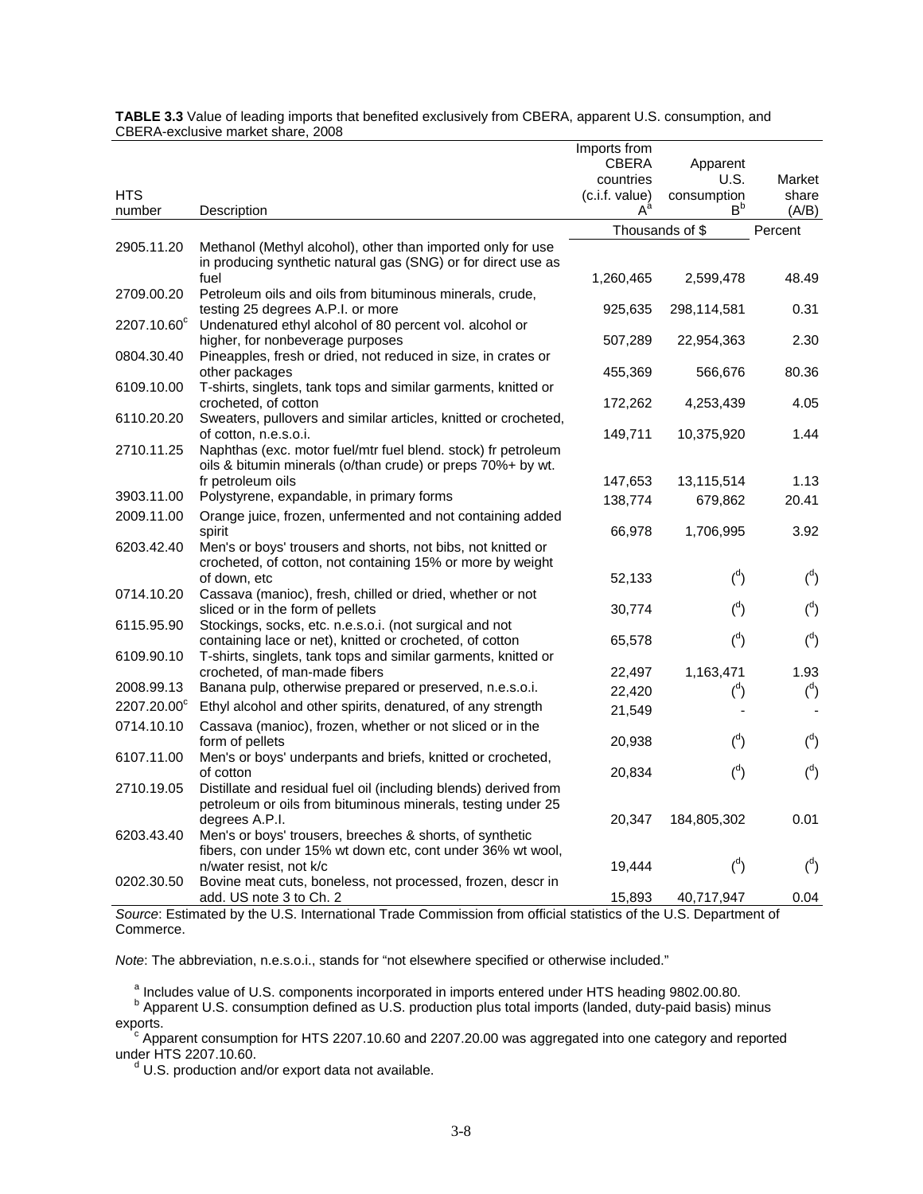**TABLE 3.3** Value of leading imports that benefited exclusively from CBERA, apparent U.S. consumption, and CBERA-exclusive market share, 2008

| HTS number | Description | Imports from CBERA countries (c.i.f. value) A[a] | Apparent U.S. consumption B[b] | Market share (A/B) |
|---|---|---|---|---|
| | | Thousands of $ | | Percent |
| 2905.11.20 | Methanol (Methyl alcohol), other than imported only for use in producing synthetic natural gas (SNG) or for direct use as fuel | 1,260,465 | 2,599,478 | 48.49 |
| 2709.00.20 | Petroleum oils and oils from bituminous minerals, crude, testing 25 degrees A.P.I. or more | 925,635 | 298,114,581 | 0.31 |
| 2207.10.60[c] | Undenatured ethyl alcohol of 80 percent vol. alcohol or higher, for nonbeverage purposes | 507,289 | 22,954,363 | 2.30 |
| 0804.30.40 | Pineapples, fresh or dried, not reduced in size, in crates or other packages | 455,369 | 566,676 | 80.36 |
| 6109.10.00 | T-shirts, singlets, tank tops and similar garments, knitted or crocheted, of cotton | 172,262 | 4,253,439 | 4.05 |
| 6110.20.20 | Sweaters, pullovers and similar articles, knitted or crocheted, of cotton, n.e.s.o.i. | 149,711 | 10,375,920 | 1.44 |
| 2710.11.25 | Naphthas (exc. motor fuel/mtr fuel blend. stock) fr petroleum oils & bitumin minerals (o/than crude) or preps 70%+ by wt. fr petroleum oils | 147,653 | 13,115,514 | 1.13 |
| 3903.11.00 | Polystyrene, expandable, in primary forms | 138,774 | 679,862 | 20.41 |
| 2009.11.00 | Orange juice, frozen, unfermented and not containing added spirit | 66,978 | 1,706,995 | 3.92 |
| 6203.42.40 | Men's or boys' trousers and shorts, not bibs, not knitted or crocheted, of cotton, not containing 15% or more by weight of down, etc | 52,133 | ([d]) | ([d]) |
| 0714.10.20 | Cassava (manioc), fresh, chilled or dried, whether or not sliced or in the form of pellets | 30,774 | ([d]) | ([d]) |
| 6115.95.90 | Stockings, socks, etc. n.e.s.o.i. (not surgical and not containing lace or net), knitted or crocheted, of cotton | 65,578 | ([d]) | ([d]) |
| 6109.90.10 | T-shirts, singlets, tank tops and similar garments, knitted or crocheted, of man-made fibers | 22,497 | 1,163,471 | 1.93 |
| 2008.99.13 | Banana pulp, otherwise prepared or preserved, n.e.s.o.i. | 22,420 | ([d]) | ([d]) |
| 2207.20.00[c] | Ethyl alcohol and other spirits, denatured, of any strength | 21,549 | - | - |
| 0714.10.10 | Cassava (manioc), frozen, whether or not sliced or in the form of pellets | 20,938 | ([d]) | ([d]) |
| 6107.11.00 | Men's or boys' underpants and briefs, knitted or crocheted, of cotton | 20,834 | ([d]) | ([d]) |
| 2710.19.05 | Distillate and residual fuel oil (including blends) derived from petroleum or oils from bituminous minerals, testing under 25 degrees A.P.I. | 20,347 | 184,805,302 | 0.01 |
| 6203.43.40 | Men's or boys' trousers, breeches & shorts, of synthetic fibers, con under 15% wt down etc, cont under 36% wt wool, n/water resist, not k/c | 19,444 | ([d]) | ([d]) |
| 0202.30.50 | Bovine meat cuts, boneless, not processed, frozen, descr in add. US note 3 to Ch. 2 | 15,893 | 40,717,947 | 0.04 |

*Source*: Estimated by the U.S. International Trade Commission from official statistics of the U.S. Department of Commerce.

*Note*: The abbreviation, n.e.s.o.i., stands for "not elsewhere specified or otherwise included."

[a] Includes value of U.S. components incorporated in imports entered under HTS heading 9802.00.80.

[b] Apparent U.S. consumption defined as U.S. production plus total imports (landed, duty-paid basis) minus exports.

[c] Apparent consumption for HTS 2207.10.60 and 2207.20.00 was aggregated into one category and reported under HTS 2207.10.60.

[d] U.S. production and/or export data not available.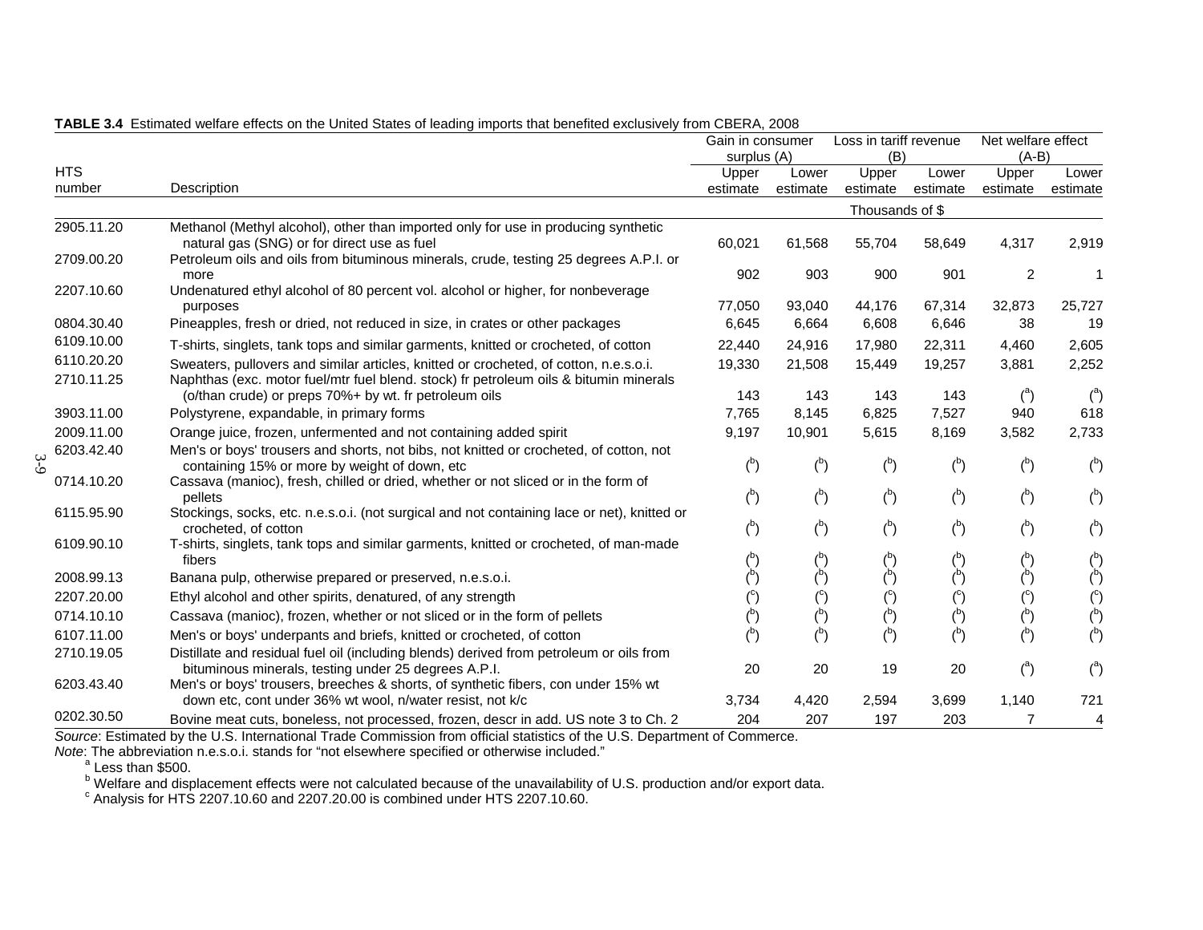**TABLE 3.4** Estimated welfare effects on the United States of leading imports that benefited exclusively from CBERA, 2008

| HTS number | Description | Gain in consumer surplus (A) | | Loss in tariff revenue (B) | | Net welfare effect (A-B) | |
|---|---|---|---|---|---|---|---|
| | | Upper estimate | Lower estimate | Upper estimate | Lower estimate | Upper estimate | Lower estimate |
| | | Thousands of $ | | | | | |
| 2905.11.20 | Methanol (Methyl alcohol), other than imported only for use in producing synthetic natural gas (SNG) or for direct use as fuel | 60,021 | 61,568 | 55,704 | 58,649 | 4,317 | 2,919 |
| 2709.00.20 | Petroleum oils and oils from bituminous minerals, crude, testing 25 degrees A.P.I. or more | 902 | 903 | 900 | 901 | 2 | 1 |
| 2207.10.60 | Undenatured ethyl alcohol of 80 percent vol. alcohol or higher, for nonbeverage purposes | 77,050 | 93,040 | 44,176 | 67,314 | 32,873 | 25,727 |
| 0804.30.40 | Pineapples, fresh or dried, not reduced in size, in crates or other packages | 6,645 | 6,664 | 6,608 | 6,646 | 38 | 19 |
| 6109.10.00 | T-shirts, singlets, tank tops and similar garments, knitted or crocheted, of cotton | 22,440 | 24,916 | 17,980 | 22,311 | 4,460 | 2,605 |
| 6110.20.20 | Sweaters, pullovers and similar articles, knitted or crocheted, of cotton, n.e.s.o.i. | 19,330 | 21,508 | 15,449 | 19,257 | 3,881 | 2,252 |
| 2710.11.25 | Naphthas (exc. motor fuel/mtr fuel blend. stock) fr petroleum oils & bitumin minerals (o/than crude) or preps 70%+ by wt. fr petroleum oils | 143 | 143 | 143 | 143 | ([a]) | ([a]) |
| 3903.11.00 | Polystyrene, expandable, in primary forms | 7,765 | 8,145 | 6,825 | 7,527 | 940 | 618 |
| 2009.11.00 | Orange juice, frozen, unfermented and not containing added spirit | 9,197 | 10,901 | 5,615 | 8,169 | 3,582 | 2,733 |
| 6203.42.40 | Men's or boys' trousers and shorts, not bibs, not knitted or crocheted, of cotton, not containing 15% or more by weight of down, etc | ([b]) | ([b]) | ([b]) | ([b]) | ([b]) | ([b]) |
| 0714.10.20 | Cassava (manioc), fresh, chilled or dried, whether or not sliced or in the form of pellets | ([b]) | ([b]) | ([b]) | ([b]) | ([b]) | ([b]) |
| 6115.95.90 | Stockings, socks, etc. n.e.s.o.i. (not surgical and not containing lace or net), knitted or crocheted, of cotton | ([b]) | ([b]) | ([b]) | ([b]) | ([b]) | ([b]) |
| 6109.90.10 | T-shirts, singlets, tank tops and similar garments, knitted or crocheted, of man-made fibers | ([b]) | ([b]) | ([b]) | ([b]) | ([b]) | ([b]) |
| 2008.99.13 | Banana pulp, otherwise prepared or preserved, n.e.s.o.i. | ([b]) | ([b]) | ([b]) | ([b]) | ([b]) | ([b]) |
| 2207.20.00 | Ethyl alcohol and other spirits, denatured, of any strength | ([c]) | ([c]) | ([c]) | ([c]) | ([c]) | ([c]) |
| 0714.10.10 | Cassava (manioc), frozen, whether or not sliced or in the form of pellets | ([b]) | ([b]) | ([b]) | ([b]) | ([b]) | ([b]) |
| 6107.11.00 | Men's or boys' underpants and briefs, knitted or crocheted, of cotton | ([b]) | ([b]) | ([b]) | ([b]) | ([b]) | ([b]) |
| 2710.19.05 | Distillate and residual fuel oil (including blends) derived from petroleum or oils from bituminous minerals, testing under 25 degrees A.P.I. | 20 | 20 | 19 | 20 | ([a]) | ([a]) |
| 6203.43.40 | Men's or boys' trousers, breeches & shorts, of synthetic fibers, con under 15% wt down etc, cont under 36% wt wool, n/water resist, not k/c | 3,734 | 4,420 | 2,594 | 3,699 | 1,140 | 721 |
| 0202.30.50 | Bovine meat cuts, boneless, not processed, frozen, descr in add. US note 3 to Ch. 2 | 204 | 207 | 197 | 203 | 7 | 4 |

*Source*: Estimated by the U.S. International Trade Commission from official statistics of the U.S. Department of Commerce.

*Note*: The abbreviation n.e.s.o.i. stands for "not elsewhere specified or otherwise included."

[a] Less than $500.

[b] Welfare and displacement effects were not calculated because of the unavailability of U.S. production and/or export data.

[c] Analysis for HTS 2207.10.60 and 2207.20.00 is combined under HTS 2207.10.60.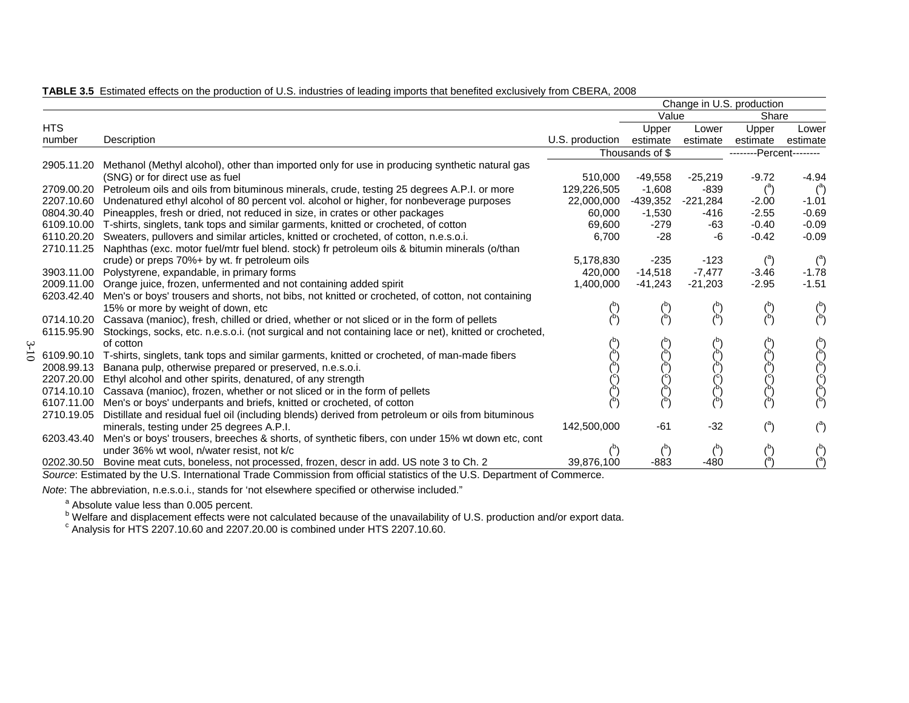**TABLE 3.5** Estimated effects on the production of U.S. industries of leading imports that benefited exclusively from CBERA, 2008

| HTS number | Description | U.S. production | Change in U.S. production: Value, Upper estimate | Value, Lower estimate | Share, Upper estimate | Share, Lower estimate |
|---|---|---|---|---|---|---|
| | | Thousands of $ | | | --------Percent-------- | |
| 2905.11.20 | Methanol (Methyl alcohol), other than imported only for use in producing synthetic natural gas (SNG) or for direct use as fuel | 510,000 | -49,558 | -25,219 | -9.72 | -4.94 |
| 2709.00.20 | Petroleum oils and oils from bituminous minerals, crude, testing 25 degrees A.P.I. or more | 129,226,505 | -1,608 | -839 | ([a]) | ([a]) |
| 2207.10.60 | Undenatured ethyl alcohol of 80 percent vol. alcohol or higher, for nonbeverage purposes | 22,000,000 | -439,352 | -221,284 | -2.00 | -1.01 |
| 0804.30.40 | Pineapples, fresh or dried, not reduced in size, in crates or other packages | 60,000 | -1,530 | -416 | -2.55 | -0.69 |
| 6109.10.00 | T-shirts, singlets, tank tops and similar garments, knitted or crocheted, of cotton | 69,600 | -279 | -63 | -0.40 | -0.09 |
| 6110.20.20 | Sweaters, pullovers and similar articles, knitted or crocheted, of cotton, n.e.s.o.i. | 6,700 | -28 | -6 | -0.42 | -0.09 |
| 2710.11.25 | Naphthas (exc. motor fuel/mtr fuel blend. stock) fr petroleum oils & bitumin minerals (o/than crude) or preps 70%+ by wt. fr petroleum oils | 5,178,830 | -235 | -123 | ([a]) | ([a]) |
| 3903.11.00 | Polystyrene, expandable, in primary forms | 420,000 | -14,518 | -7,477 | -3.46 | -1.78 |
| 2009.11.00 | Orange juice, frozen, unfermented and not containing added spirit | 1,400,000 | -41,243 | -21,203 | -2.95 | -1.51 |
| 6203.42.40 | Men's or boys' trousers and shorts, not bibs, not knitted or crocheted, of cotton, not containing 15% or more by weight of down, etc | ([b]) | ([b]) | ([b]) | ([b]) | ([b]) |
| 0714.10.20 | Cassava (manioc), fresh, chilled or dried, whether or not sliced or in the form of pellets | ([b]) | ([b]) | ([b]) | ([b]) | ([b]) |
| 6115.95.90 | Stockings, socks, etc. n.e.s.o.i. (not surgical and not containing lace or net), knitted or crocheted, of cotton | ([b]) | ([b]) | ([b]) | ([b]) | ([b]) |
| 6109.90.10 | T-shirts, singlets, tank tops and similar garments, knitted or crocheted, of man-made fibers | ([b]) | ([b]) | ([b]) | ([b]) | ([b]) |
| 2008.99.13 | Banana pulp, otherwise prepared or preserved, n.e.s.o.i. | ([b]) | ([b]) | ([b]) | ([b]) | ([b]) |
| 2207.20.00 | Ethyl alcohol and other spirits, denatured, of any strength | ([c]) | ([c]) | ([c]) | ([c]) | ([c]) |
| 0714.10.10 | Cassava (manioc), frozen, whether or not sliced or in the form of pellets | ([b]) | ([b]) | ([b]) | ([b]) | ([b]) |
| 6107.11.00 | Men's or boys' underpants and briefs, knitted or crocheted, of cotton | ([b]) | ([b]) | ([b]) | ([b]) | ([b]) |
| 2710.19.05 | Distillate and residual fuel oil (including blends) derived from petroleum or oils from bituminous minerals, testing under 25 degrees A.P.I. | 142,500,000 | -61 | -32 | ([a]) | ([a]) |
| 6203.43.40 | Men's or boys' trousers, breeches & shorts, of synthetic fibers, con under 15% wt down etc, cont under 36% wt wool, n/water resist, not k/c | ([b]) | ([b]) | ([b]) | ([b]) | ([b]) |
| 0202.30.50 | Bovine meat cuts, boneless, not processed, frozen, descr in add. US note 3 to Ch. 2 | 39,876,100 | -883 | -480 | ([a]) | ([a]) |

*Source*: Estimated by the U.S. International Trade Commission from official statistics of the U.S. Department of Commerce.

*Note*: The abbreviation, n.e.s.o.i., stands for 'not elsewhere specified or otherwise included."

[a] Absolute value less than 0.005 percent.

[b] Welfare and displacement effects were not calculated because of the unavailability of U.S. production and/or export data.

[c] Analysis for HTS 2207.10.60 and 2207.20.00 is combined under HTS 2207.10.60.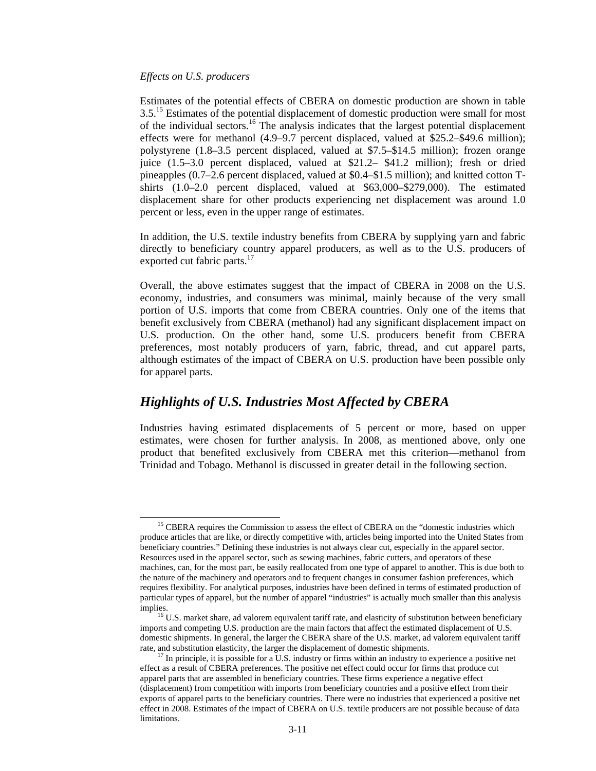*Effects on U.S. producers*

Estimates of the potential effects of CBERA on domestic production are shown in table 3.5.[15] Estimates of the potential displacement of domestic production were small for most of the individual sectors.[16] The analysis indicates that the largest potential displacement effects were for methanol (4.9–9.7 percent displaced, valued at $25.2–$49.6 million); polystyrene (1.8–3.5 percent displaced, valued at $7.5–$14.5 million); frozen orange juice (1.5–3.0 percent displaced, valued at $21.2– $41.2 million); fresh or dried pineapples (0.7–2.6 percent displaced, valued at $0.4–$1.5 million); and knitted cotton T-shirts (1.0–2.0 percent displaced, valued at $63,000–$279,000). The estimated displacement share for other products experiencing net displacement was around 1.0 percent or less, even in the upper range of estimates.

In addition, the U.S. textile industry benefits from CBERA by supplying yarn and fabric directly to beneficiary country apparel producers, as well as to the U.S. producers of exported cut fabric parts.[17]

Overall, the above estimates suggest that the impact of CBERA in 2008 on the U.S. economy, industries, and consumers was minimal, mainly because of the very small portion of U.S. imports that come from CBERA countries. Only one of the items that benefit exclusively from CBERA (methanol) had any significant displacement impact on U.S. production. On the other hand, some U.S. producers benefit from CBERA preferences, most notably producers of yarn, fabric, thread, and cut apparel parts, although estimates of the impact of CBERA on U.S. production have been possible only for apparel parts.

## *Highlights of U.S. Industries Most Affected by CBERA*

Industries having estimated displacements of 5 percent or more, based on upper estimates, were chosen for further analysis. In 2008, as mentioned above, only one product that benefited exclusively from CBERA met this criterion—methanol from Trinidad and Tobago. Methanol is discussed in greater detail in the following section.

---

[15] CBERA requires the Commission to assess the effect of CBERA on the "domestic industries which produce articles that are like, or directly competitive with, articles being imported into the United States from beneficiary countries." Defining these industries is not always clear cut, especially in the apparel sector. Resources used in the apparel sector, such as sewing machines, fabric cutters, and operators of these machines, can, for the most part, be easily reallocated from one type of apparel to another. This is due both to the nature of the machinery and operators and to frequent changes in consumer fashion preferences, which requires flexibility. For analytical purposes, industries have been defined in terms of estimated production of particular types of apparel, but the number of apparel "industries" is actually much smaller than this analysis implies.

[16] U.S. market share, ad valorem equivalent tariff rate, and elasticity of substitution between beneficiary imports and competing U.S. production are the main factors that affect the estimated displacement of U.S. domestic shipments. In general, the larger the CBERA share of the U.S. market, ad valorem equivalent tariff rate, and substitution elasticity, the larger the displacement of domestic shipments.

[17] In principle, it is possible for a U.S. industry or firms within an industry to experience a positive net effect as a result of CBERA preferences. The positive net effect could occur for firms that produce cut apparel parts that are assembled in beneficiary countries. These firms experience a negative effect (displacement) from competition with imports from beneficiary countries and a positive effect from their exports of apparel parts to the beneficiary countries. There were no industries that experienced a positive net effect in 2008. Estimates of the impact of CBERA on U.S. textile producers are not possible because of data limitations.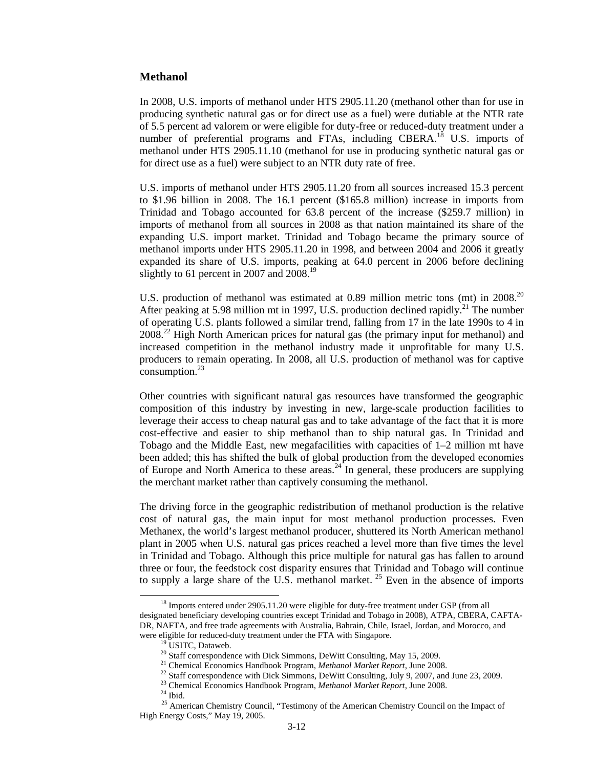## Methanol

In 2008, U.S. imports of methanol under HTS 2905.11.20 (methanol other than for use in producing synthetic natural gas or for direct use as a fuel) were dutiable at the NTR rate of 5.5 percent ad valorem or were eligible for duty-free or reduced-duty treatment under a number of preferential programs and FTAs, including CBERA.[18] U.S. imports of methanol under HTS 2905.11.10 (methanol for use in producing synthetic natural gas or for direct use as a fuel) were subject to an NTR duty rate of free.

U.S. imports of methanol under HTS 2905.11.20 from all sources increased 15.3 percent to $1.96 billion in 2008. The 16.1 percent ($165.8 million) increase in imports from Trinidad and Tobago accounted for 63.8 percent of the increase ($259.7 million) in imports of methanol from all sources in 2008 as that nation maintained its share of the expanding U.S. import market. Trinidad and Tobago became the primary source of methanol imports under HTS 2905.11.20 in 1998, and between 2004 and 2006 it greatly expanded its share of U.S. imports, peaking at 64.0 percent in 2006 before declining slightly to 61 percent in 2007 and 2008.[19]

U.S. production of methanol was estimated at 0.89 million metric tons (mt) in 2008.[20] After peaking at 5.98 million mt in 1997, U.S. production declined rapidly.[21] The number of operating U.S. plants followed a similar trend, falling from 17 in the late 1990s to 4 in 2008.[22] High North American prices for natural gas (the primary input for methanol) and increased competition in the methanol industry made it unprofitable for many U.S. producers to remain operating. In 2008, all U.S. production of methanol was for captive consumption.[23]

Other countries with significant natural gas resources have transformed the geographic composition of this industry by investing in new, large-scale production facilities to leverage their access to cheap natural gas and to take advantage of the fact that it is more cost-effective and easier to ship methanol than to ship natural gas. In Trinidad and Tobago and the Middle East, new megafacilities with capacities of 1–2 million mt have been added; this has shifted the bulk of global production from the developed economies of Europe and North America to these areas.[24] In general, these producers are supplying the merchant market rather than captively consuming the methanol.

The driving force in the geographic redistribution of methanol production is the relative cost of natural gas, the main input for most methanol production processes. Even Methanex, the world's largest methanol producer, shuttered its North American methanol plant in 2005 when U.S. natural gas prices reached a level more than five times the level in Trinidad and Tobago. Although this price multiple for natural gas has fallen to around three or four, the feedstock cost disparity ensures that Trinidad and Tobago will continue to supply a large share of the U.S. methanol market.[25] Even in the absence of imports

---

[18] Imports entered under 2905.11.20 were eligible for duty-free treatment under GSP (from all designated beneficiary developing countries except Trinidad and Tobago in 2008), ATPA, CBERA, CAFTA-DR, NAFTA, and free trade agreements with Australia, Bahrain, Chile, Israel, Jordan, and Morocco, and were eligible for reduced-duty treatment under the FTA with Singapore.

[19] USITC, Dataweb.

[20] Staff correspondence with Dick Simmons, DeWitt Consulting, May 15, 2009.

[21] Chemical Economics Handbook Program, *Methanol Market Report*, June 2008.

[22] Staff correspondence with Dick Simmons, DeWitt Consulting, July 9, 2007, and June 23, 2009.

[23] Chemical Economics Handbook Program, *Methanol Market Report*, June 2008.

[24] Ibid.

[25] American Chemistry Council, "Testimony of the American Chemistry Council on the Impact of High Energy Costs," May 19, 2005.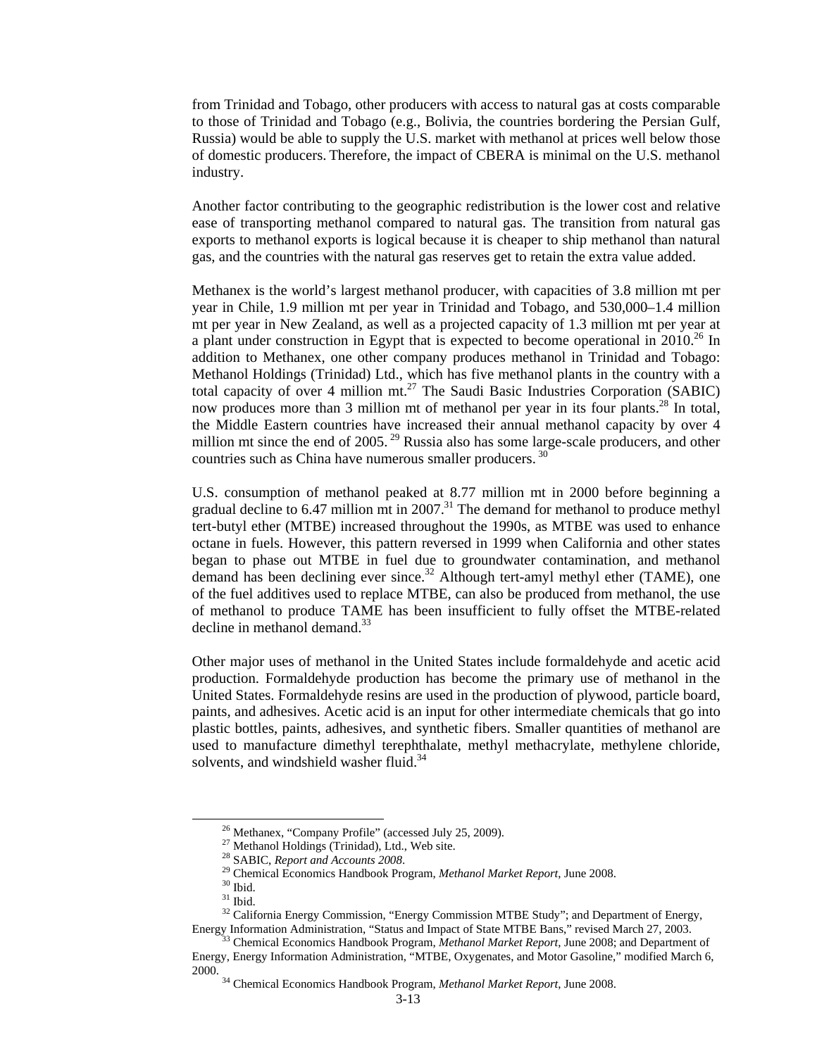from Trinidad and Tobago, other producers with access to natural gas at costs comparable to those of Trinidad and Tobago (e.g., Bolivia, the countries bordering the Persian Gulf, Russia) would be able to supply the U.S. market with methanol at prices well below those of domestic producers. Therefore, the impact of CBERA is minimal on the U.S. methanol industry.

Another factor contributing to the geographic redistribution is the lower cost and relative ease of transporting methanol compared to natural gas. The transition from natural gas exports to methanol exports is logical because it is cheaper to ship methanol than natural gas, and the countries with the natural gas reserves get to retain the extra value added.

Methanex is the world's largest methanol producer, with capacities of 3.8 million mt per year in Chile, 1.9 million mt per year in Trinidad and Tobago, and 530,000–1.4 million mt per year in New Zealand, as well as a projected capacity of 1.3 million mt per year at a plant under construction in Egypt that is expected to become operational in 2010.[26] In addition to Methanex, one other company produces methanol in Trinidad and Tobago: Methanol Holdings (Trinidad) Ltd., which has five methanol plants in the country with a total capacity of over 4 million mt.[27] The Saudi Basic Industries Corporation (SABIC) now produces more than 3 million mt of methanol per year in its four plants.[28] In total, the Middle Eastern countries have increased their annual methanol capacity by over 4 million mt since the end of 2005.[29] Russia also has some large-scale producers, and other countries such as China have numerous smaller producers.[30]

U.S. consumption of methanol peaked at 8.77 million mt in 2000 before beginning a gradual decline to 6.47 million mt in 2007.[31] The demand for methanol to produce methyl tert-butyl ether (MTBE) increased throughout the 1990s, as MTBE was used to enhance octane in fuels. However, this pattern reversed in 1999 when California and other states began to phase out MTBE in fuel due to groundwater contamination, and methanol demand has been declining ever since.[32] Although tert-amyl methyl ether (TAME), one of the fuel additives used to replace MTBE, can also be produced from methanol, the use of methanol to produce TAME has been insufficient to fully offset the MTBE-related decline in methanol demand.[33]

Other major uses of methanol in the United States include formaldehyde and acetic acid production. Formaldehyde production has become the primary use of methanol in the United States. Formaldehyde resins are used in the production of plywood, particle board, paints, and adhesives. Acetic acid is an input for other intermediate chemicals that go into plastic bottles, paints, adhesives, and synthetic fibers. Smaller quantities of methanol are used to manufacture dimethyl terephthalate, methyl methacrylate, methylene chloride, solvents, and windshield washer fluid.[34]

---

[26] Methanex, "Company Profile" (accessed July 25, 2009).

[27] Methanol Holdings (Trinidad), Ltd., Web site.

[28] SABIC, *Report and Accounts 2008*.

[29] Chemical Economics Handbook Program, *Methanol Market Report*, June 2008.

[30] Ibid.

[31] Ibid.

[32] California Energy Commission, "Energy Commission MTBE Study"; and Department of Energy, Energy Information Administration, "Status and Impact of State MTBE Bans," revised March 27, 2003.

[33] Chemical Economics Handbook Program, *Methanol Market Report*, June 2008; and Department of Energy, Energy Information Administration, "MTBE, Oxygenates, and Motor Gasoline," modified March 6, 2000.

[34] Chemical Economics Handbook Program, *Methanol Market Report*, June 2008.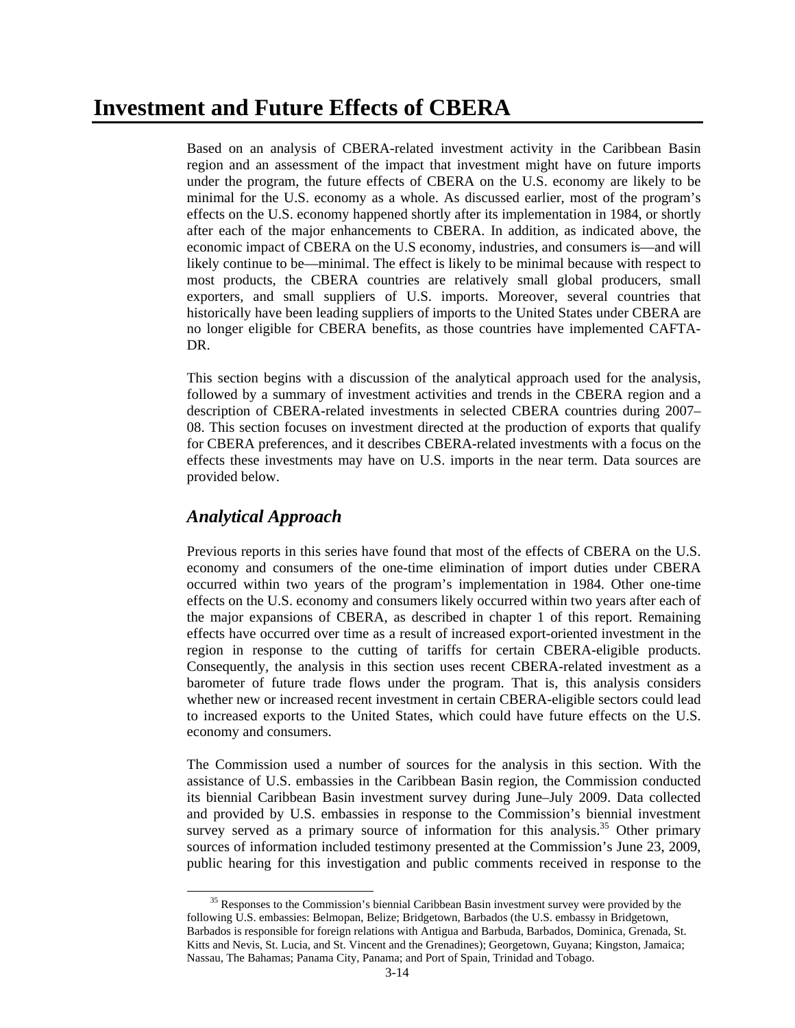# Investment and Future Effects of CBERA

Based on an analysis of CBERA-related investment activity in the Caribbean Basin region and an assessment of the impact that investment might have on future imports under the program, the future effects of CBERA on the U.S. economy are likely to be minimal for the U.S. economy as a whole. As discussed earlier, most of the program's effects on the U.S. economy happened shortly after its implementation in 1984, or shortly after each of the major enhancements to CBERA. In addition, as indicated above, the economic impact of CBERA on the U.S economy, industries, and consumers is—and will likely continue to be—minimal. The effect is likely to be minimal because with respect to most products, the CBERA countries are relatively small global producers, small exporters, and small suppliers of U.S. imports. Moreover, several countries that historically have been leading suppliers of imports to the United States under CBERA are no longer eligible for CBERA benefits, as those countries have implemented CAFTA-DR.

This section begins with a discussion of the analytical approach used for the analysis, followed by a summary of investment activities and trends in the CBERA region and a description of CBERA-related investments in selected CBERA countries during 2007–08. This section focuses on investment directed at the production of exports that qualify for CBERA preferences, and it describes CBERA-related investments with a focus on the effects these investments may have on U.S. imports in the near term. Data sources are provided below.

## *Analytical Approach*

Previous reports in this series have found that most of the effects of CBERA on the U.S. economy and consumers of the one-time elimination of import duties under CBERA occurred within two years of the program's implementation in 1984. Other one-time effects on the U.S. economy and consumers likely occurred within two years after each of the major expansions of CBERA, as described in chapter 1 of this report. Remaining effects have occurred over time as a result of increased export-oriented investment in the region in response to the cutting of tariffs for certain CBERA-eligible products. Consequently, the analysis in this section uses recent CBERA-related investment as a barometer of future trade flows under the program. That is, this analysis considers whether new or increased recent investment in certain CBERA-eligible sectors could lead to increased exports to the United States, which could have future effects on the U.S. economy and consumers.

The Commission used a number of sources for the analysis in this section. With the assistance of U.S. embassies in the Caribbean Basin region, the Commission conducted its biennial Caribbean Basin investment survey during June–July 2009. Data collected and provided by U.S. embassies in response to the Commission's biennial investment survey served as a primary source of information for this analysis.[35] Other primary sources of information included testimony presented at the Commission's June 23, 2009, public hearing for this investigation and public comments received in response to the

[35] Responses to the Commission's biennial Caribbean Basin investment survey were provided by the following U.S. embassies: Belmopan, Belize; Bridgetown, Barbados (the U.S. embassy in Bridgetown, Barbados is responsible for foreign relations with Antigua and Barbuda, Barbados, Dominica, Grenada, St. Kitts and Nevis, St. Lucia, and St. Vincent and the Grenadines); Georgetown, Guyana; Kingston, Jamaica; Nassau, The Bahamas; Panama City, Panama; and Port of Spain, Trinidad and Tobago.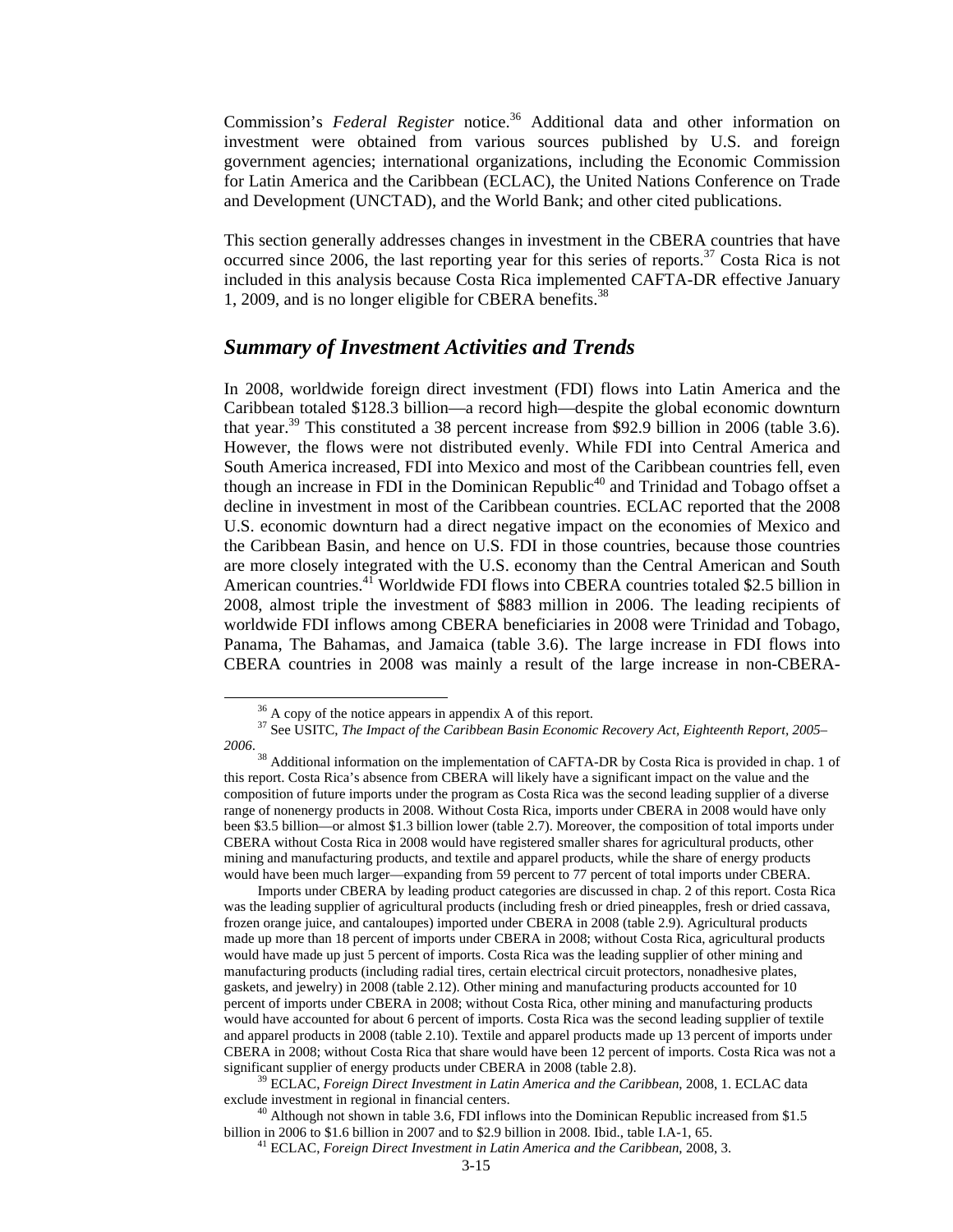Commission's *Federal Register* notice.[36] Additional data and other information on investment were obtained from various sources published by U.S. and foreign government agencies; international organizations, including the Economic Commission for Latin America and the Caribbean (ECLAC), the United Nations Conference on Trade and Development (UNCTAD), and the World Bank; and other cited publications.

This section generally addresses changes in investment in the CBERA countries that have occurred since 2006, the last reporting year for this series of reports.[37] Costa Rica is not included in this analysis because Costa Rica implemented CAFTA-DR effective January 1, 2009, and is no longer eligible for CBERA benefits.[38]

## *Summary of Investment Activities and Trends*

In 2008, worldwide foreign direct investment (FDI) flows into Latin America and the Caribbean totaled $128.3 billion—a record high—despite the global economic downturn that year.[39] This constituted a 38 percent increase from $92.9 billion in 2006 (table 3.6). However, the flows were not distributed evenly. While FDI into Central America and South America increased, FDI into Mexico and most of the Caribbean countries fell, even though an increase in FDI in the Dominican Republic[40] and Trinidad and Tobago offset a decline in investment in most of the Caribbean countries. ECLAC reported that the 2008 U.S. economic downturn had a direct negative impact on the economies of Mexico and the Caribbean Basin, and hence on U.S. FDI in those countries, because those countries are more closely integrated with the U.S. economy than the Central American and South American countries.[41] Worldwide FDI flows into CBERA countries totaled $2.5 billion in 2008, almost triple the investment of $883 million in 2006. The leading recipients of worldwide FDI inflows among CBERA beneficiaries in 2008 were Trinidad and Tobago, Panama, The Bahamas, and Jamaica (table 3.6). The large increase in FDI flows into CBERA countries in 2008 was mainly a result of the large increase in non-CBERA-

---

[36] A copy of the notice appears in appendix A of this report.

[37] See USITC, *The Impact of the Caribbean Basin Economic Recovery Act, Eighteenth Report, 2005–2006*.

[38] Additional information on the implementation of CAFTA-DR by Costa Rica is provided in chap. 1 of this report. Costa Rica's absence from CBERA will likely have a significant impact on the value and the composition of future imports under the program as Costa Rica was the second leading supplier of a diverse range of nonenergy products in 2008. Without Costa Rica, imports under CBERA in 2008 would have only been $3.5 billion—or almost $1.3 billion lower (table 2.7). Moreover, the composition of total imports under CBERA without Costa Rica in 2008 would have registered smaller shares for agricultural products, other mining and manufacturing products, and textile and apparel products, while the share of energy products would have been much larger—expanding from 59 percent to 77 percent of total imports under CBERA.

Imports under CBERA by leading product categories are discussed in chap. 2 of this report. Costa Rica was the leading supplier of agricultural products (including fresh or dried pineapples, fresh or dried cassava, frozen orange juice, and cantaloupes) imported under CBERA in 2008 (table 2.9). Agricultural products made up more than 18 percent of imports under CBERA in 2008; without Costa Rica, agricultural products would have made up just 5 percent of imports. Costa Rica was the leading supplier of other mining and manufacturing products (including radial tires, certain electrical circuit protectors, nonadhesive plates, gaskets, and jewelry) in 2008 (table 2.12). Other mining and manufacturing products accounted for 10 percent of imports under CBERA in 2008; without Costa Rica, other mining and manufacturing products would have accounted for about 6 percent of imports. Costa Rica was the second leading supplier of textile and apparel products in 2008 (table 2.10). Textile and apparel products made up 13 percent of imports under CBERA in 2008; without Costa Rica that share would have been 12 percent of imports. Costa Rica was not a significant supplier of energy products under CBERA in 2008 (table 2.8).

[39] ECLAC, *Foreign Direct Investment in Latin America and the Caribbean*, 2008, 1. ECLAC data exclude investment in regional in financial centers.

[40] Although not shown in table 3.6, FDI inflows into the Dominican Republic increased from $1.5 billion in 2006 to $1.6 billion in 2007 and to $2.9 billion in 2008. Ibid., table I.A-1, 65.

[41] ECLAC, *Foreign Direct Investment in Latin America and the Caribbean*, 2008, 3.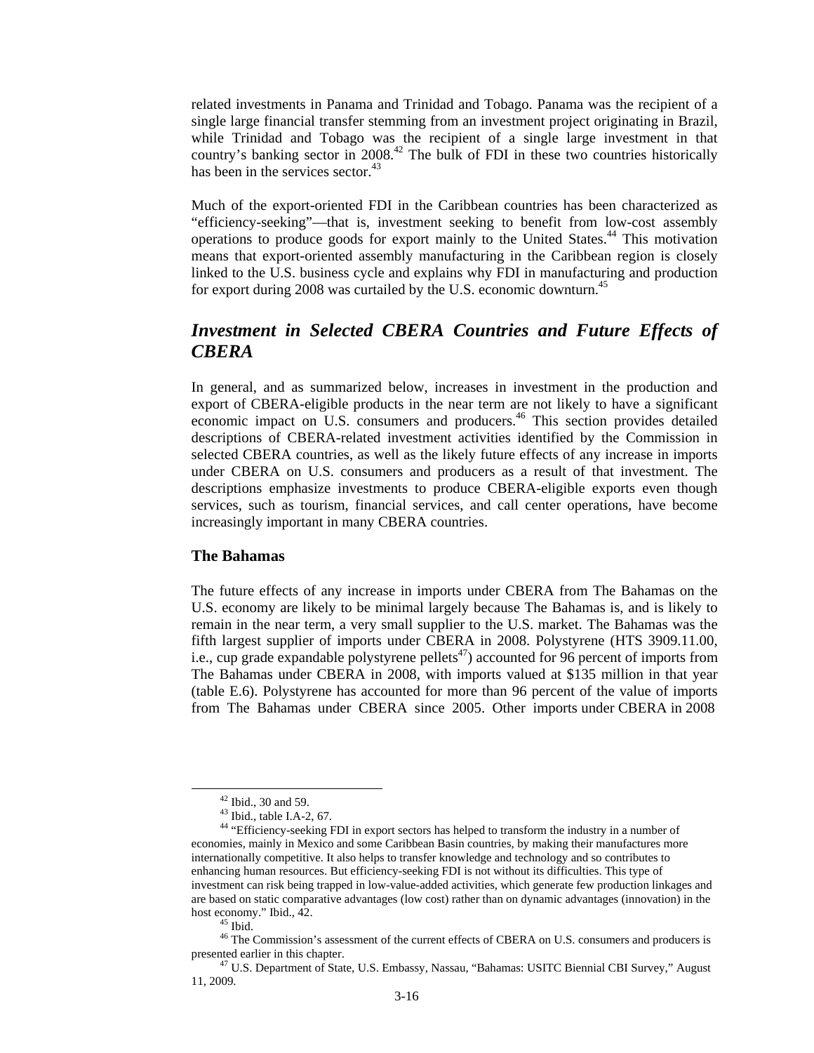related investments in Panama and Trinidad and Tobago. Panama was the recipient of a single large financial transfer stemming from an investment project originating in Brazil, while Trinidad and Tobago was the recipient of a single large investment in that country's banking sector in 2008.[42] The bulk of FDI in these two countries historically has been in the services sector.[43]

Much of the export-oriented FDI in the Caribbean countries has been characterized as "efficiency-seeking"—that is, investment seeking to benefit from low-cost assembly operations to produce goods for export mainly to the United States.[44] This motivation means that export-oriented assembly manufacturing in the Caribbean region is closely linked to the U.S. business cycle and explains why FDI in manufacturing and production for export during 2008 was curtailed by the U.S. economic downturn.[45]

## *Investment in Selected CBERA Countries and Future Effects of CBERA*

In general, and as summarized below, increases in investment in the production and export of CBERA-eligible products in the near term are not likely to have a significant economic impact on U.S. consumers and producers.[46] This section provides detailed descriptions of CBERA-related investment activities identified by the Commission in selected CBERA countries, as well as the likely future effects of any increase in imports under CBERA on U.S. consumers and producers as a result of that investment. The descriptions emphasize investments to produce CBERA-eligible exports even though services, such as tourism, financial services, and call center operations, have become increasingly important in many CBERA countries.

### The Bahamas

The future effects of any increase in imports under CBERA from The Bahamas on the U.S. economy are likely to be minimal largely because The Bahamas is, and is likely to remain in the near term, a very small supplier to the U.S. market. The Bahamas was the fifth largest supplier of imports under CBERA in 2008. Polystyrene (HTS 3909.11.00, i.e., cup grade expandable polystyrene pellets[47]) accounted for 96 percent of imports from The Bahamas under CBERA in 2008, with imports valued at $135 million in that year (table E.6). Polystyrene has accounted for more than 96 percent of the value of imports from The Bahamas under CBERA since 2005. Other imports under CBERA in 2008

---

[42] Ibid., 30 and 59.

[43] Ibid., table I.A-2, 67.

[44] "Efficiency-seeking FDI in export sectors has helped to transform the industry in a number of economies, mainly in Mexico and some Caribbean Basin countries, by making their manufactures more internationally competitive. It also helps to transfer knowledge and technology and so contributes to enhancing human resources. But efficiency-seeking FDI is not without its difficulties. This type of investment can risk being trapped in low-value-added activities, which generate few production linkages and are based on static comparative advantages (low cost) rather than on dynamic advantages (innovation) in the host economy." Ibid., 42.

[45] Ibid.

[46] The Commission's assessment of the current effects of CBERA on U.S. consumers and producers is presented earlier in this chapter.

[47] U.S. Department of State, U.S. Embassy, Nassau, "Bahamas: USITC Biennial CBI Survey," August 11, 2009.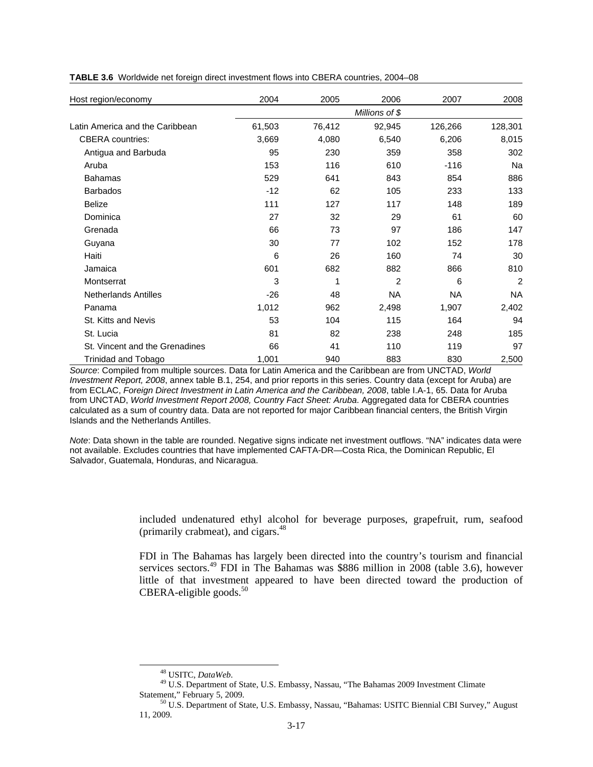**TABLE 3.6** Worldwide net foreign direct investment flows into CBERA countries, 2004–08

| Host region/economy | 2004 | 2005 | 2006 | 2007 | 2008 |
|---|---|---|---|---|---|
| | | | *Millions of $* | | |
| Latin America and the Caribbean | 61,503 | 76,412 | 92,945 | 126,266 | 128,301 |
| CBERA countries: | 3,669 | 4,080 | 6,540 | 6,206 | 8,015 |
| Antigua and Barbuda | 95 | 230 | 359 | 358 | 302 |
| Aruba | 153 | 116 | 610 | -116 | Na |
| Bahamas | 529 | 641 | 843 | 854 | 886 |
| Barbados | -12 | 62 | 105 | 233 | 133 |
| Belize | 111 | 127 | 117 | 148 | 189 |
| Dominica | 27 | 32 | 29 | 61 | 60 |
| Grenada | 66 | 73 | 97 | 186 | 147 |
| Guyana | 30 | 77 | 102 | 152 | 178 |
| Haiti | 6 | 26 | 160 | 74 | 30 |
| Jamaica | 601 | 682 | 882 | 866 | 810 |
| Montserrat | 3 | 1 | 2 | 6 | 2 |
| Netherlands Antilles | -26 | 48 | NA | NA | NA |
| Panama | 1,012 | 962 | 2,498 | 1,907 | 2,402 |
| St. Kitts and Nevis | 53 | 104 | 115 | 164 | 94 |
| St. Lucia | 81 | 82 | 238 | 248 | 185 |
| St. Vincent and the Grenadines | 66 | 41 | 110 | 119 | 97 |
| Trinidad and Tobago | 1,001 | 940 | 883 | 830 | 2,500 |

*Source*: Compiled from multiple sources. Data for Latin America and the Caribbean are from UNCTAD, *World Investment Report, 2008*, annex table B.1, 254, and prior reports in this series. Country data (except for Aruba) are from ECLAC, *Foreign Direct Investment in Latin America and the Caribbean, 2008*, table I.A-1, 65. Data for Aruba from UNCTAD, *World Investment Report 2008, Country Fact Sheet: Aruba.* Aggregated data for CBERA countries calculated as a sum of country data. Data are not reported for major Caribbean financial centers, the British Virgin Islands and the Netherlands Antilles.

*Note*: Data shown in the table are rounded. Negative signs indicate net investment outflows. "NA" indicates data were not available. Excludes countries that have implemented CAFTA-DR—Costa Rica, the Dominican Republic, El Salvador, Guatemala, Honduras, and Nicaragua.

included undenatured ethyl alcohol for beverage purposes, grapefruit, rum, seafood (primarily crabmeat), and cigars.[48]

FDI in The Bahamas has largely been directed into the country's tourism and financial services sectors.[49] FDI in The Bahamas was $886 million in 2008 (table 3.6), however little of that investment appeared to have been directed toward the production of CBERA-eligible goods.[50]

[48] USITC, *DataWeb*.

[49] U.S. Department of State, U.S. Embassy, Nassau, "The Bahamas 2009 Investment Climate Statement," February 5, 2009.

[50] U.S. Department of State, U.S. Embassy, Nassau, "Bahamas: USITC Biennial CBI Survey," August 11, 2009.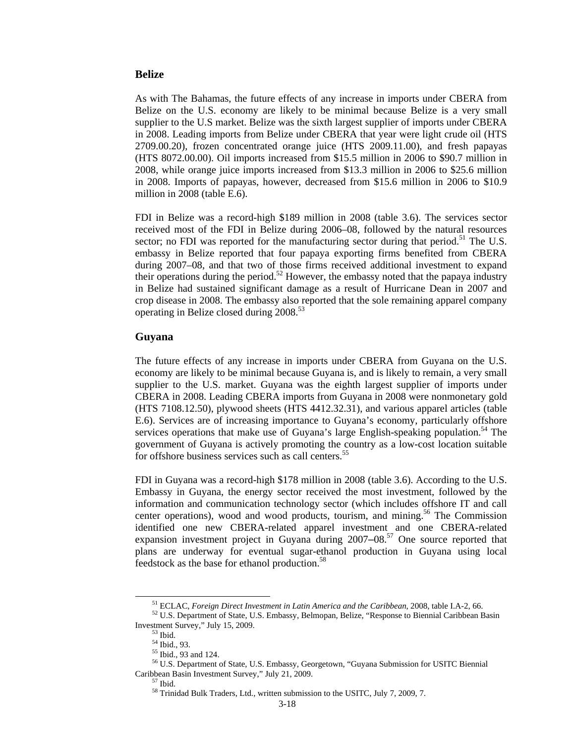### Belize

As with The Bahamas, the future effects of any increase in imports under CBERA from Belize on the U.S. economy are likely to be minimal because Belize is a very small supplier to the U.S market. Belize was the sixth largest supplier of imports under CBERA in 2008. Leading imports from Belize under CBERA that year were light crude oil (HTS 2709.00.20), frozen concentrated orange juice (HTS 2009.11.00), and fresh papayas (HTS 8072.00.00). Oil imports increased from $15.5 million in 2006 to $90.7 million in 2008, while orange juice imports increased from $13.3 million in 2006 to $25.6 million in 2008. Imports of papayas, however, decreased from $15.6 million in 2006 to $10.9 million in 2008 (table E.6).

FDI in Belize was a record-high $189 million in 2008 (table 3.6). The services sector received most of the FDI in Belize during 2006–08, followed by the natural resources sector; no FDI was reported for the manufacturing sector during that period.[51] The U.S. embassy in Belize reported that four papaya exporting firms benefited from CBERA during 2007–08, and that two of those firms received additional investment to expand their operations during the period.[52] However, the embassy noted that the papaya industry in Belize had sustained significant damage as a result of Hurricane Dean in 2007 and crop disease in 2008. The embassy also reported that the sole remaining apparel company operating in Belize closed during 2008.[53]

### Guyana

The future effects of any increase in imports under CBERA from Guyana on the U.S. economy are likely to be minimal because Guyana is, and is likely to remain, a very small supplier to the U.S. market. Guyana was the eighth largest supplier of imports under CBERA in 2008. Leading CBERA imports from Guyana in 2008 were nonmonetary gold (HTS 7108.12.50), plywood sheets (HTS 4412.32.31), and various apparel articles (table E.6). Services are of increasing importance to Guyana's economy, particularly offshore services operations that make use of Guyana's large English-speaking population.[54] The government of Guyana is actively promoting the country as a low-cost location suitable for offshore business services such as call centers.[55]

FDI in Guyana was a record-high $178 million in 2008 (table 3.6). According to the U.S. Embassy in Guyana, the energy sector received the most investment, followed by the information and communication technology sector (which includes offshore IT and call center operations), wood and wood products, tourism, and mining.[56] The Commission identified one new CBERA-related apparel investment and one CBERA-related expansion investment project in Guyana during 2007–08.[57] One source reported that plans are underway for eventual sugar-ethanol production in Guyana using local feedstock as the base for ethanol production.[58]

---

[51] ECLAC, *Foreign Direct Investment in Latin America and the Caribbean*, 2008, table I.A-2, 66.

[52] U.S. Department of State, U.S. Embassy, Belmopan, Belize, "Response to Biennial Caribbean Basin Investment Survey," July 15, 2009.

[53] Ibid.

[54] Ibid., 93.

[55] Ibid., 93 and 124.

[56] U.S. Department of State, U.S. Embassy, Georgetown, "Guyana Submission for USITC Biennial Caribbean Basin Investment Survey," July 21, 2009.

[57] Ibid.

[58] Trinidad Bulk Traders, Ltd., written submission to the USITC, July 7, 2009, 7.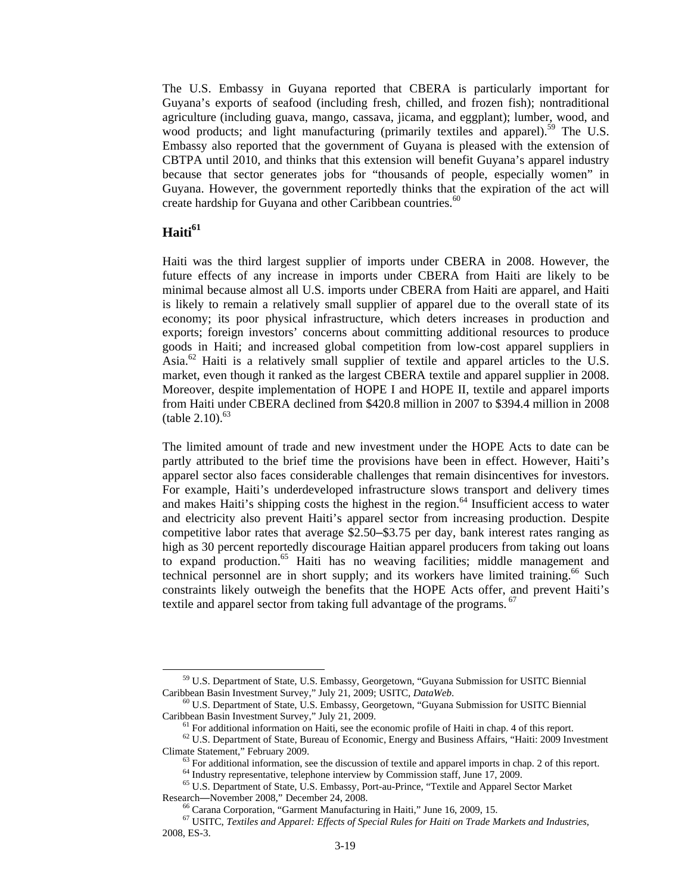The U.S. Embassy in Guyana reported that CBERA is particularly important for Guyana's exports of seafood (including fresh, chilled, and frozen fish); nontraditional agriculture (including guava, mango, cassava, jicama, and eggplant); lumber, wood, and wood products; and light manufacturing (primarily textiles and apparel).[59] The U.S. Embassy also reported that the government of Guyana is pleased with the extension of CBTPA until 2010, and thinks that this extension will benefit Guyana's apparel industry because that sector generates jobs for "thousands of people, especially women" in Guyana. However, the government reportedly thinks that the expiration of the act will create hardship for Guyana and other Caribbean countries.[60]

## Haiti[61]

Haiti was the third largest supplier of imports under CBERA in 2008. However, the future effects of any increase in imports under CBERA from Haiti are likely to be minimal because almost all U.S. imports under CBERA from Haiti are apparel, and Haiti is likely to remain a relatively small supplier of apparel due to the overall state of its economy; its poor physical infrastructure, which deters increases in production and exports; foreign investors' concerns about committing additional resources to produce goods in Haiti; and increased global competition from low-cost apparel suppliers in Asia.[62] Haiti is a relatively small supplier of textile and apparel articles to the U.S. market, even though it ranked as the largest CBERA textile and apparel supplier in 2008. Moreover, despite implementation of HOPE I and HOPE II, textile and apparel imports from Haiti under CBERA declined from $420.8 million in 2007 to $394.4 million in 2008 (table 2.10).[63]

The limited amount of trade and new investment under the HOPE Acts to date can be partly attributed to the brief time the provisions have been in effect. However, Haiti's apparel sector also faces considerable challenges that remain disincentives for investors. For example, Haiti's underdeveloped infrastructure slows transport and delivery times and makes Haiti's shipping costs the highest in the region.[64] Insufficient access to water and electricity also prevent Haiti's apparel sector from increasing production. Despite competitive labor rates that average $2.50–$3.75 per day, bank interest rates ranging as high as 30 percent reportedly discourage Haitian apparel producers from taking out loans to expand production.[65] Haiti has no weaving facilities; middle management and technical personnel are in short supply; and its workers have limited training.[66] Such constraints likely outweigh the benefits that the HOPE Acts offer, and prevent Haiti's textile and apparel sector from taking full advantage of the programs.[67]

---

[59] U.S. Department of State, U.S. Embassy, Georgetown, "Guyana Submission for USITC Biennial Caribbean Basin Investment Survey," July 21, 2009; USITC, *DataWeb*.

[60] U.S. Department of State, U.S. Embassy, Georgetown, "Guyana Submission for USITC Biennial Caribbean Basin Investment Survey," July 21, 2009.

[61] For additional information on Haiti, see the economic profile of Haiti in chap. 4 of this report.

[62] U.S. Department of State, Bureau of Economic, Energy and Business Affairs, "Haiti: 2009 Investment Climate Statement," February 2009.

[63] For additional information, see the discussion of textile and apparel imports in chap. 2 of this report.

[64] Industry representative, telephone interview by Commission staff, June 17, 2009.

[65] U.S. Department of State, U.S. Embassy, Port-au-Prince, "Textile and Apparel Sector Market Research—November 2008," December 24, 2008.

[66] Carana Corporation, "Garment Manufacturing in Haiti," June 16, 2009, 15.

[67] USITC, *Textiles and Apparel: Effects of Special Rules for Haiti on Trade Markets and Industries*, 2008, ES-3.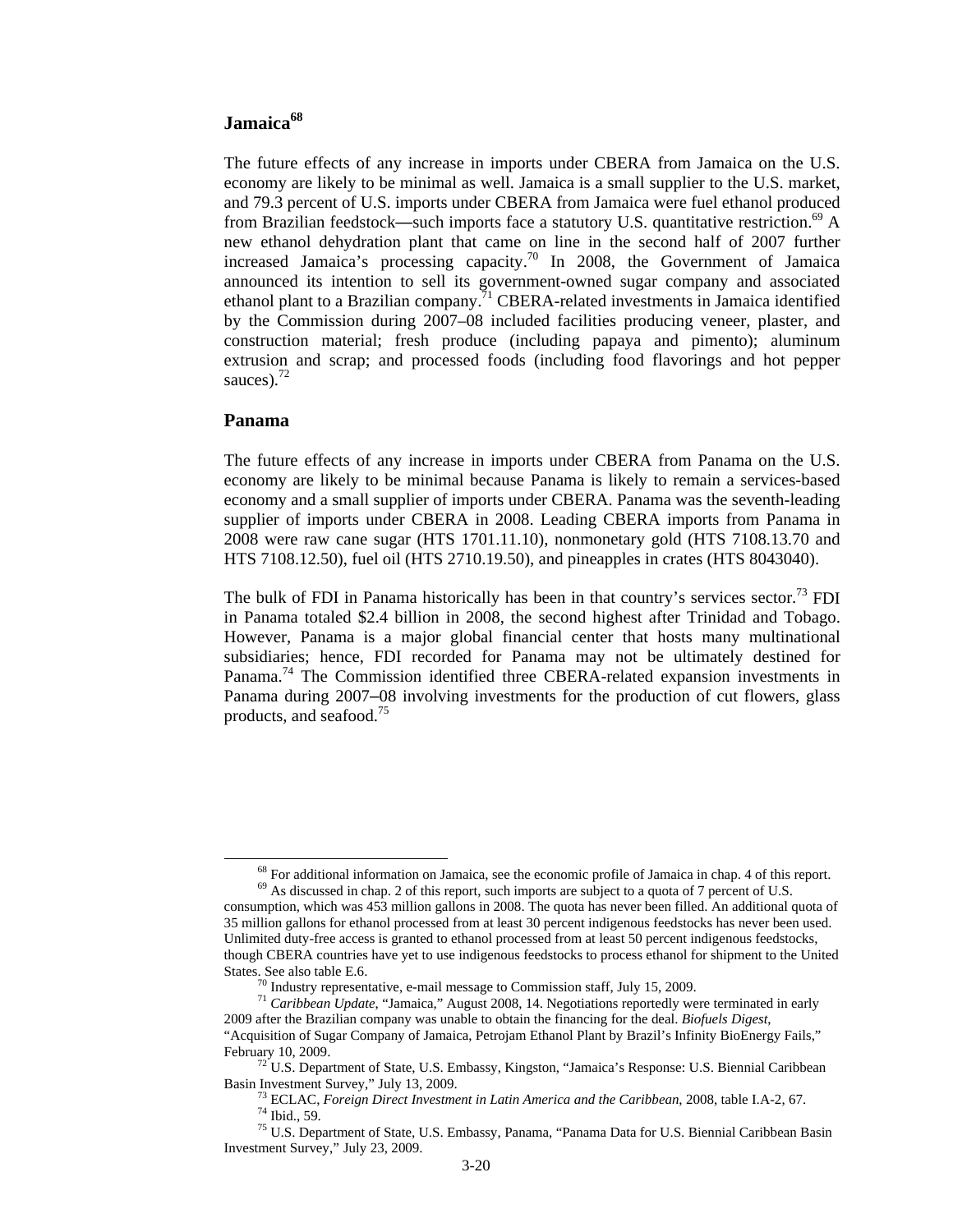## Jamaica[68]

The future effects of any increase in imports under CBERA from Jamaica on the U.S. economy are likely to be minimal as well. Jamaica is a small supplier to the U.S. market, and 79.3 percent of U.S. imports under CBERA from Jamaica were fuel ethanol produced from Brazilian feedstock—such imports face a statutory U.S. quantitative restriction.[69] A new ethanol dehydration plant that came on line in the second half of 2007 further increased Jamaica's processing capacity.[70] In 2008, the Government of Jamaica announced its intention to sell its government-owned sugar company and associated ethanol plant to a Brazilian company.[71] CBERA-related investments in Jamaica identified by the Commission during 2007–08 included facilities producing veneer, plaster, and construction material; fresh produce (including papaya and pimento); aluminum extrusion and scrap; and processed foods (including food flavorings and hot pepper sauces).[72]

## Panama

The future effects of any increase in imports under CBERA from Panama on the U.S. economy are likely to be minimal because Panama is likely to remain a services-based economy and a small supplier of imports under CBERA. Panama was the seventh-leading supplier of imports under CBERA in 2008. Leading CBERA imports from Panama in 2008 were raw cane sugar (HTS 1701.11.10), nonmonetary gold (HTS 7108.13.70 and HTS 7108.12.50), fuel oil (HTS 2710.19.50), and pineapples in crates (HTS 8043040).

The bulk of FDI in Panama historically has been in that country's services sector.[73] FDI in Panama totaled \$2.4 billion in 2008, the second highest after Trinidad and Tobago. However, Panama is a major global financial center that hosts many multinational subsidiaries; hence, FDI recorded for Panama may not be ultimately destined for Panama.[74] The Commission identified three CBERA-related expansion investments in Panama during 2007–08 involving investments for the production of cut flowers, glass products, and seafood.[75]

---

[68] For additional information on Jamaica, see the economic profile of Jamaica in chap. 4 of this report.

[69] As discussed in chap. 2 of this report, such imports are subject to a quota of 7 percent of U.S. consumption, which was 453 million gallons in 2008. The quota has never been filled. An additional quota of 35 million gallons for ethanol processed from at least 30 percent indigenous feedstocks has never been used. Unlimited duty-free access is granted to ethanol processed from at least 50 percent indigenous feedstocks, though CBERA countries have yet to use indigenous feedstocks to process ethanol for shipment to the United States. See also table E.6.

[70] Industry representative, e-mail message to Commission staff, July 15, 2009.

[71] *Caribbean Update*, "Jamaica," August 2008, 14. Negotiations reportedly were terminated in early 2009 after the Brazilian company was unable to obtain the financing for the deal. *Biofuels Digest*, "Acquisition of Sugar Company of Jamaica, Petrojam Ethanol Plant by Brazil's Infinity BioEnergy Fails," February 10, 2009.

[72] U.S. Department of State, U.S. Embassy, Kingston, "Jamaica's Response: U.S. Biennial Caribbean Basin Investment Survey," July 13, 2009.

[73] ECLAC, *Foreign Direct Investment in Latin America and the Caribbean*, 2008, table I.A-2, 67.

[74] Ibid., 59.

[75] U.S. Department of State, U.S. Embassy, Panama, "Panama Data for U.S. Biennial Caribbean Basin Investment Survey," July 23, 2009.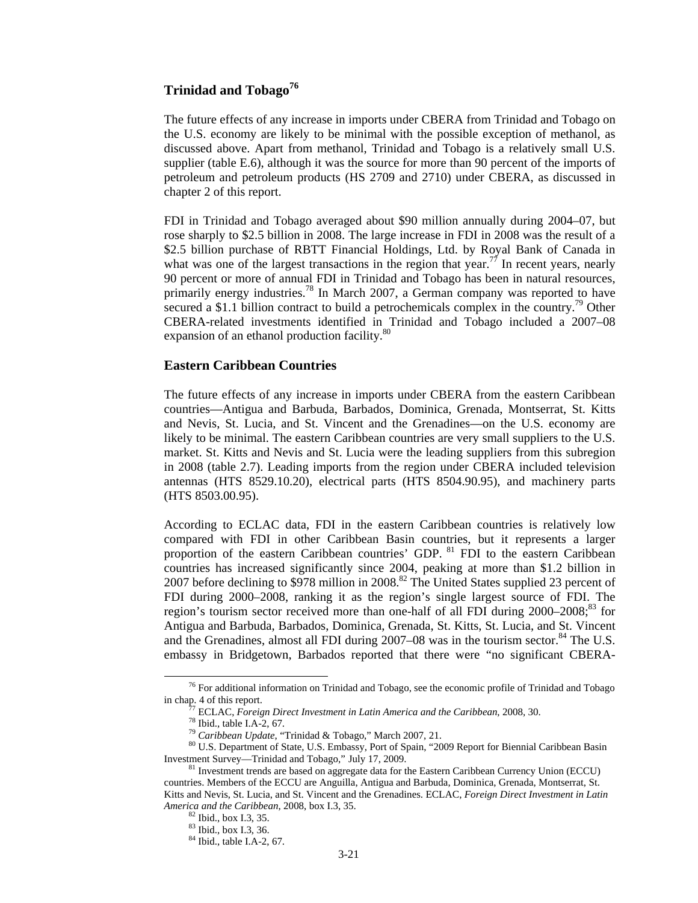## Trinidad and Tobago[76]

The future effects of any increase in imports under CBERA from Trinidad and Tobago on the U.S. economy are likely to be minimal with the possible exception of methanol, as discussed above. Apart from methanol, Trinidad and Tobago is a relatively small U.S. supplier (table E.6), although it was the source for more than 90 percent of the imports of petroleum and petroleum products (HS 2709 and 2710) under CBERA, as discussed in chapter 2 of this report.

FDI in Trinidad and Tobago averaged about $90 million annually during 2004–07, but rose sharply to $2.5 billion in 2008. The large increase in FDI in 2008 was the result of a $2.5 billion purchase of RBTT Financial Holdings, Ltd. by Royal Bank of Canada in what was one of the largest transactions in the region that year.[77] In recent years, nearly 90 percent or more of annual FDI in Trinidad and Tobago has been in natural resources, primarily energy industries.[78] In March 2007, a German company was reported to have secured a $1.1 billion contract to build a petrochemicals complex in the country.[79] Other CBERA-related investments identified in Trinidad and Tobago included a 2007–08 expansion of an ethanol production facility.[80]

## Eastern Caribbean Countries

The future effects of any increase in imports under CBERA from the eastern Caribbean countries—Antigua and Barbuda, Barbados, Dominica, Grenada, Montserrat, St. Kitts and Nevis, St. Lucia, and St. Vincent and the Grenadines—on the U.S. economy are likely to be minimal. The eastern Caribbean countries are very small suppliers to the U.S. market. St. Kitts and Nevis and St. Lucia were the leading suppliers from this subregion in 2008 (table 2.7). Leading imports from the region under CBERA included television antennas (HTS 8529.10.20), electrical parts (HTS 8504.90.95), and machinery parts (HTS 8503.00.95).

According to ECLAC data, FDI in the eastern Caribbean countries is relatively low compared with FDI in other Caribbean Basin countries, but it represents a larger proportion of the eastern Caribbean countries' GDP. [81] FDI to the eastern Caribbean countries has increased significantly since 2004, peaking at more than $1.2 billion in 2007 before declining to $978 million in 2008.[82] The United States supplied 23 percent of FDI during 2000–2008, ranking it as the region's single largest source of FDI. The region's tourism sector received more than one-half of all FDI during 2000–2008;[83] for Antigua and Barbuda, Barbados, Dominica, Grenada, St. Kitts, St. Lucia, and St. Vincent and the Grenadines, almost all FDI during 2007–08 was in the tourism sector.[84] The U.S. embassy in Bridgetown, Barbados reported that there were "no significant CBERA-

[76] For additional information on Trinidad and Tobago, see the economic profile of Trinidad and Tobago in chap. 4 of this report.

[77] ECLAC, *Foreign Direct Investment in Latin America and the Caribbean*, 2008, 30.

[78] Ibid., table I.A-2, 67.

[79] *Caribbean Update*, "Trinidad & Tobago," March 2007, 21.

[80] U.S. Department of State, U.S. Embassy, Port of Spain, "2009 Report for Biennial Caribbean Basin Investment Survey—Trinidad and Tobago," July 17, 2009.

[81] Investment trends are based on aggregate data for the Eastern Caribbean Currency Union (ECCU) countries. Members of the ECCU are Anguilla, Antigua and Barbuda, Dominica, Grenada, Montserrat, St. Kitts and Nevis, St. Lucia, and St. Vincent and the Grenadines. ECLAC, *Foreign Direct Investment in Latin America and the Caribbean*, 2008, box I.3, 35.

[82] Ibid., box I.3, 35.

[83] Ibid., box I.3, 36.

[84] Ibid., table I.A-2, 67.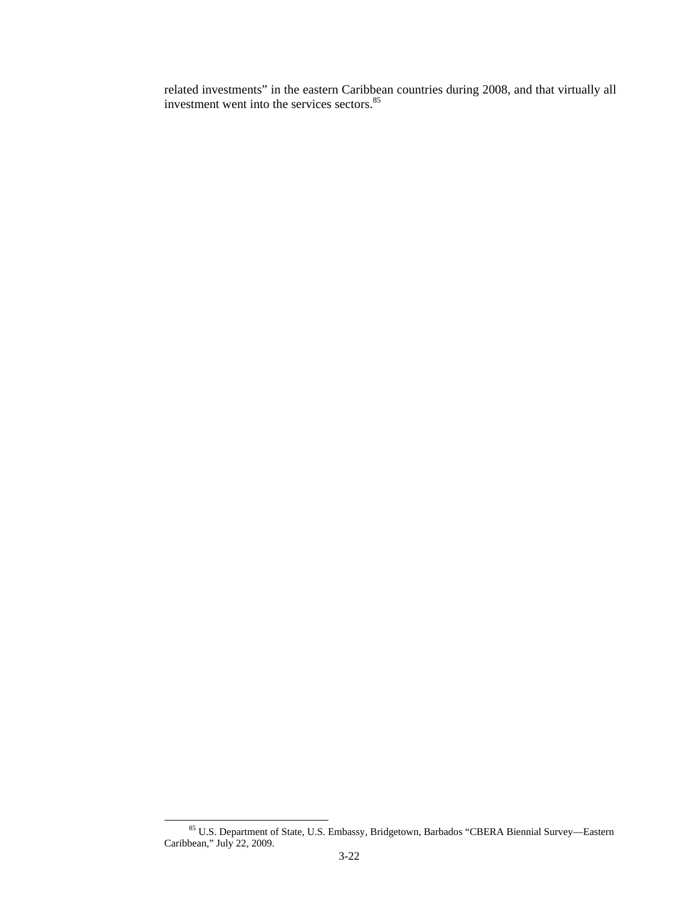related investments" in the eastern Caribbean countries during 2008, and that virtually all investment went into the services sectors.[85]

[85] U.S. Department of State, U.S. Embassy, Bridgetown, Barbados "CBERA Biennial Survey—Eastern Caribbean," July 22, 2009.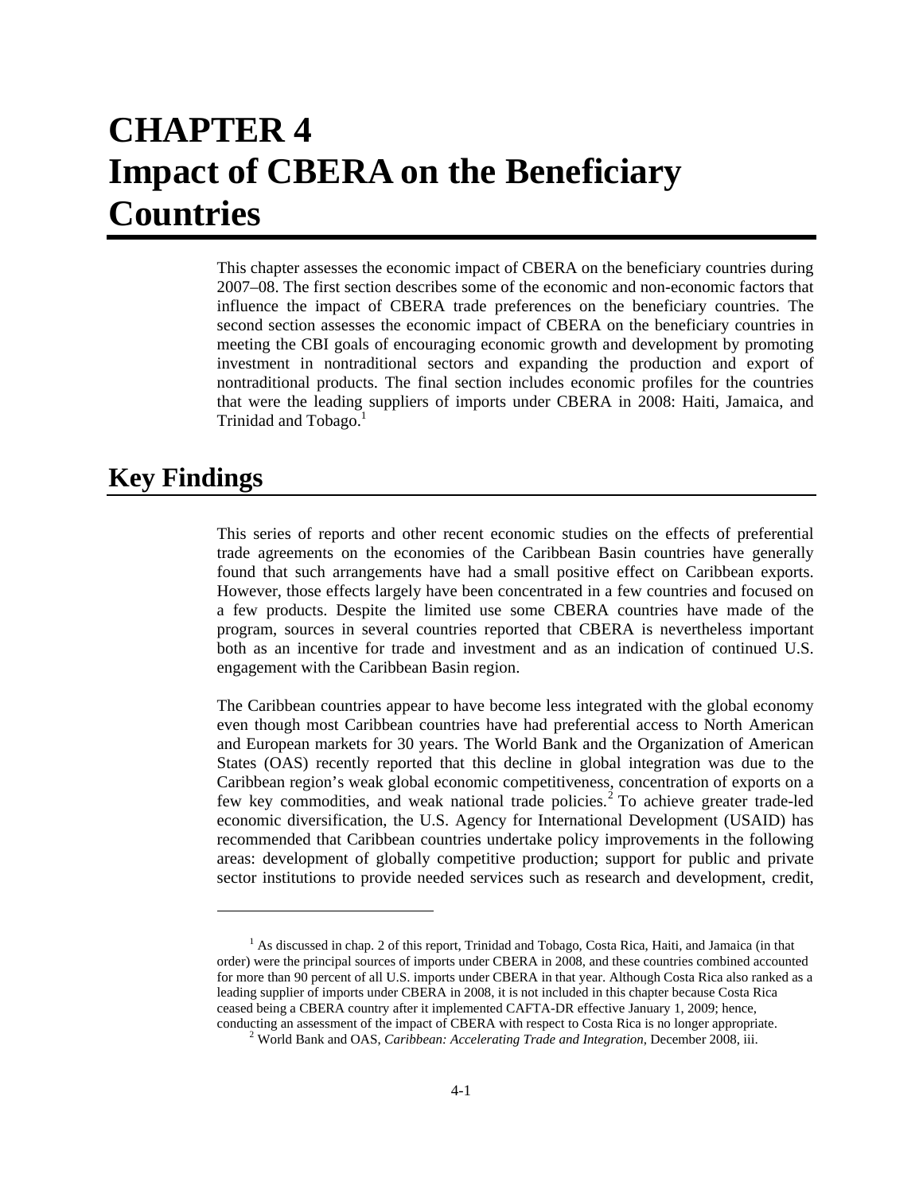# CHAPTER 4 Impact of CBERA on the Beneficiary Countries

This chapter assesses the economic impact of CBERA on the beneficiary countries during 2007–08. The first section describes some of the economic and non-economic factors that influence the impact of CBERA trade preferences on the beneficiary countries. The second section assesses the economic impact of CBERA on the beneficiary countries in meeting the CBI goals of encouraging economic growth and development by promoting investment in nontraditional sectors and expanding the production and export of nontraditional products. The final section includes economic profiles for the countries that were the leading suppliers of imports under CBERA in 2008: Haiti, Jamaica, and Trinidad and Tobago.[1]

## Key Findings

This series of reports and other recent economic studies on the effects of preferential trade agreements on the economies of the Caribbean Basin countries have generally found that such arrangements have had a small positive effect on Caribbean exports. However, those effects largely have been concentrated in a few countries and focused on a few products. Despite the limited use some CBERA countries have made of the program, sources in several countries reported that CBERA is nevertheless important both as an incentive for trade and investment and as an indication of continued U.S. engagement with the Caribbean Basin region.

The Caribbean countries appear to have become less integrated with the global economy even though most Caribbean countries have had preferential access to North American and European markets for 30 years. The World Bank and the Organization of American States (OAS) recently reported that this decline in global integration was due to the Caribbean region's weak global economic competitiveness, concentration of exports on a few key commodities, and weak national trade policies.[2] To achieve greater trade-led economic diversification, the U.S. Agency for International Development (USAID) has recommended that Caribbean countries undertake policy improvements in the following areas: development of globally competitive production; support for public and private sector institutions to provide needed services such as research and development, credit,

---

[1] As discussed in chap. 2 of this report, Trinidad and Tobago, Costa Rica, Haiti, and Jamaica (in that order) were the principal sources of imports under CBERA in 2008, and these countries combined accounted for more than 90 percent of all U.S. imports under CBERA in that year. Although Costa Rica also ranked as a leading supplier of imports under CBERA in 2008, it is not included in this chapter because Costa Rica ceased being a CBERA country after it implemented CAFTA-DR effective January 1, 2009; hence, conducting an assessment of the impact of CBERA with respect to Costa Rica is no longer appropriate.

[2] World Bank and OAS, *Caribbean: Accelerating Trade and Integration*, December 2008, iii.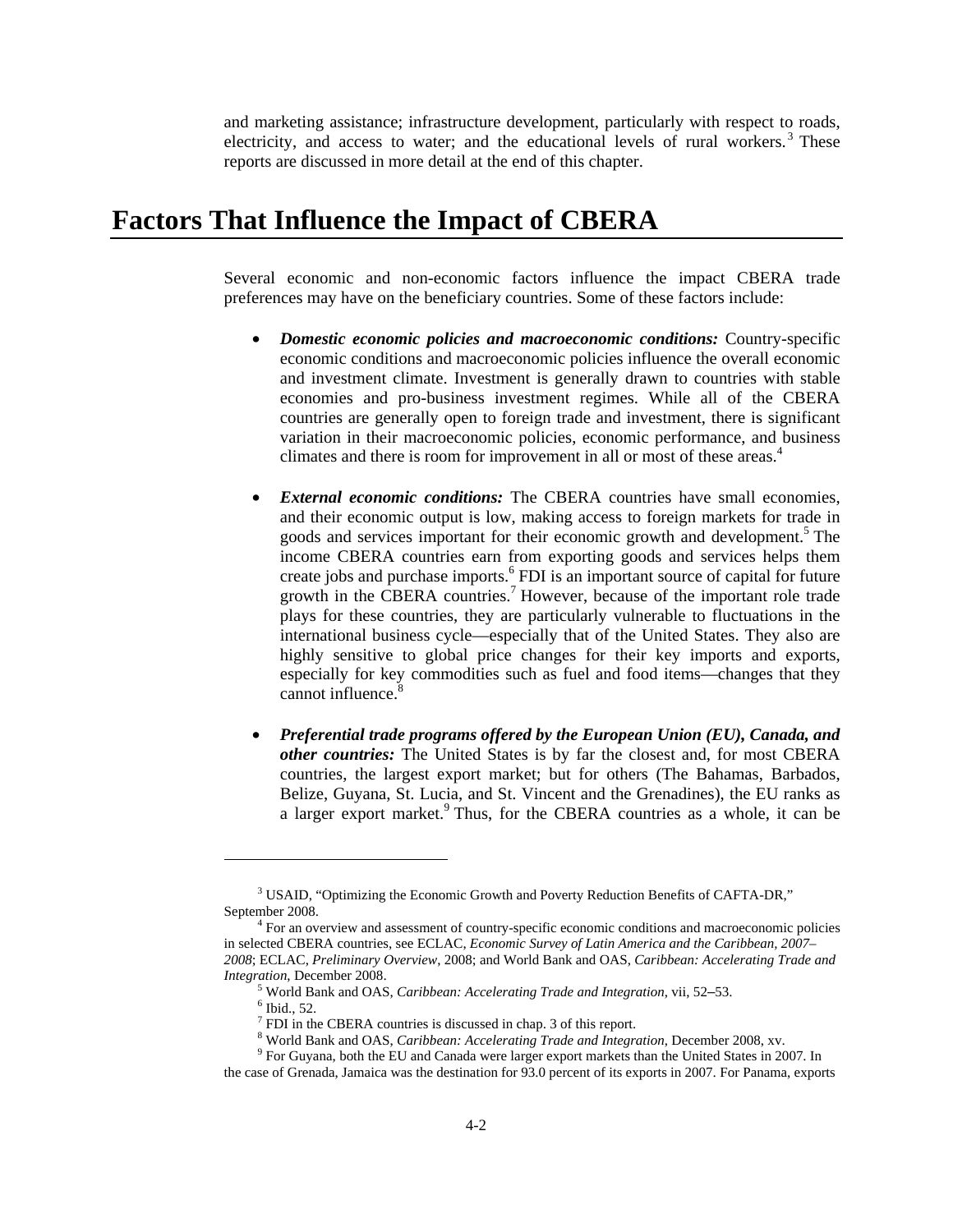and marketing assistance; infrastructure development, particularly with respect to roads, electricity, and access to water; and the educational levels of rural workers.[3] These reports are discussed in more detail at the end of this chapter.

# Factors That Influence the Impact of CBERA

Several economic and non-economic factors influence the impact CBERA trade preferences may have on the beneficiary countries. Some of these factors include:

- ***Domestic economic policies and macroeconomic conditions:*** Country-specific economic conditions and macroeconomic policies influence the overall economic and investment climate. Investment is generally drawn to countries with stable economies and pro-business investment regimes. While all of the CBERA countries are generally open to foreign trade and investment, there is significant variation in their macroeconomic policies, economic performance, and business climates and there is room for improvement in all or most of these areas.[4]

- ***External economic conditions:*** The CBERA countries have small economies, and their economic output is low, making access to foreign markets for trade in goods and services important for their economic growth and development.[5] The income CBERA countries earn from exporting goods and services helps them create jobs and purchase imports.[6] FDI is an important source of capital for future growth in the CBERA countries.[7] However, because of the important role trade plays for these countries, they are particularly vulnerable to fluctuations in the international business cycle—especially that of the United States. They also are highly sensitive to global price changes for their key imports and exports, especially for key commodities such as fuel and food items—changes that they cannot influence.[8]

- ***Preferential trade programs offered by the European Union (EU), Canada, and other countries:*** The United States is by far the closest and, for most CBERA countries, the largest export market; but for others (The Bahamas, Barbados, Belize, Guyana, St. Lucia, and St. Vincent and the Grenadines), the EU ranks as a larger export market.[9] Thus, for the CBERA countries as a whole, it can be

---

[3] USAID, "Optimizing the Economic Growth and Poverty Reduction Benefits of CAFTA-DR," September 2008.

[4] For an overview and assessment of country-specific economic conditions and macroeconomic policies in selected CBERA countries, see ECLAC, *Economic Survey of Latin America and the Caribbean, 2007–2008*; ECLAC, *Preliminary Overview*, 2008; and World Bank and OAS, *Caribbean: Accelerating Trade and Integration*, December 2008.

[5] World Bank and OAS, *Caribbean: Accelerating Trade and Integration*, vii, 52–53.

[6] Ibid., 52.

[7] FDI in the CBERA countries is discussed in chap. 3 of this report.

[8] World Bank and OAS, *Caribbean: Accelerating Trade and Integration*, December 2008, xv.

[9] For Guyana, both the EU and Canada were larger export markets than the United States in 2007. In the case of Grenada, Jamaica was the destination for 93.0 percent of its exports in 2007. For Panama, exports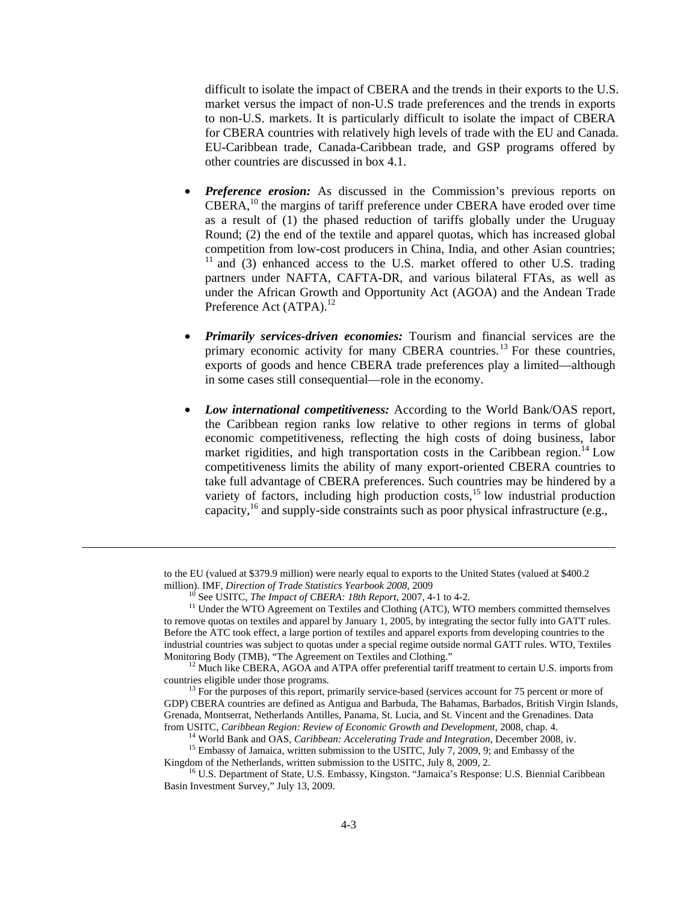difficult to isolate the impact of CBERA and the trends in their exports to the U.S. market versus the impact of non-U.S trade preferences and the trends in exports to non-U.S. markets. It is particularly difficult to isolate the impact of CBERA for CBERA countries with relatively high levels of trade with the EU and Canada. EU-Caribbean trade, Canada-Caribbean trade, and GSP programs offered by other countries are discussed in box 4.1.

- ***Preference erosion:*** As discussed in the Commission's previous reports on CBERA,[10] the margins of tariff preference under CBERA have eroded over time as a result of (1) the phased reduction of tariffs globally under the Uruguay Round; (2) the end of the textile and apparel quotas, which has increased global competition from low-cost producers in China, India, and other Asian countries;[11] and (3) enhanced access to the U.S. market offered to other U.S. trading partners under NAFTA, CAFTA-DR, and various bilateral FTAs, as well as under the African Growth and Opportunity Act (AGOA) and the Andean Trade Preference Act (ATPA).[12]

- ***Primarily services-driven economies:*** Tourism and financial services are the primary economic activity for many CBERA countries.[13] For these countries, exports of goods and hence CBERA trade preferences play a limited—although in some cases still consequential—role in the economy.

- ***Low international competitiveness:*** According to the World Bank/OAS report, the Caribbean region ranks low relative to other regions in terms of global economic competitiveness, reflecting the high costs of doing business, labor market rigidities, and high transportation costs in the Caribbean region.[14] Low competitiveness limits the ability of many export-oriented CBERA countries to take full advantage of CBERA preferences. Such countries may be hindered by a variety of factors, including high production costs,[15] low industrial production capacity,[16] and supply-side constraints such as poor physical infrastructure (e.g.,

---

to the EU (valued at $379.9 million) were nearly equal to exports to the United States (valued at $400.2 million). IMF, *Direction of Trade Statistics Yearbook 2008*, 2009

[10] See USITC, *The Impact of CBERA: 18th Report*, 2007, 4-1 to 4-2.

[11] Under the WTO Agreement on Textiles and Clothing (ATC), WTO members committed themselves to remove quotas on textiles and apparel by January 1, 2005, by integrating the sector fully into GATT rules. Before the ATC took effect, a large portion of textiles and apparel exports from developing countries to the industrial countries was subject to quotas under a special regime outside normal GATT rules. WTO, Textiles Monitoring Body (TMB), "The Agreement on Textiles and Clothing."

[12] Much like CBERA, AGOA and ATPA offer preferential tariff treatment to certain U.S. imports from countries eligible under those programs.

[13] For the purposes of this report, primarily service-based (services account for 75 percent or more of GDP) CBERA countries are defined as Antigua and Barbuda, The Bahamas, Barbados, British Virgin Islands, Grenada, Montserrat, Netherlands Antilles, Panama, St. Lucia, and St. Vincent and the Grenadines. Data from USITC, *Caribbean Region: Review of Economic Growth and Development*, 2008, chap. 4.

[14] World Bank and OAS, *Caribbean: Accelerating Trade and Integration*, December 2008, iv.

[15] Embassy of Jamaica, written submission to the USITC, July 7, 2009, 9; and Embassy of the Kingdom of the Netherlands, written submission to the USITC, July 8, 2009, 2.

[16] U.S. Department of State, U.S. Embassy, Kingston. "Jamaica's Response: U.S. Biennial Caribbean Basin Investment Survey," July 13, 2009.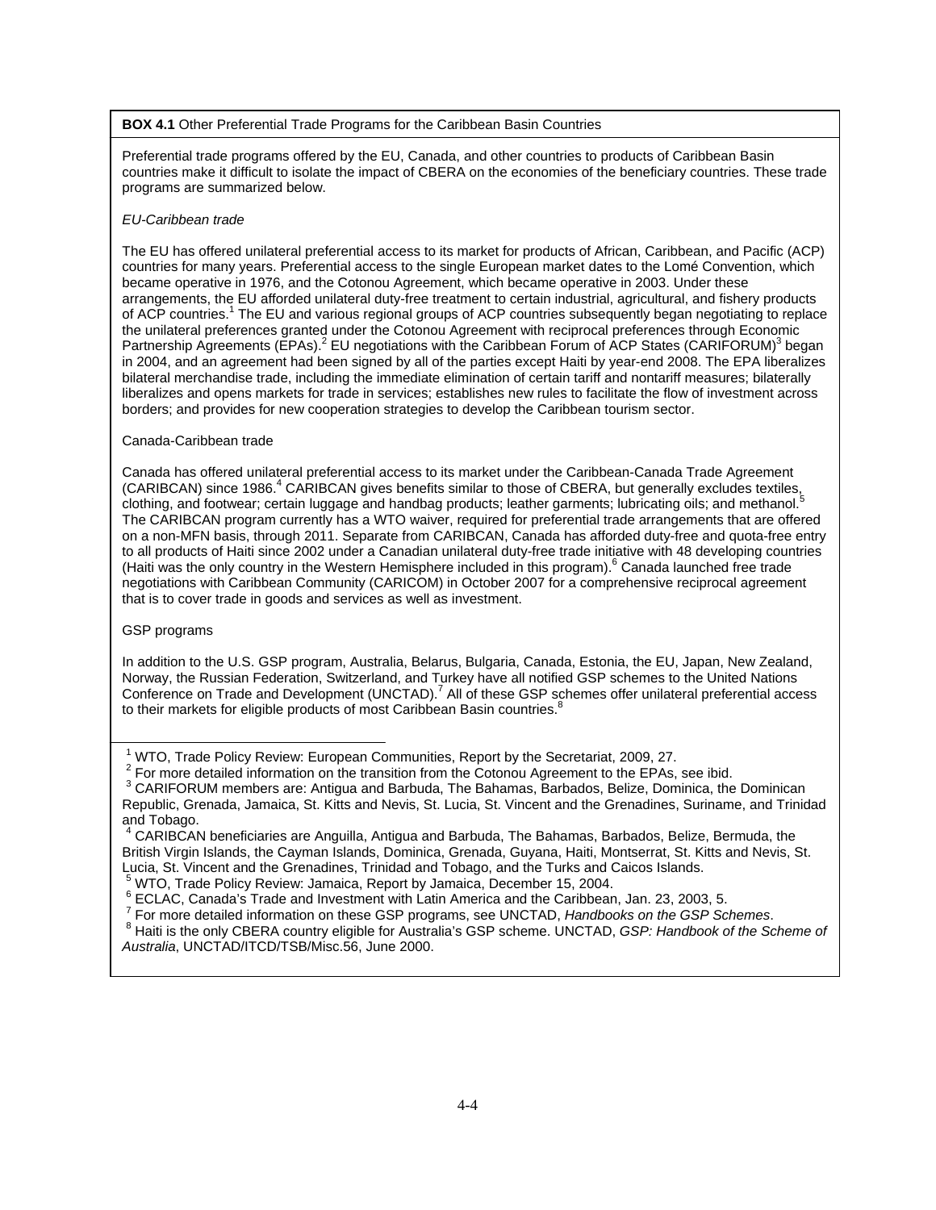**BOX 4.1** Other Preferential Trade Programs for the Caribbean Basin Countries

Preferential trade programs offered by the EU, Canada, and other countries to products of Caribbean Basin countries make it difficult to isolate the impact of CBERA on the economies of the beneficiary countries. These trade programs are summarized below.

*EU-Caribbean trade*

The EU has offered unilateral preferential access to its market for products of African, Caribbean, and Pacific (ACP) countries for many years. Preferential access to the single European market dates to the Lomé Convention, which became operative in 1976, and the Cotonou Agreement, which became operative in 2003. Under these arrangements, the EU afforded unilateral duty-free treatment to certain industrial, agricultural, and fishery products of ACP countries.[1] The EU and various regional groups of ACP countries subsequently began negotiating to replace the unilateral preferences granted under the Cotonou Agreement with reciprocal preferences through Economic Partnership Agreements (EPAs).[2] EU negotiations with the Caribbean Forum of ACP States (CARIFORUM)[3] began in 2004, and an agreement had been signed by all of the parties except Haiti by year-end 2008. The EPA liberalizes bilateral merchandise trade, including the immediate elimination of certain tariff and nontariff measures; bilaterally liberalizes and opens markets for trade in services; establishes new rules to facilitate the flow of investment across borders; and provides for new cooperation strategies to develop the Caribbean tourism sector.

Canada-Caribbean trade

Canada has offered unilateral preferential access to its market under the Caribbean-Canada Trade Agreement (CARIBCAN) since 1986.[4] CARIBCAN gives benefits similar to those of CBERA, but generally excludes textiles, clothing, and footwear; certain luggage and handbag products; leather garments; lubricating oils; and methanol.[5] The CARIBCAN program currently has a WTO waiver, required for preferential trade arrangements that are offered on a non-MFN basis, through 2011. Separate from CARIBCAN, Canada has afforded duty-free and quota-free entry to all products of Haiti since 2002 under a Canadian unilateral duty-free trade initiative with 48 developing countries (Haiti was the only country in the Western Hemisphere included in this program).[6] Canada launched free trade negotiations with Caribbean Community (CARICOM) in October 2007 for a comprehensive reciprocal agreement that is to cover trade in goods and services as well as investment.

GSP programs

In addition to the U.S. GSP program, Australia, Belarus, Bulgaria, Canada, Estonia, the EU, Japan, New Zealand, Norway, the Russian Federation, Switzerland, and Turkey have all notified GSP schemes to the United Nations Conference on Trade and Development (UNCTAD).[7] All of these GSP schemes offer unilateral preferential access to their markets for eligible products of most Caribbean Basin countries.[8]

---

[1] WTO, Trade Policy Review: European Communities, Report by the Secretariat, 2009, 27.

[2] For more detailed information on the transition from the Cotonou Agreement to the EPAs, see ibid.

[3] CARIFORUM members are: Antigua and Barbuda, The Bahamas, Barbados, Belize, Dominica, the Dominican Republic, Grenada, Jamaica, St. Kitts and Nevis, St. Lucia, St. Vincent and the Grenadines, Suriname, and Trinidad and Tobago.

[4] CARIBCAN beneficiaries are Anguilla, Antigua and Barbuda, The Bahamas, Barbados, Belize, Bermuda, the British Virgin Islands, the Cayman Islands, Dominica, Grenada, Guyana, Haiti, Montserrat, St. Kitts and Nevis, St. Lucia, St. Vincent and the Grenadines, Trinidad and Tobago, and the Turks and Caicos Islands.

[5] WTO, Trade Policy Review: Jamaica, Report by Jamaica, December 15, 2004.

[6] ECLAC, Canada's Trade and Investment with Latin America and the Caribbean, Jan. 23, 2003, 5.

[7] For more detailed information on these GSP programs, see UNCTAD, *Handbooks on the GSP Schemes*.

[8] Haiti is the only CBERA country eligible for Australia's GSP scheme. UNCTAD, *GSP: Handbook of the Scheme of Australia*, UNCTAD/ITCD/TSB/Misc.56, June 2000.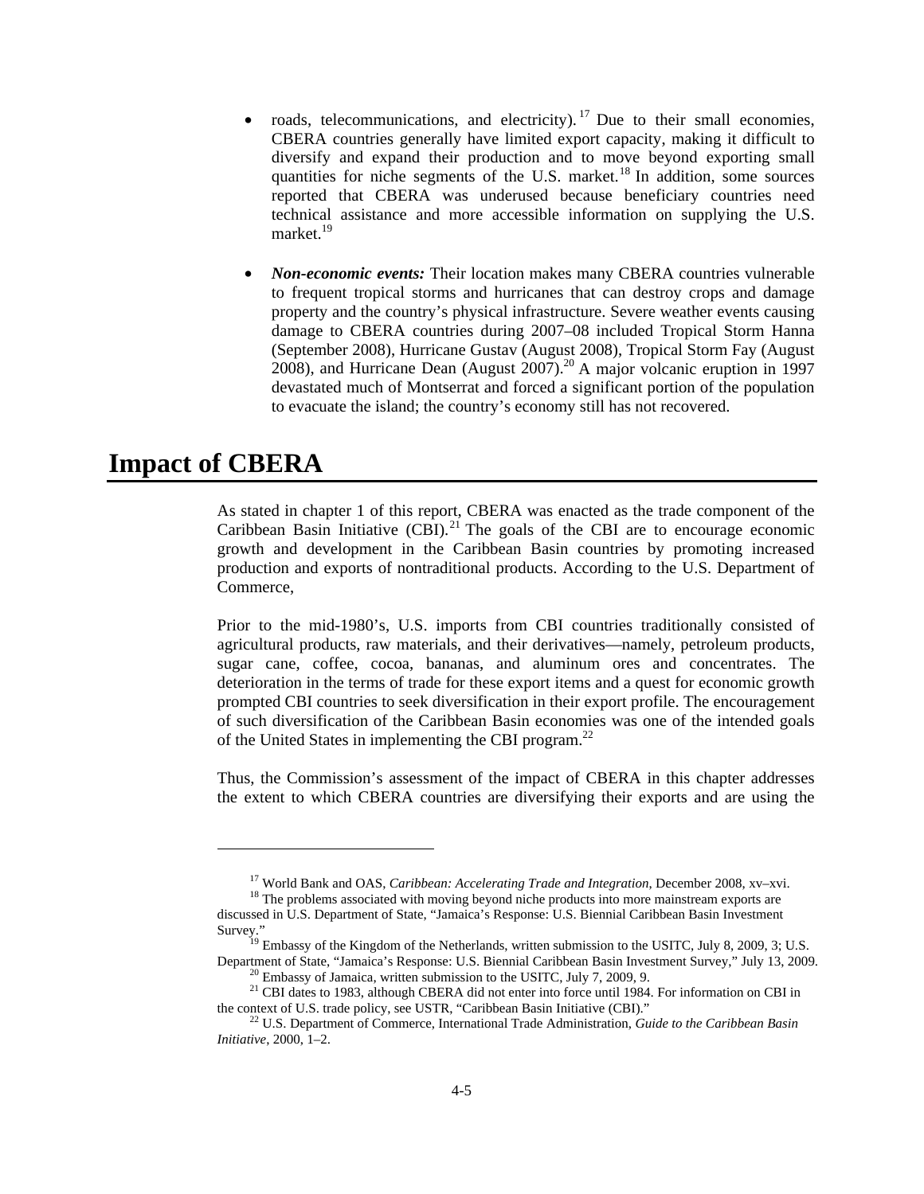- roads, telecommunications, and electricity).[17] Due to their small economies, CBERA countries generally have limited export capacity, making it difficult to diversify and expand their production and to move beyond exporting small quantities for niche segments of the U.S. market.[18] In addition, some sources reported that CBERA was underused because beneficiary countries need technical assistance and more accessible information on supplying the U.S. market.[19]

- ***Non-economic events:*** Their location makes many CBERA countries vulnerable to frequent tropical storms and hurricanes that can destroy crops and damage property and the country's physical infrastructure. Severe weather events causing damage to CBERA countries during 2007–08 included Tropical Storm Hanna (September 2008), Hurricane Gustav (August 2008), Tropical Storm Fay (August 2008), and Hurricane Dean (August 2007).[20] A major volcanic eruption in 1997 devastated much of Montserrat and forced a significant portion of the population to evacuate the island; the country's economy still has not recovered.

# Impact of CBERA

As stated in chapter 1 of this report, CBERA was enacted as the trade component of the Caribbean Basin Initiative (CBI).[21] The goals of the CBI are to encourage economic growth and development in the Caribbean Basin countries by promoting increased production and exports of nontraditional products. According to the U.S. Department of Commerce,

Prior to the mid-1980's, U.S. imports from CBI countries traditionally consisted of agricultural products, raw materials, and their derivatives—namely, petroleum products, sugar cane, coffee, cocoa, bananas, and aluminum ores and concentrates. The deterioration in the terms of trade for these export items and a quest for economic growth prompted CBI countries to seek diversification in their export profile. The encouragement of such diversification of the Caribbean Basin economies was one of the intended goals of the United States in implementing the CBI program.[22]

Thus, the Commission's assessment of the impact of CBERA in this chapter addresses the extent to which CBERA countries are diversifying their exports and are using the

---

[17] World Bank and OAS, *Caribbean: Accelerating Trade and Integration*, December 2008, xv–xvi.

[18] The problems associated with moving beyond niche products into more mainstream exports are discussed in U.S. Department of State, "Jamaica's Response: U.S. Biennial Caribbean Basin Investment Survey."

[19] Embassy of the Kingdom of the Netherlands, written submission to the USITC, July 8, 2009, 3; U.S. Department of State, "Jamaica's Response: U.S. Biennial Caribbean Basin Investment Survey," July 13, 2009.

[20] Embassy of Jamaica, written submission to the USITC, July 7, 2009, 9.

[21] CBI dates to 1983, although CBERA did not enter into force until 1984. For information on CBI in the context of U.S. trade policy, see USTR, "Caribbean Basin Initiative (CBI)."

[22] U.S. Department of Commerce, International Trade Administration, *Guide to the Caribbean Basin Initiative*, 2000, 1–2.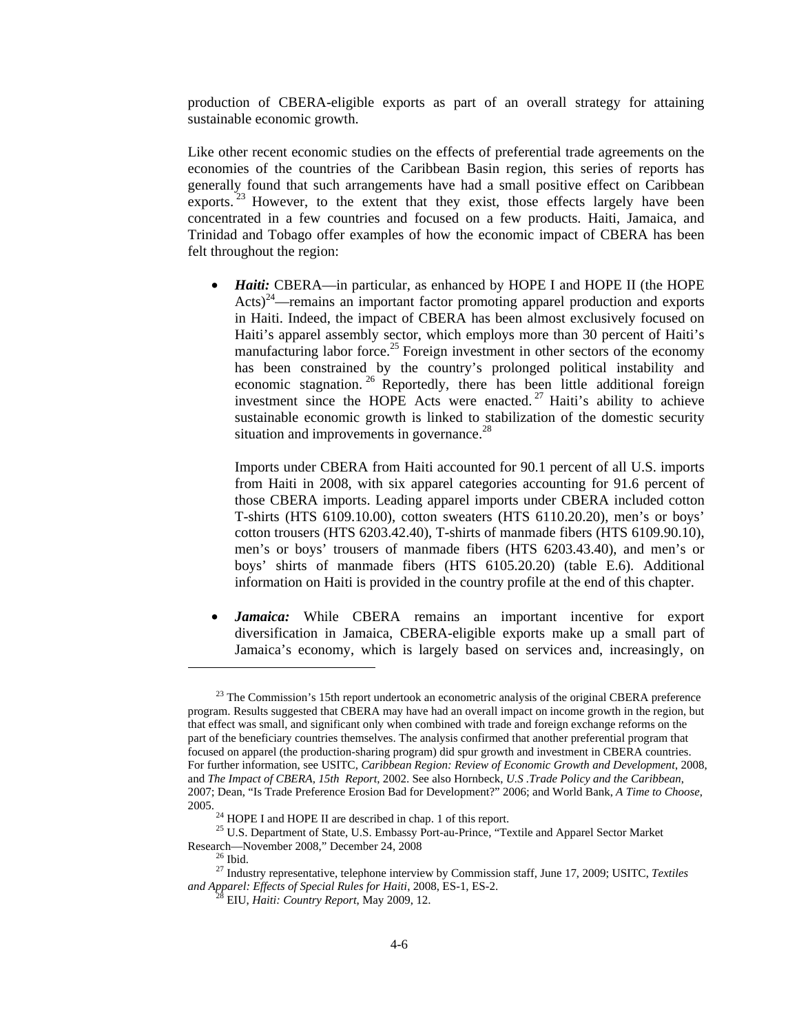production of CBERA-eligible exports as part of an overall strategy for attaining sustainable economic growth.

Like other recent economic studies on the effects of preferential trade agreements on the economies of the countries of the Caribbean Basin region, this series of reports has generally found that such arrangements have had a small positive effect on Caribbean exports.[23] However, to the extent that they exist, those effects largely have been concentrated in a few countries and focused on a few products. Haiti, Jamaica, and Trinidad and Tobago offer examples of how the economic impact of CBERA has been felt throughout the region:

- ***Haiti:*** CBERA—in particular, as enhanced by HOPE I and HOPE II (the HOPE Acts)[24]—remains an important factor promoting apparel production and exports in Haiti. Indeed, the impact of CBERA has been almost exclusively focused on Haiti's apparel assembly sector, which employs more than 30 percent of Haiti's manufacturing labor force.[25] Foreign investment in other sectors of the economy has been constrained by the country's prolonged political instability and economic stagnation.[26] Reportedly, there has been little additional foreign investment since the HOPE Acts were enacted.[27] Haiti's ability to achieve sustainable economic growth is linked to stabilization of the domestic security situation and improvements in governance.[28]

  Imports under CBERA from Haiti accounted for 90.1 percent of all U.S. imports from Haiti in 2008, with six apparel categories accounting for 91.6 percent of those CBERA imports. Leading apparel imports under CBERA included cotton T-shirts (HTS 6109.10.00), cotton sweaters (HTS 6110.20.20), men's or boys' cotton trousers (HTS 6203.42.40), T-shirts of manmade fibers (HTS 6109.90.10), men's or boys' trousers of manmade fibers (HTS 6203.43.40), and men's or boys' shirts of manmade fibers (HTS 6105.20.20) (table E.6). Additional information on Haiti is provided in the country profile at the end of this chapter.

- ***Jamaica:*** While CBERA remains an important incentive for export diversification in Jamaica, CBERA-eligible exports make up a small part of Jamaica's economy, which is largely based on services and, increasingly, on

---

[23] The Commission's 15th report undertook an econometric analysis of the original CBERA preference program. Results suggested that CBERA may have had an overall impact on income growth in the region, but that effect was small, and significant only when combined with trade and foreign exchange reforms on the part of the beneficiary countries themselves. The analysis confirmed that another preferential program that focused on apparel (the production-sharing program) did spur growth and investment in CBERA countries. For further information, see USITC, *Caribbean Region: Review of Economic Growth and Development*, 2008, and *The Impact of CBERA, 15th Report*, 2002. See also Hornbeck, *U.S .Trade Policy and the Caribbean*, 2007; Dean, "Is Trade Preference Erosion Bad for Development?" 2006; and World Bank, *A Time to Choose*, 2005.

[24] HOPE I and HOPE II are described in chap. 1 of this report.

[25] U.S. Department of State, U.S. Embassy Port-au-Prince, "Textile and Apparel Sector Market Research—November 2008," December 24, 2008

[26] Ibid.

[27] Industry representative, telephone interview by Commission staff, June 17, 2009; USITC, *Textiles and Apparel: Effects of Special Rules for Haiti*, 2008, ES-1, ES-2.

[28] EIU, *Haiti: Country Report*, May 2009, 12.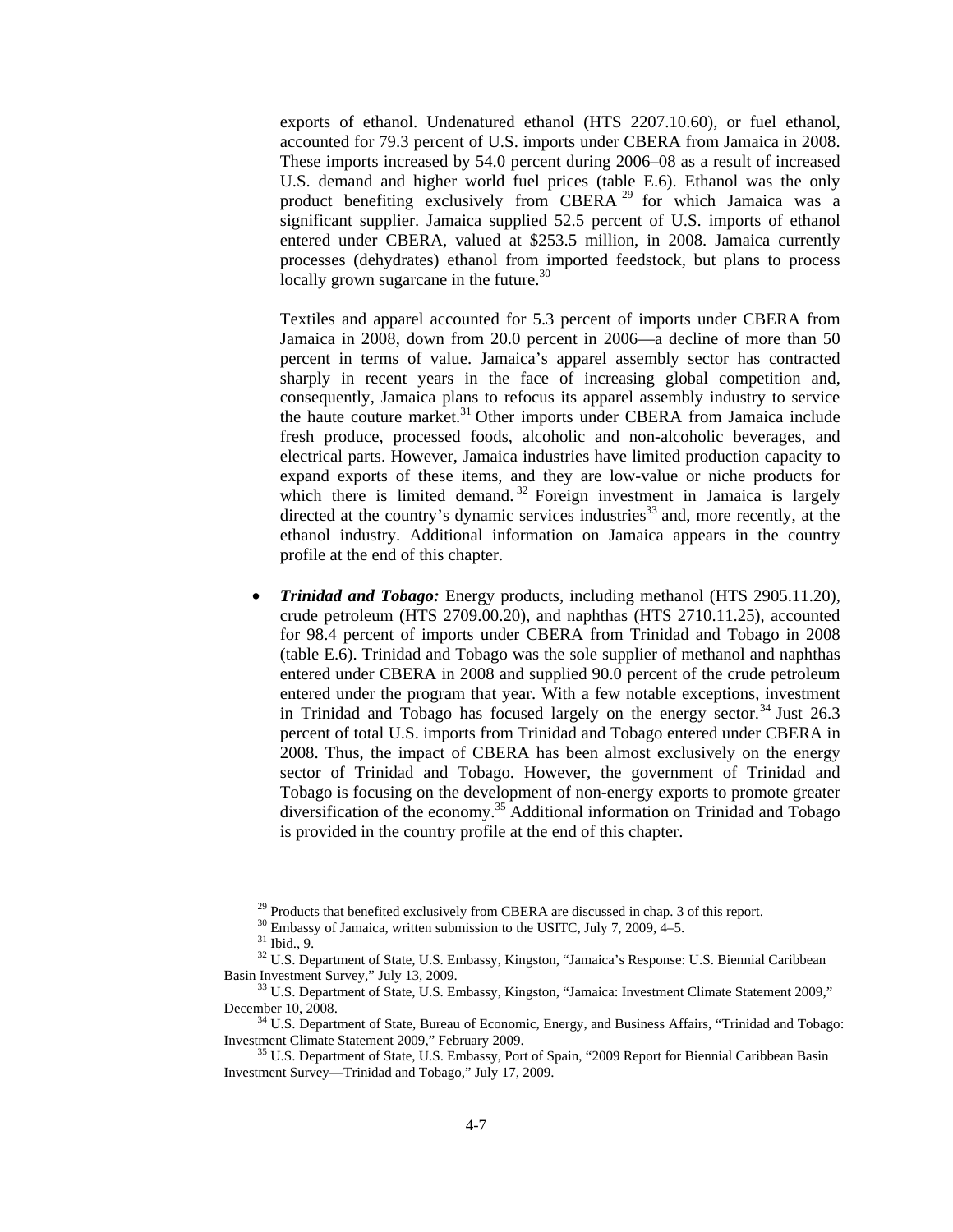exports of ethanol. Undenatured ethanol (HTS 2207.10.60), or fuel ethanol, accounted for 79.3 percent of U.S. imports under CBERA from Jamaica in 2008. These imports increased by 54.0 percent during 2006–08 as a result of increased U.S. demand and higher world fuel prices (table E.6). Ethanol was the only product benefiting exclusively from CBERA [29] for which Jamaica was a significant supplier. Jamaica supplied 52.5 percent of U.S. imports of ethanol entered under CBERA, valued at $253.5 million, in 2008. Jamaica currently processes (dehydrates) ethanol from imported feedstock, but plans to process locally grown sugarcane in the future.[30]

Textiles and apparel accounted for 5.3 percent of imports under CBERA from Jamaica in 2008, down from 20.0 percent in 2006—a decline of more than 50 percent in terms of value. Jamaica's apparel assembly sector has contracted sharply in recent years in the face of increasing global competition and, consequently, Jamaica plans to refocus its apparel assembly industry to service the haute couture market.[31] Other imports under CBERA from Jamaica include fresh produce, processed foods, alcoholic and non-alcoholic beverages, and electrical parts. However, Jamaica industries have limited production capacity to expand exports of these items, and they are low-value or niche products for which there is limited demand.[32] Foreign investment in Jamaica is largely directed at the country's dynamic services industries[33] and, more recently, at the ethanol industry. Additional information on Jamaica appears in the country profile at the end of this chapter.

- ***Trinidad and Tobago:*** Energy products, including methanol (HTS 2905.11.20), crude petroleum (HTS 2709.00.20), and naphthas (HTS 2710.11.25), accounted for 98.4 percent of imports under CBERA from Trinidad and Tobago in 2008 (table E.6). Trinidad and Tobago was the sole supplier of methanol and naphthas entered under CBERA in 2008 and supplied 90.0 percent of the crude petroleum entered under the program that year. With a few notable exceptions, investment in Trinidad and Tobago has focused largely on the energy sector.[34] Just 26.3 percent of total U.S. imports from Trinidad and Tobago entered under CBERA in 2008. Thus, the impact of CBERA has been almost exclusively on the energy sector of Trinidad and Tobago. However, the government of Trinidad and Tobago is focusing on the development of non-energy exports to promote greater diversification of the economy.[35] Additional information on Trinidad and Tobago is provided in the country profile at the end of this chapter.

---

[29] Products that benefited exclusively from CBERA are discussed in chap. 3 of this report.

[30] Embassy of Jamaica, written submission to the USITC, July 7, 2009, 4–5.

[31] Ibid., 9.

[32] U.S. Department of State, U.S. Embassy, Kingston, "Jamaica's Response: U.S. Biennial Caribbean Basin Investment Survey," July 13, 2009.

[33] U.S. Department of State, U.S. Embassy, Kingston, "Jamaica: Investment Climate Statement 2009," December 10, 2008.

[34] U.S. Department of State, Bureau of Economic, Energy, and Business Affairs, "Trinidad and Tobago: Investment Climate Statement 2009," February 2009.

[35] U.S. Department of State, U.S. Embassy, Port of Spain, "2009 Report for Biennial Caribbean Basin Investment Survey—Trinidad and Tobago," July 17, 2009.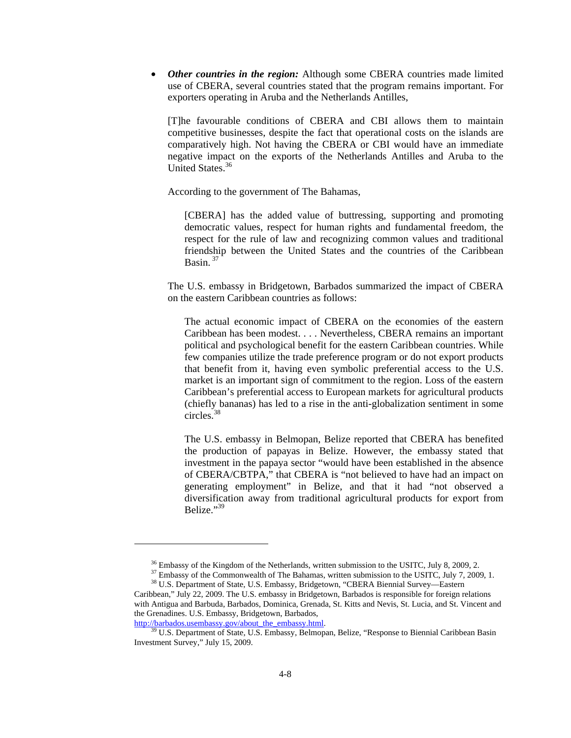- ***Other countries in the region:*** Although some CBERA countries made limited use of CBERA, several countries stated that the program remains important. For exporters operating in Aruba and the Netherlands Antilles,

  > [T]he favourable conditions of CBERA and CBI allows them to maintain competitive businesses, despite the fact that operational costs on the islands are comparatively high. Not having the CBERA or CBI would have an immediate negative impact on the exports of the Netherlands Antilles and Aruba to the United States.[36]

  According to the government of The Bahamas,

  > [CBERA] has the added value of buttressing, supporting and promoting democratic values, respect for human rights and fundamental freedom, the respect for the rule of law and recognizing common values and traditional friendship between the United States and the countries of the Caribbean Basin.[37]

  The U.S. embassy in Bridgetown, Barbados summarized the impact of CBERA on the eastern Caribbean countries as follows:

  > The actual economic impact of CBERA on the economies of the eastern Caribbean has been modest. . . . Nevertheless, CBERA remains an important political and psychological benefit for the eastern Caribbean countries. While few companies utilize the trade preference program or do not export products that benefit from it, having even symbolic preferential access to the U.S. market is an important sign of commitment to the region. Loss of the eastern Caribbean's preferential access to European markets for agricultural products (chiefly bananas) has led to a rise in the anti-globalization sentiment in some circles.[38]
  >
  > The U.S. embassy in Belmopan, Belize reported that CBERA has benefited the production of papayas in Belize. However, the embassy stated that investment in the papaya sector "would have been established in the absence of CBERA/CBTPA," that CBERA is "not believed to have had an impact on generating employment" in Belize, and that it had "not observed a diversification away from traditional agricultural products for export from Belize."[39]

---

[36] Embassy of the Kingdom of the Netherlands, written submission to the USITC, July 8, 2009, 2.

[37] Embassy of the Commonwealth of The Bahamas, written submission to the USITC, July 7, 2009, 1.

[38] U.S. Department of State, U.S. Embassy, Bridgetown, "CBERA Biennial Survey—Eastern Caribbean," July 22, 2009. The U.S. embassy in Bridgetown, Barbados is responsible for foreign relations with Antigua and Barbuda, Barbados, Dominica, Grenada, St. Kitts and Nevis, St. Lucia, and St. Vincent and the Grenadines. U.S. Embassy, Bridgetown, Barbados, http://barbados.usembassy.gov/about_the_embassy.html.

[39] U.S. Department of State, U.S. Embassy, Belmopan, Belize, "Response to Biennial Caribbean Basin Investment Survey," July 15, 2009.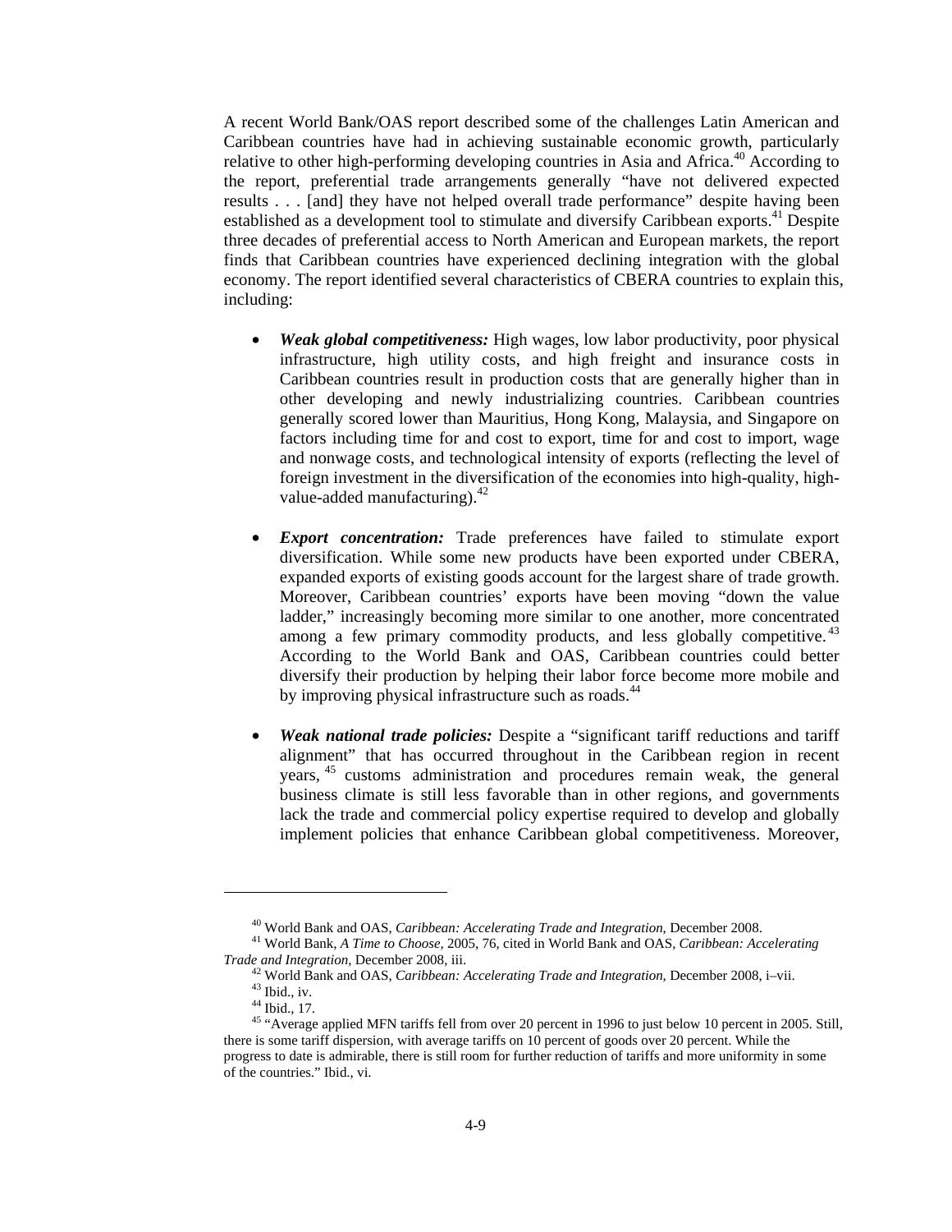A recent World Bank/OAS report described some of the challenges Latin American and Caribbean countries have had in achieving sustainable economic growth, particularly relative to other high-performing developing countries in Asia and Africa.[40] According to the report, preferential trade arrangements generally "have not delivered expected results . . . [and] they have not helped overall trade performance" despite having been established as a development tool to stimulate and diversify Caribbean exports.[41] Despite three decades of preferential access to North American and European markets, the report finds that Caribbean countries have experienced declining integration with the global economy. The report identified several characteristics of CBERA countries to explain this, including:

- ***Weak global competitiveness:*** High wages, low labor productivity, poor physical infrastructure, high utility costs, and high freight and insurance costs in Caribbean countries result in production costs that are generally higher than in other developing and newly industrializing countries. Caribbean countries generally scored lower than Mauritius, Hong Kong, Malaysia, and Singapore on factors including time for and cost to export, time for and cost to import, wage and nonwage costs, and technological intensity of exports (reflecting the level of foreign investment in the diversification of the economies into high-quality, high-value-added manufacturing).[42]

- ***Export concentration:*** Trade preferences have failed to stimulate export diversification. While some new products have been exported under CBERA, expanded exports of existing goods account for the largest share of trade growth. Moreover, Caribbean countries' exports have been moving "down the value ladder," increasingly becoming more similar to one another, more concentrated among a few primary commodity products, and less globally competitive.[43] According to the World Bank and OAS, Caribbean countries could better diversify their production by helping their labor force become more mobile and by improving physical infrastructure such as roads.[44]

- ***Weak national trade policies:*** Despite a "significant tariff reductions and tariff alignment" that has occurred throughout in the Caribbean region in recent years,[45] customs administration and procedures remain weak, the general business climate is still less favorable than in other regions, and governments lack the trade and commercial policy expertise required to develop and globally implement policies that enhance Caribbean global competitiveness. Moreover,

---

[40] World Bank and OAS, *Caribbean: Accelerating Trade and Integration*, December 2008.

[41] World Bank, *A Time to Choose*, 2005, 76, cited in World Bank and OAS, *Caribbean: Accelerating Trade and Integration*, December 2008, iii.

[42] World Bank and OAS, *Caribbean: Accelerating Trade and Integration*, December 2008, i–vii.

[43] Ibid., iv.

[44] Ibid., 17.

[45] "Average applied MFN tariffs fell from over 20 percent in 1996 to just below 10 percent in 2005. Still, there is some tariff dispersion, with average tariffs on 10 percent of goods over 20 percent. While the progress to date is admirable, there is still room for further reduction of tariffs and more uniformity in some of the countries." Ibid., vi.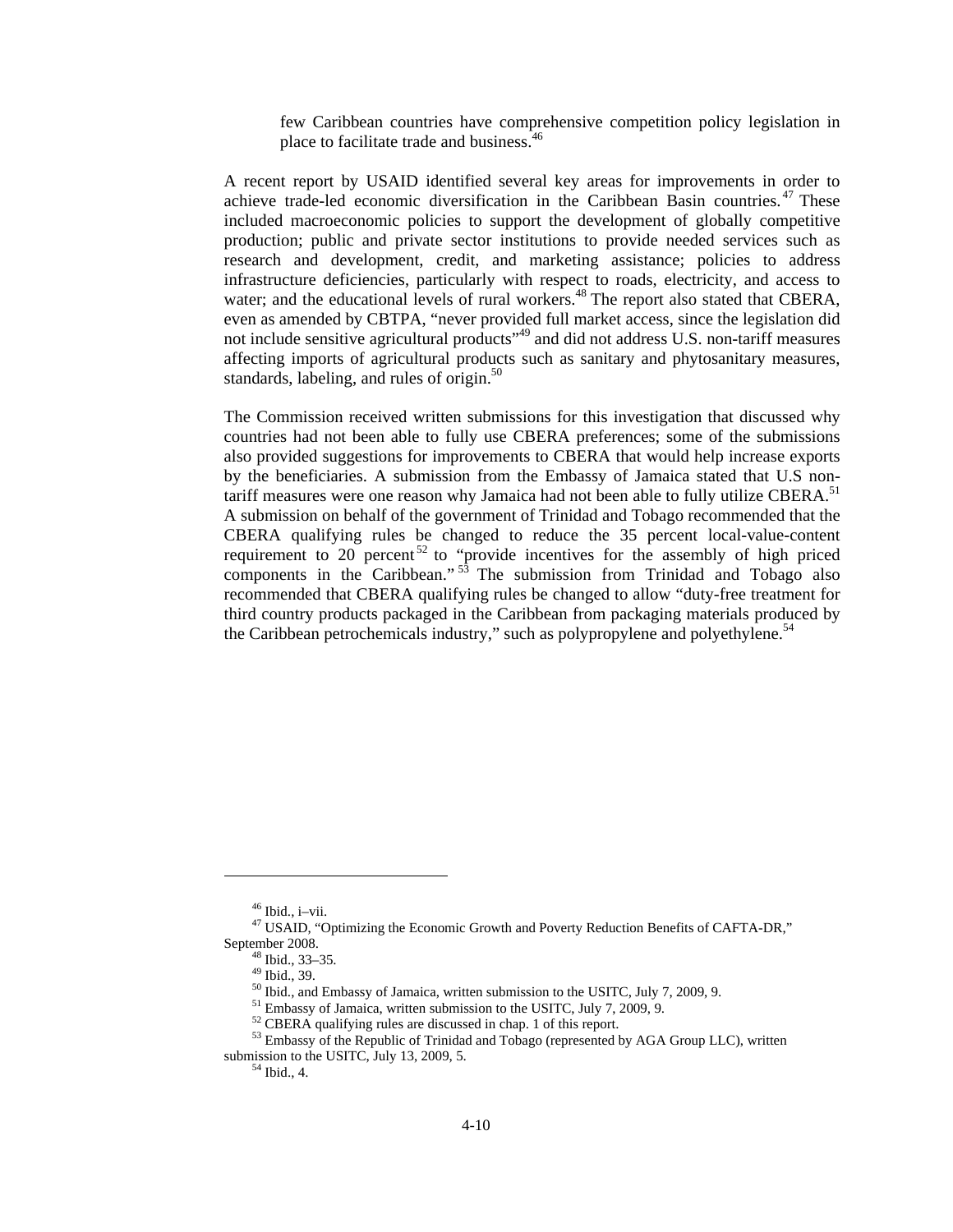> few Caribbean countries have comprehensive competition policy legislation in place to facilitate trade and business.[46]

A recent report by USAID identified several key areas for improvements in order to achieve trade-led economic diversification in the Caribbean Basin countries.[47] These included macroeconomic policies to support the development of globally competitive production; public and private sector institutions to provide needed services such as research and development, credit, and marketing assistance; policies to address infrastructure deficiencies, particularly with respect to roads, electricity, and access to water; and the educational levels of rural workers.[48] The report also stated that CBERA, even as amended by CBTPA, "never provided full market access, since the legislation did not include sensitive agricultural products"[49] and did not address U.S. non-tariff measures affecting imports of agricultural products such as sanitary and phytosanitary measures, standards, labeling, and rules of origin.[50]

The Commission received written submissions for this investigation that discussed why countries had not been able to fully use CBERA preferences; some of the submissions also provided suggestions for improvements to CBERA that would help increase exports by the beneficiaries. A submission from the Embassy of Jamaica stated that U.S non-tariff measures were one reason why Jamaica had not been able to fully utilize CBERA.[51] A submission on behalf of the government of Trinidad and Tobago recommended that the CBERA qualifying rules be changed to reduce the 35 percent local-value-content requirement to 20 percent[52] to "provide incentives for the assembly of high priced components in the Caribbean."[53] The submission from Trinidad and Tobago also recommended that CBERA qualifying rules be changed to allow "duty-free treatment for third country products packaged in the Caribbean from packaging materials produced by the Caribbean petrochemicals industry," such as polypropylene and polyethylene.[54]

---

[46] Ibid., i–vii.

[47] USAID, "Optimizing the Economic Growth and Poverty Reduction Benefits of CAFTA-DR," September 2008.

[48] Ibid., 33–35.

[49] Ibid., 39.

[50] Ibid., and Embassy of Jamaica, written submission to the USITC, July 7, 2009, 9.

[51] Embassy of Jamaica, written submission to the USITC, July 7, 2009, 9.

[52] CBERA qualifying rules are discussed in chap. 1 of this report.

[53] Embassy of the Republic of Trinidad and Tobago (represented by AGA Group LLC), written submission to the USITC, July 13, 2009, 5.

[54] Ibid., 4.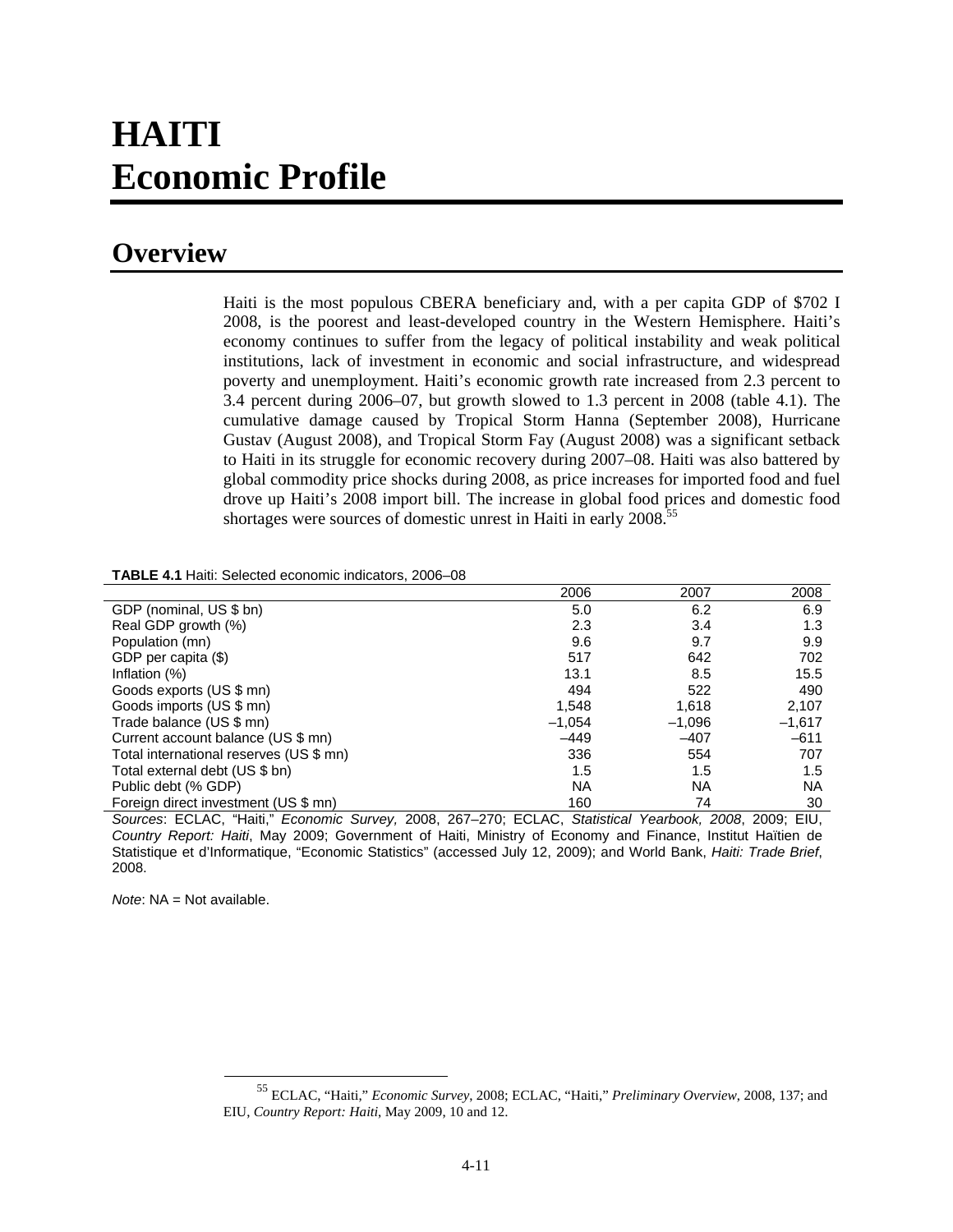# HAITI Economic Profile

## Overview

Haiti is the most populous CBERA beneficiary and, with a per capita GDP of $702 I 2008, is the poorest and least-developed country in the Western Hemisphere. Haiti's economy continues to suffer from the legacy of political instability and weak political institutions, lack of investment in economic and social infrastructure, and widespread poverty and unemployment. Haiti's economic growth rate increased from 2.3 percent to 3.4 percent during 2006–07, but growth slowed to 1.3 percent in 2008 (table 4.1). The cumulative damage caused by Tropical Storm Hanna (September 2008), Hurricane Gustav (August 2008), and Tropical Storm Fay (August 2008) was a significant setback to Haiti in its struggle for economic recovery during 2007–08. Haiti was also battered by global commodity price shocks during 2008, as price increases for imported food and fuel drove up Haiti's 2008 import bill. The increase in global food prices and domestic food shortages were sources of domestic unrest in Haiti in early 2008.[55]

**TABLE 4.1** Haiti: Selected economic indicators, 2006–08

| | 2006 | 2007 | 2008 |
|---|---|---|---|
| GDP (nominal, US $ bn) | 5.0 | 6.2 | 6.9 |
| Real GDP growth (%) | 2.3 | 3.4 | 1.3 |
| Population (mn) | 9.6 | 9.7 | 9.9 |
| GDP per capita ($) | 517 | 642 | 702 |
| Inflation (%) | 13.1 | 8.5 | 15.5 |
| Goods exports (US $ mn) | 494 | 522 | 490 |
| Goods imports (US $ mn) | 1,548 | 1,618 | 2,107 |
| Trade balance (US $ mn) | –1,054 | –1,096 | –1,617 |
| Current account balance (US $ mn) | –449 | –407 | –611 |
| Total international reserves (US $ mn) | 336 | 554 | 707 |
| Total external debt (US $ bn) | 1.5 | 1.5 | 1.5 |
| Public debt (% GDP) | NA | NA | NA |
| Foreign direct investment (US $ mn) | 160 | 74 | 30 |

*Sources*: ECLAC, "Haiti," *Economic Survey,* 2008, 267–270; ECLAC, *Statistical Yearbook, 2008*, 2009; EIU, *Country Report: Haiti*, May 2009; Government of Haiti, Ministry of Economy and Finance, Institut Haïtien de Statistique et d'Informatique, "Economic Statistics" (accessed July 12, 2009); and World Bank, *Haiti: Trade Brief*, 2008.

*Note*: NA = Not available.

[55] ECLAC, "Haiti," *Economic Survey*, 2008; ECLAC, "Haiti," *Preliminary Overview*, 2008, 137; and EIU, *Country Report: Haiti*, May 2009, 10 and 12.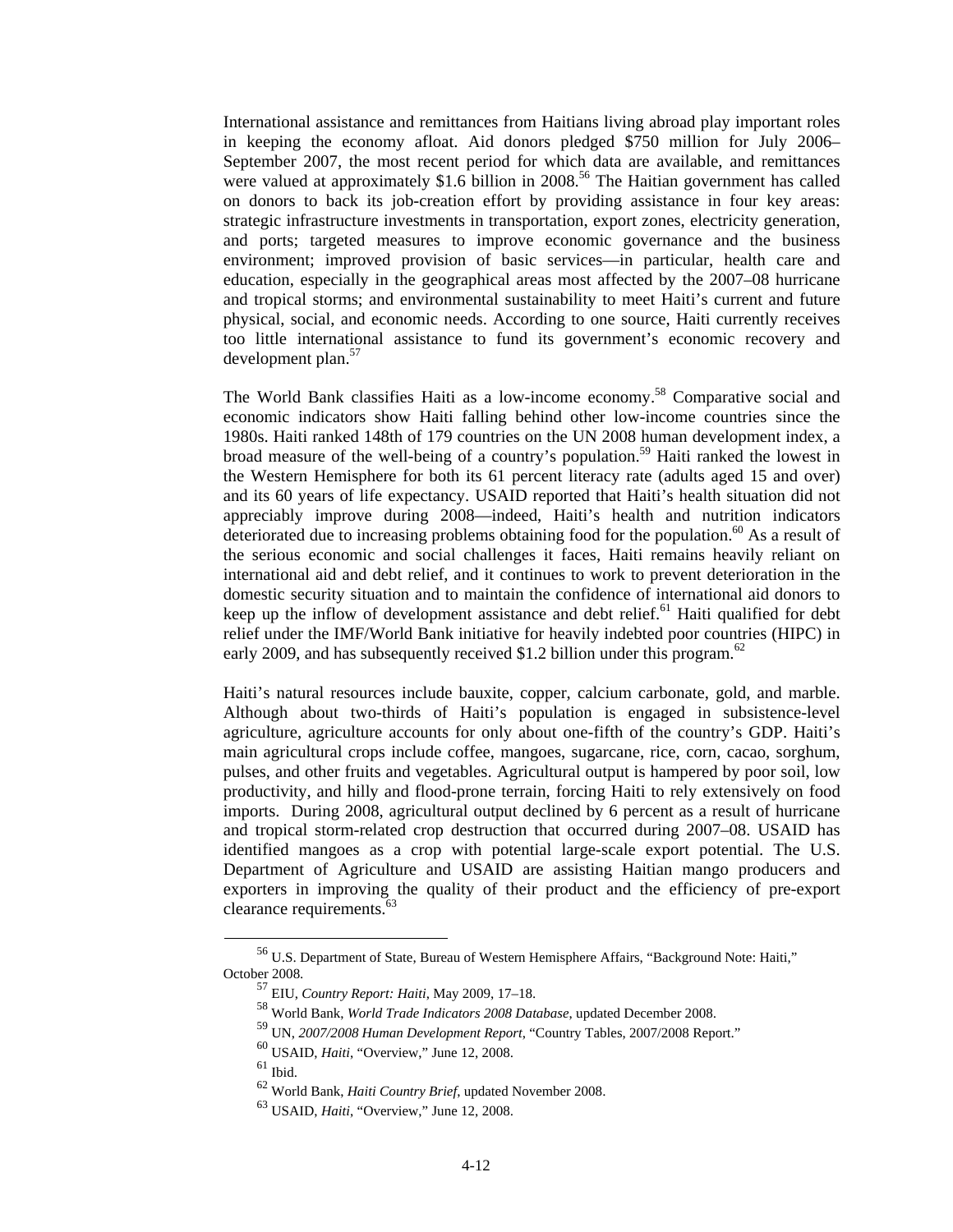International assistance and remittances from Haitians living abroad play important roles in keeping the economy afloat. Aid donors pledged $750 million for July 2006–September 2007, the most recent period for which data are available, and remittances were valued at approximately $1.6 billion in 2008.[56] The Haitian government has called on donors to back its job-creation effort by providing assistance in four key areas: strategic infrastructure investments in transportation, export zones, electricity generation, and ports; targeted measures to improve economic governance and the business environment; improved provision of basic services—in particular, health care and education, especially in the geographical areas most affected by the 2007–08 hurricane and tropical storms; and environmental sustainability to meet Haiti's current and future physical, social, and economic needs. According to one source, Haiti currently receives too little international assistance to fund its government's economic recovery and development plan.[57]

The World Bank classifies Haiti as a low-income economy.[58] Comparative social and economic indicators show Haiti falling behind other low-income countries since the 1980s. Haiti ranked 148th of 179 countries on the UN 2008 human development index, a broad measure of the well-being of a country's population.[59] Haiti ranked the lowest in the Western Hemisphere for both its 61 percent literacy rate (adults aged 15 and over) and its 60 years of life expectancy. USAID reported that Haiti's health situation did not appreciably improve during 2008—indeed, Haiti's health and nutrition indicators deteriorated due to increasing problems obtaining food for the population.[60] As a result of the serious economic and social challenges it faces, Haiti remains heavily reliant on international aid and debt relief, and it continues to work to prevent deterioration in the domestic security situation and to maintain the confidence of international aid donors to keep up the inflow of development assistance and debt relief.[61] Haiti qualified for debt relief under the IMF/World Bank initiative for heavily indebted poor countries (HIPC) in early 2009, and has subsequently received $1.2 billion under this program.[62]

Haiti's natural resources include bauxite, copper, calcium carbonate, gold, and marble. Although about two-thirds of Haiti's population is engaged in subsistence-level agriculture, agriculture accounts for only about one-fifth of the country's GDP. Haiti's main agricultural crops include coffee, mangoes, sugarcane, rice, corn, cacao, sorghum, pulses, and other fruits and vegetables. Agricultural output is hampered by poor soil, low productivity, and hilly and flood-prone terrain, forcing Haiti to rely extensively on food imports. During 2008, agricultural output declined by 6 percent as a result of hurricane and tropical storm-related crop destruction that occurred during 2007–08. USAID has identified mangoes as a crop with potential large-scale export potential. The U.S. Department of Agriculture and USAID are assisting Haitian mango producers and exporters in improving the quality of their product and the efficiency of pre-export clearance requirements.[63]

---

[56] U.S. Department of State, Bureau of Western Hemisphere Affairs, "Background Note: Haiti," October 2008.

[57] EIU, *Country Report: Haiti*, May 2009, 17–18.

[58] World Bank, *World Trade Indicators 2008 Database*, updated December 2008.

[59] UN, *2007/2008 Human Development Report*, "Country Tables, 2007/2008 Report."

[60] USAID, *Haiti*, "Overview," June 12, 2008.

[61] Ibid.

[62] World Bank, *Haiti Country Brief*, updated November 2008.

[63] USAID, *Haiti*, "Overview," June 12, 2008.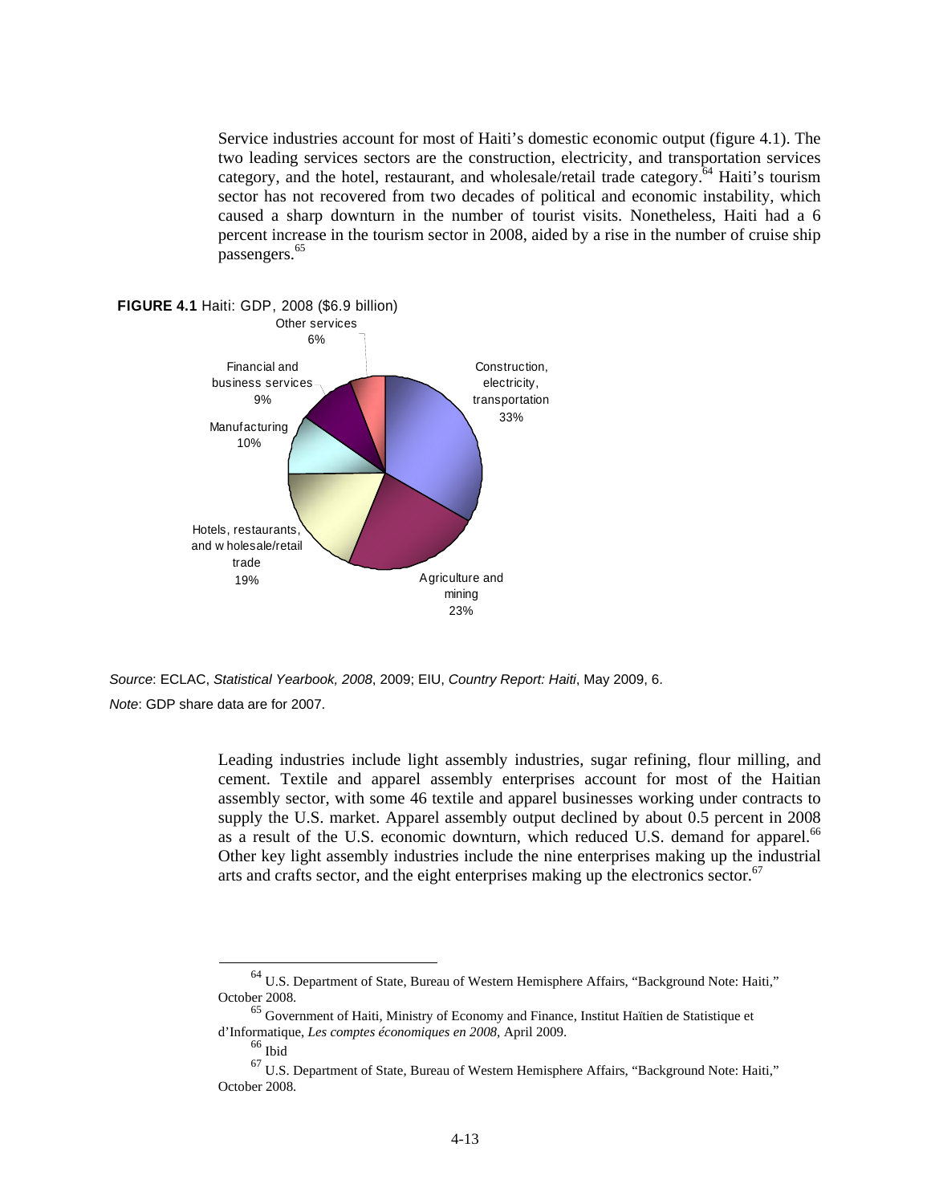Service industries account for most of Haiti's domestic economic output (figure 4.1). The two leading services sectors are the construction, electricity, and transportation services category, and the hotel, restaurant, and wholesale/retail trade category.[64] Haiti's tourism sector has not recovered from two decades of political and economic instability, which caused a sharp downturn in the number of tourist visits. Nonetheless, Haiti had a 6 percent increase in the tourism sector in 2008, aided by a rise in the number of cruise ship passengers.[65]

**FIGURE 4.1** Haiti: GDP, 2008 ($6.9 billion)

Other services
6%

Financial and business services
9%

Manufacturing
10%

Hotels, restaurants, and wholesale/retail trade
19%

Agriculture and mining
23%

Construction, electricity, transportation
33%

*Source*: ECLAC, *Statistical Yearbook, 2008*, 2009; EIU, *Country Report: Haiti*, May 2009, 6.

*Note*: GDP share data are for 2007.

Leading industries include light assembly industries, sugar refining, flour milling, and cement. Textile and apparel assembly enterprises account for most of the Haitian assembly sector, with some 46 textile and apparel businesses working under contracts to supply the U.S. market. Apparel assembly output declined by about 0.5 percent in 2008 as a result of the U.S. economic downturn, which reduced U.S. demand for apparel.[66] Other key light assembly industries include the nine enterprises making up the industrial arts and crafts sector, and the eight enterprises making up the electronics sector.[67]

---

[64] U.S. Department of State, Bureau of Western Hemisphere Affairs, "Background Note: Haiti," October 2008.

[65] Government of Haiti, Ministry of Economy and Finance, Institut Haïtien de Statistique et d'Informatique, *Les comptes économiques en 2008*, April 2009.

[66] Ibid

[67] U.S. Department of State, Bureau of Western Hemisphere Affairs, "Background Note: Haiti," October 2008.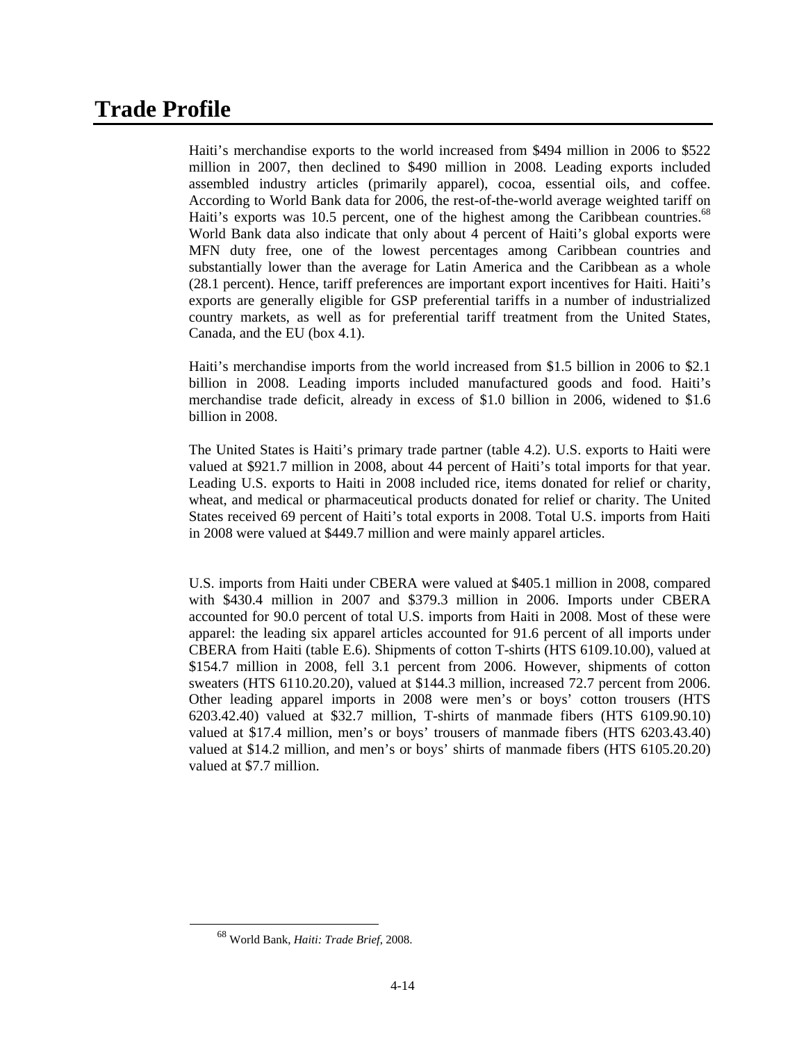## Trade Profile

Haiti's merchandise exports to the world increased from $494 million in 2006 to $522 million in 2007, then declined to $490 million in 2008. Leading exports included assembled industry articles (primarily apparel), cocoa, essential oils, and coffee. According to World Bank data for 2006, the rest-of-the-world average weighted tariff on Haiti's exports was 10.5 percent, one of the highest among the Caribbean countries.[68] World Bank data also indicate that only about 4 percent of Haiti's global exports were MFN duty free, one of the lowest percentages among Caribbean countries and substantially lower than the average for Latin America and the Caribbean as a whole (28.1 percent). Hence, tariff preferences are important export incentives for Haiti. Haiti's exports are generally eligible for GSP preferential tariffs in a number of industrialized country markets, as well as for preferential tariff treatment from the United States, Canada, and the EU (box 4.1).

Haiti's merchandise imports from the world increased from $1.5 billion in 2006 to $2.1 billion in 2008. Leading imports included manufactured goods and food. Haiti's merchandise trade deficit, already in excess of $1.0 billion in 2006, widened to $1.6 billion in 2008.

The United States is Haiti's primary trade partner (table 4.2). U.S. exports to Haiti were valued at $921.7 million in 2008, about 44 percent of Haiti's total imports for that year. Leading U.S. exports to Haiti in 2008 included rice, items donated for relief or charity, wheat, and medical or pharmaceutical products donated for relief or charity. The United States received 69 percent of Haiti's total exports in 2008. Total U.S. imports from Haiti in 2008 were valued at $449.7 million and were mainly apparel articles.

U.S. imports from Haiti under CBERA were valued at $405.1 million in 2008, compared with $430.4 million in 2007 and $379.3 million in 2006. Imports under CBERA accounted for 90.0 percent of total U.S. imports from Haiti in 2008. Most of these were apparel: the leading six apparel articles accounted for 91.6 percent of all imports under CBERA from Haiti (table E.6). Shipments of cotton T-shirts (HTS 6109.10.00), valued at $154.7 million in 2008, fell 3.1 percent from 2006. However, shipments of cotton sweaters (HTS 6110.20.20), valued at $144.3 million, increased 72.7 percent from 2006. Other leading apparel imports in 2008 were men's or boys' cotton trousers (HTS 6203.42.40) valued at $32.7 million, T-shirts of manmade fibers (HTS 6109.90.10) valued at $17.4 million, men's or boys' trousers of manmade fibers (HTS 6203.43.40) valued at $14.2 million, and men's or boys' shirts of manmade fibers (HTS 6105.20.20) valued at $7.7 million.

[68] World Bank, *Haiti: Trade Brief*, 2008.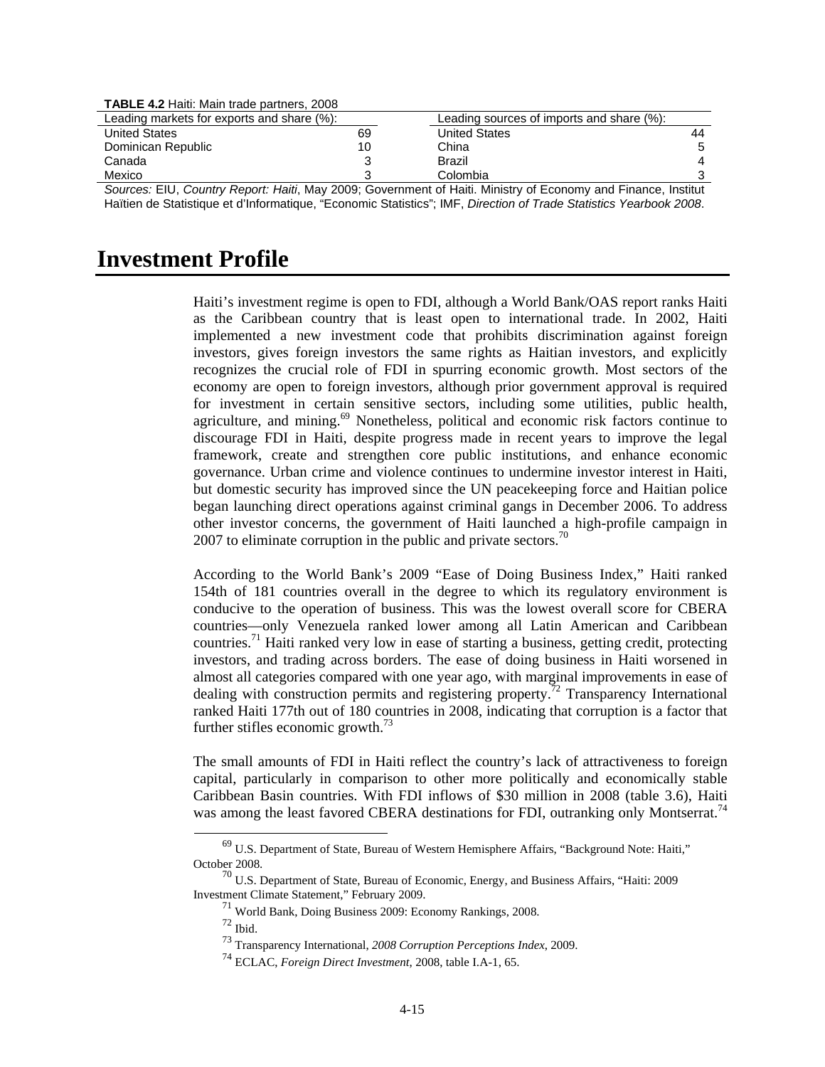**TABLE 4.2** Haiti: Main trade partners, 2008

| Leading markets for exports and share (%): | | Leading sources of imports and share (%): | |
|---|---|---|---|
| United States | 69 | United States | 44 |
| Dominican Republic | 10 | China | 5 |
| Canada | 3 | Brazil | 4 |
| Mexico | 3 | Colombia | 3 |

*Sources:* EIU, *Country Report: Haiti*, May 2009; Government of Haiti. Ministry of Economy and Finance, Institut Haïtien de Statistique et d'Informatique, "Economic Statistics"; IMF, *Direction of Trade Statistics Yearbook 2008*.

# Investment Profile

Haiti's investment regime is open to FDI, although a World Bank/OAS report ranks Haiti as the Caribbean country that is least open to international trade. In 2002, Haiti implemented a new investment code that prohibits discrimination against foreign investors, gives foreign investors the same rights as Haitian investors, and explicitly recognizes the crucial role of FDI in spurring economic growth. Most sectors of the economy are open to foreign investors, although prior government approval is required for investment in certain sensitive sectors, including some utilities, public health, agriculture, and mining.[69] Nonetheless, political and economic risk factors continue to discourage FDI in Haiti, despite progress made in recent years to improve the legal framework, create and strengthen core public institutions, and enhance economic governance. Urban crime and violence continues to undermine investor interest in Haiti, but domestic security has improved since the UN peacekeeping force and Haitian police began launching direct operations against criminal gangs in December 2006. To address other investor concerns, the government of Haiti launched a high-profile campaign in 2007 to eliminate corruption in the public and private sectors.[70]

According to the World Bank's 2009 "Ease of Doing Business Index," Haiti ranked 154th of 181 countries overall in the degree to which its regulatory environment is conducive to the operation of business. This was the lowest overall score for CBERA countries—only Venezuela ranked lower among all Latin American and Caribbean countries.[71] Haiti ranked very low in ease of starting a business, getting credit, protecting investors, and trading across borders. The ease of doing business in Haiti worsened in almost all categories compared with one year ago, with marginal improvements in ease of dealing with construction permits and registering property.[72] Transparency International ranked Haiti 177th out of 180 countries in 2008, indicating that corruption is a factor that further stifles economic growth.[73]

The small amounts of FDI in Haiti reflect the country's lack of attractiveness to foreign capital, particularly in comparison to other more politically and economically stable Caribbean Basin countries. With FDI inflows of $30 million in 2008 (table 3.6), Haiti was among the least favored CBERA destinations for FDI, outranking only Montserrat.[74]

[69] U.S. Department of State, Bureau of Western Hemisphere Affairs, "Background Note: Haiti," October 2008.

[70] U.S. Department of State, Bureau of Economic, Energy, and Business Affairs, "Haiti: 2009 Investment Climate Statement," February 2009.

[71] World Bank, Doing Business 2009: Economy Rankings, 2008.

[72] Ibid.

[73] Transparency International, *2008 Corruption Perceptions Index*, 2009.

[74] ECLAC, *Foreign Direct Investment*, 2008, table I.A-1, 65.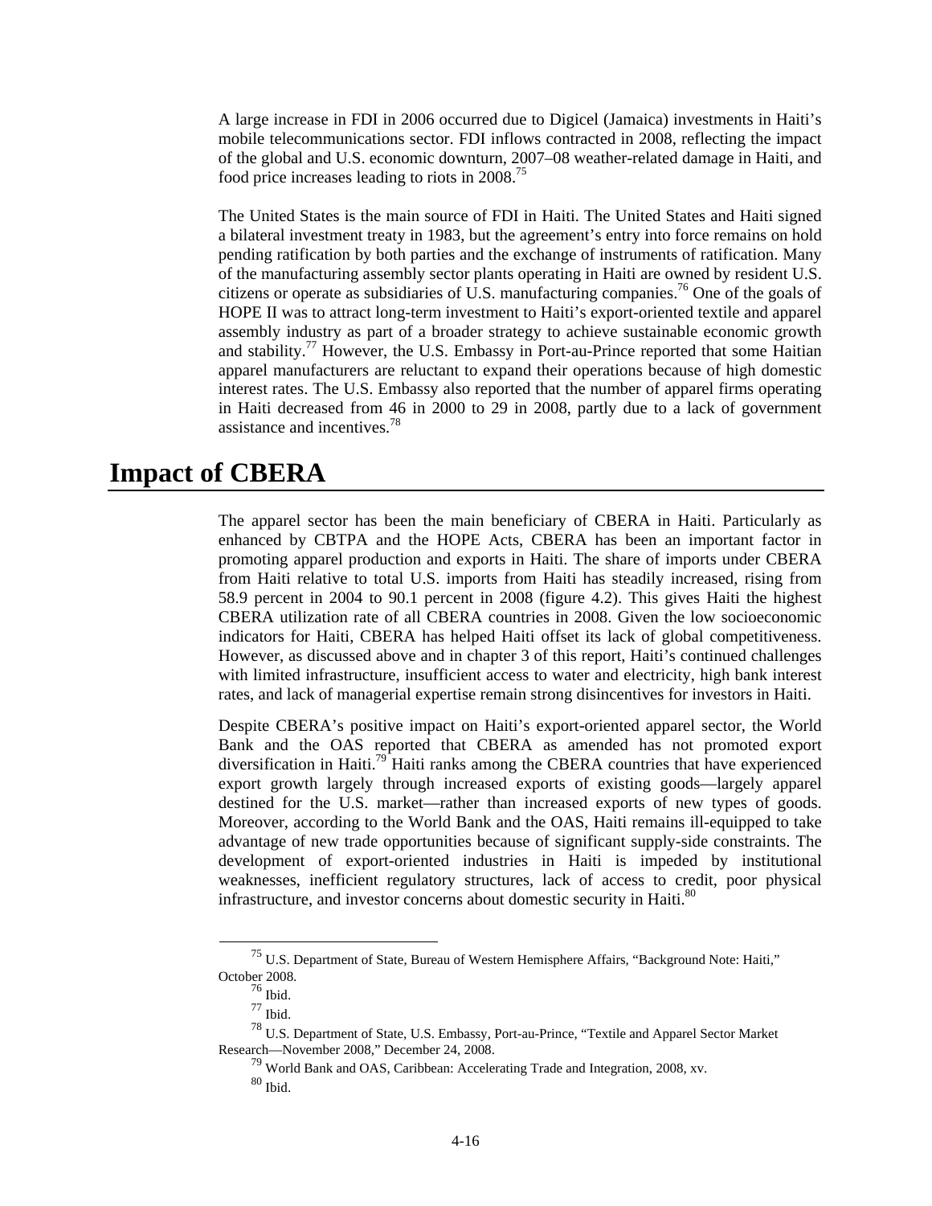A large increase in FDI in 2006 occurred due to Digicel (Jamaica) investments in Haiti's mobile telecommunications sector. FDI inflows contracted in 2008, reflecting the impact of the global and U.S. economic downturn, 2007–08 weather-related damage in Haiti, and food price increases leading to riots in 2008.[75]

The United States is the main source of FDI in Haiti. The United States and Haiti signed a bilateral investment treaty in 1983, but the agreement's entry into force remains on hold pending ratification by both parties and the exchange of instruments of ratification. Many of the manufacturing assembly sector plants operating in Haiti are owned by resident U.S. citizens or operate as subsidiaries of U.S. manufacturing companies.[76] One of the goals of HOPE II was to attract long-term investment to Haiti's export-oriented textile and apparel assembly industry as part of a broader strategy to achieve sustainable economic growth and stability.[77] However, the U.S. Embassy in Port-au-Prince reported that some Haitian apparel manufacturers are reluctant to expand their operations because of high domestic interest rates. The U.S. Embassy also reported that the number of apparel firms operating in Haiti decreased from 46 in 2000 to 29 in 2008, partly due to a lack of government assistance and incentives.[78]

# Impact of CBERA

The apparel sector has been the main beneficiary of CBERA in Haiti. Particularly as enhanced by CBTPA and the HOPE Acts, CBERA has been an important factor in promoting apparel production and exports in Haiti. The share of imports under CBERA from Haiti relative to total U.S. imports from Haiti has steadily increased, rising from 58.9 percent in 2004 to 90.1 percent in 2008 (figure 4.2). This gives Haiti the highest CBERA utilization rate of all CBERA countries in 2008. Given the low socioeconomic indicators for Haiti, CBERA has helped Haiti offset its lack of global competitiveness. However, as discussed above and in chapter 3 of this report, Haiti's continued challenges with limited infrastructure, insufficient access to water and electricity, high bank interest rates, and lack of managerial expertise remain strong disincentives for investors in Haiti.

Despite CBERA's positive impact on Haiti's export-oriented apparel sector, the World Bank and the OAS reported that CBERA as amended has not promoted export diversification in Haiti.[79] Haiti ranks among the CBERA countries that have experienced export growth largely through increased exports of existing goods—largely apparel destined for the U.S. market—rather than increased exports of new types of goods. Moreover, according to the World Bank and the OAS, Haiti remains ill-equipped to take advantage of new trade opportunities because of significant supply-side constraints. The development of export-oriented industries in Haiti is impeded by institutional weaknesses, inefficient regulatory structures, lack of access to credit, poor physical infrastructure, and investor concerns about domestic security in Haiti.[80]

---

[75] U.S. Department of State, Bureau of Western Hemisphere Affairs, "Background Note: Haiti," October 2008.

[76] Ibid.

[77] Ibid.

[78] U.S. Department of State, U.S. Embassy, Port-au-Prince, "Textile and Apparel Sector Market Research—November 2008," December 24, 2008.

[79] World Bank and OAS, Caribbean: Accelerating Trade and Integration, 2008, xv.

[80] Ibid.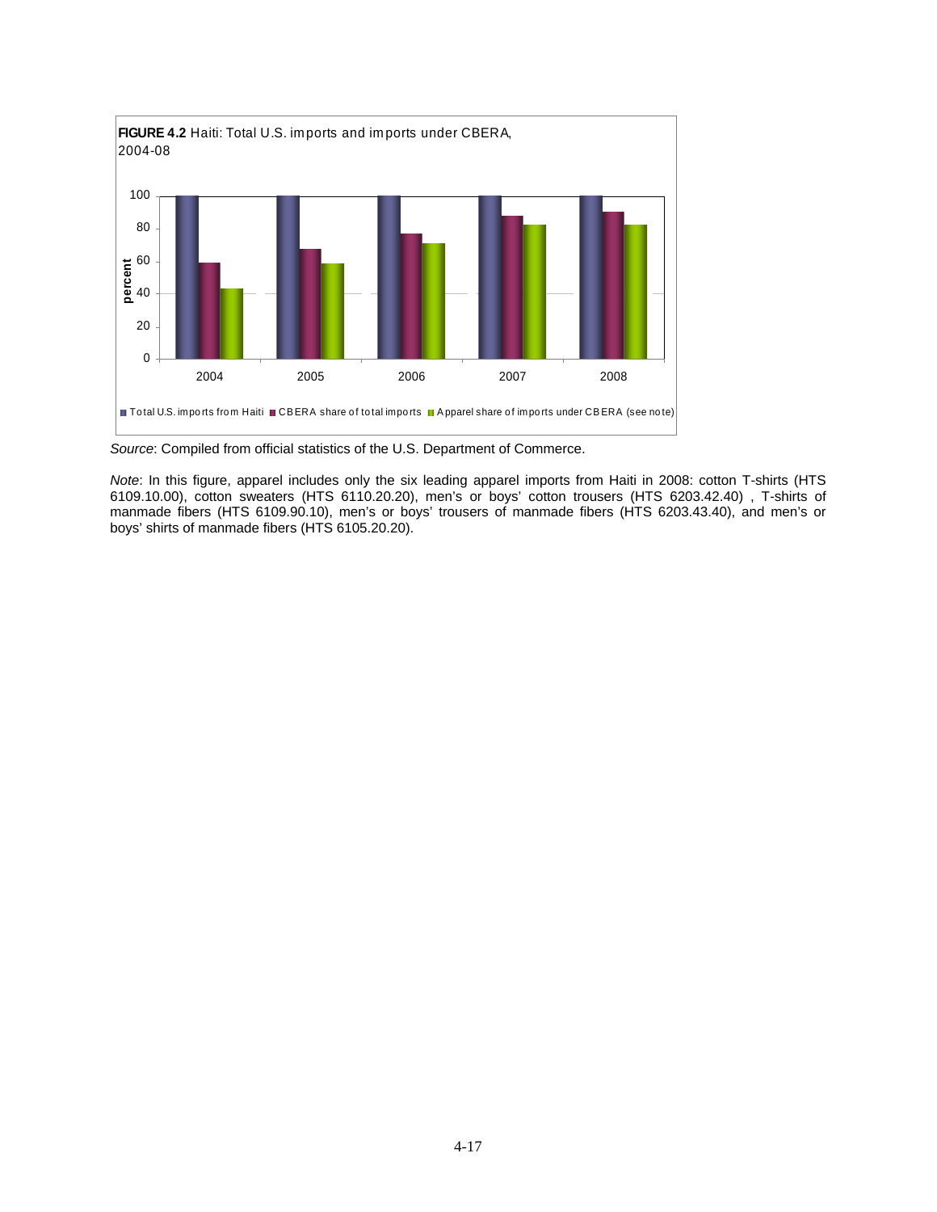**FIGURE 4.2** Haiti: Total U.S. imports and imports under CBERA, 2004-08

percent

100
80
60
40
20
0

2004
2005
2006
2007
2008

Total U.S. imports from Haiti
CBERA share of total imports
Apparel share of imports under CBERA (see note)

*Source*: Compiled from official statistics of the U.S. Department of Commerce.

*Note*: In this figure, apparel includes only the six leading apparel imports from Haiti in 2008: cotton T-shirts (HTS 6109.10.00), cotton sweaters (HTS 6110.20.20), men's or boys' cotton trousers (HTS 6203.42.40) , T-shirts of manmade fibers (HTS 6109.90.10), men's or boys' trousers of manmade fibers (HTS 6203.43.40), and men's or boys' shirts of manmade fibers (HTS 6105.20.20).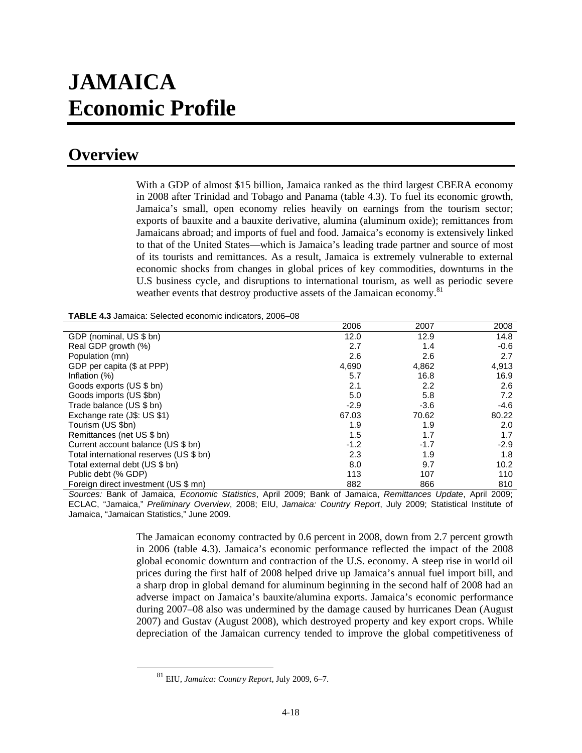// JAMAICA Economic Profile

# JAMAICA
# Economic Profile

## Overview

With a GDP of almost $15 billion, Jamaica ranked as the third largest CBERA economy in 2008 after Trinidad and Tobago and Panama (table 4.3). To fuel its economic growth, Jamaica's small, open economy relies heavily on earnings from the tourism sector; exports of bauxite and a bauxite derivative, alumina (aluminum oxide); remittances from Jamaicans abroad; and imports of fuel and food. Jamaica's economy is extensively linked to that of the United States—which is Jamaica's leading trade partner and source of most of its tourists and remittances. As a result, Jamaica is extremely vulnerable to external economic shocks from changes in global prices of key commodities, downturns in the U.S business cycle, and disruptions to international tourism, as well as periodic severe weather events that destroy productive assets of the Jamaican economy.[81]

**TABLE 4.3** Jamaica: Selected economic indicators, 2006–08

| | 2006 | 2007 | 2008 |
|---|---|---|---|
| GDP (nominal, US $ bn) | 12.0 | 12.9 | 14.8 |
| Real GDP growth (%) | 2.7 | 1.4 | -0.6 |
| Population (mn) | 2.6 | 2.6 | 2.7 |
| GDP per capita ($ at PPP) | 4,690 | 4,862 | 4,913 |
| Inflation (%) | 5.7 | 16.8 | 16.9 |
| Goods exports (US $ bn) | 2.1 | 2.2 | 2.6 |
| Goods imports (US $bn) | 5.0 | 5.8 | 7.2 |
| Trade balance (US $ bn) | -2.9 | -3.6 | -4.6 |
| Exchange rate (J$: US $1) | 67.03 | 70.62 | 80.22 |
| Tourism (US $bn) | 1.9 | 1.9 | 2.0 |
| Remittances (net US $ bn) | 1.5 | 1.7 | 1.7 |
| Current account balance (US $ bn) | -1.2 | -1.7 | -2.9 |
| Total international reserves (US $ bn) | 2.3 | 1.9 | 1.8 |
| Total external debt (US $ bn) | 8.0 | 9.7 | 10.2 |
| Public debt (% GDP) | 113 | 107 | 110 |
| Foreign direct investment (US $ mn) | 882 | 866 | 810 |

*Sources:* Bank of Jamaica, *Economic Statistics*, April 2009; Bank of Jamaica, *Remittances Update*, April 2009; ECLAC, "Jamaica," *Preliminary Overview*, 2008; EIU, *Jamaica: Country Report*, July 2009; Statistical Institute of Jamaica, "Jamaican Statistics," June 2009.

The Jamaican economy contracted by 0.6 percent in 2008, down from 2.7 percent growth in 2006 (table 4.3). Jamaica's economic performance reflected the impact of the 2008 global economic downturn and contraction of the U.S. economy. A steep rise in world oil prices during the first half of 2008 helped drive up Jamaica's annual fuel import bill, and a sharp drop in global demand for aluminum beginning in the second half of 2008 had an adverse impact on Jamaica's bauxite/alumina exports. Jamaica's economic performance during 2007–08 also was undermined by the damage caused by hurricanes Dean (August 2007) and Gustav (August 2008), which destroyed property and key export crops. While depreciation of the Jamaican currency tended to improve the global competitiveness of

[81] EIU, *Jamaica: Country Report*, July 2009, 6–7.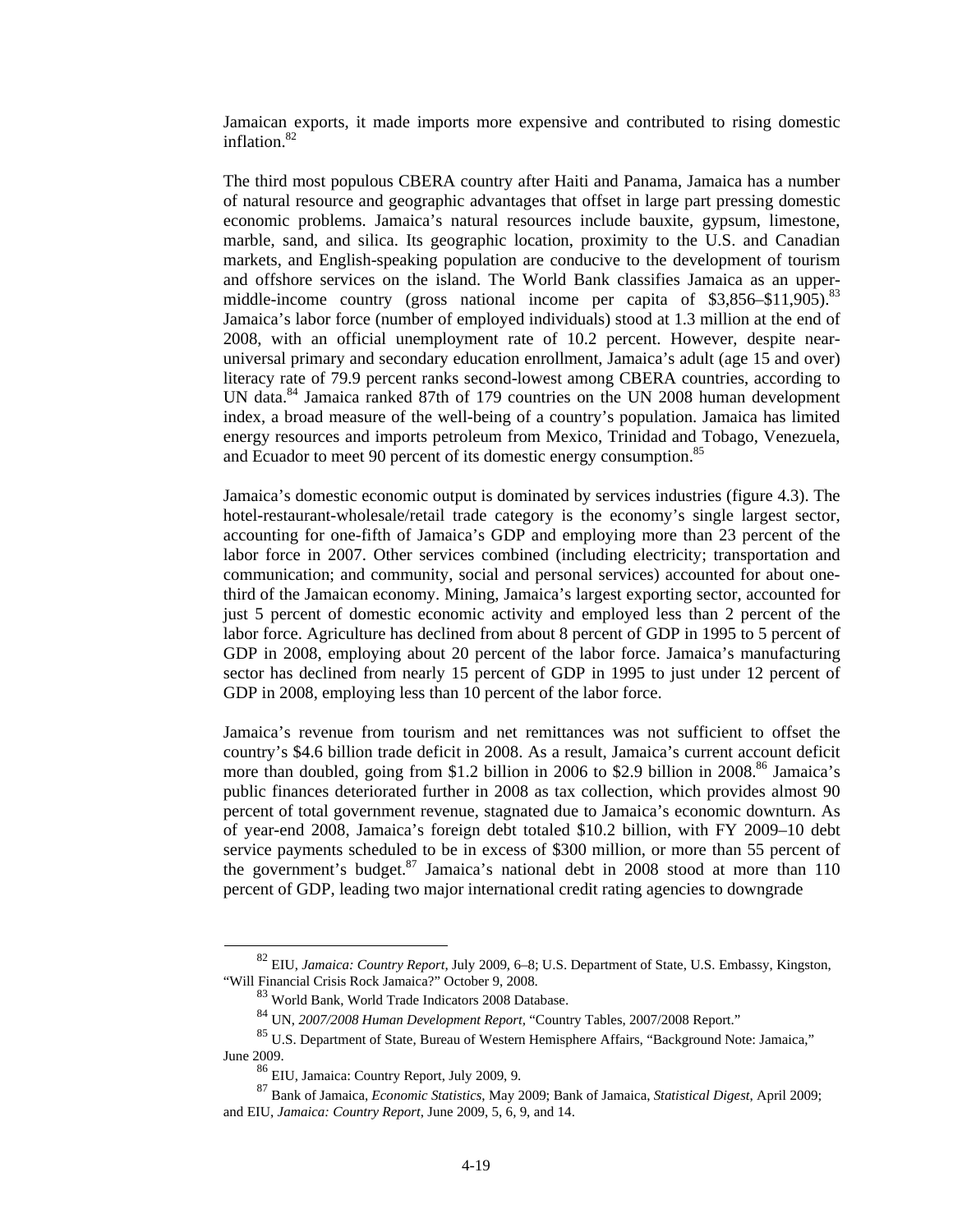Jamaican exports, it made imports more expensive and contributed to rising domestic inflation.[82]

The third most populous CBERA country after Haiti and Panama, Jamaica has a number of natural resource and geographic advantages that offset in large part pressing domestic economic problems. Jamaica's natural resources include bauxite, gypsum, limestone, marble, sand, and silica. Its geographic location, proximity to the U.S. and Canadian markets, and English-speaking population are conducive to the development of tourism and offshore services on the island. The World Bank classifies Jamaica as an upper-middle-income country (gross national income per capita of $3,856–$11,905).[83] Jamaica's labor force (number of employed individuals) stood at 1.3 million at the end of 2008, with an official unemployment rate of 10.2 percent. However, despite near-universal primary and secondary education enrollment, Jamaica's adult (age 15 and over) literacy rate of 79.9 percent ranks second-lowest among CBERA countries, according to UN data.[84] Jamaica ranked 87th of 179 countries on the UN 2008 human development index, a broad measure of the well-being of a country's population. Jamaica has limited energy resources and imports petroleum from Mexico, Trinidad and Tobago, Venezuela, and Ecuador to meet 90 percent of its domestic energy consumption.[85]

Jamaica's domestic economic output is dominated by services industries (figure 4.3). The hotel-restaurant-wholesale/retail trade category is the economy's single largest sector, accounting for one-fifth of Jamaica's GDP and employing more than 23 percent of the labor force in 2007. Other services combined (including electricity; transportation and communication; and community, social and personal services) accounted for about one-third of the Jamaican economy. Mining, Jamaica's largest exporting sector, accounted for just 5 percent of domestic economic activity and employed less than 2 percent of the labor force. Agriculture has declined from about 8 percent of GDP in 1995 to 5 percent of GDP in 2008, employing about 20 percent of the labor force. Jamaica's manufacturing sector has declined from nearly 15 percent of GDP in 1995 to just under 12 percent of GDP in 2008, employing less than 10 percent of the labor force.

Jamaica's revenue from tourism and net remittances was not sufficient to offset the country's $4.6 billion trade deficit in 2008. As a result, Jamaica's current account deficit more than doubled, going from $1.2 billion in 2006 to $2.9 billion in 2008.[86] Jamaica's public finances deteriorated further in 2008 as tax collection, which provides almost 90 percent of total government revenue, stagnated due to Jamaica's economic downturn. As of year-end 2008, Jamaica's foreign debt totaled $10.2 billion, with FY 2009–10 debt service payments scheduled to be in excess of $300 million, or more than 55 percent of the government's budget.[87] Jamaica's national debt in 2008 stood at more than 110 percent of GDP, leading two major international credit rating agencies to downgrade

---

[82] EIU, *Jamaica: Country Report*, July 2009, 6–8; U.S. Department of State, U.S. Embassy, Kingston, "Will Financial Crisis Rock Jamaica?" October 9, 2008.

[83] World Bank, World Trade Indicators 2008 Database.

[84] UN, *2007/2008 Human Development Report*, "Country Tables, 2007/2008 Report."

[85] U.S. Department of State, Bureau of Western Hemisphere Affairs, "Background Note: Jamaica," June 2009.

[86] EIU, Jamaica: Country Report, July 2009, 9.

[87] Bank of Jamaica, *Economic Statistics*, May 2009; Bank of Jamaica, *Statistical Digest*, April 2009; and EIU, *Jamaica: Country Report*, June 2009, 5, 6, 9, and 14.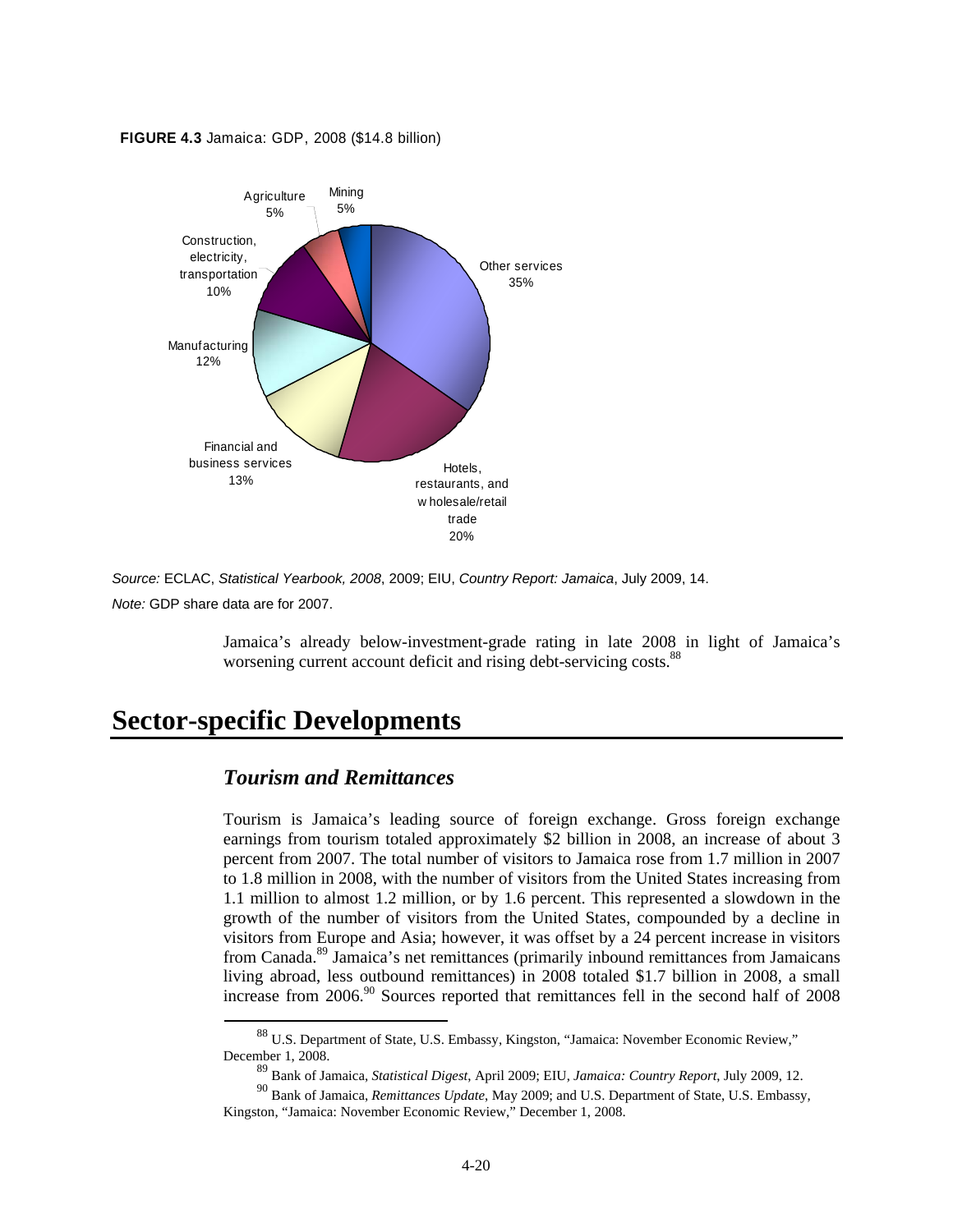**FIGURE 4.3** Jamaica: GDP, 2008 ($14.8 billion)

| Sector | Share |
|---|---|
| Other services | 35% |
| Hotels, restaurants, and wholesale/retail trade | 20% |
| Financial and business services | 13% |
| Manufacturing | 12% |
| Construction, electricity, transportation | 10% |
| Agriculture | 5% |
| Mining | 5% |

*Source:* ECLAC, *Statistical Yearbook, 2008*, 2009; EIU, *Country Report: Jamaica*, July 2009, 14.

*Note:* GDP share data are for 2007.

Jamaica's already below-investment-grade rating in late 2008 in light of Jamaica's worsening current account deficit and rising debt-servicing costs.[88]

## Sector-specific Developments

### *Tourism and Remittances*

Tourism is Jamaica's leading source of foreign exchange. Gross foreign exchange earnings from tourism totaled approximately $2 billion in 2008, an increase of about 3 percent from 2007. The total number of visitors to Jamaica rose from 1.7 million in 2007 to 1.8 million in 2008, with the number of visitors from the United States increasing from 1.1 million to almost 1.2 million, or by 1.6 percent. This represented a slowdown in the growth of the number of visitors from the United States, compounded by a decline in visitors from Europe and Asia; however, it was offset by a 24 percent increase in visitors from Canada.[89] Jamaica's net remittances (primarily inbound remittances from Jamaicans living abroad, less outbound remittances) in 2008 totaled $1.7 billion in 2008, a small increase from 2006.[90] Sources reported that remittances fell in the second half of 2008

[88] U.S. Department of State, U.S. Embassy, Kingston, "Jamaica: November Economic Review," December 1, 2008.

[89] Bank of Jamaica, *Statistical Digest*, April 2009; EIU, *Jamaica: Country Report*, July 2009, 12.

[90] Bank of Jamaica, *Remittances Update*, May 2009; and U.S. Department of State, U.S. Embassy, Kingston, "Jamaica: November Economic Review," December 1, 2008.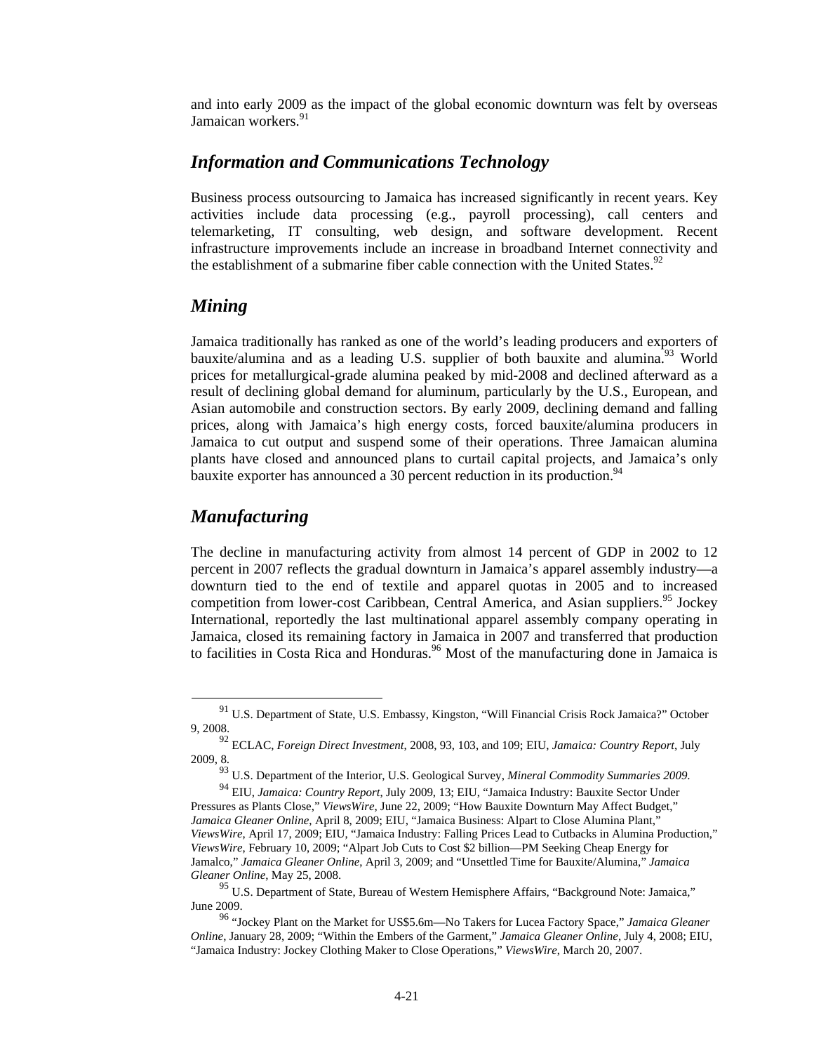and into early 2009 as the impact of the global economic downturn was felt by overseas Jamaican workers.[91]

## *Information and Communications Technology*

Business process outsourcing to Jamaica has increased significantly in recent years. Key activities include data processing (e.g., payroll processing), call centers and telemarketing, IT consulting, web design, and software development. Recent infrastructure improvements include an increase in broadband Internet connectivity and the establishment of a submarine fiber cable connection with the United States.[92]

## *Mining*

Jamaica traditionally has ranked as one of the world's leading producers and exporters of bauxite/alumina and as a leading U.S. supplier of both bauxite and alumina.[93] World prices for metallurgical-grade alumina peaked by mid-2008 and declined afterward as a result of declining global demand for aluminum, particularly by the U.S., European, and Asian automobile and construction sectors. By early 2009, declining demand and falling prices, along with Jamaica's high energy costs, forced bauxite/alumina producers in Jamaica to cut output and suspend some of their operations. Three Jamaican alumina plants have closed and announced plans to curtail capital projects, and Jamaica's only bauxite exporter has announced a 30 percent reduction in its production.[94]

## *Manufacturing*

The decline in manufacturing activity from almost 14 percent of GDP in 2002 to 12 percent in 2007 reflects the gradual downturn in Jamaica's apparel assembly industry—a downturn tied to the end of textile and apparel quotas in 2005 and to increased competition from lower-cost Caribbean, Central America, and Asian suppliers.[95] Jockey International, reportedly the last multinational apparel assembly company operating in Jamaica, closed its remaining factory in Jamaica in 2007 and transferred that production to facilities in Costa Rica and Honduras.[96] Most of the manufacturing done in Jamaica is

---

[91] U.S. Department of State, U.S. Embassy, Kingston, "Will Financial Crisis Rock Jamaica?" October 9, 2008.

[92] ECLAC, *Foreign Direct Investment*, 2008, 93, 103, and 109; EIU, *Jamaica: Country Report*, July 2009, 8.

[93] U.S. Department of the Interior, U.S. Geological Survey, *Mineral Commodity Summaries 2009*.

[94] EIU, *Jamaica: Country Report*, July 2009, 13; EIU, "Jamaica Industry: Bauxite Sector Under Pressures as Plants Close," *ViewsWire*, June 22, 2009; "How Bauxite Downturn May Affect Budget," *Jamaica Gleaner Online*, April 8, 2009; EIU, "Jamaica Business: Alpart to Close Alumina Plant," *ViewsWire*, April 17, 2009; EIU, "Jamaica Industry: Falling Prices Lead to Cutbacks in Alumina Production," *ViewsWire*, February 10, 2009; "Alpart Job Cuts to Cost $2 billion—PM Seeking Cheap Energy for Jamalco," *Jamaica Gleaner Online*, April 3, 2009; and "Unsettled Time for Bauxite/Alumina," *Jamaica Gleaner Online*, May 25, 2008.

[95] U.S. Department of State, Bureau of Western Hemisphere Affairs, "Background Note: Jamaica," June 2009.

[96] "Jockey Plant on the Market for US$5.6m—No Takers for Lucea Factory Space," *Jamaica Gleaner Online*, January 28, 2009; "Within the Embers of the Garment," *Jamaica Gleaner Online*, July 4, 2008; EIU, "Jamaica Industry: Jockey Clothing Maker to Close Operations," *ViewsWire*, March 20, 2007.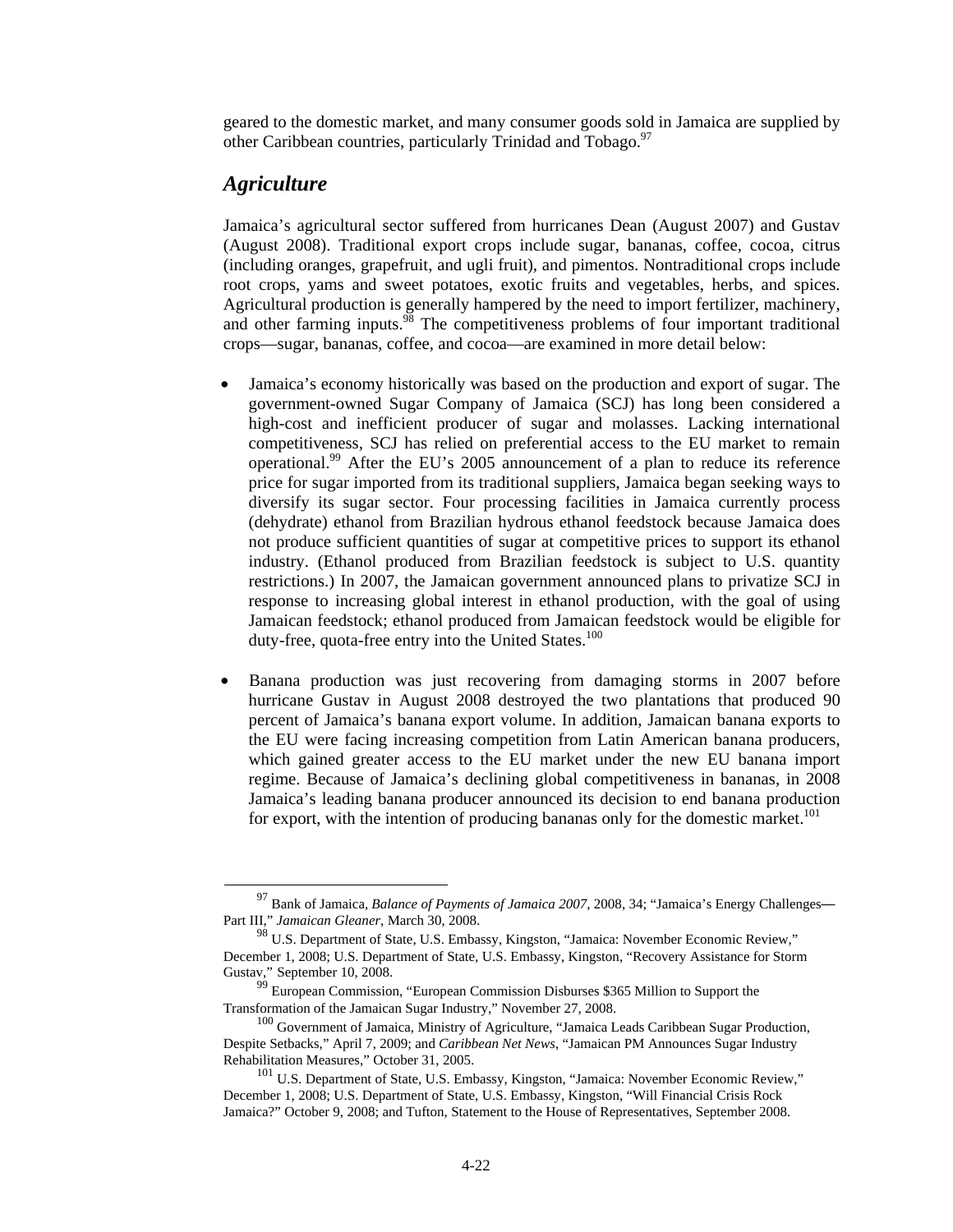geared to the domestic market, and many consumer goods sold in Jamaica are supplied by other Caribbean countries, particularly Trinidad and Tobago.[97]

## *Agriculture*

Jamaica's agricultural sector suffered from hurricanes Dean (August 2007) and Gustav (August 2008). Traditional export crops include sugar, bananas, coffee, cocoa, citrus (including oranges, grapefruit, and ugli fruit), and pimentos. Nontraditional crops include root crops, yams and sweet potatoes, exotic fruits and vegetables, herbs, and spices. Agricultural production is generally hampered by the need to import fertilizer, machinery, and other farming inputs.[98] The competitiveness problems of four important traditional crops—sugar, bananas, coffee, and cocoa—are examined in more detail below:

- Jamaica's economy historically was based on the production and export of sugar. The government-owned Sugar Company of Jamaica (SCJ) has long been considered a high-cost and inefficient producer of sugar and molasses. Lacking international competitiveness, SCJ has relied on preferential access to the EU market to remain operational.[99] After the EU's 2005 announcement of a plan to reduce its reference price for sugar imported from its traditional suppliers, Jamaica began seeking ways to diversify its sugar sector. Four processing facilities in Jamaica currently process (dehydrate) ethanol from Brazilian hydrous ethanol feedstock because Jamaica does not produce sufficient quantities of sugar at competitive prices to support its ethanol industry. (Ethanol produced from Brazilian feedstock is subject to U.S. quantity restrictions.) In 2007, the Jamaican government announced plans to privatize SCJ in response to increasing global interest in ethanol production, with the goal of using Jamaican feedstock; ethanol produced from Jamaican feedstock would be eligible for duty-free, quota-free entry into the United States.[100]

- Banana production was just recovering from damaging storms in 2007 before hurricane Gustav in August 2008 destroyed the two plantations that produced 90 percent of Jamaica's banana export volume. In addition, Jamaican banana exports to the EU were facing increasing competition from Latin American banana producers, which gained greater access to the EU market under the new EU banana import regime. Because of Jamaica's declining global competitiveness in bananas, in 2008 Jamaica's leading banana producer announced its decision to end banana production for export, with the intention of producing bananas only for the domestic market.[101]

---

[97] Bank of Jamaica, *Balance of Payments of Jamaica 2007*, 2008, 34; "Jamaica's Energy Challenges—Part III," *Jamaican Gleaner*, March 30, 2008.

[98] U.S. Department of State, U.S. Embassy, Kingston, "Jamaica: November Economic Review," December 1, 2008; U.S. Department of State, U.S. Embassy, Kingston, "Recovery Assistance for Storm Gustav," September 10, 2008.

[99] European Commission, "European Commission Disburses $365 Million to Support the Transformation of the Jamaican Sugar Industry," November 27, 2008.

[100] Government of Jamaica, Ministry of Agriculture, "Jamaica Leads Caribbean Sugar Production, Despite Setbacks," April 7, 2009; and *Caribbean Net News*, "Jamaican PM Announces Sugar Industry Rehabilitation Measures," October 31, 2005.

[101] U.S. Department of State, U.S. Embassy, Kingston, "Jamaica: November Economic Review," December 1, 2008; U.S. Department of State, U.S. Embassy, Kingston, "Will Financial Crisis Rock Jamaica?" October 9, 2008; and Tufton, Statement to the House of Representatives, September 2008.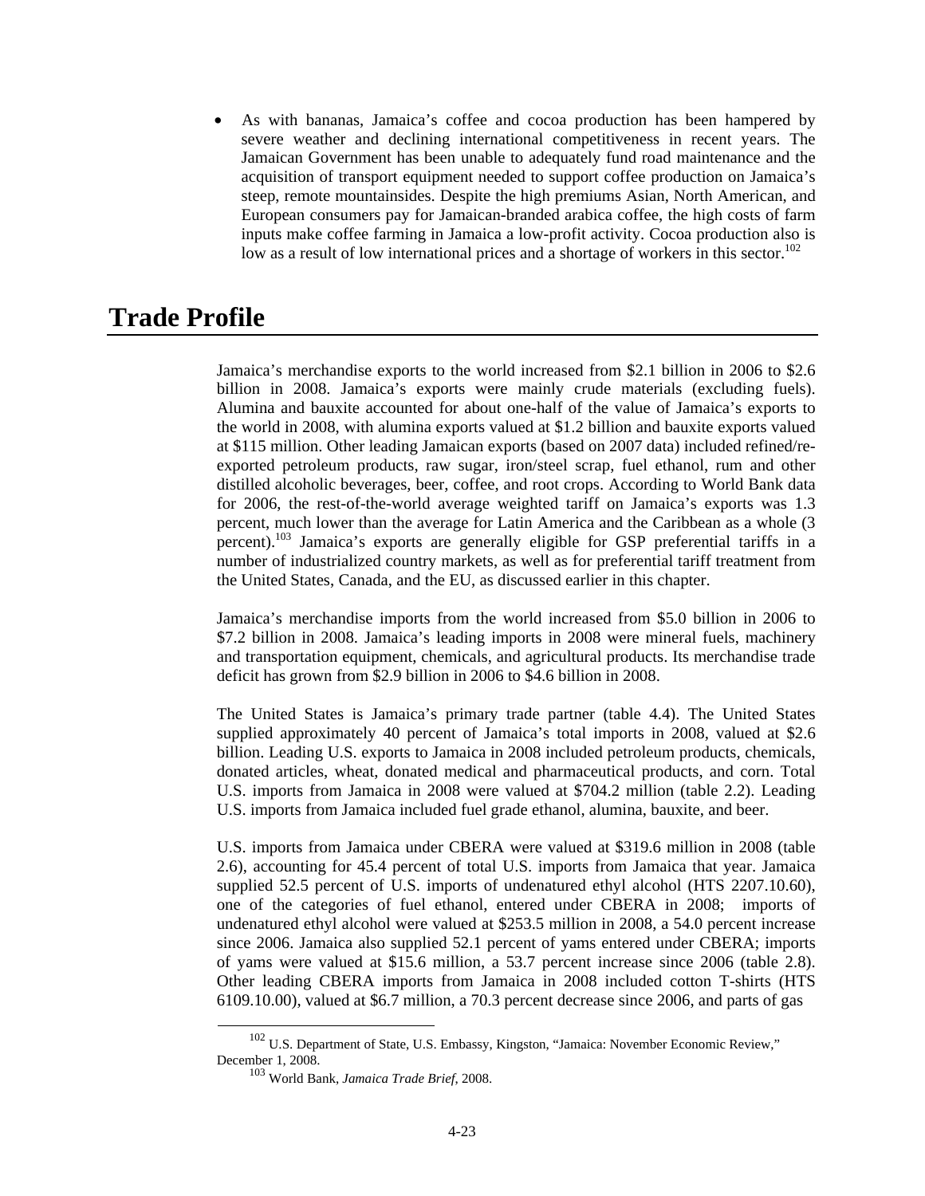- As with bananas, Jamaica's coffee and cocoa production has been hampered by severe weather and declining international competitiveness in recent years. The Jamaican Government has been unable to adequately fund road maintenance and the acquisition of transport equipment needed to support coffee production on Jamaica's steep, remote mountainsides. Despite the high premiums Asian, North American, and European consumers pay for Jamaican-branded arabica coffee, the high costs of farm inputs make coffee farming in Jamaica a low-profit activity. Cocoa production also is low as a result of low international prices and a shortage of workers in this sector.[102]

# Trade Profile

Jamaica's merchandise exports to the world increased from $2.1 billion in 2006 to $2.6 billion in 2008. Jamaica's exports were mainly crude materials (excluding fuels). Alumina and bauxite accounted for about one-half of the value of Jamaica's exports to the world in 2008, with alumina exports valued at $1.2 billion and bauxite exports valued at $115 million. Other leading Jamaican exports (based on 2007 data) included refined/re-exported petroleum products, raw sugar, iron/steel scrap, fuel ethanol, rum and other distilled alcoholic beverages, beer, coffee, and root crops. According to World Bank data for 2006, the rest-of-the-world average weighted tariff on Jamaica's exports was 1.3 percent, much lower than the average for Latin America and the Caribbean as a whole (3 percent).[103] Jamaica's exports are generally eligible for GSP preferential tariffs in a number of industrialized country markets, as well as for preferential tariff treatment from the United States, Canada, and the EU, as discussed earlier in this chapter.

Jamaica's merchandise imports from the world increased from $5.0 billion in 2006 to $7.2 billion in 2008. Jamaica's leading imports in 2008 were mineral fuels, machinery and transportation equipment, chemicals, and agricultural products. Its merchandise trade deficit has grown from $2.9 billion in 2006 to $4.6 billion in 2008.

The United States is Jamaica's primary trade partner (table 4.4). The United States supplied approximately 40 percent of Jamaica's total imports in 2008, valued at $2.6 billion. Leading U.S. exports to Jamaica in 2008 included petroleum products, chemicals, donated articles, wheat, donated medical and pharmaceutical products, and corn. Total U.S. imports from Jamaica in 2008 were valued at $704.2 million (table 2.2). Leading U.S. imports from Jamaica included fuel grade ethanol, alumina, bauxite, and beer.

U.S. imports from Jamaica under CBERA were valued at $319.6 million in 2008 (table 2.6), accounting for 45.4 percent of total U.S. imports from Jamaica that year. Jamaica supplied 52.5 percent of U.S. imports of undenatured ethyl alcohol (HTS 2207.10.60), one of the categories of fuel ethanol, entered under CBERA in 2008; imports of undenatured ethyl alcohol were valued at $253.5 million in 2008, a 54.0 percent increase since 2006. Jamaica also supplied 52.1 percent of yams entered under CBERA; imports of yams were valued at $15.6 million, a 53.7 percent increase since 2006 (table 2.8). Other leading CBERA imports from Jamaica in 2008 included cotton T-shirts (HTS 6109.10.00), valued at $6.7 million, a 70.3 percent decrease since 2006, and parts of gas

[102] U.S. Department of State, U.S. Embassy, Kingston, "Jamaica: November Economic Review," December 1, 2008.

[103] World Bank, *Jamaica Trade Brief*, 2008.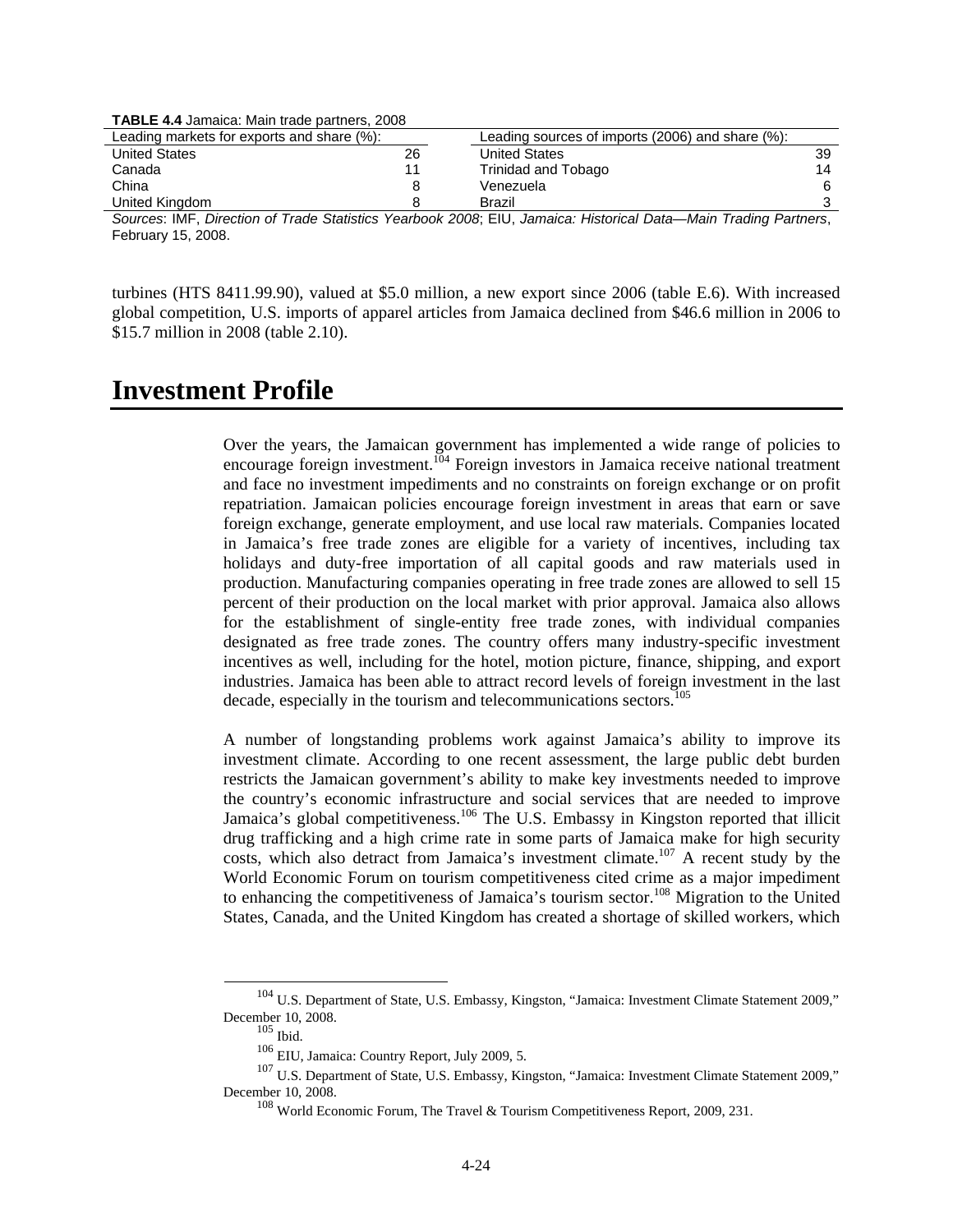**TABLE 4.4** Jamaica: Main trade partners, 2008

| Leading markets for exports and share (%): | | Leading sources of imports (2006) and share (%): | |
|---|---|---|---|
| United States | 26 | United States | 39 |
| Canada | 11 | Trinidad and Tobago | 14 |
| China | 8 | Venezuela | 6 |
| United Kingdom | 8 | Brazil | 3 |

*Sources*: IMF, *Direction of Trade Statistics Yearbook 2008*; EIU, *Jamaica: Historical Data—Main Trading Partners*, February 15, 2008.

turbines (HTS 8411.99.90), valued at $5.0 million, a new export since 2006 (table E.6). With increased global competition, U.S. imports of apparel articles from Jamaica declined from $46.6 million in 2006 to $15.7 million in 2008 (table 2.10).

# Investment Profile

Over the years, the Jamaican government has implemented a wide range of policies to encourage foreign investment.[104] Foreign investors in Jamaica receive national treatment and face no investment impediments and no constraints on foreign exchange or on profit repatriation. Jamaican policies encourage foreign investment in areas that earn or save foreign exchange, generate employment, and use local raw materials. Companies located in Jamaica's free trade zones are eligible for a variety of incentives, including tax holidays and duty-free importation of all capital goods and raw materials used in production. Manufacturing companies operating in free trade zones are allowed to sell 15 percent of their production on the local market with prior approval. Jamaica also allows for the establishment of single-entity free trade zones, with individual companies designated as free trade zones. The country offers many industry-specific investment incentives as well, including for the hotel, motion picture, finance, shipping, and export industries. Jamaica has been able to attract record levels of foreign investment in the last decade, especially in the tourism and telecommunications sectors.[105]

A number of longstanding problems work against Jamaica's ability to improve its investment climate. According to one recent assessment, the large public debt burden restricts the Jamaican government's ability to make key investments needed to improve the country's economic infrastructure and social services that are needed to improve Jamaica's global competitiveness.[106] The U.S. Embassy in Kingston reported that illicit drug trafficking and a high crime rate in some parts of Jamaica make for high security costs, which also detract from Jamaica's investment climate.[107] A recent study by the World Economic Forum on tourism competitiveness cited crime as a major impediment to enhancing the competitiveness of Jamaica's tourism sector.[108] Migration to the United States, Canada, and the United Kingdom has created a shortage of skilled workers, which

[104] U.S. Department of State, U.S. Embassy, Kingston, "Jamaica: Investment Climate Statement 2009," December 10, 2008.

[105] Ibid.

[106] EIU, Jamaica: Country Report, July 2009, 5.

[107] U.S. Department of State, U.S. Embassy, Kingston, "Jamaica: Investment Climate Statement 2009," December 10, 2008.

[108] World Economic Forum, The Travel & Tourism Competitiveness Report, 2009, 231.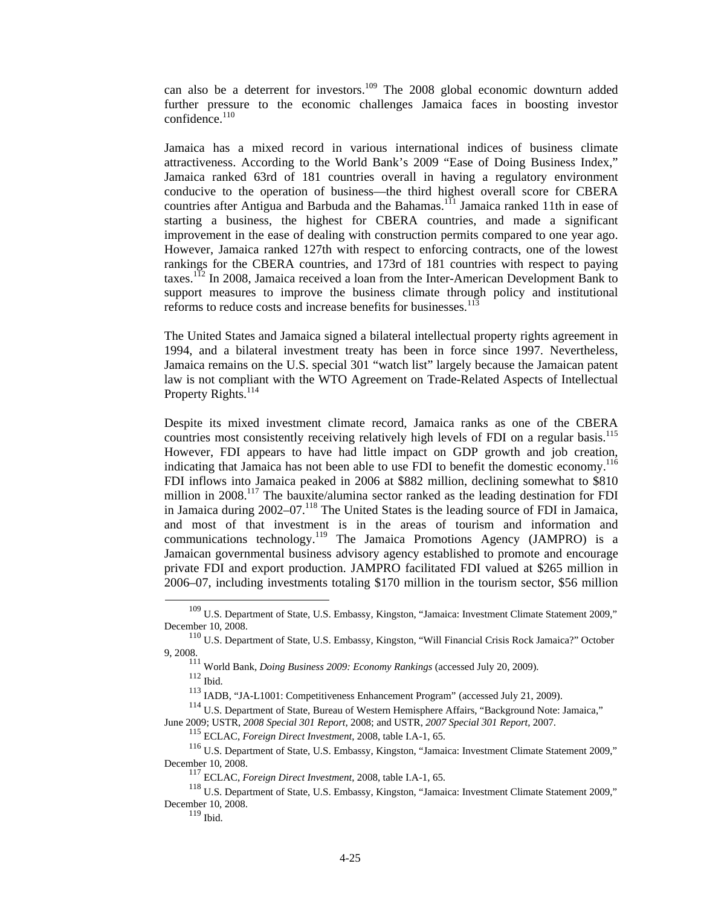can also be a deterrent for investors.[109] The 2008 global economic downturn added further pressure to the economic challenges Jamaica faces in boosting investor confidence.[110]

Jamaica has a mixed record in various international indices of business climate attractiveness. According to the World Bank's 2009 "Ease of Doing Business Index," Jamaica ranked 63rd of 181 countries overall in having a regulatory environment conducive to the operation of business—the third highest overall score for CBERA countries after Antigua and Barbuda and the Bahamas.[111] Jamaica ranked 11th in ease of starting a business, the highest for CBERA countries, and made a significant improvement in the ease of dealing with construction permits compared to one year ago. However, Jamaica ranked 127th with respect to enforcing contracts, one of the lowest rankings for the CBERA countries, and 173rd of 181 countries with respect to paying taxes.[112] In 2008, Jamaica received a loan from the Inter-American Development Bank to support measures to improve the business climate through policy and institutional reforms to reduce costs and increase benefits for businesses.[113]

The United States and Jamaica signed a bilateral intellectual property rights agreement in 1994, and a bilateral investment treaty has been in force since 1997. Nevertheless, Jamaica remains on the U.S. special 301 "watch list" largely because the Jamaican patent law is not compliant with the WTO Agreement on Trade-Related Aspects of Intellectual Property Rights.[114]

Despite its mixed investment climate record, Jamaica ranks as one of the CBERA countries most consistently receiving relatively high levels of FDI on a regular basis.[115] However, FDI appears to have had little impact on GDP growth and job creation, indicating that Jamaica has not been able to use FDI to benefit the domestic economy.[116] FDI inflows into Jamaica peaked in 2006 at $882 million, declining somewhat to $810 million in 2008.[117] The bauxite/alumina sector ranked as the leading destination for FDI in Jamaica during 2002–07.[118] The United States is the leading source of FDI in Jamaica, and most of that investment is in the areas of tourism and information and communications technology.[119] The Jamaica Promotions Agency (JAMPRO) is a Jamaican governmental business advisory agency established to promote and encourage private FDI and export production. JAMPRO facilitated FDI valued at $265 million in 2006–07, including investments totaling $170 million in the tourism sector, $56 million

---

[109] U.S. Department of State, U.S. Embassy, Kingston, "Jamaica: Investment Climate Statement 2009," December 10, 2008.

[110] U.S. Department of State, U.S. Embassy, Kingston, "Will Financial Crisis Rock Jamaica?" October 9, 2008.

[111] World Bank, *Doing Business 2009: Economy Rankings* (accessed July 20, 2009).

[112] Ibid.

[113] IADB, "JA-L1001: Competitiveness Enhancement Program" (accessed July 21, 2009).

[114] U.S. Department of State, Bureau of Western Hemisphere Affairs, "Background Note: Jamaica," June 2009; USTR, *2008 Special 301 Report*, 2008; and USTR, *2007 Special 301 Report*, 2007.

[115] ECLAC, *Foreign Direct Investment*, 2008, table I.A-1, 65.

[116] U.S. Department of State, U.S. Embassy, Kingston, "Jamaica: Investment Climate Statement 2009," December 10, 2008.

[117] ECLAC, *Foreign Direct Investment*, 2008, table I.A-1, 65.

[118] U.S. Department of State, U.S. Embassy, Kingston, "Jamaica: Investment Climate Statement 2009," December 10, 2008.

[119] Ibid.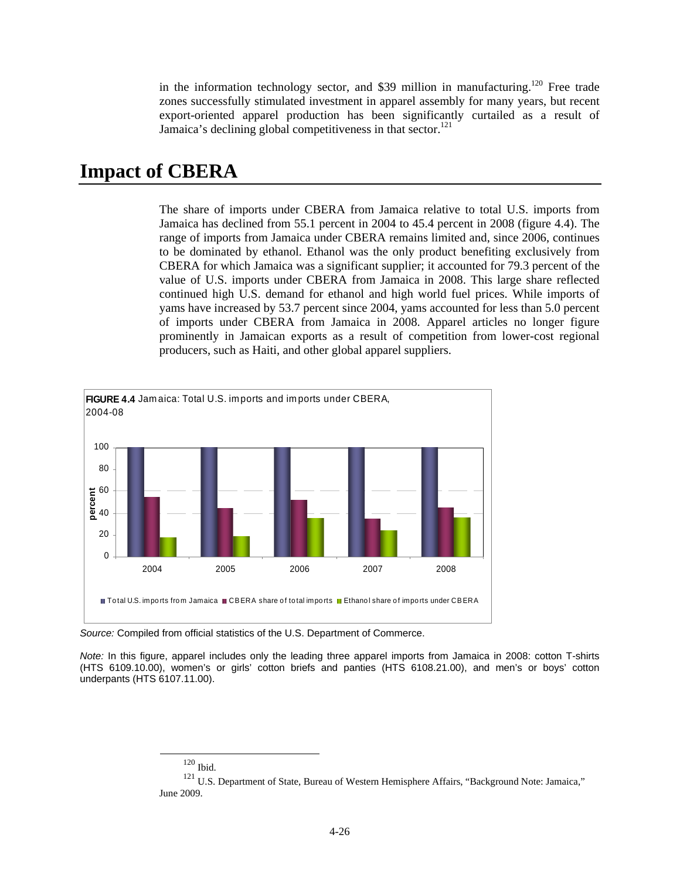in the information technology sector, and $39 million in manufacturing.[120] Free trade zones successfully stimulated investment in apparel assembly for many years, but recent export-oriented apparel production has been significantly curtailed as a result of Jamaica's declining global competitiveness in that sector.[121]

# Impact of CBERA

The share of imports under CBERA from Jamaica relative to total U.S. imports from Jamaica has declined from 55.1 percent in 2004 to 45.4 percent in 2008 (figure 4.4). The range of imports from Jamaica under CBERA remains limited and, since 2006, continues to be dominated by ethanol. Ethanol was the only product benefiting exclusively from CBERA for which Jamaica was a significant supplier; it accounted for 79.3 percent of the value of U.S. imports under CBERA from Jamaica in 2008. This large share reflected continued high U.S. demand for ethanol and high world fuel prices. While imports of yams have increased by 53.7 percent since 2004, yams accounted for less than 5.0 percent of imports under CBERA from Jamaica in 2008. Apparel articles no longer figure prominently in Jamaican exports as a result of competition from lower-cost regional producers, such as Haiti, and other global apparel suppliers.

**FIGURE 4.4** Jamaica: Total U.S. imports and imports under CBERA, 2004-08

percent

100
80
60
40
20
0

2004
2005
2006
2007
2008

Total U.S. imports from Jamaica
CBERA share of total imports
Ethanol share of imports under CBERA

*Source:* Compiled from official statistics of the U.S. Department of Commerce.

*Note:* In this figure, apparel includes only the leading three apparel imports from Jamaica in 2008: cotton T-shirts (HTS 6109.10.00), women's or girls' cotton briefs and panties (HTS 6108.21.00), and men's or boys' cotton underpants (HTS 6107.11.00).

[120] Ibid.

[121] U.S. Department of State, Bureau of Western Hemisphere Affairs, "Background Note: Jamaica," June 2009.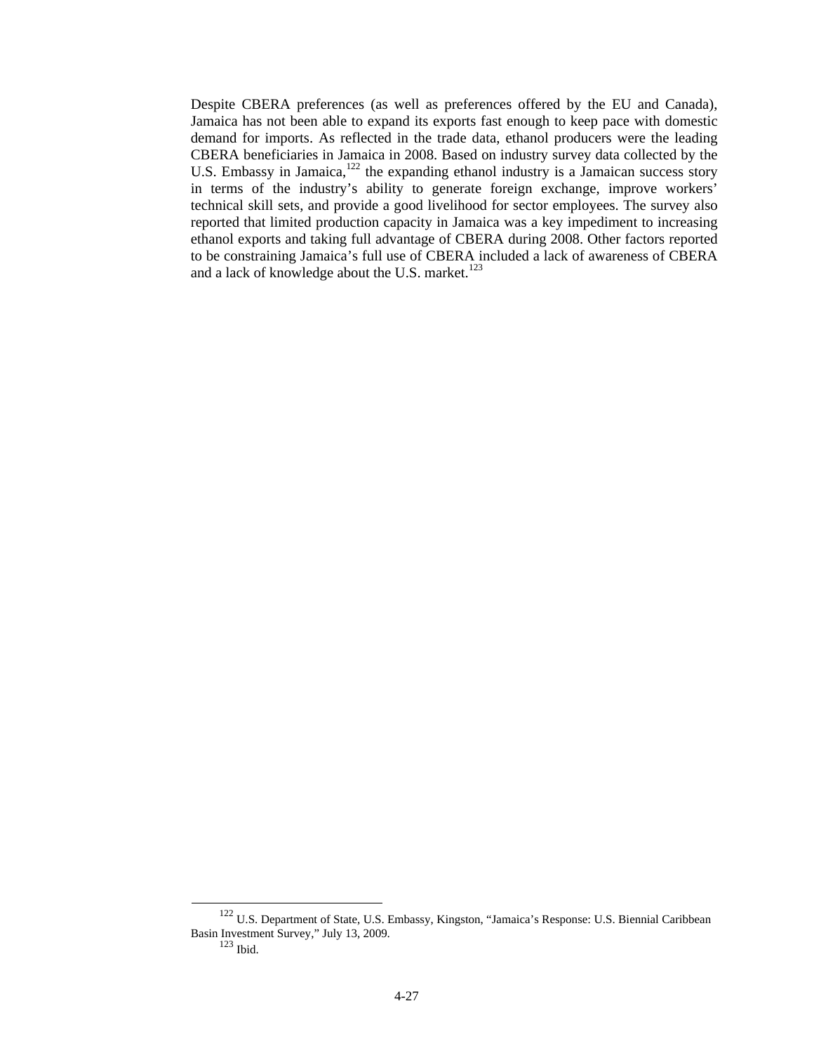Despite CBERA preferences (as well as preferences offered by the EU and Canada), Jamaica has not been able to expand its exports fast enough to keep pace with domestic demand for imports. As reflected in the trade data, ethanol producers were the leading CBERA beneficiaries in Jamaica in 2008. Based on industry survey data collected by the U.S. Embassy in Jamaica,[122] the expanding ethanol industry is a Jamaican success story in terms of the industry's ability to generate foreign exchange, improve workers' technical skill sets, and provide a good livelihood for sector employees. The survey also reported that limited production capacity in Jamaica was a key impediment to increasing ethanol exports and taking full advantage of CBERA during 2008. Other factors reported to be constraining Jamaica's full use of CBERA included a lack of awareness of CBERA and a lack of knowledge about the U.S. market.[123]

---

[122] U.S. Department of State, U.S. Embassy, Kingston, "Jamaica's Response: U.S. Biennial Caribbean Basin Investment Survey," July 13, 2009.

[123] Ibid.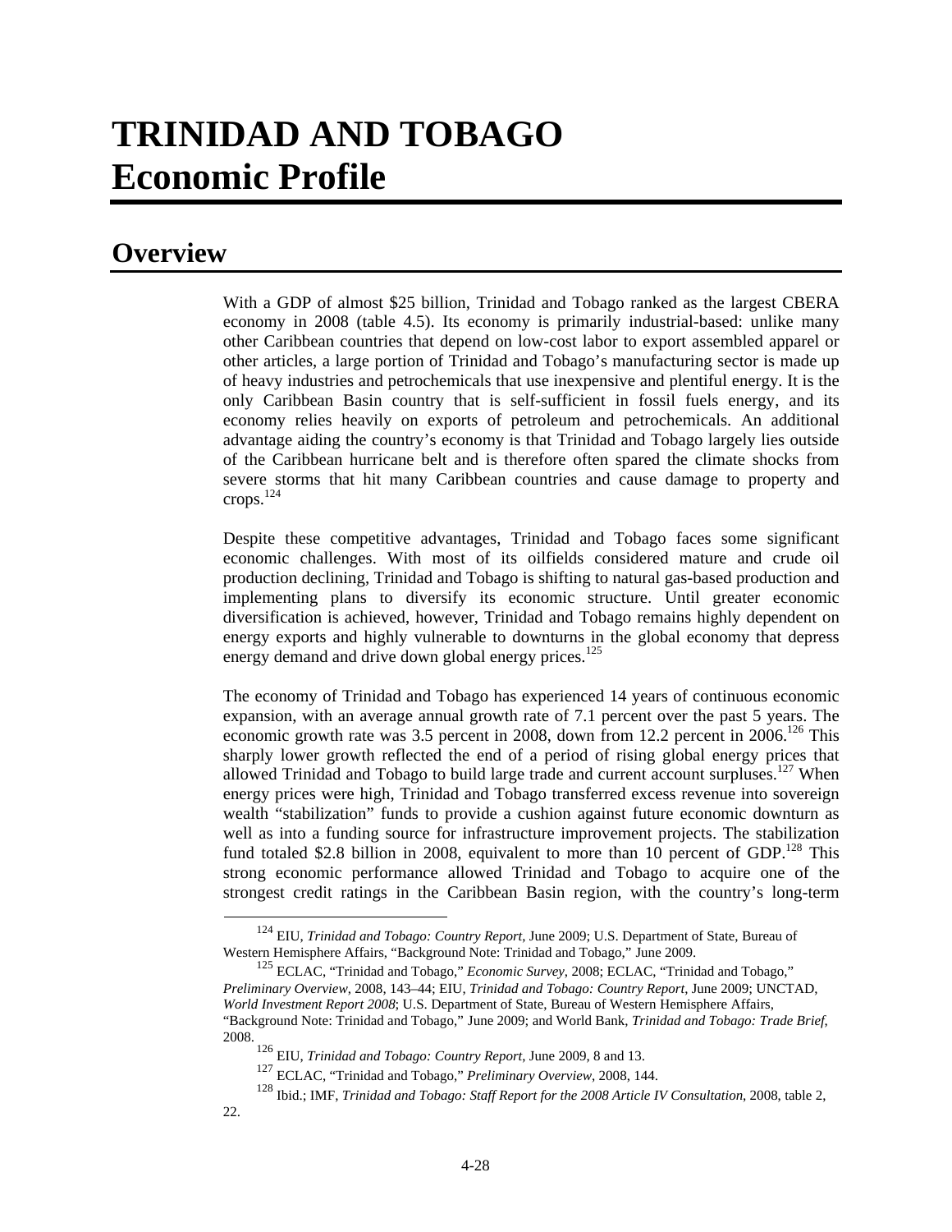# TRINIDAD AND TOBAGO Economic Profile

## Overview

With a GDP of almost $25 billion, Trinidad and Tobago ranked as the largest CBERA economy in 2008 (table 4.5). Its economy is primarily industrial-based: unlike many other Caribbean countries that depend on low-cost labor to export assembled apparel or other articles, a large portion of Trinidad and Tobago's manufacturing sector is made up of heavy industries and petrochemicals that use inexpensive and plentiful energy. It is the only Caribbean Basin country that is self-sufficient in fossil fuels energy, and its economy relies heavily on exports of petroleum and petrochemicals. An additional advantage aiding the country's economy is that Trinidad and Tobago largely lies outside of the Caribbean hurricane belt and is therefore often spared the climate shocks from severe storms that hit many Caribbean countries and cause damage to property and crops.[124]

Despite these competitive advantages, Trinidad and Tobago faces some significant economic challenges. With most of its oilfields considered mature and crude oil production declining, Trinidad and Tobago is shifting to natural gas-based production and implementing plans to diversify its economic structure. Until greater economic diversification is achieved, however, Trinidad and Tobago remains highly dependent on energy exports and highly vulnerable to downturns in the global economy that depress energy demand and drive down global energy prices.[125]

The economy of Trinidad and Tobago has experienced 14 years of continuous economic expansion, with an average annual growth rate of 7.1 percent over the past 5 years. The economic growth rate was 3.5 percent in 2008, down from 12.2 percent in 2006.[126] This sharply lower growth reflected the end of a period of rising global energy prices that allowed Trinidad and Tobago to build large trade and current account surpluses.[127] When energy prices were high, Trinidad and Tobago transferred excess revenue into sovereign wealth "stabilization" funds to provide a cushion against future economic downturn as well as into a funding source for infrastructure improvement projects. The stabilization fund totaled $2.8 billion in 2008, equivalent to more than 10 percent of GDP.[128] This strong economic performance allowed Trinidad and Tobago to acquire one of the strongest credit ratings in the Caribbean Basin region, with the country's long-term

---

[124] EIU, *Trinidad and Tobago: Country Report*, June 2009; U.S. Department of State, Bureau of Western Hemisphere Affairs, "Background Note: Trinidad and Tobago," June 2009.

[125] ECLAC, "Trinidad and Tobago," *Economic Survey*, 2008; ECLAC, "Trinidad and Tobago," *Preliminary Overview*, 2008, 143–44; EIU, *Trinidad and Tobago: Country Report*, June 2009; UNCTAD, *World Investment Report 2008*; U.S. Department of State, Bureau of Western Hemisphere Affairs, "Background Note: Trinidad and Tobago," June 2009; and World Bank, *Trinidad and Tobago: Trade Brief*, 2008.

[126] EIU, *Trinidad and Tobago: Country Report*, June 2009, 8 and 13.

[127] ECLAC, "Trinidad and Tobago," *Preliminary Overview*, 2008, 144.

[128] Ibid.; IMF, *Trinidad and Tobago: Staff Report for the 2008 Article IV Consultation*, 2008, table 2, 22.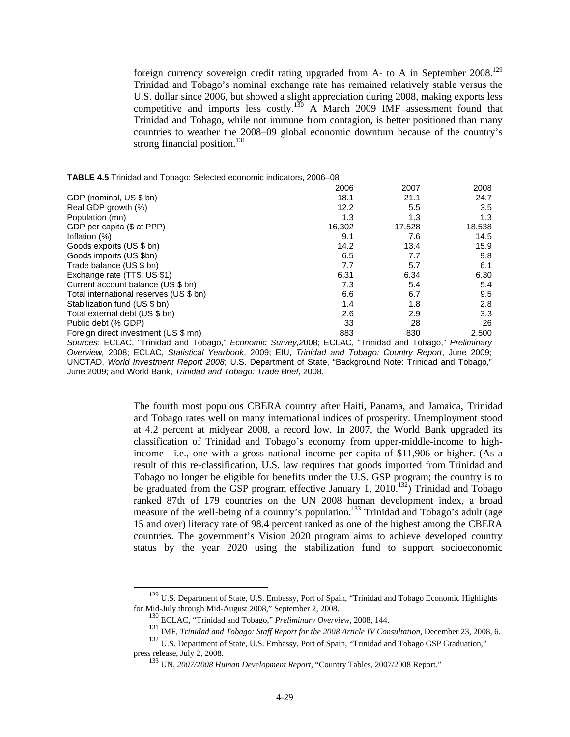foreign currency sovereign credit rating upgraded from A- to A in September 2008.[129] Trinidad and Tobago's nominal exchange rate has remained relatively stable versus the U.S. dollar since 2006, but showed a slight appreciation during 2008, making exports less competitive and imports less costly.[130] A March 2009 IMF assessment found that Trinidad and Tobago, while not immune from contagion, is better positioned than many countries to weather the 2008–09 global economic downturn because of the country's strong financial position.[131]

**TABLE 4.5** Trinidad and Tobago: Selected economic indicators, 2006–08

| | 2006 | 2007 | 2008 |
|---|---|---|---|
| GDP (nominal, US $ bn) | 18.1 | 21.1 | 24.7 |
| Real GDP growth (%) | 12.2 | 5.5 | 3.5 |
| Population (mn) | 1.3 | 1.3 | 1.3 |
| GDP per capita ($ at PPP) | 16,302 | 17,528 | 18,538 |
| Inflation (%) | 9.1 | 7.6 | 14.5 |
| Goods exports (US $ bn) | 14.2 | 13.4 | 15.9 |
| Goods imports (US $bn) | 6.5 | 7.7 | 9.8 |
| Trade balance (US $ bn) | 7.7 | 5.7 | 6.1 |
| Exchange rate (TT$: US $1) | 6.31 | 6.34 | 6.30 |
| Current account balance (US $ bn) | 7.3 | 5.4 | 5.4 |
| Total international reserves (US $ bn) | 6.6 | 6.7 | 9.5 |
| Stabilization fund (US $ bn) | 1.4 | 1.8 | 2.8 |
| Total external debt (US $ bn) | 2.6 | 2.9 | 3.3 |
| Public debt (% GDP) | 33 | 28 | 26 |
| Foreign direct investment (US $ mn) | 883 | 830 | 2,500 |

*Sources*: ECLAC, "Trinidad and Tobago," *Economic Survey,2*008; ECLAC, "Trinidad and Tobago," *Preliminary Overview,* 2008; ECLAC, *Statistical Yearbook*, 2009; EIU, *Trinidad and Tobago: Country Report*, June 2009; UNCTAD, *World Investment Report 2008*; U.S. Department of State, "Background Note: Trinidad and Tobago," June 2009; and World Bank, *Trinidad and Tobago: Trade Brief*, 2008.

The fourth most populous CBERA country after Haiti, Panama, and Jamaica, Trinidad and Tobago rates well on many international indices of prosperity. Unemployment stood at 4.2 percent at midyear 2008, a record low. In 2007, the World Bank upgraded its classification of Trinidad and Tobago's economy from upper-middle-income to high-income—i.e., one with a gross national income per capita of $11,906 or higher. (As a result of this re-classification, U.S. law requires that goods imported from Trinidad and Tobago no longer be eligible for benefits under the U.S. GSP program; the country is to be graduated from the GSP program effective January 1, 2010.[132]) Trinidad and Tobago ranked 87th of 179 countries on the UN 2008 human development index, a broad measure of the well-being of a country's population.[133] Trinidad and Tobago's adult (age 15 and over) literacy rate of 98.4 percent ranked as one of the highest among the CBERA countries. The government's Vision 2020 program aims to achieve developed country status by the year 2020 using the stabilization fund to support socioeconomic

[129] U.S. Department of State, U.S. Embassy, Port of Spain, "Trinidad and Tobago Economic Highlights for Mid-July through Mid-August 2008," September 2, 2008.

[130] ECLAC, "Trinidad and Tobago," *Preliminary Overview*, 2008, 144.

[131] IMF, *Trinidad and Tobago: Staff Report for the 2008 Article IV Consultation*, December 23, 2008, 6.

[132] U.S. Department of State, U.S. Embassy, Port of Spain, "Trinidad and Tobago GSP Graduation," press release, July 2, 2008.

[133] UN, *2007/2008 Human Development Report*, "Country Tables, 2007/2008 Report."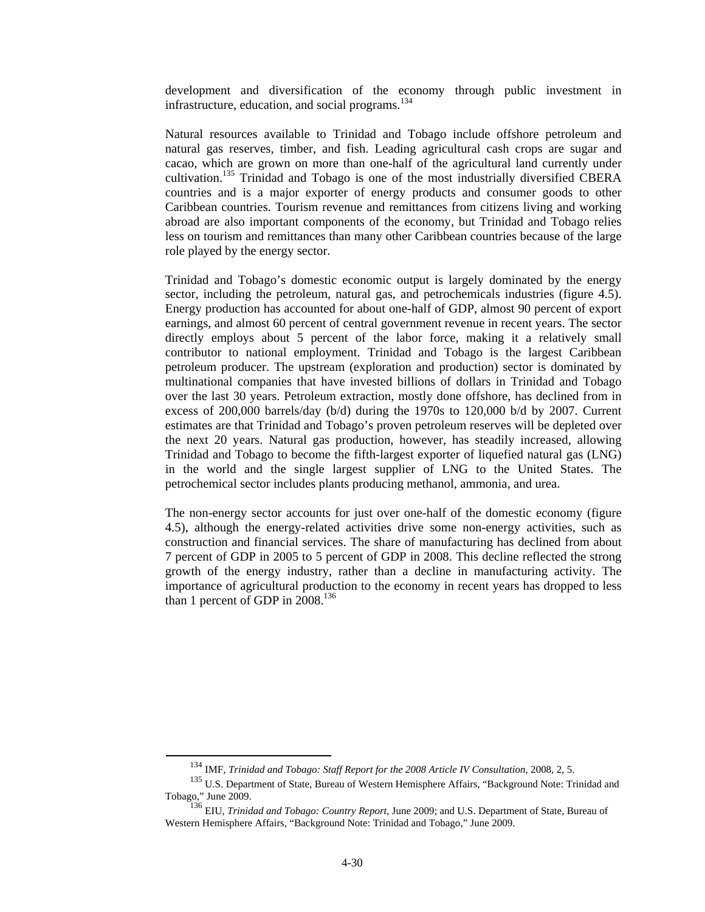development and diversification of the economy through public investment in infrastructure, education, and social programs.[134]

Natural resources available to Trinidad and Tobago include offshore petroleum and natural gas reserves, timber, and fish. Leading agricultural cash crops are sugar and cacao, which are grown on more than one-half of the agricultural land currently under cultivation.[135] Trinidad and Tobago is one of the most industrially diversified CBERA countries and is a major exporter of energy products and consumer goods to other Caribbean countries. Tourism revenue and remittances from citizens living and working abroad are also important components of the economy, but Trinidad and Tobago relies less on tourism and remittances than many other Caribbean countries because of the large role played by the energy sector.

Trinidad and Tobago's domestic economic output is largely dominated by the energy sector, including the petroleum, natural gas, and petrochemicals industries (figure 4.5). Energy production has accounted for about one-half of GDP, almost 90 percent of export earnings, and almost 60 percent of central government revenue in recent years. The sector directly employs about 5 percent of the labor force, making it a relatively small contributor to national employment. Trinidad and Tobago is the largest Caribbean petroleum producer. The upstream (exploration and production) sector is dominated by multinational companies that have invested billions of dollars in Trinidad and Tobago over the last 30 years. Petroleum extraction, mostly done offshore, has declined from in excess of 200,000 barrels/day (b/d) during the 1970s to 120,000 b/d by 2007. Current estimates are that Trinidad and Tobago's proven petroleum reserves will be depleted over the next 20 years. Natural gas production, however, has steadily increased, allowing Trinidad and Tobago to become the fifth-largest exporter of liquefied natural gas (LNG) in the world and the single largest supplier of LNG to the United States. The petrochemical sector includes plants producing methanol, ammonia, and urea.

The non-energy sector accounts for just over one-half of the domestic economy (figure 4.5), although the energy-related activities drive some non-energy activities, such as construction and financial services. The share of manufacturing has declined from about 7 percent of GDP in 2005 to 5 percent of GDP in 2008. This decline reflected the strong growth of the energy industry, rather than a decline in manufacturing activity. The importance of agricultural production to the economy in recent years has dropped to less than 1 percent of GDP in 2008.[136]

[134] IMF, *Trinidad and Tobago: Staff Report for the 2008 Article IV Consultation*, 2008, 2, 5.

[135] U.S. Department of State, Bureau of Western Hemisphere Affairs, "Background Note: Trinidad and Tobago," June 2009.

[136] EIU, *Trinidad and Tobago: Country Report*, June 2009; and U.S. Department of State, Bureau of Western Hemisphere Affairs, "Background Note: Trinidad and Tobago," June 2009.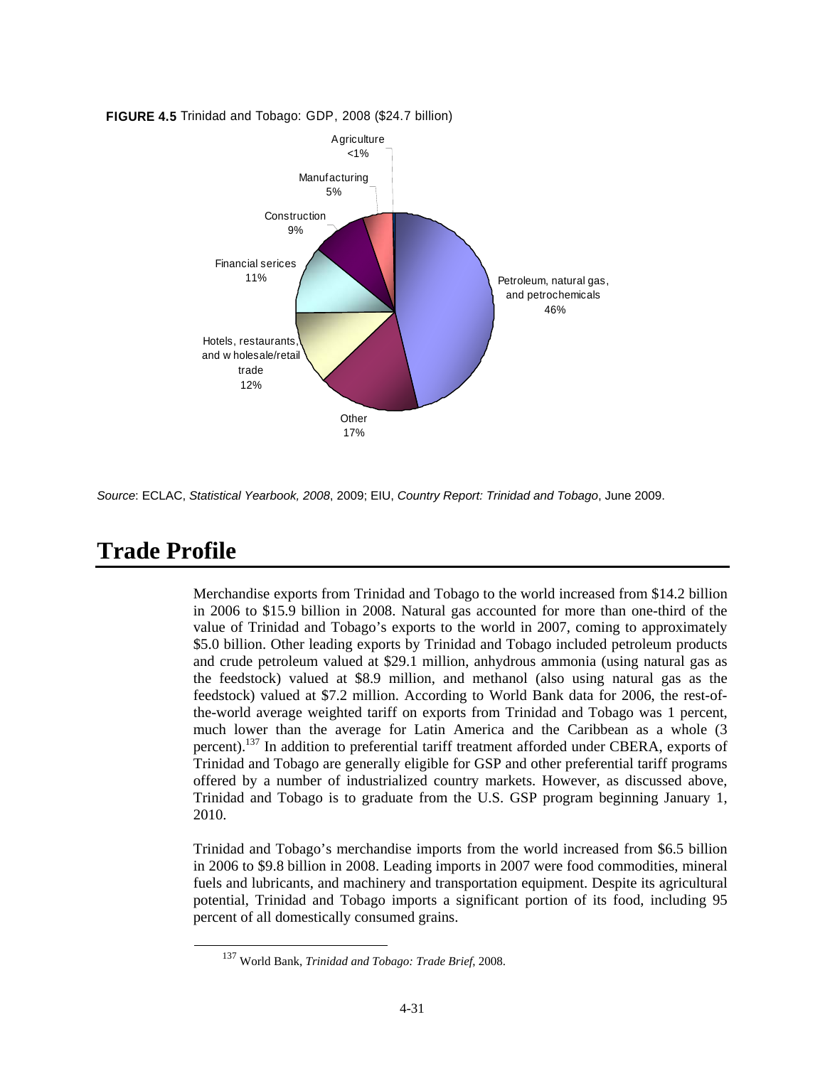**FIGURE 4.5** Trinidad and Tobago: GDP, 2008 ($24.7 billion)

| Sector | Share |
| --- | --- |
| Petroleum, natural gas, and petrochemicals | 46% |
| Other | 17% |
| Hotels, restaurants, and w holesale/retail trade | 12% |
| Financial serices | 11% |
| Construction | 9% |
| Manufacturing | 5% |
| Agriculture | <1% |

*Source*: ECLAC, *Statistical Yearbook, 2008*, 2009; EIU, *Country Report: Trinidad and Tobago*, June 2009.

# Trade Profile

Merchandise exports from Trinidad and Tobago to the world increased from $14.2 billion in 2006 to $15.9 billion in 2008. Natural gas accounted for more than one-third of the value of Trinidad and Tobago's exports to the world in 2007, coming to approximately $5.0 billion. Other leading exports by Trinidad and Tobago included petroleum products and crude petroleum valued at $29.1 million, anhydrous ammonia (using natural gas as the feedstock) valued at $8.9 million, and methanol (also using natural gas as the feedstock) valued at $7.2 million. According to World Bank data for 2006, the rest-of-the-world average weighted tariff on exports from Trinidad and Tobago was 1 percent, much lower than the average for Latin America and the Caribbean as a whole (3 percent).[137] In addition to preferential tariff treatment afforded under CBERA, exports of Trinidad and Tobago are generally eligible for GSP and other preferential tariff programs offered by a number of industrialized country markets. However, as discussed above, Trinidad and Tobago is to graduate from the U.S. GSP program beginning January 1, 2010.

Trinidad and Tobago's merchandise imports from the world increased from $6.5 billion in 2006 to $9.8 billion in 2008. Leading imports in 2007 were food commodities, mineral fuels and lubricants, and machinery and transportation equipment. Despite its agricultural potential, Trinidad and Tobago imports a significant portion of its food, including 95 percent of all domestically consumed grains.

[137] World Bank, *Trinidad and Tobago: Trade Brief*, 2008.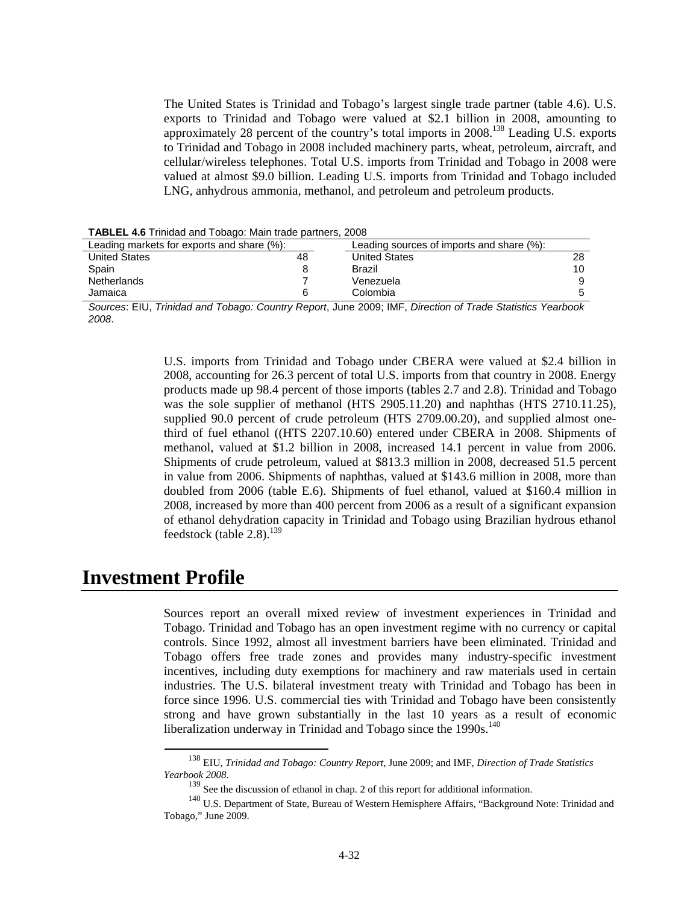The United States is Trinidad and Tobago's largest single trade partner (table 4.6). U.S. exports to Trinidad and Tobago were valued at $2.1 billion in 2008, amounting to approximately 28 percent of the country's total imports in 2008.[138] Leading U.S. exports to Trinidad and Tobago in 2008 included machinery parts, wheat, petroleum, aircraft, and cellular/wireless telephones. Total U.S. imports from Trinidad and Tobago in 2008 were valued at almost $9.0 billion. Leading U.S. imports from Trinidad and Tobago included LNG, anhydrous ammonia, methanol, and petroleum and petroleum products.

**TABLEL 4.6** Trinidad and Tobago: Main trade partners, 2008

| Leading markets for exports and share (%): | | Leading sources of imports and share (%): | |
|---|---|---|---|
| United States | 48 | United States | 28 |
| Spain | 8 | Brazil | 10 |
| Netherlands | 7 | Venezuela | 9 |
| Jamaica | 6 | Colombia | 5 |

*Sources*: EIU, *Trinidad and Tobago: Country Report*, June 2009; IMF, *Direction of Trade Statistics Yearbook 2008*.

U.S. imports from Trinidad and Tobago under CBERA were valued at $2.4 billion in 2008, accounting for 26.3 percent of total U.S. imports from that country in 2008. Energy products made up 98.4 percent of those imports (tables 2.7 and 2.8). Trinidad and Tobago was the sole supplier of methanol (HTS 2905.11.20) and naphthas (HTS 2710.11.25), supplied 90.0 percent of crude petroleum (HTS 2709.00.20), and supplied almost one-third of fuel ethanol ((HTS 2207.10.60) entered under CBERA in 2008. Shipments of methanol, valued at $1.2 billion in 2008, increased 14.1 percent in value from 2006. Shipments of crude petroleum, valued at $813.3 million in 2008, decreased 51.5 percent in value from 2006. Shipments of naphthas, valued at $143.6 million in 2008, more than doubled from 2006 (table E.6). Shipments of fuel ethanol, valued at $160.4 million in 2008, increased by more than 400 percent from 2006 as a result of a significant expansion of ethanol dehydration capacity in Trinidad and Tobago using Brazilian hydrous ethanol feedstock (table 2.8).[139]

# Investment Profile

Sources report an overall mixed review of investment experiences in Trinidad and Tobago. Trinidad and Tobago has an open investment regime with no currency or capital controls. Since 1992, almost all investment barriers have been eliminated. Trinidad and Tobago offers free trade zones and provides many industry-specific investment incentives, including duty exemptions for machinery and raw materials used in certain industries. The U.S. bilateral investment treaty with Trinidad and Tobago has been in force since 1996. U.S. commercial ties with Trinidad and Tobago have been consistently strong and have grown substantially in the last 10 years as a result of economic liberalization underway in Trinidad and Tobago since the 1990s.[140]

[138] EIU, *Trinidad and Tobago: Country Report*, June 2009; and IMF, *Direction of Trade Statistics Yearbook 2008*.

[139] See the discussion of ethanol in chap. 2 of this report for additional information.

[140] U.S. Department of State, Bureau of Western Hemisphere Affairs, "Background Note: Trinidad and Tobago," June 2009.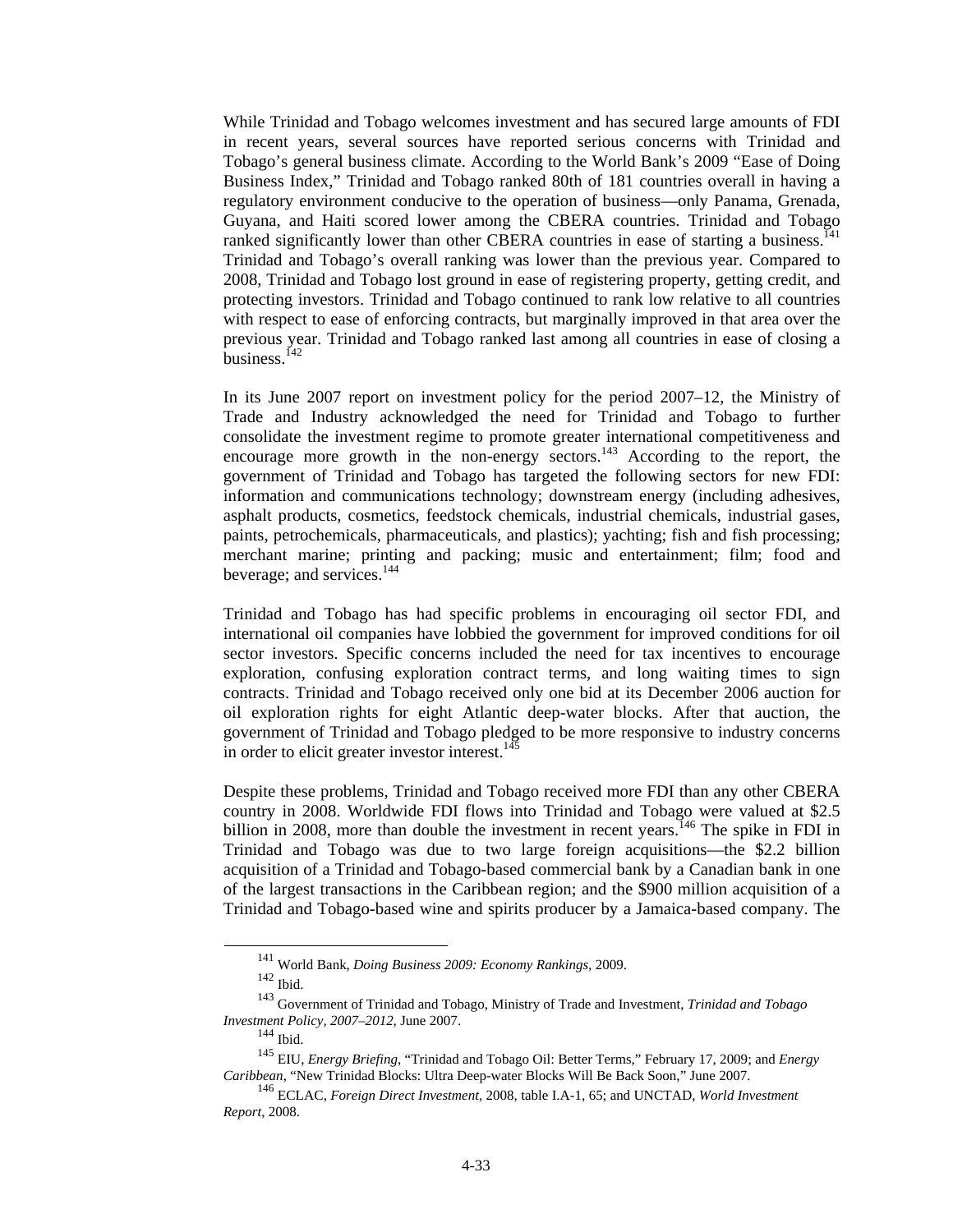While Trinidad and Tobago welcomes investment and has secured large amounts of FDI in recent years, several sources have reported serious concerns with Trinidad and Tobago's general business climate. According to the World Bank's 2009 "Ease of Doing Business Index," Trinidad and Tobago ranked 80th of 181 countries overall in having a regulatory environment conducive to the operation of business—only Panama, Grenada, Guyana, and Haiti scored lower among the CBERA countries. Trinidad and Tobago ranked significantly lower than other CBERA countries in ease of starting a business.[141] Trinidad and Tobago's overall ranking was lower than the previous year. Compared to 2008, Trinidad and Tobago lost ground in ease of registering property, getting credit, and protecting investors. Trinidad and Tobago continued to rank low relative to all countries with respect to ease of enforcing contracts, but marginally improved in that area over the previous year. Trinidad and Tobago ranked last among all countries in ease of closing a business.[142]

In its June 2007 report on investment policy for the period 2007–12, the Ministry of Trade and Industry acknowledged the need for Trinidad and Tobago to further consolidate the investment regime to promote greater international competitiveness and encourage more growth in the non-energy sectors.[143] According to the report, the government of Trinidad and Tobago has targeted the following sectors for new FDI: information and communications technology; downstream energy (including adhesives, asphalt products, cosmetics, feedstock chemicals, industrial chemicals, industrial gases, paints, petrochemicals, pharmaceuticals, and plastics); yachting; fish and fish processing; merchant marine; printing and packing; music and entertainment; film; food and beverage; and services.[144]

Trinidad and Tobago has had specific problems in encouraging oil sector FDI, and international oil companies have lobbied the government for improved conditions for oil sector investors. Specific concerns included the need for tax incentives to encourage exploration, confusing exploration contract terms, and long waiting times to sign contracts. Trinidad and Tobago received only one bid at its December 2006 auction for oil exploration rights for eight Atlantic deep-water blocks. After that auction, the government of Trinidad and Tobago pledged to be more responsive to industry concerns in order to elicit greater investor interest.[145]

Despite these problems, Trinidad and Tobago received more FDI than any other CBERA country in 2008. Worldwide FDI flows into Trinidad and Tobago were valued at $2.5 billion in 2008, more than double the investment in recent years.[146] The spike in FDI in Trinidad and Tobago was due to two large foreign acquisitions—the $2.2 billion acquisition of a Trinidad and Tobago-based commercial bank by a Canadian bank in one of the largest transactions in the Caribbean region; and the $900 million acquisition of a Trinidad and Tobago-based wine and spirits producer by a Jamaica-based company. The

---

[141] World Bank, *Doing Business 2009: Economy Rankings*, 2009.

[142] Ibid.

[143] Government of Trinidad and Tobago, Ministry of Trade and Investment, *Trinidad and Tobago Investment Policy, 2007–2012*, June 2007.

[144] Ibid.

[145] EIU, *Energy Briefing*, "Trinidad and Tobago Oil: Better Terms," February 17, 2009; and *Energy Caribbean*, "New Trinidad Blocks: Ultra Deep-water Blocks Will Be Back Soon," June 2007.

[146] ECLAC, *Foreign Direct Investment*, 2008, table I.A-1, 65; and UNCTAD, *World Investment Report*, 2008.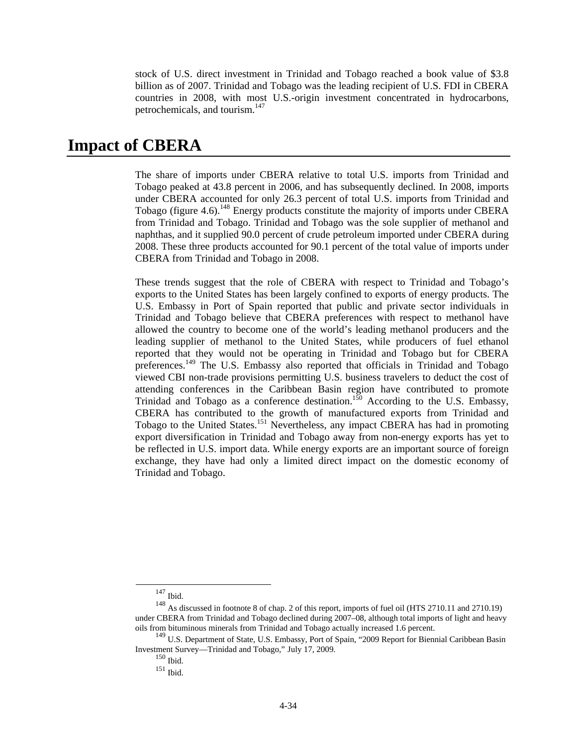stock of U.S. direct investment in Trinidad and Tobago reached a book value of $3.8 billion as of 2007. Trinidad and Tobago was the leading recipient of U.S. FDI in CBERA countries in 2008, with most U.S.-origin investment concentrated in hydrocarbons, petrochemicals, and tourism.[147]

# Impact of CBERA

The share of imports under CBERA relative to total U.S. imports from Trinidad and Tobago peaked at 43.8 percent in 2006, and has subsequently declined. In 2008, imports under CBERA accounted for only 26.3 percent of total U.S. imports from Trinidad and Tobago (figure 4.6).[148] Energy products constitute the majority of imports under CBERA from Trinidad and Tobago. Trinidad and Tobago was the sole supplier of methanol and naphthas, and it supplied 90.0 percent of crude petroleum imported under CBERA during 2008. These three products accounted for 90.1 percent of the total value of imports under CBERA from Trinidad and Tobago in 2008.

These trends suggest that the role of CBERA with respect to Trinidad and Tobago's exports to the United States has been largely confined to exports of energy products. The U.S. Embassy in Port of Spain reported that public and private sector individuals in Trinidad and Tobago believe that CBERA preferences with respect to methanol have allowed the country to become one of the world's leading methanol producers and the leading supplier of methanol to the United States, while producers of fuel ethanol reported that they would not be operating in Trinidad and Tobago but for CBERA preferences.[149] The U.S. Embassy also reported that officials in Trinidad and Tobago viewed CBI non-trade provisions permitting U.S. business travelers to deduct the cost of attending conferences in the Caribbean Basin region have contributed to promote Trinidad and Tobago as a conference destination.[150] According to the U.S. Embassy, CBERA has contributed to the growth of manufactured exports from Trinidad and Tobago to the United States.[151] Nevertheless, any impact CBERA has had in promoting export diversification in Trinidad and Tobago away from non-energy exports has yet to be reflected in U.S. import data. While energy exports are an important source of foreign exchange, they have had only a limited direct impact on the domestic economy of Trinidad and Tobago.

[147] Ibid.

[148] As discussed in footnote 8 of chap. 2 of this report, imports of fuel oil (HTS 2710.11 and 2710.19) under CBERA from Trinidad and Tobago declined during 2007–08, although total imports of light and heavy oils from bituminous minerals from Trinidad and Tobago actually increased 1.6 percent.

[149] U.S. Department of State, U.S. Embassy, Port of Spain, "2009 Report for Biennial Caribbean Basin Investment Survey—Trinidad and Tobago," July 17, 2009.

[150] Ibid.

[151] Ibid.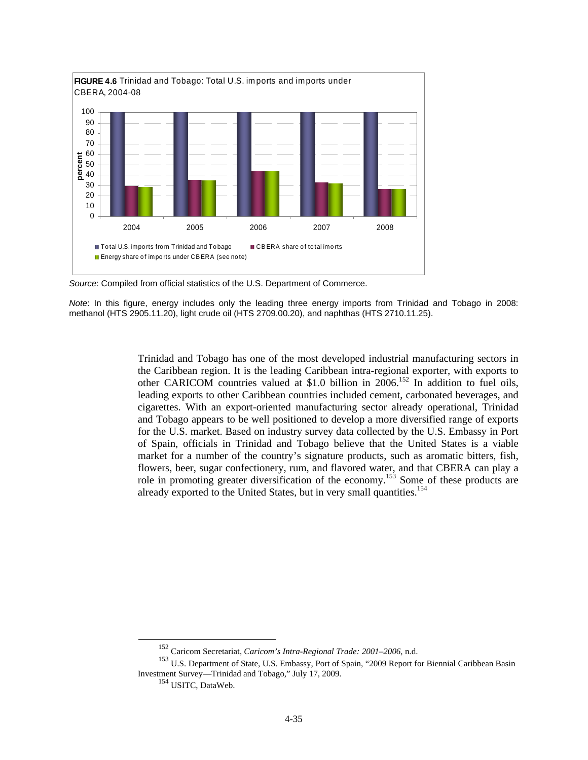**FIGURE 4.6** Trinidad and Tobago: Total U.S. imports and imports under CBERA, 2004-08

percent

100
90
80
70
60
50
40
30
20
10
0

2004
2005
2006
2007
2008

Total U.S. imports from Trinidad and Tobago
CBERA share of total imorts
Energy share of imports under CBERA (see note)

*Source*: Compiled from official statistics of the U.S. Department of Commerce.

*Note*: In this figure, energy includes only the leading three energy imports from Trinidad and Tobago in 2008: methanol (HTS 2905.11.20), light crude oil (HTS 2709.00.20), and naphthas (HTS 2710.11.25).

Trinidad and Tobago has one of the most developed industrial manufacturing sectors in the Caribbean region. It is the leading Caribbean intra-regional exporter, with exports to other CARICOM countries valued at $1.0 billion in 2006.[152] In addition to fuel oils, leading exports to other Caribbean countries included cement, carbonated beverages, and cigarettes. With an export-oriented manufacturing sector already operational, Trinidad and Tobago appears to be well positioned to develop a more diversified range of exports for the U.S. market. Based on industry survey data collected by the U.S. Embassy in Port of Spain, officials in Trinidad and Tobago believe that the United States is a viable market for a number of the country's signature products, such as aromatic bitters, fish, flowers, beer, sugar confectionery, rum, and flavored water, and that CBERA can play a role in promoting greater diversification of the economy.[153] Some of these products are already exported to the United States, but in very small quantities.[154]

[152] Caricom Secretariat, *Caricom's Intra-Regional Trade: 2001–2006*, n.d.

[153] U.S. Department of State, U.S. Embassy, Port of Spain, "2009 Report for Biennial Caribbean Basin Investment Survey—Trinidad and Tobago," July 17, 2009.

[154] USITC, DataWeb.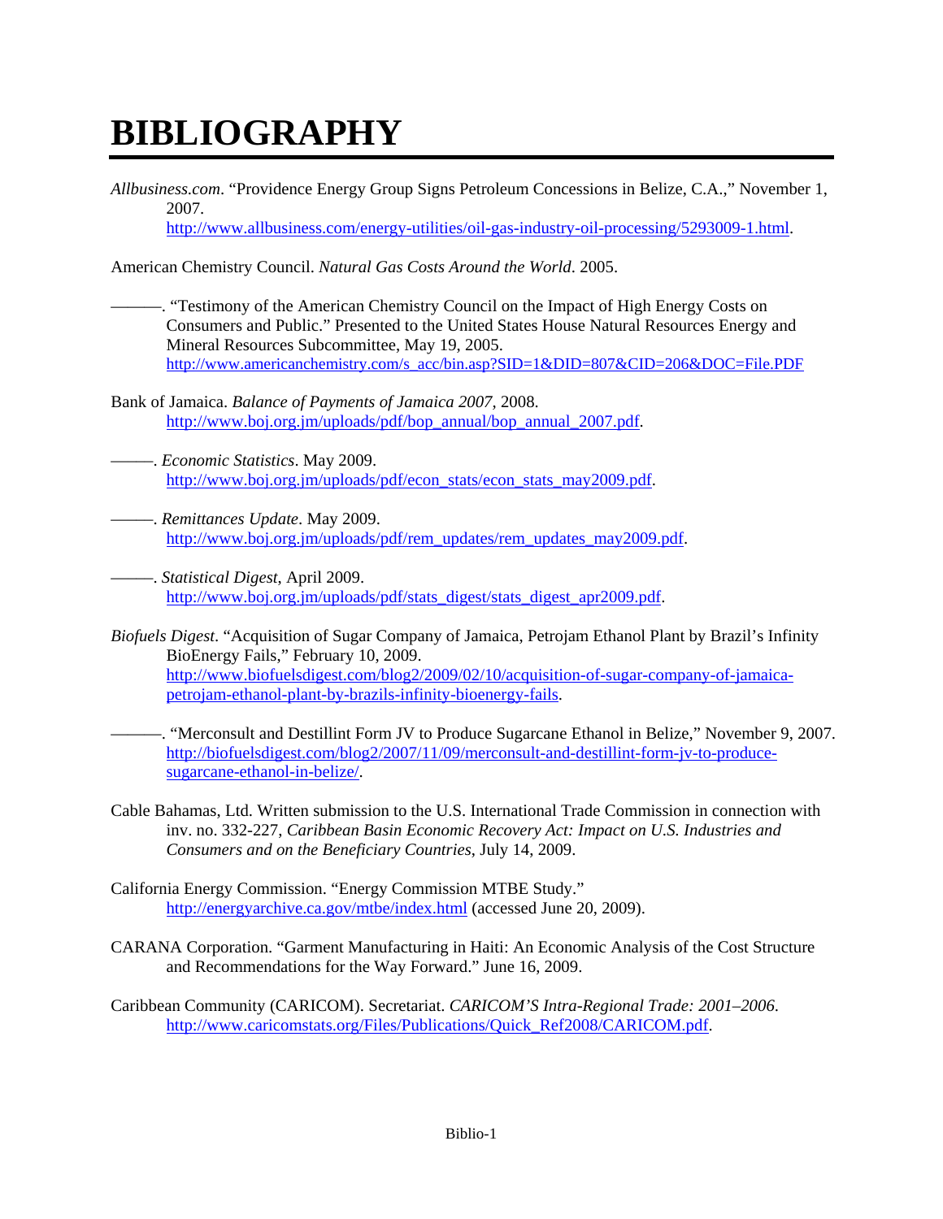# BIBLIOGRAPHY

*Allbusiness.com*. "Providence Energy Group Signs Petroleum Concessions in Belize, C.A.," November 1, 2007. http://www.allbusiness.com/energy-utilities/oil-gas-industry-oil-processing/5293009-1.html.

American Chemistry Council. *Natural Gas Costs Around the World*. 2005.

———. "Testimony of the American Chemistry Council on the Impact of High Energy Costs on Consumers and Public." Presented to the United States House Natural Resources Energy and Mineral Resources Subcommittee, May 19, 2005. http://www.americanchemistry.com/s_acc/bin.asp?SID=1&DID=807&CID=206&DOC=File.PDF

Bank of Jamaica. *Balance of Payments of Jamaica 2007*, 2008. http://www.boj.org.jm/uploads/pdf/bop_annual/bop_annual_2007.pdf.

———. *Economic Statistics*. May 2009. http://www.boj.org.jm/uploads/pdf/econ_stats/econ_stats_may2009.pdf.

———. *Remittances Update*. May 2009. http://www.boj.org.jm/uploads/pdf/rem_updates/rem_updates_may2009.pdf.

———. *Statistical Digest*, April 2009. http://www.boj.org.jm/uploads/pdf/stats_digest/stats_digest_apr2009.pdf.

*Biofuels Digest*. "Acquisition of Sugar Company of Jamaica, Petrojam Ethanol Plant by Brazil's Infinity BioEnergy Fails," February 10, 2009. http://www.biofuelsdigest.com/blog2/2009/02/10/acquisition-of-sugar-company-of-jamaica-petrojam-ethanol-plant-by-brazils-infinity-bioenergy-fails.

———. "Merconsult and Destillint Form JV to Produce Sugarcane Ethanol in Belize," November 9, 2007. http://biofuelsdigest.com/blog2/2007/11/09/merconsult-and-destillint-form-jv-to-produce-sugarcane-ethanol-in-belize/.

Cable Bahamas, Ltd. Written submission to the U.S. International Trade Commission in connection with inv. no. 332-227, *Caribbean Basin Economic Recovery Act: Impact on U.S. Industries and Consumers and on the Beneficiary Countries*, July 14, 2009.

California Energy Commission. "Energy Commission MTBE Study." http://energyarchive.ca.gov/mtbe/index.html (accessed June 20, 2009).

CARANA Corporation. "Garment Manufacturing in Haiti: An Economic Analysis of the Cost Structure and Recommendations for the Way Forward." June 16, 2009.

Caribbean Community (CARICOM). Secretariat. *CARICOM'S Intra-Regional Trade: 2001–2006*. http://www.caricomstats.org/Files/Publications/Quick_Ref2008/CARICOM.pdf.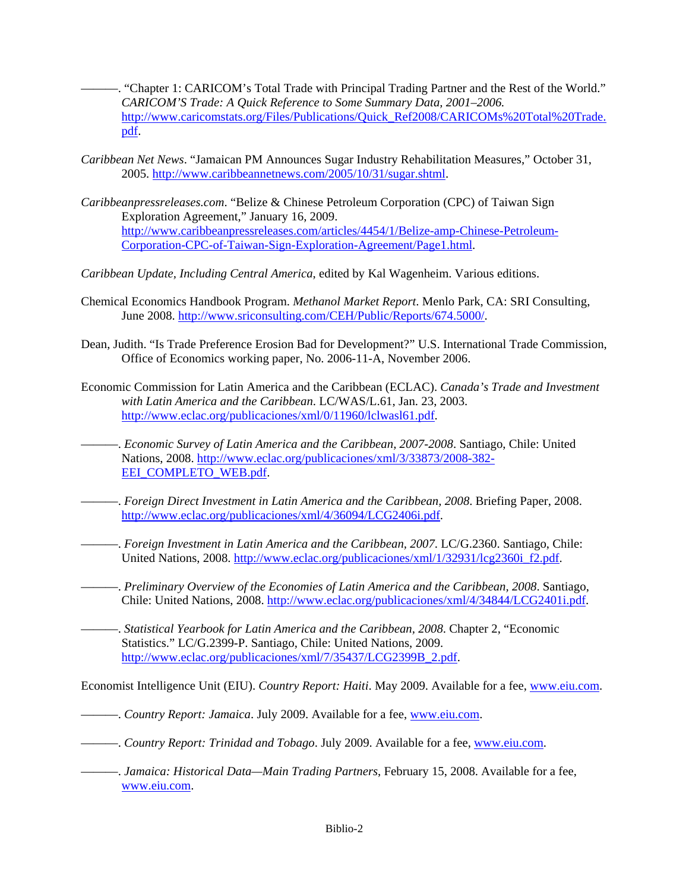———. "Chapter 1: CARICOM's Total Trade with Principal Trading Partner and the Rest of the World." *CARICOM'S Trade: A Quick Reference to Some Summary Data, 2001–2006.* http://www.caricomstats.org/Files/Publications/Quick_Ref2008/CARICOMs%20Total%20Trade.pdf.

*Caribbean Net News*. "Jamaican PM Announces Sugar Industry Rehabilitation Measures," October 31, 2005. http://www.caribbeannetnews.com/2005/10/31/sugar.shtml.

*Caribbeanpressreleases.com*. "Belize & Chinese Petroleum Corporation (CPC) of Taiwan Sign Exploration Agreement," January 16, 2009. http://www.caribbeanpressreleases.com/articles/4454/1/Belize-amp-Chinese-Petroleum-Corporation-CPC-of-Taiwan-Sign-Exploration-Agreement/Page1.html.

*Caribbean Update, Including Central America*, edited by Kal Wagenheim. Various editions.

Chemical Economics Handbook Program. *Methanol Market Report*. Menlo Park, CA: SRI Consulting, June 2008. http://www.sriconsulting.com/CEH/Public/Reports/674.5000/.

Dean, Judith. "Is Trade Preference Erosion Bad for Development?" U.S. International Trade Commission, Office of Economics working paper, No. 2006-11-A, November 2006.

Economic Commission for Latin America and the Caribbean (ECLAC). *Canada's Trade and Investment with Latin America and the Caribbean*. LC/WAS/L.61, Jan. 23, 2003. http://www.eclac.org/publicaciones/xml/0/11960/lclwasl61.pdf.

———. *Economic Survey of Latin America and the Caribbean, 2007-2008*. Santiago, Chile: United Nations, 2008. http://www.eclac.org/publicaciones/xml/3/33873/2008-382-EEI_COMPLETO_WEB.pdf.

———. *Foreign Direct Investment in Latin America and the Caribbean, 2008*. Briefing Paper, 2008. http://www.eclac.org/publicaciones/xml/4/36094/LCG2406i.pdf.

———. *Foreign Investment in Latin America and the Caribbean, 2007*. LC/G.2360. Santiago, Chile: United Nations, 2008. http://www.eclac.org/publicaciones/xml/1/32931/lcg2360i_f2.pdf.

———. *Preliminary Overview of the Economies of Latin America and the Caribbean, 2008*. Santiago, Chile: United Nations, 2008. http://www.eclac.org/publicaciones/xml/4/34844/LCG2401i.pdf.

———. *Statistical Yearbook for Latin America and the Caribbean, 2008*. Chapter 2, "Economic Statistics." LC/G.2399-P. Santiago, Chile: United Nations, 2009. http://www.eclac.org/publicaciones/xml/7/35437/LCG2399B_2.pdf.

Economist Intelligence Unit (EIU). *Country Report: Haiti*. May 2009. Available for a fee, www.eiu.com.

———. *Country Report: Jamaica*. July 2009. Available for a fee, www.eiu.com.

———. *Country Report: Trinidad and Tobago*. July 2009. Available for a fee, www.eiu.com.

———. *Jamaica: Historical Data—Main Trading Partners*, February 15, 2008. Available for a fee, www.eiu.com.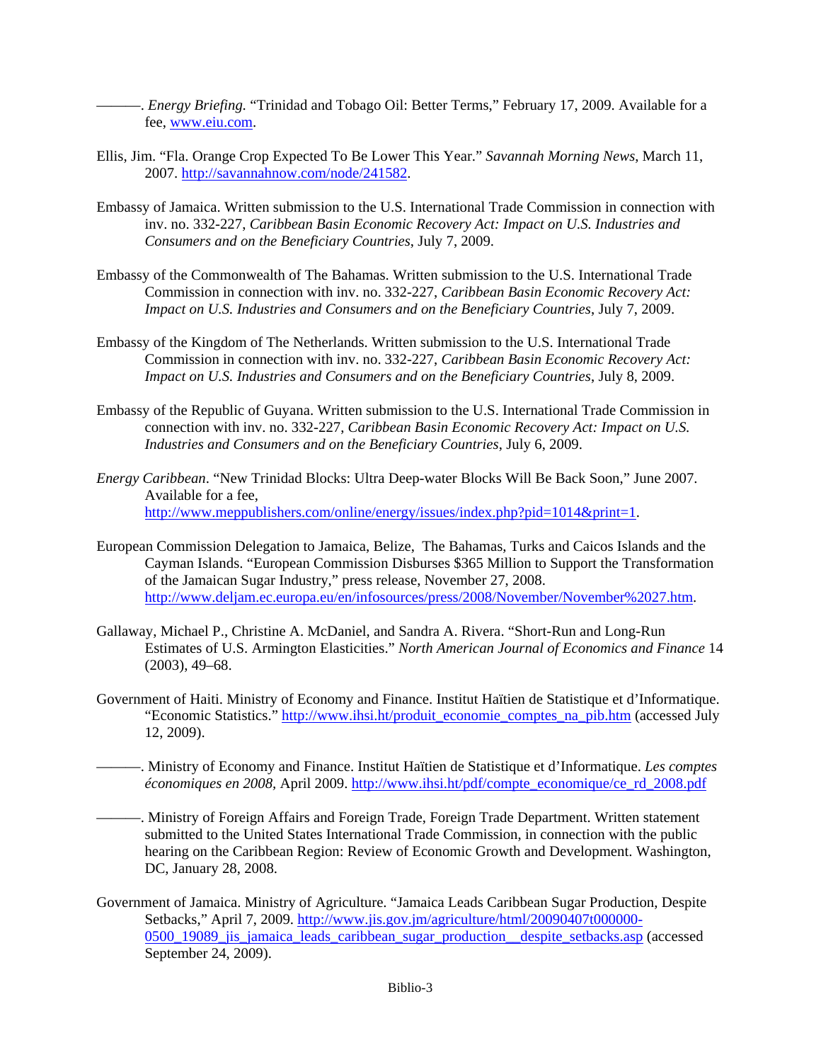———. *Energy Briefing*. “Trinidad and Tobago Oil: Better Terms,” February 17, 2009. Available for a fee, www.eiu.com.

Ellis, Jim. “Fla. Orange Crop Expected To Be Lower This Year.” *Savannah Morning News*, March 11, 2007. http://savannahnow.com/node/241582.

Embassy of Jamaica. Written submission to the U.S. International Trade Commission in connection with inv. no. 332-227, *Caribbean Basin Economic Recovery Act: Impact on U.S. Industries and Consumers and on the Beneficiary Countries*, July 7, 2009.

Embassy of the Commonwealth of The Bahamas. Written submission to the U.S. International Trade Commission in connection with inv. no. 332-227, *Caribbean Basin Economic Recovery Act: Impact on U.S. Industries and Consumers and on the Beneficiary Countries*, July 7, 2009.

Embassy of the Kingdom of The Netherlands. Written submission to the U.S. International Trade Commission in connection with inv. no. 332-227, *Caribbean Basin Economic Recovery Act: Impact on U.S. Industries and Consumers and on the Beneficiary Countries*, July 8, 2009.

Embassy of the Republic of Guyana. Written submission to the U.S. International Trade Commission in connection with inv. no. 332-227, *Caribbean Basin Economic Recovery Act: Impact on U.S. Industries and Consumers and on the Beneficiary Countries*, July 6, 2009.

*Energy Caribbean*. “New Trinidad Blocks: Ultra Deep-water Blocks Will Be Back Soon,” June 2007. Available for a fee, http://www.meppublishers.com/online/energy/issues/index.php?pid=1014&print=1.

European Commission Delegation to Jamaica, Belize, The Bahamas, Turks and Caicos Islands and the Cayman Islands. “European Commission Disburses $365 Million to Support the Transformation of the Jamaican Sugar Industry,” press release, November 27, 2008. http://www.deljam.ec.europa.eu/en/infosources/press/2008/November/November%2027.htm.

Gallaway, Michael P., Christine A. McDaniel, and Sandra A. Rivera. “Short-Run and Long-Run Estimates of U.S. Armington Elasticities.” *North American Journal of Economics and Finance* 14 (2003), 49–68.

Government of Haiti. Ministry of Economy and Finance. Institut Haïtien de Statistique et d’Informatique. “Economic Statistics.” http://www.ihsi.ht/produit_economie_comptes_na_pib.htm (accessed July 12, 2009).

———. Ministry of Economy and Finance. Institut Haïtien de Statistique et d’Informatique. *Les comptes économiques en 2008*, April 2009. http://www.ihsi.ht/pdf/compte_economique/ce_rd_2008.pdf

———. Ministry of Foreign Affairs and Foreign Trade, Foreign Trade Department. Written statement submitted to the United States International Trade Commission, in connection with the public hearing on the Caribbean Region: Review of Economic Growth and Development. Washington, DC, January 28, 2008.

Government of Jamaica. Ministry of Agriculture. “Jamaica Leads Caribbean Sugar Production, Despite Setbacks,” April 7, 2009. http://www.jis.gov.jm/agriculture/html/20090407t000000-0500_19089_jis_jamaica_leads_caribbean_sugar_production__despite_setbacks.asp (accessed September 24, 2009).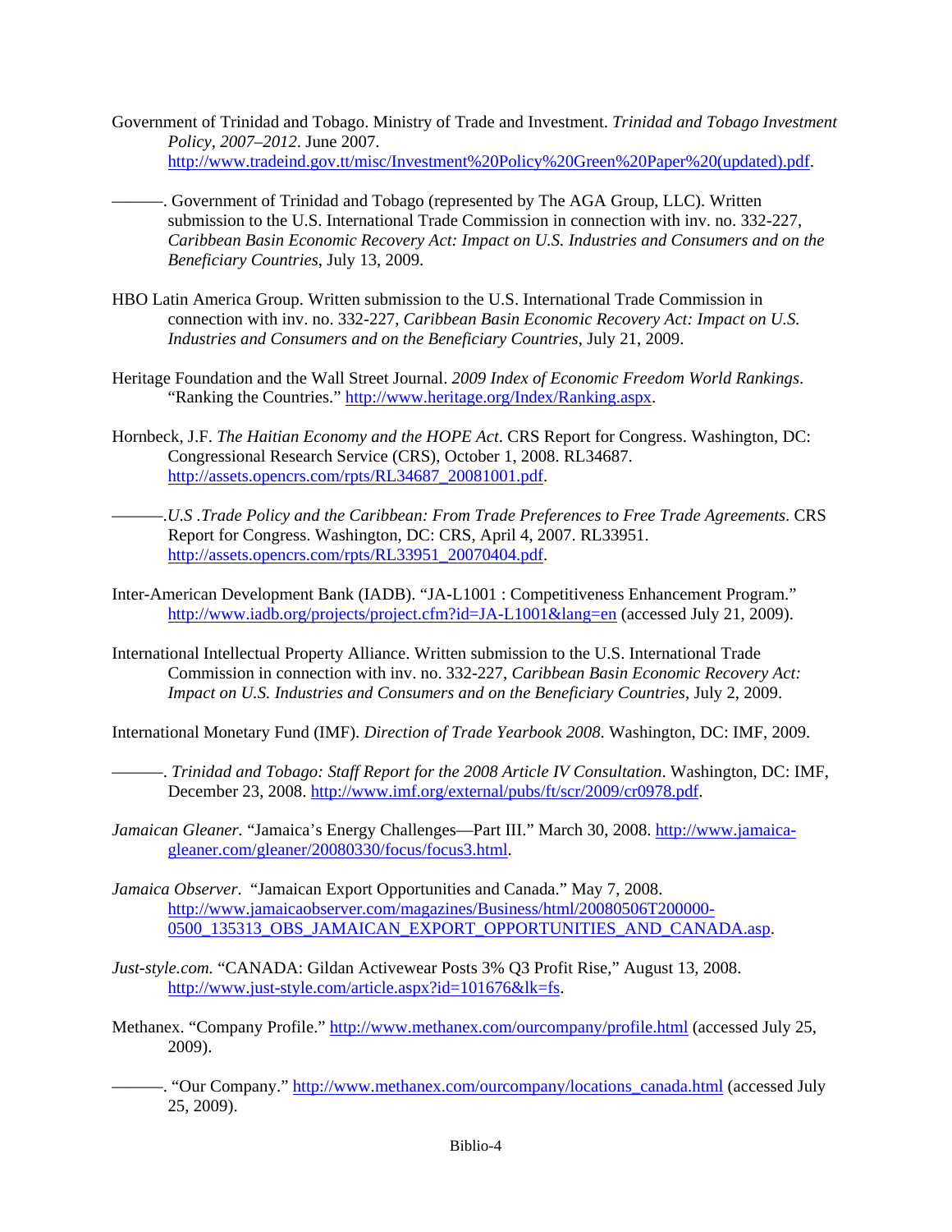Government of Trinidad and Tobago. Ministry of Trade and Investment. *Trinidad and Tobago Investment Policy, 2007–2012*. June 2007. http://www.tradeind.gov.tt/misc/Investment%20Policy%20Green%20Paper%20(updated).pdf.

———. Government of Trinidad and Tobago (represented by The AGA Group, LLC). Written submission to the U.S. International Trade Commission in connection with inv. no. 332-227, *Caribbean Basin Economic Recovery Act: Impact on U.S. Industries and Consumers and on the Beneficiary Countries*, July 13, 2009.

HBO Latin America Group. Written submission to the U.S. International Trade Commission in connection with inv. no. 332-227, *Caribbean Basin Economic Recovery Act: Impact on U.S. Industries and Consumers and on the Beneficiary Countries*, July 21, 2009.

Heritage Foundation and the Wall Street Journal. *2009 Index of Economic Freedom World Rankings*. "Ranking the Countries." http://www.heritage.org/Index/Ranking.aspx.

Hornbeck, J.F. *The Haitian Economy and the HOPE Act*. CRS Report for Congress. Washington, DC: Congressional Research Service (CRS), October 1, 2008. RL34687. http://assets.opencrs.com/rpts/RL34687_20081001.pdf.

———.*U.S .Trade Policy and the Caribbean: From Trade Preferences to Free Trade Agreements*. CRS Report for Congress. Washington, DC: CRS, April 4, 2007. RL33951. http://assets.opencrs.com/rpts/RL33951_20070404.pdf.

Inter-American Development Bank (IADB). "JA-L1001 : Competitiveness Enhancement Program." http://www.iadb.org/projects/project.cfm?id=JA-L1001&lang=en (accessed July 21, 2009).

International Intellectual Property Alliance. Written submission to the U.S. International Trade Commission in connection with inv. no. 332-227, *Caribbean Basin Economic Recovery Act: Impact on U.S. Industries and Consumers and on the Beneficiary Countries*, July 2, 2009.

International Monetary Fund (IMF). *Direction of Trade Yearbook 2008*. Washington, DC: IMF, 2009.

———. *Trinidad and Tobago: Staff Report for the 2008 Article IV Consultation*. Washington, DC: IMF, December 23, 2008. http://www.imf.org/external/pubs/ft/scr/2009/cr0978.pdf.

*Jamaican Gleaner*. "Jamaica's Energy Challenges—Part III." March 30, 2008. http://www.jamaica-gleaner.com/gleaner/20080330/focus/focus3.html.

*Jamaica Observer*. "Jamaican Export Opportunities and Canada." May 7, 2008. http://www.jamaicaobserver.com/magazines/Business/html/20080506T200000-0500_135313_OBS_JAMAICAN_EXPORT_OPPORTUNITIES_AND_CANADA.asp.

*Just-style.com.* "CANADA: Gildan Activewear Posts 3% Q3 Profit Rise," August 13, 2008. http://www.just-style.com/article.aspx?id=101676&lk=fs.

Methanex. "Company Profile." http://www.methanex.com/ourcompany/profile.html (accessed July 25, 2009).

———. "Our Company." http://www.methanex.com/ourcompany/locations_canada.html (accessed July 25, 2009).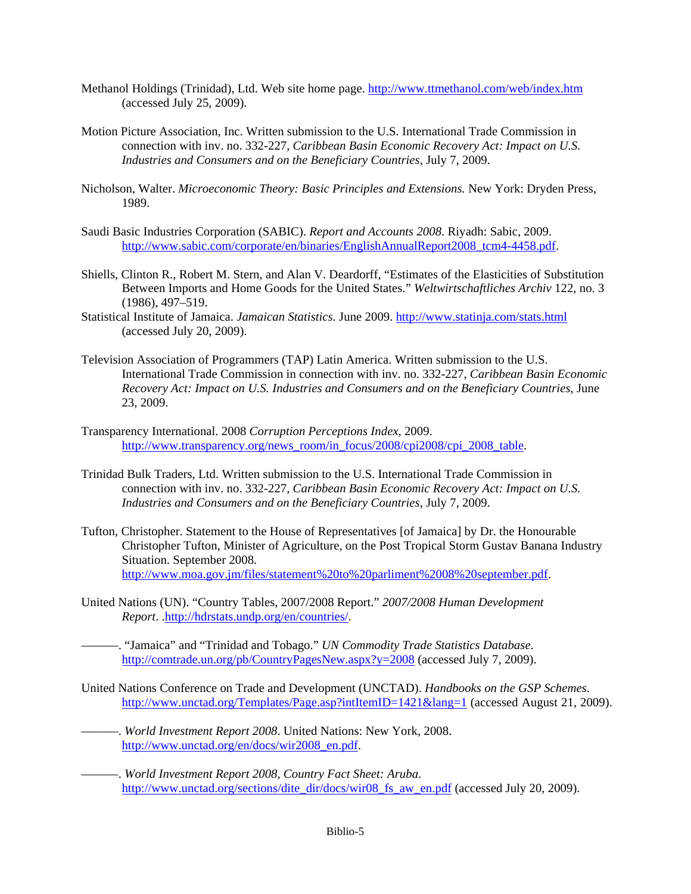Methanol Holdings (Trinidad), Ltd. Web site home page. http://www.ttmethanol.com/web/index.htm (accessed July 25, 2009).

Motion Picture Association, Inc. Written submission to the U.S. International Trade Commission in connection with inv. no. 332-227, *Caribbean Basin Economic Recovery Act: Impact on U.S. Industries and Consumers and on the Beneficiary Countries*, July 7, 2009.

Nicholson, Walter. *Microeconomic Theory: Basic Principles and Extensions.* New York: Dryden Press, 1989.

Saudi Basic Industries Corporation (SABIC). *Report and Accounts 2008*. Riyadh: Sabic, 2009. http://www.sabic.com/corporate/en/binaries/EnglishAnnualReport2008_tcm4-4458.pdf.

Shiells, Clinton R., Robert M. Stern, and Alan V. Deardorff, "Estimates of the Elasticities of Substitution Between Imports and Home Goods for the United States." *Weltwirtschaftliches Archiv* 122, no. 3 (1986), 497–519.

Statistical Institute of Jamaica. *Jamaican Statistics*. June 2009. http://www.statinja.com/stats.html (accessed July 20, 2009).

Television Association of Programmers (TAP) Latin America. Written submission to the U.S. International Trade Commission in connection with inv. no. 332-227, *Caribbean Basin Economic Recovery Act: Impact on U.S. Industries and Consumers and on the Beneficiary Countries*, June 23, 2009.

Transparency International. 2008 *Corruption Perceptions Index*, 2009. http://www.transparency.org/news_room/in_focus/2008/cpi2008/cpi_2008_table.

Trinidad Bulk Traders, Ltd. Written submission to the U.S. International Trade Commission in connection with inv. no. 332-227, *Caribbean Basin Economic Recovery Act: Impact on U.S. Industries and Consumers and on the Beneficiary Countries*, July 7, 2009.

Tufton, Christopher. Statement to the House of Representatives [of Jamaica] by Dr. the Honourable Christopher Tufton, Minister of Agriculture, on the Post Tropical Storm Gustav Banana Industry Situation. September 2008. http://www.moa.gov.jm/files/statement%20to%20parliment%2008%20september.pdf.

United Nations (UN). "Country Tables, 2007/2008 Report." *2007/2008 Human Development Report*. .http://hdrstats.undp.org/en/countries/.

———. "Jamaica" and "Trinidad and Tobago." *UN Commodity Trade Statistics Database*. http://comtrade.un.org/pb/CountryPagesNew.aspx?y=2008 (accessed July 7, 2009).

United Nations Conference on Trade and Development (UNCTAD). *Handbooks on the GSP Schemes*. http://www.unctad.org/Templates/Page.asp?intItemID=1421&lang=1 (accessed August 21, 2009).

———. *World Investment Report 2008*. United Nations: New York, 2008. http://www.unctad.org/en/docs/wir2008_en.pdf.

———. *World Investment Report 2008, Country Fact Sheet: Aruba*. http://www.unctad.org/sections/dite_dir/docs/wir08_fs_aw_en.pdf (accessed July 20, 2009).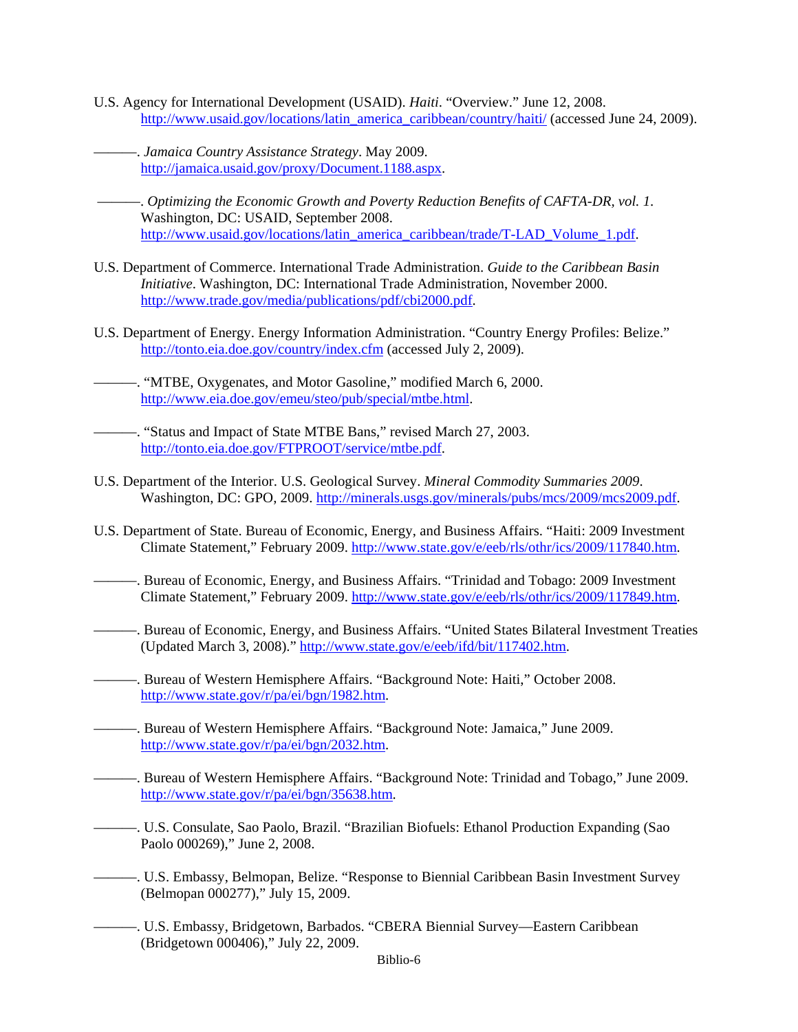U.S. Agency for International Development (USAID). *Haiti*. "Overview." June 12, 2008. http://www.usaid.gov/locations/latin_america_caribbean/country/haiti/ (accessed June 24, 2009).

———. *Jamaica Country Assistance Strategy*. May 2009. http://jamaica.usaid.gov/proxy/Document.1188.aspx.

———. *Optimizing the Economic Growth and Poverty Reduction Benefits of CAFTA-DR, vol. 1*. Washington, DC: USAID, September 2008. http://www.usaid.gov/locations/latin_america_caribbean/trade/T-LAD_Volume_1.pdf.

U.S. Department of Commerce. International Trade Administration. *Guide to the Caribbean Basin Initiative*. Washington, DC: International Trade Administration, November 2000. http://www.trade.gov/media/publications/pdf/cbi2000.pdf.

U.S. Department of Energy. Energy Information Administration. "Country Energy Profiles: Belize." http://tonto.eia.doe.gov/country/index.cfm (accessed July 2, 2009).

———. "MTBE, Oxygenates, and Motor Gasoline," modified March 6, 2000. http://www.eia.doe.gov/emeu/steo/pub/special/mtbe.html.

———. "Status and Impact of State MTBE Bans," revised March 27, 2003. http://tonto.eia.doe.gov/FTPROOT/service/mtbe.pdf.

U.S. Department of the Interior. U.S. Geological Survey. *Mineral Commodity Summaries 2009*. Washington, DC: GPO, 2009. http://minerals.usgs.gov/minerals/pubs/mcs/2009/mcs2009.pdf.

U.S. Department of State. Bureau of Economic, Energy, and Business Affairs. "Haiti: 2009 Investment Climate Statement," February 2009. http://www.state.gov/e/eeb/rls/othr/ics/2009/117840.htm.

———. Bureau of Economic, Energy, and Business Affairs. "Trinidad and Tobago: 2009 Investment Climate Statement," February 2009. http://www.state.gov/e/eeb/rls/othr/ics/2009/117849.htm.

———. Bureau of Economic, Energy, and Business Affairs. "United States Bilateral Investment Treaties (Updated March 3, 2008)." http://www.state.gov/e/eeb/ifd/bit/117402.htm.

———. Bureau of Western Hemisphere Affairs. "Background Note: Haiti," October 2008. http://www.state.gov/r/pa/ei/bgn/1982.htm.

———. Bureau of Western Hemisphere Affairs. "Background Note: Jamaica," June 2009. http://www.state.gov/r/pa/ei/bgn/2032.htm.

———. Bureau of Western Hemisphere Affairs. "Background Note: Trinidad and Tobago," June 2009. http://www.state.gov/r/pa/ei/bgn/35638.htm.

———. U.S. Consulate, Sao Paolo, Brazil. "Brazilian Biofuels: Ethanol Production Expanding (Sao Paolo 000269)," June 2, 2008.

———. U.S. Embassy, Belmopan, Belize. "Response to Biennial Caribbean Basin Investment Survey (Belmopan 000277)," July 15, 2009.

———. U.S. Embassy, Bridgetown, Barbados. "CBERA Biennial Survey—Eastern Caribbean (Bridgetown 000406)," July 22, 2009.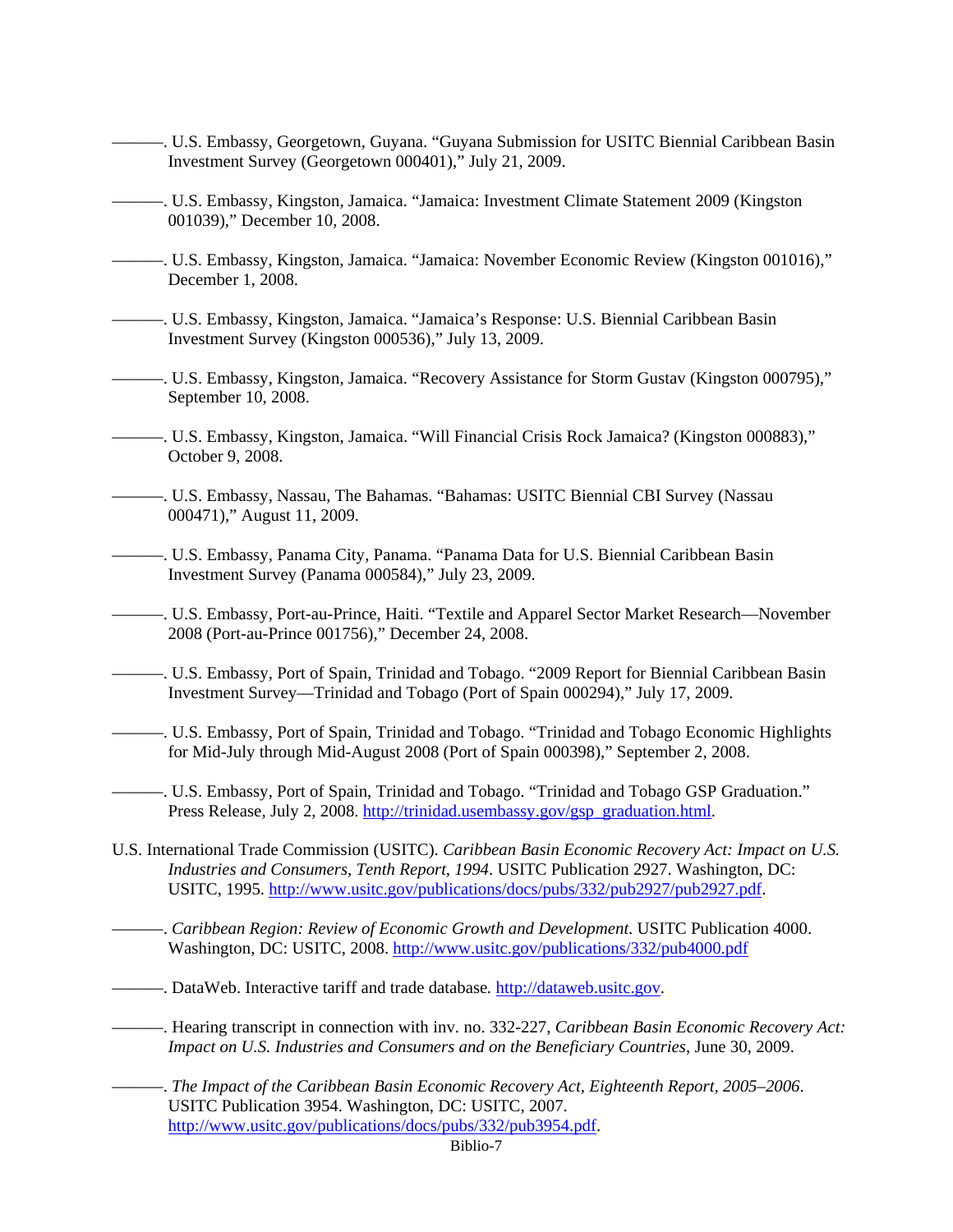———. U.S. Embassy, Georgetown, Guyana. "Guyana Submission for USITC Biennial Caribbean Basin Investment Survey (Georgetown 000401)," July 21, 2009.

———. U.S. Embassy, Kingston, Jamaica. "Jamaica: Investment Climate Statement 2009 (Kingston 001039)," December 10, 2008.

———. U.S. Embassy, Kingston, Jamaica. "Jamaica: November Economic Review (Kingston 001016)," December 1, 2008.

———. U.S. Embassy, Kingston, Jamaica. "Jamaica's Response: U.S. Biennial Caribbean Basin Investment Survey (Kingston 000536)," July 13, 2009.

———. U.S. Embassy, Kingston, Jamaica. "Recovery Assistance for Storm Gustav (Kingston 000795)," September 10, 2008.

———. U.S. Embassy, Kingston, Jamaica. "Will Financial Crisis Rock Jamaica? (Kingston 000883)," October 9, 2008.

———. U.S. Embassy, Nassau, The Bahamas. "Bahamas: USITC Biennial CBI Survey (Nassau 000471)," August 11, 2009.

———. U.S. Embassy, Panama City, Panama. "Panama Data for U.S. Biennial Caribbean Basin Investment Survey (Panama 000584)," July 23, 2009.

———. U.S. Embassy, Port-au-Prince, Haiti. "Textile and Apparel Sector Market Research—November 2008 (Port-au-Prince 001756)," December 24, 2008.

———. U.S. Embassy, Port of Spain, Trinidad and Tobago. "2009 Report for Biennial Caribbean Basin Investment Survey—Trinidad and Tobago (Port of Spain 000294)," July 17, 2009.

———. U.S. Embassy, Port of Spain, Trinidad and Tobago. "Trinidad and Tobago Economic Highlights for Mid-July through Mid-August 2008 (Port of Spain 000398)," September 2, 2008.

———. U.S. Embassy, Port of Spain, Trinidad and Tobago. "Trinidad and Tobago GSP Graduation." Press Release, July 2, 2008. http://trinidad.usembassy.gov/gsp_graduation.html.

U.S. International Trade Commission (USITC). *Caribbean Basin Economic Recovery Act: Impact on U.S. Industries and Consumers, Tenth Report, 1994*. USITC Publication 2927. Washington, DC: USITC, 1995. http://www.usitc.gov/publications/docs/pubs/332/pub2927/pub2927.pdf.

———. *Caribbean Region: Review of Economic Growth and Development.* USITC Publication 4000. Washington, DC: USITC, 2008. http://www.usitc.gov/publications/332/pub4000.pdf

———. DataWeb. Interactive tariff and trade database*.* http://dataweb.usitc.gov.

———. Hearing transcript in connection with inv. no. 332-227, *Caribbean Basin Economic Recovery Act: Impact on U.S. Industries and Consumers and on the Beneficiary Countries*, June 30, 2009.

———. *The Impact of the Caribbean Basin Economic Recovery Act, Eighteenth Report, 2005–2006*. USITC Publication 3954. Washington, DC: USITC, 2007. http://www.usitc.gov/publications/docs/pubs/332/pub3954.pdf.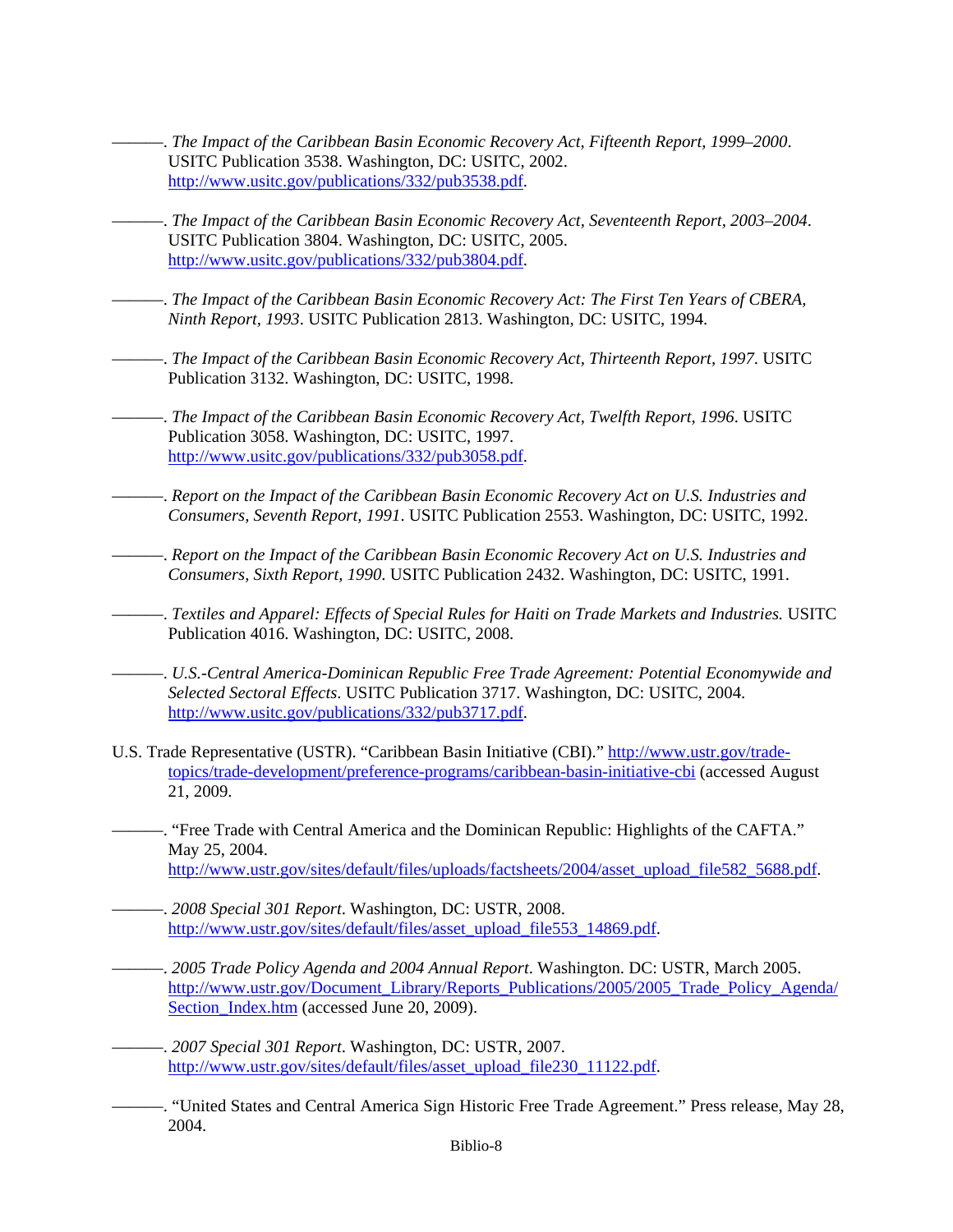———. *The Impact of the Caribbean Basin Economic Recovery Act, Fifteenth Report, 1999–2000*. USITC Publication 3538. Washington, DC: USITC, 2002. http://www.usitc.gov/publications/332/pub3538.pdf.

———. *The Impact of the Caribbean Basin Economic Recovery Act, Seventeenth Report, 2003–2004*. USITC Publication 3804. Washington, DC: USITC, 2005. http://www.usitc.gov/publications/332/pub3804.pdf.

———. *The Impact of the Caribbean Basin Economic Recovery Act: The First Ten Years of CBERA, Ninth Report, 1993*. USITC Publication 2813. Washington, DC: USITC, 1994.

———. *The Impact of the Caribbean Basin Economic Recovery Act, Thirteenth Report, 1997*. USITC Publication 3132. Washington, DC: USITC, 1998.

———. *The Impact of the Caribbean Basin Economic Recovery Act, Twelfth Report, 1996*. USITC Publication 3058. Washington, DC: USITC, 1997. http://www.usitc.gov/publications/332/pub3058.pdf.

———. *Report on the Impact of the Caribbean Basin Economic Recovery Act on U.S. Industries and Consumers, Seventh Report, 1991*. USITC Publication 2553. Washington, DC: USITC, 1992.

———. *Report on the Impact of the Caribbean Basin Economic Recovery Act on U.S. Industries and Consumers, Sixth Report, 1990*. USITC Publication 2432. Washington, DC: USITC, 1991.

———. *Textiles and Apparel: Effects of Special Rules for Haiti on Trade Markets and Industries.* USITC Publication 4016. Washington, DC: USITC, 2008.

———. *U.S.-Central America-Dominican Republic Free Trade Agreement: Potential Economywide and Selected Sectoral Effects*. USITC Publication 3717. Washington, DC: USITC, 2004. http://www.usitc.gov/publications/332/pub3717.pdf.

U.S. Trade Representative (USTR). "Caribbean Basin Initiative (CBI)." http://www.ustr.gov/trade-topics/trade-development/preference-programs/caribbean-basin-initiative-cbi (accessed August 21, 2009.

———. "Free Trade with Central America and the Dominican Republic: Highlights of the CAFTA." May 25, 2004. http://www.ustr.gov/sites/default/files/uploads/factsheets/2004/asset_upload_file582_5688.pdf.

———. *2008 Special 301 Report*. Washington, DC: USTR, 2008. http://www.ustr.gov/sites/default/files/asset_upload_file553_14869.pdf.

———. *2005 Trade Policy Agenda and 2004 Annual Report*. Washington. DC: USTR, March 2005. http://www.ustr.gov/Document_Library/Reports_Publications/2005/2005_Trade_Policy_Agenda/Section_Index.htm (accessed June 20, 2009).

———. *2007 Special 301 Report*. Washington, DC: USTR, 2007. http://www.ustr.gov/sites/default/files/asset_upload_file230_11122.pdf.

———. "United States and Central America Sign Historic Free Trade Agreement." Press release, May 28, 2004.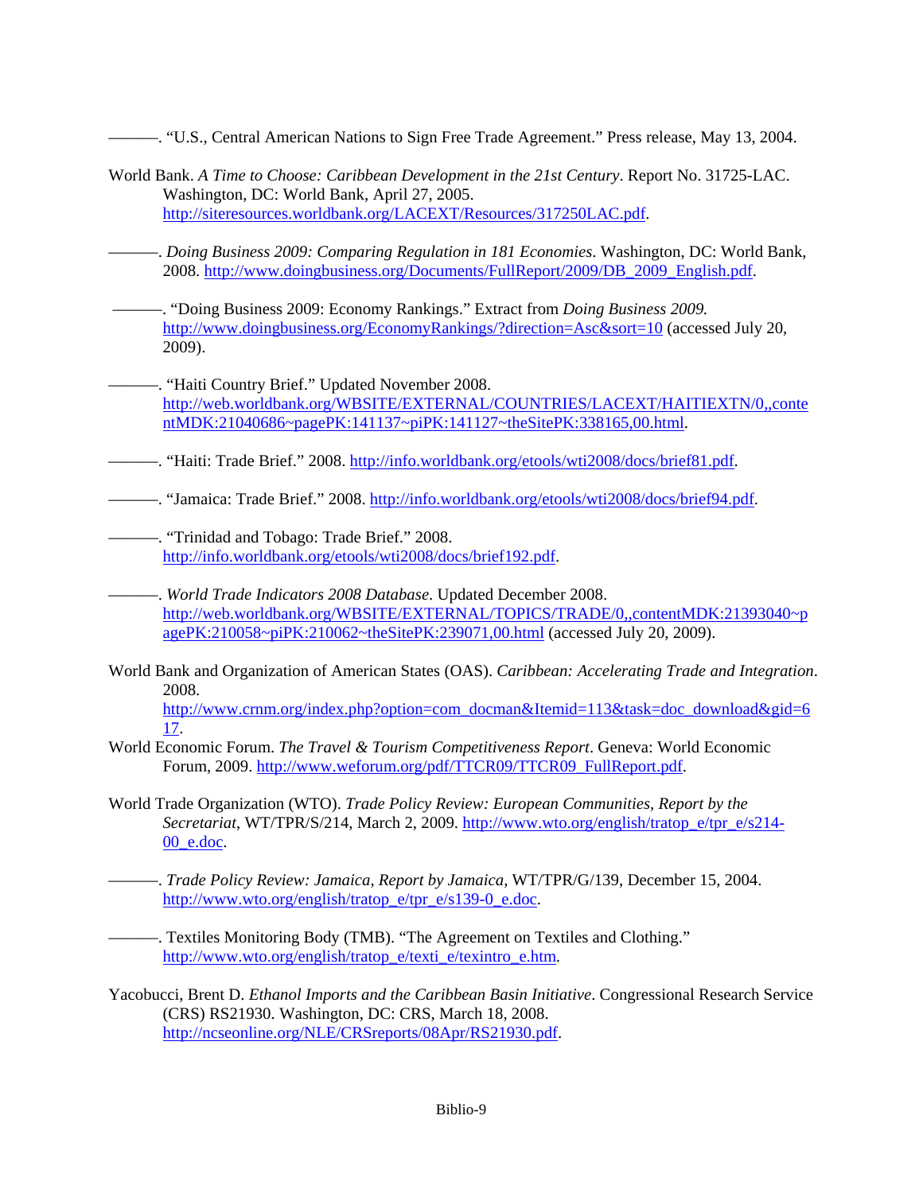———. “U.S., Central American Nations to Sign Free Trade Agreement.” Press release, May 13, 2004.

World Bank. *A Time to Choose: Caribbean Development in the 21st Century*. Report No. 31725-LAC. Washington, DC: World Bank, April 27, 2005. http://siteresources.worldbank.org/LACEXT/Resources/317250LAC.pdf.

———. *Doing Business 2009: Comparing Regulation in 181 Economies*. Washington, DC: World Bank, 2008. http://www.doingbusiness.org/Documents/FullReport/2009/DB_2009_English.pdf.

———. “Doing Business 2009: Economy Rankings.” Extract from *Doing Business 2009.* http://www.doingbusiness.org/EconomyRankings/?direction=Asc&sort=10 (accessed July 20, 2009).

———. “Haiti Country Brief.” Updated November 2008. http://web.worldbank.org/WBSITE/EXTERNAL/COUNTRIES/LACEXT/HAITIEXTN/0,,contentMDK:21040686~pagePK:141137~piPK:141127~theSitePK:338165,00.html.

———. “Haiti: Trade Brief.” 2008. http://info.worldbank.org/etools/wti2008/docs/brief81.pdf.

———. “Jamaica: Trade Brief.” 2008. http://info.worldbank.org/etools/wti2008/docs/brief94.pdf.

———. “Trinidad and Tobago: Trade Brief.” 2008. http://info.worldbank.org/etools/wti2008/docs/brief192.pdf.

———. *World Trade Indicators 2008 Database*. Updated December 2008. http://web.worldbank.org/WBSITE/EXTERNAL/TOPICS/TRADE/0,,contentMDK:21393040~pagePK:210058~piPK:210062~theSitePK:239071,00.html (accessed July 20, 2009).

World Bank and Organization of American States (OAS). *Caribbean: Accelerating Trade and Integration*. 2008. http://www.crnm.org/index.php?option=com_docman&Itemid=113&task=doc_download&gid=617.

World Economic Forum. *The Travel & Tourism Competitiveness Report*. Geneva: World Economic Forum, 2009. http://www.weforum.org/pdf/TTCR09/TTCR09_FullReport.pdf.

World Trade Organization (WTO). *Trade Policy Review: European Communities, Report by the Secretariat*, WT/TPR/S/214, March 2, 2009. http://www.wto.org/english/tratop_e/tpr_e/s214-00_e.doc.

———. *Trade Policy Review: Jamaica, Report by Jamaica*, WT/TPR/G/139, December 15, 2004. http://www.wto.org/english/tratop_e/tpr_e/s139-0_e.doc.

———. Textiles Monitoring Body (TMB). “The Agreement on Textiles and Clothing.” http://www.wto.org/english/tratop_e/texti_e/texintro_e.htm.

Yacobucci, Brent D. *Ethanol Imports and the Caribbean Basin Initiative*. Congressional Research Service (CRS) RS21930. Washington, DC: CRS, March 18, 2008. http://ncseonline.org/NLE/CRSreports/08Apr/RS21930.pdf.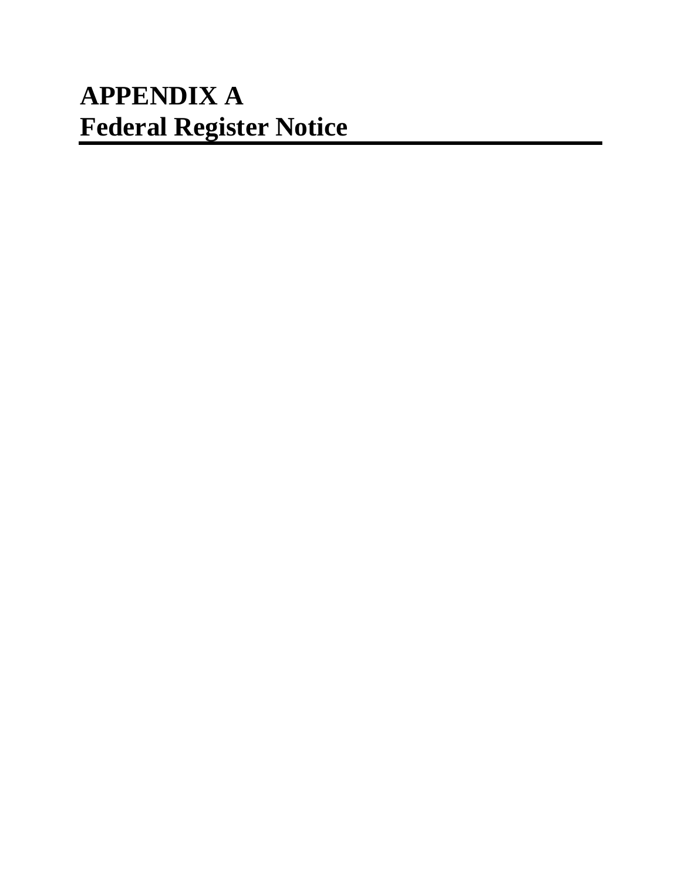# APPENDIX A
# Federal Register Notice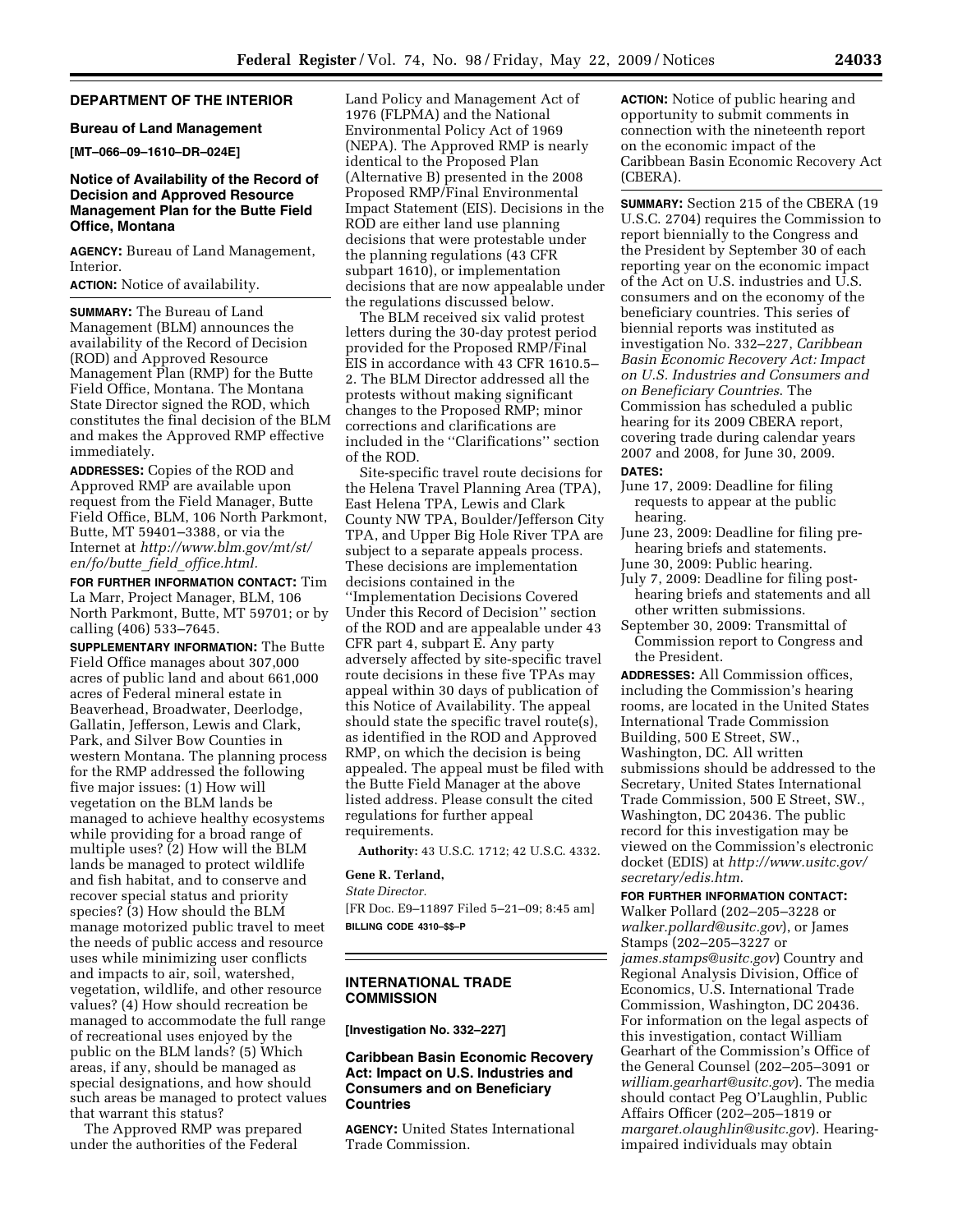## DEPARTMENT OF THE INTERIOR

### Bureau of Land Management

**[MT–066–09–1610–DR–024E]**

### Notice of Availability of the Record of Decision and Approved Resource Management Plan for the Butte Field Office, Montana

**AGENCY:** Bureau of Land Management, Interior.

**ACTION:** Notice of availability.

**SUMMARY:** The Bureau of Land Management (BLM) announces the availability of the Record of Decision (ROD) and Approved Resource Management Plan (RMP) for the Butte Field Office, Montana. The Montana State Director signed the ROD, which constitutes the final decision of the BLM and makes the Approved RMP effective immediately.

**ADDRESSES:** Copies of the ROD and Approved RMP are available upon request from the Field Manager, Butte Field Office, BLM, 106 North Parkmont, Butte, MT 59401–3388, or via the Internet at *http://www.blm.gov/mt/st/en/fo/butte_field_office.html.*

**FOR FURTHER INFORMATION CONTACT:** Tim La Marr, Project Manager, BLM, 106 North Parkmont, Butte, MT 59701; or by calling (406) 533–7645.

**SUPPLEMENTARY INFORMATION:** The Butte Field Office manages about 307,000 acres of public land and about 661,000 acres of Federal mineral estate in Beaverhead, Broadwater, Deerlodge, Gallatin, Jefferson, Lewis and Clark, Park, and Silver Bow Counties in western Montana. The planning process for the RMP addressed the following five major issues: (1) How will vegetation on the BLM lands be managed to achieve healthy ecosystems while providing for a broad range of multiple uses? (2) How will the BLM lands be managed to protect wildlife and fish habitat, and to conserve and recover special status and priority species? (3) How should the BLM manage motorized public travel to meet the needs of public access and resource uses while minimizing user conflicts and impacts to air, soil, watershed, vegetation, wildlife, and other resource values? (4) How should recreation be managed to accommodate the full range of recreational uses enjoyed by the public on the BLM lands? (5) Which areas, if any, should be managed as special designations, and how should such areas be managed to protect values that warrant this status?

The Approved RMP was prepared under the authorities of the Federal Land Policy and Management Act of 1976 (FLPMA) and the National Environmental Policy Act of 1969 (NEPA). The Approved RMP is nearly identical to the Proposed Plan (Alternative B) presented in the 2008 Proposed RMP/Final Environmental Impact Statement (EIS). Decisions in the ROD are either land use planning decisions that were protestable under the planning regulations (43 CFR subpart 1610), or implementation decisions that are now appealable under the regulations discussed below.

The BLM received six valid protest letters during the 30-day protest period provided for the Proposed RMP/Final EIS in accordance with 43 CFR 1610.5–2. The BLM Director addressed all the protests without making significant changes to the Proposed RMP; minor corrections and clarifications are included in the ''Clarifications'' section of the ROD.

Site-specific travel route decisions for the Helena Travel Planning Area (TPA), East Helena TPA, Lewis and Clark County NW TPA, Boulder/Jefferson City TPA, and Upper Big Hole River TPA are subject to a separate appeals process. These decisions are implementation decisions contained in the ''Implementation Decisions Covered Under this Record of Decision'' section of the ROD and are appealable under 43 CFR part 4, subpart E. Any party adversely affected by site-specific travel route decisions in these five TPAs may appeal within 30 days of publication of this Notice of Availability. The appeal should state the specific travel route(s), as identified in the ROD and Approved RMP, on which the decision is being appealed. The appeal must be filed with the Butte Field Manager at the above listed address. Please consult the cited regulations for further appeal requirements.

**Authority:** 43 U.S.C. 1712; 42 U.S.C. 4332.

**Gene R. Terland,**

*State Director.*

[FR Doc. E9–11897 Filed 5–21–09; 8:45 am]

**BILLING CODE 4310–$$–P**

## INTERNATIONAL TRADE COMMISSION

**[Investigation No. 332–227]**

### Caribbean Basin Economic Recovery Act: Impact on U.S. Industries and Consumers and on Beneficiary Countries

**AGENCY:** United States International Trade Commission.

**ACTION:** Notice of public hearing and opportunity to submit comments in connection with the nineteenth report on the economic impact of the Caribbean Basin Economic Recovery Act (CBERA).

**SUMMARY:** Section 215 of the CBERA (19 U.S.C. 2704) requires the Commission to report biennially to the Congress and the President by September 30 of each reporting year on the economic impact of the Act on U.S. industries and U.S. consumers and on the economy of the beneficiary countries. This series of biennial reports was instituted as investigation No. 332–227, *Caribbean Basin Economic Recovery Act: Impact on U.S. Industries and Consumers and on Beneficiary Countries.* The Commission has scheduled a public hearing for its 2009 CBERA report, covering trade during calendar years 2007 and 2008, for June 30, 2009.

**DATES:**

June 17, 2009: Deadline for filing requests to appear at the public hearing.

June 23, 2009: Deadline for filing pre-hearing briefs and statements.

June 30, 2009: Public hearing.

July 7, 2009: Deadline for filing post-hearing briefs and statements and all other written submissions.

September 30, 2009: Transmittal of Commission report to Congress and the President.

**ADDRESSES:** All Commission offices, including the Commission's hearing rooms, are located in the United States International Trade Commission Building, 500 E Street, SW., Washington, DC. All written submissions should be addressed to the Secretary, United States International Trade Commission, 500 E Street, SW., Washington, DC 20436. The public record for this investigation may be viewed on the Commission's electronic docket (EDIS) at *http://www.usitc.gov/secretary/edis.htm*.

**FOR FURTHER INFORMATION CONTACT:** Walker Pollard (202–205–3228 or *walker.pollard@usitc.gov*), or James Stamps (202–205–3227 or *james.stamps@usitc.gov*) Country and Regional Analysis Division, Office of Economics, U.S. International Trade Commission, Washington, DC 20436. For information on the legal aspects of this investigation, contact William Gearhart of the Commission's Office of the General Counsel (202–205–3091 or *william.gearhart@usitc.gov*). The media should contact Peg O'Laughlin, Public Affairs Officer (202–205–1819 or *margaret.olaughlin@usitc.gov*). Hearing-impaired individuals may obtain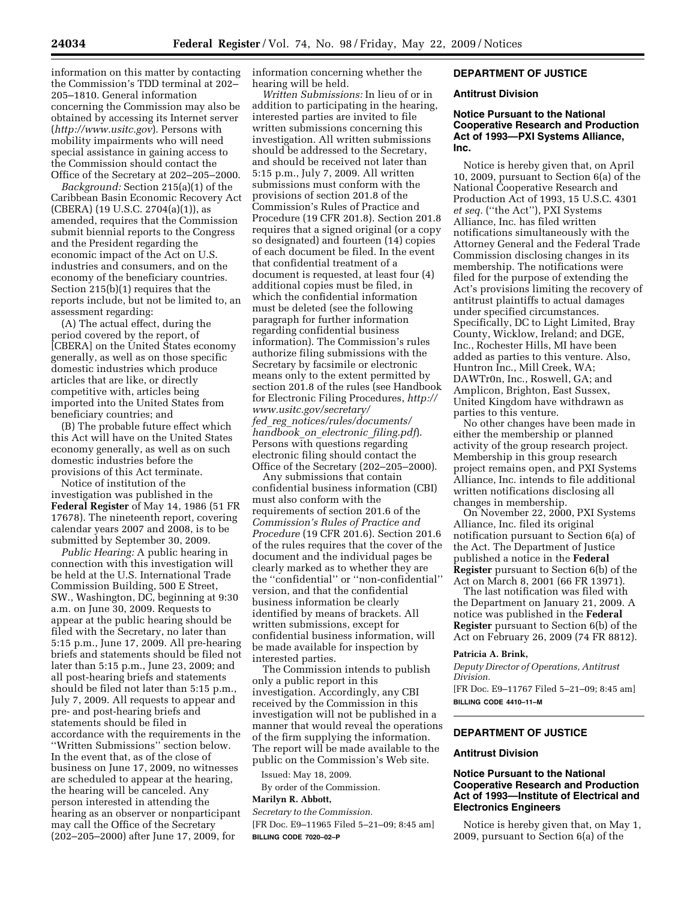information on this matter by contacting the Commission's TDD terminal at 202–205–1810. General information concerning the Commission may also be obtained by accessing its Internet server (*http://www.usitc.gov*). Persons with mobility impairments who will need special assistance in gaining access to the Commission should contact the Office of the Secretary at 202–205–2000.

*Background:* Section 215(a)(1) of the Caribbean Basin Economic Recovery Act (CBERA) (19 U.S.C. 2704(a)(1)), as amended, requires that the Commission submit biennial reports to the Congress and the President regarding the economic impact of the Act on U.S. industries and consumers, and on the economy of the beneficiary countries. Section 215(b)(1) requires that the reports include, but not be limited to, an assessment regarding:

(A) The actual effect, during the period covered by the report, of [CBERA] on the United States economy generally, as well as on those specific domestic industries which produce articles that are like, or directly competitive with, articles being imported into the United States from beneficiary countries; and

(B) The probable future effect which this Act will have on the United States economy generally, as well as on such domestic industries before the provisions of this Act terminate.

Notice of institution of the investigation was published in the **Federal Register** of May 14, 1986 (51 FR 17678). The nineteenth report, covering calendar years 2007 and 2008, is to be submitted by September 30, 2009.

*Public Hearing:* A public hearing in connection with this investigation will be held at the U.S. International Trade Commission Building, 500 E Street, SW., Washington, DC, beginning at 9:30 a.m. on June 30, 2009. Requests to appear at the public hearing should be filed with the Secretary, no later than 5:15 p.m., June 17, 2009. All pre-hearing briefs and statements should be filed not later than 5:15 p.m., June 23, 2009; and all post-hearing briefs and statements should be filed not later than 5:15 p.m., July 7, 2009. All requests to appear and pre- and post-hearing briefs and statements should be filed in accordance with the requirements in the ''Written Submissions'' section below. In the event that, as of the close of business on June 17, 2009, no witnesses are scheduled to appear at the hearing, the hearing will be canceled. Any person interested in attending the hearing as an observer or nonparticipant may call the Office of the Secretary (202–205–2000) after June 17, 2009, for information concerning whether the hearing will be held.

*Written Submissions:* In lieu of or in addition to participating in the hearing, interested parties are invited to file written submissions concerning this investigation. All written submissions should be addressed to the Secretary, and should be received not later than 5:15 p.m., July 7, 2009. All written submissions must conform with the provisions of section 201.8 of the Commission's Rules of Practice and Procedure (19 CFR 201.8). Section 201.8 requires that a signed original (or a copy so designated) and fourteen (14) copies of each document be filed. In the event that confidential treatment of a document is requested, at least four (4) additional copies must be filed, in which the confidential information must be deleted (see the following paragraph for further information regarding confidential business information). The Commission's rules authorize filing submissions with the Secretary by facsimile or electronic means only to the extent permitted by section 201.8 of the rules (see Handbook for Electronic Filing Procedures, *http://www.usitc.gov/secretary/fed_reg_notices/rules/documents/handbook_on_electronic_filing.pdf*). Persons with questions regarding electronic filing should contact the Office of the Secretary (202–205–2000).

Any submissions that contain confidential business information (CBI) must also conform with the requirements of section 201.6 of the *Commission's Rules of Practice and Procedure* (19 CFR 201.6). Section 201.6 of the rules requires that the cover of the document and the individual pages be clearly marked as to whether they are the ''confidential'' or ''non-confidential'' version, and that the confidential business information be clearly identified by means of brackets. All written submissions, except for confidential business information, will be made available for inspection by interested parties.

The Commission intends to publish only a public report in this investigation. Accordingly, any CBI received by the Commission in this investigation will not be published in a manner that would reveal the operations of the firm supplying the information. The report will be made available to the public on the Commission's Web site.

Issued: May 18, 2009.

By order of the Commission.

**Marilyn R. Abbott,**

*Secretary to the Commission.*

[FR Doc. E9–11965 Filed 5–21–09; 8:45 am]

**BILLING CODE 7020–02–P**

## DEPARTMENT OF JUSTICE

### Antitrust Division

### Notice Pursuant to the National Cooperative Research and Production Act of 1993—PXI Systems Alliance, Inc.

Notice is hereby given that, on April 10, 2009, pursuant to Section 6(a) of the National Cooperative Research and Production Act of 1993, 15 U.S.C. 4301 *et seq.* (''the Act''), PXI Systems Alliance, Inc. has filed written notifications simultaneously with the Attorney General and the Federal Trade Commission disclosing changes in its membership. The notifications were filed for the purpose of extending the Act's provisions limiting the recovery of antitrust plaintiffs to actual damages under specified circumstances. Specifically, DC to Light Limited, Bray County, Wicklow, Ireland; and DGE, Inc., Rochester Hills, MI have been added as parties to this venture. Also, Huntron Inc., Mill Creek, WA; DAWTr0n, Inc., Roswell, GA; and Amplicon, Brighton, East Sussex, United Kingdom have withdrawn as parties to this venture.

No other changes have been made in either the membership or planned activity of the group research project. Membership in this group research project remains open, and PXI Systems Alliance, Inc. intends to file additional written notifications disclosing all changes in membership.

On November 22, 2000, PXI Systems Alliance, Inc. filed its original notification pursuant to Section 6(a) of the Act. The Department of Justice published a notice in the **Federal Register** pursuant to Section 6(b) of the Act on March 8, 2001 (66 FR 13971).

The last notification was filed with the Department on January 21, 2009. A notice was published in the **Federal Register** pursuant to Section 6(b) of the Act on February 26, 2009 (74 FR 8812).

**Patricia A. Brink,**

*Deputy Director of Operations, Antitrust Division.*

[FR Doc. E9–11767 Filed 5–21–09; 8:45 am]

**BILLING CODE 4410–11–M**

## DEPARTMENT OF JUSTICE

### Antitrust Division

### Notice Pursuant to the National Cooperative Research and Production Act of 1993—Institute of Electrical and Electronics Engineers

Notice is hereby given that, on May 1, 2009, pursuant to Section 6(a) of the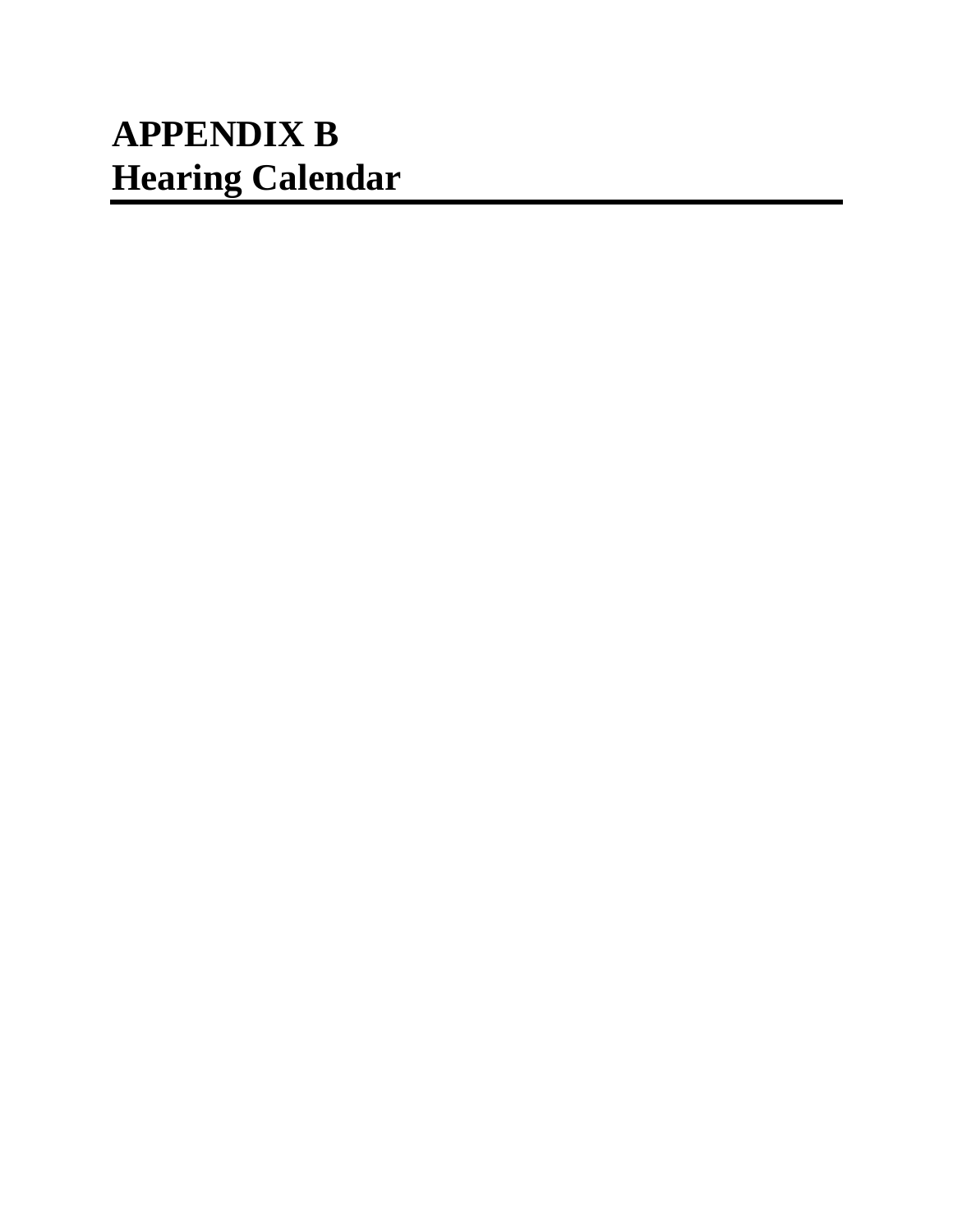# APPENDIX B
# Hearing Calendar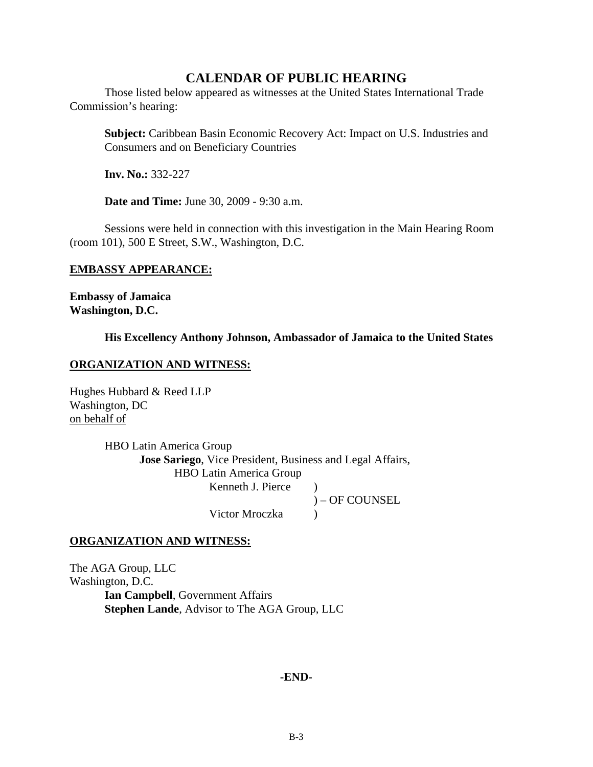# CALENDAR OF PUBLIC HEARING

Those listed below appeared as witnesses at the United States International Trade Commission's hearing:

**Subject:** Caribbean Basin Economic Recovery Act: Impact on U.S. Industries and Consumers and on Beneficiary Countries

**Inv. No.:** 332-227

**Date and Time:** June 30, 2009 - 9:30 a.m.

Sessions were held in connection with this investigation in the Main Hearing Room (room 101), 500 E Street, S.W., Washington, D.C.

**EMBASSY APPEARANCE:**

**Embassy of Jamaica**
**Washington, D.C.**

**His Excellency Anthony Johnson, Ambassador of Jamaica to the United States**

**ORGANIZATION AND WITNESS:**

Hughes Hubbard & Reed LLP
Washington, DC
on behalf of

HBO Latin America Group
**Jose Sariego**, Vice President, Business and Legal Affairs, HBO Latin America Group

Kenneth J. Pierce )
) – OF COUNSEL
Victor Mroczka )

**ORGANIZATION AND WITNESS:**

The AGA Group, LLC
Washington, D.C.
**Ian Campbell**, Government Affairs
**Stephen Lande**, Advisor to The AGA Group, LLC

**-END-**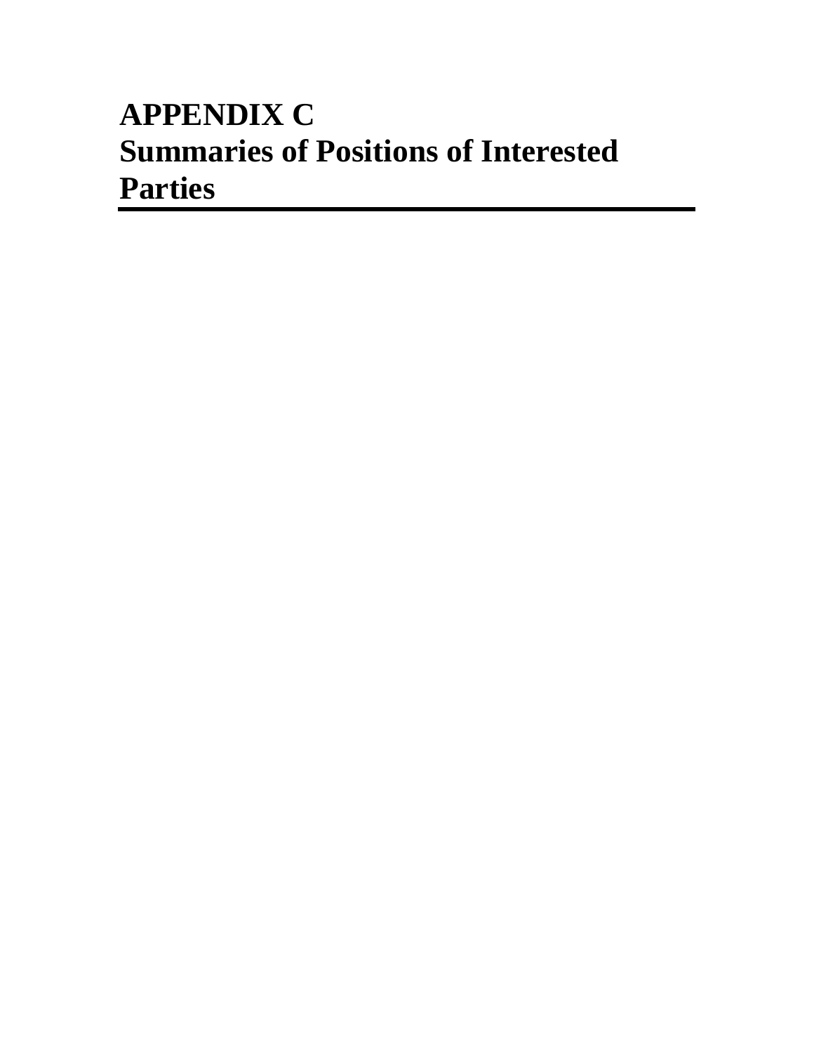# APPENDIX C
# Summaries of Positions of Interested Parties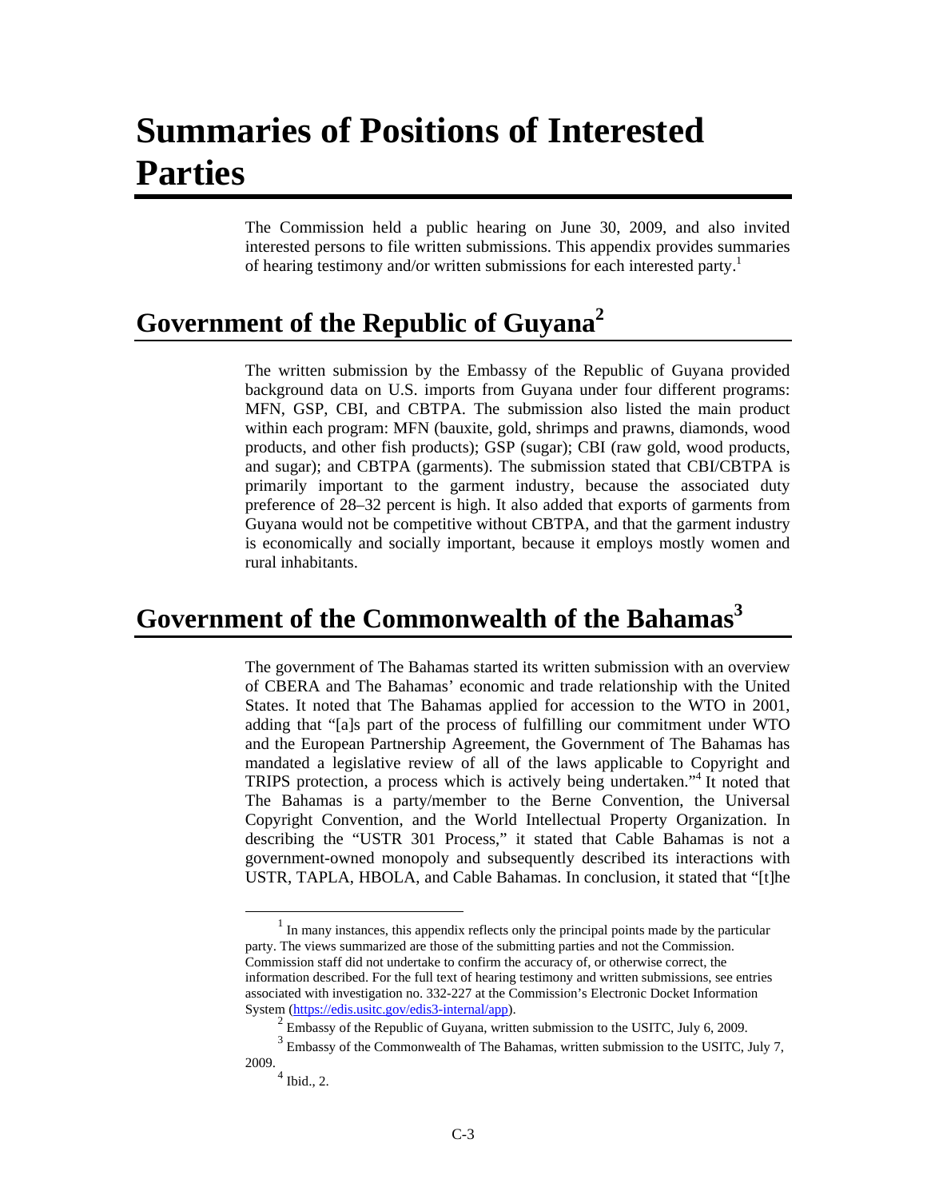# Summaries of Positions of Interested Parties

The Commission held a public hearing on June 30, 2009, and also invited interested persons to file written submissions. This appendix provides summaries of hearing testimony and/or written submissions for each interested party.[1]

## Government of the Republic of Guyana[2]

The written submission by the Embassy of the Republic of Guyana provided background data on U.S. imports from Guyana under four different programs: MFN, GSP, CBI, and CBTPA. The submission also listed the main product within each program: MFN (bauxite, gold, shrimps and prawns, diamonds, wood products, and other fish products); GSP (sugar); CBI (raw gold, wood products, and sugar); and CBTPA (garments). The submission stated that CBI/CBTPA is primarily important to the garment industry, because the associated duty preference of 28–32 percent is high. It also added that exports of garments from Guyana would not be competitive without CBTPA, and that the garment industry is economically and socially important, because it employs mostly women and rural inhabitants.

## Government of the Commonwealth of the Bahamas[3]

The government of The Bahamas started its written submission with an overview of CBERA and The Bahamas' economic and trade relationship with the United States. It noted that The Bahamas applied for accession to the WTO in 2001, adding that "[a]s part of the process of fulfilling our commitment under WTO and the European Partnership Agreement, the Government of The Bahamas has mandated a legislative review of all of the laws applicable to Copyright and TRIPS protection, a process which is actively being undertaken."[4] It noted that The Bahamas is a party/member to the Berne Convention, the Universal Copyright Convention, and the World Intellectual Property Organization. In describing the "USTR 301 Process," it stated that Cable Bahamas is not a government-owned monopoly and subsequently described its interactions with USTR, TAPLA, HBOLA, and Cable Bahamas. In conclusion, it stated that "[t]he

---

[1] In many instances, this appendix reflects only the principal points made by the particular party. The views summarized are those of the submitting parties and not the Commission. Commission staff did not undertake to confirm the accuracy of, or otherwise correct, the information described. For the full text of hearing testimony and written submissions, see entries associated with investigation no. 332-227 at the Commission's Electronic Docket Information System (https://edis.usitc.gov/edis3-internal/app).

[2] Embassy of the Republic of Guyana, written submission to the USITC, July 6, 2009.

[3] Embassy of the Commonwealth of The Bahamas, written submission to the USITC, July 7, 2009.

[4] Ibid., 2.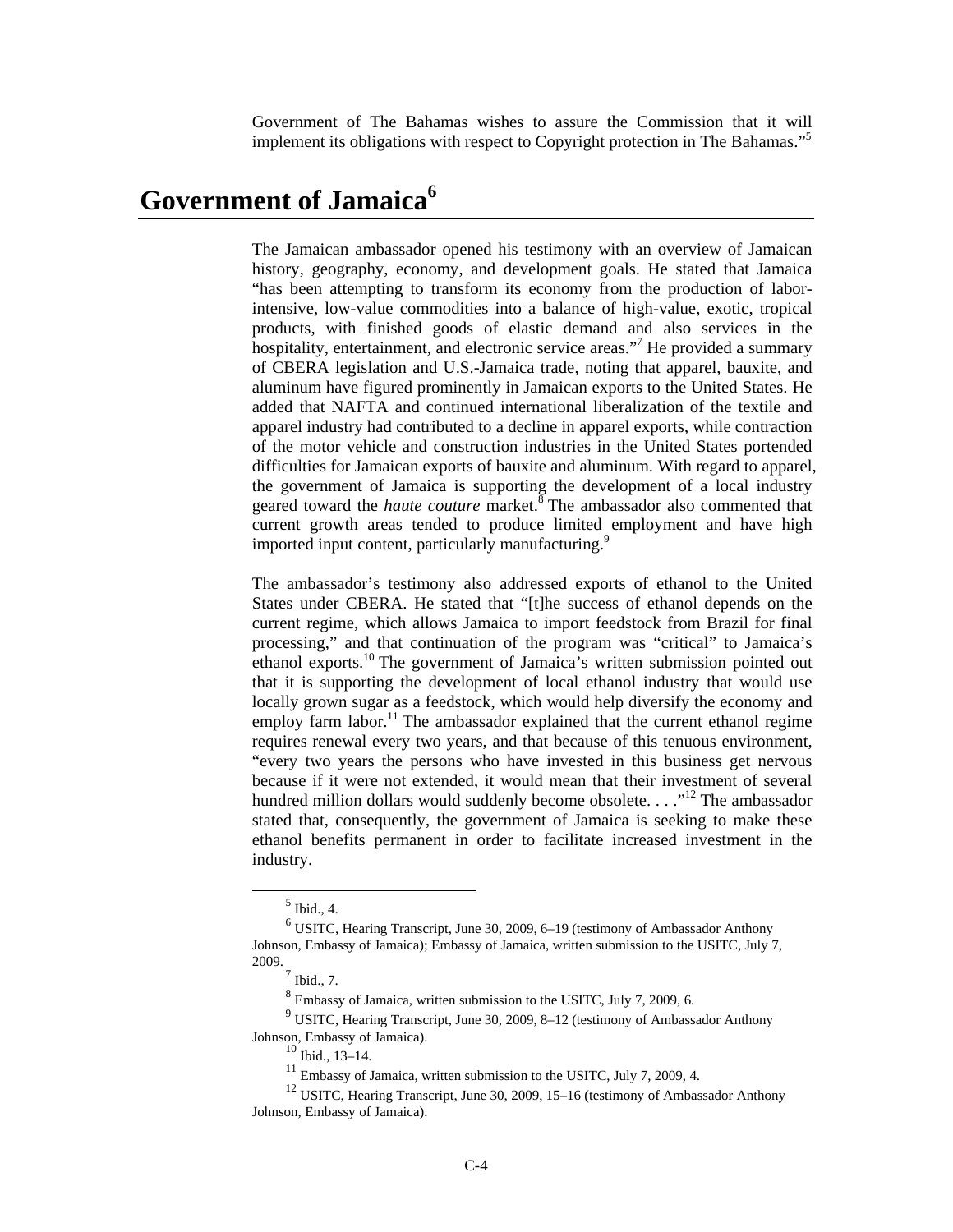Government of The Bahamas wishes to assure the Commission that it will implement its obligations with respect to Copyright protection in The Bahamas."[5]

# Government of Jamaica[6]

The Jamaican ambassador opened his testimony with an overview of Jamaican history, geography, economy, and development goals. He stated that Jamaica "has been attempting to transform its economy from the production of labor-intensive, low-value commodities into a balance of high-value, exotic, tropical products, with finished goods of elastic demand and also services in the hospitality, entertainment, and electronic service areas."[7] He provided a summary of CBERA legislation and U.S.-Jamaica trade, noting that apparel, bauxite, and aluminum have figured prominently in Jamaican exports to the United States. He added that NAFTA and continued international liberalization of the textile and apparel industry had contributed to a decline in apparel exports, while contraction of the motor vehicle and construction industries in the United States portended difficulties for Jamaican exports of bauxite and aluminum. With regard to apparel, the government of Jamaica is supporting the development of a local industry geared toward the *haute couture* market.[8] The ambassador also commented that current growth areas tended to produce limited employment and have high imported input content, particularly manufacturing.[9]

The ambassador's testimony also addressed exports of ethanol to the United States under CBERA. He stated that "[t]he success of ethanol depends on the current regime, which allows Jamaica to import feedstock from Brazil for final processing," and that continuation of the program was "critical" to Jamaica's ethanol exports.[10] The government of Jamaica's written submission pointed out that it is supporting the development of local ethanol industry that would use locally grown sugar as a feedstock, which would help diversify the economy and employ farm labor.[11] The ambassador explained that the current ethanol regime requires renewal every two years, and that because of this tenuous environment, "every two years the persons who have invested in this business get nervous because if it were not extended, it would mean that their investment of several hundred million dollars would suddenly become obsolete. . . ."[12] The ambassador stated that, consequently, the government of Jamaica is seeking to make these ethanol benefits permanent in order to facilitate increased investment in the industry.

---

[5] Ibid., 4.

[6] USITC, Hearing Transcript, June 30, 2009, 6–19 (testimony of Ambassador Anthony Johnson, Embassy of Jamaica); Embassy of Jamaica, written submission to the USITC, July 7, 2009.

[7] Ibid., 7.

[8] Embassy of Jamaica, written submission to the USITC, July 7, 2009, 6.

[9] USITC, Hearing Transcript, June 30, 2009, 8–12 (testimony of Ambassador Anthony Johnson, Embassy of Jamaica).

[10] Ibid., 13–14.

[11] Embassy of Jamaica, written submission to the USITC, July 7, 2009, 4.

[12] USITC, Hearing Transcript, June 30, 2009, 15–16 (testimony of Ambassador Anthony Johnson, Embassy of Jamaica).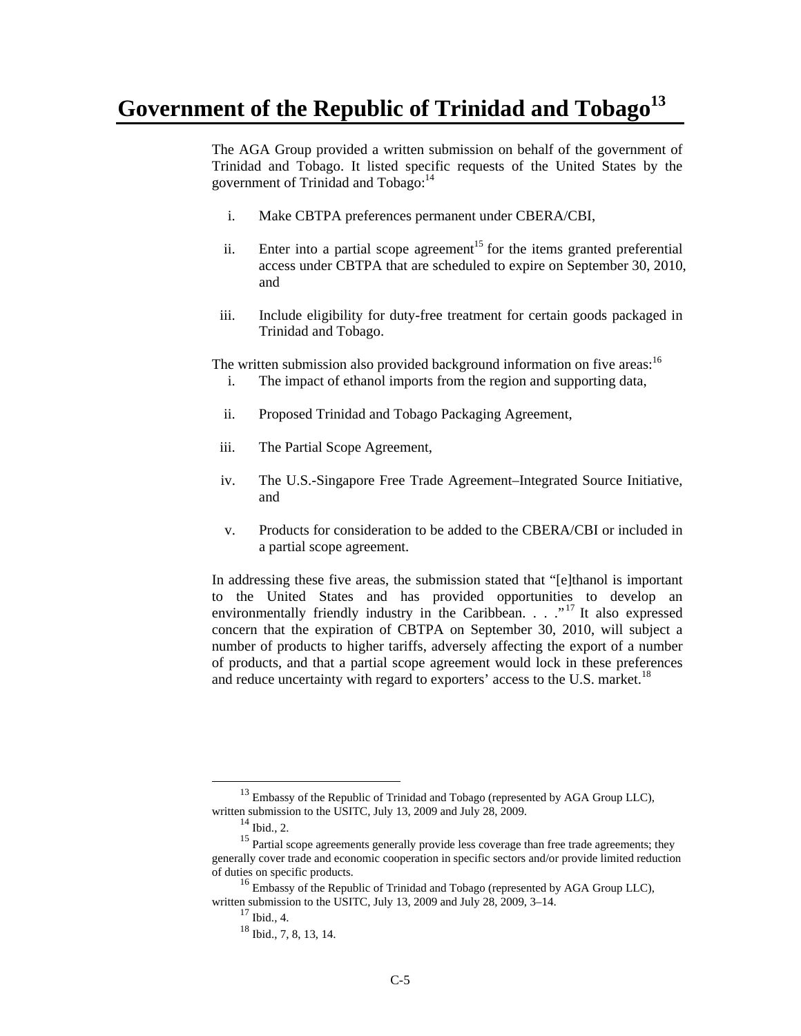# Government of the Republic of Trinidad and Tobago[13]

The AGA Group provided a written submission on behalf of the government of Trinidad and Tobago. It listed specific requests of the United States by the government of Trinidad and Tobago:[14]

i. Make CBTPA preferences permanent under CBERA/CBI,

ii. Enter into a partial scope agreement[15] for the items granted preferential access under CBTPA that are scheduled to expire on September 30, 2010, and

iii. Include eligibility for duty-free treatment for certain goods packaged in Trinidad and Tobago.

The written submission also provided background information on five areas:[16]

i. The impact of ethanol imports from the region and supporting data,

ii. Proposed Trinidad and Tobago Packaging Agreement,

iii. The Partial Scope Agreement,

iv. The U.S.-Singapore Free Trade Agreement–Integrated Source Initiative, and

v. Products for consideration to be added to the CBERA/CBI or included in a partial scope agreement.

In addressing these five areas, the submission stated that "[e]thanol is important to the United States and has provided opportunities to develop an environmentally friendly industry in the Caribbean. . . ."[17] It also expressed concern that the expiration of CBTPA on September 30, 2010, will subject a number of products to higher tariffs, adversely affecting the export of a number of products, and that a partial scope agreement would lock in these preferences and reduce uncertainty with regard to exporters' access to the U.S. market.[18]

---

[13] Embassy of the Republic of Trinidad and Tobago (represented by AGA Group LLC), written submission to the USITC, July 13, 2009 and July 28, 2009.

[14] Ibid., 2.

[15] Partial scope agreements generally provide less coverage than free trade agreements; they generally cover trade and economic cooperation in specific sectors and/or provide limited reduction of duties on specific products.

[16] Embassy of the Republic of Trinidad and Tobago (represented by AGA Group LLC), written submission to the USITC, July 13, 2009 and July 28, 2009, 3–14.

[17] Ibid., 4.

[18] Ibid., 7, 8, 13, 14.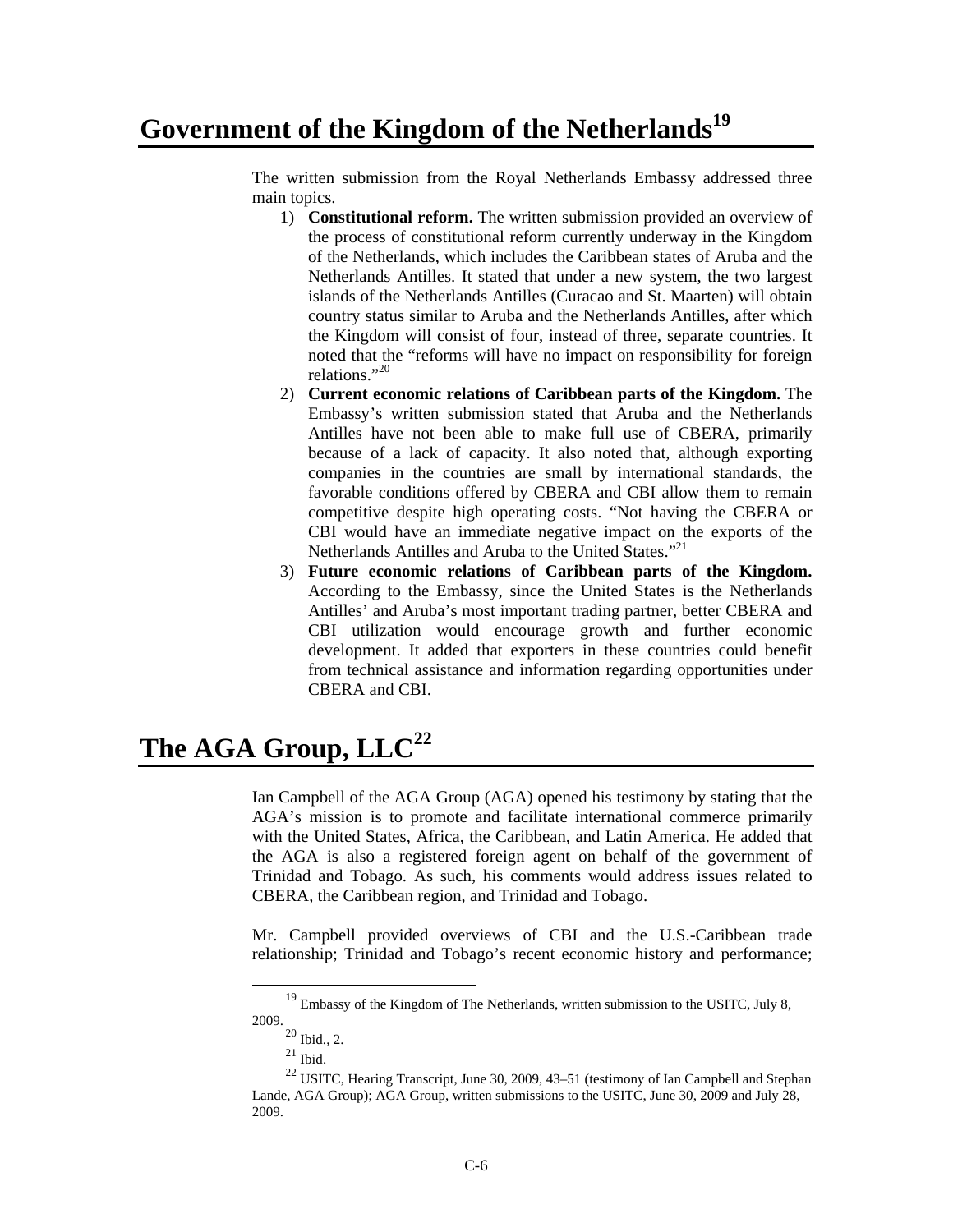# Government of the Kingdom of the Netherlands[19]

The written submission from the Royal Netherlands Embassy addressed three main topics.

1) **Constitutional reform.** The written submission provided an overview of the process of constitutional reform currently underway in the Kingdom of the Netherlands, which includes the Caribbean states of Aruba and the Netherlands Antilles. It stated that under a new system, the two largest islands of the Netherlands Antilles (Curacao and St. Maarten) will obtain country status similar to Aruba and the Netherlands Antilles, after which the Kingdom will consist of four, instead of three, separate countries. It noted that the "reforms will have no impact on responsibility for foreign relations."[20]
2) **Current economic relations of Caribbean parts of the Kingdom.** The Embassy's written submission stated that Aruba and the Netherlands Antilles have not been able to make full use of CBERA, primarily because of a lack of capacity. It also noted that, although exporting companies in the countries are small by international standards, the favorable conditions offered by CBERA and CBI allow them to remain competitive despite high operating costs. "Not having the CBERA or CBI would have an immediate negative impact on the exports of the Netherlands Antilles and Aruba to the United States."[21]
3) **Future economic relations of Caribbean parts of the Kingdom.** According to the Embassy, since the United States is the Netherlands Antilles' and Aruba's most important trading partner, better CBERA and CBI utilization would encourage growth and further economic development. It added that exporters in these countries could benefit from technical assistance and information regarding opportunities under CBERA and CBI.

# The AGA Group, LLC[22]

Ian Campbell of the AGA Group (AGA) opened his testimony by stating that the AGA's mission is to promote and facilitate international commerce primarily with the United States, Africa, the Caribbean, and Latin America. He added that the AGA is also a registered foreign agent on behalf of the government of Trinidad and Tobago. As such, his comments would address issues related to CBERA, the Caribbean region, and Trinidad and Tobago.

Mr. Campbell provided overviews of CBI and the U.S.-Caribbean trade relationship; Trinidad and Tobago's recent economic history and performance;

[19] Embassy of the Kingdom of The Netherlands, written submission to the USITC, July 8, 2009.

[20] Ibid., 2.

[21] Ibid.

[22] USITC, Hearing Transcript, June 30, 2009, 43–51 (testimony of Ian Campbell and Stephan Lande, AGA Group); AGA Group, written submissions to the USITC, June 30, 2009 and July 28, 2009.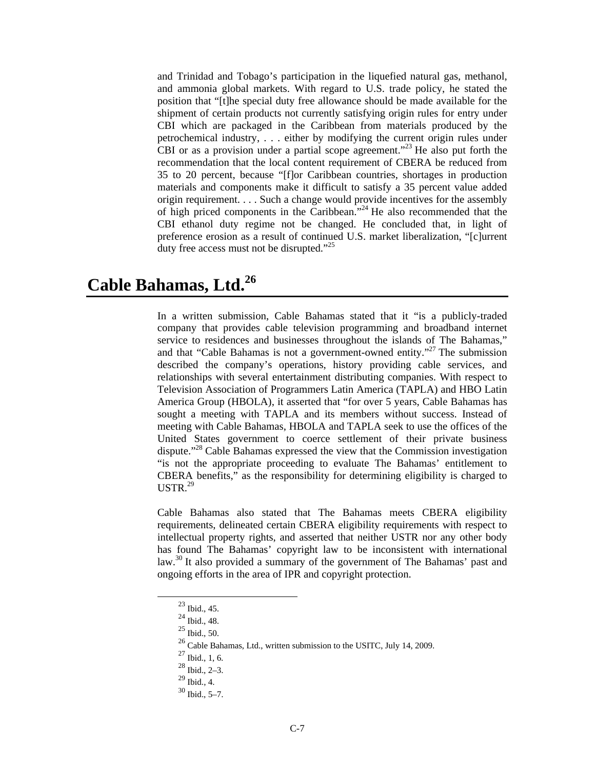and Trinidad and Tobago's participation in the liquefied natural gas, methanol, and ammonia global markets. With regard to U.S. trade policy, he stated the position that "[t]he special duty free allowance should be made available for the shipment of certain products not currently satisfying origin rules for entry under CBI which are packaged in the Caribbean from materials produced by the petrochemical industry, . . . either by modifying the current origin rules under CBI or as a provision under a partial scope agreement."[23] He also put forth the recommendation that the local content requirement of CBERA be reduced from 35 to 20 percent, because "[f]or Caribbean countries, shortages in production materials and components make it difficult to satisfy a 35 percent value added origin requirement. . . . Such a change would provide incentives for the assembly of high priced components in the Caribbean."[24] He also recommended that the CBI ethanol duty regime not be changed. He concluded that, in light of preference erosion as a result of continued U.S. market liberalization, "[c]urrent duty free access must not be disrupted."[25]

# Cable Bahamas, Ltd.[26]

In a written submission, Cable Bahamas stated that it "is a publicly-traded company that provides cable television programming and broadband internet service to residences and businesses throughout the islands of The Bahamas," and that "Cable Bahamas is not a government-owned entity."[27] The submission described the company's operations, history providing cable services, and relationships with several entertainment distributing companies. With respect to Television Association of Programmers Latin America (TAPLA) and HBO Latin America Group (HBOLA), it asserted that "for over 5 years, Cable Bahamas has sought a meeting with TAPLA and its members without success. Instead of meeting with Cable Bahamas, HBOLA and TAPLA seek to use the offices of the United States government to coerce settlement of their private business dispute."[28] Cable Bahamas expressed the view that the Commission investigation "is not the appropriate proceeding to evaluate The Bahamas' entitlement to CBERA benefits," as the responsibility for determining eligibility is charged to USTR.[29]

Cable Bahamas also stated that The Bahamas meets CBERA eligibility requirements, delineated certain CBERA eligibility requirements with respect to intellectual property rights, and asserted that neither USTR nor any other body has found The Bahamas' copyright law to be inconsistent with international law.[30] It also provided a summary of the government of The Bahamas' past and ongoing efforts in the area of IPR and copyright protection.

---

[23] Ibid., 45.

[24] Ibid., 48.

[25] Ibid., 50.

[26] Cable Bahamas, Ltd., written submission to the USITC, July 14, 2009.

[27] Ibid., 1, 6.

[28] Ibid., 2–3.

[29] Ibid., 4.

[30] Ibid., 5–7.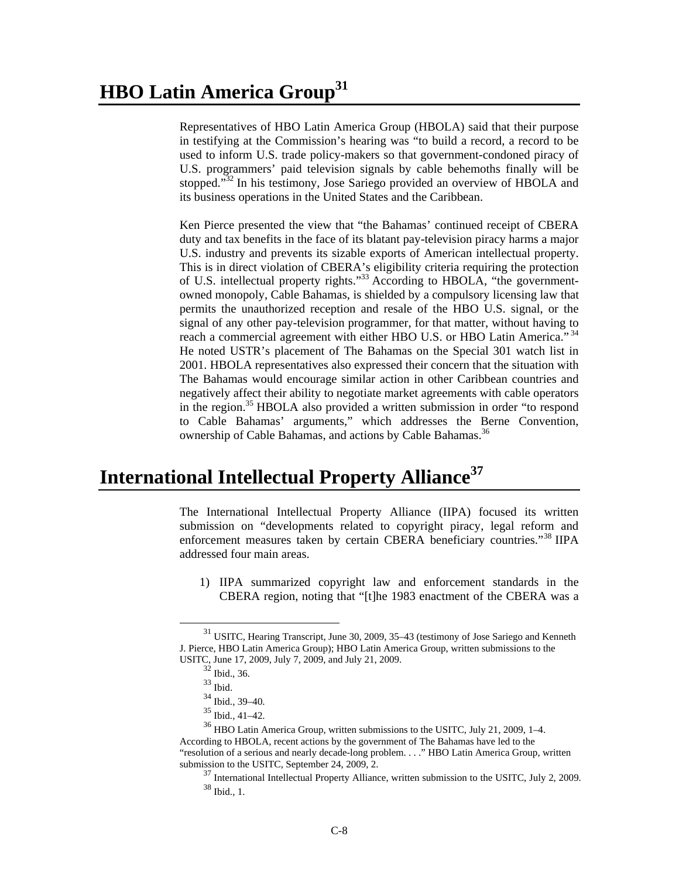# HBO Latin America Group[31]

Representatives of HBO Latin America Group (HBOLA) said that their purpose in testifying at the Commission's hearing was "to build a record, a record to be used to inform U.S. trade policy-makers so that government-condoned piracy of U.S. programmers' paid television signals by cable behemoths finally will be stopped."[32] In his testimony, Jose Sariego provided an overview of HBOLA and its business operations in the United States and the Caribbean.

Ken Pierce presented the view that "the Bahamas' continued receipt of CBERA duty and tax benefits in the face of its blatant pay-television piracy harms a major U.S. industry and prevents its sizable exports of American intellectual property. This is in direct violation of CBERA's eligibility criteria requiring the protection of U.S. intellectual property rights."[33] According to HBOLA, "the government-owned monopoly, Cable Bahamas, is shielded by a compulsory licensing law that permits the unauthorized reception and resale of the HBO U.S. signal, or the signal of any other pay-television programmer, for that matter, without having to reach a commercial agreement with either HBO U.S. or HBO Latin America."[34] He noted USTR's placement of The Bahamas on the Special 301 watch list in 2001. HBOLA representatives also expressed their concern that the situation with The Bahamas would encourage similar action in other Caribbean countries and negatively affect their ability to negotiate market agreements with cable operators in the region.[35] HBOLA also provided a written submission in order "to respond to Cable Bahamas' arguments," which addresses the Berne Convention, ownership of Cable Bahamas, and actions by Cable Bahamas.[36]

# International Intellectual Property Alliance[37]

The International Intellectual Property Alliance (IIPA) focused its written submission on "developments related to copyright piracy, legal reform and enforcement measures taken by certain CBERA beneficiary countries."[38] IIPA addressed four main areas.

1) IIPA summarized copyright law and enforcement standards in the CBERA region, noting that "[t]he 1983 enactment of the CBERA was a

---

[31] USITC, Hearing Transcript, June 30, 2009, 35–43 (testimony of Jose Sariego and Kenneth J. Pierce, HBO Latin America Group); HBO Latin America Group, written submissions to the USITC, June 17, 2009, July 7, 2009, and July 21, 2009.

[32] Ibid., 36.

[33] Ibid.

[34] Ibid., 39–40.

[35] Ibid., 41–42.

[36] HBO Latin America Group, written submissions to the USITC, July 21, 2009, 1–4. According to HBOLA, recent actions by the government of The Bahamas have led to the "resolution of a serious and nearly decade-long problem. . . ." HBO Latin America Group, written submission to the USITC, September 24, 2009, 2.

[37] International Intellectual Property Alliance, written submission to the USITC, July 2, 2009.

[38] Ibid., 1.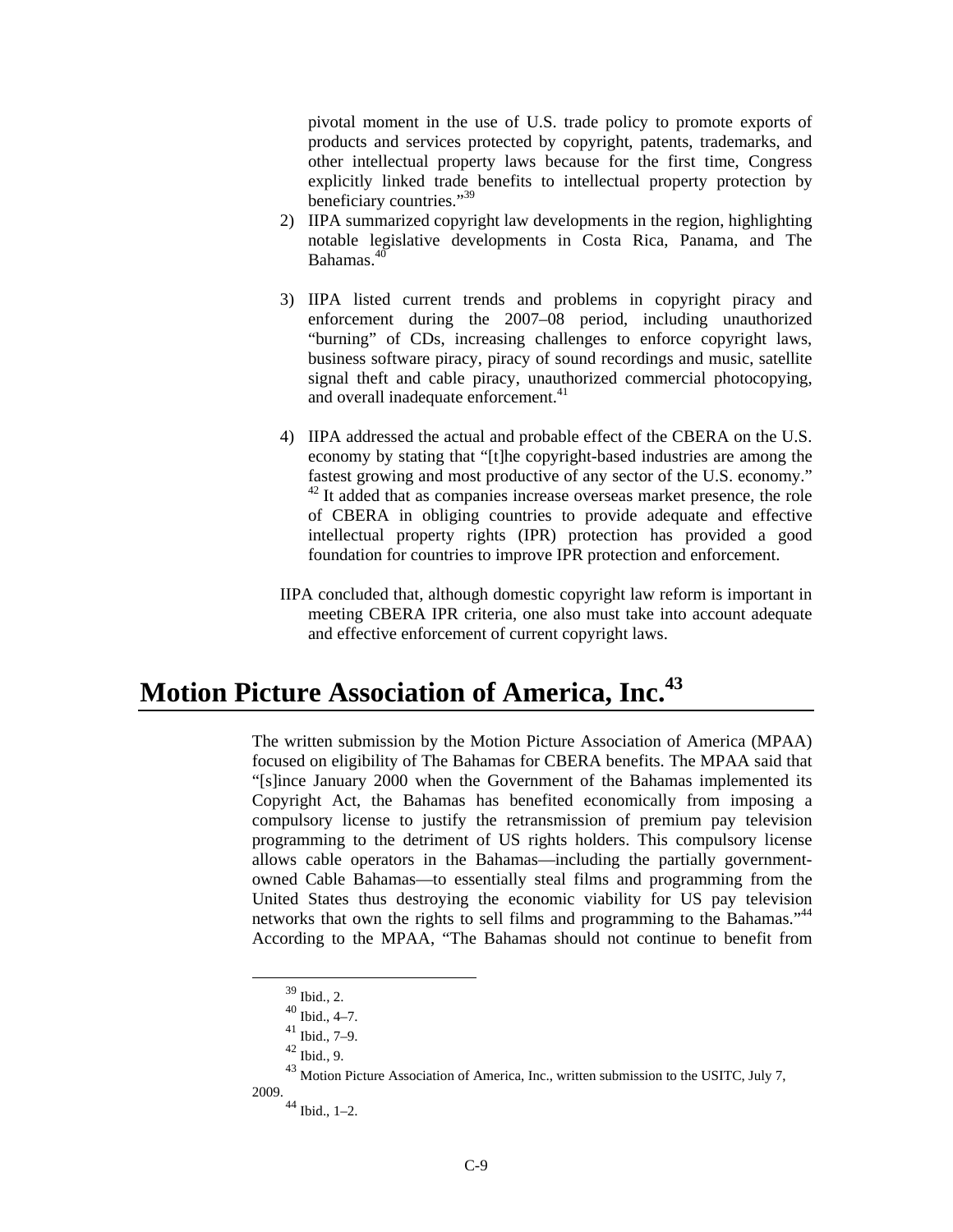pivotal moment in the use of U.S. trade policy to promote exports of products and services protected by copyright, patents, trademarks, and other intellectual property laws because for the first time, Congress explicitly linked trade benefits to intellectual property protection by beneficiary countries."[39]

2) IIPA summarized copyright law developments in the region, highlighting notable legislative developments in Costa Rica, Panama, and The Bahamas.[40]

3) IIPA listed current trends and problems in copyright piracy and enforcement during the 2007–08 period, including unauthorized "burning" of CDs, increasing challenges to enforce copyright laws, business software piracy, piracy of sound recordings and music, satellite signal theft and cable piracy, unauthorized commercial photocopying, and overall inadequate enforcement.[41]

4) IIPA addressed the actual and probable effect of the CBERA on the U.S. economy by stating that "[t]he copyright-based industries are among the fastest growing and most productive of any sector of the U.S. economy."[42] It added that as companies increase overseas market presence, the role of CBERA in obliging countries to provide adequate and effective intellectual property rights (IPR) protection has provided a good foundation for countries to improve IPR protection and enforcement.

IIPA concluded that, although domestic copyright law reform is important in meeting CBERA IPR criteria, one also must take into account adequate and effective enforcement of current copyright laws.

# Motion Picture Association of America, Inc.[43]

The written submission by the Motion Picture Association of America (MPAA) focused on eligibility of The Bahamas for CBERA benefits. The MPAA said that "[s]ince January 2000 when the Government of the Bahamas implemented its Copyright Act, the Bahamas has benefited economically from imposing a compulsory license to justify the retransmission of premium pay television programming to the detriment of US rights holders. This compulsory license allows cable operators in the Bahamas—including the partially government-owned Cable Bahamas—to essentially steal films and programming from the United States thus destroying the economic viability for US pay television networks that own the rights to sell films and programming to the Bahamas."[44] According to the MPAA, "The Bahamas should not continue to benefit from

---

[39] Ibid., 2.

[40] Ibid., 4–7.

[41] Ibid., 7–9.

[42] Ibid., 9.

[43] Motion Picture Association of America, Inc., written submission to the USITC, July 7, 2009.

[44] Ibid., 1–2.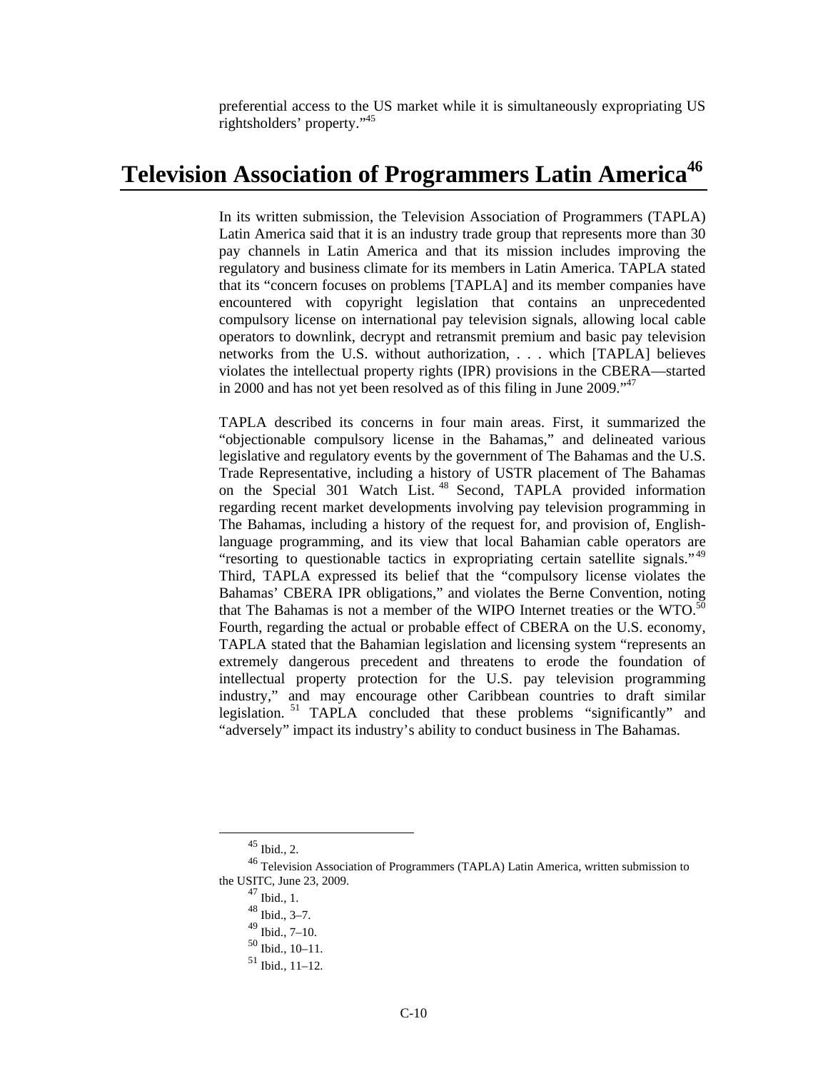preferential access to the US market while it is simultaneously expropriating US rightsholders' property."[45]

# Television Association of Programmers Latin America[46]

In its written submission, the Television Association of Programmers (TAPLA) Latin America said that it is an industry trade group that represents more than 30 pay channels in Latin America and that its mission includes improving the regulatory and business climate for its members in Latin America. TAPLA stated that its "concern focuses on problems [TAPLA] and its member companies have encountered with copyright legislation that contains an unprecedented compulsory license on international pay television signals, allowing local cable operators to downlink, decrypt and retransmit premium and basic pay television networks from the U.S. without authorization, . . . which [TAPLA] believes violates the intellectual property rights (IPR) provisions in the CBERA—started in 2000 and has not yet been resolved as of this filing in June 2009."[47]

TAPLA described its concerns in four main areas. First, it summarized the "objectionable compulsory license in the Bahamas," and delineated various legislative and regulatory events by the government of The Bahamas and the U.S. Trade Representative, including a history of USTR placement of The Bahamas on the Special 301 Watch List.[48] Second, TAPLA provided information regarding recent market developments involving pay television programming in The Bahamas, including a history of the request for, and provision of, English-language programming, and its view that local Bahamian cable operators are "resorting to questionable tactics in expropriating certain satellite signals."[49] Third, TAPLA expressed its belief that the "compulsory license violates the Bahamas' CBERA IPR obligations," and violates the Berne Convention, noting that The Bahamas is not a member of the WIPO Internet treaties or the WTO.[50] Fourth, regarding the actual or probable effect of CBERA on the U.S. economy, TAPLA stated that the Bahamian legislation and licensing system "represents an extremely dangerous precedent and threatens to erode the foundation of intellectual property protection for the U.S. pay television programming industry," and may encourage other Caribbean countries to draft similar legislation.[51] TAPLA concluded that these problems "significantly" and "adversely" impact its industry's ability to conduct business in The Bahamas.

---

[45] Ibid., 2.

[46] Television Association of Programmers (TAPLA) Latin America, written submission to the USITC, June 23, 2009.

[47] Ibid., 1.

[48] Ibid., 3–7.

[49] Ibid., 7–10.

[50] Ibid., 10–11.

[51] Ibid., 11–12.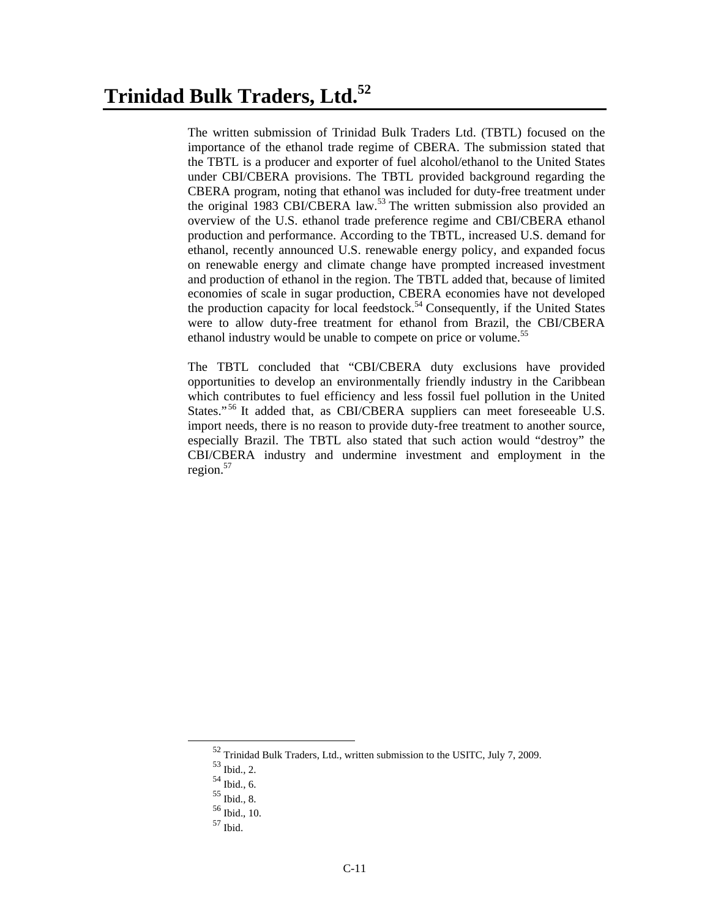# Trinidad Bulk Traders, Ltd.[52]

The written submission of Trinidad Bulk Traders Ltd. (TBTL) focused on the importance of the ethanol trade regime of CBERA. The submission stated that the TBTL is a producer and exporter of fuel alcohol/ethanol to the United States under CBI/CBERA provisions. The TBTL provided background regarding the CBERA program, noting that ethanol was included for duty-free treatment under the original 1983 CBI/CBERA law.[53] The written submission also provided an overview of the U.S. ethanol trade preference regime and CBI/CBERA ethanol production and performance. According to the TBTL, increased U.S. demand for ethanol, recently announced U.S. renewable energy policy, and expanded focus on renewable energy and climate change have prompted increased investment and production of ethanol in the region. The TBTL added that, because of limited economies of scale in sugar production, CBERA economies have not developed the production capacity for local feedstock.[54] Consequently, if the United States were to allow duty-free treatment for ethanol from Brazil, the CBI/CBERA ethanol industry would be unable to compete on price or volume.[55]

The TBTL concluded that "CBI/CBERA duty exclusions have provided opportunities to develop an environmentally friendly industry in the Caribbean which contributes to fuel efficiency and less fossil fuel pollution in the United States."[56] It added that, as CBI/CBERA suppliers can meet foreseeable U.S. import needs, there is no reason to provide duty-free treatment to another source, especially Brazil. The TBTL also stated that such action would "destroy" the CBI/CBERA industry and undermine investment and employment in the region.[57]

---

[52] Trinidad Bulk Traders, Ltd., written submission to the USITC, July 7, 2009.

[53] Ibid., 2.

[54] Ibid., 6.

[55] Ibid., 8.

[56] Ibid., 10.

[57] Ibid.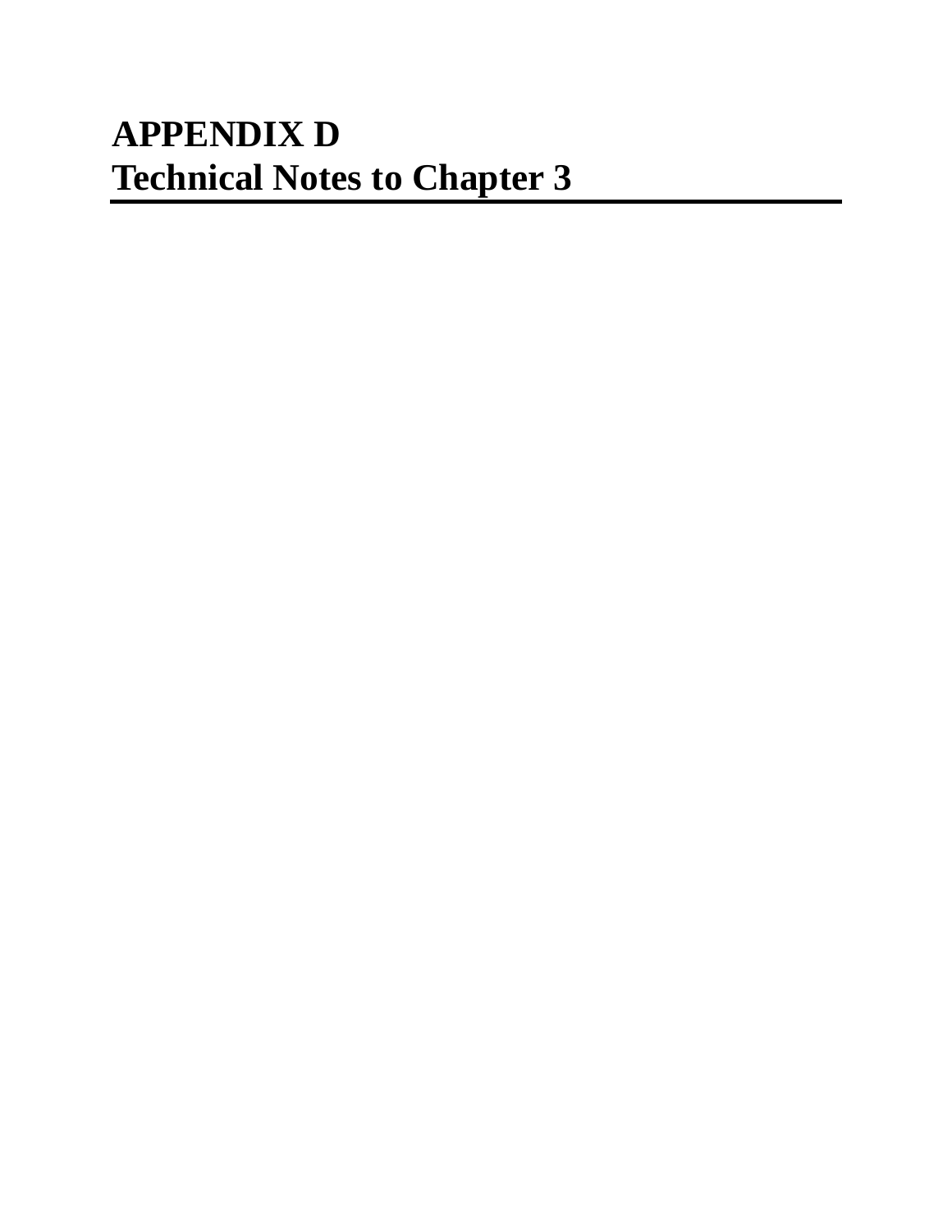# APPENDIX D
# Technical Notes to Chapter 3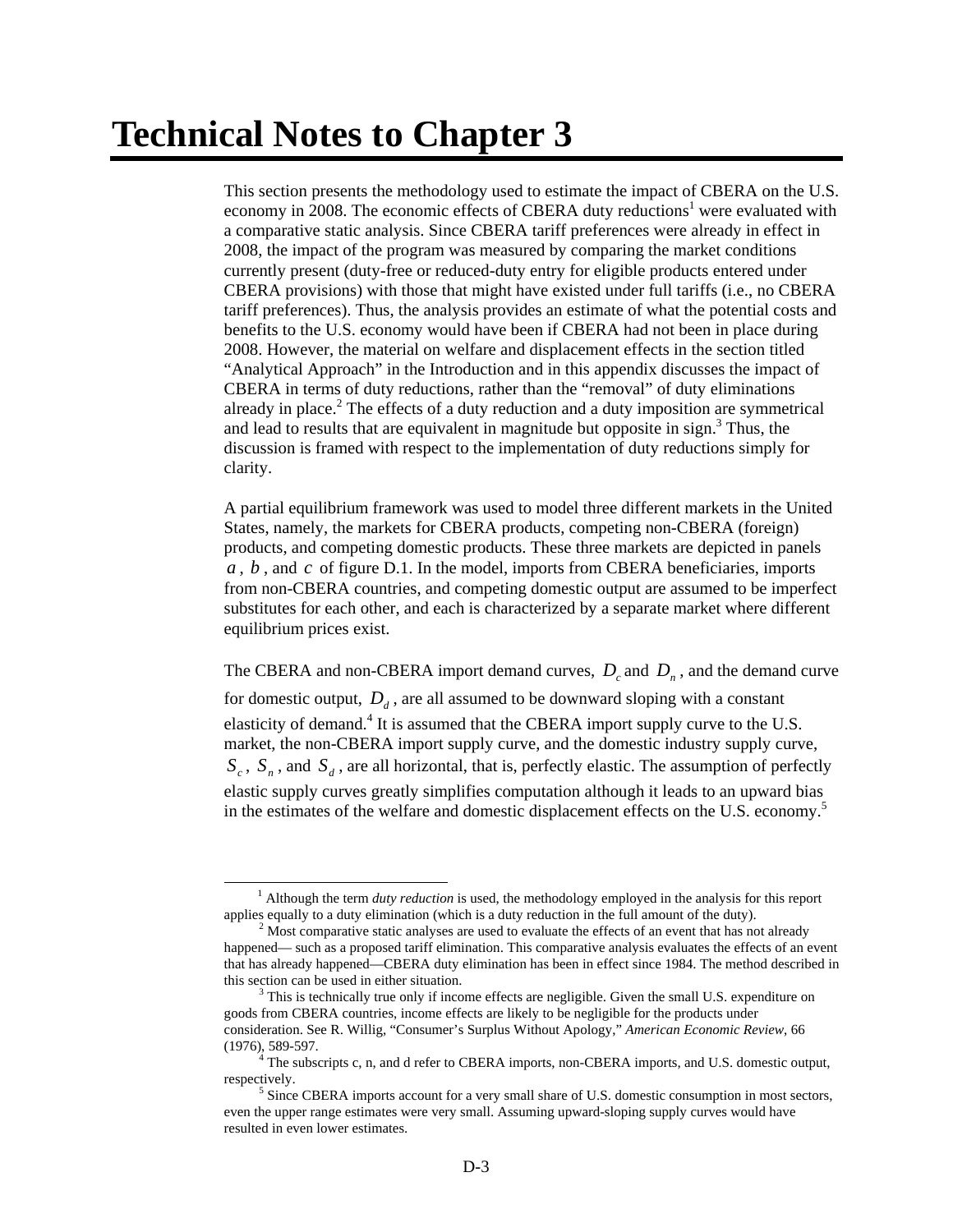# Technical Notes to Chapter 3

This section presents the methodology used to estimate the impact of CBERA on the U.S. economy in 2008. The economic effects of CBERA duty reductions[1] were evaluated with a comparative static analysis. Since CBERA tariff preferences were already in effect in 2008, the impact of the program was measured by comparing the market conditions currently present (duty-free or reduced-duty entry for eligible products entered under CBERA provisions) with those that might have existed under full tariffs (i.e., no CBERA tariff preferences). Thus, the analysis provides an estimate of what the potential costs and benefits to the U.S. economy would have been if CBERA had not been in place during 2008. However, the material on welfare and displacement effects in the section titled "Analytical Approach" in the Introduction and in this appendix discusses the impact of CBERA in terms of duty reductions, rather than the "removal" of duty eliminations already in place.[2] The effects of a duty reduction and a duty imposition are symmetrical and lead to results that are equivalent in magnitude but opposite in sign.[3] Thus, the discussion is framed with respect to the implementation of duty reductions simply for clarity.

A partial equilibrium framework was used to model three different markets in the United States, namely, the markets for CBERA products, competing non-CBERA (foreign) products, and competing domestic products. These three markets are depicted in panels $a$, $b$, and $c$ of figure D.1. In the model, imports from CBERA beneficiaries, imports from non-CBERA countries, and competing domestic output are assumed to be imperfect substitutes for each other, and each is characterized by a separate market where different equilibrium prices exist.

The CBERA and non-CBERA import demand curves, $D_c$ and $D_n$, and the demand curve for domestic output, $D_d$, are all assumed to be downward sloping with a constant elasticity of demand.[4] It is assumed that the CBERA import supply curve to the U.S. market, the non-CBERA import supply curve, and the domestic industry supply curve, $S_c$, $S_n$, and $S_d$, are all horizontal, that is, perfectly elastic. The assumption of perfectly elastic supply curves greatly simplifies computation although it leads to an upward bias in the estimates of the welfare and domestic displacement effects on the U.S. economy.[5]

[1] Although the term *duty reduction* is used, the methodology employed in the analysis for this report applies equally to a duty elimination (which is a duty reduction in the full amount of the duty).

[2] Most comparative static analyses are used to evaluate the effects of an event that has not already happened— such as a proposed tariff elimination. This comparative analysis evaluates the effects of an event that has already happened—CBERA duty elimination has been in effect since 1984. The method described in this section can be used in either situation.

[3] This is technically true only if income effects are negligible. Given the small U.S. expenditure on goods from CBERA countries, income effects are likely to be negligible for the products under consideration. See R. Willig, "Consumer's Surplus Without Apology," *American Economic Review*, 66 (1976), 589-597.

[4] The subscripts c, n, and d refer to CBERA imports, non-CBERA imports, and U.S. domestic output, respectively.

[5] Since CBERA imports account for a very small share of U.S. domestic consumption in most sectors, even the upper range estimates were very small. Assuming upward-sloping supply curves would have resulted in even lower estimates.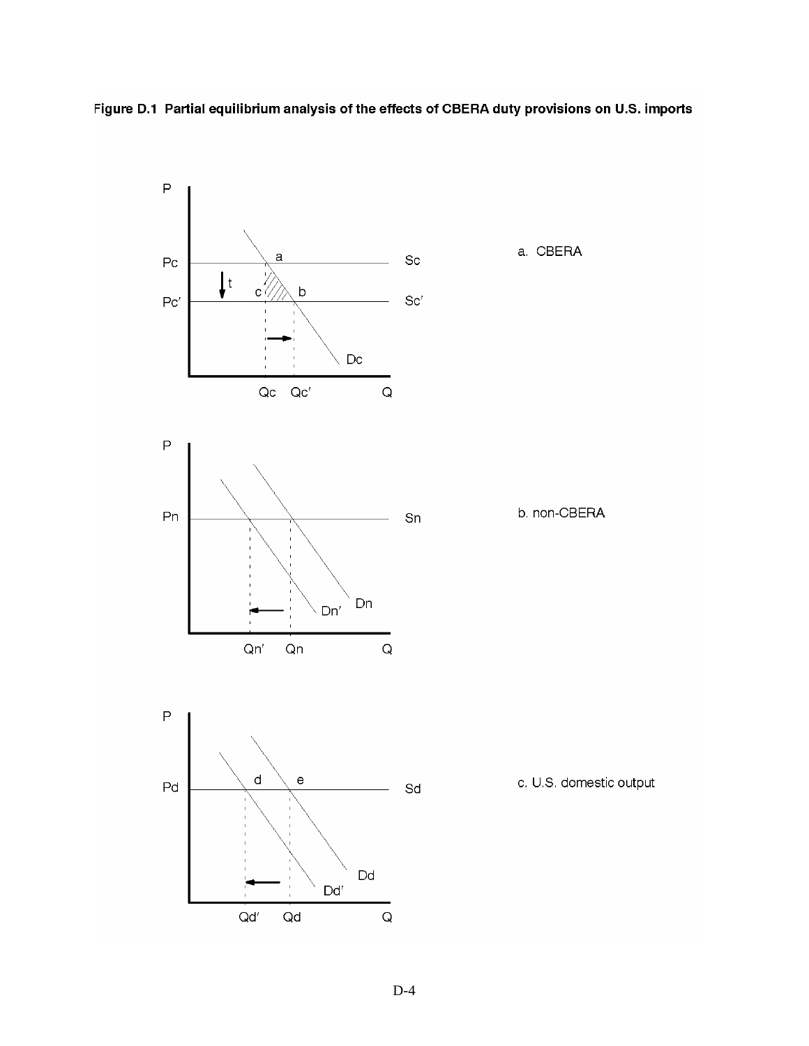**Figure D.1 Partial equilibrium analysis of the effects of CBERA duty provisions on U.S. imports**

P

Pc

Pc′

t

a

c

b

Sc

Sc′

Dc

Qc

Qc′

Q

a. CBERA

P

Pn

Sn

Dn′

Dn

Qn′

Qn

Q

b. non-CBERA

P

Pd

d

e

Sd

Dd

Dd′

Qd′

Qd

Q

c. U.S. domestic output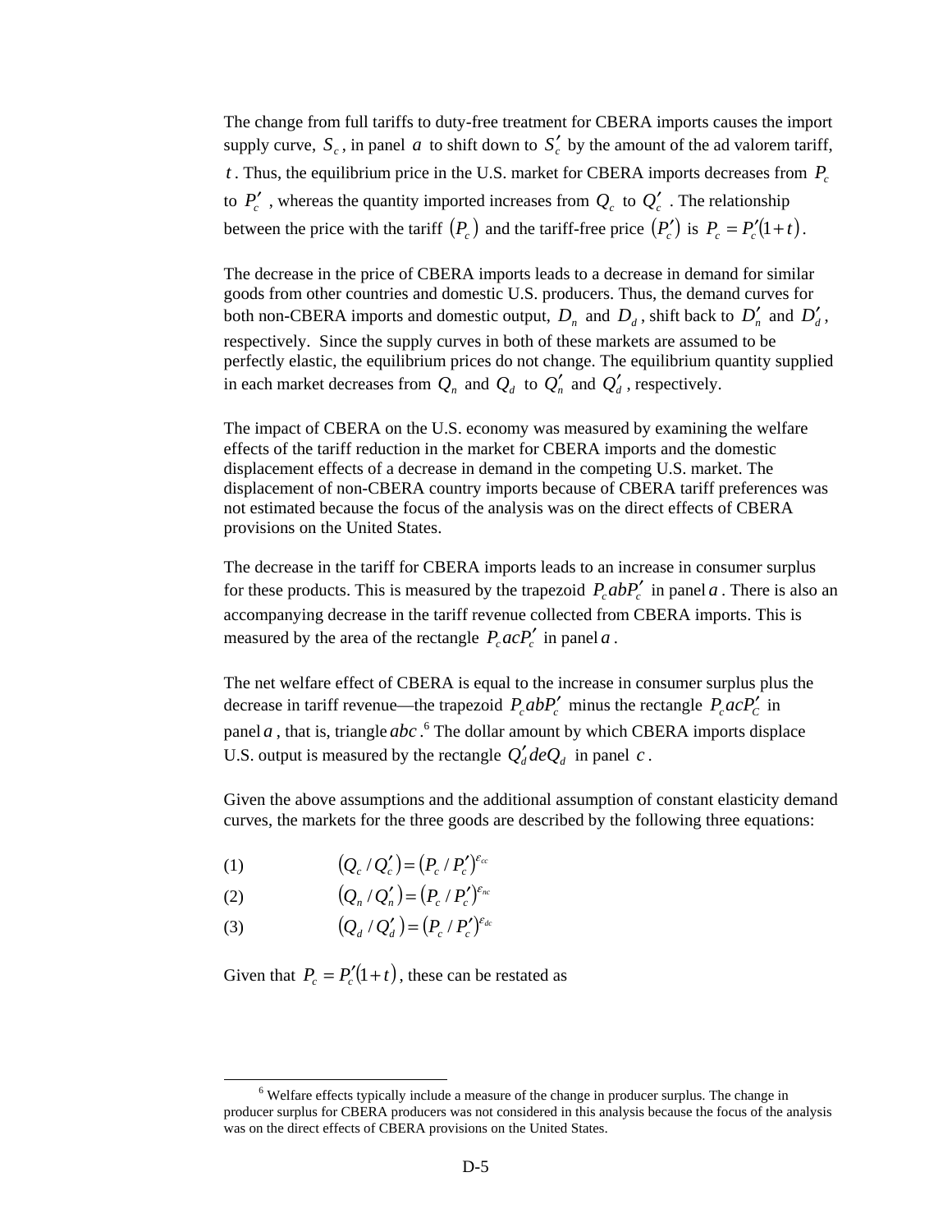The change from full tariffs to duty-free treatment for CBERA imports causes the import supply curve, $S_c$, in panel $a$ to shift down to $S_c'$ by the amount of the ad valorem tariff, $t$. Thus, the equilibrium price in the U.S. market for CBERA imports decreases from $P_c$ to $P_c'$, whereas the quantity imported increases from $Q_c$ to $Q_c'$. The relationship between the price with the tariff $(P_c)$ and the tariff-free price $(P_c')$ is $P_c = P_c'(1+t)$.

The decrease in the price of CBERA imports leads to a decrease in demand for similar goods from other countries and domestic U.S. producers. Thus, the demand curves for both non-CBERA imports and domestic output, $D_n$ and $D_d$, shift back to $D_n'$ and $D_d'$, respectively. Since the supply curves in both of these markets are assumed to be perfectly elastic, the equilibrium prices do not change. The equilibrium quantity supplied in each market decreases from $Q_n$ and $Q_d$ to $Q_n'$ and $Q_d'$, respectively.

The impact of CBERA on the U.S. economy was measured by examining the welfare effects of the tariff reduction in the market for CBERA imports and the domestic displacement effects of a decrease in demand in the competing U.S. market. The displacement of non-CBERA country imports because of CBERA tariff preferences was not estimated because the focus of the analysis was on the direct effects of CBERA provisions on the United States.

The decrease in the tariff for CBERA imports leads to an increase in consumer surplus for these products. This is measured by the trapezoid $P_c abP_c'$ in panel $a$. There is also an accompanying decrease in the tariff revenue collected from CBERA imports. This is measured by the area of the rectangle $P_c acP_c'$ in panel $a$.

The net welfare effect of CBERA is equal to the increase in consumer surplus plus the decrease in tariff revenue—the trapezoid $P_c abP_c'$ minus the rectangle $P_c acP_C'$ in panel $a$, that is, triangle $abc$.[6] The dollar amount by which CBERA imports displace U.S. output is measured by the rectangle $Q_d' deQ_d$ in panel $c$.

Given the above assumptions and the additional assumption of constant elasticity demand curves, the markets for the three goods are described by the following three equations:

(1) $$\left(Q_c / Q_c'\right) = \left(P_c / P_c'\right)^{\varepsilon_{cc}}$$

(2) $$\left(Q_n / Q_n'\right) = \left(P_c / P_c'\right)^{\varepsilon_{nc}}$$

(3) $$\left(Q_d / Q_d'\right) = \left(P_c / P_c'\right)^{\varepsilon_{dc}}$$

Given that $P_c = P_c'(1+t)$, these can be restated as

[6] Welfare effects typically include a measure of the change in producer surplus. The change in producer surplus for CBERA producers was not considered in this analysis because the focus of the analysis was on the direct effects of CBERA provisions on the United States.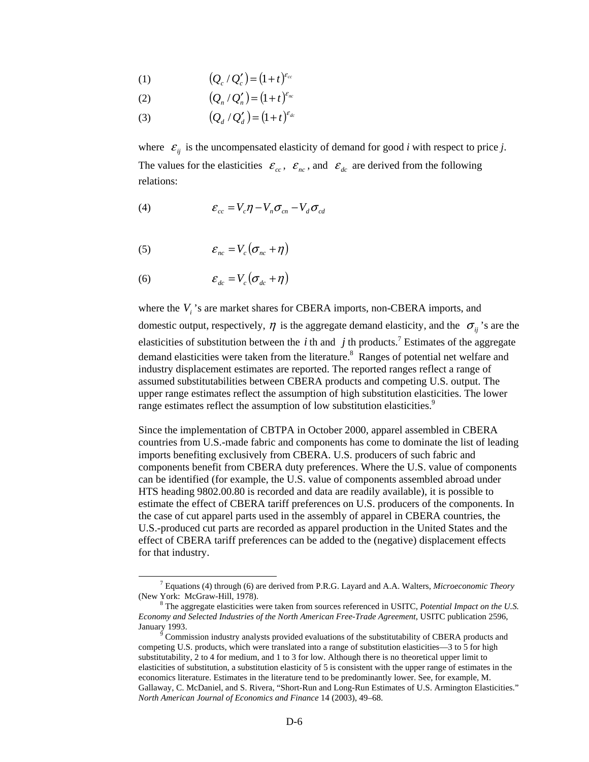(1) $$\left(Q_c / Q_c'\right) = \left(1 + t\right)^{\varepsilon_{cc}}$$

(2) $$\left(Q_n / Q_n'\right) = \left(1 + t\right)^{\varepsilon_{nc}}$$

(3) $$\left(Q_d / Q_d'\right) = \left(1 + t\right)^{\varepsilon_{dc}}$$

where $\varepsilon_{ij}$ is the uncompensated elasticity of demand for good *i* with respect to price *j*. The values for the elasticities $\varepsilon_{cc}$, $\varepsilon_{nc}$, and $\varepsilon_{dc}$ are derived from the following relations:

(4) $$\varepsilon_{cc} = V_c \eta - V_n \sigma_{cn} - V_d \sigma_{cd}$$

(5) $$\varepsilon_{nc} = V_c \left(\sigma_{nc} + \eta\right)$$

(6) $$\varepsilon_{dc} = V_c \left(\sigma_{dc} + \eta\right)$$

where the $V_i$'s are market shares for CBERA imports, non-CBERA imports, and domestic output, respectively, $\eta$ is the aggregate demand elasticity, and the $\sigma_{ij}$'s are the elasticities of substitution between the $i$ th and $j$ th products.[7] Estimates of the aggregate demand elasticities were taken from the literature.[8] Ranges of potential net welfare and industry displacement estimates are reported. The reported ranges reflect a range of assumed substitutabilities between CBERA products and competing U.S. output. The upper range estimates reflect the assumption of high substitution elasticities. The lower range estimates reflect the assumption of low substitution elasticities.[9]

Since the implementation of CBTPA in October 2000, apparel assembled in CBERA countries from U.S.-made fabric and components has come to dominate the list of leading imports benefiting exclusively from CBERA. U.S. producers of such fabric and components benefit from CBERA duty preferences. Where the U.S. value of components can be identified (for example, the U.S. value of components assembled abroad under HTS heading 9802.00.80 is recorded and data are readily available), it is possible to estimate the effect of CBERA tariff preferences on U.S. producers of the components. In the case of cut apparel parts used in the assembly of apparel in CBERA countries, the U.S.-produced cut parts are recorded as apparel production in the United States and the effect of CBERA tariff preferences can be added to the (negative) displacement effects for that industry.

---

[7] Equations (4) through (6) are derived from P.R.G. Layard and A.A. Walters, *Microeconomic Theory* (New York: McGraw-Hill, 1978).

[8] The aggregate elasticities were taken from sources referenced in USITC, *Potential Impact on the U.S. Economy and Selected Industries of the North American Free-Trade Agreement*, USITC publication 2596, January 1993.

[9] Commission industry analysts provided evaluations of the substitutability of CBERA products and competing U.S. products, which were translated into a range of substitution elasticities—3 to 5 for high substitutability, 2 to 4 for medium, and 1 to 3 for low. Although there is no theoretical upper limit to elasticities of substitution, a substitution elasticity of 5 is consistent with the upper range of estimates in the economics literature. Estimates in the literature tend to be predominantly lower. See, for example, M. Gallaway, C. McDaniel, and S. Rivera, "Short-Run and Long-Run Estimates of U.S. Armington Elasticities." *North American Journal of Economics and Finance* 14 (2003), 49–68.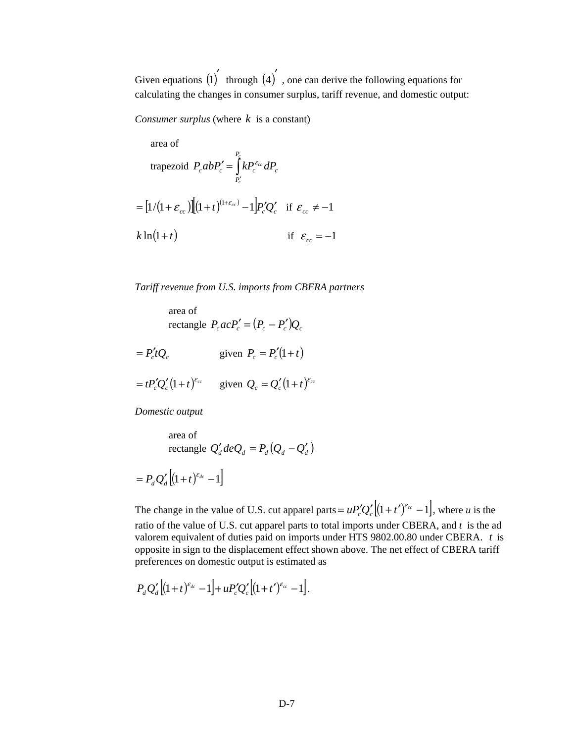Given equations $(1)'$ through $(4)'$, one can derive the following equations for calculating the changes in consumer surplus, tariff revenue, and domestic output:

*Consumer surplus* (where $k$ is a constant)

area of trapezoid $P_c abP_c' = \int_{P_c'}^{P_c} kP_c^{\varepsilon_{cc}} dP_c$

$$= [1/(1+\varepsilon_{cc})][(1+t)^{(1+\varepsilon_{cc})} - 1]P_c'Q_c' \quad \text{if } \varepsilon_{cc} \neq -1$$

$$k \ln(1+t) \quad \text{if } \varepsilon_{cc} = -1$$

*Tariff revenue from U.S. imports from CBERA partners*

area of rectangle $P_c acP_c' = (P_c - P_c')Q_c$

$$= P_c' t Q_c \quad \text{given } P_c = P_c'(1+t)$$

$$= tP_c'Q_c'(1+t)^{\varepsilon_{cc}} \quad \text{given } Q_c = Q_c'(1+t)^{\varepsilon_{cc}}$$

*Domestic output*

area of rectangle $Q_d' deQ_d = P_d(Q_d - Q_d')$

$$= P_d Q_d' [(1+t)^{\varepsilon_{dc}} - 1]$$

The change in the value of U.S. cut apparel parts $= uP_c'Q_c'[(1+t')^{\varepsilon_{cc}} - 1]$, where *u* is the ratio of the value of U.S. cut apparel parts to total imports under CBERA, and $t$ is the ad valorem equivalent of duties paid on imports under HTS 9802.00.80 under CBERA. $t$ is opposite in sign to the displacement effect shown above. The net effect of CBERA tariff preferences on domestic output is estimated as

$$P_d Q_d' [(1+t)^{\varepsilon_{dc}} - 1] + uP_c'Q_c'[(1+t')^{\varepsilon_{cc}} - 1].$$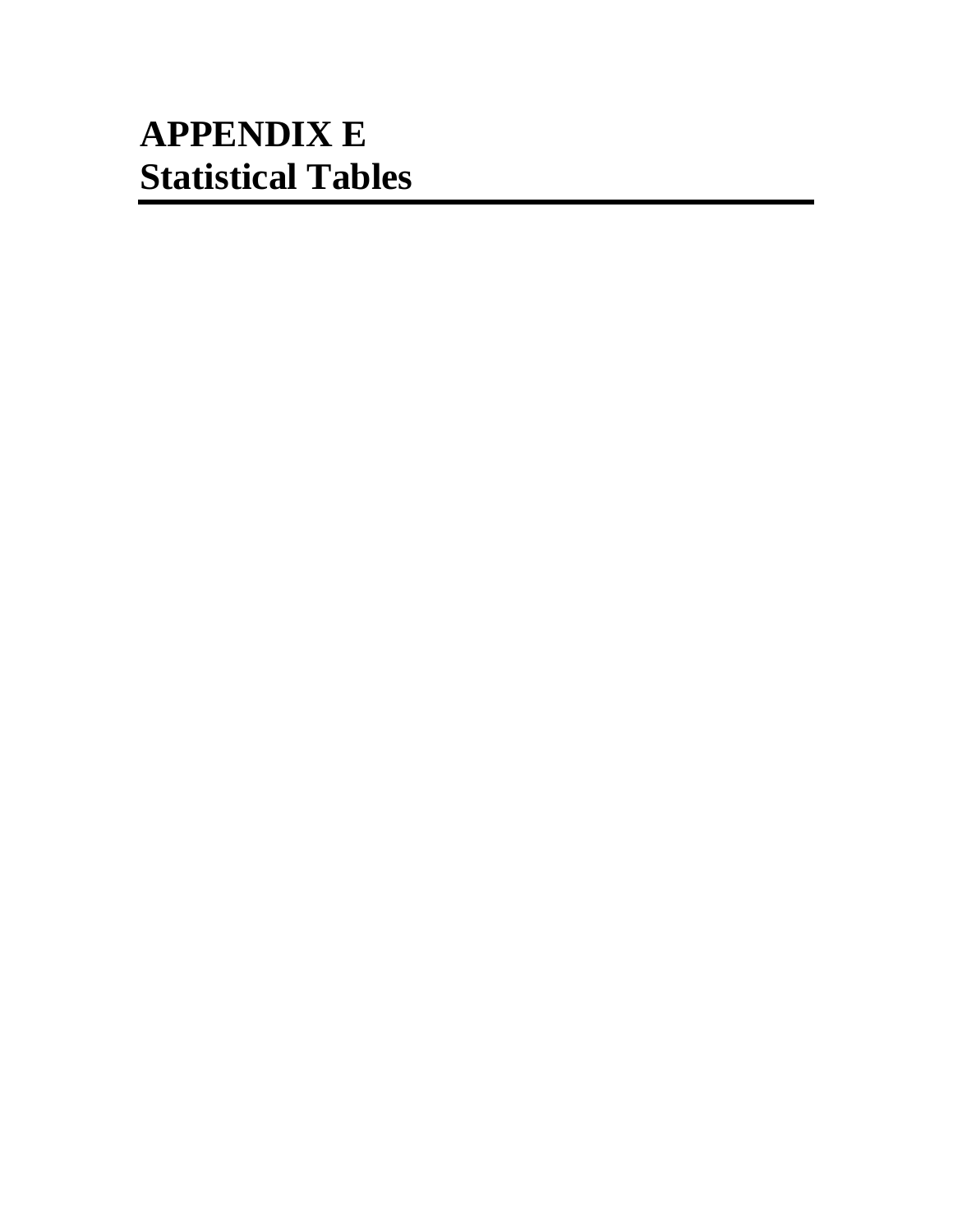# APPENDIX E
# Statistical Tables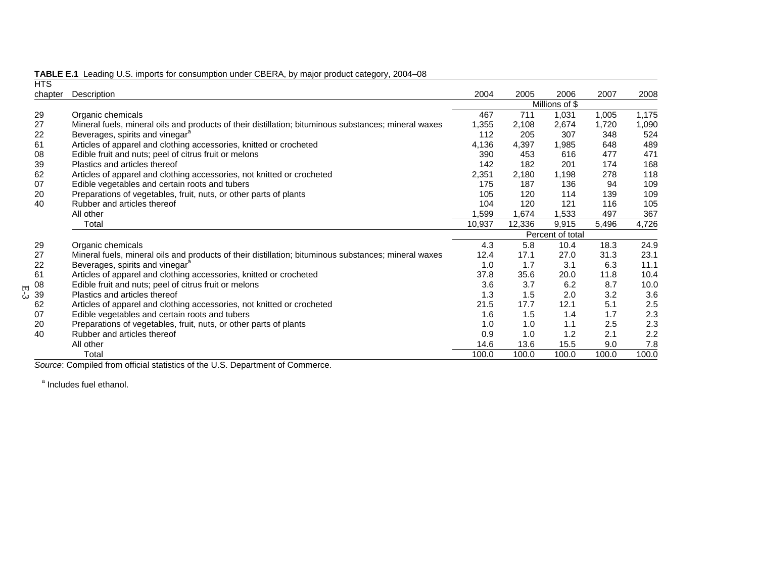**TABLE E.1** Leading U.S. imports for consumption under CBERA, by major product category, 2004–08

| HTS chapter | Description | 2004 | 2005 | 2006 | 2007 | 2008 |
|---|---|---|---|---|---|---|
| | | Millions of $ | | | | |
| 29 | Organic chemicals | 467 | 711 | 1,031 | 1,005 | 1,175 |
| 27 | Mineral fuels, mineral oils and products of their distillation; bituminous substances; mineral waxes | 1,355 | 2,108 | 2,674 | 1,720 | 1,090 |
| 22 | Beverages, spirits and vinegar[a] | 112 | 205 | 307 | 348 | 524 |
| 61 | Articles of apparel and clothing accessories, knitted or crocheted | 4,136 | 4,397 | 1,985 | 648 | 489 |
| 08 | Edible fruit and nuts; peel of citrus fruit or melons | 390 | 453 | 616 | 477 | 471 |
| 39 | Plastics and articles thereof | 142 | 182 | 201 | 174 | 168 |
| 62 | Articles of apparel and clothing accessories, not knitted or crocheted | 2,351 | 2,180 | 1,198 | 278 | 118 |
| 07 | Edible vegetables and certain roots and tubers | 175 | 187 | 136 | 94 | 109 |
| 20 | Preparations of vegetables, fruit, nuts, or other parts of plants | 105 | 120 | 114 | 139 | 109 |
| 40 | Rubber and articles thereof | 104 | 120 | 121 | 116 | 105 |
| | All other | 1,599 | 1,674 | 1,533 | 497 | 367 |
| | Total | 10,937 | 12,336 | 9,915 | 5,496 | 4,726 |
| | | Percent of total | | | | |
| 29 | Organic chemicals | 4.3 | 5.8 | 10.4 | 18.3 | 24.9 |
| 27 | Mineral fuels, mineral oils and products of their distillation; bituminous substances; mineral waxes | 12.4 | 17.1 | 27.0 | 31.3 | 23.1 |
| 22 | Beverages, spirits and vinegar[a] | 1.0 | 1.7 | 3.1 | 6.3 | 11.1 |
| 61 | Articles of apparel and clothing accessories, knitted or crocheted | 37.8 | 35.6 | 20.0 | 11.8 | 10.4 |
| 08 | Edible fruit and nuts; peel of citrus fruit or melons | 3.6 | 3.7 | 6.2 | 8.7 | 10.0 |
| 39 | Plastics and articles thereof | 1.3 | 1.5 | 2.0 | 3.2 | 3.6 |
| 62 | Articles of apparel and clothing accessories, not knitted or crocheted | 21.5 | 17.7 | 12.1 | 5.1 | 2.5 |
| 07 | Edible vegetables and certain roots and tubers | 1.6 | 1.5 | 1.4 | 1.7 | 2.3 |
| 20 | Preparations of vegetables, fruit, nuts, or other parts of plants | 1.0 | 1.0 | 1.1 | 2.5 | 2.3 |
| 40 | Rubber and articles thereof | 0.9 | 1.0 | 1.2 | 2.1 | 2.2 |
| | All other | 14.6 | 13.6 | 15.5 | 9.0 | 7.8 |
| | Total | 100.0 | 100.0 | 100.0 | 100.0 | 100.0 |

*Source*: Compiled from official statistics of the U.S. Department of Commerce.

[a] Includes fuel ethanol.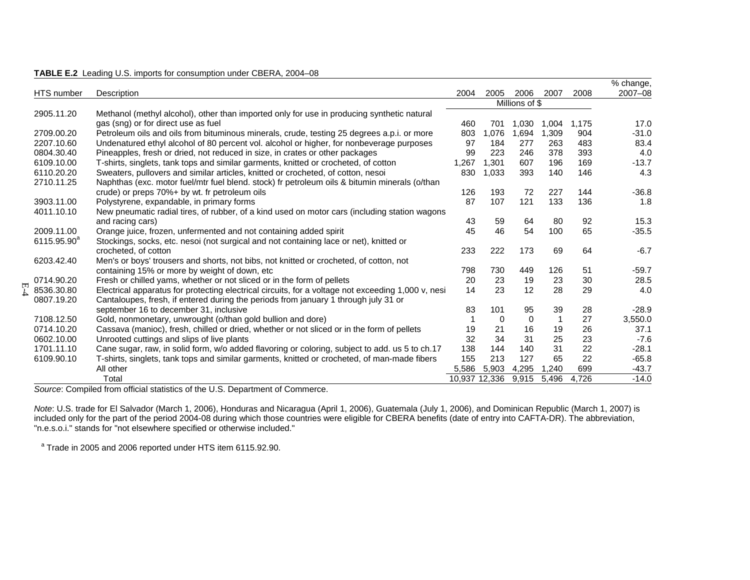**TABLE E.2** Leading U.S. imports for consumption under CBERA, 2004–08

| HTS number | Description | 2004 | 2005 | 2006 | 2007 | 2008 | % change, 2007–08 |
|---|---|---|---|---|---|---|---|
| | | Millions of $ | | | | | |
| 2905.11.20 | Methanol (methyl alcohol), other than imported only for use in producing synthetic natural gas (sng) or for direct use as fuel | 460 | 701 | 1,030 | 1,004 | 1,175 | 17.0 |
| 2709.00.20 | Petroleum oils and oils from bituminous minerals, crude, testing 25 degrees a.p.i. or more | 803 | 1,076 | 1,694 | 1,309 | 904 | -31.0 |
| 2207.10.60 | Undenatured ethyl alcohol of 80 percent vol. alcohol or higher, for nonbeverage purposes | 97 | 184 | 277 | 263 | 483 | 83.4 |
| 0804.30.40 | Pineapples, fresh or dried, not reduced in size, in crates or other packages | 99 | 223 | 246 | 378 | 393 | 4.0 |
| 6109.10.00 | T-shirts, singlets, tank tops and similar garments, knitted or crocheted, of cotton | 1,267 | 1,301 | 607 | 196 | 169 | -13.7 |
| 6110.20.20 | Sweaters, pullovers and similar articles, knitted or crocheted, of cotton, nesoi | 830 | 1,033 | 393 | 140 | 146 | 4.3 |
| 2710.11.25 | Naphthas (exc. motor fuel/mtr fuel blend. stock) fr petroleum oils & bitumin minerals (o/than crude) or preps 70%+ by wt. fr petroleum oils | 126 | 193 | 72 | 227 | 144 | -36.8 |
| 3903.11.00 | Polystyrene, expandable, in primary forms | 87 | 107 | 121 | 133 | 136 | 1.8 |
| 4011.10.10 | New pneumatic radial tires, of rubber, of a kind used on motor cars (including station wagons and racing cars) | 43 | 59 | 64 | 80 | 92 | 15.3 |
| 2009.11.00 | Orange juice, frozen, unfermented and not containing added spirit | 45 | 46 | 54 | 100 | 65 | -35.5 |
| 6115.95.90[a] | Stockings, socks, etc. nesoi (not surgical and not containing lace or net), knitted or crocheted, of cotton | 233 | 222 | 173 | 69 | 64 | -6.7 |
| 6203.42.40 | Men's or boys' trousers and shorts, not bibs, not knitted or crocheted, of cotton, not containing 15% or more by weight of down, etc | 798 | 730 | 449 | 126 | 51 | -59.7 |
| 0714.90.20 | Fresh or chilled yams, whether or not sliced or in the form of pellets | 20 | 23 | 19 | 23 | 30 | 28.5 |
| 8536.30.80 | Electrical apparatus for protecting electrical circuits, for a voltage not exceeding 1,000 v, nesi | 14 | 23 | 12 | 28 | 29 | 4.0 |
| 0807.19.20 | Cantaloupes, fresh, if entered during the periods from january 1 through july 31 or september 16 to december 31, inclusive | 83 | 101 | 95 | 39 | 28 | -28.9 |
| 7108.12.50 | Gold, nonmonetary, unwrought (o/than gold bullion and dore) | 1 | 0 | 0 | 1 | 27 | 3,550.0 |
| 0714.10.20 | Cassava (manioc), fresh, chilled or dried, whether or not sliced or in the form of pellets | 19 | 21 | 16 | 19 | 26 | 37.1 |
| 0602.10.00 | Unrooted cuttings and slips of live plants | 32 | 34 | 31 | 25 | 23 | -7.6 |
| 1701.11.10 | Cane sugar, raw, in solid form, w/o added flavoring or coloring, subject to add. us 5 to ch.17 | 138 | 144 | 140 | 31 | 22 | -28.1 |
| 6109.90.10 | T-shirts, singlets, tank tops and similar garments, knitted or crocheted, of man-made fibers | 155 | 213 | 127 | 65 | 22 | -65.8 |
| | All other | 5,586 | 5,903 | 4,295 | 1,240 | 699 | -43.7 |
| | Total | 10,937 | 12,336 | 9,915 | 5,496 | 4,726 | -14.0 |

*Source*: Compiled from official statistics of the U.S. Department of Commerce.

*Note*: U.S. trade for El Salvador (March 1, 2006), Honduras and Nicaragua (April 1, 2006), Guatemala (July 1, 2006), and Dominican Republic (March 1, 2007) is included only for the part of the period 2004-08 during which those countries were eligible for CBERA benefits (date of entry into CAFTA-DR). The abbreviation, "n.e.s.o.i." stands for "not elsewhere specified or otherwise included."

[a] Trade in 2005 and 2006 reported under HTS item 6115.92.90.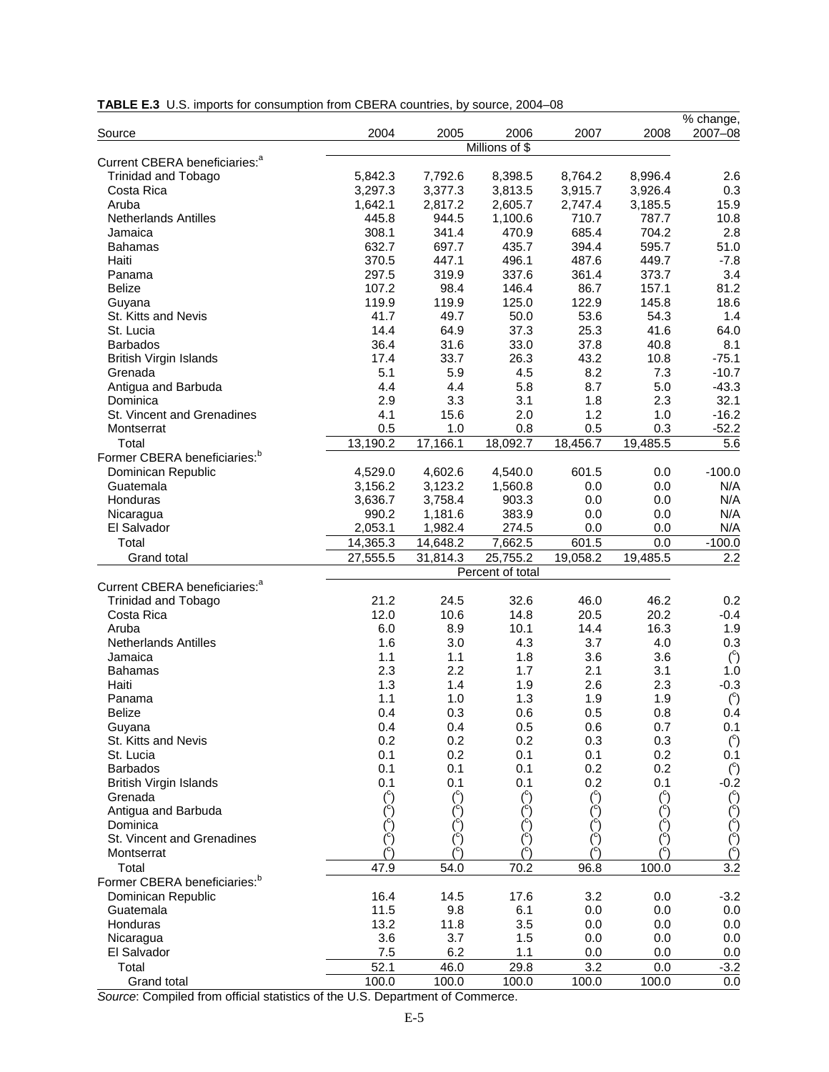**TABLE E.3** U.S. imports for consumption from CBERA countries, by source, 2004–08

| Source | 2004 | 2005 | 2006 | 2007 | 2008 | % change, 2007–08 |
|---|---|---|---|---|---|---|
| | Millions of $ | | | | | |
| Current CBERA beneficiaries:[a] | | | | | | |
| Trinidad and Tobago | 5,842.3 | 7,792.6 | 8,398.5 | 8,764.2 | 8,996.4 | 2.6 |
| Costa Rica | 3,297.3 | 3,377.3 | 3,813.5 | 3,915.7 | 3,926.4 | 0.3 |
| Aruba | 1,642.1 | 2,817.2 | 2,605.7 | 2,747.4 | 3,185.5 | 15.9 |
| Netherlands Antilles | 445.8 | 944.5 | 1,100.6 | 710.7 | 787.7 | 10.8 |
| Jamaica | 308.1 | 341.4 | 470.9 | 685.4 | 704.2 | 2.8 |
| Bahamas | 632.7 | 697.7 | 435.7 | 394.4 | 595.7 | 51.0 |
| Haiti | 370.5 | 447.1 | 496.1 | 487.6 | 449.7 | -7.8 |
| Panama | 297.5 | 319.9 | 337.6 | 361.4 | 373.7 | 3.4 |
| Belize | 107.2 | 98.4 | 146.4 | 86.7 | 157.1 | 81.2 |
| Guyana | 119.9 | 119.9 | 125.0 | 122.9 | 145.8 | 18.6 |
| St. Kitts and Nevis | 41.7 | 49.7 | 50.0 | 53.6 | 54.3 | 1.4 |
| St. Lucia | 14.4 | 64.9 | 37.3 | 25.3 | 41.6 | 64.0 |
| Barbados | 36.4 | 31.6 | 33.0 | 37.8 | 40.8 | 8.1 |
| British Virgin Islands | 17.4 | 33.7 | 26.3 | 43.2 | 10.8 | -75.1 |
| Grenada | 5.1 | 5.9 | 4.5 | 8.2 | 7.3 | -10.7 |
| Antigua and Barbuda | 4.4 | 4.4 | 5.8 | 8.7 | 5.0 | -43.3 |
| Dominica | 2.9 | 3.3 | 3.1 | 1.8 | 2.3 | 32.1 |
| St. Vincent and Grenadines | 4.1 | 15.6 | 2.0 | 1.2 | 1.0 | -16.2 |
| Montserrat | 0.5 | 1.0 | 0.8 | 0.5 | 0.3 | -52.2 |
| Total | 13,190.2 | 17,166.1 | 18,092.7 | 18,456.7 | 19,485.5 | 5.6 |
| Former CBERA beneficiaries:[b] | | | | | | |
| Dominican Republic | 4,529.0 | 4,602.6 | 4,540.0 | 601.5 | 0.0 | -100.0 |
| Guatemala | 3,156.2 | 3,123.2 | 1,560.8 | 0.0 | 0.0 | N/A |
| Honduras | 3,636.7 | 3,758.4 | 903.3 | 0.0 | 0.0 | N/A |
| Nicaragua | 990.2 | 1,181.6 | 383.9 | 0.0 | 0.0 | N/A |
| El Salvador | 2,053.1 | 1,982.4 | 274.5 | 0.0 | 0.0 | N/A |
| Total | 14,365.3 | 14,648.2 | 7,662.5 | 601.5 | 0.0 | -100.0 |
| Grand total | 27,555.5 | 31,814.3 | 25,755.2 | 19,058.2 | 19,485.5 | 2.2 |
| | Percent of total | | | | | |
| Current CBERA beneficiaries:[a] | | | | | | |
| Trinidad and Tobago | 21.2 | 24.5 | 32.6 | 46.0 | 46.2 | 0.2 |
| Costa Rica | 12.0 | 10.6 | 14.8 | 20.5 | 20.2 | -0.4 |
| Aruba | 6.0 | 8.9 | 10.1 | 14.4 | 16.3 | 1.9 |
| Netherlands Antilles | 1.6 | 3.0 | 4.3 | 3.7 | 4.0 | 0.3 |
| Jamaica | 1.1 | 1.1 | 1.8 | 3.6 | 3.6 | ([c]) |
| Bahamas | 2.3 | 2.2 | 1.7 | 2.1 | 3.1 | 1.0 |
| Haiti | 1.3 | 1.4 | 1.9 | 2.6 | 2.3 | -0.3 |
| Panama | 1.1 | 1.0 | 1.3 | 1.9 | 1.9 | ([c]) |
| Belize | 0.4 | 0.3 | 0.6 | 0.5 | 0.8 | 0.4 |
| Guyana | 0.4 | 0.4 | 0.5 | 0.6 | 0.7 | 0.1 |
| St. Kitts and Nevis | 0.2 | 0.2 | 0.2 | 0.3 | 0.3 | ([c]) |
| St. Lucia | 0.1 | 0.2 | 0.1 | 0.1 | 0.2 | 0.1 |
| Barbados | 0.1 | 0.1 | 0.1 | 0.2 | 0.2 | ([c]) |
| British Virgin Islands | 0.1 | 0.1 | 0.1 | 0.2 | 0.1 | -0.2 |
| Grenada | ([c]) | ([c]) | ([c]) | ([c]) | ([c]) | ([c]) |
| Antigua and Barbuda | ([c]) | ([c]) | ([c]) | ([c]) | ([c]) | ([c]) |
| Dominica | ([c]) | ([c]) | ([c]) | ([c]) | ([c]) | ([c]) |
| St. Vincent and Grenadines | ([c]) | ([c]) | ([c]) | ([c]) | ([c]) | ([c]) |
| Montserrat | ([c]) | ([c]) | ([c]) | ([c]) | ([c]) | ([c]) |
| Total | 47.9 | 54.0 | 70.2 | 96.8 | 100.0 | 3.2 |
| Former CBERA beneficiaries:[b] | | | | | | |
| Dominican Republic | 16.4 | 14.5 | 17.6 | 3.2 | 0.0 | -3.2 |
| Guatemala | 11.5 | 9.8 | 6.1 | 0.0 | 0.0 | 0.0 |
| Honduras | 13.2 | 11.8 | 3.5 | 0.0 | 0.0 | 0.0 |
| Nicaragua | 3.6 | 3.7 | 1.5 | 0.0 | 0.0 | 0.0 |
| El Salvador | 7.5 | 6.2 | 1.1 | 0.0 | 0.0 | 0.0 |
| Total | 52.1 | 46.0 | 29.8 | 3.2 | 0.0 | -3.2 |
| Grand total | 100.0 | 100.0 | 100.0 | 100.0 | 100.0 | 0.0 |

*Source*: Compiled from official statistics of the U.S. Department of Commerce.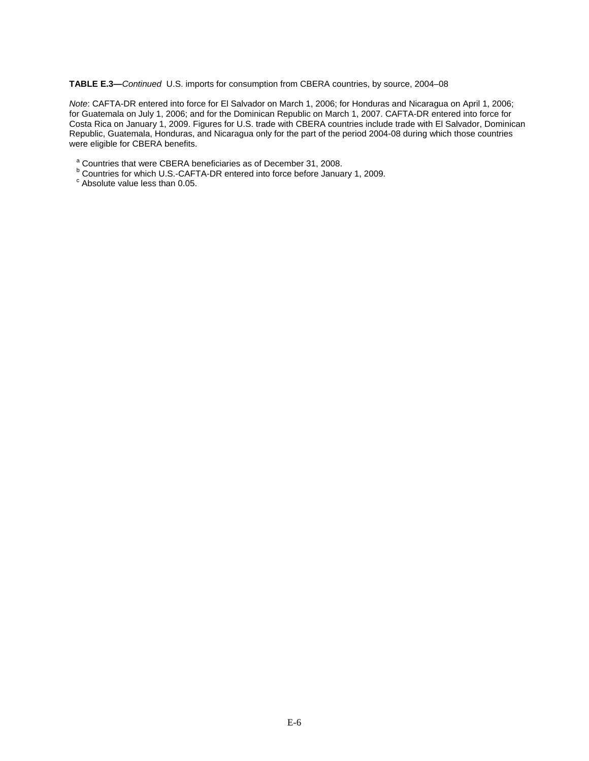**TABLE E.3—***Continued* U.S. imports for consumption from CBERA countries, by source, 2004–08

*Note*: CAFTA-DR entered into force for El Salvador on March 1, 2006; for Honduras and Nicaragua on April 1, 2006; for Guatemala on July 1, 2006; and for the Dominican Republic on March 1, 2007. CAFTA-DR entered into force for Costa Rica on January 1, 2009. Figures for U.S. trade with CBERA countries include trade with El Salvador, Dominican Republic, Guatemala, Honduras, and Nicaragua only for the part of the period 2004-08 during which those countries were eligible for CBERA benefits.

[a] Countries that were CBERA beneficiaries as of December 31, 2008.
[b] Countries for which U.S.-CAFTA-DR entered into force before January 1, 2009.
[c] Absolute value less than 0.05.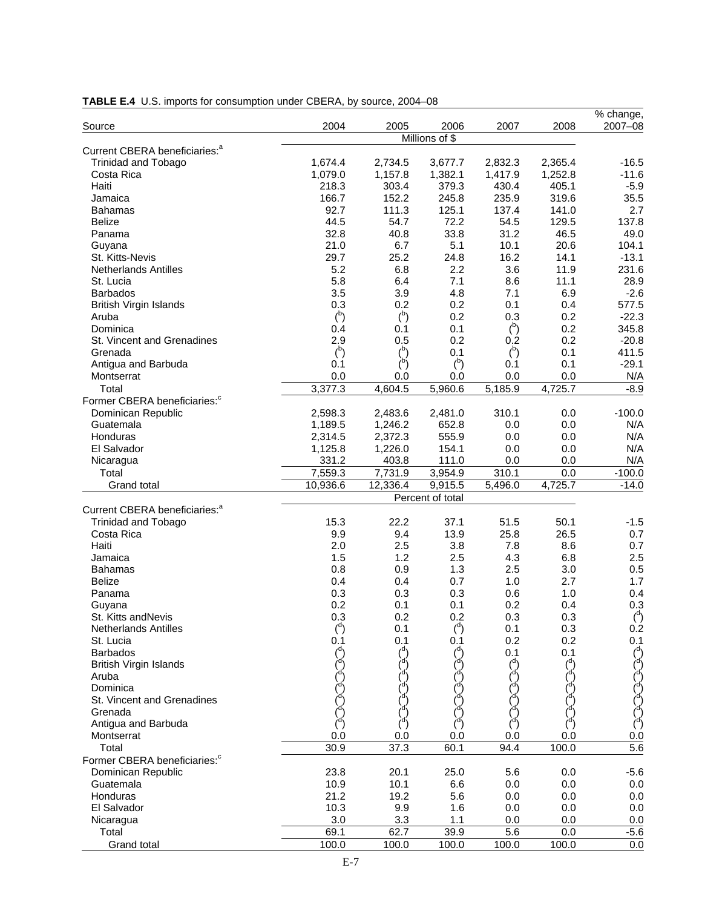**TABLE E.4** U.S. imports for consumption under CBERA, by source, 2004–08

| Source | 2004 | 2005 | 2006 | 2007 | 2008 | % change, 2007–08 |
|---|---|---|---|---|---|---|
| | | | Millions of $ | | | |
| Current CBERA beneficiaries:[a] | | | | | | |
| Trinidad and Tobago | 1,674.4 | 2,734.5 | 3,677.7 | 2,832.3 | 2,365.4 | -16.5 |
| Costa Rica | 1,079.0 | 1,157.8 | 1,382.1 | 1,417.9 | 1,252.8 | -11.6 |
| Haiti | 218.3 | 303.4 | 379.3 | 430.4 | 405.1 | -5.9 |
| Jamaica | 166.7 | 152.2 | 245.8 | 235.9 | 319.6 | 35.5 |
| Bahamas | 92.7 | 111.3 | 125.1 | 137.4 | 141.0 | 2.7 |
| Belize | 44.5 | 54.7 | 72.2 | 54.5 | 129.5 | 137.8 |
| Panama | 32.8 | 40.8 | 33.8 | 31.2 | 46.5 | 49.0 |
| Guyana | 21.0 | 6.7 | 5.1 | 10.1 | 20.6 | 104.1 |
| St. Kitts-Nevis | 29.7 | 25.2 | 24.8 | 16.2 | 14.1 | -13.1 |
| Netherlands Antilles | 5.2 | 6.8 | 2.2 | 3.6 | 11.9 | 231.6 |
| St. Lucia | 5.8 | 6.4 | 7.1 | 8.6 | 11.1 | 28.9 |
| Barbados | 3.5 | 3.9 | 4.8 | 7.1 | 6.9 | -2.6 |
| British Virgin Islands | 0.3 | 0.2 | 0.2 | 0.1 | 0.4 | 577.5 |
| Aruba | ([b]) | ([b]) | 0.2 | 0.3 | 0.2 | -22.3 |
| Dominica | 0.4 | 0.1 | 0.1 | ([b]) | 0.2 | 345.8 |
| St. Vincent and Grenadines | 2.9 | 0.5 | 0.2 | 0.2 | 0.2 | -20.8 |
| Grenada | ([b]) | ([b]) | 0.1 | ([b]) | 0.1 | 411.5 |
| Antigua and Barbuda | 0.1 | ([b]) | ([b]) | 0.1 | 0.1 | -29.1 |
| Montserrat | 0.0 | 0.0 | 0.0 | 0.0 | 0.0 | N/A |
| Total | 3,377.3 | 4,604.5 | 5,960.6 | 5,185.9 | 4,725.7 | -8.9 |
| Former CBERA beneficiaries:[c] | | | | | | |
| Dominican Republic | 2,598.3 | 2,483.6 | 2,481.0 | 310.1 | 0.0 | -100.0 |
| Guatemala | 1,189.5 | 1,246.2 | 652.8 | 0.0 | 0.0 | N/A |
| Honduras | 2,314.5 | 2,372.3 | 555.9 | 0.0 | 0.0 | N/A |
| El Salvador | 1,125.8 | 1,226.0 | 154.1 | 0.0 | 0.0 | N/A |
| Nicaragua | 331.2 | 403.8 | 111.0 | 0.0 | 0.0 | N/A |
| Total | 7,559.3 | 7,731.9 | 3,954.9 | 310.1 | 0.0 | -100.0 |
| Grand total | 10,936.6 | 12,336.4 | 9,915.5 | 5,496.0 | 4,725.7 | -14.0 |
| | | | Percent of total | | | |
| Current CBERA beneficiaries:[a] | | | | | | |
| Trinidad and Tobago | 15.3 | 22.2 | 37.1 | 51.5 | 50.1 | -1.5 |
| Costa Rica | 9.9 | 9.4 | 13.9 | 25.8 | 26.5 | 0.7 |
| Haiti | 2.0 | 2.5 | 3.8 | 7.8 | 8.6 | 0.7 |
| Jamaica | 1.5 | 1.2 | 2.5 | 4.3 | 6.8 | 2.5 |
| Bahamas | 0.8 | 0.9 | 1.3 | 2.5 | 3.0 | 0.5 |
| Belize | 0.4 | 0.4 | 0.7 | 1.0 | 2.7 | 1.7 |
| Panama | 0.3 | 0.3 | 0.3 | 0.6 | 1.0 | 0.4 |
| Guyana | 0.2 | 0.1 | 0.1 | 0.2 | 0.4 | 0.3 |
| St. Kitts andNevis | 0.3 | 0.2 | 0.2 | 0.3 | 0.3 | ([d]) |
| Netherlands Antilles | ([d]) | 0.1 | ([d]) | 0.1 | 0.3 | 0.2 |
| St. Lucia | 0.1 | 0.1 | 0.1 | 0.2 | 0.2 | 0.1 |
| Barbados | ([d]) | ([d]) | ([d]) | 0.1 | 0.1 | ([d]) |
| British Virgin Islands | ([d]) | ([d]) | ([d]) | ([d]) | ([d]) | ([d]) |
| Aruba | ([d]) | ([d]) | ([d]) | ([d]) | ([d]) | ([d]) |
| Dominica | ([d]) | ([d]) | ([d]) | ([d]) | ([d]) | ([d]) |
| St. Vincent and Grenadines | ([d]) | ([d]) | ([d]) | ([d]) | ([d]) | ([d]) |
| Grenada | ([d]) | ([d]) | ([d]) | ([d]) | ([d]) | ([d]) |
| Antigua and Barbuda | ([d]) | ([d]) | ([d]) | ([d]) | ([d]) | ([d]) |
| Montserrat | 0.0 | 0.0 | 0.0 | 0.0 | 0.0 | 0.0 |
| Total | 30.9 | 37.3 | 60.1 | 94.4 | 100.0 | 5.6 |
| Former CBERA beneficiaries:[c] | | | | | | |
| Dominican Republic | 23.8 | 20.1 | 25.0 | 5.6 | 0.0 | -5.6 |
| Guatemala | 10.9 | 10.1 | 6.6 | 0.0 | 0.0 | 0.0 |
| Honduras | 21.2 | 19.2 | 5.6 | 0.0 | 0.0 | 0.0 |
| El Salvador | 10.3 | 9.9 | 1.6 | 0.0 | 0.0 | 0.0 |
| Nicaragua | 3.0 | 3.3 | 1.1 | 0.0 | 0.0 | 0.0 |
| Total | 69.1 | 62.7 | 39.9 | 5.6 | 0.0 | -5.6 |
| Grand total | 100.0 | 100.0 | 100.0 | 100.0 | 100.0 | 0.0 |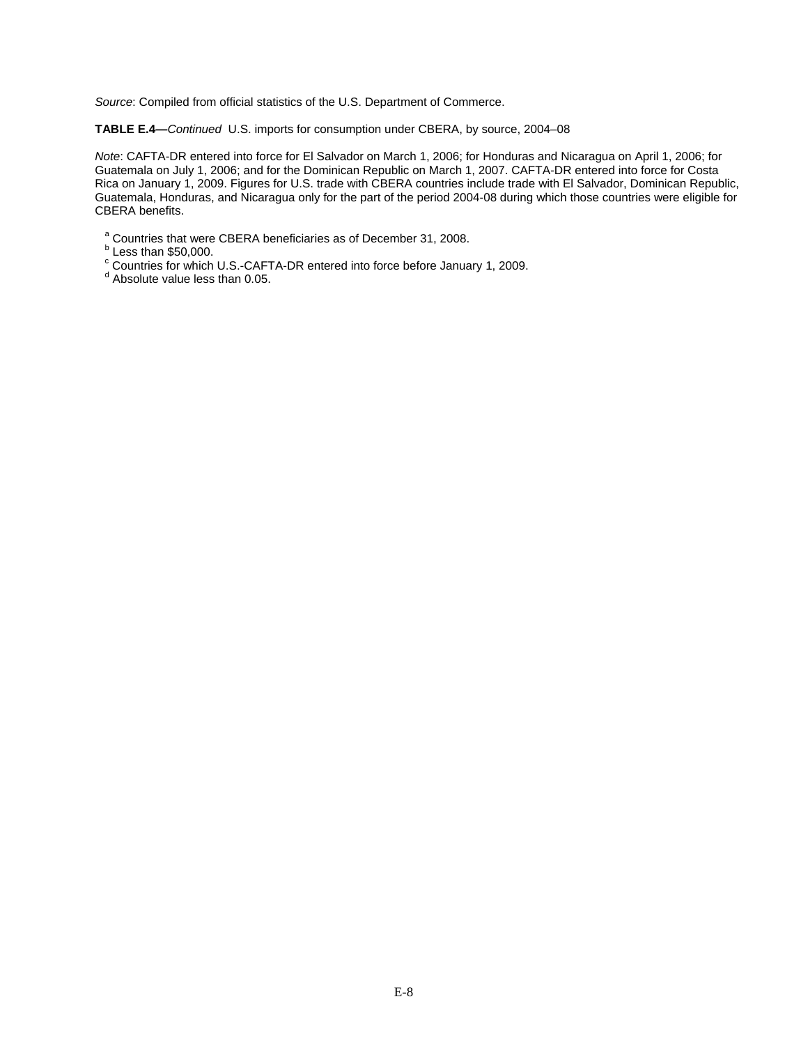*Source*: Compiled from official statistics of the U.S. Department of Commerce.

**TABLE E.4—***Continued* U.S. imports for consumption under CBERA, by source, 2004–08

*Note*: CAFTA-DR entered into force for El Salvador on March 1, 2006; for Honduras and Nicaragua on April 1, 2006; for Guatemala on July 1, 2006; and for the Dominican Republic on March 1, 2007. CAFTA-DR entered into force for Costa Rica on January 1, 2009. Figures for U.S. trade with CBERA countries include trade with El Salvador, Dominican Republic, Guatemala, Honduras, and Nicaragua only for the part of the period 2004-08 during which those countries were eligible for CBERA benefits.

[a] Countries that were CBERA beneficiaries as of December 31, 2008.
[b] Less than $50,000.
[c] Countries for which U.S.-CAFTA-DR entered into force before January 1, 2009.
[d] Absolute value less than 0.05.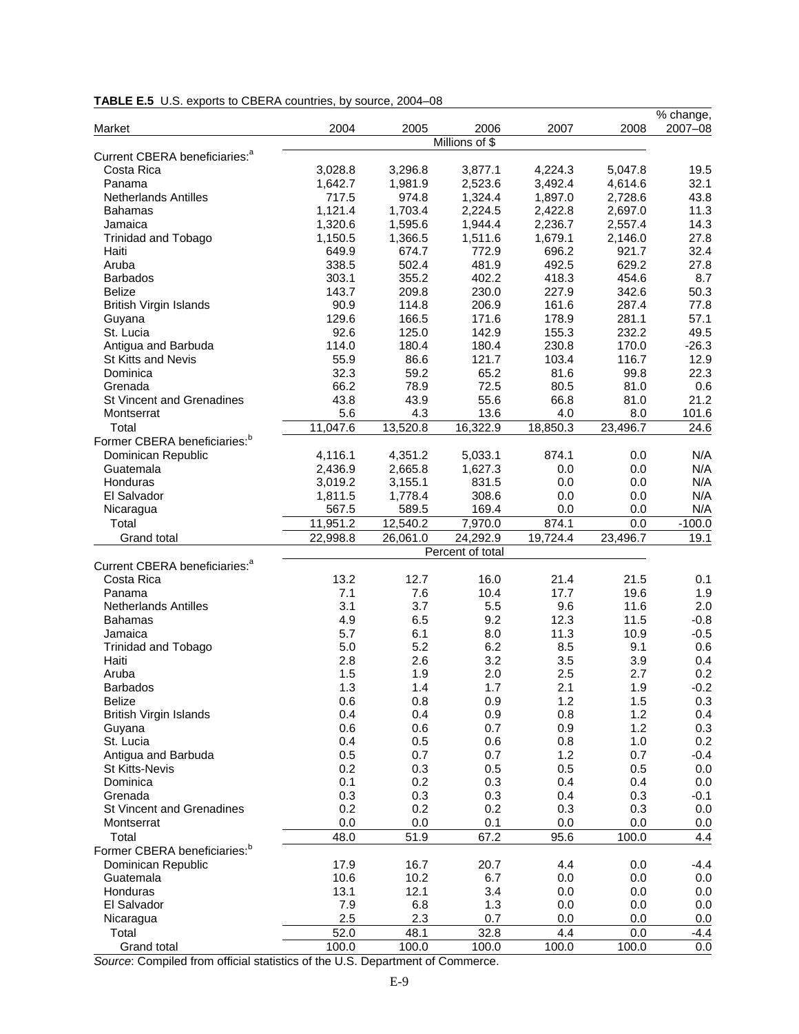**TABLE E.5** U.S. exports to CBERA countries, by source, 2004–08

| Market | 2004 | 2005 | 2006 | 2007 | 2008 | % change, 2007–08 |
|---|---|---|---|---|---|---|
| | | | Millions of $ | | | |
| Current CBERA beneficiaries:[a] | | | | | | |
| Costa Rica | 3,028.8 | 3,296.8 | 3,877.1 | 4,224.3 | 5,047.8 | 19.5 |
| Panama | 1,642.7 | 1,981.9 | 2,523.6 | 3,492.4 | 4,614.6 | 32.1 |
| Netherlands Antilles | 717.5 | 974.8 | 1,324.4 | 1,897.0 | 2,728.6 | 43.8 |
| Bahamas | 1,121.4 | 1,703.4 | 2,224.5 | 2,422.8 | 2,697.0 | 11.3 |
| Jamaica | 1,320.6 | 1,595.6 | 1,944.4 | 2,236.7 | 2,557.4 | 14.3 |
| Trinidad and Tobago | 1,150.5 | 1,366.5 | 1,511.6 | 1,679.1 | 2,146.0 | 27.8 |
| Haiti | 649.9 | 674.7 | 772.9 | 696.2 | 921.7 | 32.4 |
| Aruba | 338.5 | 502.4 | 481.9 | 492.5 | 629.2 | 27.8 |
| Barbados | 303.1 | 355.2 | 402.2 | 418.3 | 454.6 | 8.7 |
| Belize | 143.7 | 209.8 | 230.0 | 227.9 | 342.6 | 50.3 |
| British Virgin Islands | 90.9 | 114.8 | 206.9 | 161.6 | 287.4 | 77.8 |
| Guyana | 129.6 | 166.5 | 171.6 | 178.9 | 281.1 | 57.1 |
| St. Lucia | 92.6 | 125.0 | 142.9 | 155.3 | 232.2 | 49.5 |
| Antigua and Barbuda | 114.0 | 180.4 | 180.4 | 230.8 | 170.0 | -26.3 |
| St Kitts and Nevis | 55.9 | 86.6 | 121.7 | 103.4 | 116.7 | 12.9 |
| Dominica | 32.3 | 59.2 | 65.2 | 81.6 | 99.8 | 22.3 |
| Grenada | 66.2 | 78.9 | 72.5 | 80.5 | 81.0 | 0.6 |
| St Vincent and Grenadines | 43.8 | 43.9 | 55.6 | 66.8 | 81.0 | 21.2 |
| Montserrat | 5.6 | 4.3 | 13.6 | 4.0 | 8.0 | 101.6 |
| Total | 11,047.6 | 13,520.8 | 16,322.9 | 18,850.3 | 23,496.7 | 24.6 |
| Former CBERA beneficiaries:[b] | | | | | | |
| Dominican Republic | 4,116.1 | 4,351.2 | 5,033.1 | 874.1 | 0.0 | N/A |
| Guatemala | 2,436.9 | 2,665.8 | 1,627.3 | 0.0 | 0.0 | N/A |
| Honduras | 3,019.2 | 3,155.1 | 831.5 | 0.0 | 0.0 | N/A |
| El Salvador | 1,811.5 | 1,778.4 | 308.6 | 0.0 | 0.0 | N/A |
| Nicaragua | 567.5 | 589.5 | 169.4 | 0.0 | 0.0 | N/A |
| Total | 11,951.2 | 12,540.2 | 7,970.0 | 874.1 | 0.0 | -100.0 |
| Grand total | 22,998.8 | 26,061.0 | 24,292.9 | 19,724.4 | 23,496.7 | 19.1 |
| | | | Percent of total | | | |
| Current CBERA beneficiaries:[a] | | | | | | |
| Costa Rica | 13.2 | 12.7 | 16.0 | 21.4 | 21.5 | 0.1 |
| Panama | 7.1 | 7.6 | 10.4 | 17.7 | 19.6 | 1.9 |
| Netherlands Antilles | 3.1 | 3.7 | 5.5 | 9.6 | 11.6 | 2.0 |
| Bahamas | 4.9 | 6.5 | 9.2 | 12.3 | 11.5 | -0.8 |
| Jamaica | 5.7 | 6.1 | 8.0 | 11.3 | 10.9 | -0.5 |
| Trinidad and Tobago | 5.0 | 5.2 | 6.2 | 8.5 | 9.1 | 0.6 |
| Haiti | 2.8 | 2.6 | 3.2 | 3.5 | 3.9 | 0.4 |
| Aruba | 1.5 | 1.9 | 2.0 | 2.5 | 2.7 | 0.2 |
| Barbados | 1.3 | 1.4 | 1.7 | 2.1 | 1.9 | -0.2 |
| Belize | 0.6 | 0.8 | 0.9 | 1.2 | 1.5 | 0.3 |
| British Virgin Islands | 0.4 | 0.4 | 0.9 | 0.8 | 1.2 | 0.4 |
| Guyana | 0.6 | 0.6 | 0.7 | 0.9 | 1.2 | 0.3 |
| St. Lucia | 0.4 | 0.5 | 0.6 | 0.8 | 1.0 | 0.2 |
| Antigua and Barbuda | 0.5 | 0.7 | 0.7 | 1.2 | 0.7 | -0.4 |
| St Kitts-Nevis | 0.2 | 0.3 | 0.5 | 0.5 | 0.5 | 0.0 |
| Dominica | 0.1 | 0.2 | 0.3 | 0.4 | 0.4 | 0.0 |
| Grenada | 0.3 | 0.3 | 0.3 | 0.4 | 0.3 | -0.1 |
| St Vincent and Grenadines | 0.2 | 0.2 | 0.2 | 0.3 | 0.3 | 0.0 |
| Montserrat | 0.0 | 0.0 | 0.1 | 0.0 | 0.0 | 0.0 |
| Total | 48.0 | 51.9 | 67.2 | 95.6 | 100.0 | 4.4 |
| Former CBERA beneficiaries:[b] | | | | | | |
| Dominican Republic | 17.9 | 16.7 | 20.7 | 4.4 | 0.0 | -4.4 |
| Guatemala | 10.6 | 10.2 | 6.7 | 0.0 | 0.0 | 0.0 |
| Honduras | 13.1 | 12.1 | 3.4 | 0.0 | 0.0 | 0.0 |
| El Salvador | 7.9 | 6.8 | 1.3 | 0.0 | 0.0 | 0.0 |
| Nicaragua | 2.5 | 2.3 | 0.7 | 0.0 | 0.0 | 0.0 |
| Total | 52.0 | 48.1 | 32.8 | 4.4 | 0.0 | -4.4 |
| Grand total | 100.0 | 100.0 | 100.0 | 100.0 | 100.0 | 0.0 |

*Source*: Compiled from official statistics of the U.S. Department of Commerce.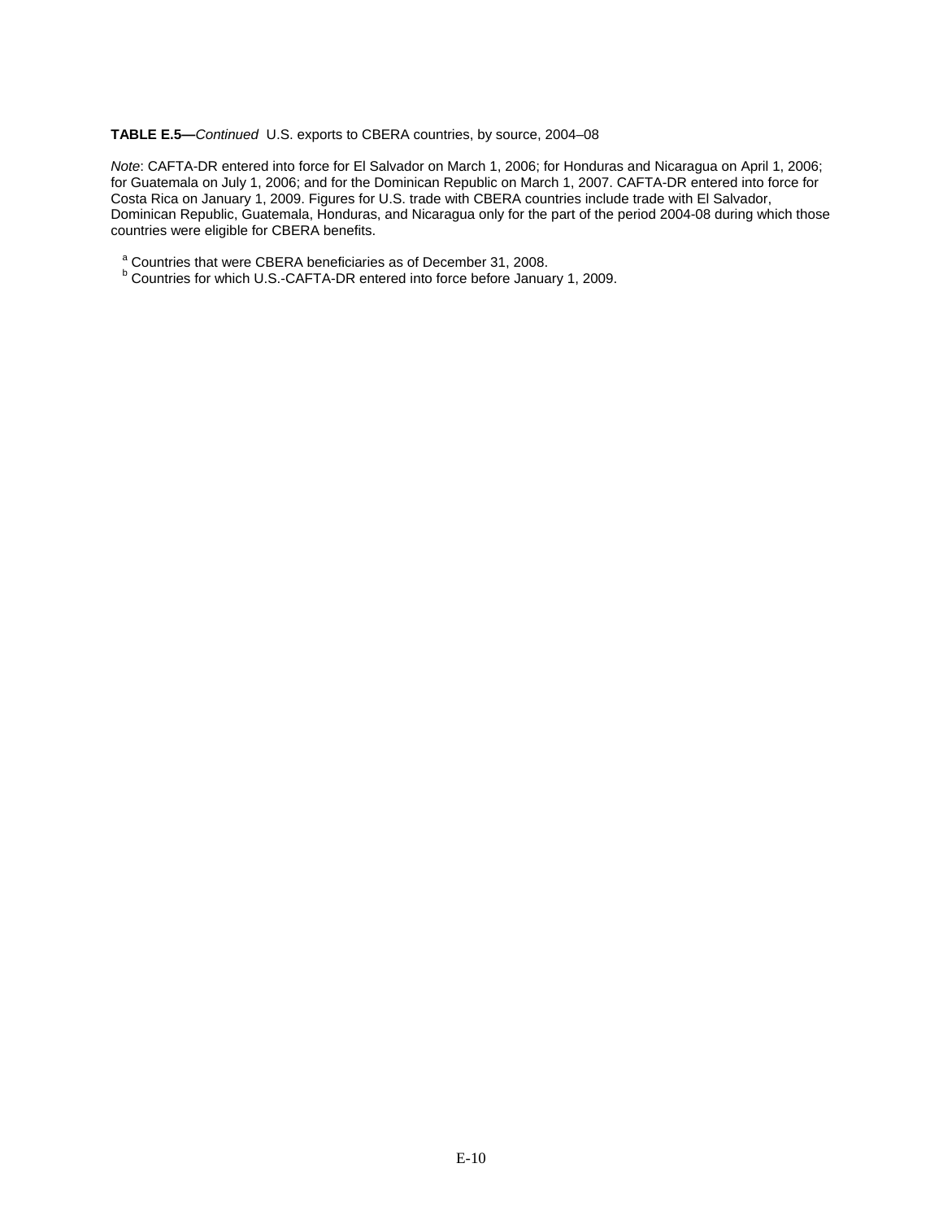**TABLE E.5—***Continued* U.S. exports to CBERA countries, by source, 2004–08

*Note*: CAFTA-DR entered into force for El Salvador on March 1, 2006; for Honduras and Nicaragua on April 1, 2006; for Guatemala on July 1, 2006; and for the Dominican Republic on March 1, 2007. CAFTA-DR entered into force for Costa Rica on January 1, 2009. Figures for U.S. trade with CBERA countries include trade with El Salvador, Dominican Republic, Guatemala, Honduras, and Nicaragua only for the part of the period 2004-08 during which those countries were eligible for CBERA benefits.

[a] Countries that were CBERA beneficiaries as of December 31, 2008.

[b] Countries for which U.S.-CAFTA-DR entered into force before January 1, 2009.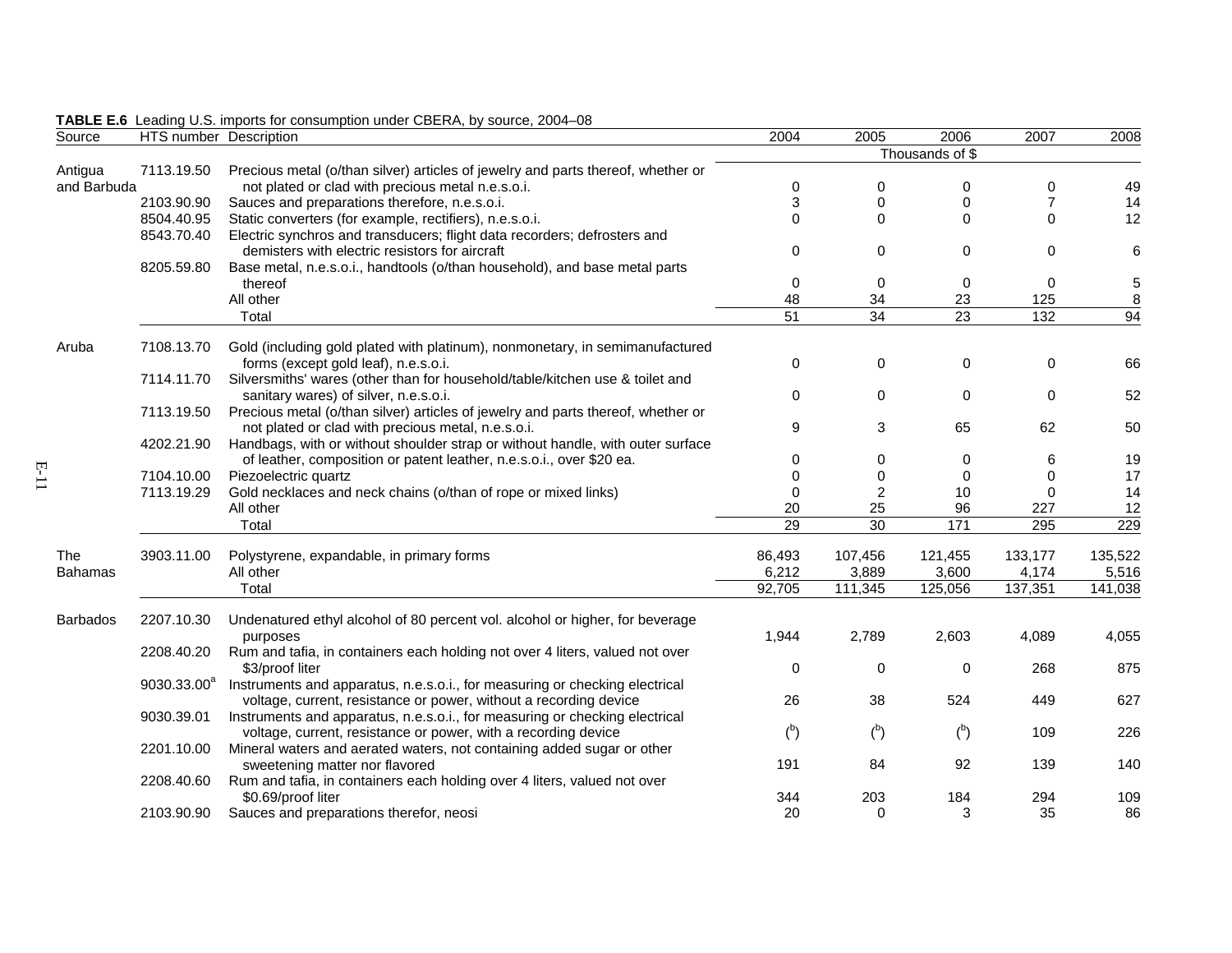**TABLE E.6** Leading U.S. imports for consumption under CBERA, by source, 2004–08

| Source | HTS number | Description | 2004 | 2005 | 2006 | 2007 | 2008 |
|---|---|---|---|---|---|---|---|
| | | | Thousands of $ | | | | |
| Antigua and Barbuda | 7113.19.50 | Precious metal (o/than silver) articles of jewelry and parts thereof, whether or not plated or clad with precious metal n.e.s.o.i. | 0 | 0 | 0 | 0 | 49 |
| | 2103.90.90 | Sauces and preparations therefore, n.e.s.o.i. | 3 | 0 | 0 | 7 | 14 |
| | 8504.40.95 | Static converters (for example, rectifiers), n.e.s.o.i. | 0 | 0 | 0 | 0 | 12 |
| | 8543.70.40 | Electric synchros and transducers; flight data recorders; defrosters and demisters with electric resistors for aircraft | 0 | 0 | 0 | 0 | 6 |
| | 8205.59.80 | Base metal, n.e.s.o.i., handtools (o/than household), and base metal parts thereof | 0 | 0 | 0 | 0 | 5 |
| | | All other | 48 | 34 | 23 | 125 | 8 |
| | | Total | 51 | 34 | 23 | 132 | 94 |
| Aruba | 7108.13.70 | Gold (including gold plated with platinum), nonmonetary, in semimanufactured forms (except gold leaf), n.e.s.o.i. | 0 | 0 | 0 | 0 | 66 |
| | 7114.11.70 | Silversmiths' wares (other than for household/table/kitchen use & toilet and sanitary wares) of silver, n.e.s.o.i. | 0 | 0 | 0 | 0 | 52 |
| | 7113.19.50 | Precious metal (o/than silver) articles of jewelry and parts thereof, whether or not plated or clad with precious metal, n.e.s.o.i. | 9 | 3 | 65 | 62 | 50 |
| | 4202.21.90 | Handbags, with or without shoulder strap or without handle, with outer surface of leather, composition or patent leather, n.e.s.o.i., over $20 ea. | 0 | 0 | 0 | 6 | 19 |
| | 7104.10.00 | Piezoelectric quartz | 0 | 0 | 0 | 0 | 17 |
| | 7113.19.29 | Gold necklaces and neck chains (o/than of rope or mixed links) | 0 | 2 | 10 | 0 | 14 |
| | | All other | 20 | 25 | 96 | 227 | 12 |
| | | Total | 29 | 30 | 171 | 295 | 229 |
| The Bahamas | 3903.11.00 | Polystyrene, expandable, in primary forms | 86,493 | 107,456 | 121,455 | 133,177 | 135,522 |
| | | All other | 6,212 | 3,889 | 3,600 | 4,174 | 5,516 |
| | | Total | 92,705 | 111,345 | 125,056 | 137,351 | 141,038 |
| Barbados | 2207.10.30 | Undenatured ethyl alcohol of 80 percent vol. alcohol or higher, for beverage purposes | 1,944 | 2,789 | 2,603 | 4,089 | 4,055 |
| | 2208.40.20 | Rum and tafia, in containers each holding not over 4 liters, valued not over $3/proof liter | 0 | 0 | 0 | 268 | 875 |
| | 9030.33.00[a] | Instruments and apparatus, n.e.s.o.i., for measuring or checking electrical voltage, current, resistance or power, without a recording device | 26 | 38 | 524 | 449 | 627 |
| | 9030.39.01 | Instruments and apparatus, n.e.s.o.i., for measuring or checking electrical voltage, current, resistance or power, with a recording device | ([b]) | ([b]) | ([b]) | 109 | 226 |
| | 2201.10.00 | Mineral waters and aerated waters, not containing added sugar or other sweetening matter nor flavored | 191 | 84 | 92 | 139 | 140 |
| | 2208.40.60 | Rum and tafia, in containers each holding over 4 liters, valued not over $0.69/proof liter | 344 | 203 | 184 | 294 | 109 |
| | 2103.90.90 | Sauces and preparations therefor, neosi | 20 | 0 | 3 | 35 | 86 |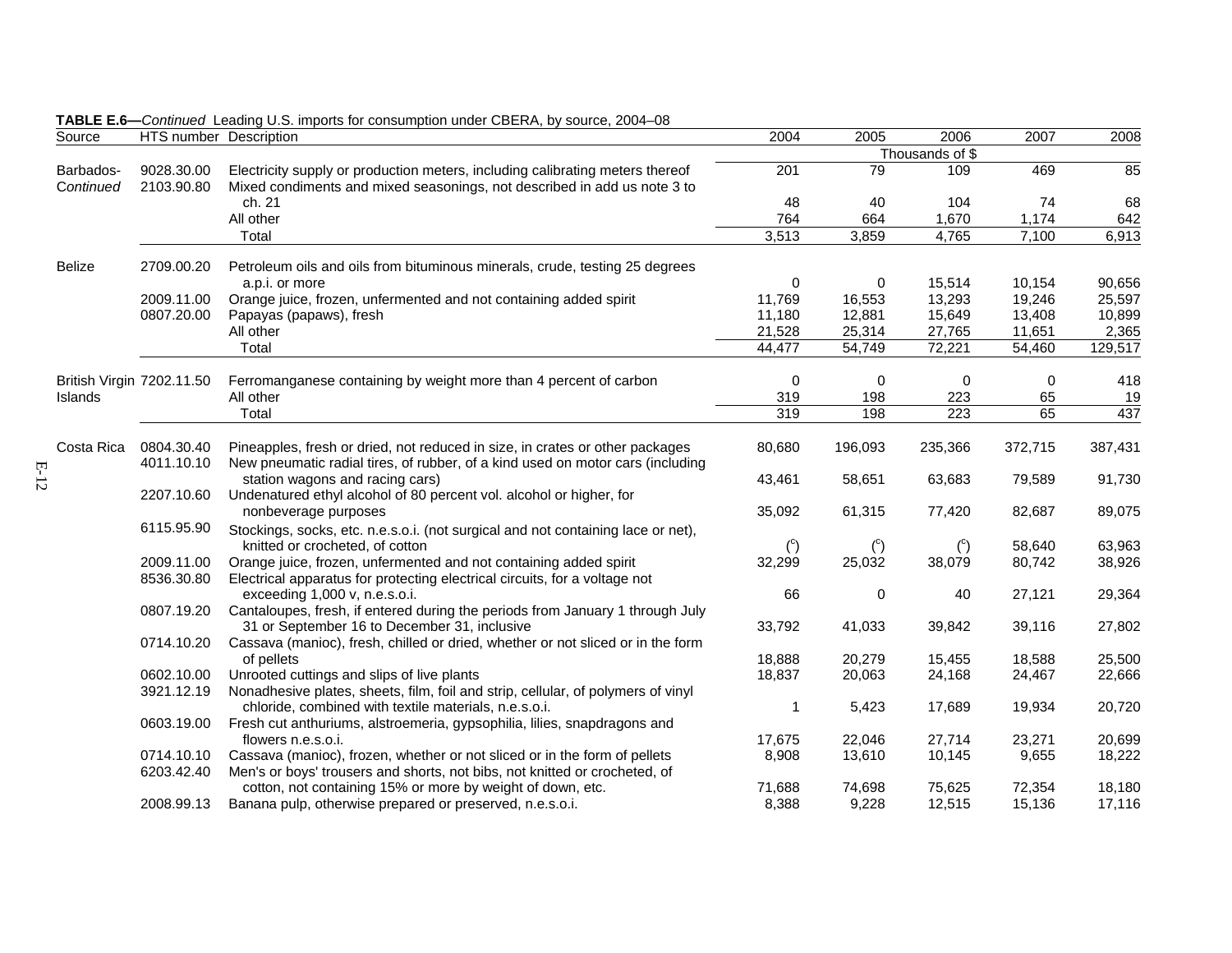**TABLE E.6—*Continued*** Leading U.S. imports for consumption under CBERA, by source, 2004–08

| Source | HTS number | Description | 2004 | 2005 | 2006 | 2007 | 2008 |
|---|---|---|---|---|---|---|---|
| | | | Thousands of $ | | | | |
| Barbados-*Continued* | 9028.30.00 | Electricity supply or production meters, including calibrating meters thereof | 201 | 79 | 109 | 469 | 85 |
| | 2103.90.80 | Mixed condiments and mixed seasonings, not described in add us note 3 to ch. 21 | 48 | 40 | 104 | 74 | 68 |
| | | All other | 764 | 664 | 1,670 | 1,174 | 642 |
| | | Total | 3,513 | 3,859 | 4,765 | 7,100 | 6,913 |
| Belize | 2709.00.20 | Petroleum oils and oils from bituminous minerals, crude, testing 25 degrees a.p.i. or more | 0 | 0 | 15,514 | 10,154 | 90,656 |
| | 2009.11.00 | Orange juice, frozen, unfermented and not containing added spirit | 11,769 | 16,553 | 13,293 | 19,246 | 25,597 |
| | 0807.20.00 | Papayas (papaws), fresh | 11,180 | 12,881 | 15,649 | 13,408 | 10,899 |
| | | All other | 21,528 | 25,314 | 27,765 | 11,651 | 2,365 |
| | | Total | 44,477 | 54,749 | 72,221 | 54,460 | 129,517 |
| British Virgin Islands | 7202.11.50 | Ferromanganese containing by weight more than 4 percent of carbon | 0 | 0 | 0 | 0 | 418 |
| | | All other | 319 | 198 | 223 | 65 | 19 |
| | | Total | 319 | 198 | 223 | 65 | 437 |
| Costa Rica | 0804.30.40 | Pineapples, fresh or dried, not reduced in size, in crates or other packages | 80,680 | 196,093 | 235,366 | 372,715 | 387,431 |
| | 4011.10.10 | New pneumatic radial tires, of rubber, of a kind used on motor cars (including station wagons and racing cars) | 43,461 | 58,651 | 63,683 | 79,589 | 91,730 |
| | 2207.10.60 | Undenatured ethyl alcohol of 80 percent vol. alcohol or higher, for nonbeverage purposes | 35,092 | 61,315 | 77,420 | 82,687 | 89,075 |
| | 6115.95.90 | Stockings, socks, etc. n.e.s.o.i. (not surgical and not containing lace or net), knitted or crocheted, of cotton | ([c]) | ([c]) | ([c]) | 58,640 | 63,963 |
| | 2009.11.00 | Orange juice, frozen, unfermented and not containing added spirit | 32,299 | 25,032 | 38,079 | 80,742 | 38,926 |
| | 8536.30.80 | Electrical apparatus for protecting electrical circuits, for a voltage not exceeding 1,000 v, n.e.s.o.i. | 66 | 0 | 40 | 27,121 | 29,364 |
| | 0807.19.20 | Cantaloupes, fresh, if entered during the periods from January 1 through July 31 or September 16 to December 31, inclusive | 33,792 | 41,033 | 39,842 | 39,116 | 27,802 |
| | 0714.10.20 | Cassava (manioc), fresh, chilled or dried, whether or not sliced or in the form of pellets | 18,888 | 20,279 | 15,455 | 18,588 | 25,500 |
| | 0602.10.00 | Unrooted cuttings and slips of live plants | 18,837 | 20,063 | 24,168 | 24,467 | 22,666 |
| | 3921.12.19 | Nonadhesive plates, sheets, film, foil and strip, cellular, of polymers of vinyl chloride, combined with textile materials, n.e.s.o.i. | 1 | 5,423 | 17,689 | 19,934 | 20,720 |
| | 0603.19.00 | Fresh cut anthuriums, alstroemeria, gypsophilia, lilies, snapdragons and flowers n.e.s.o.i. | 17,675 | 22,046 | 27,714 | 23,271 | 20,699 |
| | 0714.10.10 | Cassava (manioc), frozen, whether or not sliced or in the form of pellets | 8,908 | 13,610 | 10,145 | 9,655 | 18,222 |
| | 6203.42.40 | Men's or boys' trousers and shorts, not bibs, not knitted or crocheted, of cotton, not containing 15% or more by weight of down, etc. | 71,688 | 74,698 | 75,625 | 72,354 | 18,180 |
| | 2008.99.13 | Banana pulp, otherwise prepared or preserved, n.e.s.o.i. | 8,388 | 9,228 | 12,515 | 15,136 | 17,116 |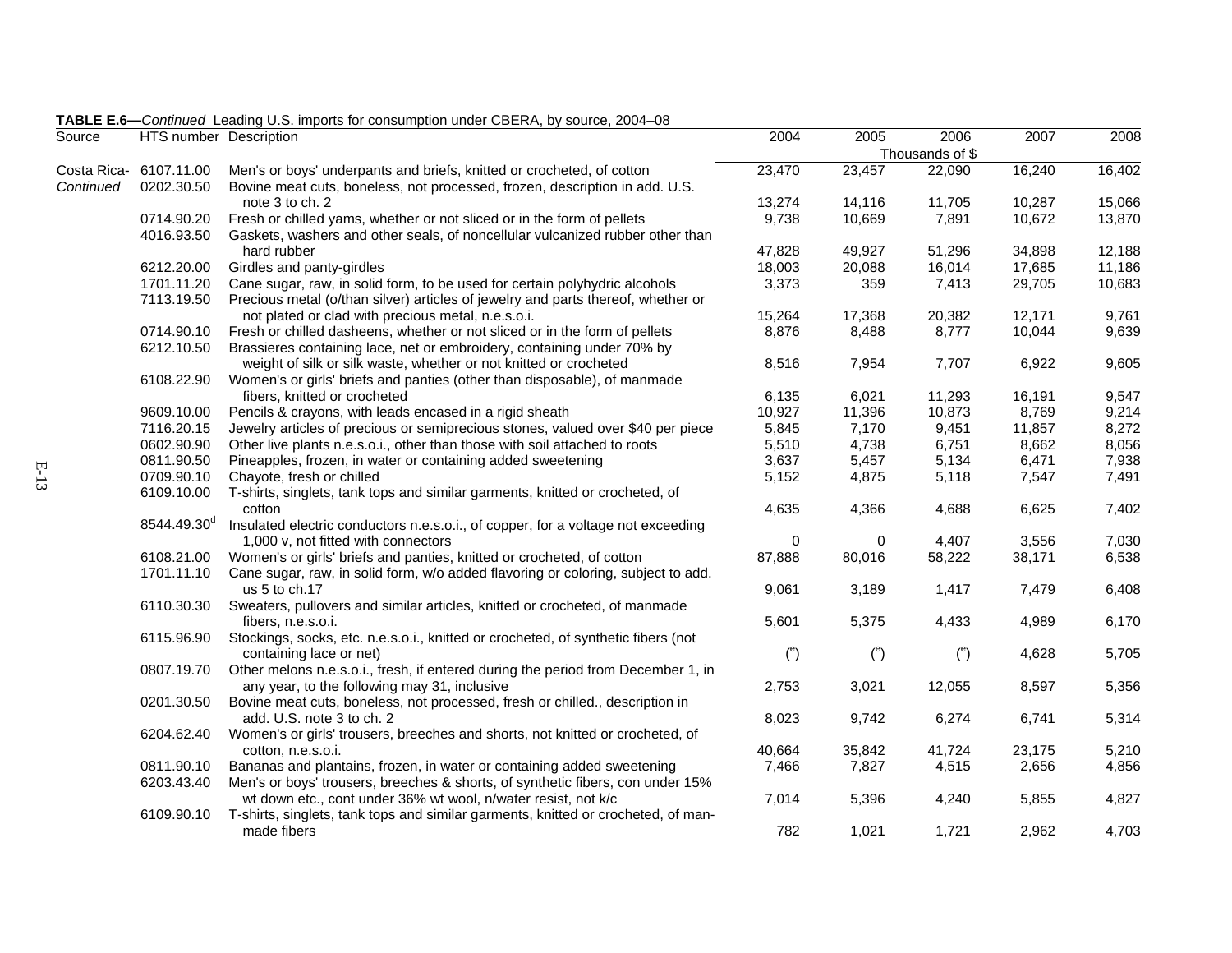**TABLE E.6—***Continued* Leading U.S. imports for consumption under CBERA, by source, 2004–08

| Source | HTS number | Description | 2004 | 2005 | 2006 | 2007 | 2008 |
|---|---|---|---|---|---|---|---|
| | | | Thousands of $ | | | | |
| Costa Rica-*Continued* | 6107.11.00 | Men's or boys' underpants and briefs, knitted or crocheted, of cotton | 23,470 | 23,457 | 22,090 | 16,240 | 16,402 |
| | 0202.30.50 | Bovine meat cuts, boneless, not processed, frozen, description in add. U.S. note 3 to ch. 2 | 13,274 | 14,116 | 11,705 | 10,287 | 15,066 |
| | 0714.90.20 | Fresh or chilled yams, whether or not sliced or in the form of pellets | 9,738 | 10,669 | 7,891 | 10,672 | 13,870 |
| | 4016.93.50 | Gaskets, washers and other seals, of noncellular vulcanized rubber other than hard rubber | 47,828 | 49,927 | 51,296 | 34,898 | 12,188 |
| | 6212.20.00 | Girdles and panty-girdles | 18,003 | 20,088 | 16,014 | 17,685 | 11,186 |
| | 1701.11.20 | Cane sugar, raw, in solid form, to be used for certain polyhydric alcohols | 3,373 | 359 | 7,413 | 29,705 | 10,683 |
| | 7113.19.50 | Precious metal (o/than silver) articles of jewelry and parts thereof, whether or not plated or clad with precious metal, n.e.s.o.i. | 15,264 | 17,368 | 20,382 | 12,171 | 9,761 |
| | 0714.90.10 | Fresh or chilled dasheens, whether or not sliced or in the form of pellets | 8,876 | 8,488 | 8,777 | 10,044 | 9,639 |
| | 6212.10.50 | Brassieres containing lace, net or embroidery, containing under 70% by weight of silk or silk waste, whether or not knitted or crocheted | 8,516 | 7,954 | 7,707 | 6,922 | 9,605 |
| | 6108.22.90 | Women's or girls' briefs and panties (other than disposable), of manmade fibers, knitted or crocheted | 6,135 | 6,021 | 11,293 | 16,191 | 9,547 |
| | 9609.10.00 | Pencils & crayons, with leads encased in a rigid sheath | 10,927 | 11,396 | 10,873 | 8,769 | 9,214 |
| | 7116.20.15 | Jewelry articles of precious or semiprecious stones, valued over $40 per piece | 5,845 | 7,170 | 9,451 | 11,857 | 8,272 |
| | 0602.90.90 | Other live plants n.e.s.o.i., other than those with soil attached to roots | 5,510 | 4,738 | 6,751 | 8,662 | 8,056 |
| | 0811.90.50 | Pineapples, frozen, in water or containing added sweetening | 3,637 | 5,457 | 5,134 | 6,471 | 7,938 |
| | 0709.90.10 | Chayote, fresh or chilled | 5,152 | 4,875 | 5,118 | 7,547 | 7,491 |
| | 6109.10.00 | T-shirts, singlets, tank tops and similar garments, knitted or crocheted, of cotton | 4,635 | 4,366 | 4,688 | 6,625 | 7,402 |
| | 8544.49.30[d] | Insulated electric conductors n.e.s.o.i., of copper, for a voltage not exceeding 1,000 v, not fitted with connectors | 0 | 0 | 4,407 | 3,556 | 7,030 |
| | 6108.21.00 | Women's or girls' briefs and panties, knitted or crocheted, of cotton | 87,888 | 80,016 | 58,222 | 38,171 | 6,538 |
| | 1701.11.10 | Cane sugar, raw, in solid form, w/o added flavoring or coloring, subject to add. us 5 to ch.17 | 9,061 | 3,189 | 1,417 | 7,479 | 6,408 |
| | 6110.30.30 | Sweaters, pullovers and similar articles, knitted or crocheted, of manmade fibers, n.e.s.o.i. | 5,601 | 5,375 | 4,433 | 4,989 | 6,170 |
| | 6115.96.90 | Stockings, socks, etc. n.e.s.o.i., knitted or crocheted, of synthetic fibers (not containing lace or net) | ([e]) | ([e]) | ([e]) | 4,628 | 5,705 |
| | 0807.19.70 | Other melons n.e.s.o.i., fresh, if entered during the period from December 1, in any year, to the following may 31, inclusive | 2,753 | 3,021 | 12,055 | 8,597 | 5,356 |
| | 0201.30.50 | Bovine meat cuts, boneless, not processed, fresh or chilled., description in add. U.S. note 3 to ch. 2 | 8,023 | 9,742 | 6,274 | 6,741 | 5,314 |
| | 6204.62.40 | Women's or girls' trousers, breeches and shorts, not knitted or crocheted, of cotton, n.e.s.o.i. | 40,664 | 35,842 | 41,724 | 23,175 | 5,210 |
| | 0811.90.10 | Bananas and plantains, frozen, in water or containing added sweetening | 7,466 | 7,827 | 4,515 | 2,656 | 4,856 |
| | 6203.43.40 | Men's or boys' trousers, breeches & shorts, of synthetic fibers, con under 15% wt down etc., cont under 36% wt wool, n/water resist, not k/c | 7,014 | 5,396 | 4,240 | 5,855 | 4,827 |
| | 6109.90.10 | T-shirts, singlets, tank tops and similar garments, knitted or crocheted, of man-made fibers | 782 | 1,021 | 1,721 | 2,962 | 4,703 |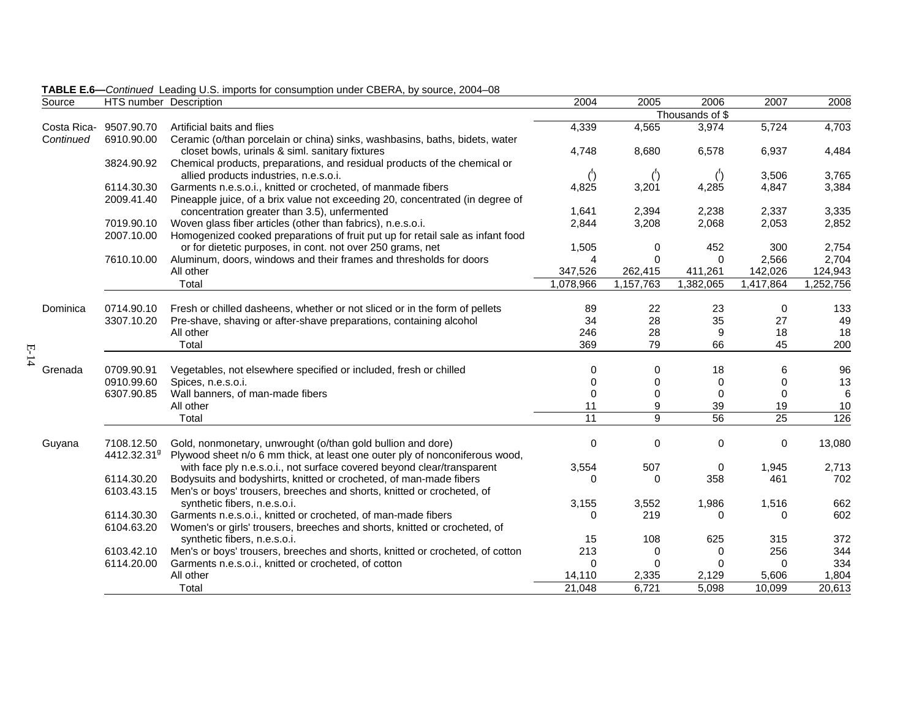**TABLE E.6—***Continued* Leading U.S. imports for consumption under CBERA, by source, 2004–08

| Source | HTS number | Description | 2004 | 2005 | 2006 | 2007 | 2008 |
|---|---|---|---|---|---|---|---|
| | | | Thousands of $ | | | | |
| Costa Rica-*Continued* | 9507.90.70 | Artificial baits and flies | 4,339 | 4,565 | 3,974 | 5,724 | 4,703 |
| | 6910.90.00 | Ceramic (o/than porcelain or china) sinks, washbasins, baths, bidets, water closet bowls, urinals & siml. sanitary fixtures | 4,748 | 8,680 | 6,578 | 6,937 | 4,484 |
| | 3824.90.92 | Chemical products, preparations, and residual products of the chemical or allied products industries, n.e.s.o.i. | ([f]) | ([f]) | ([f]) | 3,506 | 3,765 |
| | 6114.30.30 | Garments n.e.s.o.i., knitted or crocheted, of manmade fibers | 4,825 | 3,201 | 4,285 | 4,847 | 3,384 |
| | 2009.41.40 | Pineapple juice, of a brix value not exceeding 20, concentrated (in degree of concentration greater than 3.5), unfermented | 1,641 | 2,394 | 2,238 | 2,337 | 3,335 |
| | 7019.90.10 | Woven glass fiber articles (other than fabrics), n.e.s.o.i. | 2,844 | 3,208 | 2,068 | 2,053 | 2,852 |
| | 2007.10.00 | Homogenized cooked preparations of fruit put up for retail sale as infant food or for dietetic purposes, in cont. not over 250 grams, net | 1,505 | 0 | 452 | 300 | 2,754 |
| | 7610.10.00 | Aluminum, doors, windows and their frames and thresholds for doors | 4 | 0 | 0 | 2,566 | 2,704 |
| | | All other | 347,526 | 262,415 | 411,261 | 142,026 | 124,943 |
| | | Total | 1,078,966 | 1,157,763 | 1,382,065 | 1,417,864 | 1,252,756 |
| Dominica | 0714.90.10 | Fresh or chilled dasheens, whether or not sliced or in the form of pellets | 89 | 22 | 23 | 0 | 133 |
| | 3307.10.20 | Pre-shave, shaving or after-shave preparations, containing alcohol | 34 | 28 | 35 | 27 | 49 |
| | | All other | 246 | 28 | 9 | 18 | 18 |
| | | Total | 369 | 79 | 66 | 45 | 200 |
| Grenada | 0709.90.91 | Vegetables, not elsewhere specified or included, fresh or chilled | 0 | 0 | 18 | 6 | 96 |
| | 0910.99.60 | Spices, n.e.s.o.i. | 0 | 0 | 0 | 0 | 13 |
| | 6307.90.85 | Wall banners, of man-made fibers | 0 | 0 | 0 | 0 | 6 |
| | | All other | 11 | 9 | 39 | 19 | 10 |
| | | Total | 11 | 9 | 56 | 25 | 126 |
| Guyana | 7108.12.50 | Gold, nonmonetary, unwrought (o/than gold bullion and dore) | 0 | 0 | 0 | 0 | 13,080 |
| | 4412.32.31[g] | Plywood sheet n/o 6 mm thick, at least one outer ply of nonconiferous wood, with face ply n.e.s.o.i., not surface covered beyond clear/transparent | 3,554 | 507 | 0 | 1,945 | 2,713 |
| | 6114.30.20 | Bodysuits and bodyshirts, knitted or crocheted, of man-made fibers | 0 | 0 | 358 | 461 | 702 |
| | 6103.43.15 | Men's or boys' trousers, breeches and shorts, knitted or crocheted, of synthetic fibers, n.e.s.o.i. | 3,155 | 3,552 | 1,986 | 1,516 | 662 |
| | 6114.30.30 | Garments n.e.s.o.i., knitted or crocheted, of man-made fibers | 0 | 219 | 0 | 0 | 602 |
| | 6104.63.20 | Women's or girls' trousers, breeches and shorts, knitted or crocheted, of synthetic fibers, n.e.s.o.i. | 15 | 108 | 625 | 315 | 372 |
| | 6103.42.10 | Men's or boys' trousers, breeches and shorts, knitted or crocheted, of cotton | 213 | 0 | 0 | 256 | 344 |
| | 6114.20.00 | Garments n.e.s.o.i., knitted or crocheted, of cotton | 0 | 0 | 0 | 0 | 334 |
| | | All other | 14,110 | 2,335 | 2,129 | 5,606 | 1,804 |
| | | Total | 21,048 | 6,721 | 5,098 | 10,099 | 20,613 |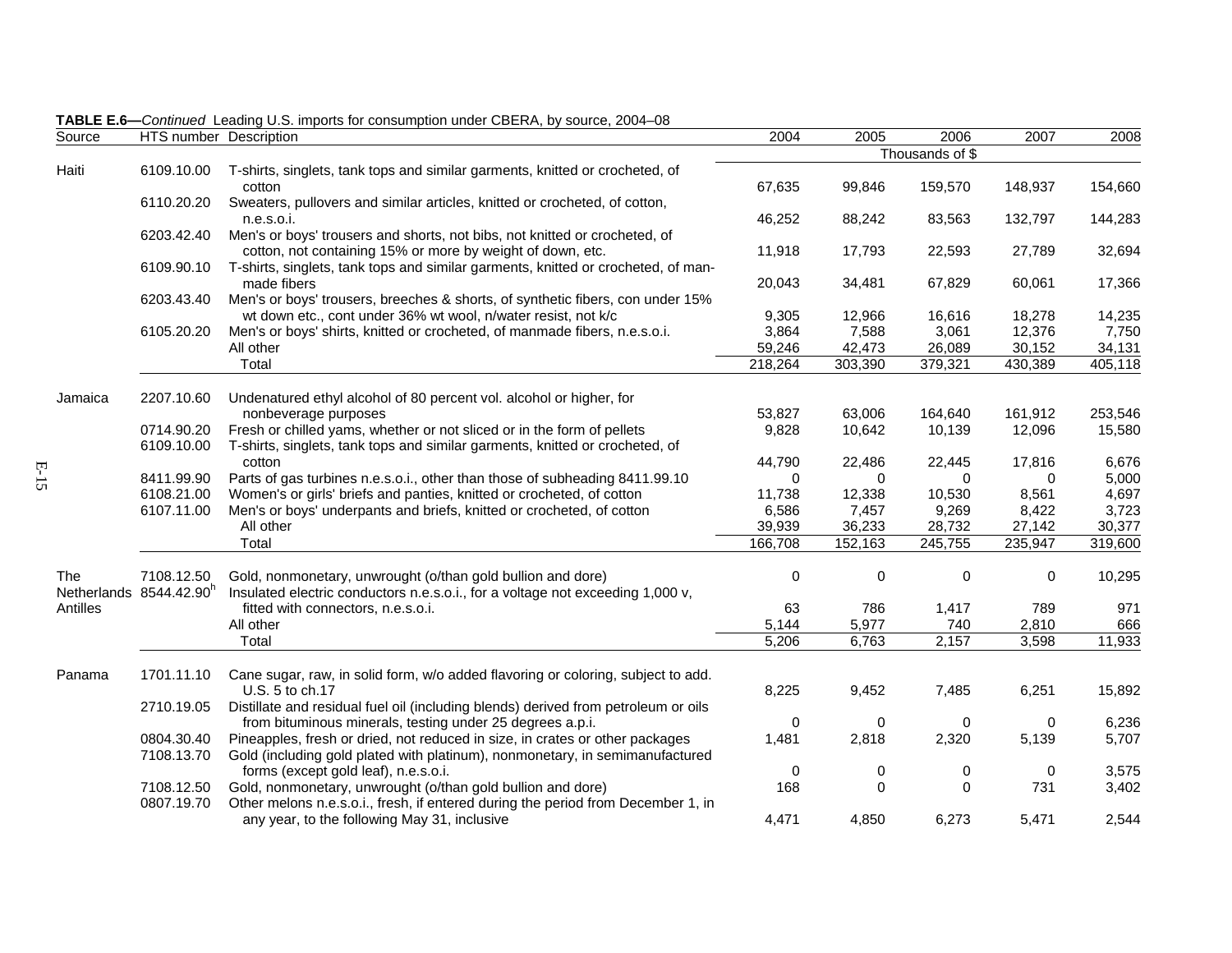**TABLE E.6—*Continued*** Leading U.S. imports for consumption under CBERA, by source, 2004–08

| Source | HTS number | Description | 2004 | 2005 | 2006 | 2007 | 2008 |
|---|---|---|---|---|---|---|---|
| | | | Thousands of $ | | | | |
| Haiti | 6109.10.00 | T-shirts, singlets, tank tops and similar garments, knitted or crocheted, of cotton | 67,635 | 99,846 | 159,570 | 148,937 | 154,660 |
| | 6110.20.20 | Sweaters, pullovers and similar articles, knitted or crocheted, of cotton, n.e.s.o.i. | 46,252 | 88,242 | 83,563 | 132,797 | 144,283 |
| | 6203.42.40 | Men's or boys' trousers and shorts, not bibs, not knitted or crocheted, of cotton, not containing 15% or more by weight of down, etc. | 11,918 | 17,793 | 22,593 | 27,789 | 32,694 |
| | 6109.90.10 | T-shirts, singlets, tank tops and similar garments, knitted or crocheted, of man-made fibers | 20,043 | 34,481 | 67,829 | 60,061 | 17,366 |
| | 6203.43.40 | Men's or boys' trousers, breeches & shorts, of synthetic fibers, con under 15% wt down etc., cont under 36% wt wool, n/water resist, not k/c | 9,305 | 12,966 | 16,616 | 18,278 | 14,235 |
| | 6105.20.20 | Men's or boys' shirts, knitted or crocheted, of manmade fibers, n.e.s.o.i. | 3,864 | 7,588 | 3,061 | 12,376 | 7,750 |
| | | All other | 59,246 | 42,473 | 26,089 | 30,152 | 34,131 |
| | | Total | 218,264 | 303,390 | 379,321 | 430,389 | 405,118 |
| Jamaica | 2207.10.60 | Undenatured ethyl alcohol of 80 percent vol. alcohol or higher, for nonbeverage purposes | 53,827 | 63,006 | 164,640 | 161,912 | 253,546 |
| | 0714.90.20 | Fresh or chilled yams, whether or not sliced or in the form of pellets | 9,828 | 10,642 | 10,139 | 12,096 | 15,580 |
| | 6109.10.00 | T-shirts, singlets, tank tops and similar garments, knitted or crocheted, of cotton | 44,790 | 22,486 | 22,445 | 17,816 | 6,676 |
| | 8411.99.90 | Parts of gas turbines n.e.s.o.i., other than those of subheading 8411.99.10 | 0 | 0 | 0 | 0 | 5,000 |
| | 6108.21.00 | Women's or girls' briefs and panties, knitted or crocheted, of cotton | 11,738 | 12,338 | 10,530 | 8,561 | 4,697 |
| | 6107.11.00 | Men's or boys' underpants and briefs, knitted or crocheted, of cotton | 6,586 | 7,457 | 9,269 | 8,422 | 3,723 |
| | | All other | 39,939 | 36,233 | 28,732 | 27,142 | 30,377 |
| | | Total | 166,708 | 152,163 | 245,755 | 235,947 | 319,600 |
| The Netherlands Antilles | 7108.12.50 | Gold, nonmonetary, unwrought (o/than gold bullion and dore) | 0 | 0 | 0 | 0 | 10,295 |
| | 8544.42.90[h] | Insulated electric conductors n.e.s.o.i., for a voltage not exceeding 1,000 v, fitted with connectors, n.e.s.o.i. | 63 | 786 | 1,417 | 789 | 971 |
| | | All other | 5,144 | 5,977 | 740 | 2,810 | 666 |
| | | Total | 5,206 | 6,763 | 2,157 | 3,598 | 11,933 |
| Panama | 1701.11.10 | Cane sugar, raw, in solid form, w/o added flavoring or coloring, subject to add. U.S. 5 to ch.17 | 8,225 | 9,452 | 7,485 | 6,251 | 15,892 |
| | 2710.19.05 | Distillate and residual fuel oil (including blends) derived from petroleum or oils from bituminous minerals, testing under 25 degrees a.p.i. | 0 | 0 | 0 | 0 | 6,236 |
| | 0804.30.40 | Pineapples, fresh or dried, not reduced in size, in crates or other packages | 1,481 | 2,818 | 2,320 | 5,139 | 5,707 |
| | 7108.13.70 | Gold (including gold plated with platinum), nonmonetary, in semimanufactured forms (except gold leaf), n.e.s.o.i. | 0 | 0 | 0 | 0 | 3,575 |
| | 7108.12.50 | Gold, nonmonetary, unwrought (o/than gold bullion and dore) | 168 | 0 | 0 | 731 | 3,402 |
| | 0807.19.70 | Other melons n.e.s.o.i., fresh, if entered during the period from December 1, in any year, to the following May 31, inclusive | 4,471 | 4,850 | 6,273 | 5,471 | 2,544 |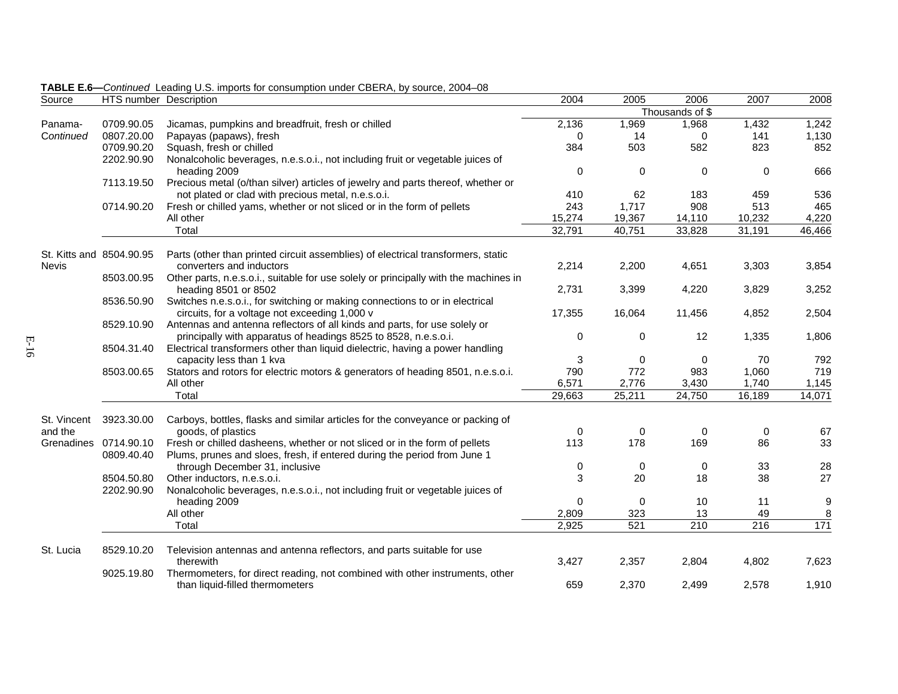**TABLE E.6—***Continued* Leading U.S. imports for consumption under CBERA, by source, 2004–08

| Source | HTS number | Description | 2004 | 2005 | 2006 | 2007 | 2008 |
|---|---|---|---|---|---|---|---|
| | | | Thousands of $ | | | | |
| Panama-*Continued* | 0709.90.05 | Jicamas, pumpkins and breadfruit, fresh or chilled | 2,136 | 1,969 | 1,968 | 1,432 | 1,242 |
| | 0807.20.00 | Papayas (papaws), fresh | 0 | 14 | 0 | 141 | 1,130 |
| | 0709.90.20 | Squash, fresh or chilled | 384 | 503 | 582 | 823 | 852 |
| | 2202.90.90 | Nonalcoholic beverages, n.e.s.o.i., not including fruit or vegetable juices of heading 2009 | 0 | 0 | 0 | 0 | 666 |
| | 7113.19.50 | Precious metal (o/than silver) articles of jewelry and parts thereof, whether or not plated or clad with precious metal, n.e.s.o.i. | 410 | 62 | 183 | 459 | 536 |
| | 0714.90.20 | Fresh or chilled yams, whether or not sliced or in the form of pellets | 243 | 1,717 | 908 | 513 | 465 |
| | | All other | 15,274 | 19,367 | 14,110 | 10,232 | 4,220 |
| | | Total | 32,791 | 40,751 | 33,828 | 31,191 | 46,466 |
| St. Kitts and Nevis | 8504.90.95 | Parts (other than printed circuit assemblies) of electrical transformers, static converters and inductors | 2,214 | 2,200 | 4,651 | 3,303 | 3,854 |
| | 8503.00.95 | Other parts, n.e.s.o.i., suitable for use solely or principally with the machines in heading 8501 or 8502 | 2,731 | 3,399 | 4,220 | 3,829 | 3,252 |
| | 8536.50.90 | Switches n.e.s.o.i., for switching or making connections to or in electrical circuits, for a voltage not exceeding 1,000 v | 17,355 | 16,064 | 11,456 | 4,852 | 2,504 |
| | 8529.10.90 | Antennas and antenna reflectors of all kinds and parts, for use solely or principally with apparatus of headings 8525 to 8528, n.e.s.o.i. | 0 | 0 | 12 | 1,335 | 1,806 |
| | 8504.31.40 | Electrical transformers other than liquid dielectric, having a power handling capacity less than 1 kva | 3 | 0 | 0 | 70 | 792 |
| | 8503.00.65 | Stators and rotors for electric motors & generators of heading 8501, n.e.s.o.i. | 790 | 772 | 983 | 1,060 | 719 |
| | | All other | 6,571 | 2,776 | 3,430 | 1,740 | 1,145 |
| | | Total | 29,663 | 25,211 | 24,750 | 16,189 | 14,071 |
| St. Vincent and the Grenadines | 3923.30.00 | Carboys, bottles, flasks and similar articles for the conveyance or packing of goods, of plastics | 0 | 0 | 0 | 0 | 67 |
| | 0714.90.10 | Fresh or chilled dasheens, whether or not sliced or in the form of pellets | 113 | 178 | 169 | 86 | 33 |
| | 0809.40.40 | Plums, prunes and sloes, fresh, if entered during the period from June 1 through December 31, inclusive | 0 | 0 | 0 | 33 | 28 |
| | 8504.50.80 | Other inductors, n.e.s.o.i. | 3 | 20 | 18 | 38 | 27 |
| | 2202.90.90 | Nonalcoholic beverages, n.e.s.o.i., not including fruit or vegetable juices of heading 2009 | 0 | 0 | 10 | 11 | 9 |
| | | All other | 2,809 | 323 | 13 | 49 | 8 |
| | | Total | 2,925 | 521 | 210 | 216 | 171 |
| St. Lucia | 8529.10.20 | Television antennas and antenna reflectors, and parts suitable for use therewith | 3,427 | 2,357 | 2,804 | 4,802 | 7,623 |
| | 9025.19.80 | Thermometers, for direct reading, not combined with other instruments, other than liquid-filled thermometers | 659 | 2,370 | 2,499 | 2,578 | 1,910 |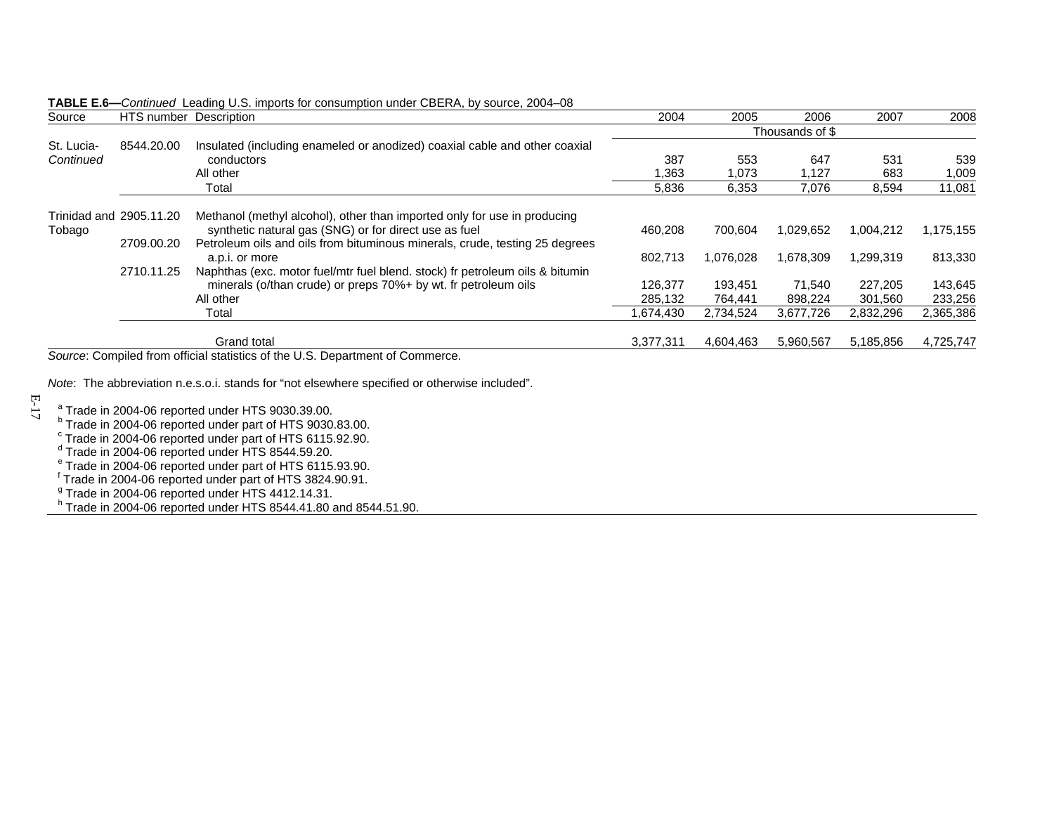**TABLE E.6—*Continued*** Leading U.S. imports for consumption under CBERA, by source, 2004–08

| Source | HTS number | Description | 2004 | 2005 | 2006 | 2007 | 2008 |
|---|---|---|---|---|---|---|---|
| | | | Thousands of $ | | | | |
| St. Lucia-*Continued* | 8544.20.00 | Insulated (including enameled or anodized) coaxial cable and other coaxial conductors | 387 | 553 | 647 | 531 | 539 |
| | | All other | 1,363 | 1,073 | 1,127 | 683 | 1,009 |
| | | Total | 5,836 | 6,353 | 7,076 | 8,594 | 11,081 |
| Trinidad and Tobago | 2905.11.20 | Methanol (methyl alcohol), other than imported only for use in producing synthetic natural gas (SNG) or for direct use as fuel | 460,208 | 700,604 | 1,029,652 | 1,004,212 | 1,175,155 |
| | 2709.00.20 | Petroleum oils and oils from bituminous minerals, crude, testing 25 degrees a.p.i. or more | 802,713 | 1,076,028 | 1,678,309 | 1,299,319 | 813,330 |
| | 2710.11.25 | Naphthas (exc. motor fuel/mtr fuel blend. stock) fr petroleum oils & bitumin minerals (o/than crude) or preps 70%+ by wt. fr petroleum oils | 126,377 | 193,451 | 71,540 | 227,205 | 143,645 |
| | | All other | 285,132 | 764,441 | 898,224 | 301,560 | 233,256 |
| | | Total | 1,674,430 | 2,734,524 | 3,677,726 | 2,832,296 | 2,365,386 |
| | | Grand total | 3,377,311 | 4,604,463 | 5,960,567 | 5,185,856 | 4,725,747 |

*Source*: Compiled from official statistics of the U.S. Department of Commerce.

*Note*: The abbreviation n.e.s.o.i. stands for "not elsewhere specified or otherwise included".

[a] Trade in 2004-06 reported under HTS 9030.39.00.
[b] Trade in 2004-06 reported under part of HTS 9030.83.00.
[c] Trade in 2004-06 reported under part of HTS 6115.92.90.
[d] Trade in 2004-06 reported under HTS 8544.59.20.
[e] Trade in 2004-06 reported under part of HTS 6115.93.90.
[f] Trade in 2004-06 reported under part of HTS 3824.90.91.
[g] Trade in 2004-06 reported under HTS 4412.14.31.
[h] Trade in 2004-06 reported under HTS 8544.41.80 and 8544.51.90.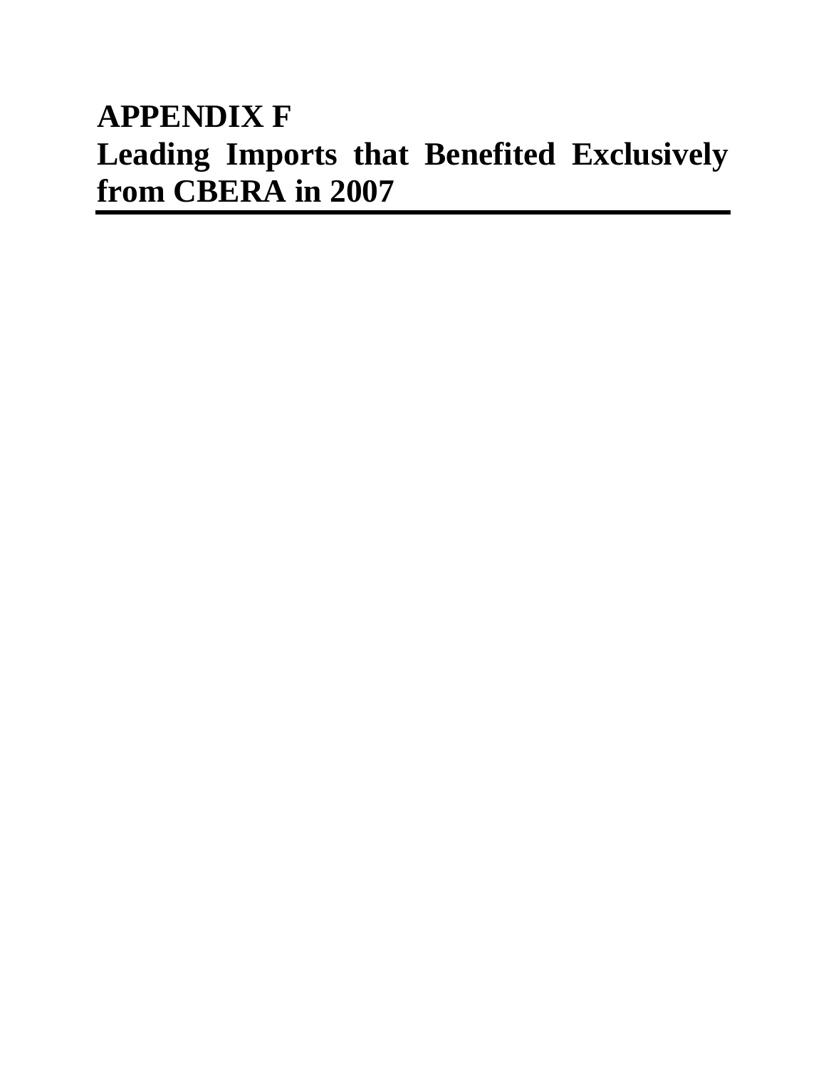# APPENDIX F
# Leading Imports that Benefited Exclusively from CBERA in 2007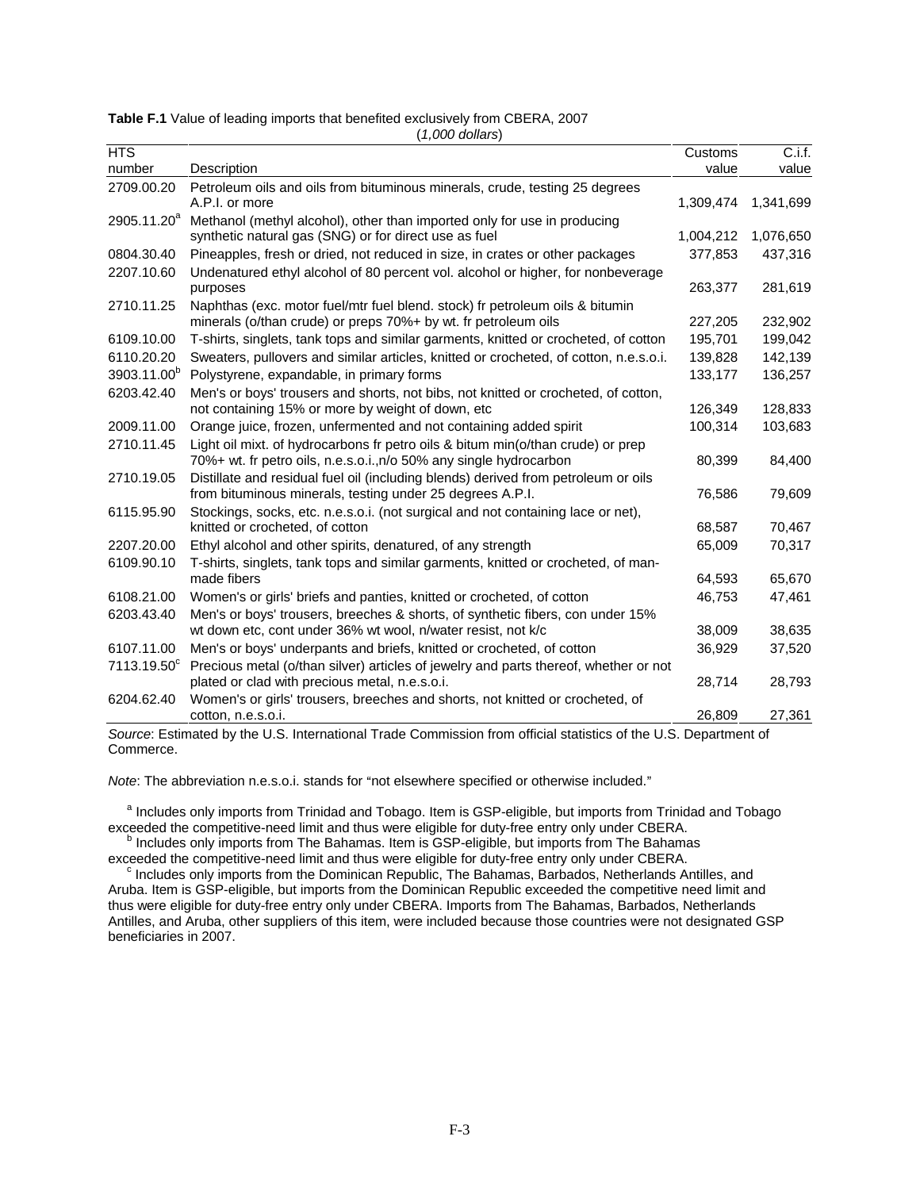**Table F.1** Value of leading imports that benefited exclusively from CBERA, 2007
(*1,000 dollars*)

| HTS number | Description | Customs value | C.i.f. value |
|---|---|---|---|
| 2709.00.20 | Petroleum oils and oils from bituminous minerals, crude, testing 25 degrees A.P.I. or more | 1,309,474 | 1,341,699 |
| 2905.11.20[a] | Methanol (methyl alcohol), other than imported only for use in producing synthetic natural gas (SNG) or for direct use as fuel | 1,004,212 | 1,076,650 |
| 0804.30.40 | Pineapples, fresh or dried, not reduced in size, in crates or other packages | 377,853 | 437,316 |
| 2207.10.60 | Undenatured ethyl alcohol of 80 percent vol. alcohol or higher, for nonbeverage purposes | 263,377 | 281,619 |
| 2710.11.25 | Naphthas (exc. motor fuel/mtr fuel blend. stock) fr petroleum oils & bitumin minerals (o/than crude) or preps 70%+ by wt. fr petroleum oils | 227,205 | 232,902 |
| 6109.10.00 | T-shirts, singlets, tank tops and similar garments, knitted or crocheted, of cotton | 195,701 | 199,042 |
| 6110.20.20 | Sweaters, pullovers and similar articles, knitted or crocheted, of cotton, n.e.s.o.i. | 139,828 | 142,139 |
| 3903.11.00[b] | Polystyrene, expandable, in primary forms | 133,177 | 136,257 |
| 6203.42.40 | Men's or boys' trousers and shorts, not bibs, not knitted or crocheted, of cotton, not containing 15% or more by weight of down, etc | 126,349 | 128,833 |
| 2009.11.00 | Orange juice, frozen, unfermented and not containing added spirit | 100,314 | 103,683 |
| 2710.11.45 | Light oil mixt. of hydrocarbons fr petro oils & bitum min(o/than crude) or prep 70%+ wt. fr petro oils, n.e.s.o.i.,n/o 50% any single hydrocarbon | 80,399 | 84,400 |
| 2710.19.05 | Distillate and residual fuel oil (including blends) derived from petroleum or oils from bituminous minerals, testing under 25 degrees A.P.I. | 76,586 | 79,609 |
| 6115.95.90 | Stockings, socks, etc. n.e.s.o.i. (not surgical and not containing lace or net), knitted or crocheted, of cotton | 68,587 | 70,467 |
| 2207.20.00 | Ethyl alcohol and other spirits, denatured, of any strength | 65,009 | 70,317 |
| 6109.90.10 | T-shirts, singlets, tank tops and similar garments, knitted or crocheted, of man-made fibers | 64,593 | 65,670 |
| 6108.21.00 | Women's or girls' briefs and panties, knitted or crocheted, of cotton | 46,753 | 47,461 |
| 6203.43.40 | Men's or boys' trousers, breeches & shorts, of synthetic fibers, con under 15% wt down etc, cont under 36% wt wool, n/water resist, not k/c | 38,009 | 38,635 |
| 6107.11.00 | Men's or boys' underpants and briefs, knitted or crocheted, of cotton | 36,929 | 37,520 |
| 7113.19.50[c] | Precious metal (o/than silver) articles of jewelry and parts thereof, whether or not plated or clad with precious metal, n.e.s.o.i. | 28,714 | 28,793 |
| 6204.62.40 | Women's or girls' trousers, breeches and shorts, not knitted or crocheted, of cotton, n.e.s.o.i. | 26,809 | 27,361 |

*Source*: Estimated by the U.S. International Trade Commission from official statistics of the U.S. Department of Commerce.

*Note*: The abbreviation n.e.s.o.i. stands for "not elsewhere specified or otherwise included."

[a] Includes only imports from Trinidad and Tobago. Item is GSP-eligible, but imports from Trinidad and Tobago exceeded the competitive-need limit and thus were eligible for duty-free entry only under CBERA.

[b] Includes only imports from The Bahamas. Item is GSP-eligible, but imports from The Bahamas exceeded the competitive-need limit and thus were eligible for duty-free entry only under CBERA.

[c] Includes only imports from the Dominican Republic, The Bahamas, Barbados, Netherlands Antilles, and Aruba. Item is GSP-eligible, but imports from the Dominican Republic exceeded the competitive need limit and thus were eligible for duty-free entry only under CBERA. Imports from The Bahamas, Barbados, Netherlands Antilles, and Aruba, other suppliers of this item, were included because those countries were not designated GSP beneficiaries in 2007.